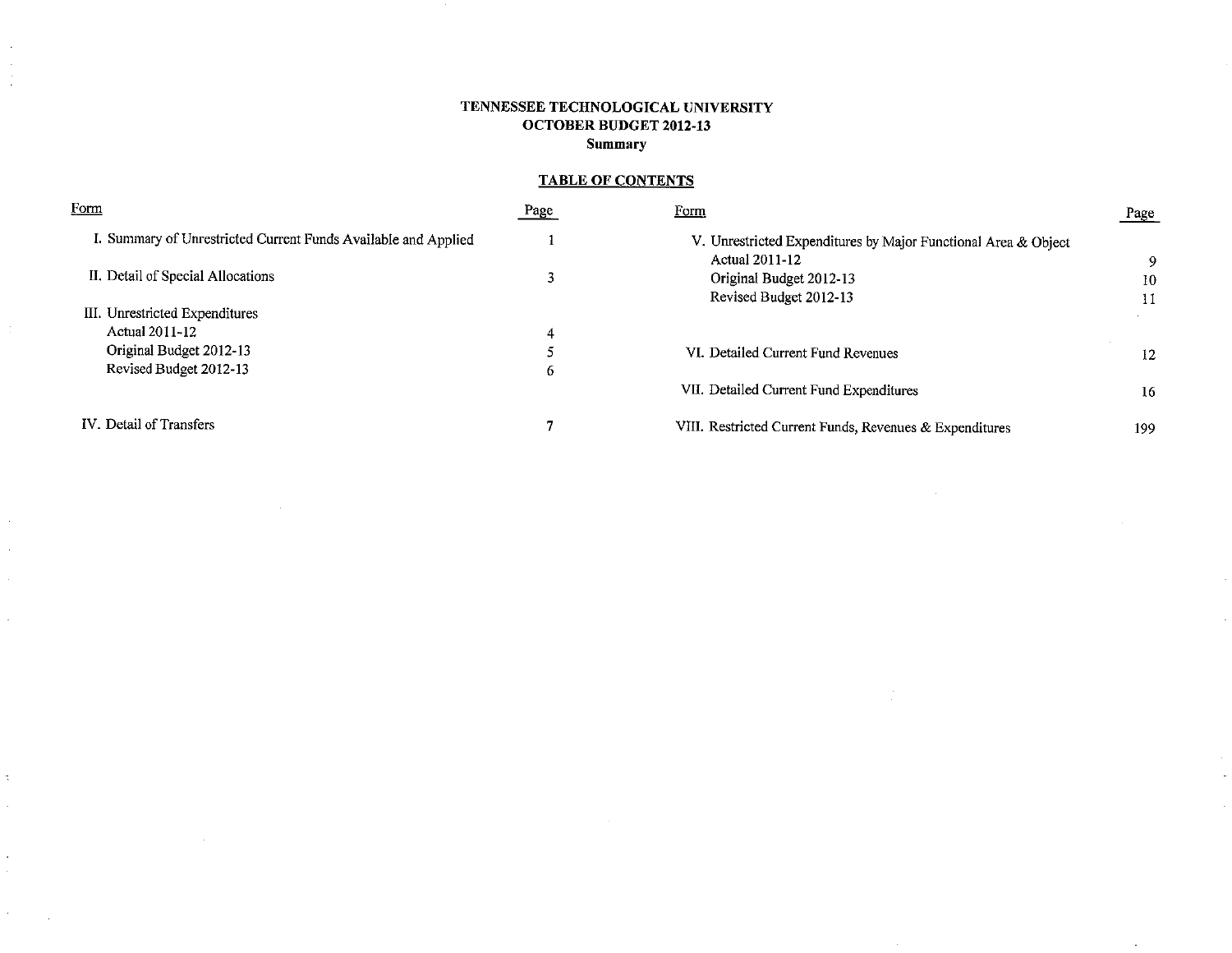**TENNESSEE TECHNOLOGICAL UNIVERSITY**
**OCTOBER BUDGET 2012-13**
**Summary**

## TABLE OF CONTENTS

| Form | Page | Form | Page |
|---|---|---|---|
| I. Summary of Unrestricted Current Funds Available and Applied | 1 | V. Unrestricted Expenditures by Major Functional Area & Object | |
| | | Actual 2011-12 | 9 |
| II. Detail of Special Allocations | 3 | Original Budget 2012-13 | 10 |
| | | Revised Budget 2012-13 | 11 |
| III. Unrestricted Expenditures | | | |
| Actual 2011-12 | 4 | | |
| Original Budget 2012-13 | 5 | VI. Detailed Current Fund Revenues | 12 |
| Revised Budget 2012-13 | 6 | | |
| | | VII. Detailed Current Fund Expenditures | 16 |
| IV. Detail of Transfers | 7 | VIII. Restricted Current Funds, Revenues & Expenditures | 199 |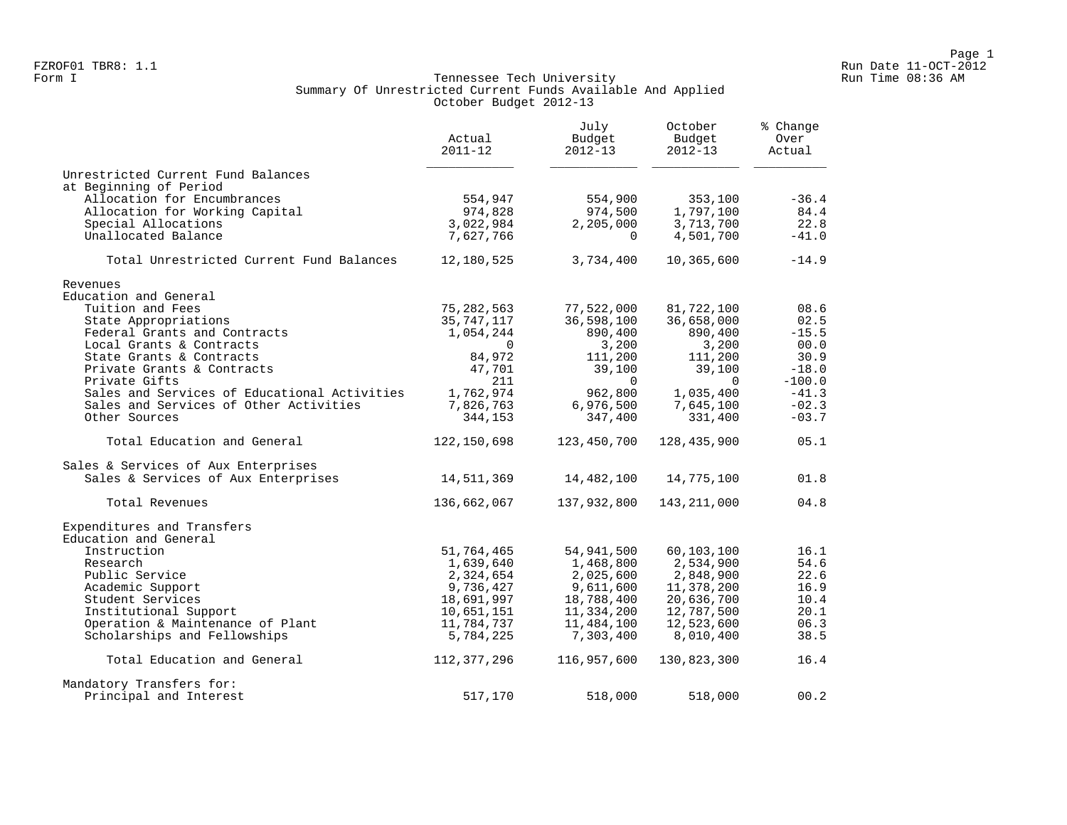FZROF01 TBR8: 1.1
Form I

Run Date 11-OCT-2012
Run Time 08:36 AM

# Tennessee Tech University
## Summary Of Unrestricted Current Funds Available And Applied
### October Budget 2012-13

| | Actual 2011-12 | July Budget 2012-13 | October Budget 2012-13 | % Change Over Actual |
|---|---|---|---|---|
| **Unrestricted Current Fund Balances at Beginning of Period** | | | | |
| Allocation for Encumbrances | 554,947 | 554,900 | 353,100 | -36.4 |
| Allocation for Working Capital | 974,828 | 974,500 | 1,797,100 | 84.4 |
| Special Allocations | 3,022,984 | 2,205,000 | 3,713,700 | 22.8 |
| Unallocated Balance | 7,627,766 | 0 | 4,501,700 | -41.0 |
| Total Unrestricted Current Fund Balances | 12,180,525 | 3,734,400 | 10,365,600 | -14.9 |
| **Revenues** | | | | |
| **Education and General** | | | | |
| Tuition and Fees | 75,282,563 | 77,522,000 | 81,722,100 | 08.6 |
| State Appropriations | 35,747,117 | 36,598,100 | 36,658,000 | 02.5 |
| Federal Grants and Contracts | 1,054,244 | 890,400 | 890,400 | -15.5 |
| Local Grants & Contracts | 0 | 3,200 | 3,200 | 00.0 |
| State Grants & Contracts | 84,972 | 111,200 | 111,200 | 30.9 |
| Private Grants & Contracts | 47,701 | 39,100 | 39,100 | -18.0 |
| Private Gifts | 211 | 0 | 0 | -100.0 |
| Sales and Services of Educational Activities | 1,762,974 | 962,800 | 1,035,400 | -41.3 |
| Sales and Services of Other Activities | 7,826,763 | 6,976,500 | 7,645,100 | -02.3 |
| Other Sources | 344,153 | 347,400 | 331,400 | -03.7 |
| Total Education and General | 122,150,698 | 123,450,700 | 128,435,900 | 05.1 |
| **Sales & Services of Aux Enterprises** | | | | |
| Sales & Services of Aux Enterprises | 14,511,369 | 14,482,100 | 14,775,100 | 01.8 |
| Total Revenues | 136,662,067 | 137,932,800 | 143,211,000 | 04.8 |
| **Expenditures and Transfers** | | | | |
| **Education and General** | | | | |
| Instruction | 51,764,465 | 54,941,500 | 60,103,100 | 16.1 |
| Research | 1,639,640 | 1,468,800 | 2,534,900 | 54.6 |
| Public Service | 2,324,654 | 2,025,600 | 2,848,900 | 22.6 |
| Academic Support | 9,736,427 | 9,611,600 | 11,378,200 | 16.9 |
| Student Services | 18,691,997 | 18,788,400 | 20,636,700 | 10.4 |
| Institutional Support | 10,651,151 | 11,334,200 | 12,787,500 | 20.1 |
| Operation & Maintenance of Plant | 11,784,737 | 11,484,100 | 12,523,600 | 06.3 |
| Scholarships and Fellowships | 5,784,225 | 7,303,400 | 8,010,400 | 38.5 |
| Total Education and General | 112,377,296 | 116,957,600 | 130,823,300 | 16.4 |
| **Mandatory Transfers for:** | | | | |
| Principal and Interest | 517,170 | 518,000 | 518,000 | 00.2 |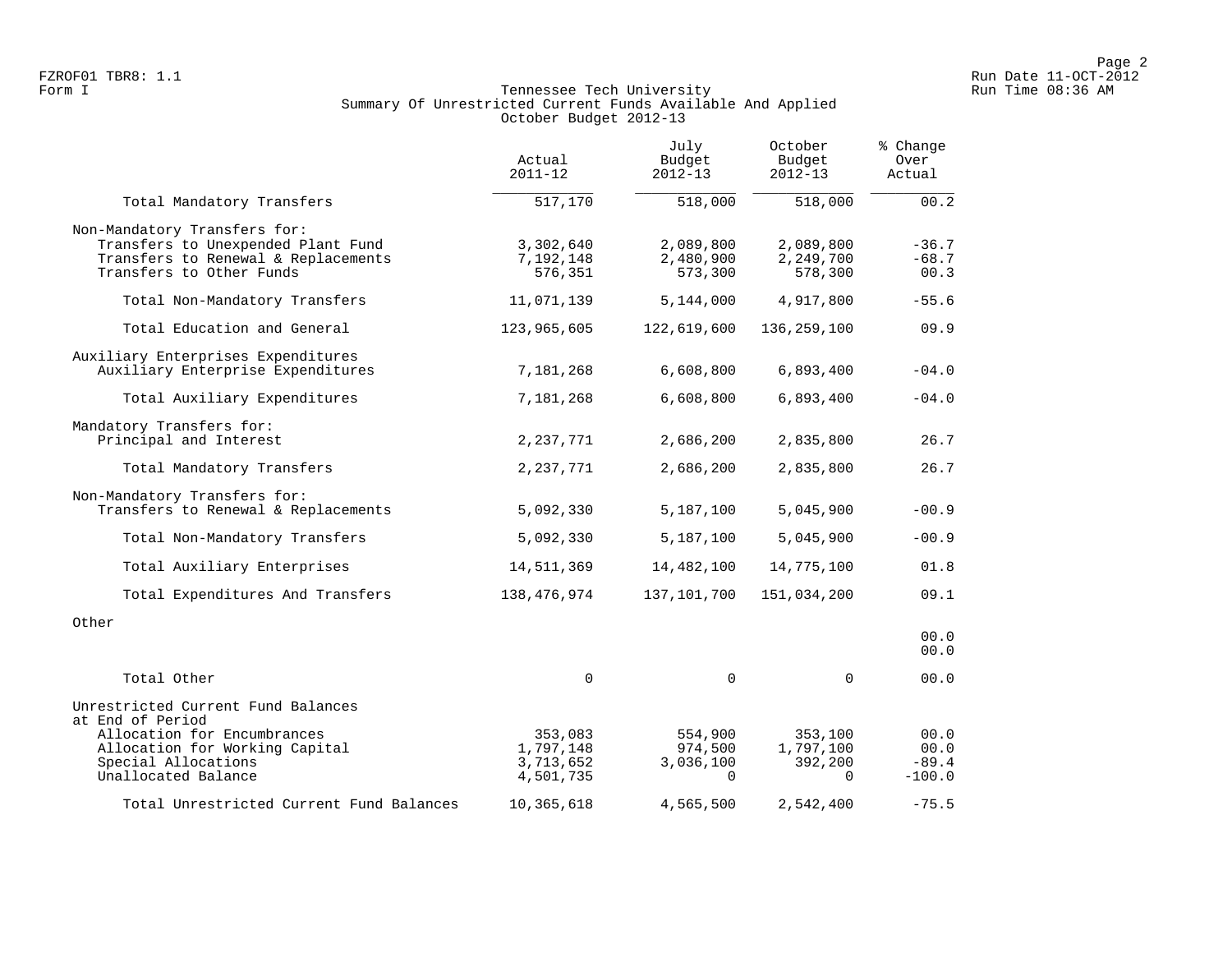FZROF01 TBR8: 1.1
Form I

Tennessee Tech University
Summary Of Unrestricted Current Funds Available And Applied
October Budget 2012-13

Run Date 11-OCT-2012
Run Time 08:36 AM

| | Actual 2011-12 | July Budget 2012-13 | October Budget 2012-13 | % Change Over Actual |
|---|---|---|---|---|
| Total Mandatory Transfers | 517,170 | 518,000 | 518,000 | 00.2 |
| Non-Mandatory Transfers for: | | | | |
| Transfers to Unexpended Plant Fund | 3,302,640 | 2,089,800 | 2,089,800 | -36.7 |
| Transfers to Renewal & Replacements | 7,192,148 | 2,480,900 | 2,249,700 | -68.7 |
| Transfers to Other Funds | 576,351 | 573,300 | 578,300 | 00.3 |
| Total Non-Mandatory Transfers | 11,071,139 | 5,144,000 | 4,917,800 | -55.6 |
| Total Education and General | 123,965,605 | 122,619,600 | 136,259,100 | 09.9 |
| Auxiliary Enterprises Expenditures | | | | |
| Auxiliary Enterprise Expenditures | 7,181,268 | 6,608,800 | 6,893,400 | -04.0 |
| Total Auxiliary Expenditures | 7,181,268 | 6,608,800 | 6,893,400 | -04.0 |
| Mandatory Transfers for: | | | | |
| Principal and Interest | 2,237,771 | 2,686,200 | 2,835,800 | 26.7 |
| Total Mandatory Transfers | 2,237,771 | 2,686,200 | 2,835,800 | 26.7 |
| Non-Mandatory Transfers for: | | | | |
| Transfers to Renewal & Replacements | 5,092,330 | 5,187,100 | 5,045,900 | -00.9 |
| Total Non-Mandatory Transfers | 5,092,330 | 5,187,100 | 5,045,900 | -00.9 |
| Total Auxiliary Enterprises | 14,511,369 | 14,482,100 | 14,775,100 | 01.8 |
| Total Expenditures And Transfers | 138,476,974 | 137,101,700 | 151,034,200 | 09.1 |
| Other | | | | |
| | | | | 00.0 |
| | | | | 00.0 |
| Total Other | 0 | 0 | 0 | 00.0 |
| Unrestricted Current Fund Balances at End of Period | | | | |
| Allocation for Encumbrances | 353,083 | 554,900 | 353,100 | 00.0 |
| Allocation for Working Capital | 1,797,148 | 974,500 | 1,797,100 | 00.0 |
| Special Allocations | 3,713,652 | 3,036,100 | 392,200 | -89.4 |
| Unallocated Balance | 4,501,735 | 0 | 0 | -100.0 |
| Total Unrestricted Current Fund Balances | 10,365,618 | 4,565,500 | 2,542,400 | -75.5 |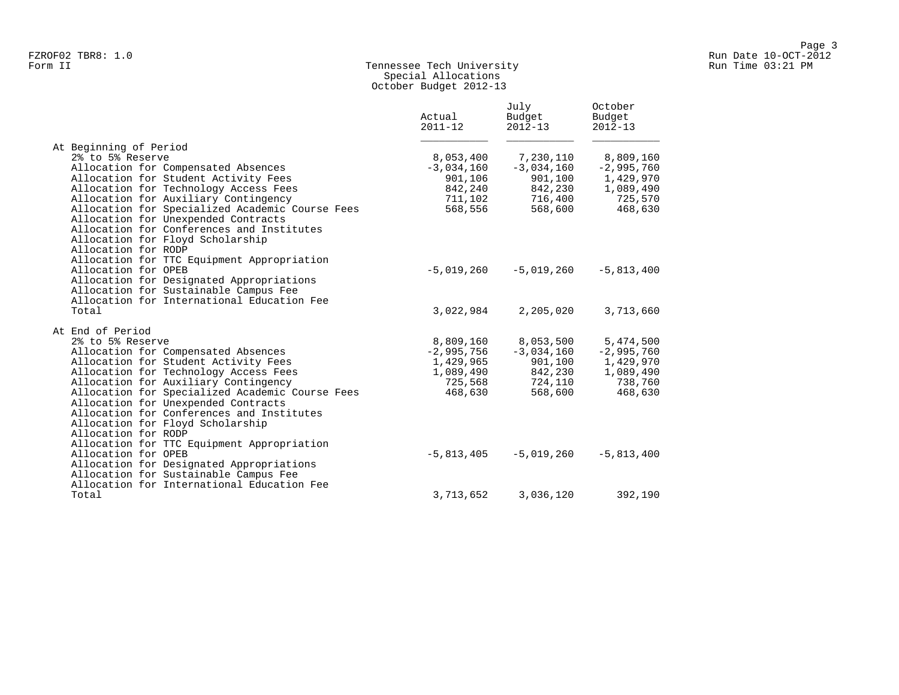Form II

# Tennessee Tech University
## Special Allocations
### October Budget 2012-13

| | Actual 2011-12 | July Budget 2012-13 | October Budget 2012-13 |
|---|---|---|---|
| **At Beginning of Period** | | | |
| 2% to 5% Reserve | 8,053,400 | 7,230,110 | 8,809,160 |
| Allocation for Compensated Absences | -3,034,160 | -3,034,160 | -2,995,760 |
| Allocation for Student Activity Fees | 901,106 | 901,100 | 1,429,970 |
| Allocation for Technology Access Fees | 842,240 | 842,230 | 1,089,490 |
| Allocation for Auxiliary Contingency | 711,102 | 716,400 | 725,570 |
| Allocation for Specialized Academic Course Fees | 568,556 | 568,600 | 468,630 |
| Allocation for Unexpended Contracts | | | |
| Allocation for Conferences and Institutes | | | |
| Allocation for Floyd Scholarship | | | |
| Allocation for RODP | | | |
| Allocation for TTC Equipment Appropriation | | | |
| Allocation for OPEB | -5,019,260 | -5,019,260 | -5,813,400 |
| Allocation for Designated Appropriations | | | |
| Allocation for Sustainable Campus Fee | | | |
| Allocation for International Education Fee | | | |
| Total | 3,022,984 | 2,205,020 | 3,713,660 |
| **At End of Period** | | | |
| 2% to 5% Reserve | 8,809,160 | 8,053,500 | 5,474,500 |
| Allocation for Compensated Absences | -2,995,756 | -3,034,160 | -2,995,760 |
| Allocation for Student Activity Fees | 1,429,965 | 901,100 | 1,429,970 |
| Allocation for Technology Access Fees | 1,089,490 | 842,230 | 1,089,490 |
| Allocation for Auxiliary Contingency | 725,568 | 724,110 | 738,760 |
| Allocation for Specialized Academic Course Fees | 468,630 | 568,600 | 468,630 |
| Allocation for Unexpended Contracts | | | |
| Allocation for Conferences and Institutes | | | |
| Allocation for Floyd Scholarship | | | |
| Allocation for RODP | | | |
| Allocation for TTC Equipment Appropriation | | | |
| Allocation for OPEB | -5,813,405 | -5,019,260 | -5,813,400 |
| Allocation for Designated Appropriations | | | |
| Allocation for Sustainable Campus Fee | | | |
| Allocation for International Education Fee | | | |
| Total | 3,713,652 | 3,036,120 | 392,190 |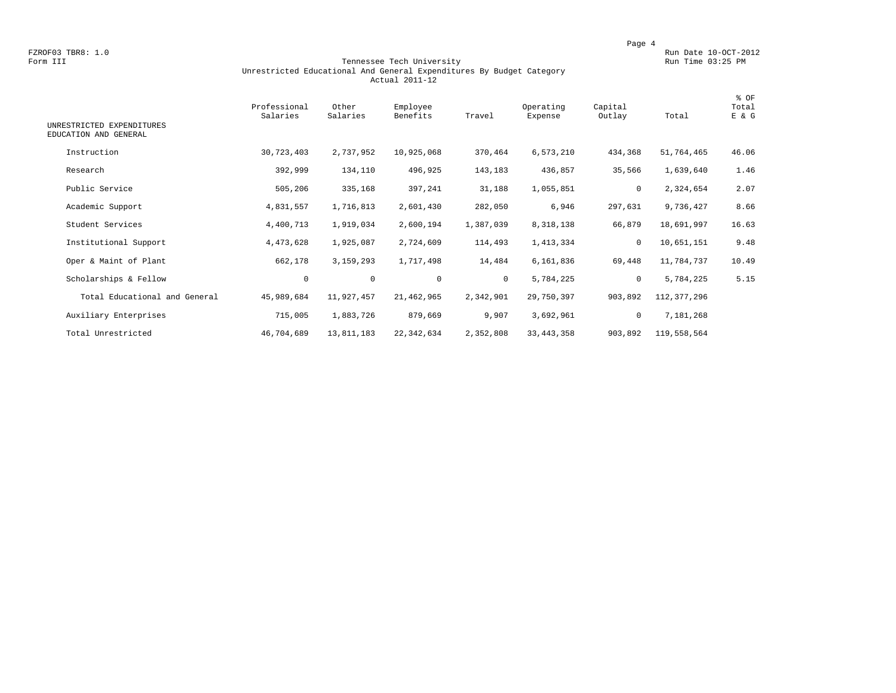FZROF03 TBR8: 1.0
Form III

Run Date 10-OCT-2012
Run Time 03:25 PM

# Tennessee Tech University
## Unrestricted Educational And General Expenditures By Budget Category
### Actual 2011-12

| UNRESTRICTED EXPENDITURES EDUCATION AND GENERAL | Professional Salaries | Other Salaries | Employee Benefits | Travel | Operating Expense | Capital Outlay | Total | % OF Total E & G |
|---|---|---|---|---|---|---|---|---|
| Instruction | 30,723,403 | 2,737,952 | 10,925,068 | 370,464 | 6,573,210 | 434,368 | 51,764,465 | 46.06 |
| Research | 392,999 | 134,110 | 496,925 | 143,183 | 436,857 | 35,566 | 1,639,640 | 1.46 |
| Public Service | 505,206 | 335,168 | 397,241 | 31,188 | 1,055,851 | 0 | 2,324,654 | 2.07 |
| Academic Support | 4,831,557 | 1,716,813 | 2,601,430 | 282,050 | 6,946 | 297,631 | 9,736,427 | 8.66 |
| Student Services | 4,400,713 | 1,919,034 | 2,600,194 | 1,387,039 | 8,318,138 | 66,879 | 18,691,997 | 16.63 |
| Institutional Support | 4,473,628 | 1,925,087 | 2,724,609 | 114,493 | 1,413,334 | 0 | 10,651,151 | 9.48 |
| Oper & Maint of Plant | 662,178 | 3,159,293 | 1,717,498 | 14,484 | 6,161,836 | 69,448 | 11,784,737 | 10.49 |
| Scholarships & Fellow | 0 | 0 | 0 | 0 | 5,784,225 | 0 | 5,784,225 | 5.15 |
| Total Educational and General | 45,989,684 | 11,927,457 | 21,462,965 | 2,342,901 | 29,750,397 | 903,892 | 112,377,296 | |
| Auxiliary Enterprises | 715,005 | 1,883,726 | 879,669 | 9,907 | 3,692,961 | 0 | 7,181,268 | |
| Total Unrestricted | 46,704,689 | 13,811,183 | 22,342,634 | 2,352,808 | 33,443,358 | 903,892 | 119,558,564 | |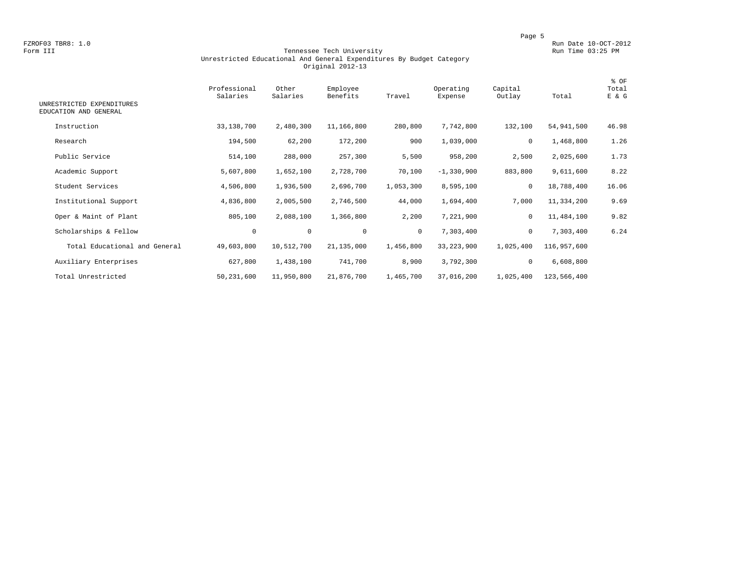FZROF03 TBR8: 1.0
Form III

Run Date 10-OCT-2012
Run Time 03:25 PM

# Tennessee Tech University
## Unrestricted Educational And General Expenditures By Budget Category
### Original 2012-13

| UNRESTRICTED EXPENDITURES EDUCATION AND GENERAL | Professional Salaries | Other Salaries | Employee Benefits | Travel | Operating Expense | Capital Outlay | Total | % OF Total E & G |
|---|---|---|---|---|---|---|---|---|
| Instruction | 33,138,700 | 2,480,300 | 11,166,800 | 280,800 | 7,742,800 | 132,100 | 54,941,500 | 46.98 |
| Research | 194,500 | 62,200 | 172,200 | 900 | 1,039,000 | 0 | 1,468,800 | 1.26 |
| Public Service | 514,100 | 288,000 | 257,300 | 5,500 | 958,200 | 2,500 | 2,025,600 | 1.73 |
| Academic Support | 5,607,800 | 1,652,100 | 2,728,700 | 70,100 | -1,330,900 | 883,800 | 9,611,600 | 8.22 |
| Student Services | 4,506,800 | 1,936,500 | 2,696,700 | 1,053,300 | 8,595,100 | 0 | 18,788,400 | 16.06 |
| Institutional Support | 4,836,800 | 2,005,500 | 2,746,500 | 44,000 | 1,694,400 | 7,000 | 11,334,200 | 9.69 |
| Oper & Maint of Plant | 805,100 | 2,088,100 | 1,366,800 | 2,200 | 7,221,900 | 0 | 11,484,100 | 9.82 |
| Scholarships & Fellow | 0 | 0 | 0 | 0 | 7,303,400 | 0 | 7,303,400 | 6.24 |
| Total Educational and General | 49,603,800 | 10,512,700 | 21,135,000 | 1,456,800 | 33,223,900 | 1,025,400 | 116,957,600 | |
| Auxiliary Enterprises | 627,800 | 1,438,100 | 741,700 | 8,900 | 3,792,300 | 0 | 6,608,800 | |
| Total Unrestricted | 50,231,600 | 11,950,800 | 21,876,700 | 1,465,700 | 37,016,200 | 1,025,400 | 123,566,400 | |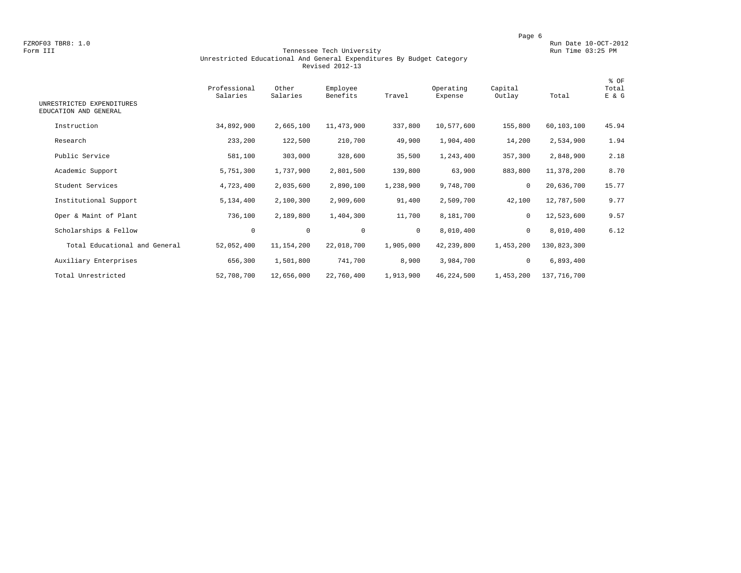FZROF03 TBR8: 1.0
Form III

Run Date 10-OCT-2012
Run Time 03:25 PM

# Tennessee Tech University
## Unrestricted Educational And General Expenditures By Budget Category
### Revised 2012-13

| UNRESTRICTED EXPENDITURES EDUCATION AND GENERAL | Professional Salaries | Other Salaries | Employee Benefits | Travel | Operating Expense | Capital Outlay | Total | % OF Total E & G |
|---|---|---|---|---|---|---|---|---|
| Instruction | 34,892,900 | 2,665,100 | 11,473,900 | 337,800 | 10,577,600 | 155,800 | 60,103,100 | 45.94 |
| Research | 233,200 | 122,500 | 210,700 | 49,900 | 1,904,400 | 14,200 | 2,534,900 | 1.94 |
| Public Service | 581,100 | 303,000 | 328,600 | 35,500 | 1,243,400 | 357,300 | 2,848,900 | 2.18 |
| Academic Support | 5,751,300 | 1,737,900 | 2,801,500 | 139,800 | 63,900 | 883,800 | 11,378,200 | 8.70 |
| Student Services | 4,723,400 | 2,035,600 | 2,890,100 | 1,238,900 | 9,748,700 | 0 | 20,636,700 | 15.77 |
| Institutional Support | 5,134,400 | 2,100,300 | 2,909,600 | 91,400 | 2,509,700 | 42,100 | 12,787,500 | 9.77 |
| Oper & Maint of Plant | 736,100 | 2,189,800 | 1,404,300 | 11,700 | 8,181,700 | 0 | 12,523,600 | 9.57 |
| Scholarships & Fellow | 0 | 0 | 0 | 0 | 8,010,400 | 0 | 8,010,400 | 6.12 |
| Total Educational and General | 52,052,400 | 11,154,200 | 22,018,700 | 1,905,000 | 42,239,800 | 1,453,200 | 130,823,300 | |
| Auxiliary Enterprises | 656,300 | 1,501,800 | 741,700 | 8,900 | 3,984,700 | 0 | 6,893,400 | |
| Total Unrestricted | 52,708,700 | 12,656,000 | 22,760,400 | 1,913,900 | 46,224,500 | 1,453,200 | 137,716,700 | |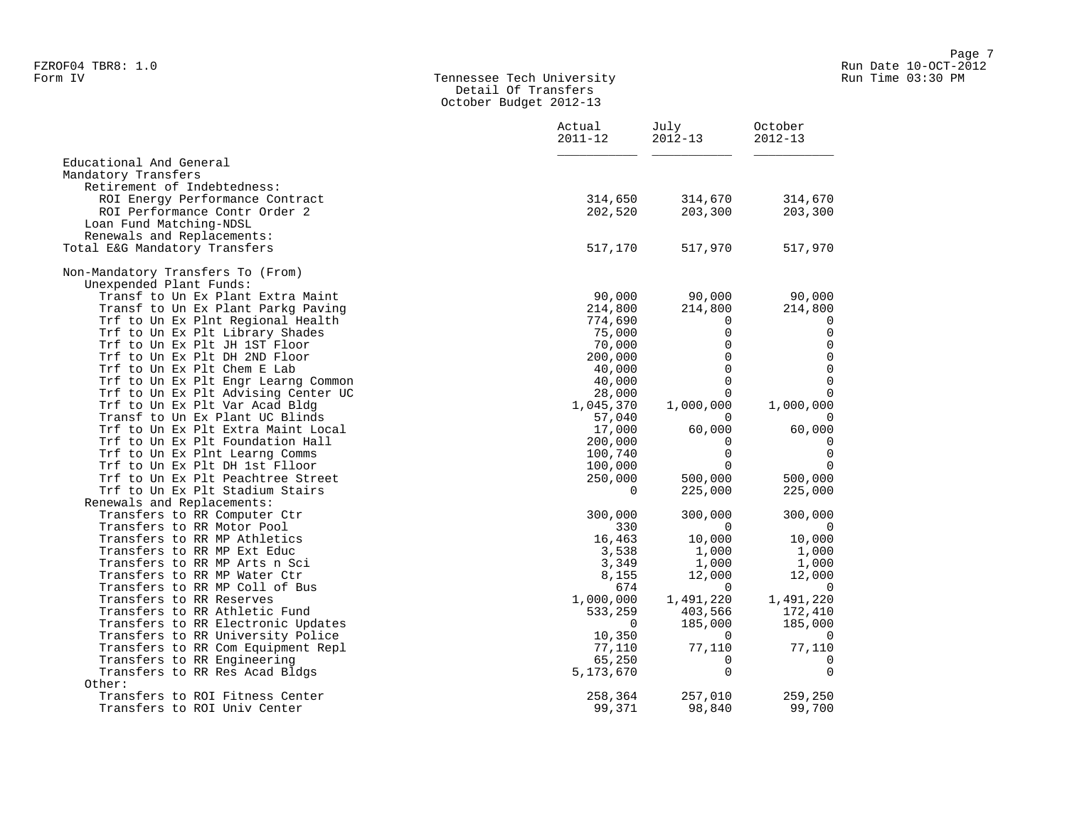Tennessee Tech University
Detail Of Transfers
October Budget 2012-13

| | Actual 2011-12 | July 2012-13 | October 2012-13 |
|---|---|---|---|
| Educational And General | | | |
| Mandatory Transfers | | | |
| Retirement of Indebtedness: | | | |
| ROI Energy Performance Contract | 314,650 | 314,670 | 314,670 |
| ROI Performance Contr Order 2 | 202,520 | 203,300 | 203,300 |
| Loan Fund Matching-NDSL | | | |
| Renewals and Replacements: | | | |
| Total E&G Mandatory Transfers | 517,170 | 517,970 | 517,970 |
| | | | |
| Non-Mandatory Transfers To (From) | | | |
| Unexpended Plant Funds: | | | |
| Transf to Un Ex Plant Extra Maint | 90,000 | 90,000 | 90,000 |
| Transf to Un Ex Plant Parkg Paving | 214,800 | 214,800 | 214,800 |
| Trf to Un Ex Plnt Regional Health | 774,690 | 0 | 0 |
| Trf to Un Ex Plt Library Shades | 75,000 | 0 | 0 |
| Trf to Un Ex Plt JH 1ST Floor | 70,000 | 0 | 0 |
| Trf to Un Ex Plt DH 2ND Floor | 200,000 | 0 | 0 |
| Trf to Un Ex Plt Chem E Lab | 40,000 | 0 | 0 |
| Trf to Un Ex Plt Engr Learng Common | 40,000 | 0 | 0 |
| Trf to Un Ex Plt Advising Center UC | 28,000 | 0 | 0 |
| Trf to Un Ex Plt Var Acad Bldg | 1,045,370 | 1,000,000 | 1,000,000 |
| Transf to Un Ex Plant UC Blinds | 57,040 | 0 | 0 |
| Trf to Un Ex Plt Extra Maint Local | 17,000 | 60,000 | 60,000 |
| Trf to Un Ex Plt Foundation Hall | 200,000 | 0 | 0 |
| Trf to Un Ex Plnt Learng Comms | 100,740 | 0 | 0 |
| Trf to Un Ex Plt DH 1st Flloor | 100,000 | 0 | 0 |
| Trf to Un Ex Plt Peachtree Street | 250,000 | 500,000 | 500,000 |
| Trf to Un Ex Plt Stadium Stairs | 0 | 225,000 | 225,000 |
| Renewals and Replacements: | | | |
| Transfers to RR Computer Ctr | 300,000 | 300,000 | 300,000 |
| Transfers to RR Motor Pool | 330 | 0 | 0 |
| Transfers to RR MP Athletics | 16,463 | 10,000 | 10,000 |
| Transfers to RR MP Ext Educ | 3,538 | 1,000 | 1,000 |
| Transfers to RR MP Arts n Sci | 3,349 | 1,000 | 1,000 |
| Transfers to RR MP Water Ctr | 8,155 | 12,000 | 12,000 |
| Transfers to RR MP Coll of Bus | 674 | 0 | 0 |
| Transfers to RR Reserves | 1,000,000 | 1,491,220 | 1,491,220 |
| Transfers to RR Athletic Fund | 533,259 | 403,566 | 172,410 |
| Transfers to RR Electronic Updates | 0 | 185,000 | 185,000 |
| Transfers to RR University Police | 10,350 | 0 | 0 |
| Transfers to RR Com Equipment Repl | 77,110 | 77,110 | 77,110 |
| Transfers to RR Engineering | 65,250 | 0 | 0 |
| Transfers to RR Res Acad Bldgs | 5,173,670 | 0 | 0 |
| Other: | | | |
| Transfers to ROI Fitness Center | 258,364 | 257,010 | 259,250 |
| Transfers to ROI Univ Center | 99,371 | 98,840 | 99,700 |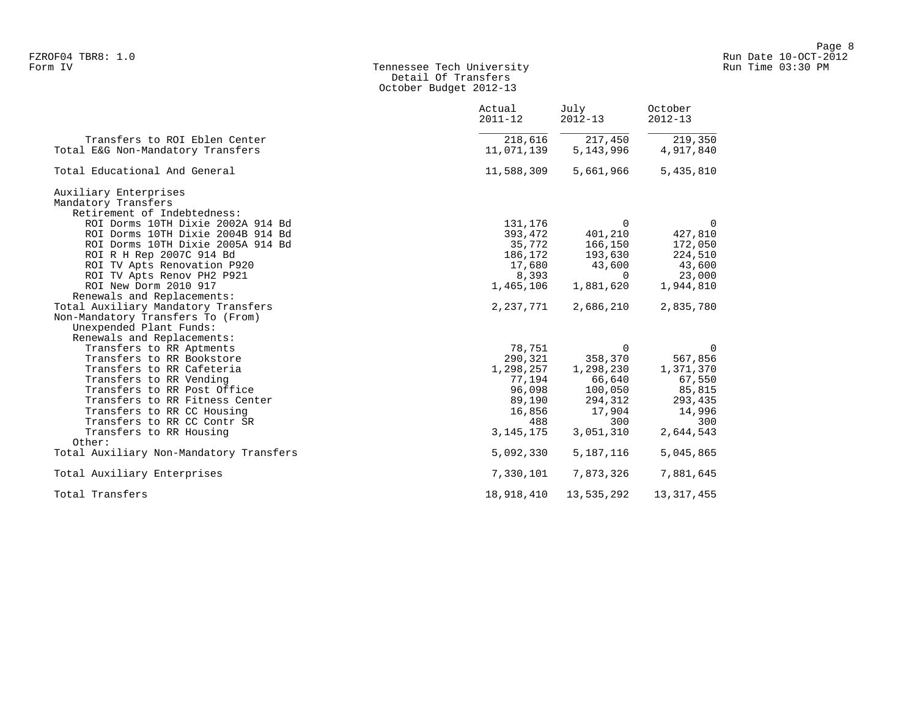FZROF04 TBR8: 1.0
Form IV

# Tennessee Tech University
## Detail Of Transfers
### October Budget 2012-13

| | Actual 2011-12 | July 2012-13 | October 2012-13 |
|---|---|---|---|
| Transfers to ROI Eblen Center | 218,616 | 217,450 | 219,350 |
| Total E&G Non-Mandatory Transfers | 11,071,139 | 5,143,996 | 4,917,840 |
| | | | |
| Total Educational And General | 11,588,309 | 5,661,966 | 5,435,810 |
| | | | |
| Auxiliary Enterprises | | | |
| Mandatory Transfers | | | |
| Retirement of Indebtedness: | | | |
| ROI Dorms 10TH Dixie 2002A 914 Bd | 131,176 | 0 | 0 |
| ROI Dorms 10TH Dixie 2004B 914 Bd | 393,472 | 401,210 | 427,810 |
| ROI Dorms 10TH Dixie 2005A 914 Bd | 35,772 | 166,150 | 172,050 |
| ROI R H Rep 2007C 914 Bd | 186,172 | 193,630 | 224,510 |
| ROI TV Apts Renovation P920 | 17,680 | 43,600 | 43,600 |
| ROI TV Apts Renov PH2 P921 | 8,393 | 0 | 23,000 |
| ROI New Dorm 2010 917 | 1,465,106 | 1,881,620 | 1,944,810 |
| Renewals and Replacements: | | | |
| Total Auxiliary Mandatory Transfers | 2,237,771 | 2,686,210 | 2,835,780 |
| Non-Mandatory Transfers To (From) | | | |
| Unexpended Plant Funds: | | | |
| Renewals and Replacements: | | | |
| Transfers to RR Aptments | 78,751 | 0 | 0 |
| Transfers to RR Bookstore | 290,321 | 358,370 | 567,856 |
| Transfers to RR Cafeteria | 1,298,257 | 1,298,230 | 1,371,370 |
| Transfers to RR Vending | 77,194 | 66,640 | 67,550 |
| Transfers to RR Post Office | 96,098 | 100,050 | 85,815 |
| Transfers to RR Fitness Center | 89,190 | 294,312 | 293,435 |
| Transfers to RR CC Housing | 16,856 | 17,904 | 14,996 |
| Transfers to RR CC Contr SR | 488 | 300 | 300 |
| Transfers to RR Housing | 3,145,175 | 3,051,310 | 2,644,543 |
| Other: | | | |
| Total Auxiliary Non-Mandatory Transfers | 5,092,330 | 5,187,116 | 5,045,865 |
| | | | |
| Total Auxiliary Enterprises | 7,330,101 | 7,873,326 | 7,881,645 |
| | | | |
| Total Transfers | 18,918,410 | 13,535,292 | 13,317,455 |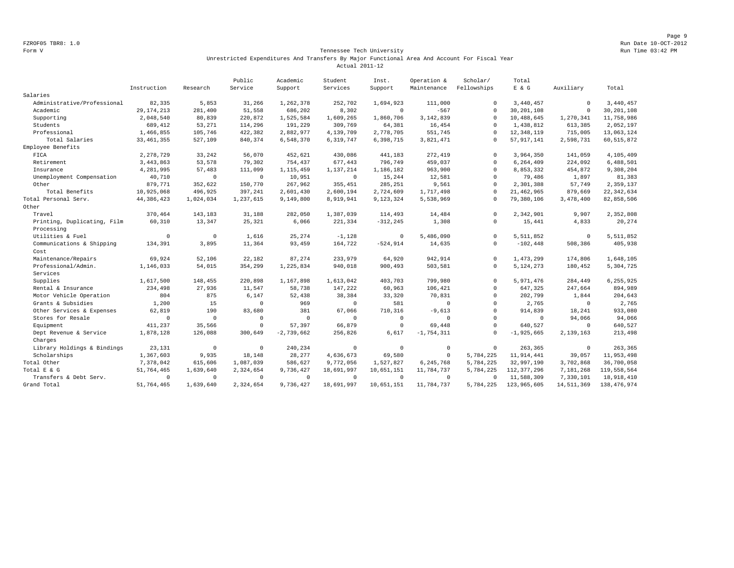Form V

Tennessee Tech University

Unrestricted Expenditures And Transfers By Major Functional Area And Account For Fiscal Year

Actual 2011-12

| | Instruction | Research | Public Service | Academic Support | Student Services | Inst. Support | Operation & Maintenance | Scholar/ Fellowships | Total E & G | Auxiliary | Total |
|---|---|---|---|---|---|---|---|---|---|---|---|
| Salaries | | | | | | | | | | | |
| Administrative/Professional | 82,335 | 5,853 | 31,266 | 1,262,378 | 252,702 | 1,694,923 | 111,000 | 0 | 3,440,457 | 0 | 3,440,457 |
| Academic | 29,174,213 | 281,400 | 51,558 | 686,202 | 8,302 | 0 | -567 | 0 | 30,201,108 | 0 | 30,201,108 |
| Supporting | 2,048,540 | 80,839 | 220,872 | 1,525,584 | 1,609,265 | 1,860,706 | 3,142,839 | 0 | 10,488,645 | 1,270,341 | 11,758,986 |
| Students | 689,412 | 53,271 | 114,296 | 191,229 | 309,769 | 64,381 | 16,454 | 0 | 1,438,812 | 613,385 | 2,052,197 |
| Professional | 1,466,855 | 105,746 | 422,382 | 2,882,977 | 4,139,709 | 2,778,705 | 551,745 | 0 | 12,348,119 | 715,005 | 13,063,124 |
| Total Salaries | 33,461,355 | 527,109 | 840,374 | 6,548,370 | 6,319,747 | 6,398,715 | 3,821,471 | 0 | 57,917,141 | 2,598,731 | 60,515,872 |
| Employee Benefits | | | | | | | | | | | |
| FICA | 2,278,729 | 33,242 | 56,070 | 452,621 | 430,086 | 441,183 | 272,419 | 0 | 3,964,350 | 141,059 | 4,105,409 |
| Retirement | 3,443,863 | 53,578 | 79,302 | 754,437 | 677,443 | 796,749 | 459,037 | 0 | 6,264,409 | 224,092 | 6,488,501 |
| Insurance | 4,281,995 | 57,483 | 111,099 | 1,115,459 | 1,137,214 | 1,186,182 | 963,900 | 0 | 8,853,332 | 454,872 | 9,308,204 |
| Unemployment Compensation | 40,710 | 0 | 0 | 10,951 | 0 | 15,244 | 12,581 | 0 | 79,486 | 1,897 | 81,383 |
| Other | 879,771 | 352,622 | 150,770 | 267,962 | 355,451 | 285,251 | 9,561 | 0 | 2,301,388 | 57,749 | 2,359,137 |
| Total Benefits | 10,925,068 | 496,925 | 397,241 | 2,601,430 | 2,600,194 | 2,724,609 | 1,717,498 | 0 | 21,462,965 | 879,669 | 22,342,634 |
| Total Personal Serv. | 44,386,423 | 1,024,034 | 1,237,615 | 9,149,800 | 8,919,941 | 9,123,324 | 5,538,969 | 0 | 79,380,106 | 3,478,400 | 82,858,506 |
| Other | | | | | | | | | | | |
| Travel | 370,464 | 143,183 | 31,188 | 282,050 | 1,387,039 | 114,493 | 14,484 | 0 | 2,342,901 | 9,907 | 2,352,808 |
| Printing, Duplicating, Film Processing | 60,310 | 13,347 | 25,321 | 6,066 | 221,334 | -312,245 | 1,308 | 0 | 15,441 | 4,833 | 20,274 |
| Utilities & Fuel | 0 | 0 | 1,616 | 25,274 | -1,128 | 0 | 5,486,090 | 0 | 5,511,852 | 0 | 5,511,852 |
| Communications & Shipping Cost | 134,391 | 3,895 | 11,364 | 93,459 | 164,722 | -524,914 | 14,635 | 0 | -102,448 | 508,386 | 405,938 |
| Maintenance/Repairs | 69,924 | 52,106 | 22,182 | 87,274 | 233,979 | 64,920 | 942,914 | 0 | 1,473,299 | 174,806 | 1,648,105 |
| Professional/Admin. Services | 1,146,033 | 54,015 | 354,299 | 1,225,834 | 940,018 | 900,493 | 503,581 | 0 | 5,124,273 | 180,452 | 5,304,725 |
| Supplies | 1,617,500 | 148,455 | 220,898 | 1,167,898 | 1,613,042 | 403,703 | 799,980 | 0 | 5,971,476 | 284,449 | 6,255,925 |
| Rental & Insurance | 234,498 | 27,936 | 11,547 | 58,738 | 147,222 | 60,963 | 106,421 | 0 | 647,325 | 247,664 | 894,989 |
| Motor Vehicle Operation | 804 | 875 | 6,147 | 52,438 | 38,384 | 33,320 | 70,831 | 0 | 202,799 | 1,844 | 204,643 |
| Grants & Subsidies | 1,200 | 15 | 0 | 969 | 0 | 581 | 0 | 0 | 2,765 | 0 | 2,765 |
| Other Services & Expenses | 62,819 | 190 | 83,680 | 381 | 67,066 | 710,316 | -9,613 | 0 | 914,839 | 18,241 | 933,080 |
| Stores for Resale | 0 | 0 | 0 | 0 | 0 | 0 | 0 | 0 | 0 | 94,066 | 94,066 |
| Equipment | 411,237 | 35,566 | 0 | 57,397 | 66,879 | 0 | 69,448 | 0 | 640,527 | 0 | 640,527 |
| Dept Revenue & Service Charges | 1,878,128 | 126,088 | 300,649 | -2,739,662 | 256,826 | 6,617 | -1,754,311 | 0 | -1,925,665 | 2,139,163 | 213,498 |
| Library Holdings & Bindings | 23,131 | 0 | 0 | 240,234 | 0 | 0 | 0 | 0 | 263,365 | 0 | 263,365 |
| Scholarships | 1,367,603 | 9,935 | 18,148 | 28,277 | 4,636,673 | 69,580 | 0 | 5,784,225 | 11,914,441 | 39,057 | 11,953,498 |
| Total Other | 7,378,042 | 615,606 | 1,087,039 | 586,627 | 9,772,056 | 1,527,827 | 6,245,768 | 5,784,225 | 32,997,190 | 3,702,868 | 36,700,058 |
| Total E & G | 51,764,465 | 1,639,640 | 2,324,654 | 9,736,427 | 18,691,997 | 10,651,151 | 11,784,737 | 5,784,225 | 112,377,296 | 7,181,268 | 119,558,564 |
| Transfers & Debt Serv. | 0 | 0 | 0 | 0 | 0 | 0 | 0 | 0 | 11,588,309 | 7,330,101 | 18,918,410 |
| Grand Total | 51,764,465 | 1,639,640 | 2,324,654 | 9,736,427 | 18,691,997 | 10,651,151 | 11,784,737 | 5,784,225 | 123,965,605 | 14,511,369 | 138,476,974 |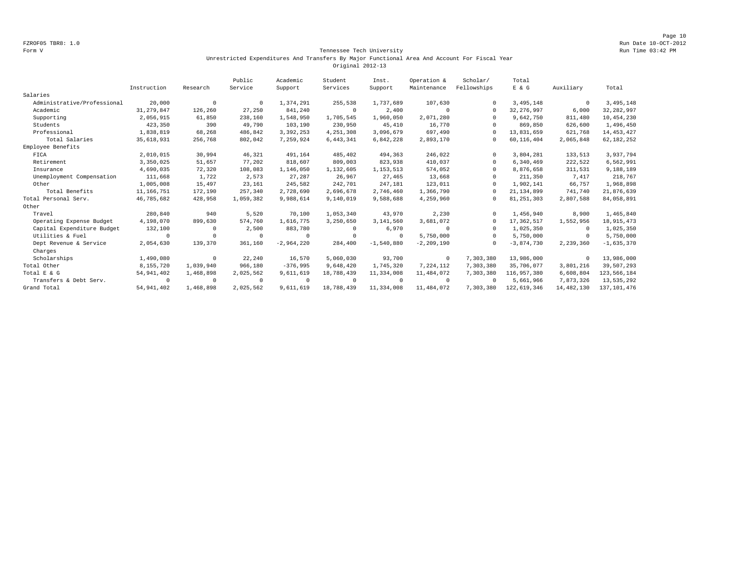FZROF05 TBR8: 1.0
Form V

Run Date 10-OCT-2012
Run Time 03:42 PM

## Tennessee Tech University
### Unrestricted Expenditures And Transfers By Major Functional Area And Account For Fiscal Year
### Original 2012-13

| | Instruction | Research | Public Service | Academic Support | Student Services | Inst. Support | Operation & Maintenance | Scholar/ Fellowships | Total E & G | Auxiliary | Total |
|---|---|---|---|---|---|---|---|---|---|---|---|
| Salaries | | | | | | | | | | | |
| Administrative/Professional | 20,000 | 0 | 0 | 1,374,291 | 255,538 | 1,737,689 | 107,630 | 0 | 3,495,148 | 0 | 3,495,148 |
| Academic | 31,279,847 | 126,260 | 27,250 | 841,240 | 0 | 2,400 | 0 | 0 | 32,276,997 | 6,000 | 32,282,997 |
| Supporting | 2,056,915 | 61,850 | 238,160 | 1,548,950 | 1,705,545 | 1,960,050 | 2,071,280 | 0 | 9,642,750 | 811,480 | 10,454,230 |
| Students | 423,350 | 390 | 49,790 | 103,190 | 230,950 | 45,410 | 16,770 | 0 | 869,850 | 626,600 | 1,496,450 |
| Professional | 1,838,819 | 68,268 | 486,842 | 3,392,253 | 4,251,308 | 3,096,679 | 697,490 | 0 | 13,831,659 | 621,768 | 14,453,427 |
| Total Salaries | 35,618,931 | 256,768 | 802,042 | 7,259,924 | 6,443,341 | 6,842,228 | 2,893,170 | 0 | 60,116,404 | 2,065,848 | 62,182,252 |
| Employee Benefits | | | | | | | | | | | |
| FICA | 2,010,015 | 30,994 | 46,321 | 491,164 | 485,402 | 494,363 | 246,022 | 0 | 3,804,281 | 133,513 | 3,937,794 |
| Retirement | 3,350,025 | 51,657 | 77,202 | 818,607 | 809,003 | 823,938 | 410,037 | 0 | 6,340,469 | 222,522 | 6,562,991 |
| Insurance | 4,690,035 | 72,320 | 108,083 | 1,146,050 | 1,132,605 | 1,153,513 | 574,052 | 0 | 8,876,658 | 311,531 | 9,188,189 |
| Unemployment Compensation | 111,668 | 1,722 | 2,573 | 27,287 | 26,967 | 27,465 | 13,668 | 0 | 211,350 | 7,417 | 218,767 |
| Other | 1,005,008 | 15,497 | 23,161 | 245,582 | 242,701 | 247,181 | 123,011 | 0 | 1,902,141 | 66,757 | 1,968,898 |
| Total Benefits | 11,166,751 | 172,190 | 257,340 | 2,728,690 | 2,696,678 | 2,746,460 | 1,366,790 | 0 | 21,134,899 | 741,740 | 21,876,639 |
| Total Personal Serv. | 46,785,682 | 428,958 | 1,059,382 | 9,988,614 | 9,140,019 | 9,588,688 | 4,259,960 | 0 | 81,251,303 | 2,807,588 | 84,058,891 |
| Other | | | | | | | | | | | |
| Travel | 280,840 | 940 | 5,520 | 70,100 | 1,053,340 | 43,970 | 2,230 | 0 | 1,456,940 | 8,900 | 1,465,840 |
| Operating Expense Budget | 4,198,070 | 899,630 | 574,760 | 1,616,775 | 3,250,650 | 3,141,560 | 3,681,072 | 0 | 17,362,517 | 1,552,956 | 18,915,473 |
| Capital Expenditure Budget | 132,100 | 0 | 2,500 | 883,780 | 0 | 6,970 | 0 | 0 | 1,025,350 | 0 | 1,025,350 |
| Utilities & Fuel | 0 | 0 | 0 | 0 | 0 | 0 | 5,750,000 | 0 | 5,750,000 | 0 | 5,750,000 |
| Dept Revenue & Service Charges | 2,054,630 | 139,370 | 361,160 | -2,964,220 | 284,400 | -1,540,880 | -2,209,190 | 0 | -3,874,730 | 2,239,360 | -1,635,370 |
| Scholarships | 1,490,080 | 0 | 22,240 | 16,570 | 5,060,030 | 93,700 | 0 | 7,303,380 | 13,986,000 | 0 | 13,986,000 |
| Total Other | 8,155,720 | 1,039,940 | 966,180 | -376,995 | 9,648,420 | 1,745,320 | 7,224,112 | 7,303,380 | 35,706,077 | 3,801,216 | 39,507,293 |
| Total E & G | 54,941,402 | 1,468,898 | 2,025,562 | 9,611,619 | 18,788,439 | 11,334,008 | 11,484,072 | 7,303,380 | 116,957,380 | 6,608,804 | 123,566,184 |
| Transfers & Debt Serv. | 0 | 0 | 0 | 0 | 0 | 0 | 0 | 0 | 5,661,966 | 7,873,326 | 13,535,292 |
| Grand Total | 54,941,402 | 1,468,898 | 2,025,562 | 9,611,619 | 18,788,439 | 11,334,008 | 11,484,072 | 7,303,380 | 122,619,346 | 14,482,130 | 137,101,476 |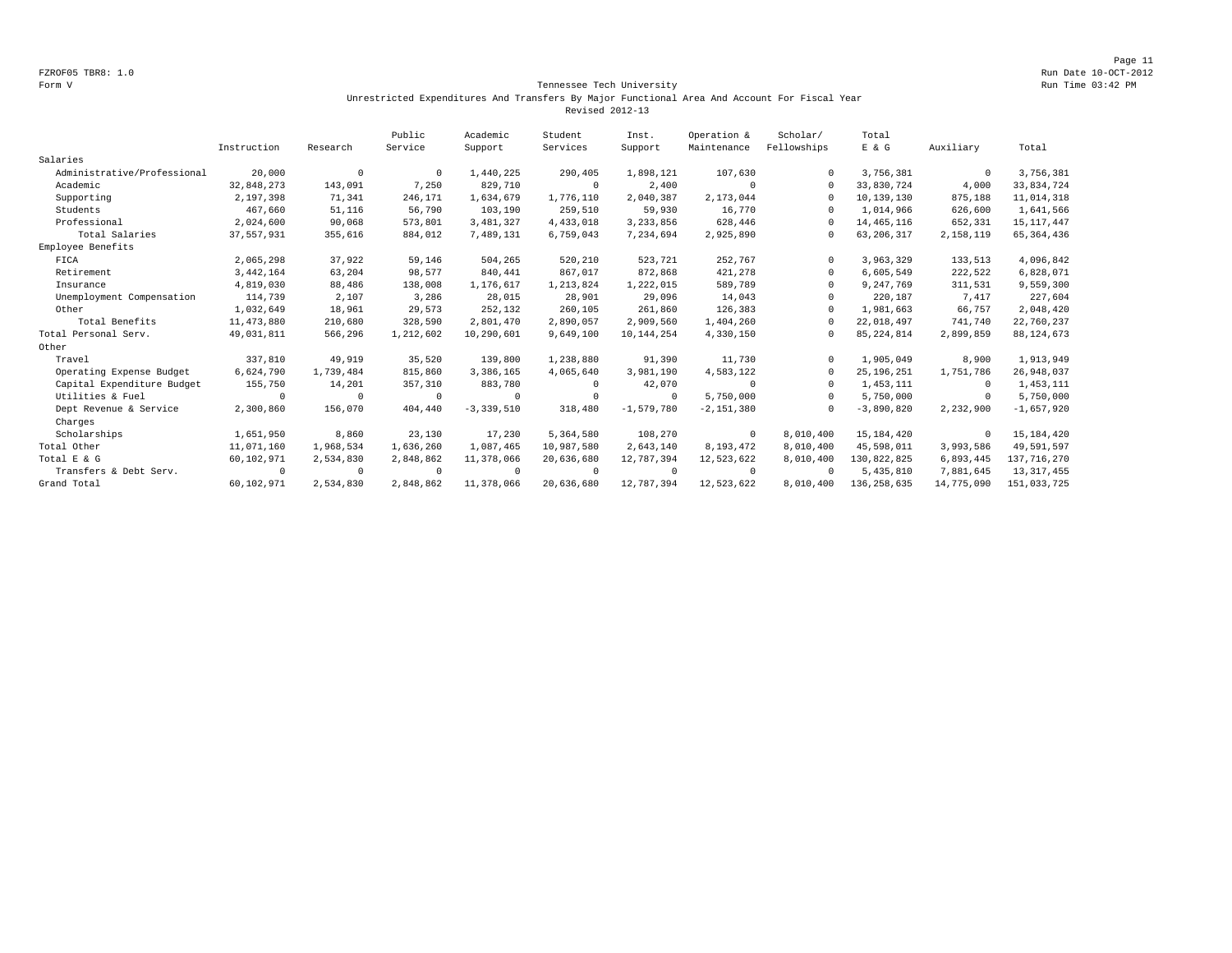FZROF05 TBR8: 1.0
Form V

Tennessee Tech University
Unrestricted Expenditures And Transfers By Major Functional Area And Account For Fiscal Year
Revised 2012-13

Run Date 10-OCT-2012
Run Time 03:42 PM

| | Instruction | Research | Public Service | Academic Support | Student Services | Inst. Support | Operation & Maintenance | Scholar/ Fellowships | Total E & G | Auxiliary | Total |
|---|---|---|---|---|---|---|---|---|---|---|---|
| Salaries | | | | | | | | | | | |
| Administrative/Professional | 20,000 | 0 | 0 | 1,440,225 | 290,405 | 1,898,121 | 107,630 | 0 | 3,756,381 | 0 | 3,756,381 |
| Academic | 32,848,273 | 143,091 | 7,250 | 829,710 | 0 | 2,400 | 0 | 0 | 33,830,724 | 4,000 | 33,834,724 |
| Supporting | 2,197,398 | 71,341 | 246,171 | 1,634,679 | 1,776,110 | 2,040,387 | 2,173,044 | 0 | 10,139,130 | 875,188 | 11,014,318 |
| Students | 467,660 | 51,116 | 56,790 | 103,190 | 259,510 | 59,930 | 16,770 | 0 | 1,014,966 | 626,600 | 1,641,566 |
| Professional | 2,024,600 | 90,068 | 573,801 | 3,481,327 | 4,433,018 | 3,233,856 | 628,446 | 0 | 14,465,116 | 652,331 | 15,117,447 |
| Total Salaries | 37,557,931 | 355,616 | 884,012 | 7,489,131 | 6,759,043 | 7,234,694 | 2,925,890 | 0 | 63,206,317 | 2,158,119 | 65,364,436 |
| Employee Benefits | | | | | | | | | | | |
| FICA | 2,065,298 | 37,922 | 59,146 | 504,265 | 520,210 | 523,721 | 252,767 | 0 | 3,963,329 | 133,513 | 4,096,842 |
| Retirement | 3,442,164 | 63,204 | 98,577 | 840,441 | 867,017 | 872,868 | 421,278 | 0 | 6,605,549 | 222,522 | 6,828,071 |
| Insurance | 4,819,030 | 88,486 | 138,008 | 1,176,617 | 1,213,824 | 1,222,015 | 589,789 | 0 | 9,247,769 | 311,531 | 9,559,300 |
| Unemployment Compensation | 114,739 | 2,107 | 3,286 | 28,015 | 28,901 | 29,096 | 14,043 | 0 | 220,187 | 7,417 | 227,604 |
| Other | 1,032,649 | 18,961 | 29,573 | 252,132 | 260,105 | 261,860 | 126,383 | 0 | 1,981,663 | 66,757 | 2,048,420 |
| Total Benefits | 11,473,880 | 210,680 | 328,590 | 2,801,470 | 2,890,057 | 2,909,560 | 1,404,260 | 0 | 22,018,497 | 741,740 | 22,760,237 |
| Total Personal Serv. | 49,031,811 | 566,296 | 1,212,602 | 10,290,601 | 9,649,100 | 10,144,254 | 4,330,150 | 0 | 85,224,814 | 2,899,859 | 88,124,673 |
| Other | | | | | | | | | | | |
| Travel | 337,810 | 49,919 | 35,520 | 139,800 | 1,238,880 | 91,390 | 11,730 | 0 | 1,905,049 | 8,900 | 1,913,949 |
| Operating Expense Budget | 6,624,790 | 1,739,484 | 815,860 | 3,386,165 | 4,065,640 | 3,981,190 | 4,583,122 | 0 | 25,196,251 | 1,751,786 | 26,948,037 |
| Capital Expenditure Budget | 155,750 | 14,201 | 357,310 | 883,780 | 0 | 42,070 | 0 | 0 | 1,453,111 | 0 | 1,453,111 |
| Utilities & Fuel | 0 | 0 | 0 | 0 | 0 | 0 | 5,750,000 | 0 | 5,750,000 | 0 | 5,750,000 |
| Dept Revenue & Service Charges | 2,300,860 | 156,070 | 404,440 | -3,339,510 | 318,480 | -1,579,780 | -2,151,380 | 0 | -3,890,820 | 2,232,900 | -1,657,920 |
| Scholarships | 1,651,950 | 8,860 | 23,130 | 17,230 | 5,364,580 | 108,270 | 0 | 8,010,400 | 15,184,420 | 0 | 15,184,420 |
| Total Other | 11,071,160 | 1,968,534 | 1,636,260 | 1,087,465 | 10,987,580 | 2,643,140 | 8,193,472 | 8,010,400 | 45,598,011 | 3,993,586 | 49,591,597 |
| Total E & G | 60,102,971 | 2,534,830 | 2,848,862 | 11,378,066 | 20,636,680 | 12,787,394 | 12,523,622 | 8,010,400 | 130,822,825 | 6,893,445 | 137,716,270 |
| Transfers & Debt Serv. | 0 | 0 | 0 | 0 | 0 | 0 | 0 | 0 | 5,435,810 | 7,881,645 | 13,317,455 |
| Grand Total | 60,102,971 | 2,534,830 | 2,848,862 | 11,378,066 | 20,636,680 | 12,787,394 | 12,523,622 | 8,010,400 | 136,258,635 | 14,775,090 | 151,033,725 |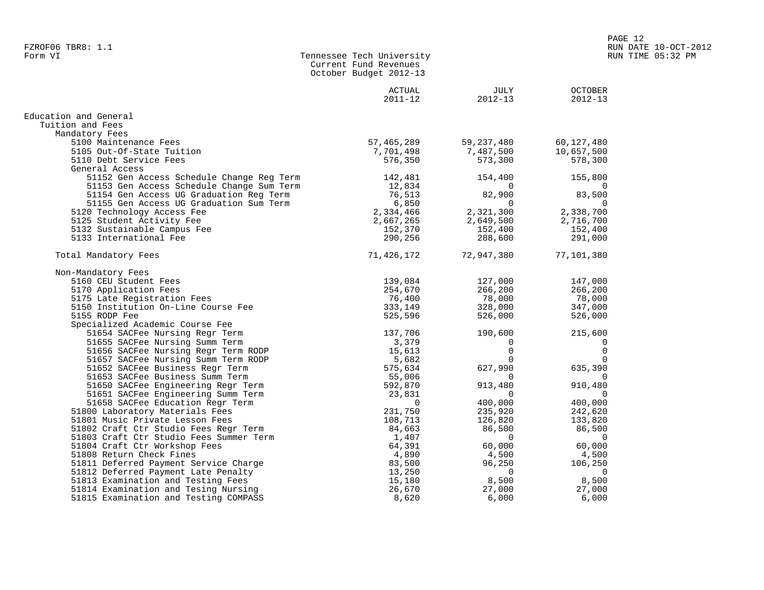FZROF06 TBR8: 1.1
Form VI

Tennessee Tech University
Current Fund Revenues
October Budget 2012-13

RUN DATE 10-OCT-2012
RUN TIME 05:32 PM

| | ACTUAL 2011-12 | JULY 2012-13 | OCTOBER 2012-13 |
|---|---|---|---|
| Education and General | | | |
| Tuition and Fees | | | |
| Mandatory Fees | | | |
| 5100 Maintenance Fees | 57,465,289 | 59,237,480 | 60,127,480 |
| 5105 Out-Of-State Tuition | 7,701,498 | 7,487,500 | 10,657,500 |
| 5110 Debt Service Fees | 576,350 | 573,300 | 578,300 |
| General Access | | | |
| 51152 Gen Access Schedule Change Reg Term | 142,481 | 154,400 | 155,800 |
| 51153 Gen Access Schedule Change Sum Term | 12,834 | 0 | 0 |
| 51154 Gen Access UG Graduation Reg Term | 76,513 | 82,900 | 83,500 |
| 51155 Gen Access UG Graduation Sum Term | 6,850 | 0 | 0 |
| 5120 Technology Access Fee | 2,334,466 | 2,321,300 | 2,338,700 |
| 5125 Student Activity Fee | 2,667,265 | 2,649,500 | 2,716,700 |
| 5132 Sustainable Campus Fee | 152,370 | 152,400 | 152,400 |
| 5133 International Fee | 290,256 | 288,600 | 291,000 |
| Total Mandatory Fees | 71,426,172 | 72,947,380 | 77,101,380 |
| Non-Mandatory Fees | | | |
| 5160 CEU Student Fees | 139,084 | 127,000 | 147,000 |
| 5170 Application Fees | 254,670 | 266,200 | 266,200 |
| 5175 Late Registration Fees | 76,400 | 78,000 | 78,000 |
| 5150 Institution On-Line Course Fee | 333,149 | 328,000 | 347,000 |
| 5155 RODP Fee | 525,596 | 526,000 | 526,000 |
| Specialized Academic Course Fee | | | |
| 51654 SACFee Nursing Regr Term | 137,706 | 190,600 | 215,600 |
| 51655 SACFee Nursing Summ Term | 3,379 | 0 | 0 |
| 51656 SACFee Nursing Regr Term RODP | 15,613 | 0 | 0 |
| 51657 SACFee Nursing Summ Term RODP | 5,682 | 0 | 0 |
| 51652 SACFee Business Regr Term | 575,634 | 627,990 | 635,390 |
| 51653 SACFee Business Summ Term | 55,006 | 0 | 0 |
| 51650 SACFee Engineering Regr Term | 592,870 | 913,480 | 910,480 |
| 51651 SACFee Engineering Summ Term | 23,831 | 0 | 0 |
| 51658 SACFee Education Regr Term | 0 | 400,000 | 400,000 |
| 51800 Laboratory Materials Fees | 231,750 | 235,920 | 242,620 |
| 51801 Music Private Lesson Fees | 108,713 | 126,820 | 133,820 |
| 51802 Craft Ctr Studio Fees Regr Term | 84,663 | 86,500 | 86,500 |
| 51803 Craft Ctr Studio Fees Summer Term | 1,407 | 0 | 0 |
| 51804 Craft Ctr Workshop Fees | 64,391 | 60,000 | 60,000 |
| 51808 Return Check Fines | 4,890 | 4,500 | 4,500 |
| 51811 Deferred Payment Service Charge | 83,500 | 96,250 | 106,250 |
| 51812 Deferred Payment Late Penalty | 13,250 | 0 | 0 |
| 51813 Examination and Testing Fees | 15,180 | 8,500 | 8,500 |
| 51814 Examination and Tesing Nursing | 26,670 | 27,000 | 27,000 |
| 51815 Examination and Testing COMPASS | 8,620 | 6,000 | 6,000 |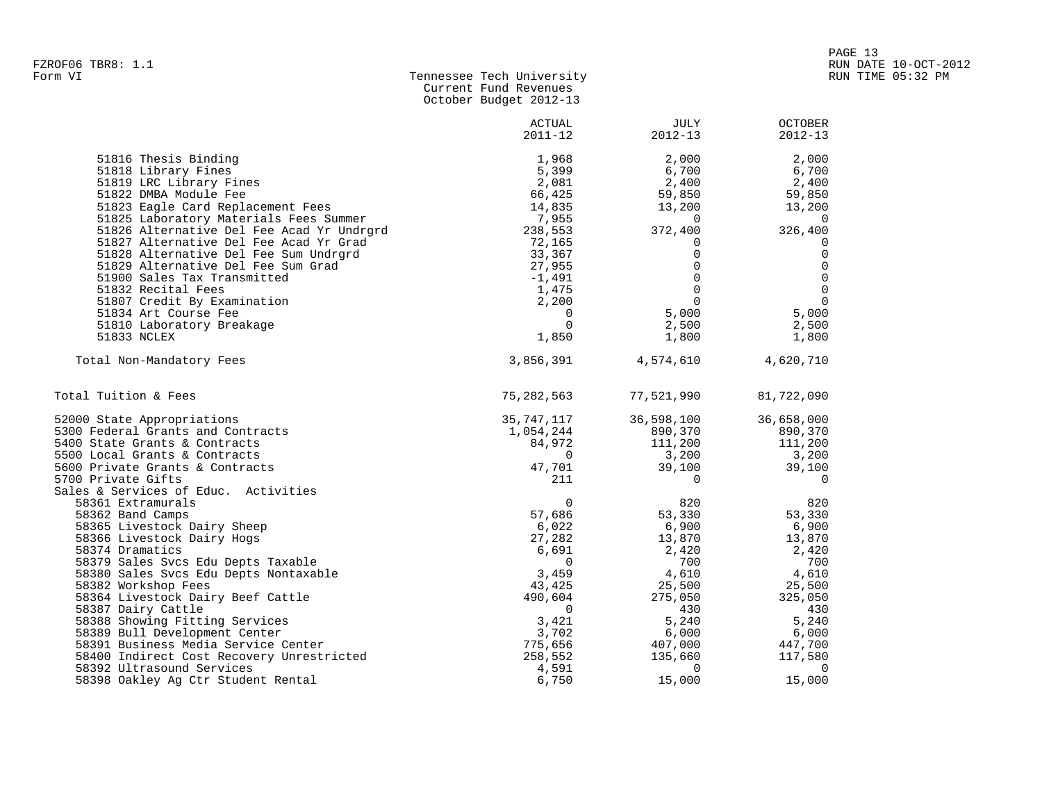FZROF06 TBR8: 1.1
Form VI

Tennessee Tech University
Current Fund Revenues
October Budget 2012-13

| | ACTUAL 2011-12 | JULY 2012-13 | OCTOBER 2012-13 |
|---|---|---|---|
| 51816 Thesis Binding | 1,968 | 2,000 | 2,000 |
| 51818 Library Fines | 5,399 | 6,700 | 6,700 |
| 51819 LRC Library Fines | 2,081 | 2,400 | 2,400 |
| 51822 DMBA Module Fee | 66,425 | 59,850 | 59,850 |
| 51823 Eagle Card Replacement Fees | 14,835 | 13,200 | 13,200 |
| 51825 Laboratory Materials Fees Summer | 7,955 | 0 | 0 |
| 51826 Alternative Del Fee Acad Yr Undrgrd | 238,553 | 372,400 | 326,400 |
| 51827 Alternative Del Fee Acad Yr Grad | 72,165 | 0 | 0 |
| 51828 Alternative Del Fee Sum Undrgrd | 33,367 | 0 | 0 |
| 51829 Alternative Del Fee Sum Grad | 27,955 | 0 | 0 |
| 51900 Sales Tax Transmitted | -1,491 | 0 | 0 |
| 51832 Recital Fees | 1,475 | 0 | 0 |
| 51807 Credit By Examination | 2,200 | 0 | 0 |
| 51834 Art Course Fee | 0 | 5,000 | 5,000 |
| 51810 Laboratory Breakage | 0 | 2,500 | 2,500 |
| 51833 NCLEX | 1,850 | 1,800 | 1,800 |
| Total Non-Mandatory Fees | 3,856,391 | 4,574,610 | 4,620,710 |
| Total Tuition & Fees | 75,282,563 | 77,521,990 | 81,722,090 |
| 52000 State Appropriations | 35,747,117 | 36,598,100 | 36,658,000 |
| 5300 Federal Grants and Contracts | 1,054,244 | 890,370 | 890,370 |
| 5400 State Grants & Contracts | 84,972 | 111,200 | 111,200 |
| 5500 Local Grants & Contracts | 0 | 3,200 | 3,200 |
| 5600 Private Grants & Contracts | 47,701 | 39,100 | 39,100 |
| 5700 Private Gifts | 211 | 0 | 0 |
| Sales & Services of Educ. Activities | | | |
| 58361 Extramurals | 0 | 820 | 820 |
| 58362 Band Camps | 57,686 | 53,330 | 53,330 |
| 58365 Livestock Dairy Sheep | 6,022 | 6,900 | 6,900 |
| 58366 Livestock Dairy Hogs | 27,282 | 13,870 | 13,870 |
| 58374 Dramatics | 6,691 | 2,420 | 2,420 |
| 58379 Sales Svcs Edu Depts Taxable | 0 | 700 | 700 |
| 58380 Sales Svcs Edu Depts Nontaxable | 3,459 | 4,610 | 4,610 |
| 58382 Workshop Fees | 43,425 | 25,500 | 25,500 |
| 58364 Livestock Dairy Beef Cattle | 490,604 | 275,050 | 325,050 |
| 58387 Dairy Cattle | 0 | 430 | 430 |
| 58388 Showing Fitting Services | 3,421 | 5,240 | 5,240 |
| 58389 Bull Development Center | 3,702 | 6,000 | 6,000 |
| 58391 Business Media Service Center | 775,656 | 407,000 | 447,700 |
| 58400 Indirect Cost Recovery Unrestricted | 258,552 | 135,660 | 117,580 |
| 58392 Ultrasound Services | 4,591 | 0 | 0 |
| 58398 Oakley Ag Ctr Student Rental | 6,750 | 15,000 | 15,000 |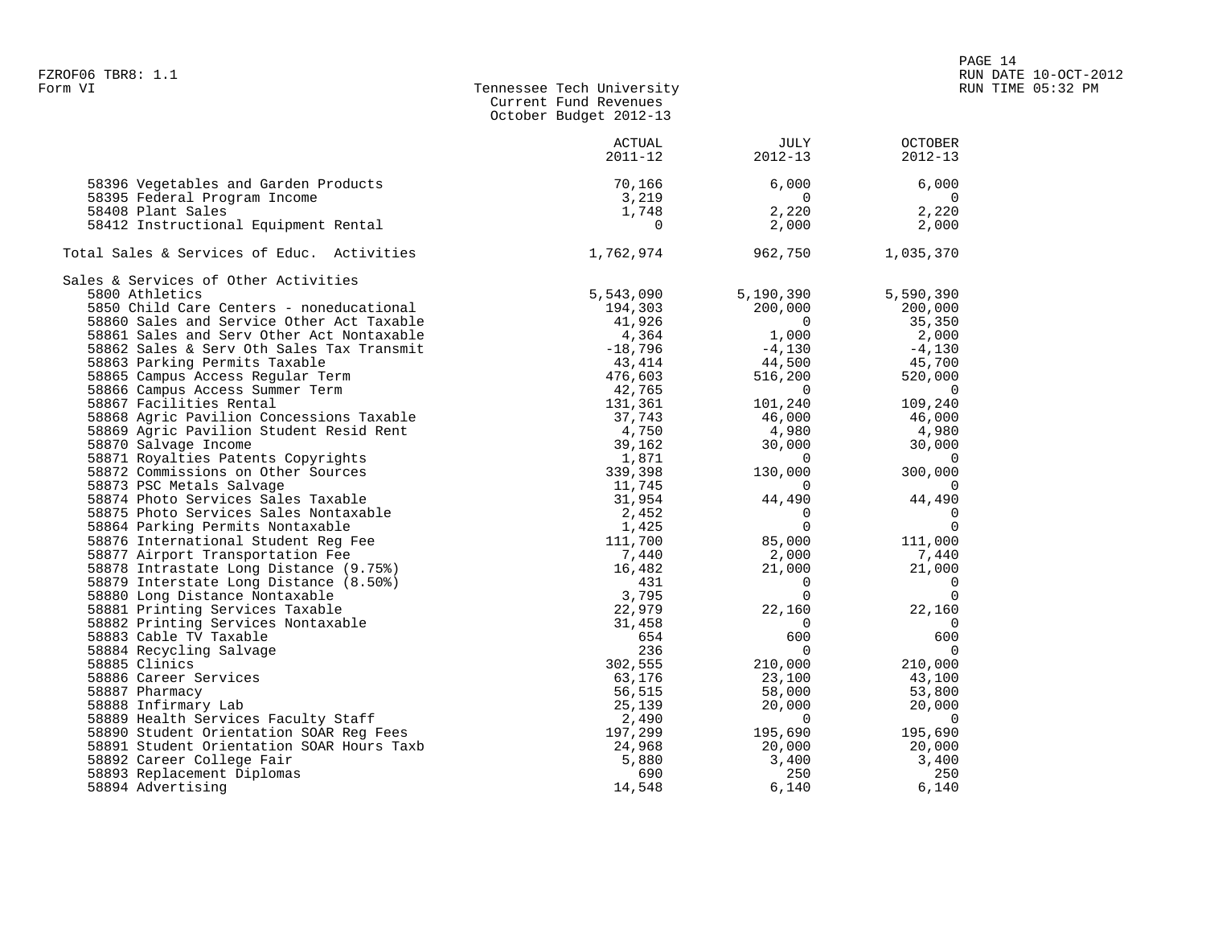Tennessee Tech University
Current Fund Revenues
October Budget 2012-13

Form VI

| | ACTUAL 2011-12 | JULY 2012-13 | OCTOBER 2012-13 |
|---|---|---|---|
| 58396 Vegetables and Garden Products | 70,166 | 6,000 | 6,000 |
| 58395 Federal Program Income | 3,219 | 0 | 0 |
| 58408 Plant Sales | 1,748 | 2,220 | 2,220 |
| 58412 Instructional Equipment Rental | 0 | 2,000 | 2,000 |
| Total Sales & Services of Educ. Activities | 1,762,974 | 962,750 | 1,035,370 |
| Sales & Services of Other Activities | | | |
| 5800 Athletics | 5,543,090 | 5,190,390 | 5,590,390 |
| 5850 Child Care Centers - noneducational | 194,303 | 200,000 | 200,000 |
| 58860 Sales and Service Other Act Taxable | 41,926 | 0 | 35,350 |
| 58861 Sales and Serv Other Act Nontaxable | 4,364 | 1,000 | 2,000 |
| 58862 Sales & Serv Oth Sales Tax Transmit | -18,796 | -4,130 | -4,130 |
| 58863 Parking Permits Taxable | 43,414 | 44,500 | 45,700 |
| 58865 Campus Access Regular Term | 476,603 | 516,200 | 520,000 |
| 58866 Campus Access Summer Term | 42,765 | 0 | 0 |
| 58867 Facilities Rental | 131,361 | 101,240 | 109,240 |
| 58868 Agric Pavilion Concessions Taxable | 37,743 | 46,000 | 46,000 |
| 58869 Agric Pavilion Student Resid Rent | 4,750 | 4,980 | 4,980 |
| 58870 Salvage Income | 39,162 | 30,000 | 30,000 |
| 58871 Royalties Patents Copyrights | 1,871 | 0 | 0 |
| 58872 Commissions on Other Sources | 339,398 | 130,000 | 300,000 |
| 58873 PSC Metals Salvage | 11,745 | 0 | 0 |
| 58874 Photo Services Sales Taxable | 31,954 | 44,490 | 44,490 |
| 58875 Photo Services Sales Nontaxable | 2,452 | 0 | 0 |
| 58864 Parking Permits Nontaxable | 1,425 | 0 | 0 |
| 58876 International Student Reg Fee | 111,700 | 85,000 | 111,000 |
| 58877 Airport Transportation Fee | 7,440 | 2,000 | 7,440 |
| 58878 Intrastate Long Distance (9.75%) | 16,482 | 21,000 | 21,000 |
| 58879 Interstate Long Distance (8.50%) | 431 | 0 | 0 |
| 58880 Long Distance Nontaxable | 3,795 | 0 | 0 |
| 58881 Printing Services Taxable | 22,979 | 22,160 | 22,160 |
| 58882 Printing Services Nontaxable | 31,458 | 0 | 0 |
| 58883 Cable TV Taxable | 654 | 600 | 600 |
| 58884 Recycling Salvage | 236 | 0 | 0 |
| 58885 Clinics | 302,555 | 210,000 | 210,000 |
| 58886 Career Services | 63,176 | 23,100 | 43,100 |
| 58887 Pharmacy | 56,515 | 58,000 | 53,800 |
| 58888 Infirmary Lab | 25,139 | 20,000 | 20,000 |
| 58889 Health Services Faculty Staff | 2,490 | 0 | 0 |
| 58890 Student Orientation SOAR Reg Fees | 197,299 | 195,690 | 195,690 |
| 58891 Student Orientation SOAR Hours Taxb | 24,968 | 20,000 | 20,000 |
| 58892 Career College Fair | 5,880 | 3,400 | 3,400 |
| 58893 Replacement Diplomas | 690 | 250 | 250 |
| 58894 Advertising | 14,548 | 6,140 | 6,140 |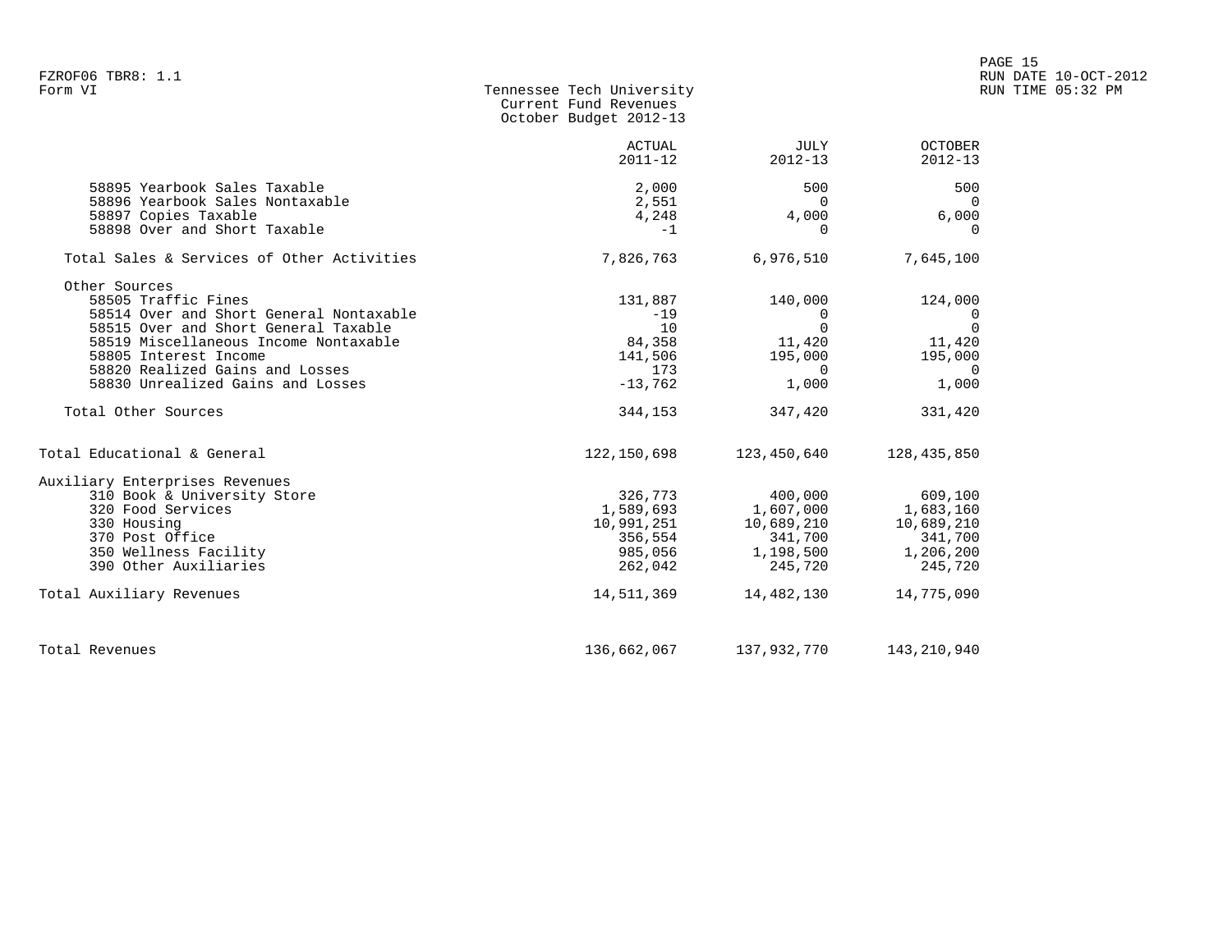FZROF06 TBR8: 1.1
Form VI

Tennessee Tech University
Current Fund Revenues
October Budget 2012-13

RUN DATE 10-OCT-2012
RUN TIME 05:32 PM

| | ACTUAL 2011-12 | JULY 2012-13 | OCTOBER 2012-13 |
|---|---|---|---|
| 58895 Yearbook Sales Taxable | 2,000 | 500 | 500 |
| 58896 Yearbook Sales Nontaxable | 2,551 | 0 | 0 |
| 58897 Copies Taxable | 4,248 | 4,000 | 6,000 |
| 58898 Over and Short Taxable | -1 | 0 | 0 |
| Total Sales & Services of Other Activities | 7,826,763 | 6,976,510 | 7,645,100 |
| Other Sources | | | |
| 58505 Traffic Fines | 131,887 | 140,000 | 124,000 |
| 58514 Over and Short General Nontaxable | -19 | 0 | 0 |
| 58515 Over and Short General Taxable | 10 | 0 | 0 |
| 58519 Miscellaneous Income Nontaxable | 84,358 | 11,420 | 11,420 |
| 58805 Interest Income | 141,506 | 195,000 | 195,000 |
| 58820 Realized Gains and Losses | 173 | 0 | 0 |
| 58830 Unrealized Gains and Losses | -13,762 | 1,000 | 1,000 |
| Total Other Sources | 344,153 | 347,420 | 331,420 |
| Total Educational & General | 122,150,698 | 123,450,640 | 128,435,850 |
| Auxiliary Enterprises Revenues | | | |
| 310 Book & University Store | 326,773 | 400,000 | 609,100 |
| 320 Food Services | 1,589,693 | 1,607,000 | 1,683,160 |
| 330 Housing | 10,991,251 | 10,689,210 | 10,689,210 |
| 370 Post Office | 356,554 | 341,700 | 341,700 |
| 350 Wellness Facility | 985,056 | 1,198,500 | 1,206,200 |
| 390 Other Auxiliaries | 262,042 | 245,720 | 245,720 |
| Total Auxiliary Revenues | 14,511,369 | 14,482,130 | 14,775,090 |
| Total Revenues | 136,662,067 | 137,932,770 | 143,210,940 |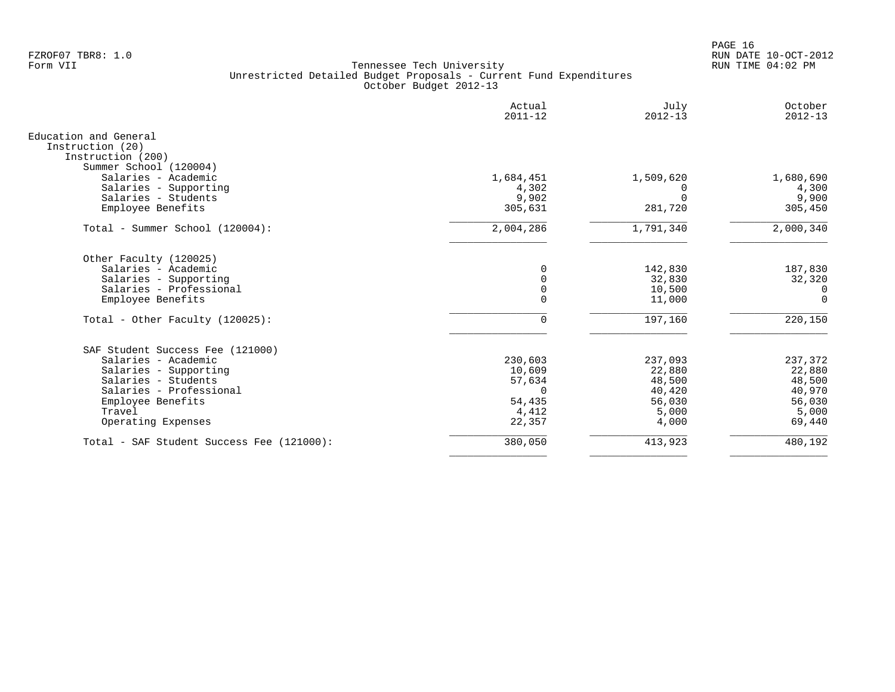FZROF07 TBR8: 1.0
Form VII

Tennessee Tech University
Unrestricted Detailed Budget Proposals - Current Fund Expenditures
October Budget 2012-13

RUN DATE 10-OCT-2012
RUN TIME 04:02 PM

| | Actual 2011-12 | July 2012-13 | October 2012-13 |
|---|---|---|---|
| Education and General | | | |
| Instruction (20) | | | |
| Instruction (200) | | | |
| Summer School (120004) | | | |
| Salaries - Academic | 1,684,451 | 1,509,620 | 1,680,690 |
| Salaries - Supporting | 4,302 | 0 | 4,300 |
| Salaries - Students | 9,902 | 0 | 9,900 |
| Employee Benefits | 305,631 | 281,720 | 305,450 |
| Total - Summer School (120004): | 2,004,286 | 1,791,340 | 2,000,340 |
| Other Faculty (120025) | | | |
| Salaries - Academic | 0 | 142,830 | 187,830 |
| Salaries - Supporting | 0 | 32,830 | 32,320 |
| Salaries - Professional | 0 | 10,500 | 0 |
| Employee Benefits | 0 | 11,000 | 0 |
| Total - Other Faculty (120025): | 0 | 197,160 | 220,150 |
| SAF Student Success Fee (121000) | | | |
| Salaries - Academic | 230,603 | 237,093 | 237,372 |
| Salaries - Supporting | 10,609 | 22,880 | 22,880 |
| Salaries - Students | 57,634 | 48,500 | 48,500 |
| Salaries - Professional | 0 | 40,420 | 40,970 |
| Employee Benefits | 54,435 | 56,030 | 56,030 |
| Travel | 4,412 | 5,000 | 5,000 |
| Operating Expenses | 22,357 | 4,000 | 69,440 |
| Total - SAF Student Success Fee (121000): | 380,050 | 413,923 | 480,192 |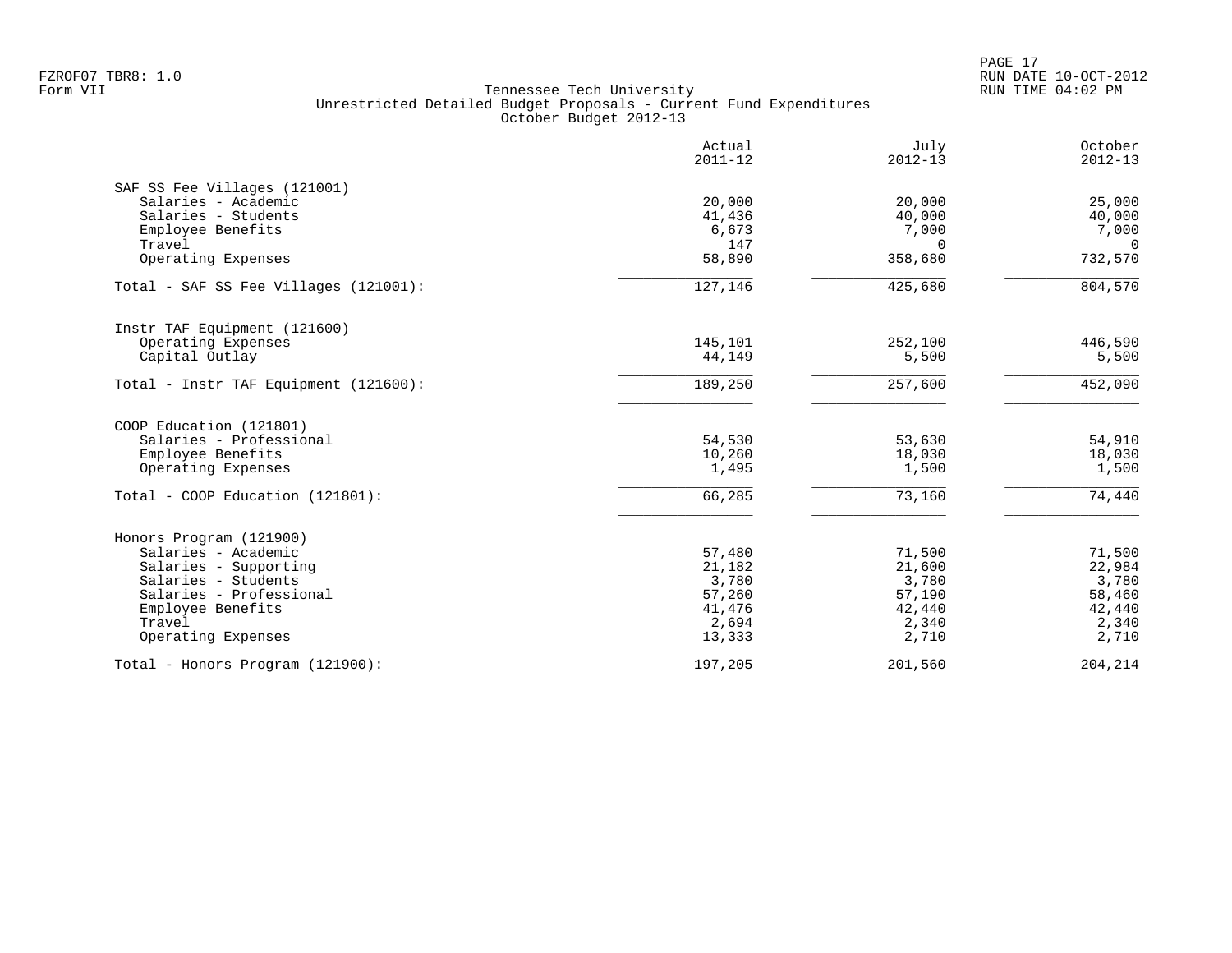FZROF07 TBR8: 1.0
Form VII

Tennessee Tech University
Unrestricted Detailed Budget Proposals - Current Fund Expenditures
October Budget 2012-13

RUN DATE 10-OCT-2012
RUN TIME 04:02 PM

| | Actual 2011-12 | July 2012-13 | October 2012-13 |
|---|---|---|---|
| **SAF SS Fee Villages (121001)** | | | |
| Salaries - Academic | 20,000 | 20,000 | 25,000 |
| Salaries - Students | 41,436 | 40,000 | 40,000 |
| Employee Benefits | 6,673 | 7,000 | 7,000 |
| Travel | 147 | 0 | 0 |
| Operating Expenses | 58,890 | 358,680 | 732,570 |
| Total - SAF SS Fee Villages (121001): | 127,146 | 425,680 | 804,570 |
| **Instr TAF Equipment (121600)** | | | |
| Operating Expenses | 145,101 | 252,100 | 446,590 |
| Capital Outlay | 44,149 | 5,500 | 5,500 |
| Total - Instr TAF Equipment (121600): | 189,250 | 257,600 | 452,090 |
| **COOP Education (121801)** | | | |
| Salaries - Professional | 54,530 | 53,630 | 54,910 |
| Employee Benefits | 10,260 | 18,030 | 18,030 |
| Operating Expenses | 1,495 | 1,500 | 1,500 |
| Total - COOP Education (121801): | 66,285 | 73,160 | 74,440 |
| **Honors Program (121900)** | | | |
| Salaries - Academic | 57,480 | 71,500 | 71,500 |
| Salaries - Supporting | 21,182 | 21,600 | 22,984 |
| Salaries - Students | 3,780 | 3,780 | 3,780 |
| Salaries - Professional | 57,260 | 57,190 | 58,460 |
| Employee Benefits | 41,476 | 42,440 | 42,440 |
| Travel | 2,694 | 2,340 | 2,340 |
| Operating Expenses | 13,333 | 2,710 | 2,710 |
| Total - Honors Program (121900): | 197,205 | 201,560 | 204,214 |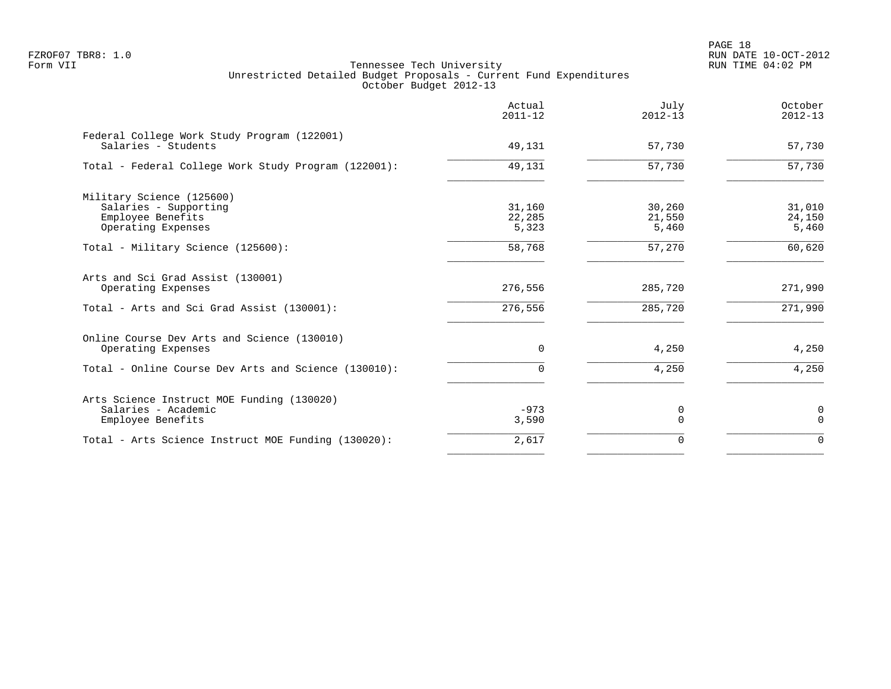FZROF07 TBR8: 1.0
Form VII

Tennessee Tech University
Unrestricted Detailed Budget Proposals - Current Fund Expenditures
October Budget 2012-13

RUN DATE 10-OCT-2012
RUN TIME 04:02 PM

| | Actual 2011-12 | July 2012-13 | October 2012-13 |
|---|---|---|---|
| Federal College Work Study Program (122001) | | | |
| Salaries - Students | 49,131 | 57,730 | 57,730 |
| Total - Federal College Work Study Program (122001): | 49,131 | 57,730 | 57,730 |
| Military Science (125600) | | | |
| Salaries - Supporting | 31,160 | 30,260 | 31,010 |
| Employee Benefits | 22,285 | 21,550 | 24,150 |
| Operating Expenses | 5,323 | 5,460 | 5,460 |
| Total - Military Science (125600): | 58,768 | 57,270 | 60,620 |
| Arts and Sci Grad Assist (130001) | | | |
| Operating Expenses | 276,556 | 285,720 | 271,990 |
| Total - Arts and Sci Grad Assist (130001): | 276,556 | 285,720 | 271,990 |
| Online Course Dev Arts and Science (130010) | | | |
| Operating Expenses | 0 | 4,250 | 4,250 |
| Total - Online Course Dev Arts and Science (130010): | 0 | 4,250 | 4,250 |
| Arts Science Instruct MOE Funding (130020) | | | |
| Salaries - Academic | -973 | 0 | 0 |
| Employee Benefits | 3,590 | 0 | 0 |
| Total - Arts Science Instruct MOE Funding (130020): | 2,617 | 0 | 0 |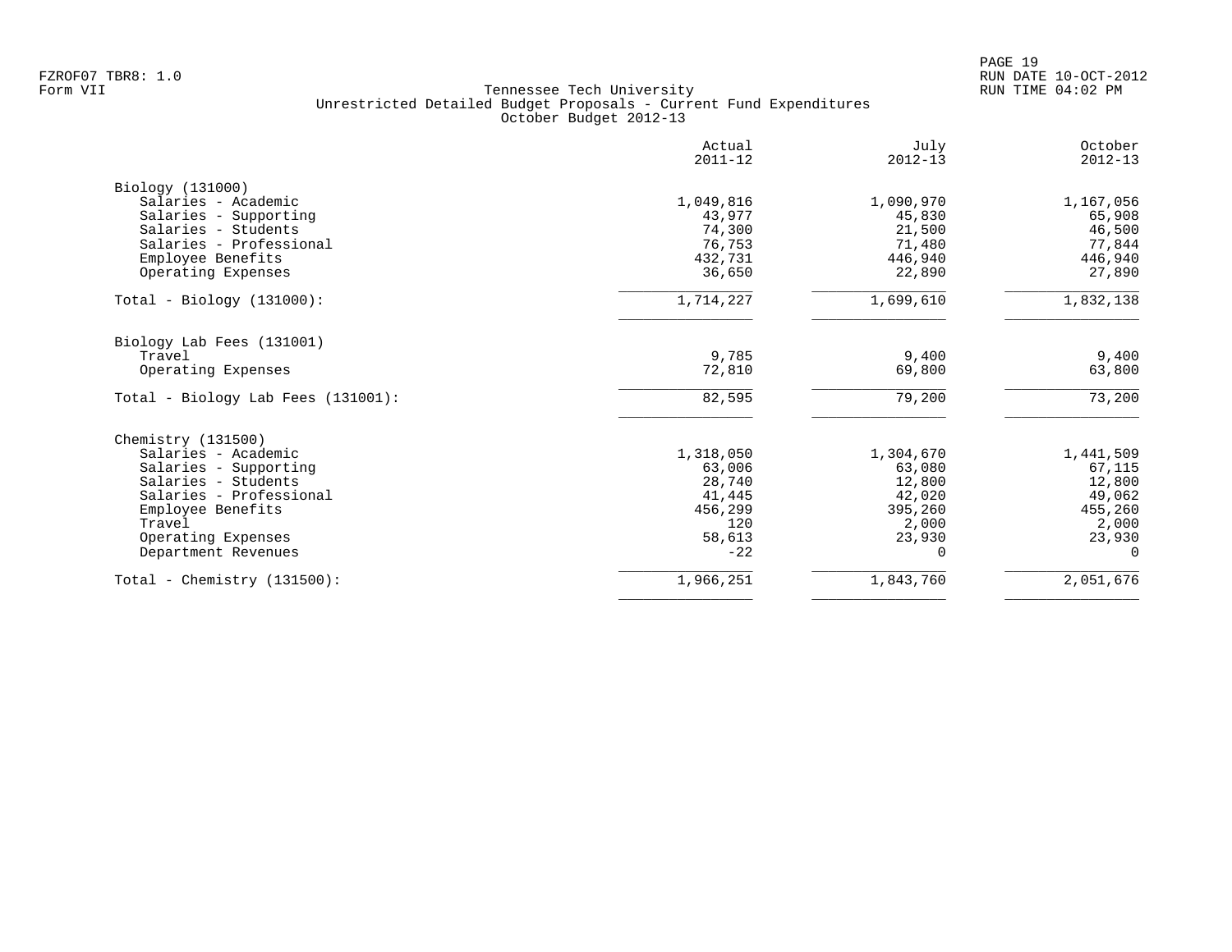FZROF07 TBR8: 1.0
Form VII

RUN DATE 10-OCT-2012
RUN TIME 04:02 PM

# Tennessee Tech University
## Unrestricted Detailed Budget Proposals - Current Fund Expenditures
### October Budget 2012-13

| | Actual 2011-12 | July 2012-13 | October 2012-13 |
|---|---:|---:|---:|
| **Biology (131000)** | | | |
| Salaries - Academic | 1,049,816 | 1,090,970 | 1,167,056 |
| Salaries - Supporting | 43,977 | 45,830 | 65,908 |
| Salaries - Students | 74,300 | 21,500 | 46,500 |
| Salaries - Professional | 76,753 | 71,480 | 77,844 |
| Employee Benefits | 432,731 | 446,940 | 446,940 |
| Operating Expenses | 36,650 | 22,890 | 27,890 |
| Total - Biology (131000): | 1,714,227 | 1,699,610 | 1,832,138 |
| **Biology Lab Fees (131001)** | | | |
| Travel | 9,785 | 9,400 | 9,400 |
| Operating Expenses | 72,810 | 69,800 | 63,800 |
| Total - Biology Lab Fees (131001): | 82,595 | 79,200 | 73,200 |
| **Chemistry (131500)** | | | |
| Salaries - Academic | 1,318,050 | 1,304,670 | 1,441,509 |
| Salaries - Supporting | 63,006 | 63,080 | 67,115 |
| Salaries - Students | 28,740 | 12,800 | 12,800 |
| Salaries - Professional | 41,445 | 42,020 | 49,062 |
| Employee Benefits | 456,299 | 395,260 | 455,260 |
| Travel | 120 | 2,000 | 2,000 |
| Operating Expenses | 58,613 | 23,930 | 23,930 |
| Department Revenues | -22 | 0 | 0 |
| Total - Chemistry (131500): | 1,966,251 | 1,843,760 | 2,051,676 |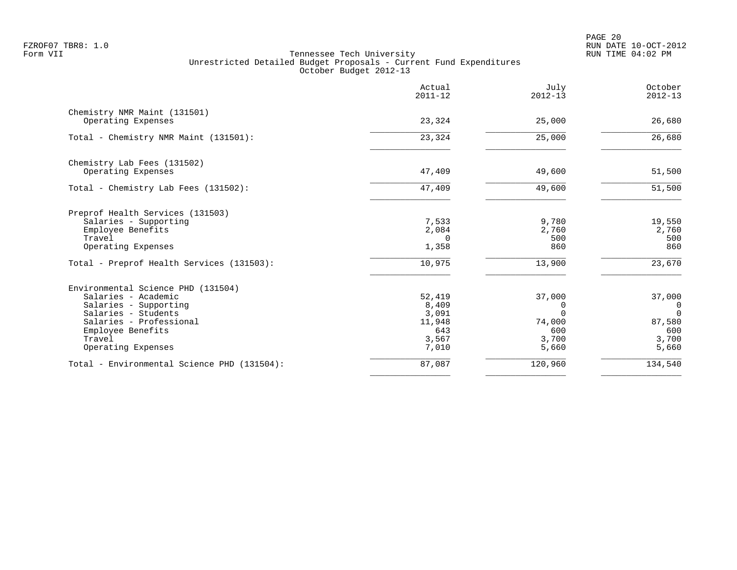FZROF07 TBR8: 1.0
Form VII

Tennessee Tech University
Unrestricted Detailed Budget Proposals - Current Fund Expenditures
October Budget 2012-13

RUN DATE 10-OCT-2012
RUN TIME 04:02 PM

| | Actual 2011-12 | July 2012-13 | October 2012-13 |
|---|---|---|---|
| **Chemistry NMR Maint (131501)** | | | |
| Operating Expenses | 23,324 | 25,000 | 26,680 |
| Total - Chemistry NMR Maint (131501): | 23,324 | 25,000 | 26,680 |
| **Chemistry Lab Fees (131502)** | | | |
| Operating Expenses | 47,409 | 49,600 | 51,500 |
| Total - Chemistry Lab Fees (131502): | 47,409 | 49,600 | 51,500 |
| **Preprof Health Services (131503)** | | | |
| Salaries - Supporting | 7,533 | 9,780 | 19,550 |
| Employee Benefits | 2,084 | 2,760 | 2,760 |
| Travel | 0 | 500 | 500 |
| Operating Expenses | 1,358 | 860 | 860 |
| Total - Preprof Health Services (131503): | 10,975 | 13,900 | 23,670 |
| **Environmental Science PHD (131504)** | | | |
| Salaries - Academic | 52,419 | 37,000 | 37,000 |
| Salaries - Supporting | 8,409 | 0 | 0 |
| Salaries - Students | 3,091 | 0 | 0 |
| Salaries - Professional | 11,948 | 74,000 | 87,580 |
| Employee Benefits | 643 | 600 | 600 |
| Travel | 3,567 | 3,700 | 3,700 |
| Operating Expenses | 7,010 | 5,660 | 5,660 |
| Total - Environmental Science PHD (131504): | 87,087 | 120,960 | 134,540 |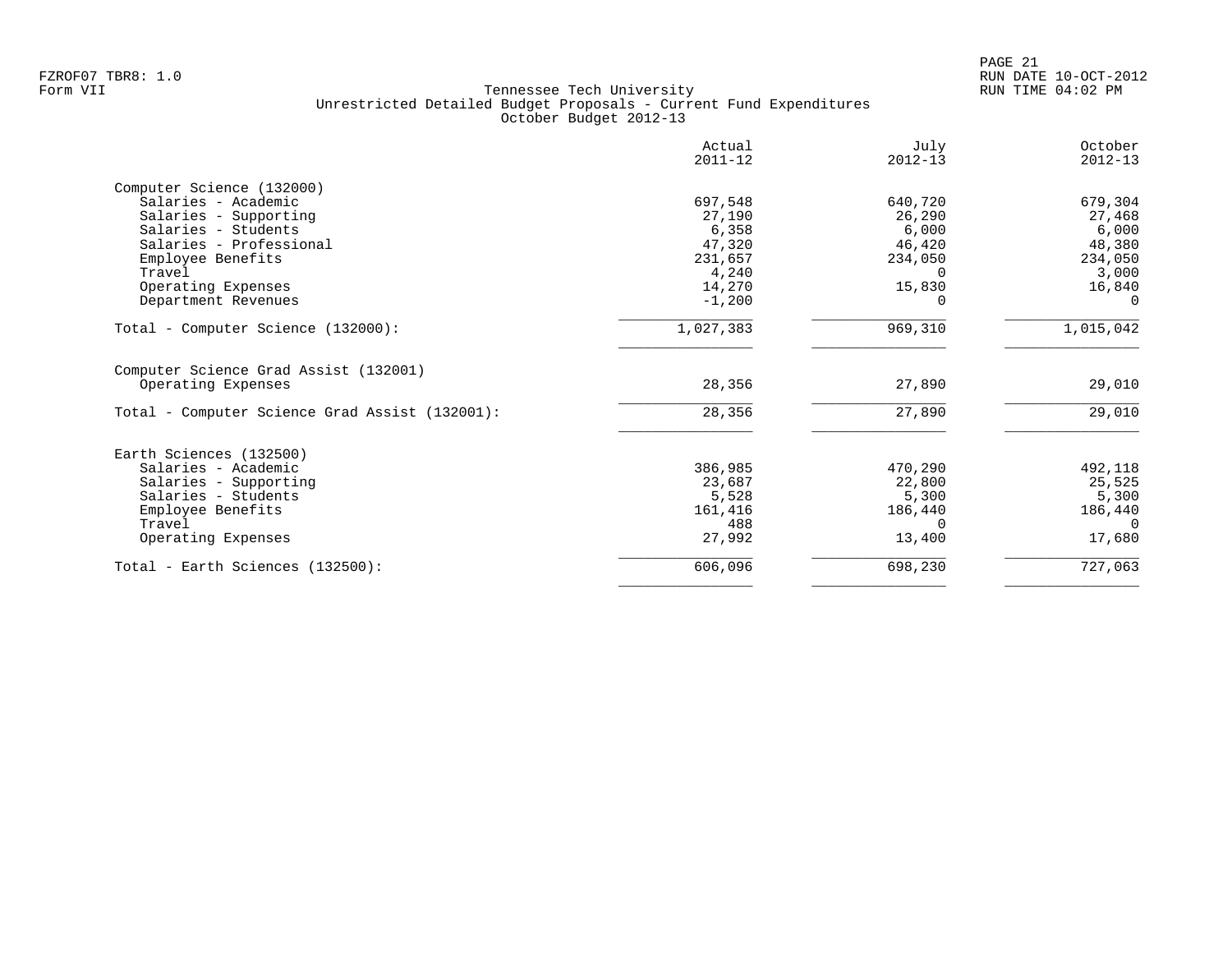Tennessee Tech University
Unrestricted Detailed Budget Proposals - Current Fund Expenditures
October Budget 2012-13

| | Actual 2011-12 | July 2012-13 | October 2012-13 |
|---|---|---|---|
| **Computer Science (132000)** | | | |
| Salaries - Academic | 697,548 | 640,720 | 679,304 |
| Salaries - Supporting | 27,190 | 26,290 | 27,468 |
| Salaries - Students | 6,358 | 6,000 | 6,000 |
| Salaries - Professional | 47,320 | 46,420 | 48,380 |
| Employee Benefits | 231,657 | 234,050 | 234,050 |
| Travel | 4,240 | 0 | 3,000 |
| Operating Expenses | 14,270 | 15,830 | 16,840 |
| Department Revenues | -1,200 | 0 | 0 |
| Total - Computer Science (132000): | 1,027,383 | 969,310 | 1,015,042 |
| **Computer Science Grad Assist (132001)** | | | |
| Operating Expenses | 28,356 | 27,890 | 29,010 |
| Total - Computer Science Grad Assist (132001): | 28,356 | 27,890 | 29,010 |
| **Earth Sciences (132500)** | | | |
| Salaries - Academic | 386,985 | 470,290 | 492,118 |
| Salaries - Supporting | 23,687 | 22,800 | 25,525 |
| Salaries - Students | 5,528 | 5,300 | 5,300 |
| Employee Benefits | 161,416 | 186,440 | 186,440 |
| Travel | 488 | 0 | 0 |
| Operating Expenses | 27,992 | 13,400 | 17,680 |
| Total - Earth Sciences (132500): | 606,096 | 698,230 | 727,063 |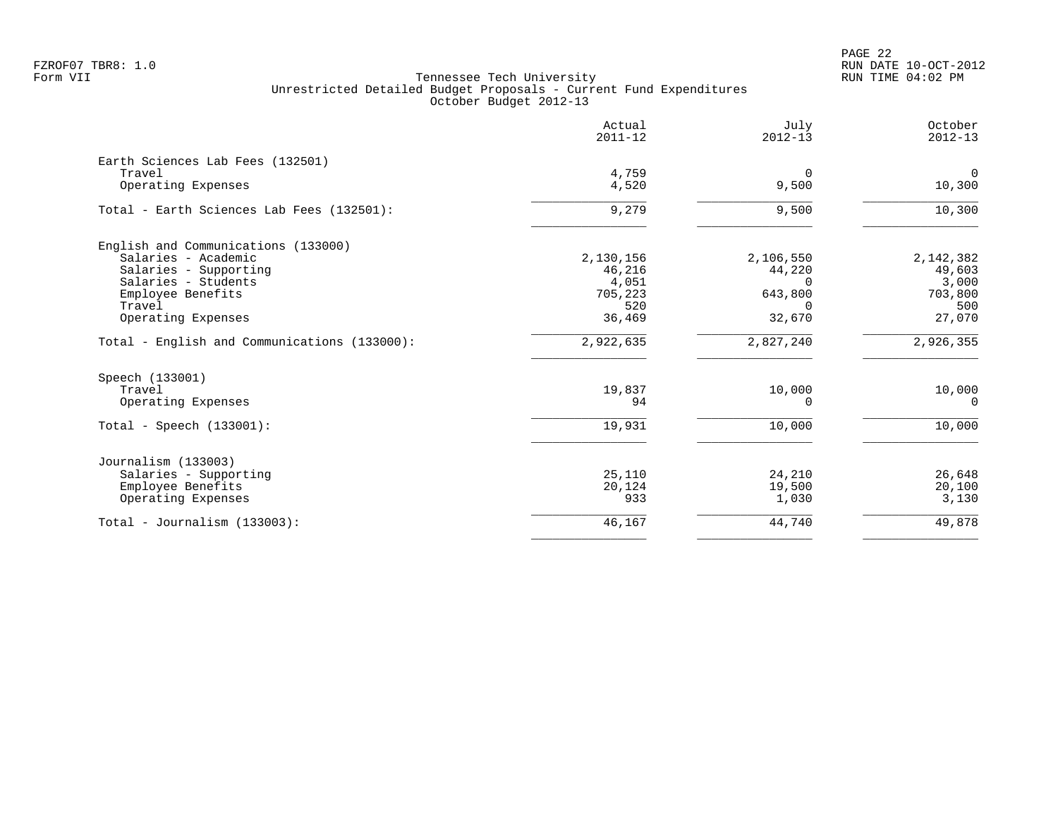Tennessee Tech University
Unrestricted Detailed Budget Proposals - Current Fund Expenditures
October Budget 2012-13

| | Actual 2011-12 | July 2012-13 | October 2012-13 |
|---|---|---|---|
| **Earth Sciences Lab Fees (132501)** | | | |
| Travel | 4,759 | 0 | 0 |
| Operating Expenses | 4,520 | 9,500 | 10,300 |
| Total - Earth Sciences Lab Fees (132501): | 9,279 | 9,500 | 10,300 |
| **English and Communications (133000)** | | | |
| Salaries - Academic | 2,130,156 | 2,106,550 | 2,142,382 |
| Salaries - Supporting | 46,216 | 44,220 | 49,603 |
| Salaries - Students | 4,051 | 0 | 3,000 |
| Employee Benefits | 705,223 | 643,800 | 703,800 |
| Travel | 520 | 0 | 500 |
| Operating Expenses | 36,469 | 32,670 | 27,070 |
| Total - English and Communications (133000): | 2,922,635 | 2,827,240 | 2,926,355 |
| **Speech (133001)** | | | |
| Travel | 19,837 | 10,000 | 10,000 |
| Operating Expenses | 94 | 0 | 0 |
| Total - Speech (133001): | 19,931 | 10,000 | 10,000 |
| **Journalism (133003)** | | | |
| Salaries - Supporting | 25,110 | 24,210 | 26,648 |
| Employee Benefits | 20,124 | 19,500 | 20,100 |
| Operating Expenses | 933 | 1,030 | 3,130 |
| Total - Journalism (133003): | 46,167 | 44,740 | 49,878 |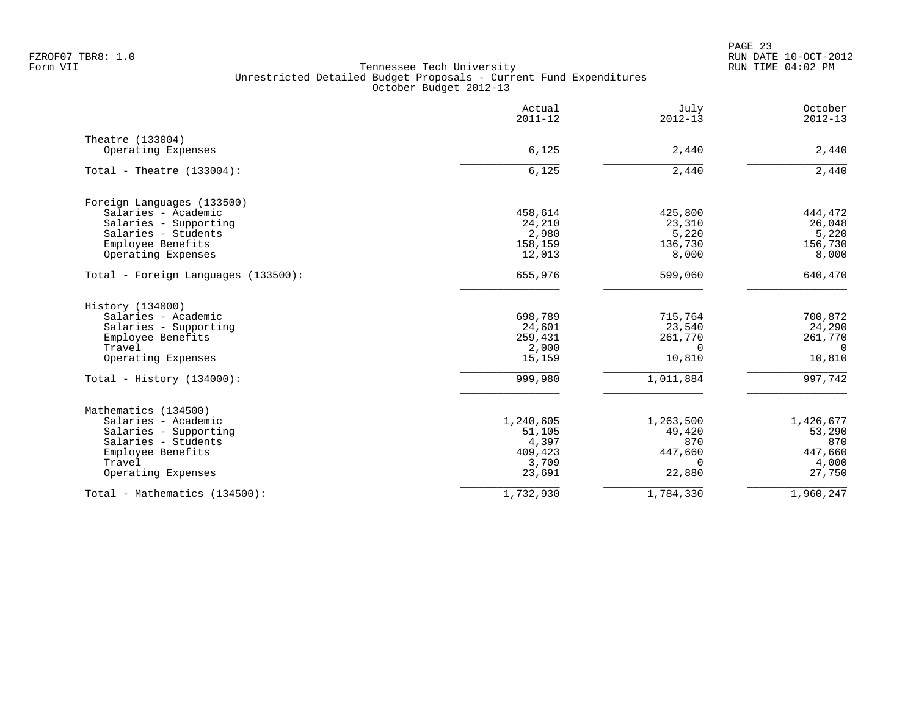Tennessee Tech University
Unrestricted Detailed Budget Proposals - Current Fund Expenditures
October Budget 2012-13

| | Actual 2011-12 | July 2012-13 | October 2012-13 |
|---|---|---|---|
| Theatre (133004) | | | |
| Operating Expenses | 6,125 | 2,440 | 2,440 |
| Total - Theatre (133004): | 6,125 | 2,440 | 2,440 |
| Foreign Languages (133500) | | | |
| Salaries - Academic | 458,614 | 425,800 | 444,472 |
| Salaries - Supporting | 24,210 | 23,310 | 26,048 |
| Salaries - Students | 2,980 | 5,220 | 5,220 |
| Employee Benefits | 158,159 | 136,730 | 156,730 |
| Operating Expenses | 12,013 | 8,000 | 8,000 |
| Total - Foreign Languages (133500): | 655,976 | 599,060 | 640,470 |
| History (134000) | | | |
| Salaries - Academic | 698,789 | 715,764 | 700,872 |
| Salaries - Supporting | 24,601 | 23,540 | 24,290 |
| Employee Benefits | 259,431 | 261,770 | 261,770 |
| Travel | 2,000 | 0 | 0 |
| Operating Expenses | 15,159 | 10,810 | 10,810 |
| Total - History (134000): | 999,980 | 1,011,884 | 997,742 |
| Mathematics (134500) | | | |
| Salaries - Academic | 1,240,605 | 1,263,500 | 1,426,677 |
| Salaries - Supporting | 51,105 | 49,420 | 53,290 |
| Salaries - Students | 4,397 | 870 | 870 |
| Employee Benefits | 409,423 | 447,660 | 447,660 |
| Travel | 3,709 | 0 | 4,000 |
| Operating Expenses | 23,691 | 22,880 | 27,750 |
| Total - Mathematics (134500): | 1,732,930 | 1,784,330 | 1,960,247 |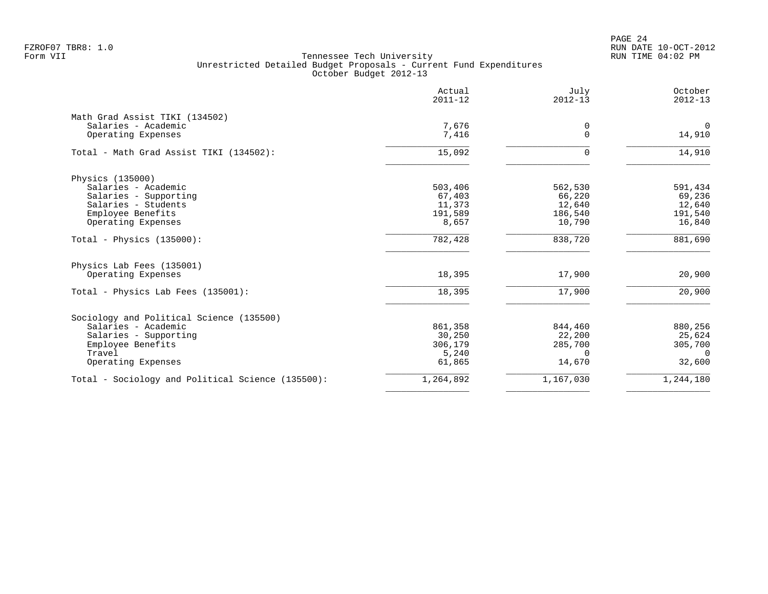Tennessee Tech University
Unrestricted Detailed Budget Proposals - Current Fund Expenditures
October Budget 2012-13

Form VII

| | Actual 2011-12 | July 2012-13 | October 2012-13 |
|---|---:|---:|---:|
| **Math Grad Assist TIKI (134502)** | | | |
| Salaries - Academic | 7,676 | 0 | 0 |
| Operating Expenses | 7,416 | 0 | 14,910 |
| Total - Math Grad Assist TIKI (134502): | 15,092 | 0 | 14,910 |
| **Physics (135000)** | | | |
| Salaries - Academic | 503,406 | 562,530 | 591,434 |
| Salaries - Supporting | 67,403 | 66,220 | 69,236 |
| Salaries - Students | 11,373 | 12,640 | 12,640 |
| Employee Benefits | 191,589 | 186,540 | 191,540 |
| Operating Expenses | 8,657 | 10,790 | 16,840 |
| Total - Physics (135000): | 782,428 | 838,720 | 881,690 |
| **Physics Lab Fees (135001)** | | | |
| Operating Expenses | 18,395 | 17,900 | 20,900 |
| Total - Physics Lab Fees (135001): | 18,395 | 17,900 | 20,900 |
| **Sociology and Political Science (135500)** | | | |
| Salaries - Academic | 861,358 | 844,460 | 880,256 |
| Salaries - Supporting | 30,250 | 22,200 | 25,624 |
| Employee Benefits | 306,179 | 285,700 | 305,700 |
| Travel | 5,240 | 0 | 0 |
| Operating Expenses | 61,865 | 14,670 | 32,600 |
| Total - Sociology and Political Science (135500): | 1,264,892 | 1,167,030 | 1,244,180 |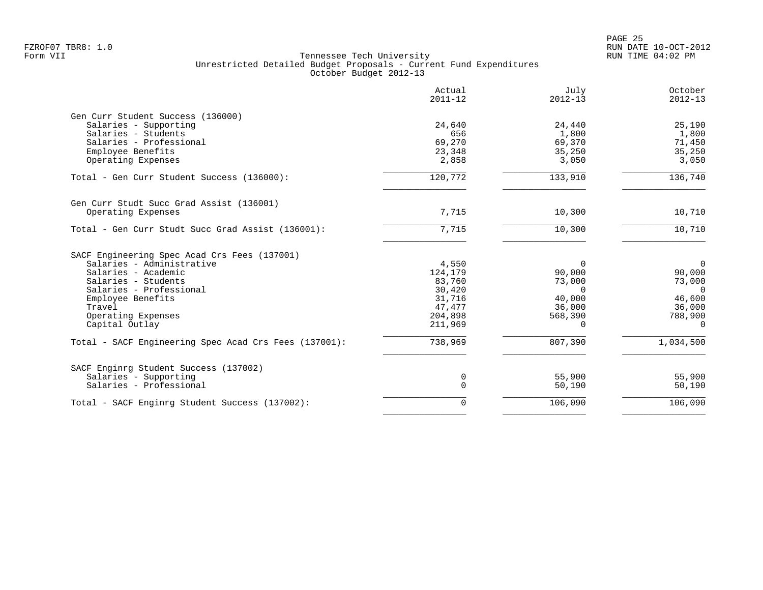Tennessee Tech University
Unrestricted Detailed Budget Proposals - Current Fund Expenditures
October Budget 2012-13

| | Actual 2011-12 | July 2012-13 | October 2012-13 |
|---|---|---|---|
| **Gen Curr Student Success (136000)** | | | |
| Salaries - Supporting | 24,640 | 24,440 | 25,190 |
| Salaries - Students | 656 | 1,800 | 1,800 |
| Salaries - Professional | 69,270 | 69,370 | 71,450 |
| Employee Benefits | 23,348 | 35,250 | 35,250 |
| Operating Expenses | 2,858 | 3,050 | 3,050 |
| Total - Gen Curr Student Success (136000): | 120,772 | 133,910 | 136,740 |
| **Gen Curr Studt Succ Grad Assist (136001)** | | | |
| Operating Expenses | 7,715 | 10,300 | 10,710 |
| Total - Gen Curr Studt Succ Grad Assist (136001): | 7,715 | 10,300 | 10,710 |
| **SACF Engineering Spec Acad Crs Fees (137001)** | | | |
| Salaries - Administrative | 4,550 | 0 | 0 |
| Salaries - Academic | 124,179 | 90,000 | 90,000 |
| Salaries - Students | 83,760 | 73,000 | 73,000 |
| Salaries - Professional | 30,420 | 0 | 0 |
| Employee Benefits | 31,716 | 40,000 | 46,600 |
| Travel | 47,477 | 36,000 | 36,000 |
| Operating Expenses | 204,898 | 568,390 | 788,900 |
| Capital Outlay | 211,969 | 0 | 0 |
| Total - SACF Engineering Spec Acad Crs Fees (137001): | 738,969 | 807,390 | 1,034,500 |
| **SACF Enginrg Student Success (137002)** | | | |
| Salaries - Supporting | 0 | 55,900 | 55,900 |
| Salaries - Professional | 0 | 50,190 | 50,190 |
| Total - SACF Enginrg Student Success (137002): | 0 | 106,090 | 106,090 |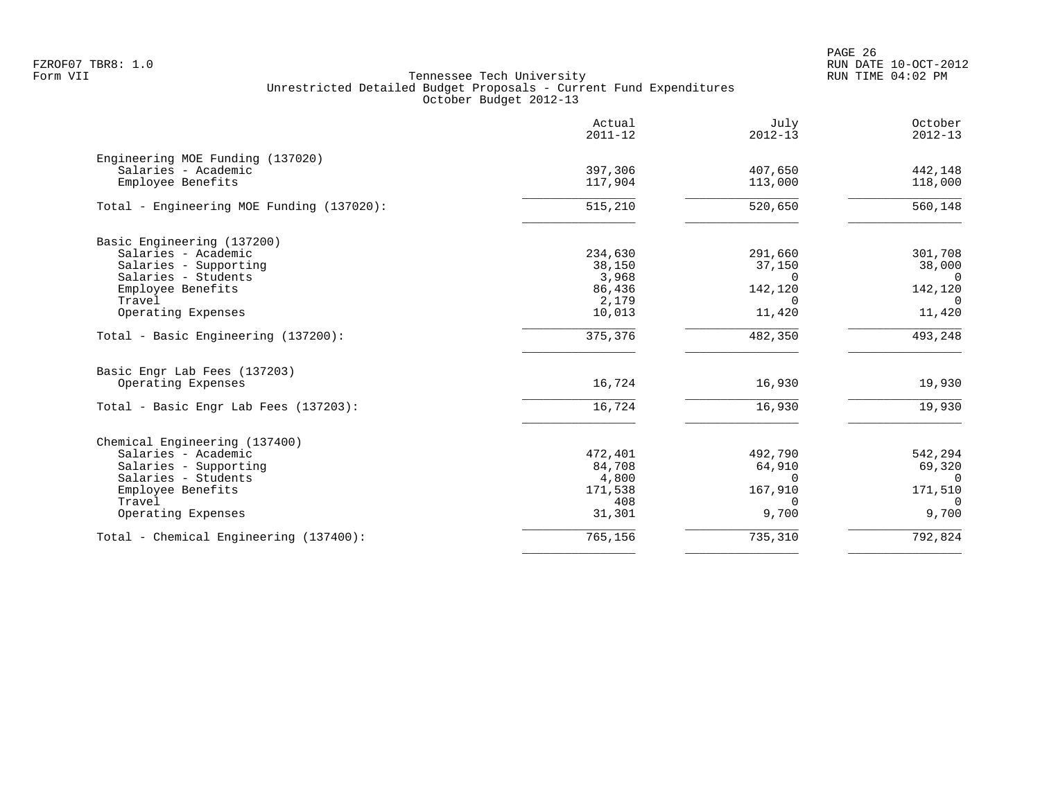Tennessee Tech University
Unrestricted Detailed Budget Proposals - Current Fund Expenditures
October Budget 2012-13

| | Actual 2011-12 | July 2012-13 | October 2012-13 |
|---|---:|---:|---:|
| **Engineering MOE Funding (137020)** | | | |
| Salaries - Academic | 397,306 | 407,650 | 442,148 |
| Employee Benefits | 117,904 | 113,000 | 118,000 |
| Total - Engineering MOE Funding (137020): | 515,210 | 520,650 | 560,148 |
| **Basic Engineering (137200)** | | | |
| Salaries - Academic | 234,630 | 291,660 | 301,708 |
| Salaries - Supporting | 38,150 | 37,150 | 38,000 |
| Salaries - Students | 3,968 | 0 | 0 |
| Employee Benefits | 86,436 | 142,120 | 142,120 |
| Travel | 2,179 | 0 | 0 |
| Operating Expenses | 10,013 | 11,420 | 11,420 |
| Total - Basic Engineering (137200): | 375,376 | 482,350 | 493,248 |
| **Basic Engr Lab Fees (137203)** | | | |
| Operating Expenses | 16,724 | 16,930 | 19,930 |
| Total - Basic Engr Lab Fees (137203): | 16,724 | 16,930 | 19,930 |
| **Chemical Engineering (137400)** | | | |
| Salaries - Academic | 472,401 | 492,790 | 542,294 |
| Salaries - Supporting | 84,708 | 64,910 | 69,320 |
| Salaries - Students | 4,800 | 0 | 0 |
| Employee Benefits | 171,538 | 167,910 | 171,510 |
| Travel | 408 | 0 | 0 |
| Operating Expenses | 31,301 | 9,700 | 9,700 |
| Total - Chemical Engineering (137400): | 765,156 | 735,310 | 792,824 |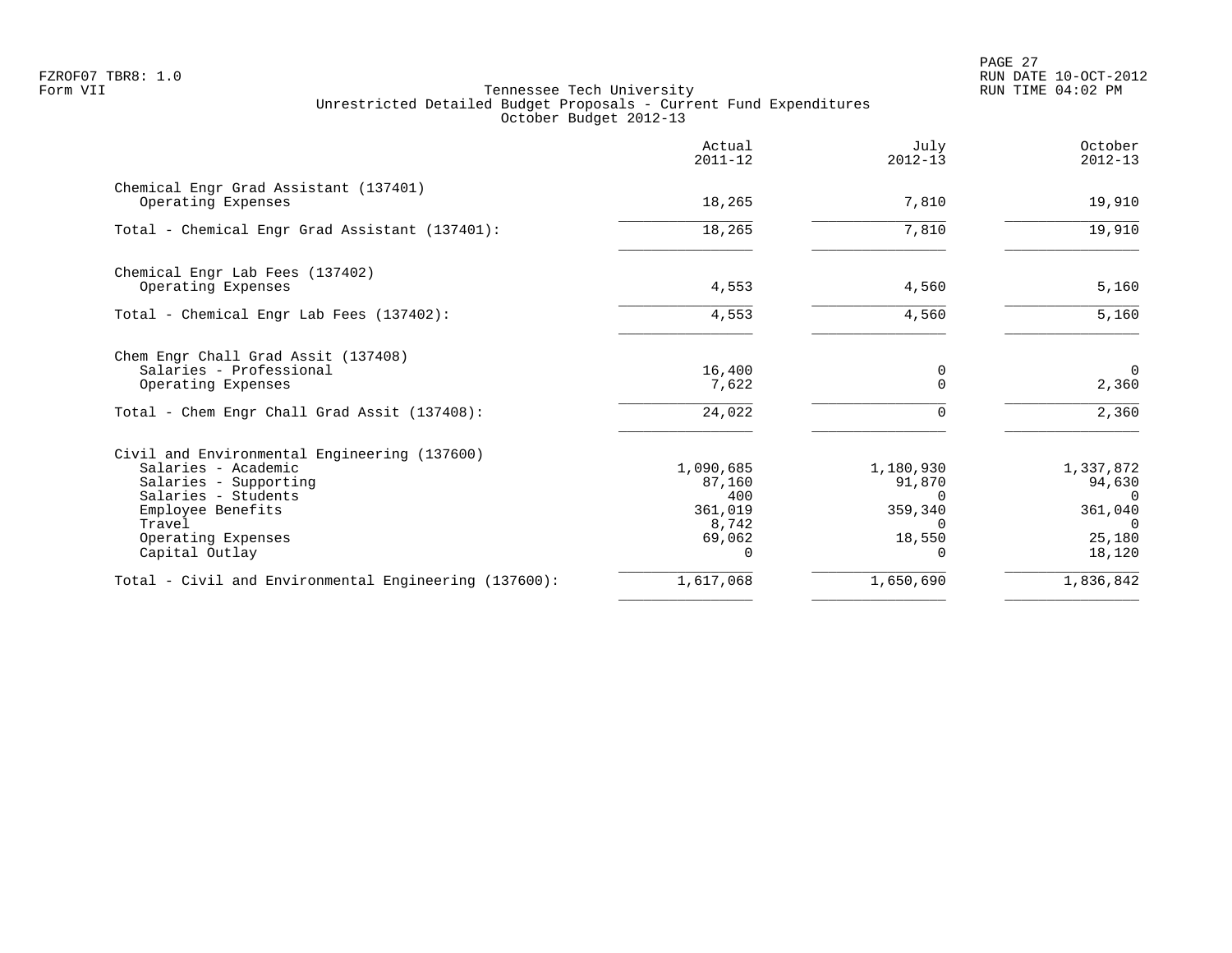FZROF07 TBR8: 1.0
Form VII

# Tennessee Tech University
## Unrestricted Detailed Budget Proposals - Current Fund Expenditures
### October Budget 2012-13

RUN DATE 10-OCT-2012
RUN TIME 04:02 PM

| | Actual 2011-12 | July 2012-13 | October 2012-13 |
|---|---:|---:|---:|
| **Chemical Engr Grad Assistant (137401)** | | | |
| Operating Expenses | 18,265 | 7,810 | 19,910 |
| Total - Chemical Engr Grad Assistant (137401): | 18,265 | 7,810 | 19,910 |
| **Chemical Engr Lab Fees (137402)** | | | |
| Operating Expenses | 4,553 | 4,560 | 5,160 |
| Total - Chemical Engr Lab Fees (137402): | 4,553 | 4,560 | 5,160 |
| **Chem Engr Chall Grad Assit (137408)** | | | |
| Salaries - Professional | 16,400 | 0 | 0 |
| Operating Expenses | 7,622 | 0 | 2,360 |
| Total - Chem Engr Chall Grad Assit (137408): | 24,022 | 0 | 2,360 |
| **Civil and Environmental Engineering (137600)** | | | |
| Salaries - Academic | 1,090,685 | 1,180,930 | 1,337,872 |
| Salaries - Supporting | 87,160 | 91,870 | 94,630 |
| Salaries - Students | 400 | 0 | 0 |
| Employee Benefits | 361,019 | 359,340 | 361,040 |
| Travel | 8,742 | 0 | 0 |
| Operating Expenses | 69,062 | 18,550 | 25,180 |
| Capital Outlay | 0 | 0 | 18,120 |
| Total - Civil and Environmental Engineering (137600): | 1,617,068 | 1,650,690 | 1,836,842 |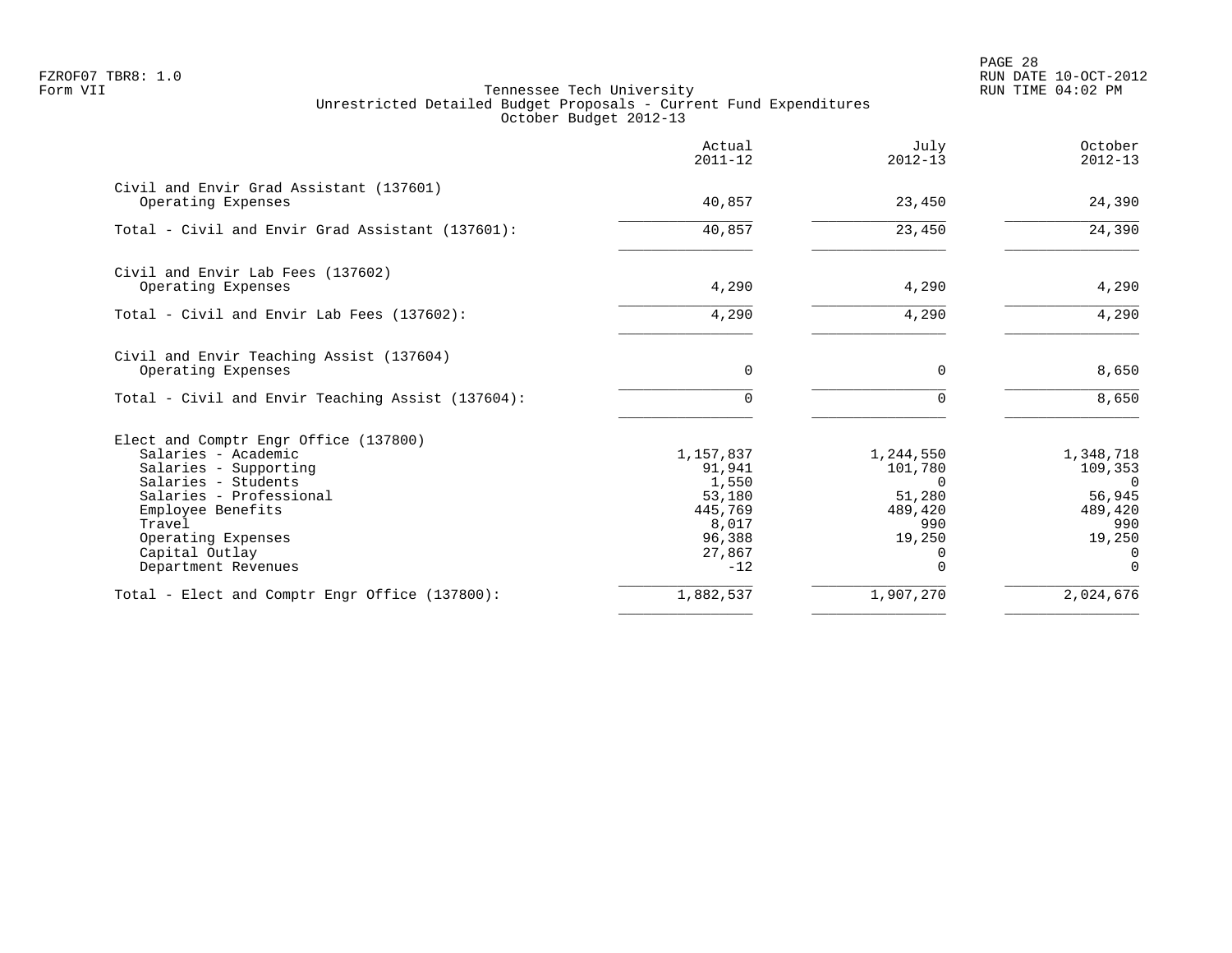Tennessee Tech University
Unrestricted Detailed Budget Proposals - Current Fund Expenditures
October Budget 2012-13

| | Actual 2011-12 | July 2012-13 | October 2012-13 |
|---|---|---|---|
| **Civil and Envir Grad Assistant (137601)** | | | |
| Operating Expenses | 40,857 | 23,450 | 24,390 |
| Total - Civil and Envir Grad Assistant (137601): | 40,857 | 23,450 | 24,390 |
| **Civil and Envir Lab Fees (137602)** | | | |
| Operating Expenses | 4,290 | 4,290 | 4,290 |
| Total - Civil and Envir Lab Fees (137602): | 4,290 | 4,290 | 4,290 |
| **Civil and Envir Teaching Assist (137604)** | | | |
| Operating Expenses | 0 | 0 | 8,650 |
| Total - Civil and Envir Teaching Assist (137604): | 0 | 0 | 8,650 |
| **Elect and Comptr Engr Office (137800)** | | | |
| Salaries - Academic | 1,157,837 | 1,244,550 | 1,348,718 |
| Salaries - Supporting | 91,941 | 101,780 | 109,353 |
| Salaries - Students | 1,550 | 0 | 0 |
| Salaries - Professional | 53,180 | 51,280 | 56,945 |
| Employee Benefits | 445,769 | 489,420 | 489,420 |
| Travel | 8,017 | 990 | 990 |
| Operating Expenses | 96,388 | 19,250 | 19,250 |
| Capital Outlay | 27,867 | 0 | 0 |
| Department Revenues | -12 | 0 | 0 |
| Total - Elect and Comptr Engr Office (137800): | 1,882,537 | 1,907,270 | 2,024,676 |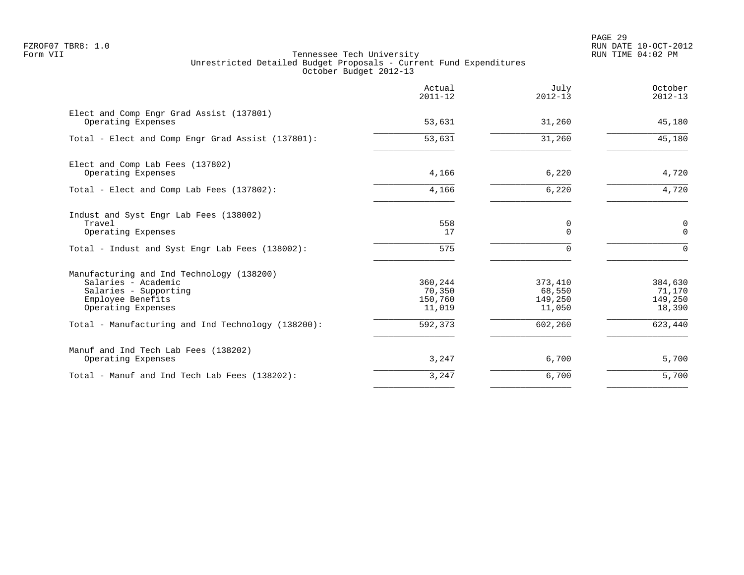FZROF07 TBR8: 1.0
Form VII

# Tennessee Tech University
## Unrestricted Detailed Budget Proposals - Current Fund Expenditures
### October Budget 2012-13

| | Actual 2011-12 | July 2012-13 | October 2012-13 |
|---|---|---|---|
| **Elect and Comp Engr Grad Assist (137801)** | | | |
| Operating Expenses | 53,631 | 31,260 | 45,180 |
| Total - Elect and Comp Engr Grad Assist (137801): | 53,631 | 31,260 | 45,180 |
| **Elect and Comp Lab Fees (137802)** | | | |
| Operating Expenses | 4,166 | 6,220 | 4,720 |
| Total - Elect and Comp Lab Fees (137802): | 4,166 | 6,220 | 4,720 |
| **Indust and Syst Engr Lab Fees (138002)** | | | |
| Travel | 558 | 0 | 0 |
| Operating Expenses | 17 | 0 | 0 |
| Total - Indust and Syst Engr Lab Fees (138002): | 575 | 0 | 0 |
| **Manufacturing and Ind Technology (138200)** | | | |
| Salaries - Academic | 360,244 | 373,410 | 384,630 |
| Salaries - Supporting | 70,350 | 68,550 | 71,170 |
| Employee Benefits | 150,760 | 149,250 | 149,250 |
| Operating Expenses | 11,019 | 11,050 | 18,390 |
| Total - Manufacturing and Ind Technology (138200): | 592,373 | 602,260 | 623,440 |
| **Manuf and Ind Tech Lab Fees (138202)** | | | |
| Operating Expenses | 3,247 | 6,700 | 5,700 |
| Total - Manuf and Ind Tech Lab Fees (138202): | 3,247 | 6,700 | 5,700 |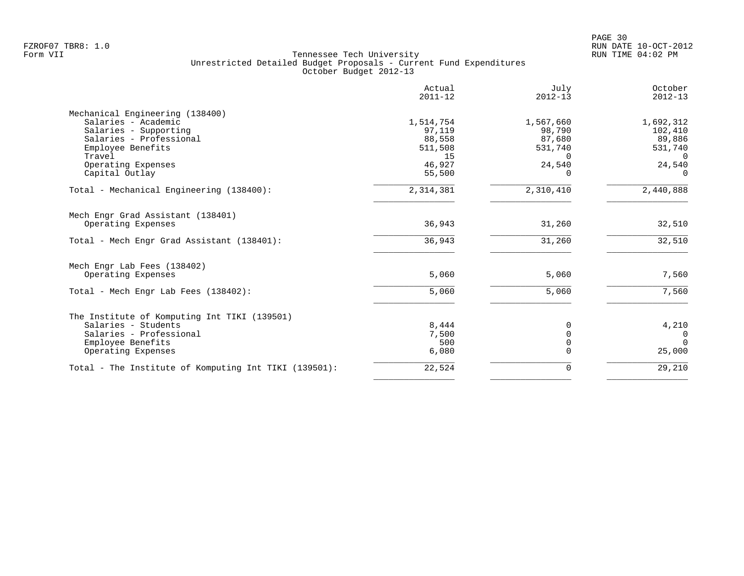FZROF07 TBR8: 1.0
Form VII

Tennessee Tech University
Unrestricted Detailed Budget Proposals - Current Fund Expenditures
October Budget 2012-13

PAGE 30
RUN DATE 10-OCT-2012
RUN TIME 04:02 PM

| | Actual 2011-12 | July 2012-13 | October 2012-13 |
|---|---|---|---|
| **Mechanical Engineering (138400)** | | | |
| Salaries - Academic | 1,514,754 | 1,567,660 | 1,692,312 |
| Salaries - Supporting | 97,119 | 98,790 | 102,410 |
| Salaries - Professional | 88,558 | 87,680 | 89,886 |
| Employee Benefits | 511,508 | 531,740 | 531,740 |
| Travel | 15 | 0 | 0 |
| Operating Expenses | 46,927 | 24,540 | 24,540 |
| Capital Outlay | 55,500 | 0 | 0 |
| Total - Mechanical Engineering (138400): | 2,314,381 | 2,310,410 | 2,440,888 |
| **Mech Engr Grad Assistant (138401)** | | | |
| Operating Expenses | 36,943 | 31,260 | 32,510 |
| Total - Mech Engr Grad Assistant (138401): | 36,943 | 31,260 | 32,510 |
| **Mech Engr Lab Fees (138402)** | | | |
| Operating Expenses | 5,060 | 5,060 | 7,560 |
| Total - Mech Engr Lab Fees (138402): | 5,060 | 5,060 | 7,560 |
| **The Institute of Komputing Int TIKI (139501)** | | | |
| Salaries - Students | 8,444 | 0 | 4,210 |
| Salaries - Professional | 7,500 | 0 | 0 |
| Employee Benefits | 500 | 0 | 0 |
| Operating Expenses | 6,080 | 0 | 25,000 |
| Total - The Institute of Komputing Int TIKI (139501): | 22,524 | 0 | 29,210 |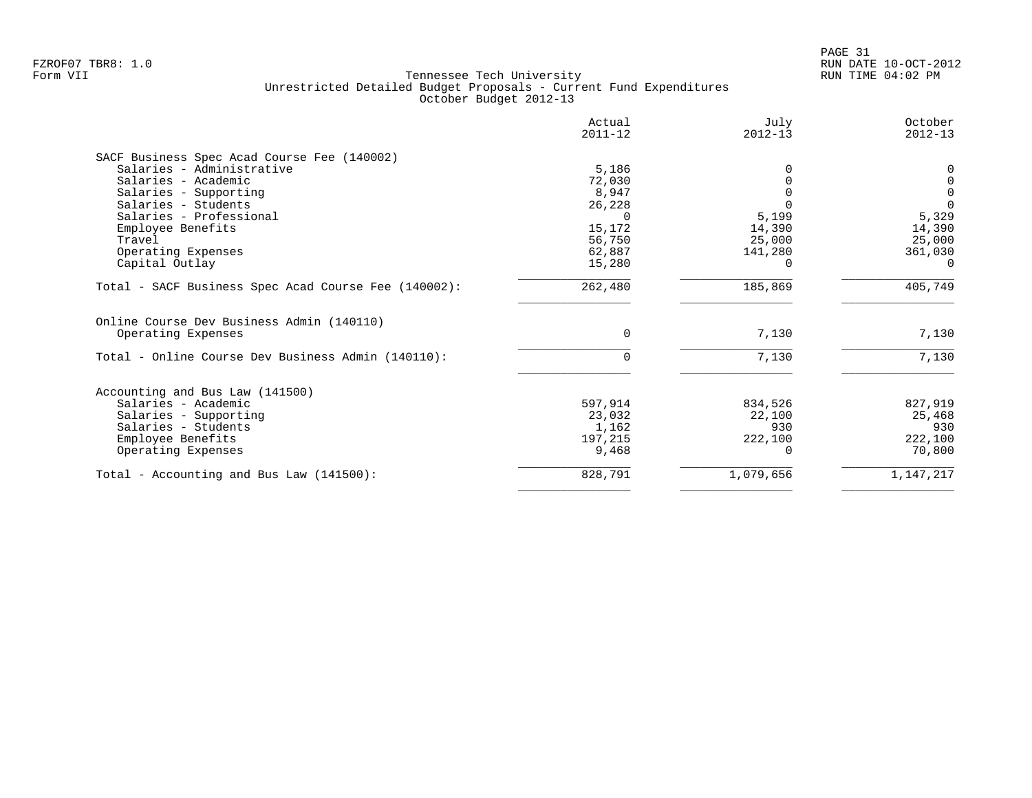Tennessee Tech University
Unrestricted Detailed Budget Proposals - Current Fund Expenditures
October Budget 2012-13

| | Actual 2011-12 | July 2012-13 | October 2012-13 |
|---|---|---|---|
| **SACF Business Spec Acad Course Fee (140002)** | | | |
| Salaries - Administrative | 5,186 | 0 | 0 |
| Salaries - Academic | 72,030 | 0 | 0 |
| Salaries - Supporting | 8,947 | 0 | 0 |
| Salaries - Students | 26,228 | 0 | 0 |
| Salaries - Professional | 0 | 5,199 | 5,329 |
| Employee Benefits | 15,172 | 14,390 | 14,390 |
| Travel | 56,750 | 25,000 | 25,000 |
| Operating Expenses | 62,887 | 141,280 | 361,030 |
| Capital Outlay | 15,280 | 0 | 0 |
| Total - SACF Business Spec Acad Course Fee (140002): | 262,480 | 185,869 | 405,749 |
| **Online Course Dev Business Admin (140110)** | | | |
| Operating Expenses | 0 | 7,130 | 7,130 |
| Total - Online Course Dev Business Admin (140110): | 0 | 7,130 | 7,130 |
| **Accounting and Bus Law (141500)** | | | |
| Salaries - Academic | 597,914 | 834,526 | 827,919 |
| Salaries - Supporting | 23,032 | 22,100 | 25,468 |
| Salaries - Students | 1,162 | 930 | 930 |
| Employee Benefits | 197,215 | 222,100 | 222,100 |
| Operating Expenses | 9,468 | 0 | 70,800 |
| Total - Accounting and Bus Law (141500): | 828,791 | 1,079,656 | 1,147,217 |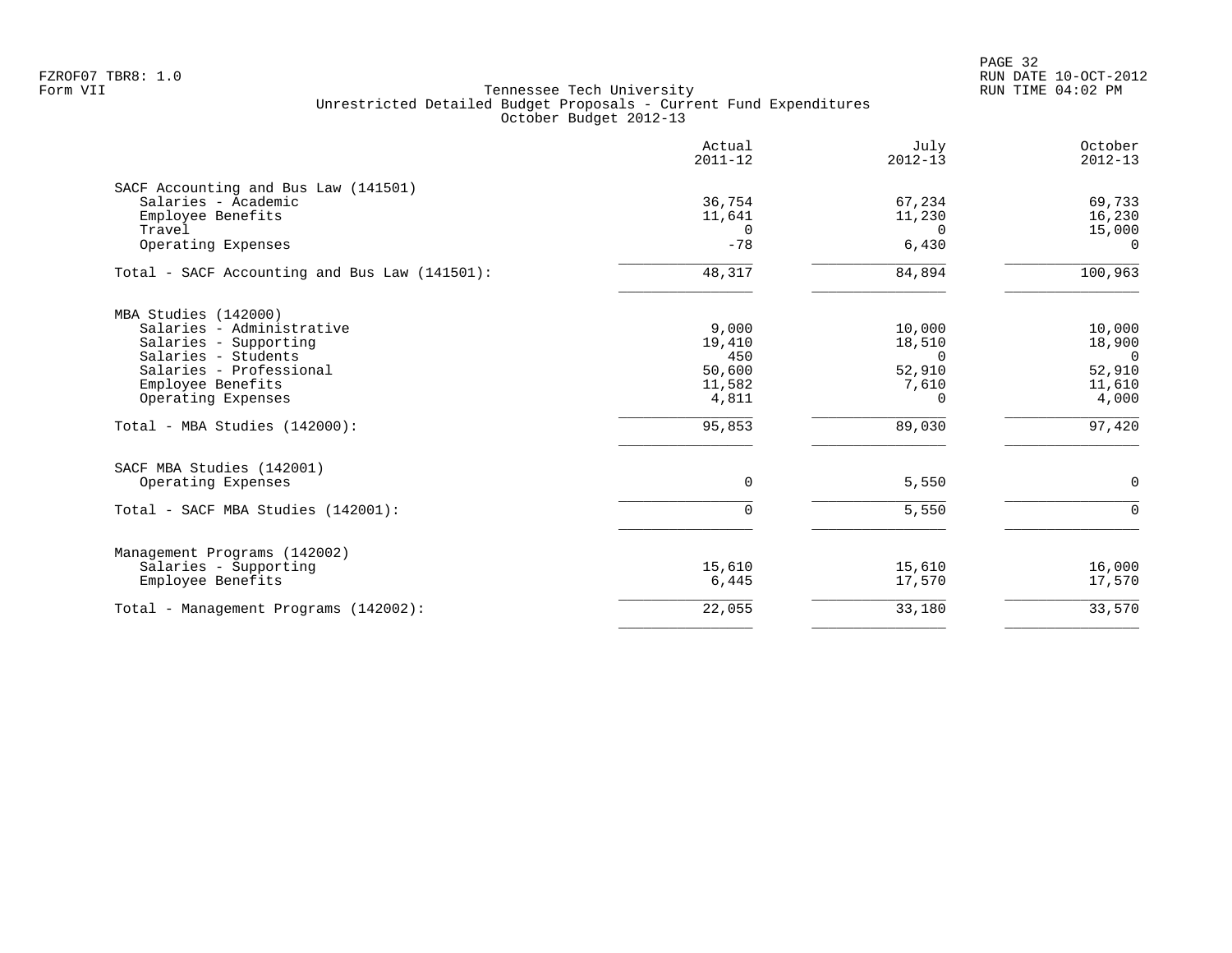FZROF07 TBR8: 1.0
Form VII

# Tennessee Tech University
## Unrestricted Detailed Budget Proposals - Current Fund Expenditures
### October Budget 2012-13

RUN DATE 10-OCT-2012
RUN TIME 04:02 PM

| | Actual 2011-12 | July 2012-13 | October 2012-13 |
|---|---|---|---|
| **SACF Accounting and Bus Law (141501)** | | | |
| Salaries - Academic | 36,754 | 67,234 | 69,733 |
| Employee Benefits | 11,641 | 11,230 | 16,230 |
| Travel | 0 | 0 | 15,000 |
| Operating Expenses | -78 | 6,430 | 0 |
| Total - SACF Accounting and Bus Law (141501): | 48,317 | 84,894 | 100,963 |
| **MBA Studies (142000)** | | | |
| Salaries - Administrative | 9,000 | 10,000 | 10,000 |
| Salaries - Supporting | 19,410 | 18,510 | 18,900 |
| Salaries - Students | 450 | 0 | 0 |
| Salaries - Professional | 50,600 | 52,910 | 52,910 |
| Employee Benefits | 11,582 | 7,610 | 11,610 |
| Operating Expenses | 4,811 | 0 | 4,000 |
| Total - MBA Studies (142000): | 95,853 | 89,030 | 97,420 |
| **SACF MBA Studies (142001)** | | | |
| Operating Expenses | 0 | 5,550 | 0 |
| Total - SACF MBA Studies (142001): | 0 | 5,550 | 0 |
| **Management Programs (142002)** | | | |
| Salaries - Supporting | 15,610 | 15,610 | 16,000 |
| Employee Benefits | 6,445 | 17,570 | 17,570 |
| Total - Management Programs (142002): | 22,055 | 33,180 | 33,570 |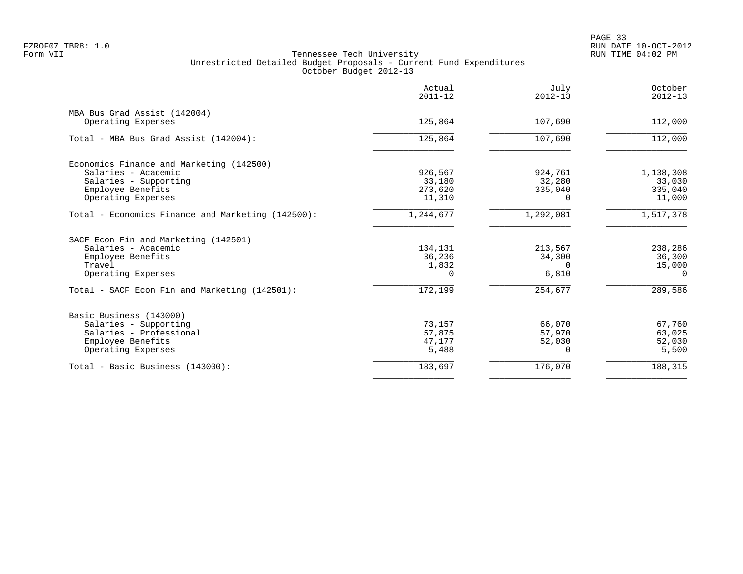FZROF07 TBR8: 1.0
Form VII

Tennessee Tech University
Unrestricted Detailed Budget Proposals - Current Fund Expenditures
October Budget 2012-13

RUN DATE 10-OCT-2012
RUN TIME 04:02 PM

| | Actual 2011-12 | July 2012-13 | October 2012-13 |
|---|---|---|---|
| **MBA Bus Grad Assist (142004)** | | | |
| Operating Expenses | 125,864 | 107,690 | 112,000 |
| Total - MBA Bus Grad Assist (142004): | 125,864 | 107,690 | 112,000 |
| **Economics Finance and Marketing (142500)** | | | |
| Salaries - Academic | 926,567 | 924,761 | 1,138,308 |
| Salaries - Supporting | 33,180 | 32,280 | 33,030 |
| Employee Benefits | 273,620 | 335,040 | 335,040 |
| Operating Expenses | 11,310 | 0 | 11,000 |
| Total - Economics Finance and Marketing (142500): | 1,244,677 | 1,292,081 | 1,517,378 |
| **SACF Econ Fin and Marketing (142501)** | | | |
| Salaries - Academic | 134,131 | 213,567 | 238,286 |
| Employee Benefits | 36,236 | 34,300 | 36,300 |
| Travel | 1,832 | 0 | 15,000 |
| Operating Expenses | 0 | 6,810 | 0 |
| Total - SACF Econ Fin and Marketing (142501): | 172,199 | 254,677 | 289,586 |
| **Basic Business (143000)** | | | |
| Salaries - Supporting | 73,157 | 66,070 | 67,760 |
| Salaries - Professional | 57,875 | 57,970 | 63,025 |
| Employee Benefits | 47,177 | 52,030 | 52,030 |
| Operating Expenses | 5,488 | 0 | 5,500 |
| Total - Basic Business (143000): | 183,697 | 176,070 | 188,315 |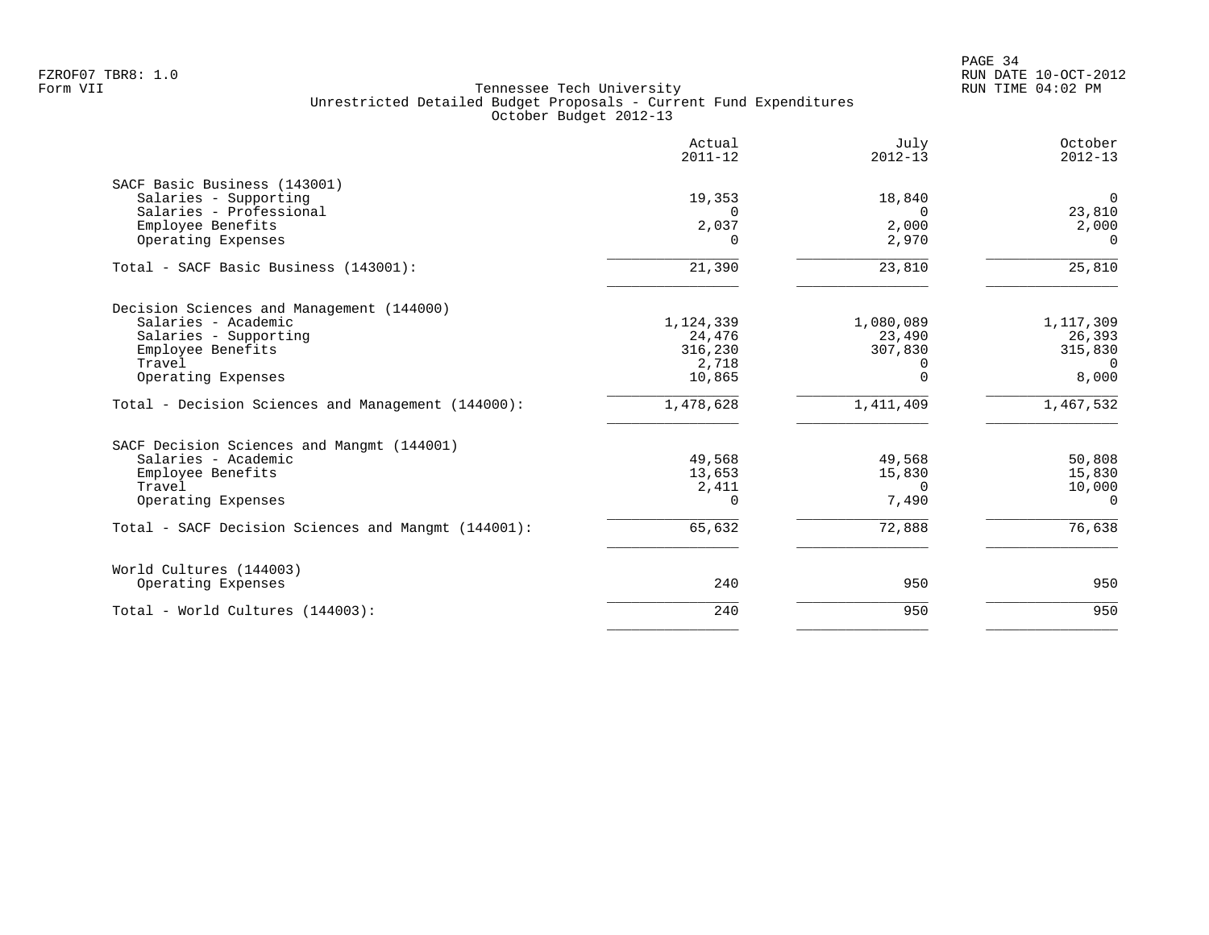Tennessee Tech University
Unrestricted Detailed Budget Proposals - Current Fund Expenditures
October Budget 2012-13

| | Actual 2011-12 | July 2012-13 | October 2012-13 |
|---|---|---|---|
| **SACF Basic Business (143001)** | | | |
| Salaries - Supporting | 19,353 | 18,840 | 0 |
| Salaries - Professional | 0 | 0 | 23,810 |
| Employee Benefits | 2,037 | 2,000 | 2,000 |
| Operating Expenses | 0 | 2,970 | 0 |
| Total - SACF Basic Business (143001): | 21,390 | 23,810 | 25,810 |
| **Decision Sciences and Management (144000)** | | | |
| Salaries - Academic | 1,124,339 | 1,080,089 | 1,117,309 |
| Salaries - Supporting | 24,476 | 23,490 | 26,393 |
| Employee Benefits | 316,230 | 307,830 | 315,830 |
| Travel | 2,718 | 0 | 0 |
| Operating Expenses | 10,865 | 0 | 8,000 |
| Total - Decision Sciences and Management (144000): | 1,478,628 | 1,411,409 | 1,467,532 |
| **SACF Decision Sciences and Mangmt (144001)** | | | |
| Salaries - Academic | 49,568 | 49,568 | 50,808 |
| Employee Benefits | 13,653 | 15,830 | 15,830 |
| Travel | 2,411 | 0 | 10,000 |
| Operating Expenses | 0 | 7,490 | 0 |
| Total - SACF Decision Sciences and Mangmt (144001): | 65,632 | 72,888 | 76,638 |
| **World Cultures (144003)** | | | |
| Operating Expenses | 240 | 950 | 950 |
| Total - World Cultures (144003): | 240 | 950 | 950 |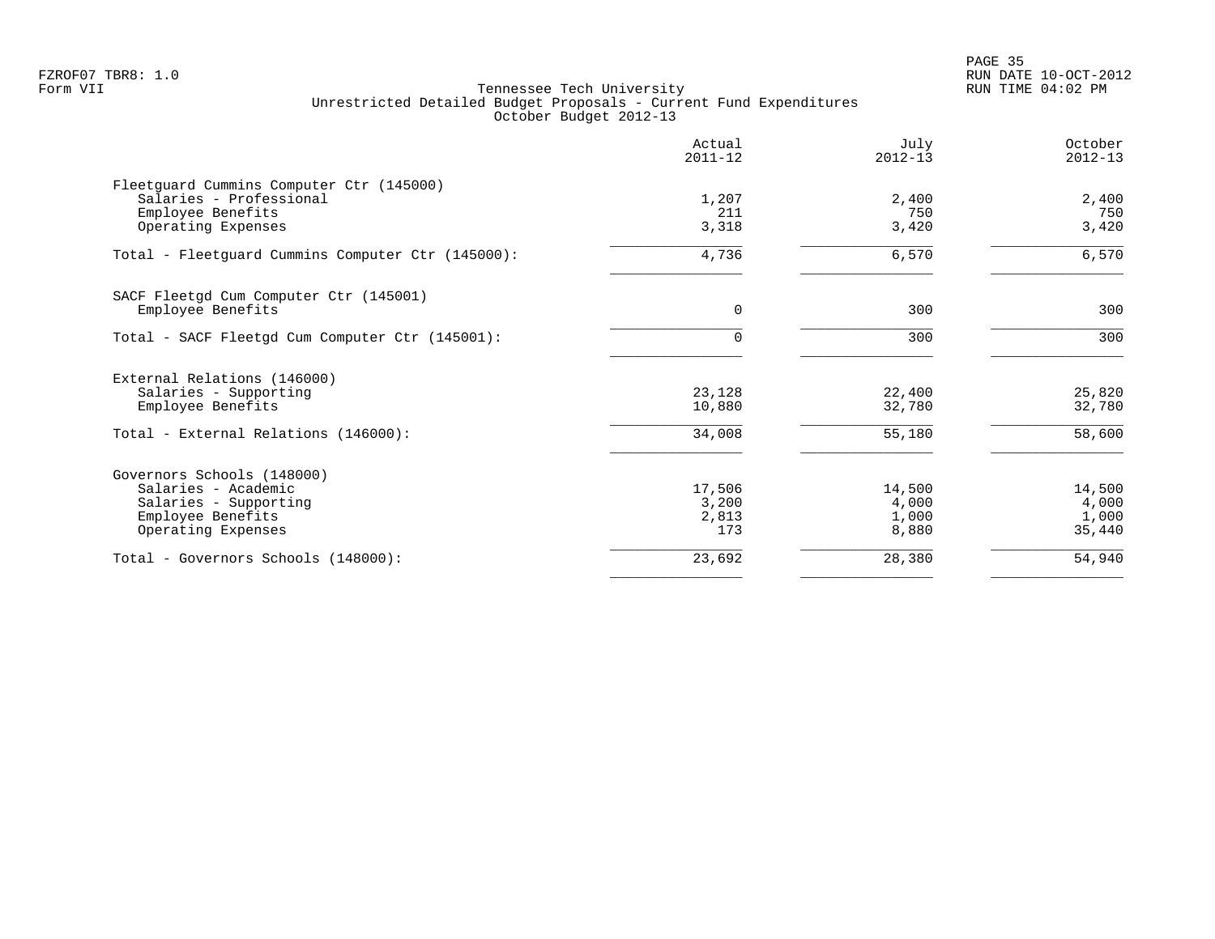FZROF07 TBR8: 1.0
Form VII

RUN DATE 10-OCT-2012
RUN TIME 04:02 PM

# Tennessee Tech University
## Unrestricted Detailed Budget Proposals - Current Fund Expenditures
### October Budget 2012-13

| | Actual 2011-12 | July 2012-13 | October 2012-13 |
|---|---|---|---|
| **Fleetguard Cummins Computer Ctr (145000)** | | | |
| Salaries - Professional | 1,207 | 2,400 | 2,400 |
| Employee Benefits | 211 | 750 | 750 |
| Operating Expenses | 3,318 | 3,420 | 3,420 |
| Total - Fleetguard Cummins Computer Ctr (145000): | 4,736 | 6,570 | 6,570 |
| **SACF Fleetgd Cum Computer Ctr (145001)** | | | |
| Employee Benefits | 0 | 300 | 300 |
| Total - SACF Fleetgd Cum Computer Ctr (145001): | 0 | 300 | 300 |
| **External Relations (146000)** | | | |
| Salaries - Supporting | 23,128 | 22,400 | 25,820 |
| Employee Benefits | 10,880 | 32,780 | 32,780 |
| Total - External Relations (146000): | 34,008 | 55,180 | 58,600 |
| **Governors Schools (148000)** | | | |
| Salaries - Academic | 17,506 | 14,500 | 14,500 |
| Salaries - Supporting | 3,200 | 4,000 | 4,000 |
| Employee Benefits | 2,813 | 1,000 | 1,000 |
| Operating Expenses | 173 | 8,880 | 35,440 |
| Total - Governors Schools (148000): | 23,692 | 28,380 | 54,940 |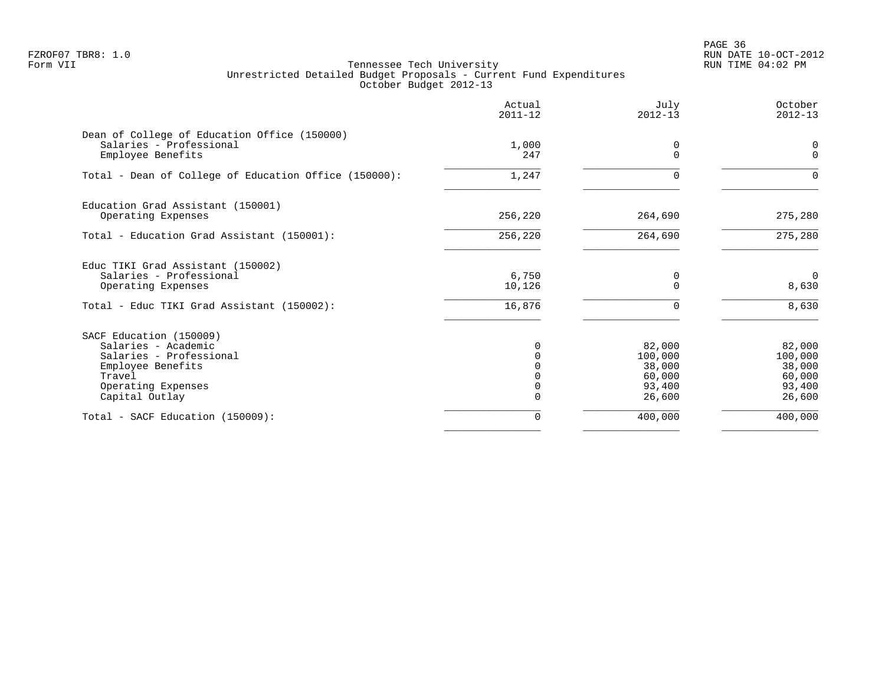Tennessee Tech University
Unrestricted Detailed Budget Proposals - Current Fund Expenditures
October Budget 2012-13

| | Actual 2011-12 | July 2012-13 | October 2012-13 |
|---|---|---|---|
| **Dean of College of Education Office (150000)** | | | |
| Salaries - Professional | 1,000 | 0 | 0 |
| Employee Benefits | 247 | 0 | 0 |
| Total - Dean of College of Education Office (150000): | 1,247 | 0 | 0 |
| **Education Grad Assistant (150001)** | | | |
| Operating Expenses | 256,220 | 264,690 | 275,280 |
| Total - Education Grad Assistant (150001): | 256,220 | 264,690 | 275,280 |
| **Educ TIKI Grad Assistant (150002)** | | | |
| Salaries - Professional | 6,750 | 0 | 0 |
| Operating Expenses | 10,126 | 0 | 8,630 |
| Total - Educ TIKI Grad Assistant (150002): | 16,876 | 0 | 8,630 |
| **SACF Education (150009)** | | | |
| Salaries - Academic | 0 | 82,000 | 82,000 |
| Salaries - Professional | 0 | 100,000 | 100,000 |
| Employee Benefits | 0 | 38,000 | 38,000 |
| Travel | 0 | 60,000 | 60,000 |
| Operating Expenses | 0 | 93,400 | 93,400 |
| Capital Outlay | 0 | 26,600 | 26,600 |
| Total - SACF Education (150009): | 0 | 400,000 | 400,000 |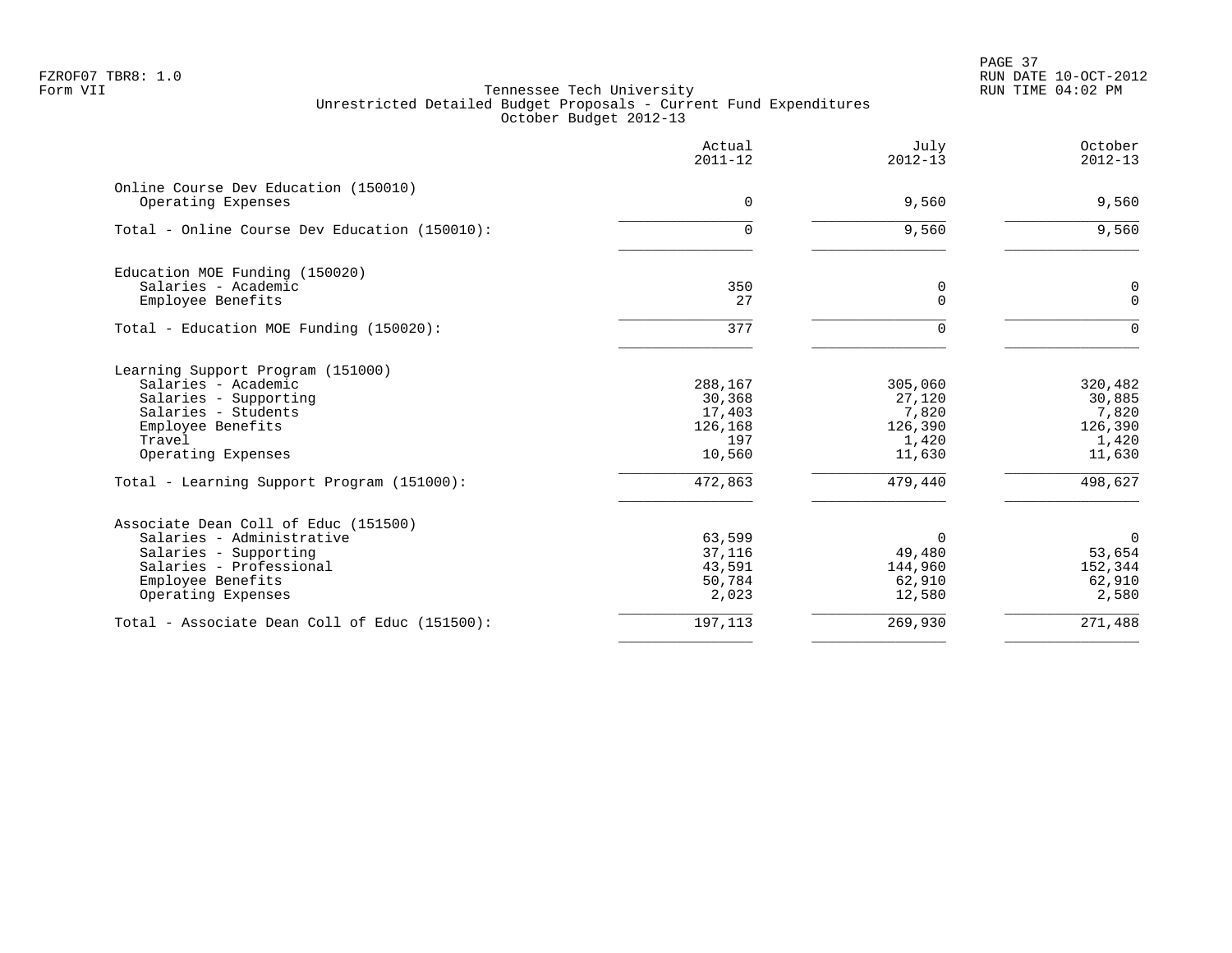Tennessee Tech University
Unrestricted Detailed Budget Proposals - Current Fund Expenditures
October Budget 2012-13

| | Actual 2011-12 | July 2012-13 | October 2012-13 |
|---|---|---|---|
| **Online Course Dev Education (150010)** | | | |
| Operating Expenses | 0 | 9,560 | 9,560 |
| Total - Online Course Dev Education (150010): | 0 | 9,560 | 9,560 |
| **Education MOE Funding (150020)** | | | |
| Salaries - Academic | 350 | 0 | 0 |
| Employee Benefits | 27 | 0 | 0 |
| Total - Education MOE Funding (150020): | 377 | 0 | 0 |
| **Learning Support Program (151000)** | | | |
| Salaries - Academic | 288,167 | 305,060 | 320,482 |
| Salaries - Supporting | 30,368 | 27,120 | 30,885 |
| Salaries - Students | 17,403 | 7,820 | 7,820 |
| Employee Benefits | 126,168 | 126,390 | 126,390 |
| Travel | 197 | 1,420 | 1,420 |
| Operating Expenses | 10,560 | 11,630 | 11,630 |
| Total - Learning Support Program (151000): | 472,863 | 479,440 | 498,627 |
| **Associate Dean Coll of Educ (151500)** | | | |
| Salaries - Administrative | 63,599 | 0 | 0 |
| Salaries - Supporting | 37,116 | 49,480 | 53,654 |
| Salaries - Professional | 43,591 | 144,960 | 152,344 |
| Employee Benefits | 50,784 | 62,910 | 62,910 |
| Operating Expenses | 2,023 | 12,580 | 2,580 |
| Total - Associate Dean Coll of Educ (151500): | 197,113 | 269,930 | 271,488 |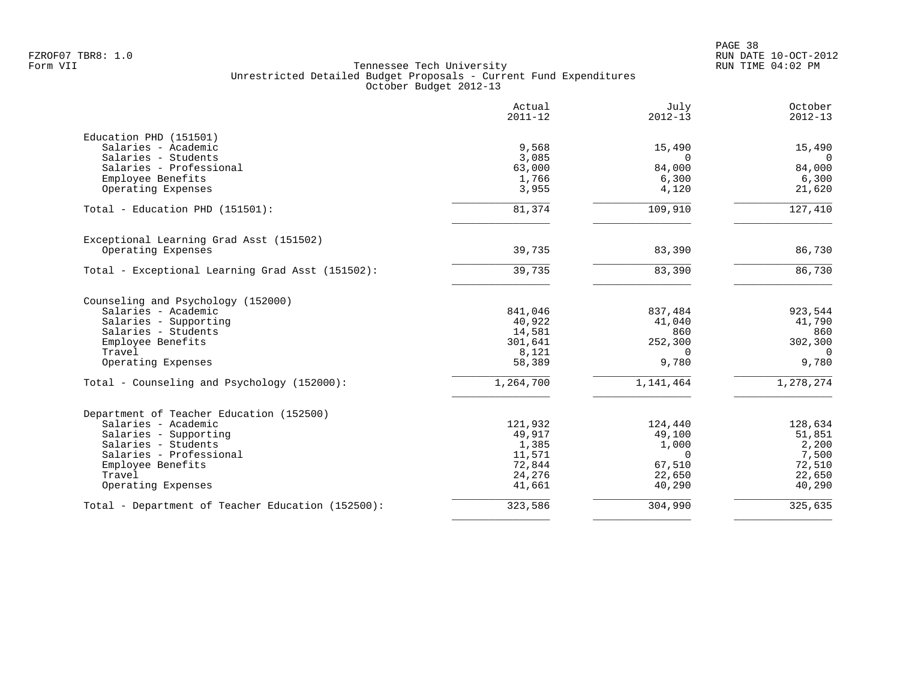Tennessee Tech University
Unrestricted Detailed Budget Proposals - Current Fund Expenditures
October Budget 2012-13

| | Actual 2011-12 | July 2012-13 | October 2012-13 |
|---|---|---|---|
| **Education PHD (151501)** | | | |
| Salaries - Academic | 9,568 | 15,490 | 15,490 |
| Salaries - Students | 3,085 | 0 | 0 |
| Salaries - Professional | 63,000 | 84,000 | 84,000 |
| Employee Benefits | 1,766 | 6,300 | 6,300 |
| Operating Expenses | 3,955 | 4,120 | 21,620 |
| Total - Education PHD (151501): | 81,374 | 109,910 | 127,410 |
| **Exceptional Learning Grad Asst (151502)** | | | |
| Operating Expenses | 39,735 | 83,390 | 86,730 |
| Total - Exceptional Learning Grad Asst (151502): | 39,735 | 83,390 | 86,730 |
| **Counseling and Psychology (152000)** | | | |
| Salaries - Academic | 841,046 | 837,484 | 923,544 |
| Salaries - Supporting | 40,922 | 41,040 | 41,790 |
| Salaries - Students | 14,581 | 860 | 860 |
| Employee Benefits | 301,641 | 252,300 | 302,300 |
| Travel | 8,121 | 0 | 0 |
| Operating Expenses | 58,389 | 9,780 | 9,780 |
| Total - Counseling and Psychology (152000): | 1,264,700 | 1,141,464 | 1,278,274 |
| **Department of Teacher Education (152500)** | | | |
| Salaries - Academic | 121,932 | 124,440 | 128,634 |
| Salaries - Supporting | 49,917 | 49,100 | 51,851 |
| Salaries - Students | 1,385 | 1,000 | 2,200 |
| Salaries - Professional | 11,571 | 0 | 7,500 |
| Employee Benefits | 72,844 | 67,510 | 72,510 |
| Travel | 24,276 | 22,650 | 22,650 |
| Operating Expenses | 41,661 | 40,290 | 40,290 |
| Total - Department of Teacher Education (152500): | 323,586 | 304,990 | 325,635 |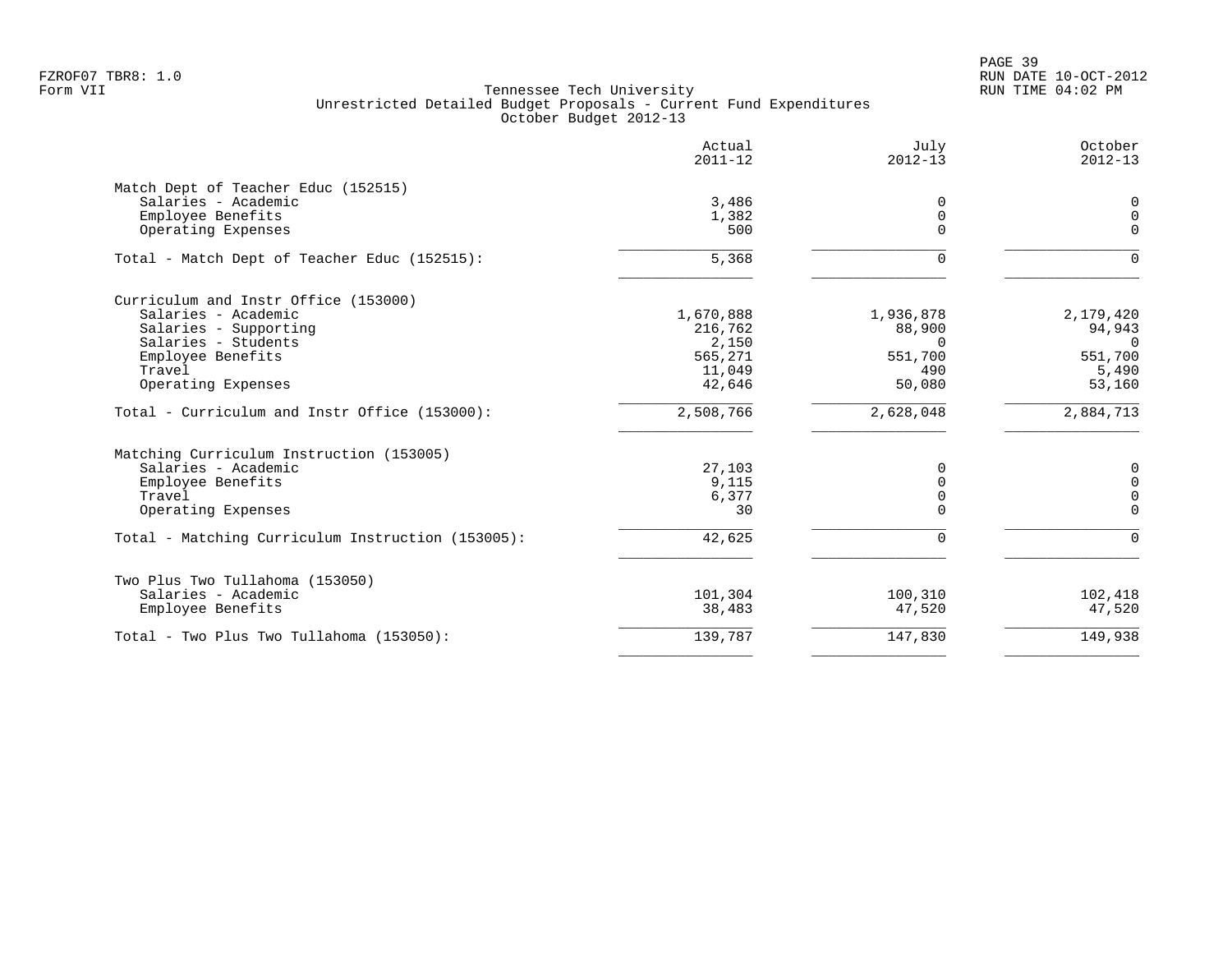Tennessee Tech University
Unrestricted Detailed Budget Proposals - Current Fund Expenditures
October Budget 2012-13

| | Actual 2011-12 | July 2012-13 | October 2012-13 |
|---|---|---|---|
| **Match Dept of Teacher Educ (152515)** | | | |
| Salaries - Academic | 3,486 | 0 | 0 |
| Employee Benefits | 1,382 | 0 | 0 |
| Operating Expenses | 500 | 0 | 0 |
| Total - Match Dept of Teacher Educ (152515): | 5,368 | 0 | 0 |
| **Curriculum and Instr Office (153000)** | | | |
| Salaries - Academic | 1,670,888 | 1,936,878 | 2,179,420 |
| Salaries - Supporting | 216,762 | 88,900 | 94,943 |
| Salaries - Students | 2,150 | 0 | 0 |
| Employee Benefits | 565,271 | 551,700 | 551,700 |
| Travel | 11,049 | 490 | 5,490 |
| Operating Expenses | 42,646 | 50,080 | 53,160 |
| Total - Curriculum and Instr Office (153000): | 2,508,766 | 2,628,048 | 2,884,713 |
| **Matching Curriculum Instruction (153005)** | | | |
| Salaries - Academic | 27,103 | 0 | 0 |
| Employee Benefits | 9,115 | 0 | 0 |
| Travel | 6,377 | 0 | 0 |
| Operating Expenses | 30 | 0 | 0 |
| Total - Matching Curriculum Instruction (153005): | 42,625 | 0 | 0 |
| **Two Plus Two Tullahoma (153050)** | | | |
| Salaries - Academic | 101,304 | 100,310 | 102,418 |
| Employee Benefits | 38,483 | 47,520 | 47,520 |
| Total - Two Plus Two Tullahoma (153050): | 139,787 | 147,830 | 149,938 |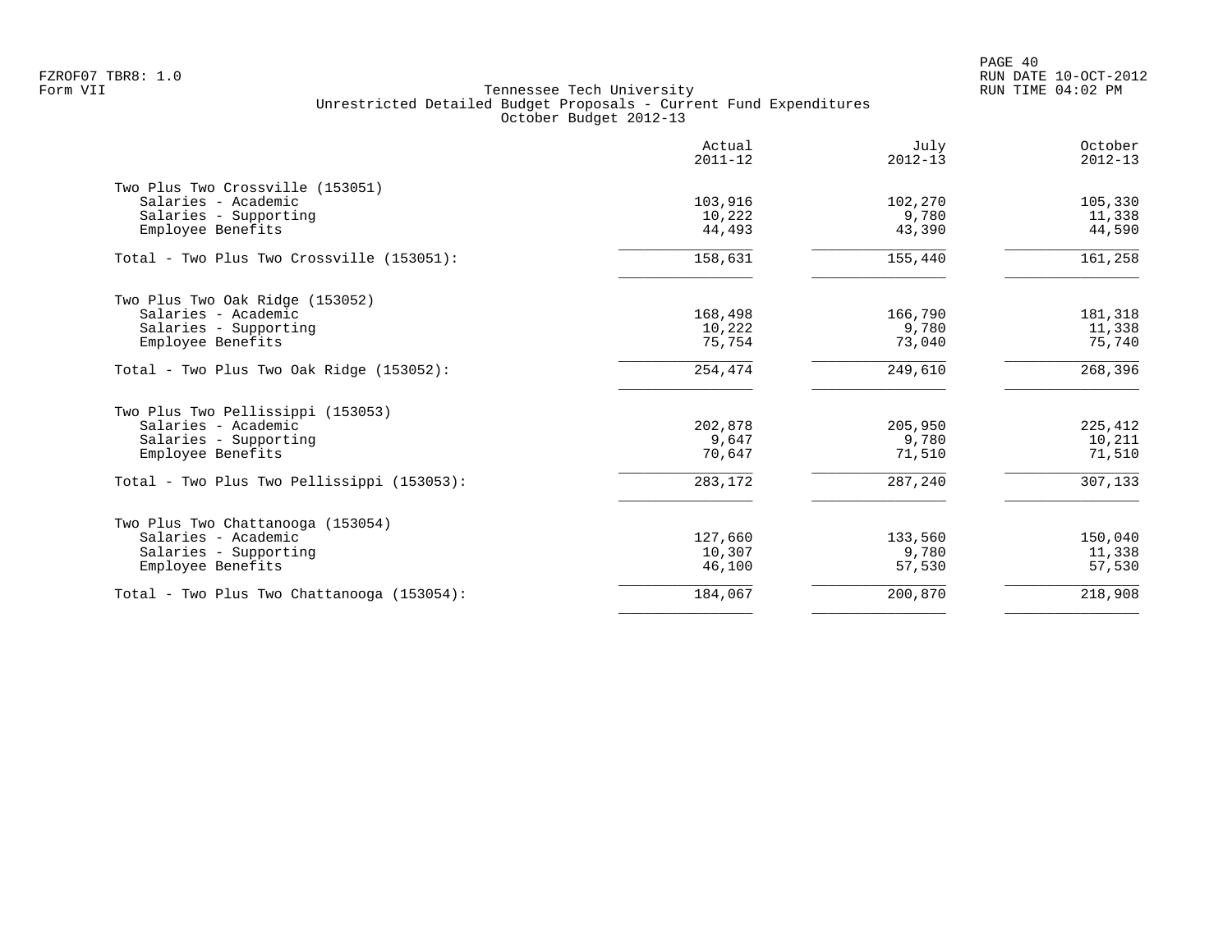Tennessee Tech University
Unrestricted Detailed Budget Proposals - Current Fund Expenditures
October Budget 2012-13

| | Actual 2011-12 | July 2012-13 | October 2012-13 |
|---|---:|---:|---:|
| **Two Plus Two Crossville (153051)** | | | |
| Salaries - Academic | 103,916 | 102,270 | 105,330 |
| Salaries - Supporting | 10,222 | 9,780 | 11,338 |
| Employee Benefits | 44,493 | 43,390 | 44,590 |
| Total - Two Plus Two Crossville (153051): | 158,631 | 155,440 | 161,258 |
| **Two Plus Two Oak Ridge (153052)** | | | |
| Salaries - Academic | 168,498 | 166,790 | 181,318 |
| Salaries - Supporting | 10,222 | 9,780 | 11,338 |
| Employee Benefits | 75,754 | 73,040 | 75,740 |
| Total - Two Plus Two Oak Ridge (153052): | 254,474 | 249,610 | 268,396 |
| **Two Plus Two Pellissippi (153053)** | | | |
| Salaries - Academic | 202,878 | 205,950 | 225,412 |
| Salaries - Supporting | 9,647 | 9,780 | 10,211 |
| Employee Benefits | 70,647 | 71,510 | 71,510 |
| Total - Two Plus Two Pellissippi (153053): | 283,172 | 287,240 | 307,133 |
| **Two Plus Two Chattanooga (153054)** | | | |
| Salaries - Academic | 127,660 | 133,560 | 150,040 |
| Salaries - Supporting | 10,307 | 9,780 | 11,338 |
| Employee Benefits | 46,100 | 57,530 | 57,530 |
| Total - Two Plus Two Chattanooga (153054): | 184,067 | 200,870 | 218,908 |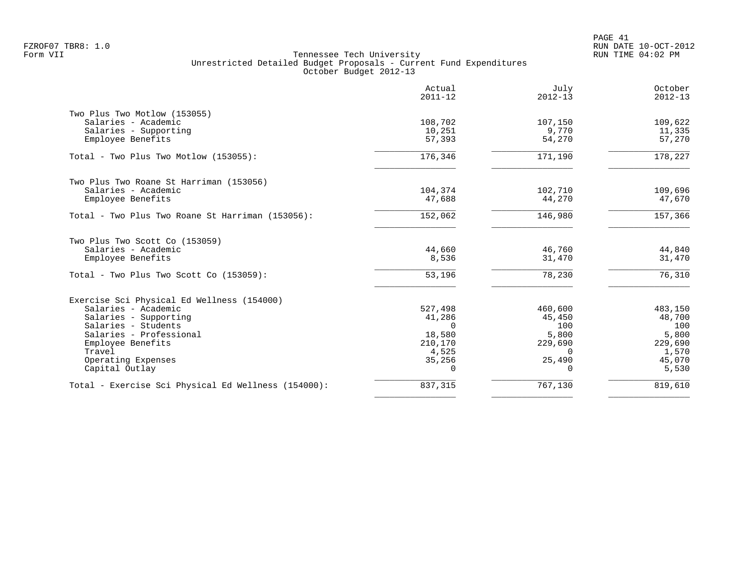Tennessee Tech University
Unrestricted Detailed Budget Proposals - Current Fund Expenditures
October Budget 2012-13

| | Actual 2011-12 | July 2012-13 | October 2012-13 |
|---|---|---|---|
| **Two Plus Two Motlow (153055)** | | | |
| Salaries - Academic | 108,702 | 107,150 | 109,622 |
| Salaries - Supporting | 10,251 | 9,770 | 11,335 |
| Employee Benefits | 57,393 | 54,270 | 57,270 |
| Total - Two Plus Two Motlow (153055): | 176,346 | 171,190 | 178,227 |
| **Two Plus Two Roane St Harriman (153056)** | | | |
| Salaries - Academic | 104,374 | 102,710 | 109,696 |
| Employee Benefits | 47,688 | 44,270 | 47,670 |
| Total - Two Plus Two Roane St Harriman (153056): | 152,062 | 146,980 | 157,366 |
| **Two Plus Two Scott Co (153059)** | | | |
| Salaries - Academic | 44,660 | 46,760 | 44,840 |
| Employee Benefits | 8,536 | 31,470 | 31,470 |
| Total - Two Plus Two Scott Co (153059): | 53,196 | 78,230 | 76,310 |
| **Exercise Sci Physical Ed Wellness (154000)** | | | |
| Salaries - Academic | 527,498 | 460,600 | 483,150 |
| Salaries - Supporting | 41,286 | 45,450 | 48,700 |
| Salaries - Students | 0 | 100 | 100 |
| Salaries - Professional | 18,580 | 5,800 | 5,800 |
| Employee Benefits | 210,170 | 229,690 | 229,690 |
| Travel | 4,525 | 0 | 1,570 |
| Operating Expenses | 35,256 | 25,490 | 45,070 |
| Capital Outlay | 0 | 0 | 5,530 |
| Total - Exercise Sci Physical Ed Wellness (154000): | 837,315 | 767,130 | 819,610 |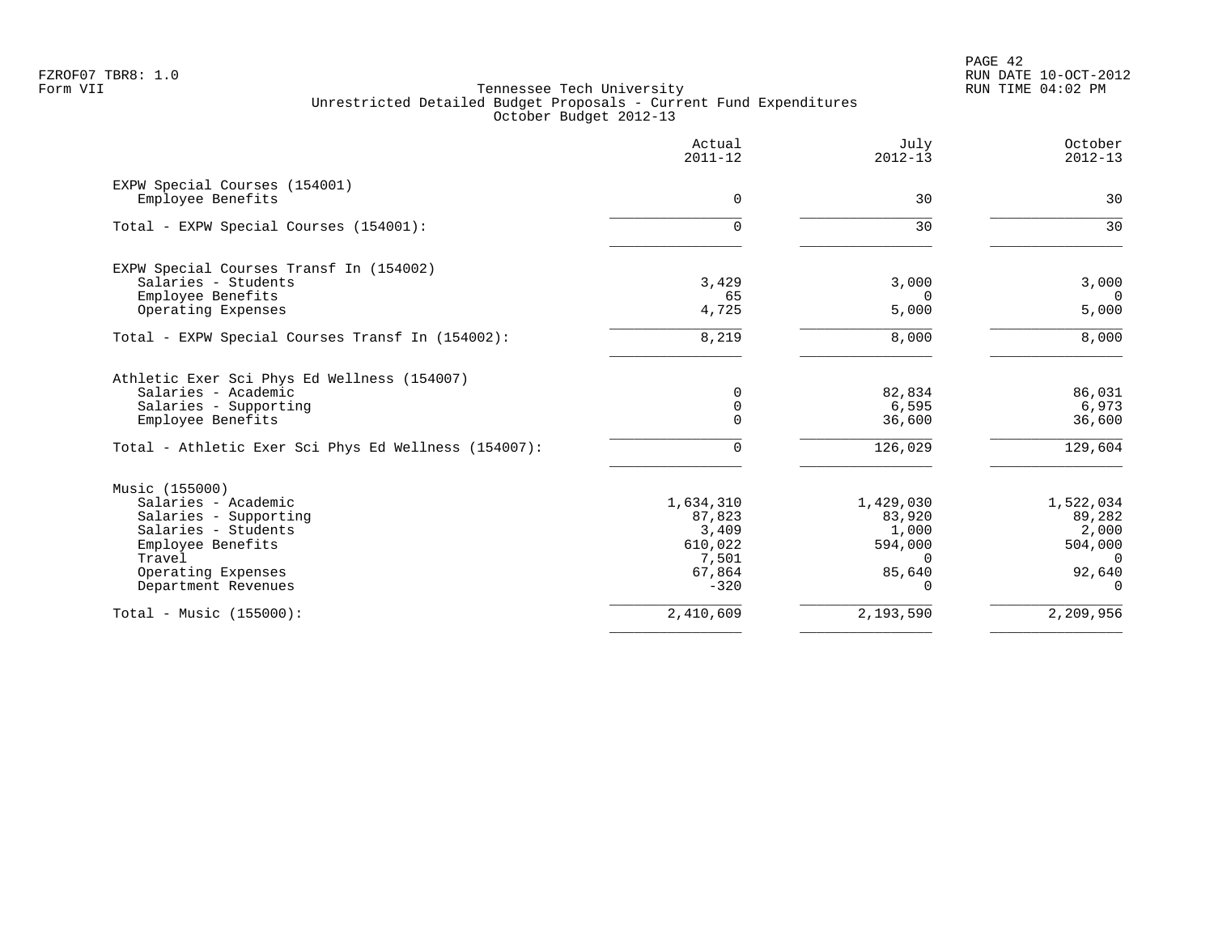Form VII

# Tennessee Tech University

## Unrestricted Detailed Budget Proposals - Current Fund Expenditures

### October Budget 2012-13

| | Actual 2011-12 | July 2012-13 | October 2012-13 |
|---|---|---|---|
| **EXPW Special Courses (154001)** | | | |
| Employee Benefits | 0 | 30 | 30 |
| Total - EXPW Special Courses (154001): | 0 | 30 | 30 |
| **EXPW Special Courses Transf In (154002)** | | | |
| Salaries - Students | 3,429 | 3,000 | 3,000 |
| Employee Benefits | 65 | 0 | 0 |
| Operating Expenses | 4,725 | 5,000 | 5,000 |
| Total - EXPW Special Courses Transf In (154002): | 8,219 | 8,000 | 8,000 |
| **Athletic Exer Sci Phys Ed Wellness (154007)** | | | |
| Salaries - Academic | 0 | 82,834 | 86,031 |
| Salaries - Supporting | 0 | 6,595 | 6,973 |
| Employee Benefits | 0 | 36,600 | 36,600 |
| Total - Athletic Exer Sci Phys Ed Wellness (154007): | 0 | 126,029 | 129,604 |
| **Music (155000)** | | | |
| Salaries - Academic | 1,634,310 | 1,429,030 | 1,522,034 |
| Salaries - Supporting | 87,823 | 83,920 | 89,282 |
| Salaries - Students | 3,409 | 1,000 | 2,000 |
| Employee Benefits | 610,022 | 594,000 | 504,000 |
| Travel | 7,501 | 0 | 0 |
| Operating Expenses | 67,864 | 85,640 | 92,640 |
| Department Revenues | -320 | 0 | 0 |
| Total - Music (155000): | 2,410,609 | 2,193,590 | 2,209,956 |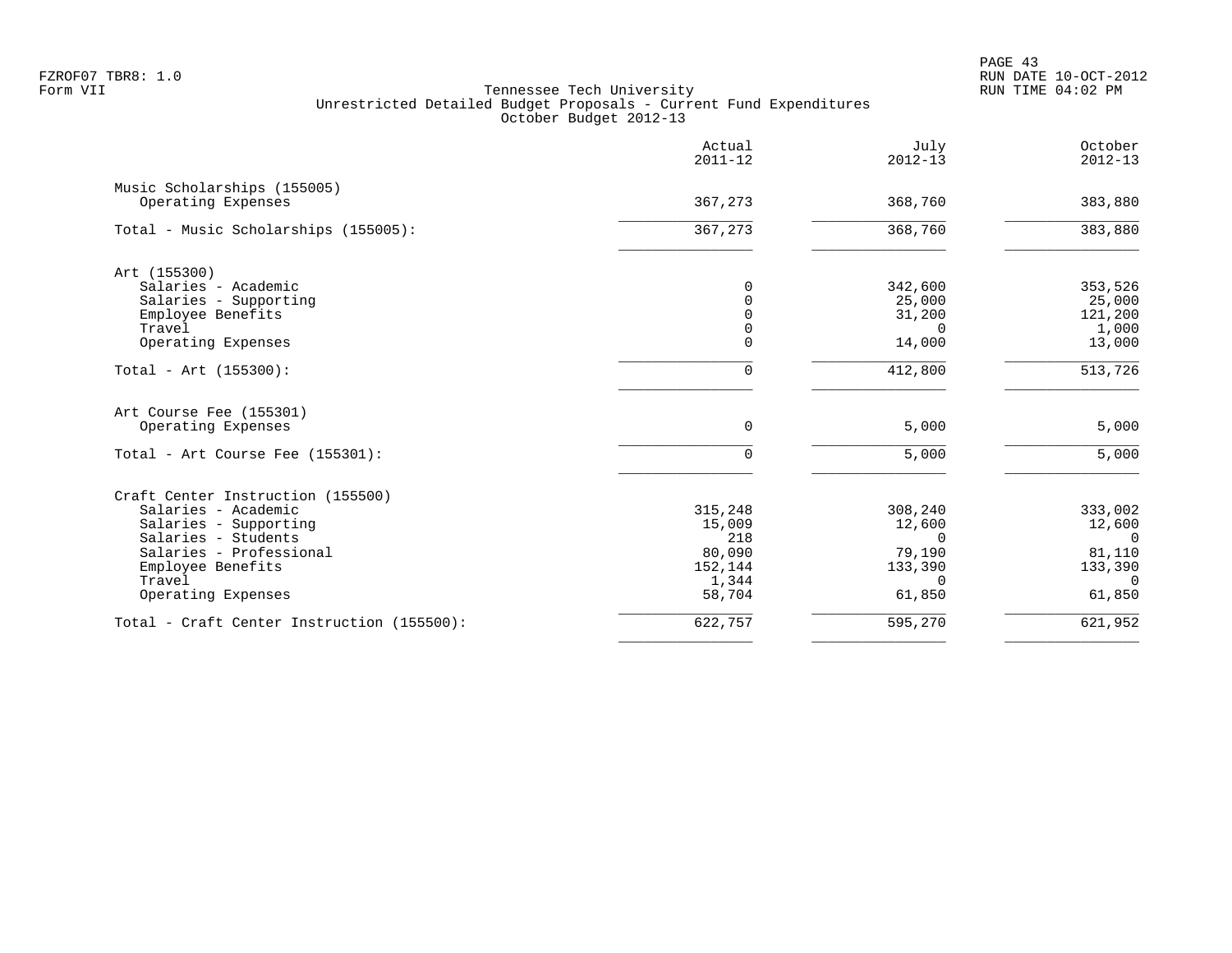Tennessee Tech University
Unrestricted Detailed Budget Proposals - Current Fund Expenditures
October Budget 2012-13

| | Actual 2011-12 | July 2012-13 | October 2012-13 |
|---|---|---|---|
| Music Scholarships (155005) | | | |
| Operating Expenses | 367,273 | 368,760 | 383,880 |
| Total - Music Scholarships (155005): | 367,273 | 368,760 | 383,880 |
| Art (155300) | | | |
| Salaries - Academic | 0 | 342,600 | 353,526 |
| Salaries - Supporting | 0 | 25,000 | 25,000 |
| Employee Benefits | 0 | 31,200 | 121,200 |
| Travel | 0 | 0 | 1,000 |
| Operating Expenses | 0 | 14,000 | 13,000 |
| Total - Art (155300): | 0 | 412,800 | 513,726 |
| Art Course Fee (155301) | | | |
| Operating Expenses | 0 | 5,000 | 5,000 |
| Total - Art Course Fee (155301): | 0 | 5,000 | 5,000 |
| Craft Center Instruction (155500) | | | |
| Salaries - Academic | 315,248 | 308,240 | 333,002 |
| Salaries - Supporting | 15,009 | 12,600 | 12,600 |
| Salaries - Students | 218 | 0 | 0 |
| Salaries - Professional | 80,090 | 79,190 | 81,110 |
| Employee Benefits | 152,144 | 133,390 | 133,390 |
| Travel | 1,344 | 0 | 0 |
| Operating Expenses | 58,704 | 61,850 | 61,850 |
| Total - Craft Center Instruction (155500): | 622,757 | 595,270 | 621,952 |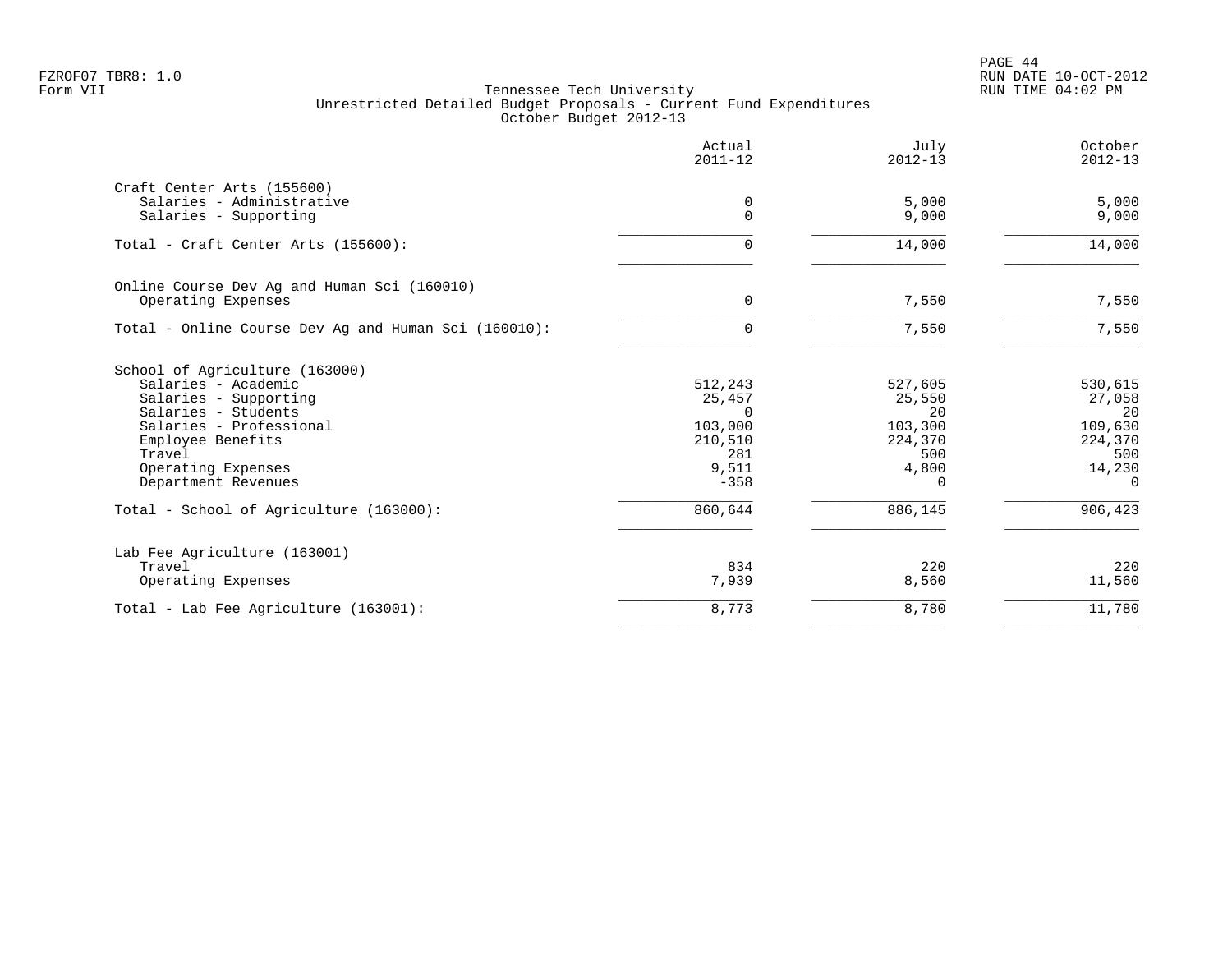FZROF07 TBR8: 1.0
Form VII

Tennessee Tech University
Unrestricted Detailed Budget Proposals - Current Fund Expenditures
October Budget 2012-13

RUN DATE 10-OCT-2012
RUN TIME 04:02 PM

| | Actual 2011-12 | July 2012-13 | October 2012-13 |
|---|---|---|---|
| **Craft Center Arts (155600)** | | | |
| Salaries - Administrative | 0 | 5,000 | 5,000 |
| Salaries - Supporting | 0 | 9,000 | 9,000 |
| Total - Craft Center Arts (155600): | 0 | 14,000 | 14,000 |
| **Online Course Dev Ag and Human Sci (160010)** | | | |
| Operating Expenses | 0 | 7,550 | 7,550 |
| Total - Online Course Dev Ag and Human Sci (160010): | 0 | 7,550 | 7,550 |
| **School of Agriculture (163000)** | | | |
| Salaries - Academic | 512,243 | 527,605 | 530,615 |
| Salaries - Supporting | 25,457 | 25,550 | 27,058 |
| Salaries - Students | 0 | 20 | 20 |
| Salaries - Professional | 103,000 | 103,300 | 109,630 |
| Employee Benefits | 210,510 | 224,370 | 224,370 |
| Travel | 281 | 500 | 500 |
| Operating Expenses | 9,511 | 4,800 | 14,230 |
| Department Revenues | -358 | 0 | 0 |
| Total - School of Agriculture (163000): | 860,644 | 886,145 | 906,423 |
| **Lab Fee Agriculture (163001)** | | | |
| Travel | 834 | 220 | 220 |
| Operating Expenses | 7,939 | 8,560 | 11,560 |
| Total - Lab Fee Agriculture (163001): | 8,773 | 8,780 | 11,780 |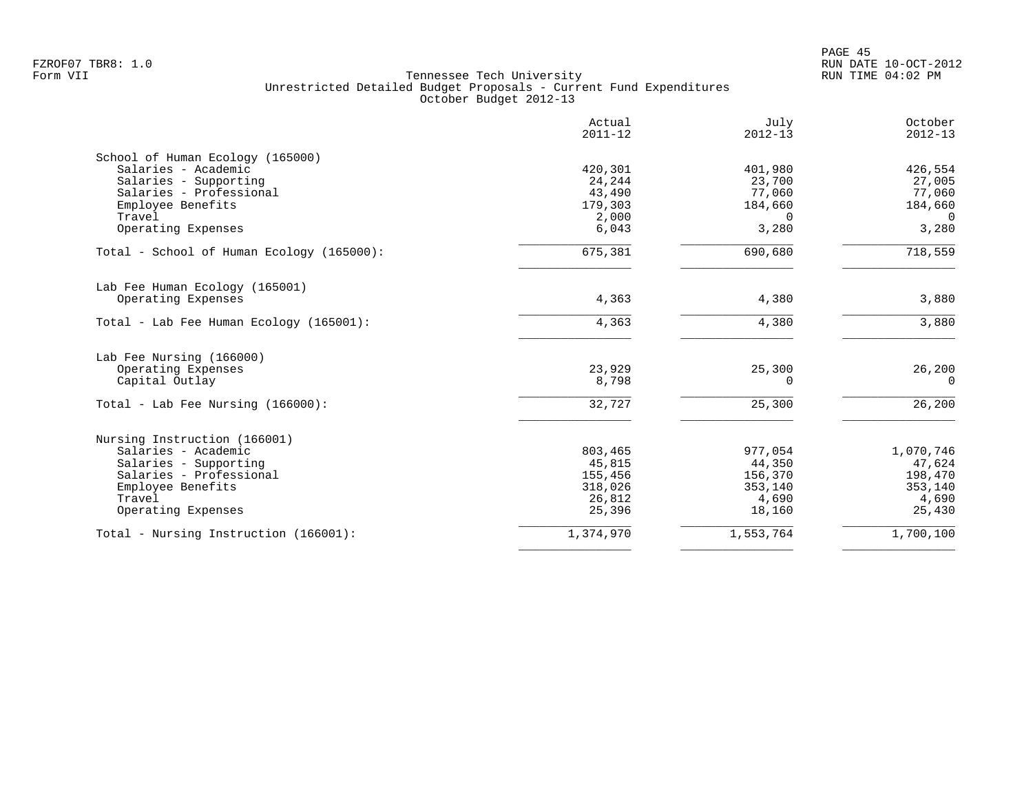Tennessee Tech University
Unrestricted Detailed Budget Proposals - Current Fund Expenditures
October Budget 2012-13

| | Actual 2011-12 | July 2012-13 | October 2012-13 |
|---|---|---|---|
| **School of Human Ecology (165000)** | | | |
| Salaries - Academic | 420,301 | 401,980 | 426,554 |
| Salaries - Supporting | 24,244 | 23,700 | 27,005 |
| Salaries - Professional | 43,490 | 77,060 | 77,060 |
| Employee Benefits | 179,303 | 184,660 | 184,660 |
| Travel | 2,000 | 0 | 0 |
| Operating Expenses | 6,043 | 3,280 | 3,280 |
| Total - School of Human Ecology (165000): | 675,381 | 690,680 | 718,559 |
| **Lab Fee Human Ecology (165001)** | | | |
| Operating Expenses | 4,363 | 4,380 | 3,880 |
| Total - Lab Fee Human Ecology (165001): | 4,363 | 4,380 | 3,880 |
| **Lab Fee Nursing (166000)** | | | |
| Operating Expenses | 23,929 | 25,300 | 26,200 |
| Capital Outlay | 8,798 | 0 | 0 |
| Total - Lab Fee Nursing (166000): | 32,727 | 25,300 | 26,200 |
| **Nursing Instruction (166001)** | | | |
| Salaries - Academic | 803,465 | 977,054 | 1,070,746 |
| Salaries - Supporting | 45,815 | 44,350 | 47,624 |
| Salaries - Professional | 155,456 | 156,370 | 198,470 |
| Employee Benefits | 318,026 | 353,140 | 353,140 |
| Travel | 26,812 | 4,690 | 4,690 |
| Operating Expenses | 25,396 | 18,160 | 25,430 |
| Total - Nursing Instruction (166001): | 1,374,970 | 1,553,764 | 1,700,100 |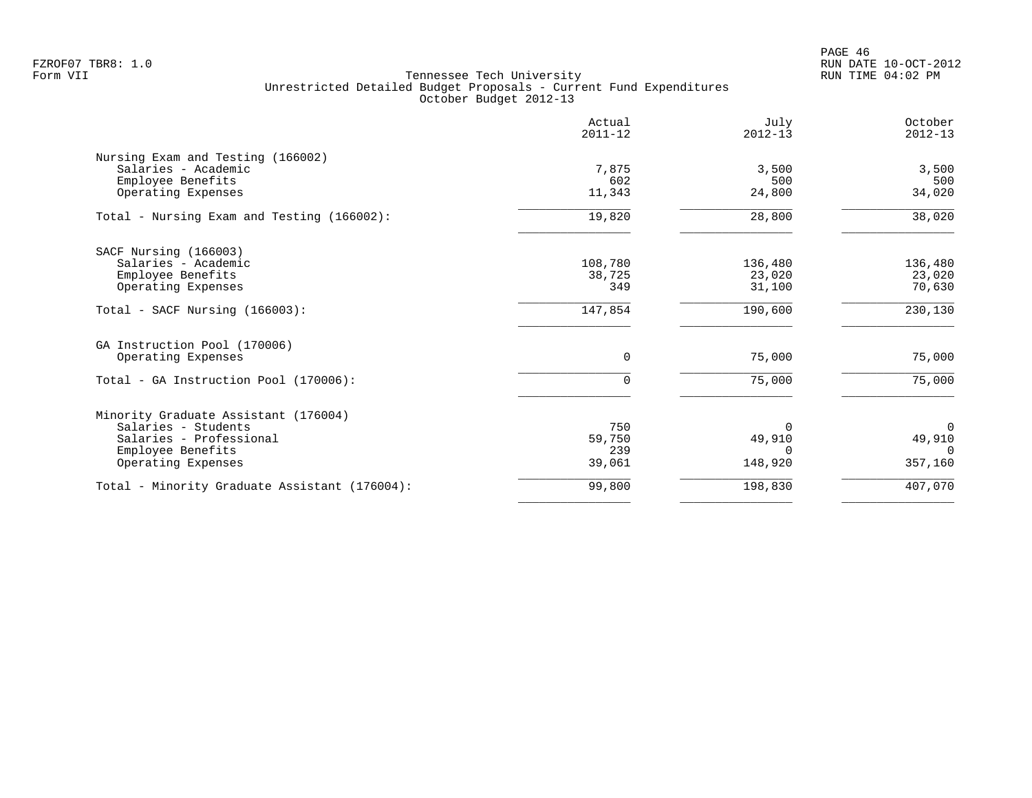Tennessee Tech University
Unrestricted Detailed Budget Proposals - Current Fund Expenditures
October Budget 2012-13

| | Actual 2011-12 | July 2012-13 | October 2012-13 |
|---|---|---|---|
| **Nursing Exam and Testing (166002)** | | | |
| Salaries - Academic | 7,875 | 3,500 | 3,500 |
| Employee Benefits | 602 | 500 | 500 |
| Operating Expenses | 11,343 | 24,800 | 34,020 |
| Total - Nursing Exam and Testing (166002): | 19,820 | 28,800 | 38,020 |
| **SACF Nursing (166003)** | | | |
| Salaries - Academic | 108,780 | 136,480 | 136,480 |
| Employee Benefits | 38,725 | 23,020 | 23,020 |
| Operating Expenses | 349 | 31,100 | 70,630 |
| Total - SACF Nursing (166003): | 147,854 | 190,600 | 230,130 |
| **GA Instruction Pool (170006)** | | | |
| Operating Expenses | 0 | 75,000 | 75,000 |
| Total - GA Instruction Pool (170006): | 0 | 75,000 | 75,000 |
| **Minority Graduate Assistant (176004)** | | | |
| Salaries - Students | 750 | 0 | 0 |
| Salaries - Professional | 59,750 | 49,910 | 49,910 |
| Employee Benefits | 239 | 0 | 0 |
| Operating Expenses | 39,061 | 148,920 | 357,160 |
| Total - Minority Graduate Assistant (176004): | 99,800 | 198,830 | 407,070 |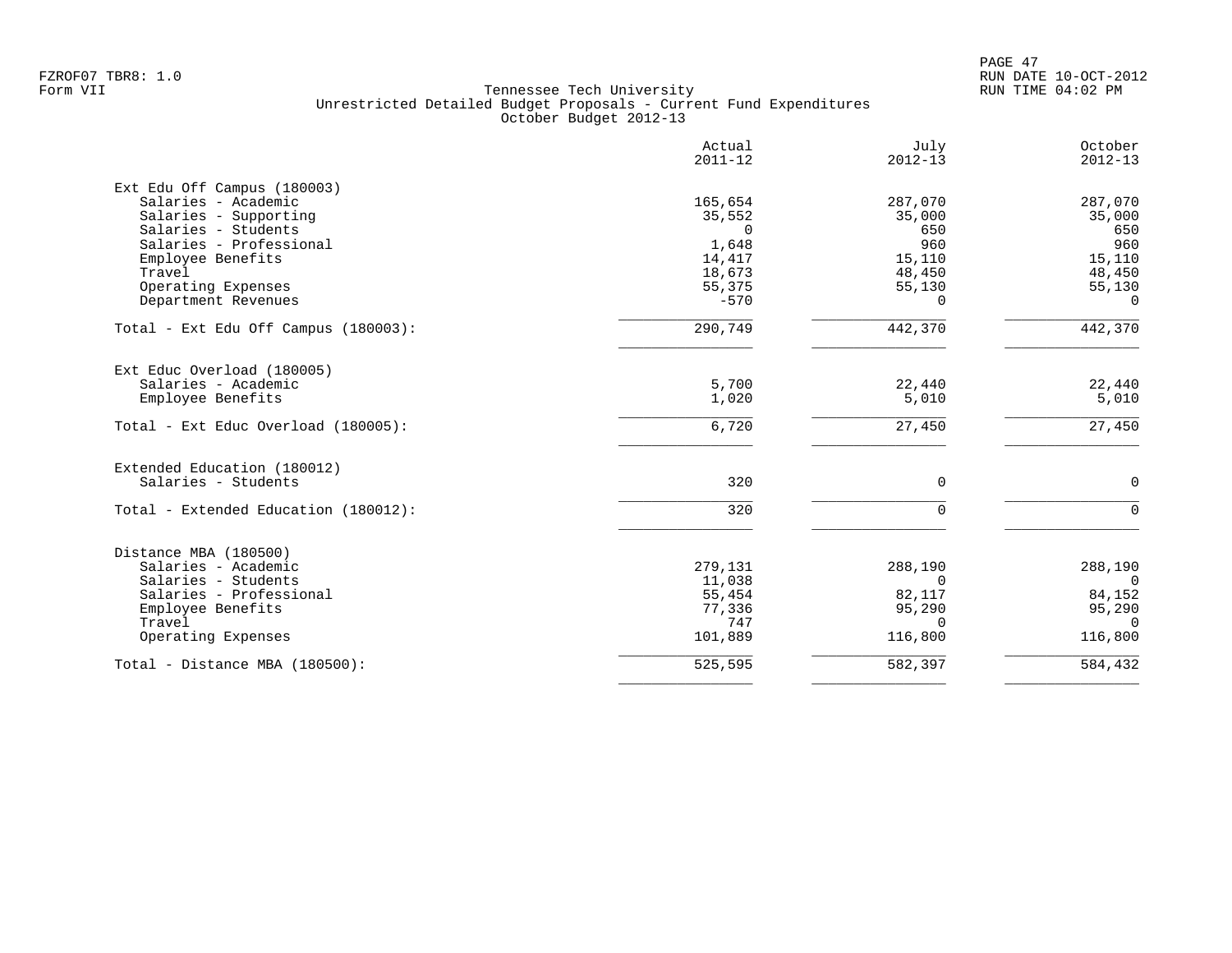Tennessee Tech University
Unrestricted Detailed Budget Proposals - Current Fund Expenditures
October Budget 2012-13

Form VII

| | Actual 2011-12 | July 2012-13 | October 2012-13 |
|---|---|---|---|
| **Ext Edu Off Campus (180003)** | | | |
| Salaries - Academic | 165,654 | 287,070 | 287,070 |
| Salaries - Supporting | 35,552 | 35,000 | 35,000 |
| Salaries - Students | 0 | 650 | 650 |
| Salaries - Professional | 1,648 | 960 | 960 |
| Employee Benefits | 14,417 | 15,110 | 15,110 |
| Travel | 18,673 | 48,450 | 48,450 |
| Operating Expenses | 55,375 | 55,130 | 55,130 |
| Department Revenues | -570 | 0 | 0 |
| Total - Ext Edu Off Campus (180003): | 290,749 | 442,370 | 442,370 |
| **Ext Educ Overload (180005)** | | | |
| Salaries - Academic | 5,700 | 22,440 | 22,440 |
| Employee Benefits | 1,020 | 5,010 | 5,010 |
| Total - Ext Educ Overload (180005): | 6,720 | 27,450 | 27,450 |
| **Extended Education (180012)** | | | |
| Salaries - Students | 320 | 0 | 0 |
| Total - Extended Education (180012): | 320 | 0 | 0 |
| **Distance MBA (180500)** | | | |
| Salaries - Academic | 279,131 | 288,190 | 288,190 |
| Salaries - Students | 11,038 | 0 | 0 |
| Salaries - Professional | 55,454 | 82,117 | 84,152 |
| Employee Benefits | 77,336 | 95,290 | 95,290 |
| Travel | 747 | 0 | 0 |
| Operating Expenses | 101,889 | 116,800 | 116,800 |
| Total - Distance MBA (180500): | 525,595 | 582,397 | 584,432 |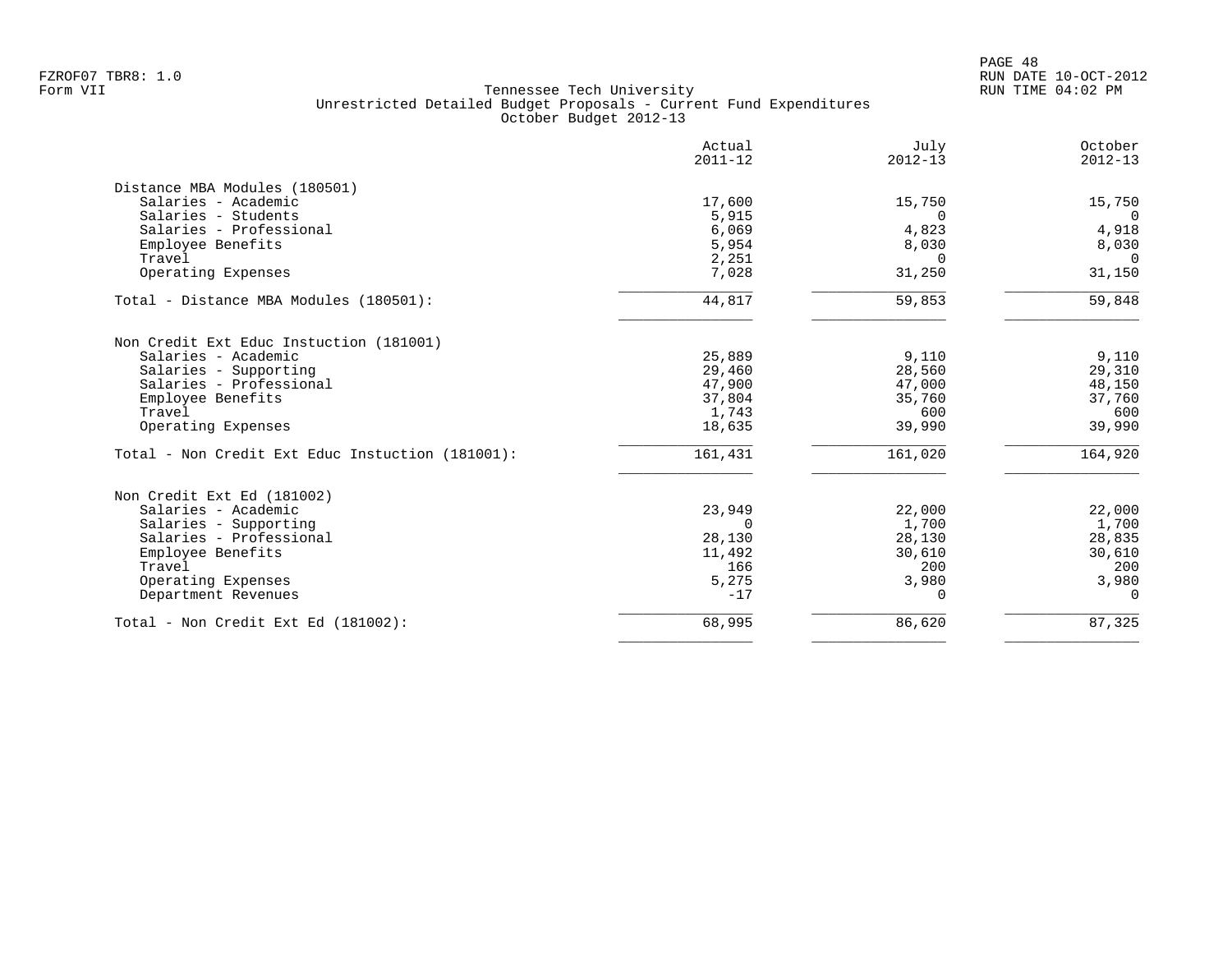Tennessee Tech University
Unrestricted Detailed Budget Proposals - Current Fund Expenditures
October Budget 2012-13

| | Actual 2011-12 | July 2012-13 | October 2012-13 |
|---|---|---|---|
| **Distance MBA Modules (180501)** | | | |
| Salaries - Academic | 17,600 | 15,750 | 15,750 |
| Salaries - Students | 5,915 | 0 | 0 |
| Salaries - Professional | 6,069 | 4,823 | 4,918 |
| Employee Benefits | 5,954 | 8,030 | 8,030 |
| Travel | 2,251 | 0 | 0 |
| Operating Expenses | 7,028 | 31,250 | 31,150 |
| Total - Distance MBA Modules (180501): | 44,817 | 59,853 | 59,848 |
| **Non Credit Ext Educ Instuction (181001)** | | | |
| Salaries - Academic | 25,889 | 9,110 | 9,110 |
| Salaries - Supporting | 29,460 | 28,560 | 29,310 |
| Salaries - Professional | 47,900 | 47,000 | 48,150 |
| Employee Benefits | 37,804 | 35,760 | 37,760 |
| Travel | 1,743 | 600 | 600 |
| Operating Expenses | 18,635 | 39,990 | 39,990 |
| Total - Non Credit Ext Educ Instuction (181001): | 161,431 | 161,020 | 164,920 |
| **Non Credit Ext Ed (181002)** | | | |
| Salaries - Academic | 23,949 | 22,000 | 22,000 |
| Salaries - Supporting | 0 | 1,700 | 1,700 |
| Salaries - Professional | 28,130 | 28,130 | 28,835 |
| Employee Benefits | 11,492 | 30,610 | 30,610 |
| Travel | 166 | 200 | 200 |
| Operating Expenses | 5,275 | 3,980 | 3,980 |
| Department Revenues | -17 | 0 | 0 |
| Total - Non Credit Ext Ed (181002): | 68,995 | 86,620 | 87,325 |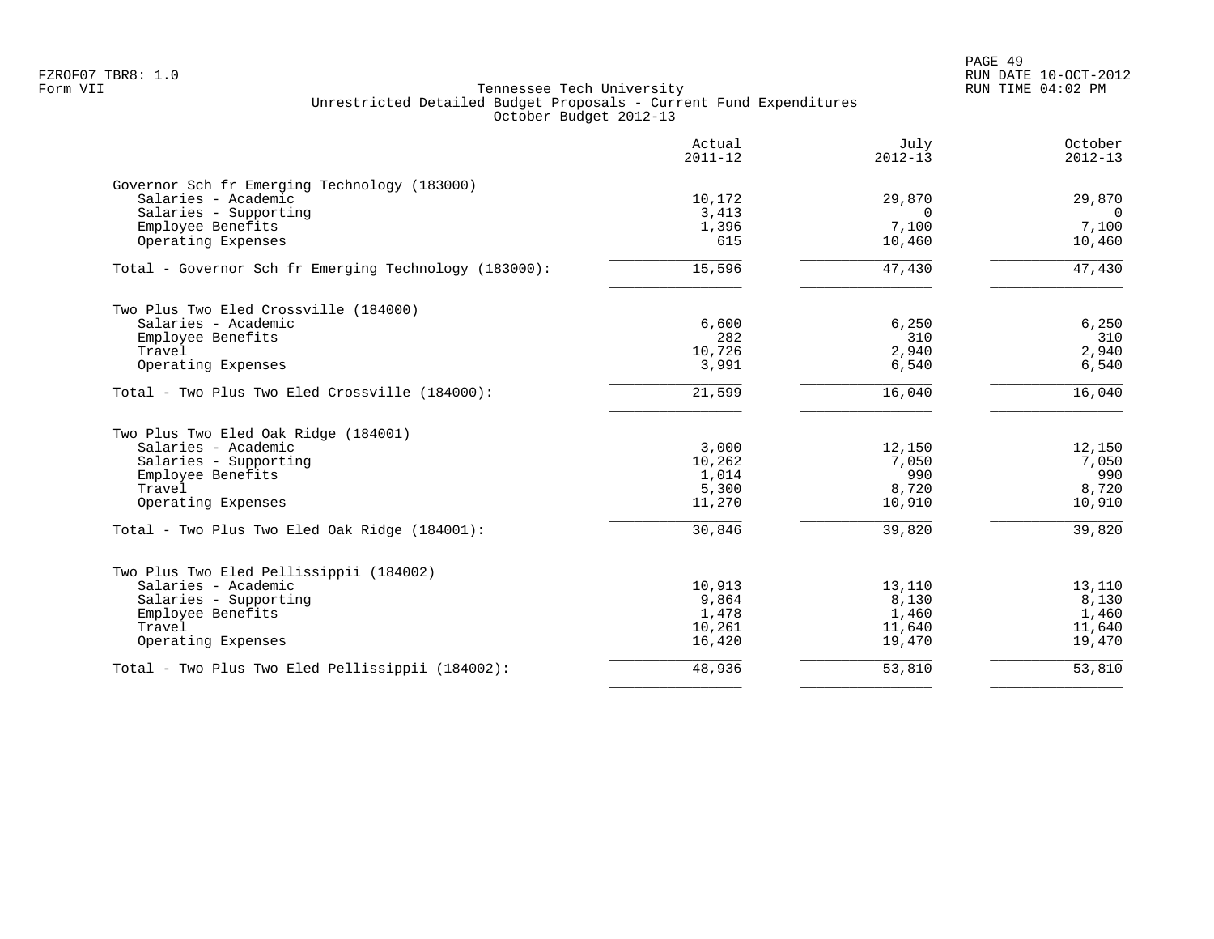Tennessee Tech University
Unrestricted Detailed Budget Proposals - Current Fund Expenditures
October Budget 2012-13

Form VII

| | Actual 2011-12 | July 2012-13 | October 2012-13 |
|---|---|---|---|
| **Governor Sch fr Emerging Technology (183000)** | | | |
| Salaries - Academic | 10,172 | 29,870 | 29,870 |
| Salaries - Supporting | 3,413 | 0 | 0 |
| Employee Benefits | 1,396 | 7,100 | 7,100 |
| Operating Expenses | 615 | 10,460 | 10,460 |
| Total - Governor Sch fr Emerging Technology (183000): | 15,596 | 47,430 | 47,430 |
| **Two Plus Two Eled Crossville (184000)** | | | |
| Salaries - Academic | 6,600 | 6,250 | 6,250 |
| Employee Benefits | 282 | 310 | 310 |
| Travel | 10,726 | 2,940 | 2,940 |
| Operating Expenses | 3,991 | 6,540 | 6,540 |
| Total - Two Plus Two Eled Crossville (184000): | 21,599 | 16,040 | 16,040 |
| **Two Plus Two Eled Oak Ridge (184001)** | | | |
| Salaries - Academic | 3,000 | 12,150 | 12,150 |
| Salaries - Supporting | 10,262 | 7,050 | 7,050 |
| Employee Benefits | 1,014 | 990 | 990 |
| Travel | 5,300 | 8,720 | 8,720 |
| Operating Expenses | 11,270 | 10,910 | 10,910 |
| Total - Two Plus Two Eled Oak Ridge (184001): | 30,846 | 39,820 | 39,820 |
| **Two Plus Two Eled Pellissippii (184002)** | | | |
| Salaries - Academic | 10,913 | 13,110 | 13,110 |
| Salaries - Supporting | 9,864 | 8,130 | 8,130 |
| Employee Benefits | 1,478 | 1,460 | 1,460 |
| Travel | 10,261 | 11,640 | 11,640 |
| Operating Expenses | 16,420 | 19,470 | 19,470 |
| Total - Two Plus Two Eled Pellissippii (184002): | 48,936 | 53,810 | 53,810 |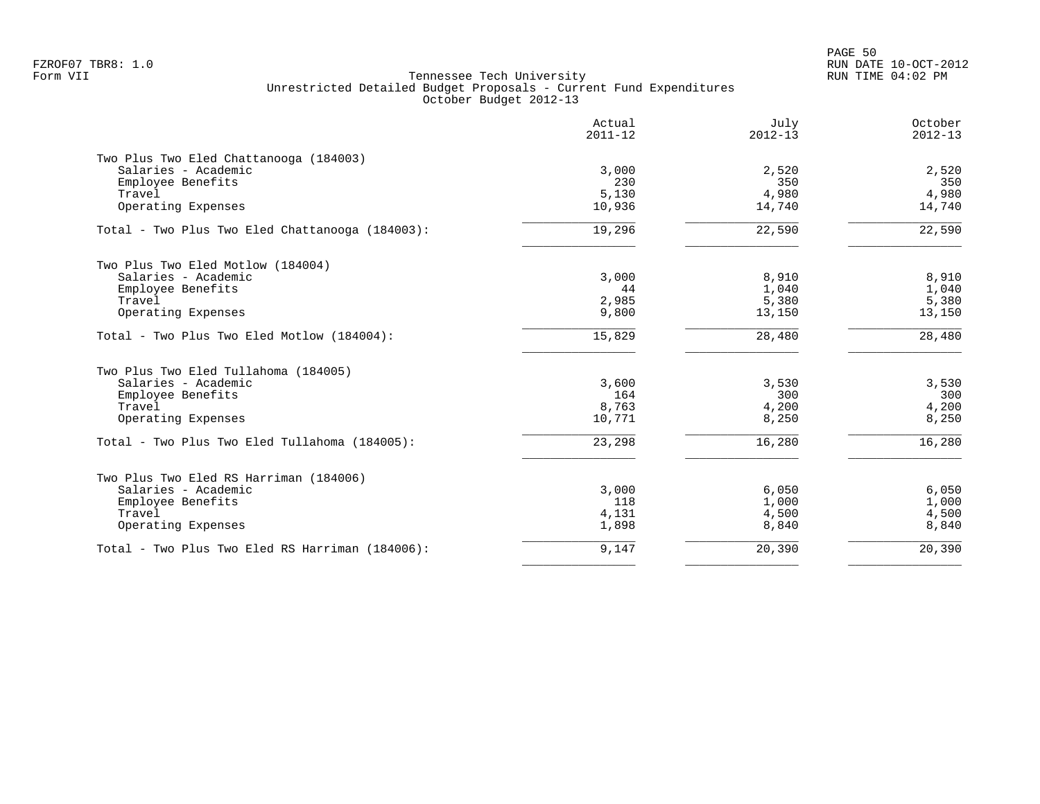Tennessee Tech University
Unrestricted Detailed Budget Proposals - Current Fund Expenditures
October Budget 2012-13

| | Actual 2011-12 | July 2012-13 | October 2012-13 |
|---|---:|---:|---:|
| **Two Plus Two Eled Chattanooga (184003)** | | | |
| Salaries - Academic | 3,000 | 2,520 | 2,520 |
| Employee Benefits | 230 | 350 | 350 |
| Travel | 5,130 | 4,980 | 4,980 |
| Operating Expenses | 10,936 | 14,740 | 14,740 |
| Total - Two Plus Two Eled Chattanooga (184003): | 19,296 | 22,590 | 22,590 |
| **Two Plus Two Eled Motlow (184004)** | | | |
| Salaries - Academic | 3,000 | 8,910 | 8,910 |
| Employee Benefits | 44 | 1,040 | 1,040 |
| Travel | 2,985 | 5,380 | 5,380 |
| Operating Expenses | 9,800 | 13,150 | 13,150 |
| Total - Two Plus Two Eled Motlow (184004): | 15,829 | 28,480 | 28,480 |
| **Two Plus Two Eled Tullahoma (184005)** | | | |
| Salaries - Academic | 3,600 | 3,530 | 3,530 |
| Employee Benefits | 164 | 300 | 300 |
| Travel | 8,763 | 4,200 | 4,200 |
| Operating Expenses | 10,771 | 8,250 | 8,250 |
| Total - Two Plus Two Eled Tullahoma (184005): | 23,298 | 16,280 | 16,280 |
| **Two Plus Two Eled RS Harriman (184006)** | | | |
| Salaries - Academic | 3,000 | 6,050 | 6,050 |
| Employee Benefits | 118 | 1,000 | 1,000 |
| Travel | 4,131 | 4,500 | 4,500 |
| Operating Expenses | 1,898 | 8,840 | 8,840 |
| Total - Two Plus Two Eled RS Harriman (184006): | 9,147 | 20,390 | 20,390 |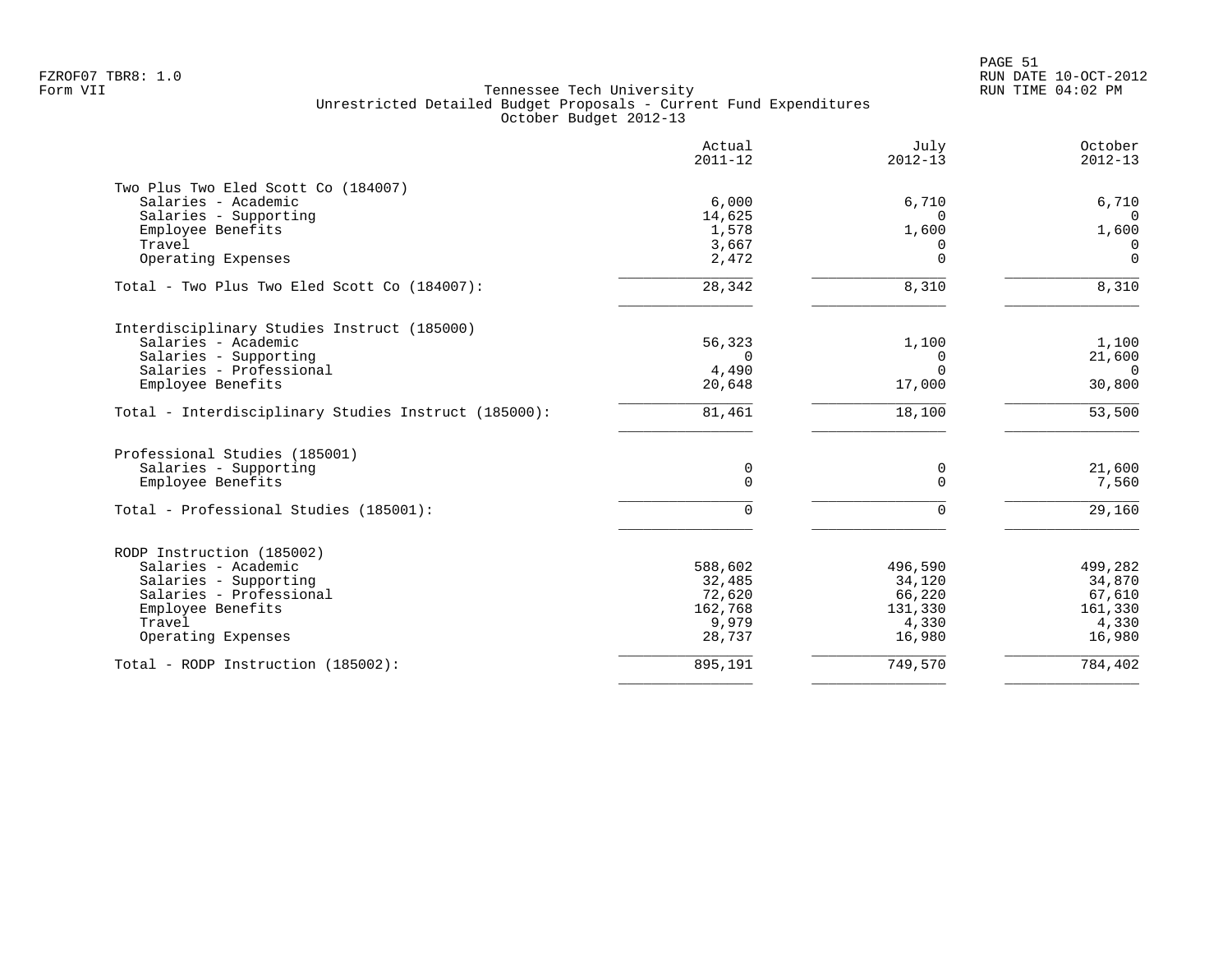Tennessee Tech University
Unrestricted Detailed Budget Proposals - Current Fund Expenditures
October Budget 2012-13

| | Actual 2011-12 | July 2012-13 | October 2012-13 |
|---|---|---|---|
| **Two Plus Two Eled Scott Co (184007)** | | | |
| Salaries - Academic | 6,000 | 6,710 | 6,710 |
| Salaries - Supporting | 14,625 | 0 | 0 |
| Employee Benefits | 1,578 | 1,600 | 1,600 |
| Travel | 3,667 | 0 | 0 |
| Operating Expenses | 2,472 | 0 | 0 |
| Total - Two Plus Two Eled Scott Co (184007): | 28,342 | 8,310 | 8,310 |
| **Interdisciplinary Studies Instruct (185000)** | | | |
| Salaries - Academic | 56,323 | 1,100 | 1,100 |
| Salaries - Supporting | 0 | 0 | 21,600 |
| Salaries - Professional | 4,490 | 0 | 0 |
| Employee Benefits | 20,648 | 17,000 | 30,800 |
| Total - Interdisciplinary Studies Instruct (185000): | 81,461 | 18,100 | 53,500 |
| **Professional Studies (185001)** | | | |
| Salaries - Supporting | 0 | 0 | 21,600 |
| Employee Benefits | 0 | 0 | 7,560 |
| Total - Professional Studies (185001): | 0 | 0 | 29,160 |
| **RODP Instruction (185002)** | | | |
| Salaries - Academic | 588,602 | 496,590 | 499,282 |
| Salaries - Supporting | 32,485 | 34,120 | 34,870 |
| Salaries - Professional | 72,620 | 66,220 | 67,610 |
| Employee Benefits | 162,768 | 131,330 | 161,330 |
| Travel | 9,979 | 4,330 | 4,330 |
| Operating Expenses | 28,737 | 16,980 | 16,980 |
| Total - RODP Instruction (185002): | 895,191 | 749,570 | 784,402 |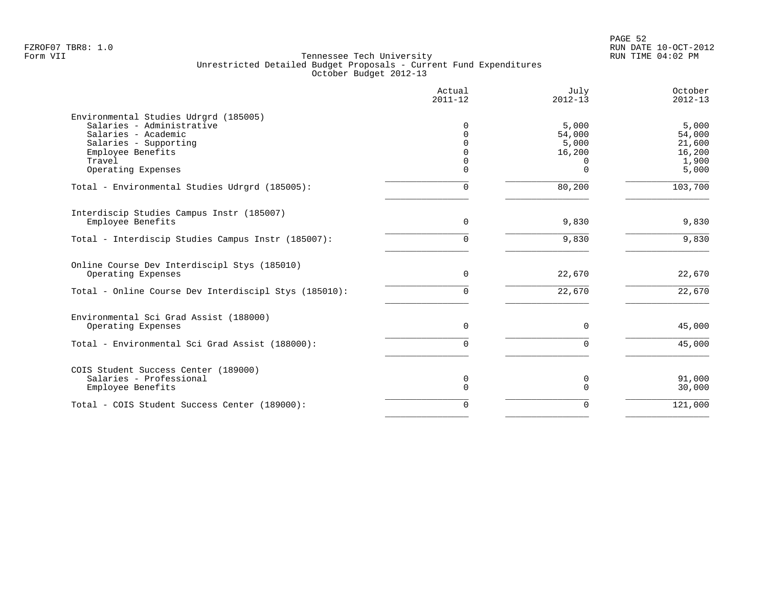Tennessee Tech University
Unrestricted Detailed Budget Proposals - Current Fund Expenditures
October Budget 2012-13

| | Actual 2011-12 | July 2012-13 | October 2012-13 |
|---|---|---|---|
| **Environmental Studies Udrgrd (185005)** | | | |
| Salaries - Administrative | 0 | 5,000 | 5,000 |
| Salaries - Academic | 0 | 54,000 | 54,000 |
| Salaries - Supporting | 0 | 5,000 | 21,600 |
| Employee Benefits | 0 | 16,200 | 16,200 |
| Travel | 0 | 0 | 1,900 |
| Operating Expenses | 0 | 0 | 5,000 |
| Total - Environmental Studies Udrgrd (185005): | 0 | 80,200 | 103,700 |
| **Interdiscip Studies Campus Instr (185007)** | | | |
| Employee Benefits | 0 | 9,830 | 9,830 |
| Total - Interdiscip Studies Campus Instr (185007): | 0 | 9,830 | 9,830 |
| **Online Course Dev Interdiscipl Stys (185010)** | | | |
| Operating Expenses | 0 | 22,670 | 22,670 |
| Total - Online Course Dev Interdiscipl Stys (185010): | 0 | 22,670 | 22,670 |
| **Environmental Sci Grad Assist (188000)** | | | |
| Operating Expenses | 0 | 0 | 45,000 |
| Total - Environmental Sci Grad Assist (188000): | 0 | 0 | 45,000 |
| **COIS Student Success Center (189000)** | | | |
| Salaries - Professional | 0 | 0 | 91,000 |
| Employee Benefits | 0 | 0 | 30,000 |
| Total - COIS Student Success Center (189000): | 0 | 0 | 121,000 |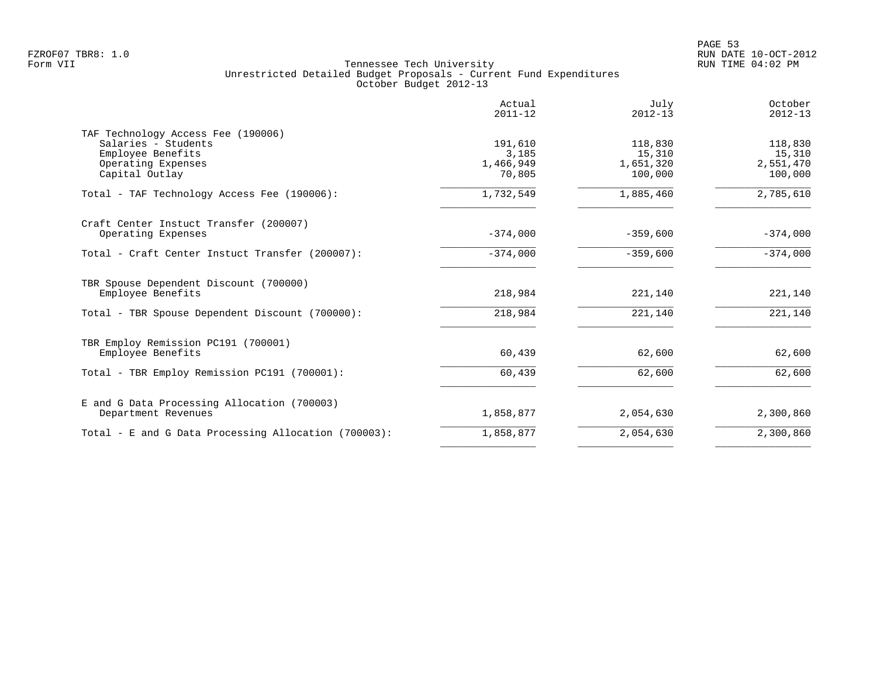Tennessee Tech University
Unrestricted Detailed Budget Proposals - Current Fund Expenditures
October Budget 2012-13

| | Actual 2011-12 | July 2012-13 | October 2012-13 |
|---|---|---|---|
| **TAF Technology Access Fee (190006)** | | | |
| Salaries - Students | 191,610 | 118,830 | 118,830 |
| Employee Benefits | 3,185 | 15,310 | 15,310 |
| Operating Expenses | 1,466,949 | 1,651,320 | 2,551,470 |
| Capital Outlay | 70,805 | 100,000 | 100,000 |
| Total - TAF Technology Access Fee (190006): | 1,732,549 | 1,885,460 | 2,785,610 |
| **Craft Center Instuct Transfer (200007)** | | | |
| Operating Expenses | -374,000 | -359,600 | -374,000 |
| Total - Craft Center Instuct Transfer (200007): | -374,000 | -359,600 | -374,000 |
| **TBR Spouse Dependent Discount (700000)** | | | |
| Employee Benefits | 218,984 | 221,140 | 221,140 |
| Total - TBR Spouse Dependent Discount (700000): | 218,984 | 221,140 | 221,140 |
| **TBR Employ Remission PC191 (700001)** | | | |
| Employee Benefits | 60,439 | 62,600 | 62,600 |
| Total - TBR Employ Remission PC191 (700001): | 60,439 | 62,600 | 62,600 |
| **E and G Data Processing Allocation (700003)** | | | |
| Department Revenues | 1,858,877 | 2,054,630 | 2,300,860 |
| Total - E and G Data Processing Allocation (700003): | 1,858,877 | 2,054,630 | 2,300,860 |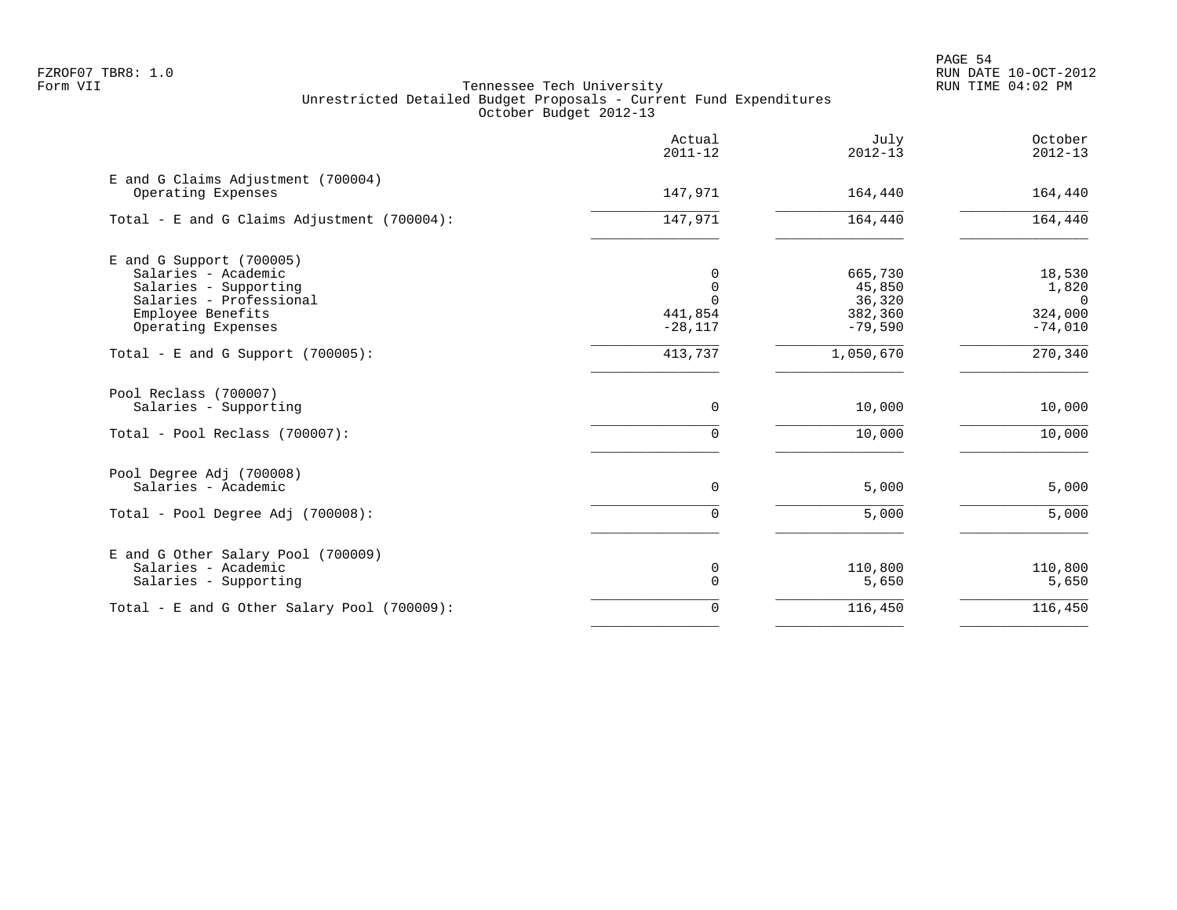Tennessee Tech University
Unrestricted Detailed Budget Proposals - Current Fund Expenditures
October Budget 2012-13

| | Actual 2011-12 | July 2012-13 | October 2012-13 |
|---|---|---|---|
| **E and G Claims Adjustment (700004)** | | | |
| Operating Expenses | 147,971 | 164,440 | 164,440 |
| Total - E and G Claims Adjustment (700004): | 147,971 | 164,440 | 164,440 |
| **E and G Support (700005)** | | | |
| Salaries - Academic | 0 | 665,730 | 18,530 |
| Salaries - Supporting | 0 | 45,850 | 1,820 |
| Salaries - Professional | 0 | 36,320 | 0 |
| Employee Benefits | 441,854 | 382,360 | 324,000 |
| Operating Expenses | -28,117 | -79,590 | -74,010 |
| Total - E and G Support (700005): | 413,737 | 1,050,670 | 270,340 |
| **Pool Reclass (700007)** | | | |
| Salaries - Supporting | 0 | 10,000 | 10,000 |
| Total - Pool Reclass (700007): | 0 | 10,000 | 10,000 |
| **Pool Degree Adj (700008)** | | | |
| Salaries - Academic | 0 | 5,000 | 5,000 |
| Total - Pool Degree Adj (700008): | 0 | 5,000 | 5,000 |
| **E and G Other Salary Pool (700009)** | | | |
| Salaries - Academic | 0 | 110,800 | 110,800 |
| Salaries - Supporting | 0 | 5,650 | 5,650 |
| Total - E and G Other Salary Pool (700009): | 0 | 116,450 | 116,450 |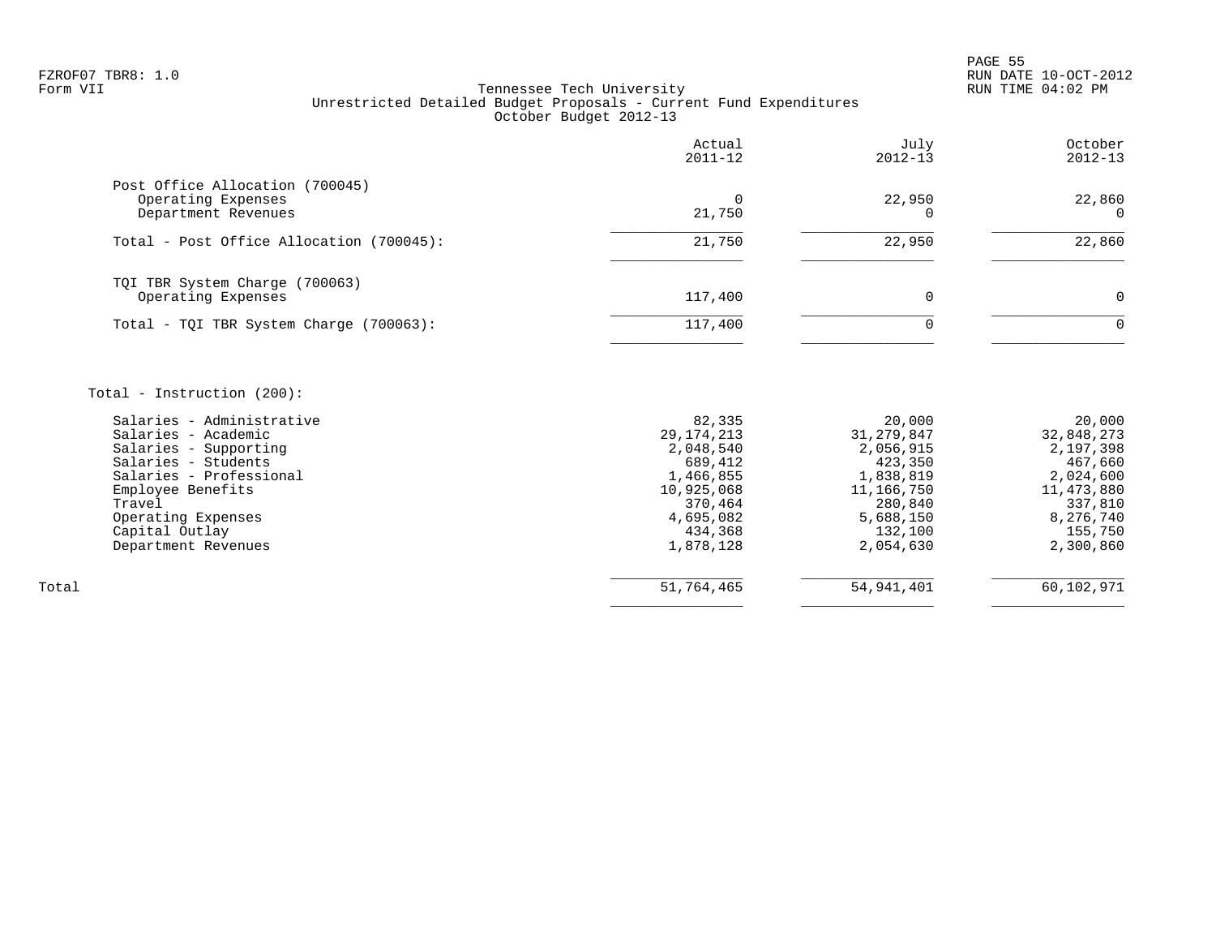FZROF07 TBR8: 1.0
Form VII

Tennessee Tech University
Unrestricted Detailed Budget Proposals - Current Fund Expenditures
October Budget 2012-13

RUN DATE 10-OCT-2012
RUN TIME 04:02 PM

| | Actual 2011-12 | July 2012-13 | October 2012-13 |
|---|---|---|---|
| **Post Office Allocation (700045)** | | | |
| Operating Expenses | 0 | 22,950 | 22,860 |
| Department Revenues | 21,750 | 0 | 0 |
| Total - Post Office Allocation (700045): | 21,750 | 22,950 | 22,860 |
| **TQI TBR System Charge (700063)** | | | |
| Operating Expenses | 117,400 | 0 | 0 |
| Total - TQI TBR System Charge (700063): | 117,400 | 0 | 0 |
| **Total - Instruction (200):** | | | |
| Salaries - Administrative | 82,335 | 20,000 | 20,000 |
| Salaries - Academic | 29,174,213 | 31,279,847 | 32,848,273 |
| Salaries - Supporting | 2,048,540 | 2,056,915 | 2,197,398 |
| Salaries - Students | 689,412 | 423,350 | 467,660 |
| Salaries - Professional | 1,466,855 | 1,838,819 | 2,024,600 |
| Employee Benefits | 10,925,068 | 11,166,750 | 11,473,880 |
| Travel | 370,464 | 280,840 | 337,810 |
| Operating Expenses | 4,695,082 | 5,688,150 | 8,276,740 |
| Capital Outlay | 434,368 | 132,100 | 155,750 |
| Department Revenues | 1,878,128 | 2,054,630 | 2,300,860 |
| Total | 51,764,465 | 54,941,401 | 60,102,971 |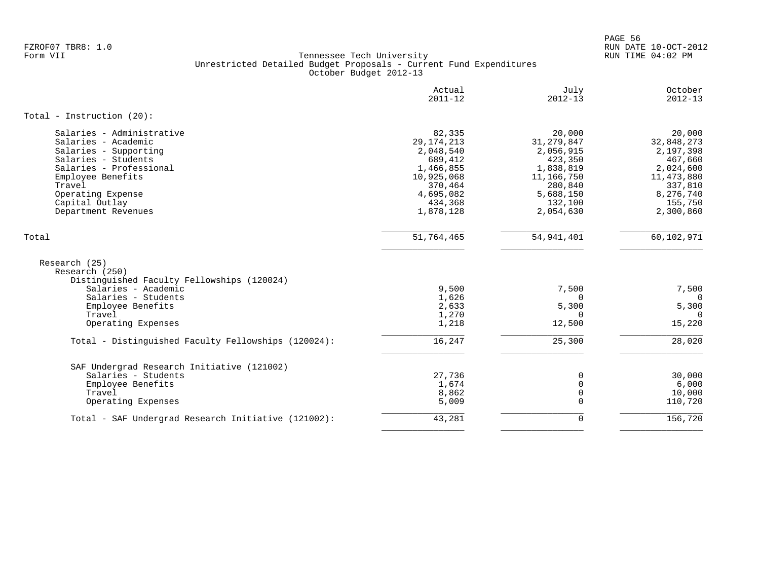FZROF07 TBR8: 1.0
Form VII

Tennessee Tech University
Unrestricted Detailed Budget Proposals - Current Fund Expenditures
October Budget 2012-13

| | Actual 2011-12 | July 2012-13 | October 2012-13 |
|---|---|---|---|
| **Total - Instruction (20):** | | | |
| Salaries - Administrative | 82,335 | 20,000 | 20,000 |
| Salaries - Academic | 29,174,213 | 31,279,847 | 32,848,273 |
| Salaries - Supporting | 2,048,540 | 2,056,915 | 2,197,398 |
| Salaries - Students | 689,412 | 423,350 | 467,660 |
| Salaries - Professional | 1,466,855 | 1,838,819 | 2,024,600 |
| Employee Benefits | 10,925,068 | 11,166,750 | 11,473,880 |
| Travel | 370,464 | 280,840 | 337,810 |
| Operating Expense | 4,695,082 | 5,688,150 | 8,276,740 |
| Capital Outlay | 434,368 | 132,100 | 155,750 |
| Department Revenues | 1,878,128 | 2,054,630 | 2,300,860 |
| Total | 51,764,465 | 54,941,401 | 60,102,971 |
| Research (25) | | | |
| Research (250) | | | |
| Distinguished Faculty Fellowships (120024) | | | |
| Salaries - Academic | 9,500 | 7,500 | 7,500 |
| Salaries - Students | 1,626 | 0 | 0 |
| Employee Benefits | 2,633 | 5,300 | 5,300 |
| Travel | 1,270 | 0 | 0 |
| Operating Expenses | 1,218 | 12,500 | 15,220 |
| Total - Distinguished Faculty Fellowships (120024): | 16,247 | 25,300 | 28,020 |
| SAF Undergrad Research Initiative (121002) | | | |
| Salaries - Students | 27,736 | 0 | 30,000 |
| Employee Benefits | 1,674 | 0 | 6,000 |
| Travel | 8,862 | 0 | 10,000 |
| Operating Expenses | 5,009 | 0 | 110,720 |
| Total - SAF Undergrad Research Initiative (121002): | 43,281 | 0 | 156,720 |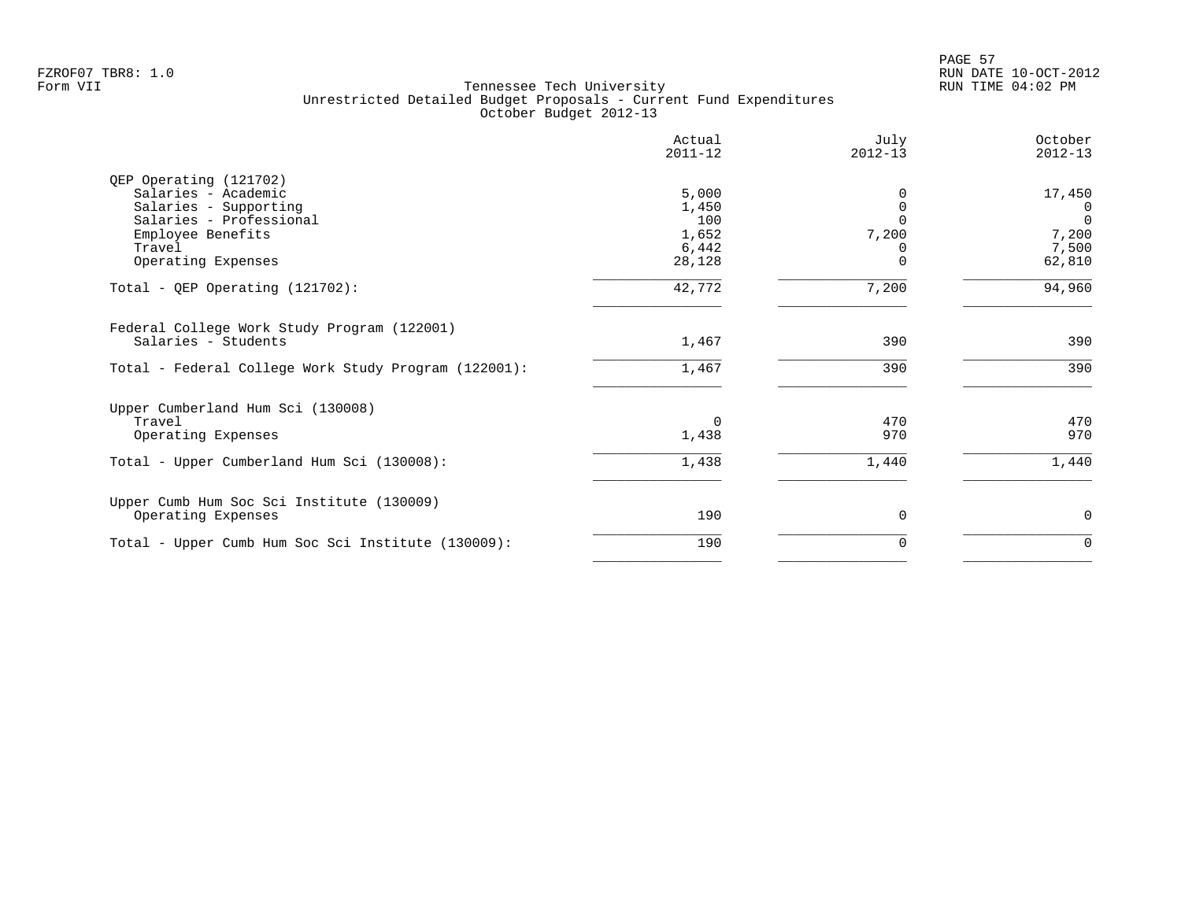Tennessee Tech University
Unrestricted Detailed Budget Proposals - Current Fund Expenditures
October Budget 2012-13

| | Actual 2011-12 | July 2012-13 | October 2012-13 |
|---|---|---|---|
| QEP Operating (121702) | | | |
| Salaries - Academic | 5,000 | 0 | 17,450 |
| Salaries - Supporting | 1,450 | 0 | 0 |
| Salaries - Professional | 100 | 0 | 0 |
| Employee Benefits | 1,652 | 7,200 | 7,200 |
| Travel | 6,442 | 0 | 7,500 |
| Operating Expenses | 28,128 | 0 | 62,810 |
| Total - QEP Operating (121702): | 42,772 | 7,200 | 94,960 |
| Federal College Work Study Program (122001) | | | |
| Salaries - Students | 1,467 | 390 | 390 |
| Total - Federal College Work Study Program (122001): | 1,467 | 390 | 390 |
| Upper Cumberland Hum Sci (130008) | | | |
| Travel | 0 | 470 | 470 |
| Operating Expenses | 1,438 | 970 | 970 |
| Total - Upper Cumberland Hum Sci (130008): | 1,438 | 1,440 | 1,440 |
| Upper Cumb Hum Soc Sci Institute (130009) | | | |
| Operating Expenses | 190 | 0 | 0 |
| Total - Upper Cumb Hum Soc Sci Institute (130009): | 190 | 0 | 0 |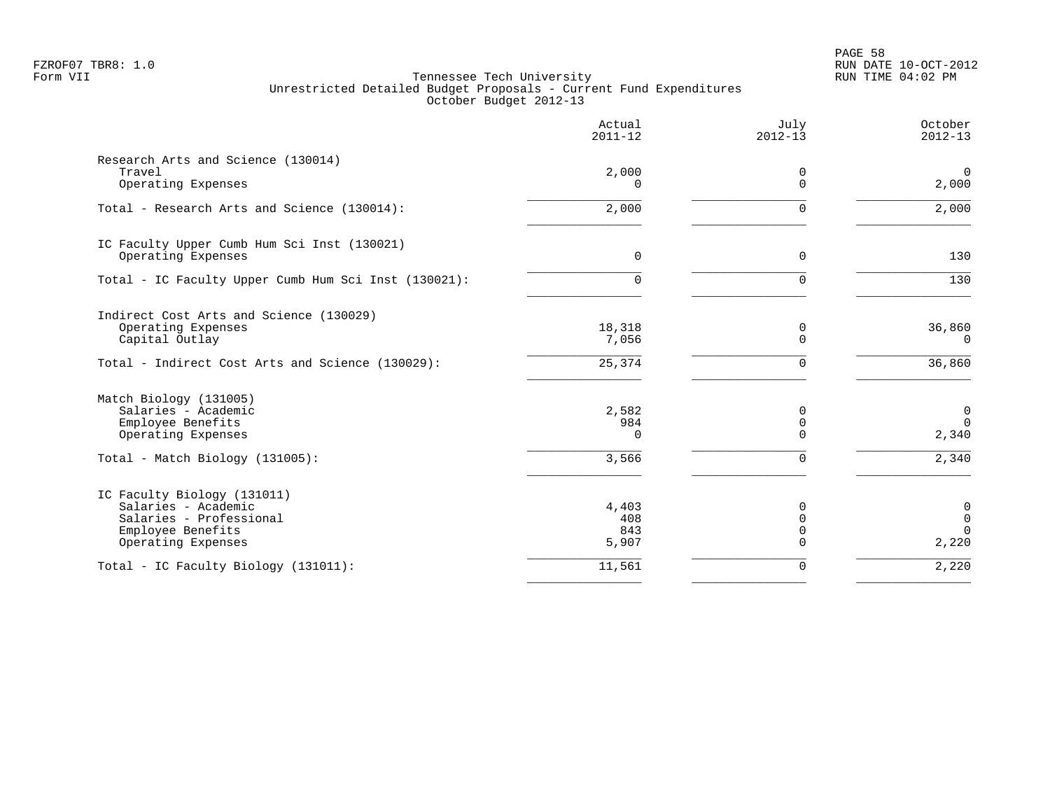Tennessee Tech University
Unrestricted Detailed Budget Proposals - Current Fund Expenditures
October Budget 2012-13

| | Actual 2011-12 | July 2012-13 | October 2012-13 |
|---|---|---|---|
| **Research Arts and Science (130014)** | | | |
| Travel | 2,000 | 0 | 0 |
| Operating Expenses | 0 | 0 | 2,000 |
| Total - Research Arts and Science (130014): | 2,000 | 0 | 2,000 |
| **IC Faculty Upper Cumb Hum Sci Inst (130021)** | | | |
| Operating Expenses | 0 | 0 | 130 |
| Total - IC Faculty Upper Cumb Hum Sci Inst (130021): | 0 | 0 | 130 |
| **Indirect Cost Arts and Science (130029)** | | | |
| Operating Expenses | 18,318 | 0 | 36,860 |
| Capital Outlay | 7,056 | 0 | 0 |
| Total - Indirect Cost Arts and Science (130029): | 25,374 | 0 | 36,860 |
| **Match Biology (131005)** | | | |
| Salaries - Academic | 2,582 | 0 | 0 |
| Employee Benefits | 984 | 0 | 0 |
| Operating Expenses | 0 | 0 | 2,340 |
| Total - Match Biology (131005): | 3,566 | 0 | 2,340 |
| **IC Faculty Biology (131011)** | | | |
| Salaries - Academic | 4,403 | 0 | 0 |
| Salaries - Professional | 408 | 0 | 0 |
| Employee Benefits | 843 | 0 | 0 |
| Operating Expenses | 5,907 | 0 | 2,220 |
| Total - IC Faculty Biology (131011): | 11,561 | 0 | 2,220 |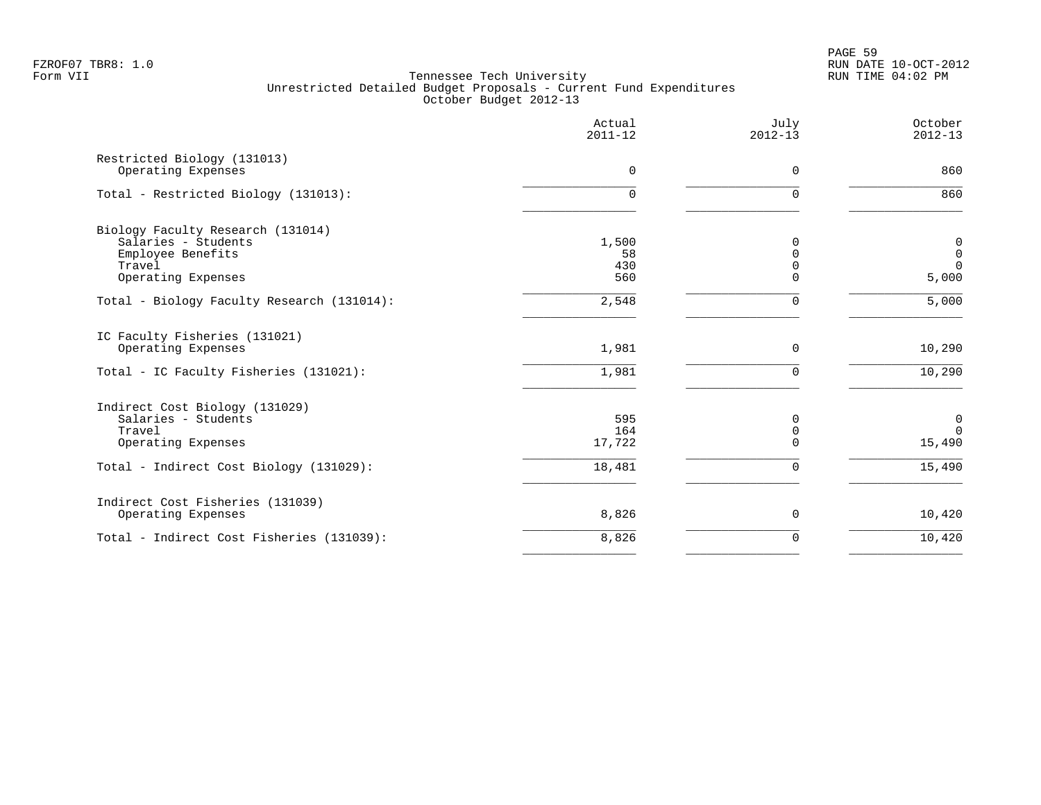FZROF07 TBR8: 1.0
Form VII

# Tennessee Tech University
## Unrestricted Detailed Budget Proposals - Current Fund Expenditures
### October Budget 2012-13

RUN DATE 10-OCT-2012
RUN TIME 04:02 PM

| | Actual 2011-12 | July 2012-13 | October 2012-13 |
|---|---|---|---|
| **Restricted Biology (131013)** | | | |
| Operating Expenses | 0 | 0 | 860 |
| Total - Restricted Biology (131013): | 0 | 0 | 860 |
| **Biology Faculty Research (131014)** | | | |
| Salaries - Students | 1,500 | 0 | 0 |
| Employee Benefits | 58 | 0 | 0 |
| Travel | 430 | 0 | 0 |
| Operating Expenses | 560 | 0 | 5,000 |
| Total - Biology Faculty Research (131014): | 2,548 | 0 | 5,000 |
| **IC Faculty Fisheries (131021)** | | | |
| Operating Expenses | 1,981 | 0 | 10,290 |
| Total - IC Faculty Fisheries (131021): | 1,981 | 0 | 10,290 |
| **Indirect Cost Biology (131029)** | | | |
| Salaries - Students | 595 | 0 | 0 |
| Travel | 164 | 0 | 0 |
| Operating Expenses | 17,722 | 0 | 15,490 |
| Total - Indirect Cost Biology (131029): | 18,481 | 0 | 15,490 |
| **Indirect Cost Fisheries (131039)** | | | |
| Operating Expenses | 8,826 | 0 | 10,420 |
| Total - Indirect Cost Fisheries (131039): | 8,826 | 0 | 10,420 |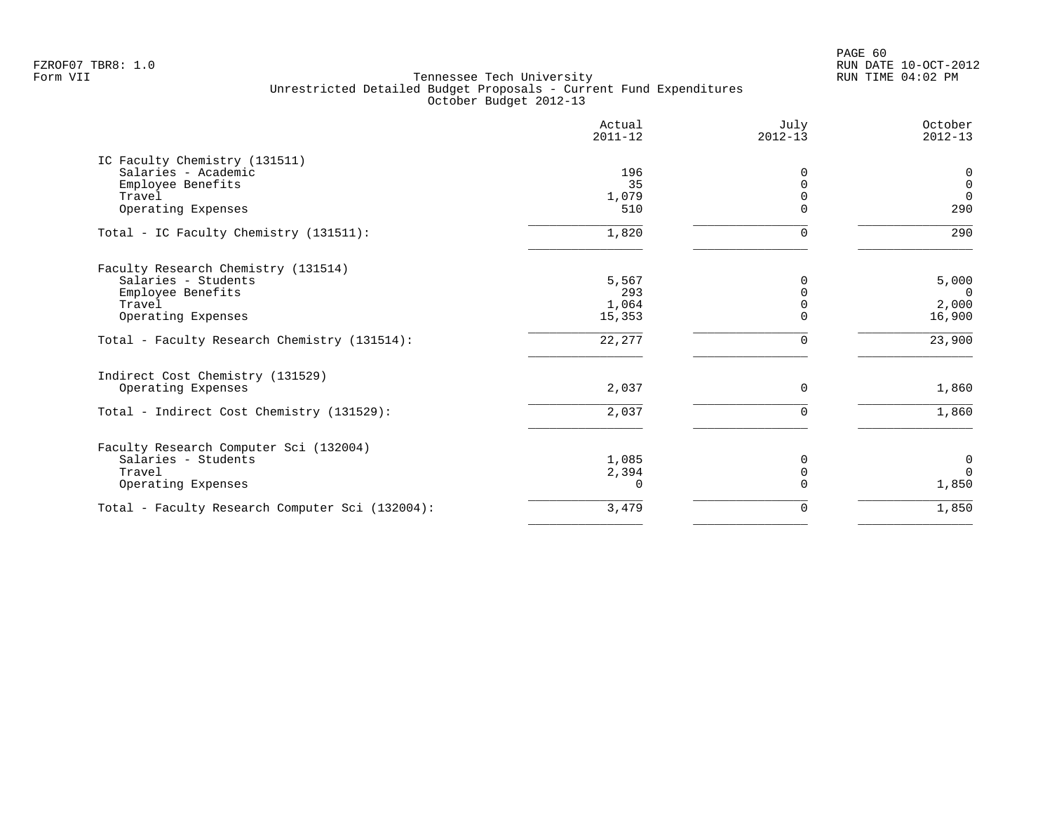FZROF07 TBR8: 1.0
Form VII

Tennessee Tech University
Unrestricted Detailed Budget Proposals - Current Fund Expenditures
October Budget 2012-13

RUN DATE 10-OCT-2012
RUN TIME 04:02 PM

| | Actual 2011-12 | July 2012-13 | October 2012-13 |
|---|---|---|---|
| **IC Faculty Chemistry (131511)** | | | |
| Salaries - Academic | 196 | 0 | 0 |
| Employee Benefits | 35 | 0 | 0 |
| Travel | 1,079 | 0 | 0 |
| Operating Expenses | 510 | 0 | 290 |
| Total - IC Faculty Chemistry (131511): | 1,820 | 0 | 290 |
| **Faculty Research Chemistry (131514)** | | | |
| Salaries - Students | 5,567 | 0 | 5,000 |
| Employee Benefits | 293 | 0 | 0 |
| Travel | 1,064 | 0 | 2,000 |
| Operating Expenses | 15,353 | 0 | 16,900 |
| Total - Faculty Research Chemistry (131514): | 22,277 | 0 | 23,900 |
| **Indirect Cost Chemistry (131529)** | | | |
| Operating Expenses | 2,037 | 0 | 1,860 |
| Total - Indirect Cost Chemistry (131529): | 2,037 | 0 | 1,860 |
| **Faculty Research Computer Sci (132004)** | | | |
| Salaries - Students | 1,085 | 0 | 0 |
| Travel | 2,394 | 0 | 0 |
| Operating Expenses | 0 | 0 | 1,850 |
| Total - Faculty Research Computer Sci (132004): | 3,479 | 0 | 1,850 |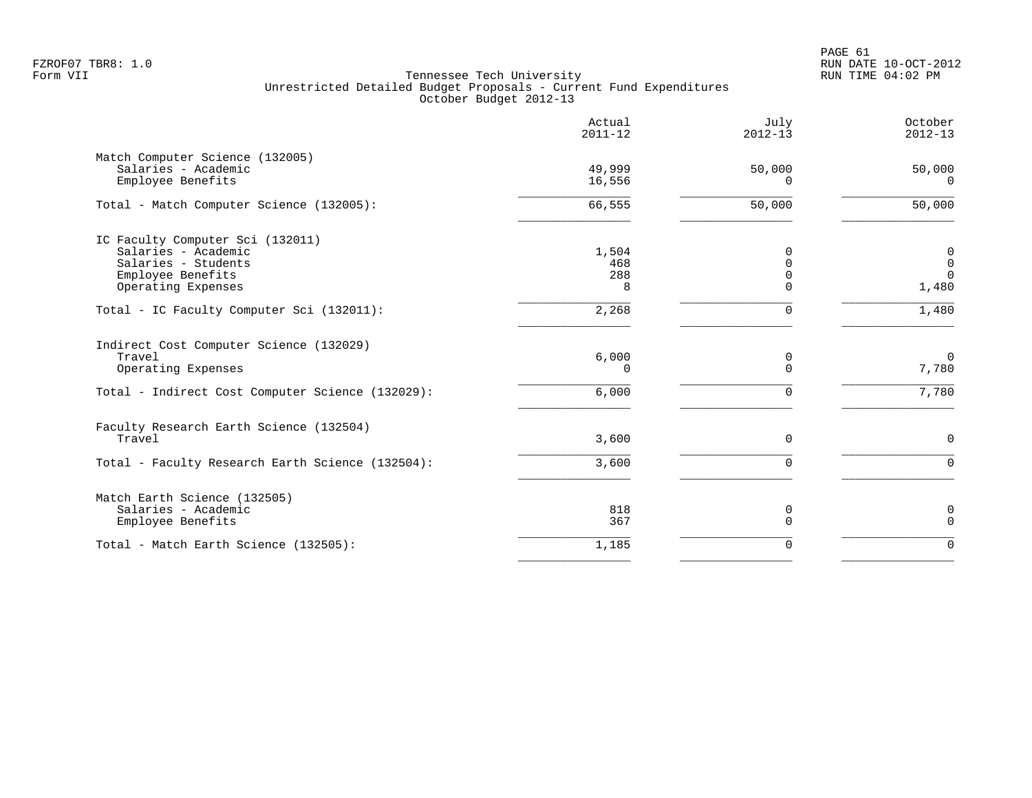FZROF07 TBR8: 1.0
Form VII

# Tennessee Tech University
## Unrestricted Detailed Budget Proposals - Current Fund Expenditures
### October Budget 2012-13

| | Actual 2011-12 | July 2012-13 | October 2012-13 |
|---|---|---|---|
| **Match Computer Science (132005)** | | | |
| Salaries - Academic | 49,999 | 50,000 | 50,000 |
| Employee Benefits | 16,556 | 0 | 0 |
| Total - Match Computer Science (132005): | 66,555 | 50,000 | 50,000 |
| **IC Faculty Computer Sci (132011)** | | | |
| Salaries - Academic | 1,504 | 0 | 0 |
| Salaries - Students | 468 | 0 | 0 |
| Employee Benefits | 288 | 0 | 0 |
| Operating Expenses | 8 | 0 | 1,480 |
| Total - IC Faculty Computer Sci (132011): | 2,268 | 0 | 1,480 |
| **Indirect Cost Computer Science (132029)** | | | |
| Travel | 6,000 | 0 | 0 |
| Operating Expenses | 0 | 0 | 7,780 |
| Total - Indirect Cost Computer Science (132029): | 6,000 | 0 | 7,780 |
| **Faculty Research Earth Science (132504)** | | | |
| Travel | 3,600 | 0 | 0 |
| Total - Faculty Research Earth Science (132504): | 3,600 | 0 | 0 |
| **Match Earth Science (132505)** | | | |
| Salaries - Academic | 818 | 0 | 0 |
| Employee Benefits | 367 | 0 | 0 |
| Total - Match Earth Science (132505): | 1,185 | 0 | 0 |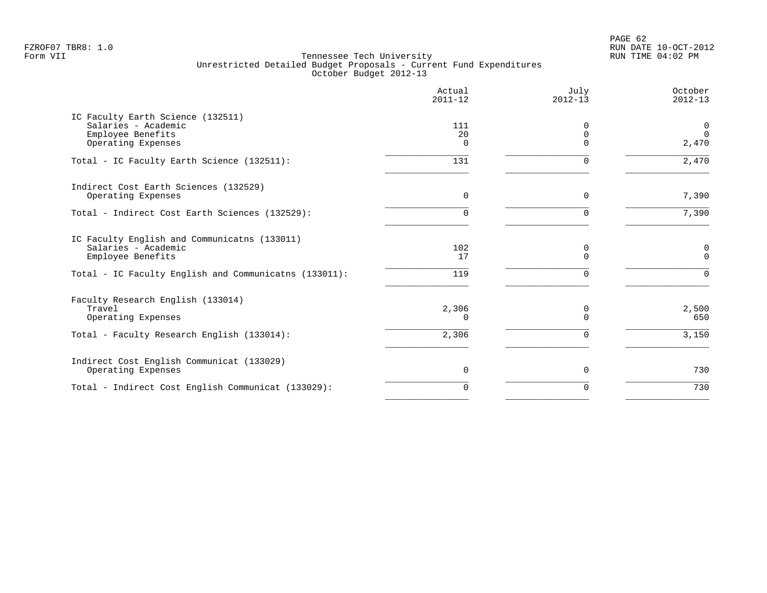FZROF07 TBR8: 1.0
Form VII

Tennessee Tech University
Unrestricted Detailed Budget Proposals - Current Fund Expenditures
October Budget 2012-13

RUN DATE 10-OCT-2012
RUN TIME 04:02 PM

| | Actual 2011-12 | July 2012-13 | October 2012-13 |
|---|---|---|---|
| **IC Faculty Earth Science (132511)** | | | |
| Salaries - Academic | 111 | 0 | 0 |
| Employee Benefits | 20 | 0 | 0 |
| Operating Expenses | 0 | 0 | 2,470 |
| Total - IC Faculty Earth Science (132511): | 131 | 0 | 2,470 |
| **Indirect Cost Earth Sciences (132529)** | | | |
| Operating Expenses | 0 | 0 | 7,390 |
| Total - Indirect Cost Earth Sciences (132529): | 0 | 0 | 7,390 |
| **IC Faculty English and Communicatns (133011)** | | | |
| Salaries - Academic | 102 | 0 | 0 |
| Employee Benefits | 17 | 0 | 0 |
| Total - IC Faculty English and Communicatns (133011): | 119 | 0 | 0 |
| **Faculty Research English (133014)** | | | |
| Travel | 2,306 | 0 | 2,500 |
| Operating Expenses | 0 | 0 | 650 |
| Total - Faculty Research English (133014): | 2,306 | 0 | 3,150 |
| **Indirect Cost English Communicat (133029)** | | | |
| Operating Expenses | 0 | 0 | 730 |
| Total - Indirect Cost English Communicat (133029): | 0 | 0 | 730 |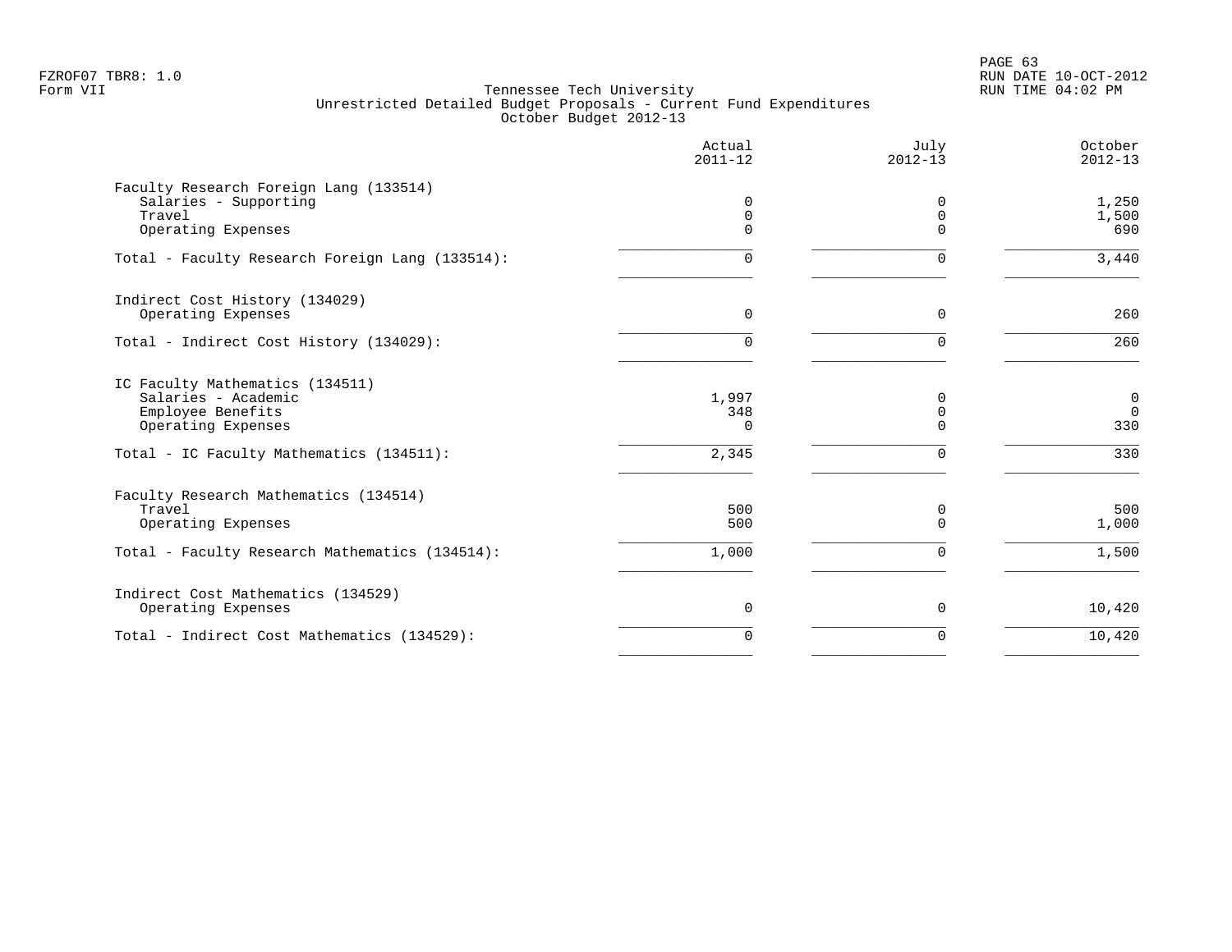FZROF07 TBR8: 1.0
Form VII

Tennessee Tech University
Unrestricted Detailed Budget Proposals - Current Fund Expenditures
October Budget 2012-13

RUN DATE 10-OCT-2012
RUN TIME 04:02 PM

| | Actual 2011-12 | July 2012-13 | October 2012-13 |
|---|---|---|---|
| **Faculty Research Foreign Lang (133514)** | | | |
| Salaries - Supporting | 0 | 0 | 1,250 |
| Travel | 0 | 0 | 1,500 |
| Operating Expenses | 0 | 0 | 690 |
| Total - Faculty Research Foreign Lang (133514): | 0 | 0 | 3,440 |
| **Indirect Cost History (134029)** | | | |
| Operating Expenses | 0 | 0 | 260 |
| Total - Indirect Cost History (134029): | 0 | 0 | 260 |
| **IC Faculty Mathematics (134511)** | | | |
| Salaries - Academic | 1,997 | 0 | 0 |
| Employee Benefits | 348 | 0 | 0 |
| Operating Expenses | 0 | 0 | 330 |
| Total - IC Faculty Mathematics (134511): | 2,345 | 0 | 330 |
| **Faculty Research Mathematics (134514)** | | | |
| Travel | 500 | 0 | 500 |
| Operating Expenses | 500 | 0 | 1,000 |
| Total - Faculty Research Mathematics (134514): | 1,000 | 0 | 1,500 |
| **Indirect Cost Mathematics (134529)** | | | |
| Operating Expenses | 0 | 0 | 10,420 |
| Total - Indirect Cost Mathematics (134529): | 0 | 0 | 10,420 |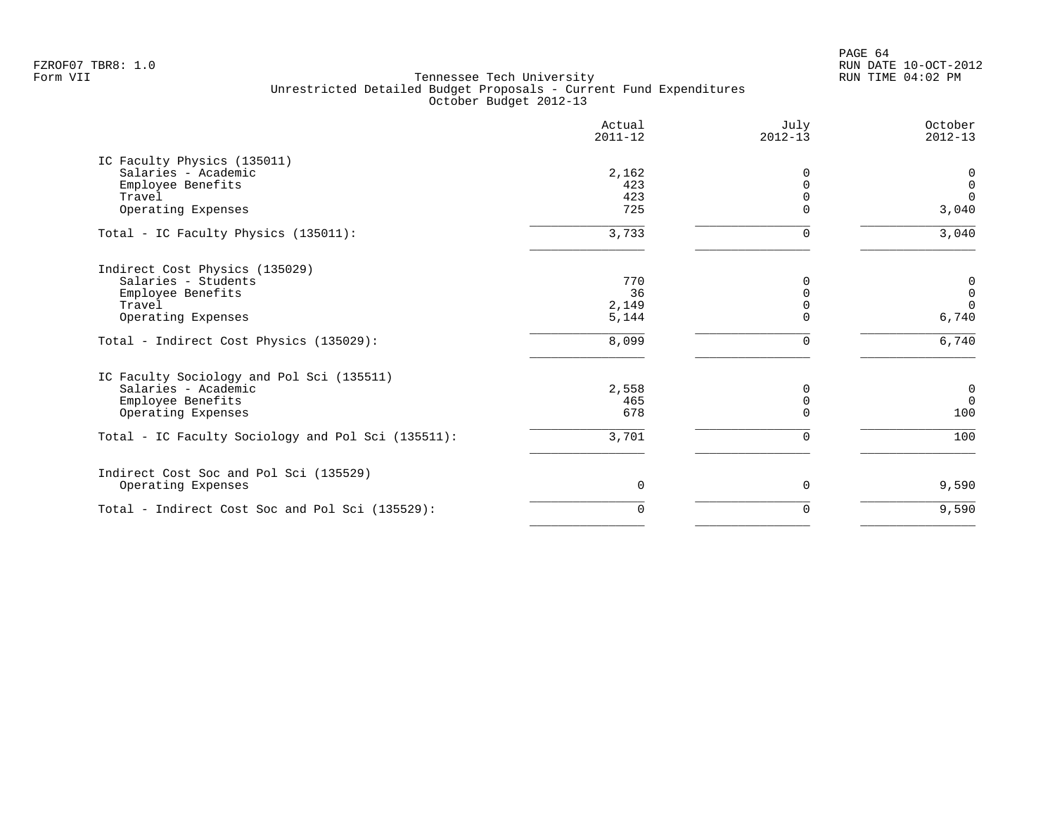FZROF07 TBR8: 1.0
Form VII

Tennessee Tech University
Unrestricted Detailed Budget Proposals - Current Fund Expenditures
October Budget 2012-13

RUN DATE 10-OCT-2012
RUN TIME 04:02 PM

| | Actual 2011-12 | July 2012-13 | October 2012-13 |
|---|---|---|---|
| **IC Faculty Physics (135011)** | | | |
| Salaries - Academic | 2,162 | 0 | 0 |
| Employee Benefits | 423 | 0 | 0 |
| Travel | 423 | 0 | 0 |
| Operating Expenses | 725 | 0 | 3,040 |
| Total - IC Faculty Physics (135011): | 3,733 | 0 | 3,040 |
| **Indirect Cost Physics (135029)** | | | |
| Salaries - Students | 770 | 0 | 0 |
| Employee Benefits | 36 | 0 | 0 |
| Travel | 2,149 | 0 | 0 |
| Operating Expenses | 5,144 | 0 | 6,740 |
| Total - Indirect Cost Physics (135029): | 8,099 | 0 | 6,740 |
| **IC Faculty Sociology and Pol Sci (135511)** | | | |
| Salaries - Academic | 2,558 | 0 | 0 |
| Employee Benefits | 465 | 0 | 0 |
| Operating Expenses | 678 | 0 | 100 |
| Total - IC Faculty Sociology and Pol Sci (135511): | 3,701 | 0 | 100 |
| **Indirect Cost Soc and Pol Sci (135529)** | | | |
| Operating Expenses | 0 | 0 | 9,590 |
| Total - Indirect Cost Soc and Pol Sci (135529): | 0 | 0 | 9,590 |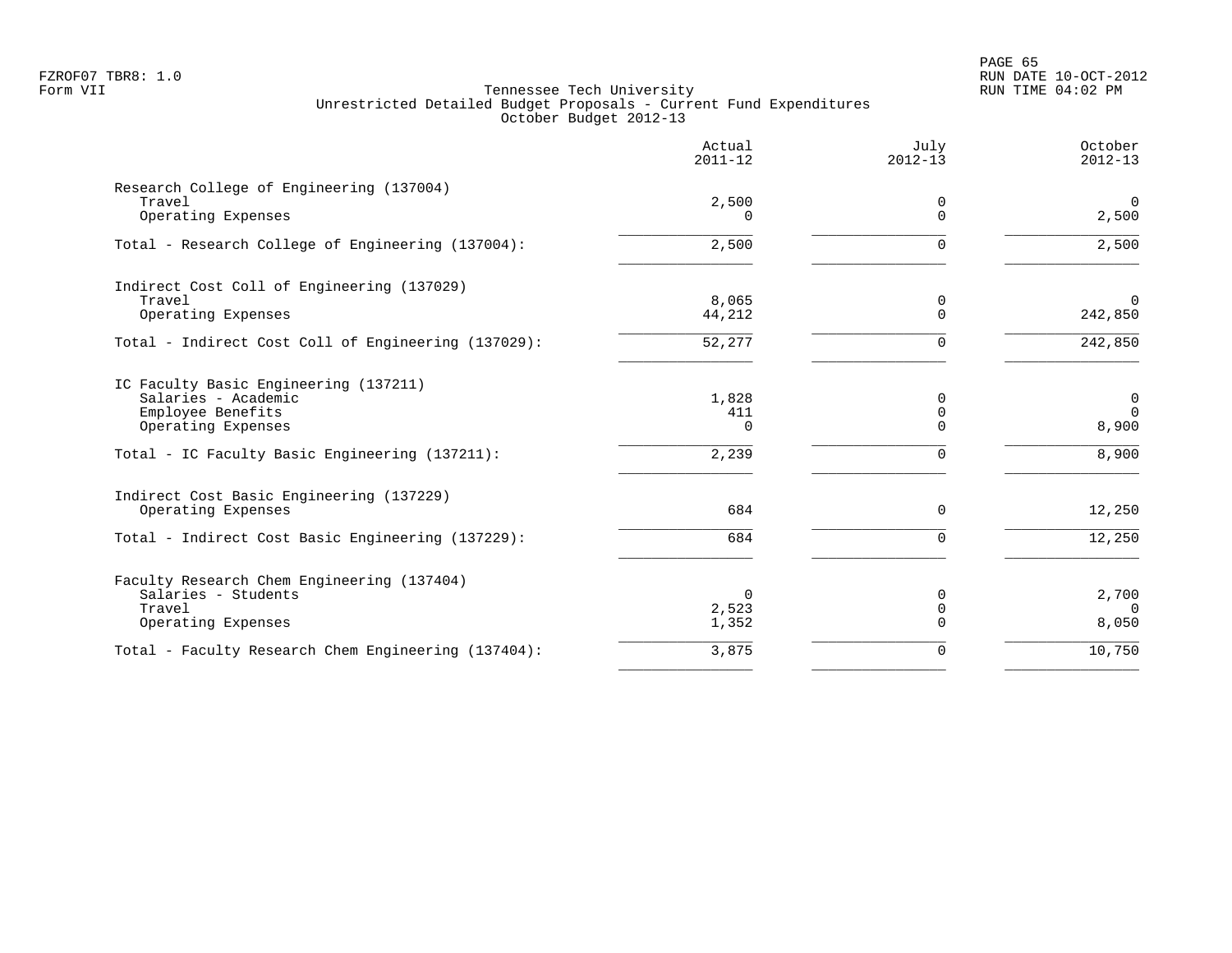Tennessee Tech University
Unrestricted Detailed Budget Proposals - Current Fund Expenditures
October Budget 2012-13

| | Actual 2011-12 | July 2012-13 | October 2012-13 |
|---|---|---|---|
| **Research College of Engineering (137004)** | | | |
| Travel | 2,500 | 0 | 0 |
| Operating Expenses | 0 | 0 | 2,500 |
| Total - Research College of Engineering (137004): | 2,500 | 0 | 2,500 |
| **Indirect Cost Coll of Engineering (137029)** | | | |
| Travel | 8,065 | 0 | 0 |
| Operating Expenses | 44,212 | 0 | 242,850 |
| Total - Indirect Cost Coll of Engineering (137029): | 52,277 | 0 | 242,850 |
| **IC Faculty Basic Engineering (137211)** | | | |
| Salaries - Academic | 1,828 | 0 | 0 |
| Employee Benefits | 411 | 0 | 0 |
| Operating Expenses | 0 | 0 | 8,900 |
| Total - IC Faculty Basic Engineering (137211): | 2,239 | 0 | 8,900 |
| **Indirect Cost Basic Engineering (137229)** | | | |
| Operating Expenses | 684 | 0 | 12,250 |
| Total - Indirect Cost Basic Engineering (137229): | 684 | 0 | 12,250 |
| **Faculty Research Chem Engineering (137404)** | | | |
| Salaries - Students | 0 | 0 | 2,700 |
| Travel | 2,523 | 0 | 0 |
| Operating Expenses | 1,352 | 0 | 8,050 |
| Total - Faculty Research Chem Engineering (137404): | 3,875 | 0 | 10,750 |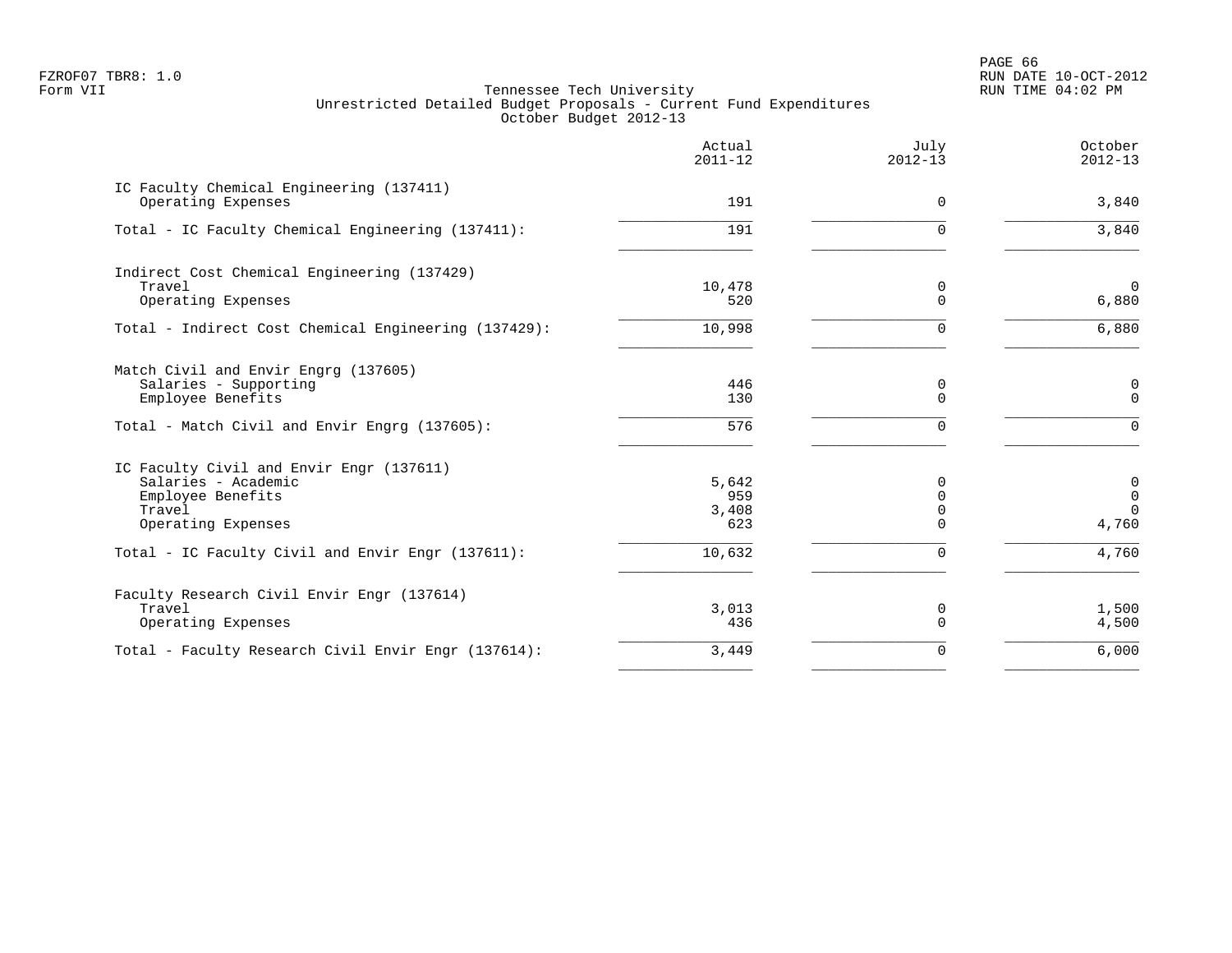FZROF07 TBR8: 1.0
Form VII

# Tennessee Tech University
## Unrestricted Detailed Budget Proposals - Current Fund Expenditures
### October Budget 2012-13

| | Actual 2011-12 | July 2012-13 | October 2012-13 |
|---|---|---|---|
| **IC Faculty Chemical Engineering (137411)** | | | |
| Operating Expenses | 191 | 0 | 3,840 |
| Total - IC Faculty Chemical Engineering (137411): | 191 | 0 | 3,840 |
| **Indirect Cost Chemical Engineering (137429)** | | | |
| Travel | 10,478 | 0 | 0 |
| Operating Expenses | 520 | 0 | 6,880 |
| Total - Indirect Cost Chemical Engineering (137429): | 10,998 | 0 | 6,880 |
| **Match Civil and Envir Engrg (137605)** | | | |
| Salaries - Supporting | 446 | 0 | 0 |
| Employee Benefits | 130 | 0 | 0 |
| Total - Match Civil and Envir Engrg (137605): | 576 | 0 | 0 |
| **IC Faculty Civil and Envir Engr (137611)** | | | |
| Salaries - Academic | 5,642 | 0 | 0 |
| Employee Benefits | 959 | 0 | 0 |
| Travel | 3,408 | 0 | 0 |
| Operating Expenses | 623 | 0 | 4,760 |
| Total - IC Faculty Civil and Envir Engr (137611): | 10,632 | 0 | 4,760 |
| **Faculty Research Civil Envir Engr (137614)** | | | |
| Travel | 3,013 | 0 | 1,500 |
| Operating Expenses | 436 | 0 | 4,500 |
| Total - Faculty Research Civil Envir Engr (137614): | 3,449 | 0 | 6,000 |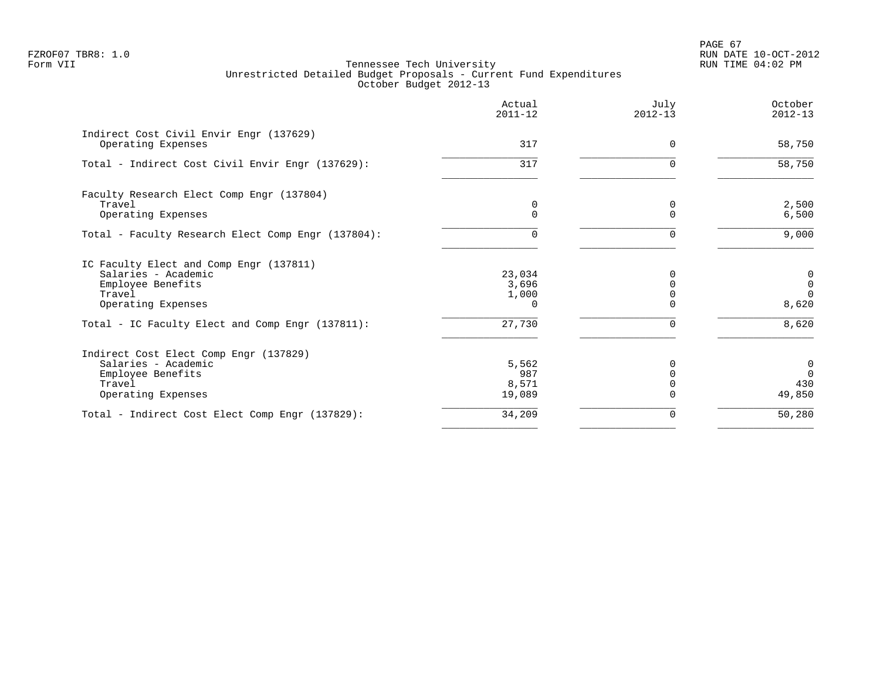FZROF07 TBR8: 1.0
Form VII

# Tennessee Tech University
## Unrestricted Detailed Budget Proposals - Current Fund Expenditures
### October Budget 2012-13

PAGE 67
RUN DATE 10-OCT-2012
RUN TIME 04:02 PM

| | Actual 2011-12 | July 2012-13 | October 2012-13 |
|---|---:|---:|---:|
| **Indirect Cost Civil Envir Engr (137629)** | | | |
| Operating Expenses | 317 | 0 | 58,750 |
| Total - Indirect Cost Civil Envir Engr (137629): | 317 | 0 | 58,750 |
| **Faculty Research Elect Comp Engr (137804)** | | | |
| Travel | 0 | 0 | 2,500 |
| Operating Expenses | 0 | 0 | 6,500 |
| Total - Faculty Research Elect Comp Engr (137804): | 0 | 0 | 9,000 |
| **IC Faculty Elect and Comp Engr (137811)** | | | |
| Salaries - Academic | 23,034 | 0 | 0 |
| Employee Benefits | 3,696 | 0 | 0 |
| Travel | 1,000 | 0 | 0 |
| Operating Expenses | 0 | 0 | 8,620 |
| Total - IC Faculty Elect and Comp Engr (137811): | 27,730 | 0 | 8,620 |
| **Indirect Cost Elect Comp Engr (137829)** | | | |
| Salaries - Academic | 5,562 | 0 | 0 |
| Employee Benefits | 987 | 0 | 0 |
| Travel | 8,571 | 0 | 430 |
| Operating Expenses | 19,089 | 0 | 49,850 |
| Total - Indirect Cost Elect Comp Engr (137829): | 34,209 | 0 | 50,280 |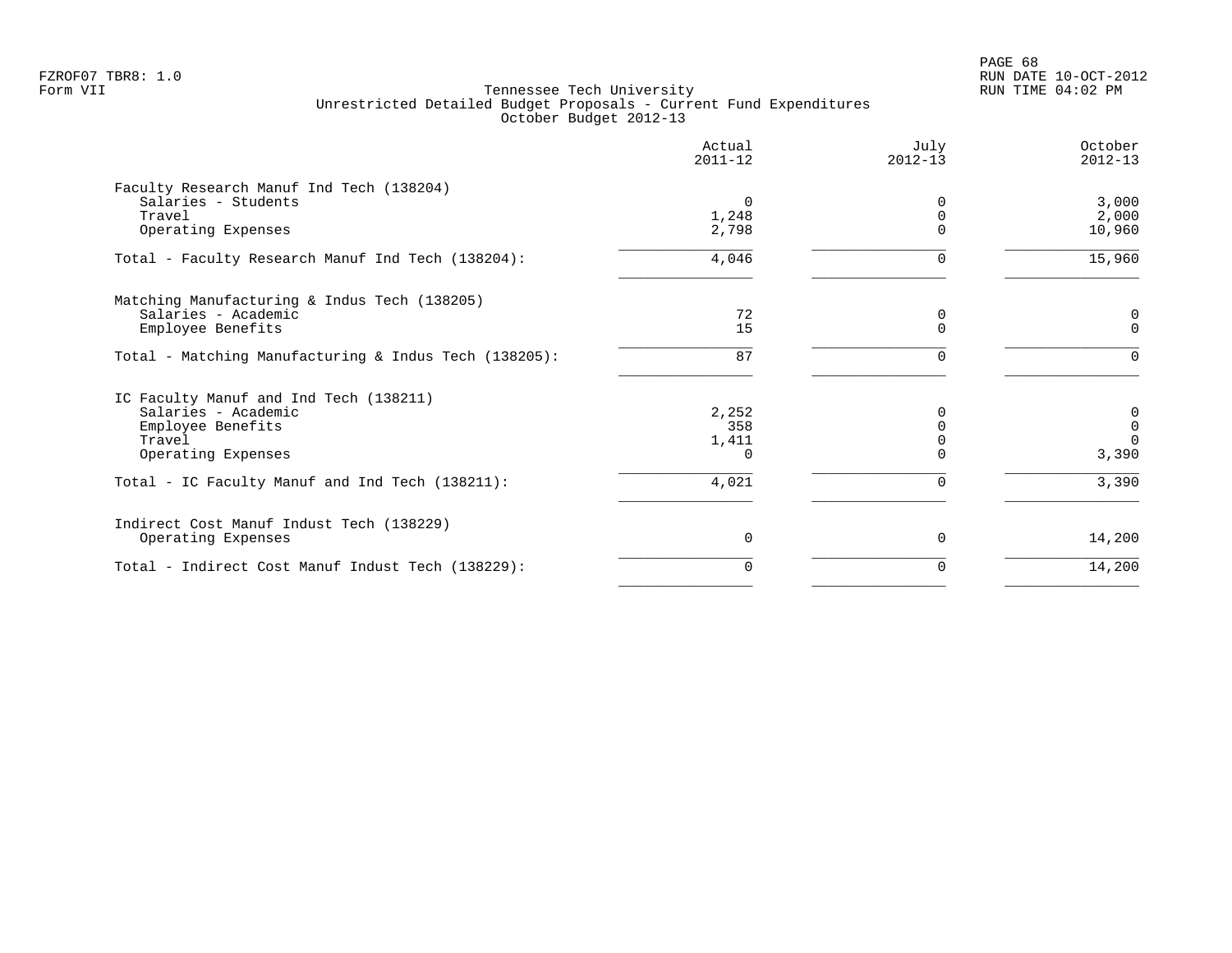FZROF07 TBR8: 1.0
Form VII

Tennessee Tech University
Unrestricted Detailed Budget Proposals - Current Fund Expenditures
October Budget 2012-13

RUN DATE 10-OCT-2012
RUN TIME 04:02 PM

| | Actual 2011-12 | July 2012-13 | October 2012-13 |
|---|---|---|---|
| **Faculty Research Manuf Ind Tech (138204)** | | | |
| Salaries - Students | 0 | 0 | 3,000 |
| Travel | 1,248 | 0 | 2,000 |
| Operating Expenses | 2,798 | 0 | 10,960 |
| Total - Faculty Research Manuf Ind Tech (138204): | 4,046 | 0 | 15,960 |
| **Matching Manufacturing & Indus Tech (138205)** | | | |
| Salaries - Academic | 72 | 0 | 0 |
| Employee Benefits | 15 | 0 | 0 |
| Total - Matching Manufacturing & Indus Tech (138205): | 87 | 0 | 0 |
| **IC Faculty Manuf and Ind Tech (138211)** | | | |
| Salaries - Academic | 2,252 | 0 | 0 |
| Employee Benefits | 358 | 0 | 0 |
| Travel | 1,411 | 0 | 0 |
| Operating Expenses | 0 | 0 | 3,390 |
| Total - IC Faculty Manuf and Ind Tech (138211): | 4,021 | 0 | 3,390 |
| **Indirect Cost Manuf Indust Tech (138229)** | | | |
| Operating Expenses | 0 | 0 | 14,200 |
| Total - Indirect Cost Manuf Indust Tech (138229): | 0 | 0 | 14,200 |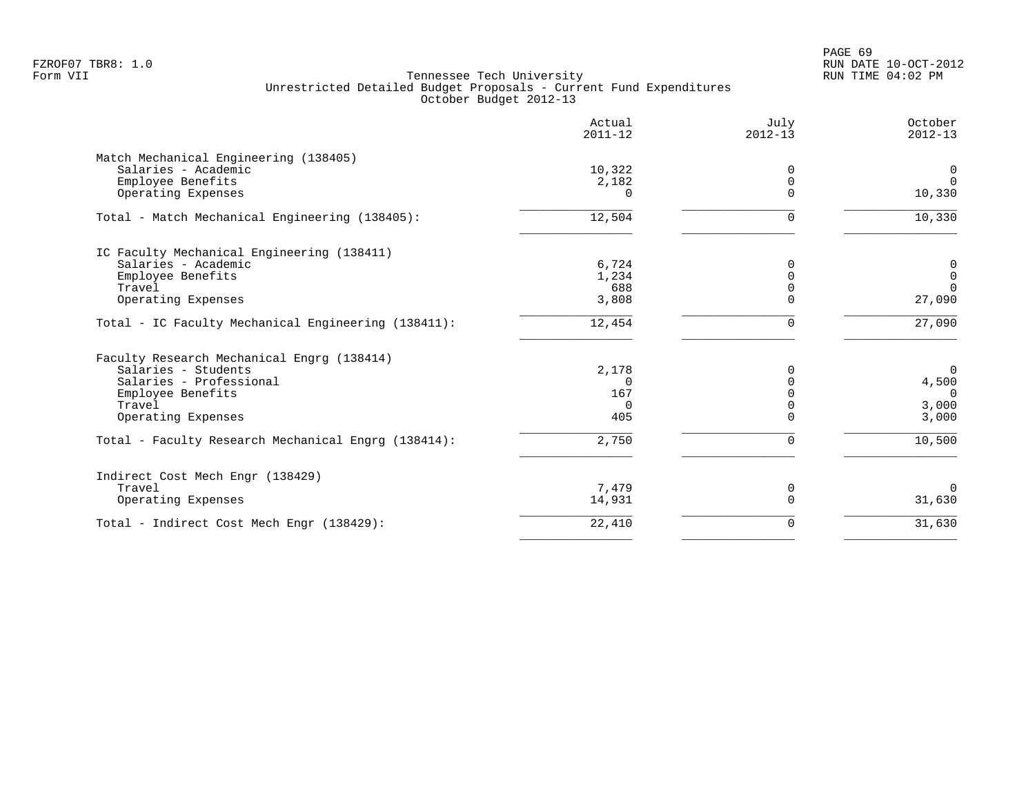FZROF07 TBR8: 1.0
Form VII

Tennessee Tech University
Unrestricted Detailed Budget Proposals - Current Fund Expenditures
October Budget 2012-13

RUN DATE 10-OCT-2012
RUN TIME 04:02 PM

| | Actual 2011-12 | July 2012-13 | October 2012-13 |
|---|---|---|---|
| **Match Mechanical Engineering (138405)** | | | |
| Salaries - Academic | 10,322 | 0 | 0 |
| Employee Benefits | 2,182 | 0 | 0 |
| Operating Expenses | 0 | 0 | 10,330 |
| Total - Match Mechanical Engineering (138405): | 12,504 | 0 | 10,330 |
| **IC Faculty Mechanical Engineering (138411)** | | | |
| Salaries - Academic | 6,724 | 0 | 0 |
| Employee Benefits | 1,234 | 0 | 0 |
| Travel | 688 | 0 | 0 |
| Operating Expenses | 3,808 | 0 | 27,090 |
| Total - IC Faculty Mechanical Engineering (138411): | 12,454 | 0 | 27,090 |
| **Faculty Research Mechanical Engrg (138414)** | | | |
| Salaries - Students | 2,178 | 0 | 0 |
| Salaries - Professional | 0 | 0 | 4,500 |
| Employee Benefits | 167 | 0 | 0 |
| Travel | 0 | 0 | 3,000 |
| Operating Expenses | 405 | 0 | 3,000 |
| Total - Faculty Research Mechanical Engrg (138414): | 2,750 | 0 | 10,500 |
| **Indirect Cost Mech Engr (138429)** | | | |
| Travel | 7,479 | 0 | 0 |
| Operating Expenses | 14,931 | 0 | 31,630 |
| Total - Indirect Cost Mech Engr (138429): | 22,410 | 0 | 31,630 |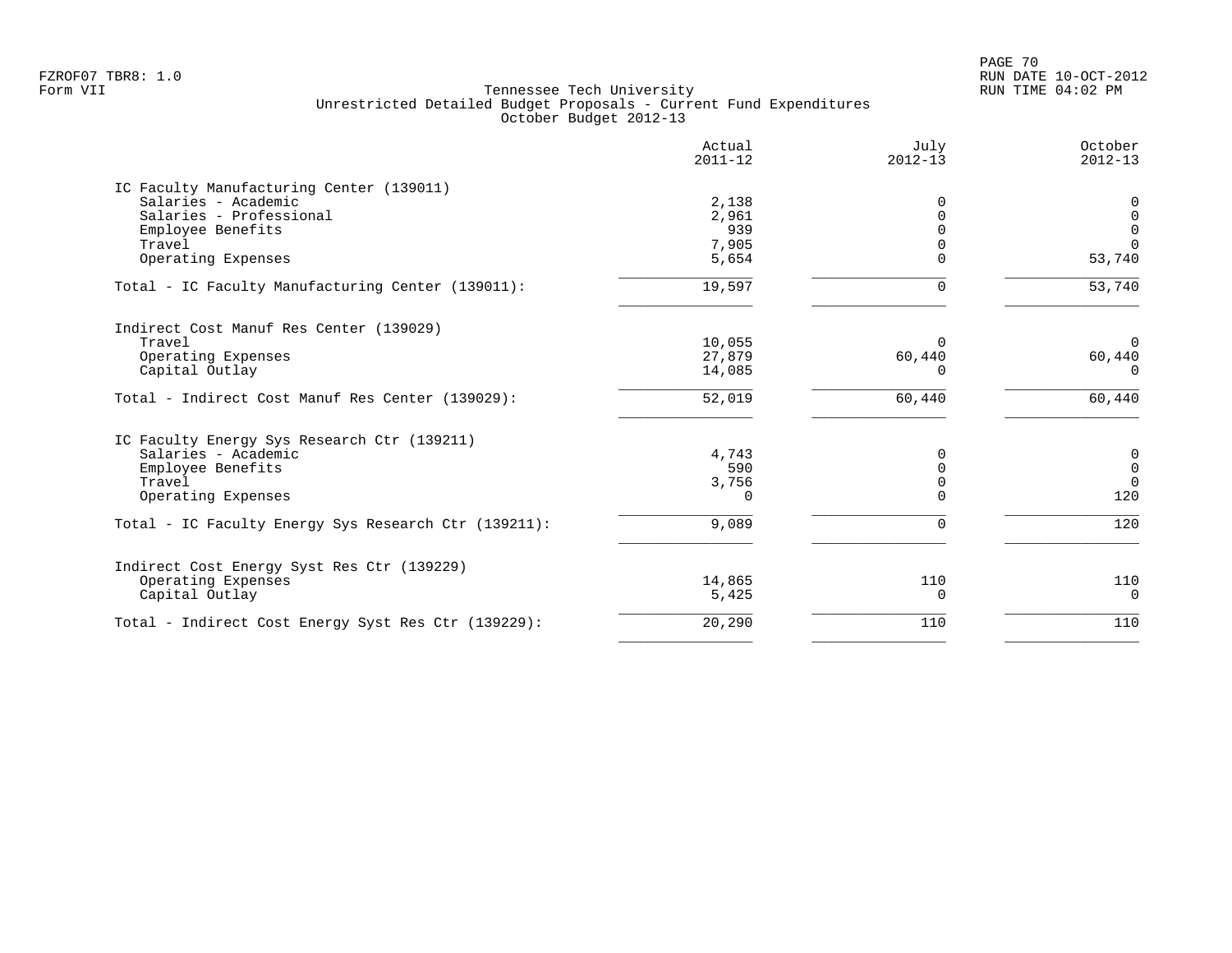Tennessee Tech University
Unrestricted Detailed Budget Proposals - Current Fund Expenditures
October Budget 2012-13

| | Actual 2011-12 | July 2012-13 | October 2012-13 |
|---|---|---|---|
| **IC Faculty Manufacturing Center (139011)** | | | |
| Salaries - Academic | 2,138 | 0 | 0 |
| Salaries - Professional | 2,961 | 0 | 0 |
| Employee Benefits | 939 | 0 | 0 |
| Travel | 7,905 | 0 | 0 |
| Operating Expenses | 5,654 | 0 | 53,740 |
| Total - IC Faculty Manufacturing Center (139011): | 19,597 | 0 | 53,740 |
| **Indirect Cost Manuf Res Center (139029)** | | | |
| Travel | 10,055 | 0 | 0 |
| Operating Expenses | 27,879 | 60,440 | 60,440 |
| Capital Outlay | 14,085 | 0 | 0 |
| Total - Indirect Cost Manuf Res Center (139029): | 52,019 | 60,440 | 60,440 |
| **IC Faculty Energy Sys Research Ctr (139211)** | | | |
| Salaries - Academic | 4,743 | 0 | 0 |
| Employee Benefits | 590 | 0 | 0 |
| Travel | 3,756 | 0 | 0 |
| Operating Expenses | 0 | 0 | 120 |
| Total - IC Faculty Energy Sys Research Ctr (139211): | 9,089 | 0 | 120 |
| **Indirect Cost Energy Syst Res Ctr (139229)** | | | |
| Operating Expenses | 14,865 | 110 | 110 |
| Capital Outlay | 5,425 | 0 | 0 |
| Total - Indirect Cost Energy Syst Res Ctr (139229): | 20,290 | 110 | 110 |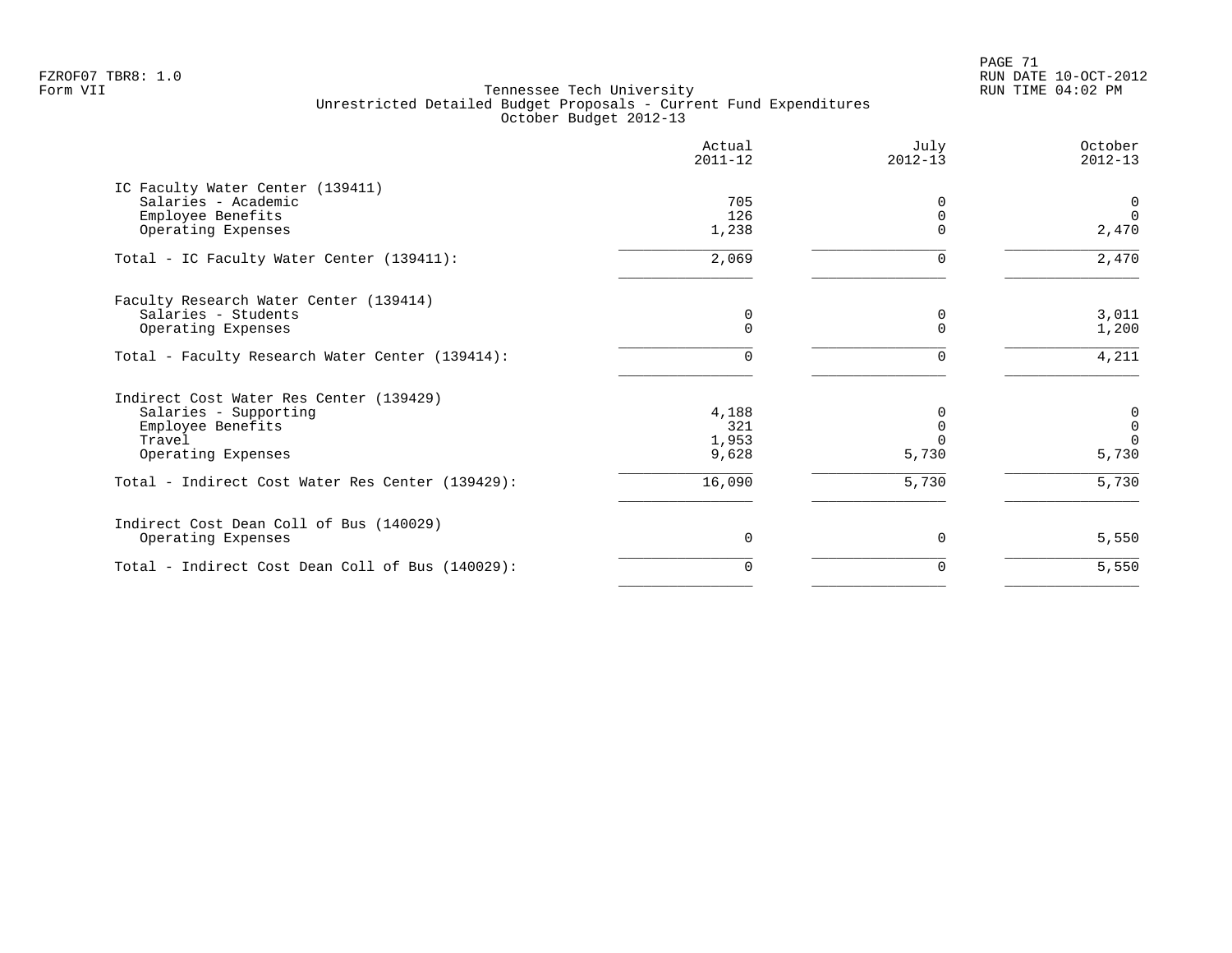Tennessee Tech University
Unrestricted Detailed Budget Proposals - Current Fund Expenditures
October Budget 2012-13

| | Actual 2011-12 | July 2012-13 | October 2012-13 |
|---|---|---|---|
| IC Faculty Water Center (139411) | | | |
| Salaries - Academic | 705 | 0 | 0 |
| Employee Benefits | 126 | 0 | 0 |
| Operating Expenses | 1,238 | 0 | 2,470 |
| Total - IC Faculty Water Center (139411): | 2,069 | 0 | 2,470 |
| Faculty Research Water Center (139414) | | | |
| Salaries - Students | 0 | 0 | 3,011 |
| Operating Expenses | 0 | 0 | 1,200 |
| Total - Faculty Research Water Center (139414): | 0 | 0 | 4,211 |
| Indirect Cost Water Res Center (139429) | | | |
| Salaries - Supporting | 4,188 | 0 | 0 |
| Employee Benefits | 321 | 0 | 0 |
| Travel | 1,953 | 0 | 0 |
| Operating Expenses | 9,628 | 5,730 | 5,730 |
| Total - Indirect Cost Water Res Center (139429): | 16,090 | 5,730 | 5,730 |
| Indirect Cost Dean Coll of Bus (140029) | | | |
| Operating Expenses | 0 | 0 | 5,550 |
| Total - Indirect Cost Dean Coll of Bus (140029): | 0 | 0 | 5,550 |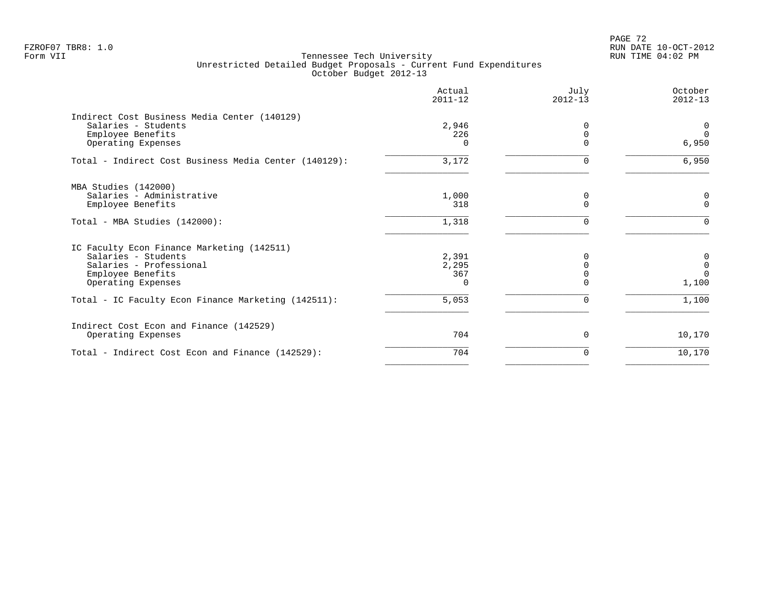Tennessee Tech University
Unrestricted Detailed Budget Proposals - Current Fund Expenditures
October Budget 2012-13

| | Actual 2011-12 | July 2012-13 | October 2012-13 |
|---|---|---|---|
| **Indirect Cost Business Media Center (140129)** | | | |
| Salaries - Students | 2,946 | 0 | 0 |
| Employee Benefits | 226 | 0 | 0 |
| Operating Expenses | 0 | 0 | 6,950 |
| Total - Indirect Cost Business Media Center (140129): | 3,172 | 0 | 6,950 |
| **MBA Studies (142000)** | | | |
| Salaries - Administrative | 1,000 | 0 | 0 |
| Employee Benefits | 318 | 0 | 0 |
| Total - MBA Studies (142000): | 1,318 | 0 | 0 |
| **IC Faculty Econ Finance Marketing (142511)** | | | |
| Salaries - Students | 2,391 | 0 | 0 |
| Salaries - Professional | 2,295 | 0 | 0 |
| Employee Benefits | 367 | 0 | 0 |
| Operating Expenses | 0 | 0 | 1,100 |
| Total - IC Faculty Econ Finance Marketing (142511): | 5,053 | 0 | 1,100 |
| **Indirect Cost Econ and Finance (142529)** | | | |
| Operating Expenses | 704 | 0 | 10,170 |
| Total - Indirect Cost Econ and Finance (142529): | 704 | 0 | 10,170 |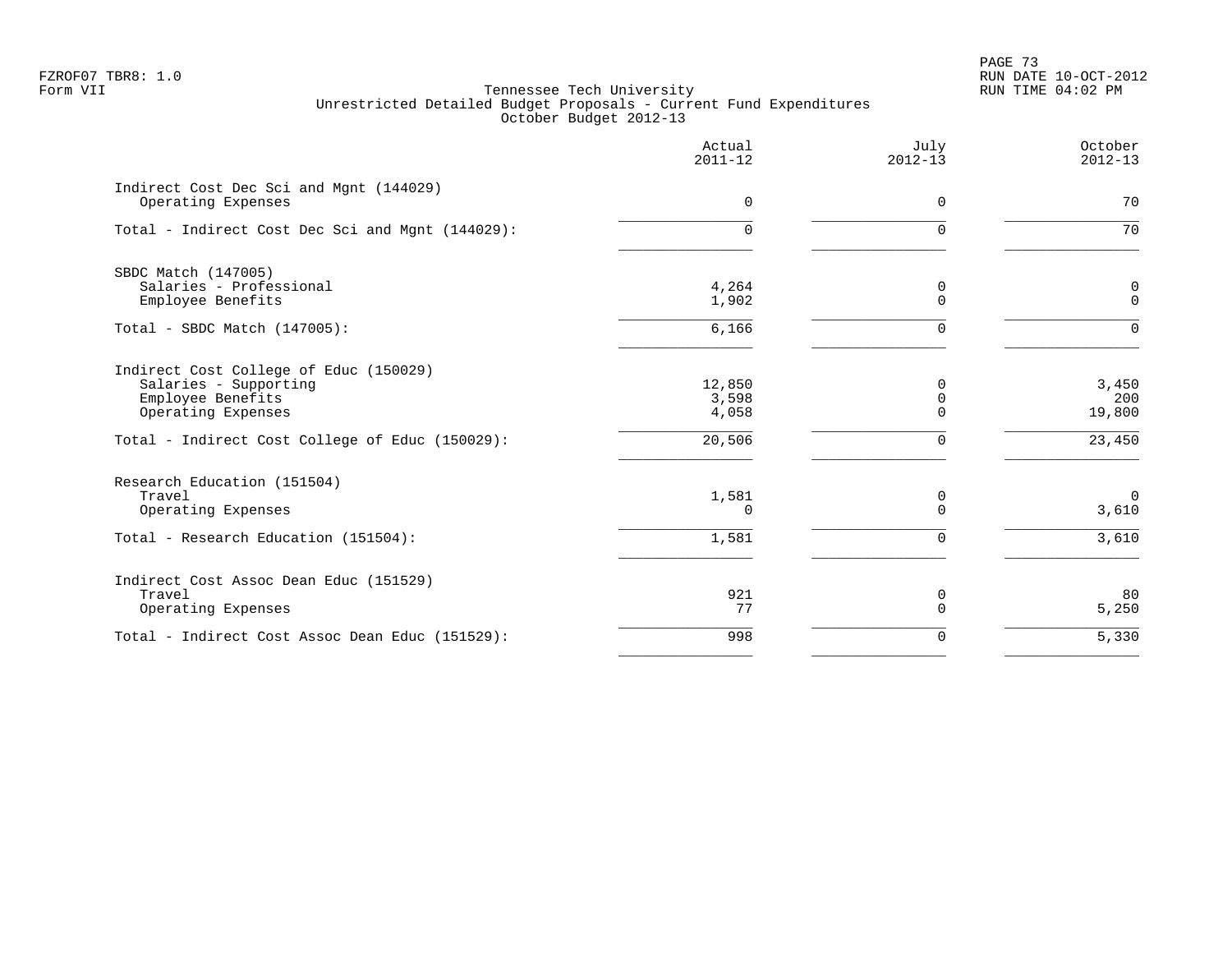FZROF07 TBR8: 1.0
Form VII

Tennessee Tech University
Unrestricted Detailed Budget Proposals - Current Fund Expenditures
October Budget 2012-13

RUN DATE 10-OCT-2012
RUN TIME 04:02 PM

| | Actual 2011-12 | July 2012-13 | October 2012-13 |
|---|---|---|---|
| **Indirect Cost Dec Sci and Mgnt (144029)** | | | |
| Operating Expenses | 0 | 0 | 70 |
| Total - Indirect Cost Dec Sci and Mgnt (144029): | 0 | 0 | 70 |
| **SBDC Match (147005)** | | | |
| Salaries - Professional | 4,264 | 0 | 0 |
| Employee Benefits | 1,902 | 0 | 0 |
| Total - SBDC Match (147005): | 6,166 | 0 | 0 |
| **Indirect Cost College of Educ (150029)** | | | |
| Salaries - Supporting | 12,850 | 0 | 3,450 |
| Employee Benefits | 3,598 | 0 | 200 |
| Operating Expenses | 4,058 | 0 | 19,800 |
| Total - Indirect Cost College of Educ (150029): | 20,506 | 0 | 23,450 |
| **Research Education (151504)** | | | |
| Travel | 1,581 | 0 | 0 |
| Operating Expenses | 0 | 0 | 3,610 |
| Total - Research Education (151504): | 1,581 | 0 | 3,610 |
| **Indirect Cost Assoc Dean Educ (151529)** | | | |
| Travel | 921 | 0 | 80 |
| Operating Expenses | 77 | 0 | 5,250 |
| Total - Indirect Cost Assoc Dean Educ (151529): | 998 | 0 | 5,330 |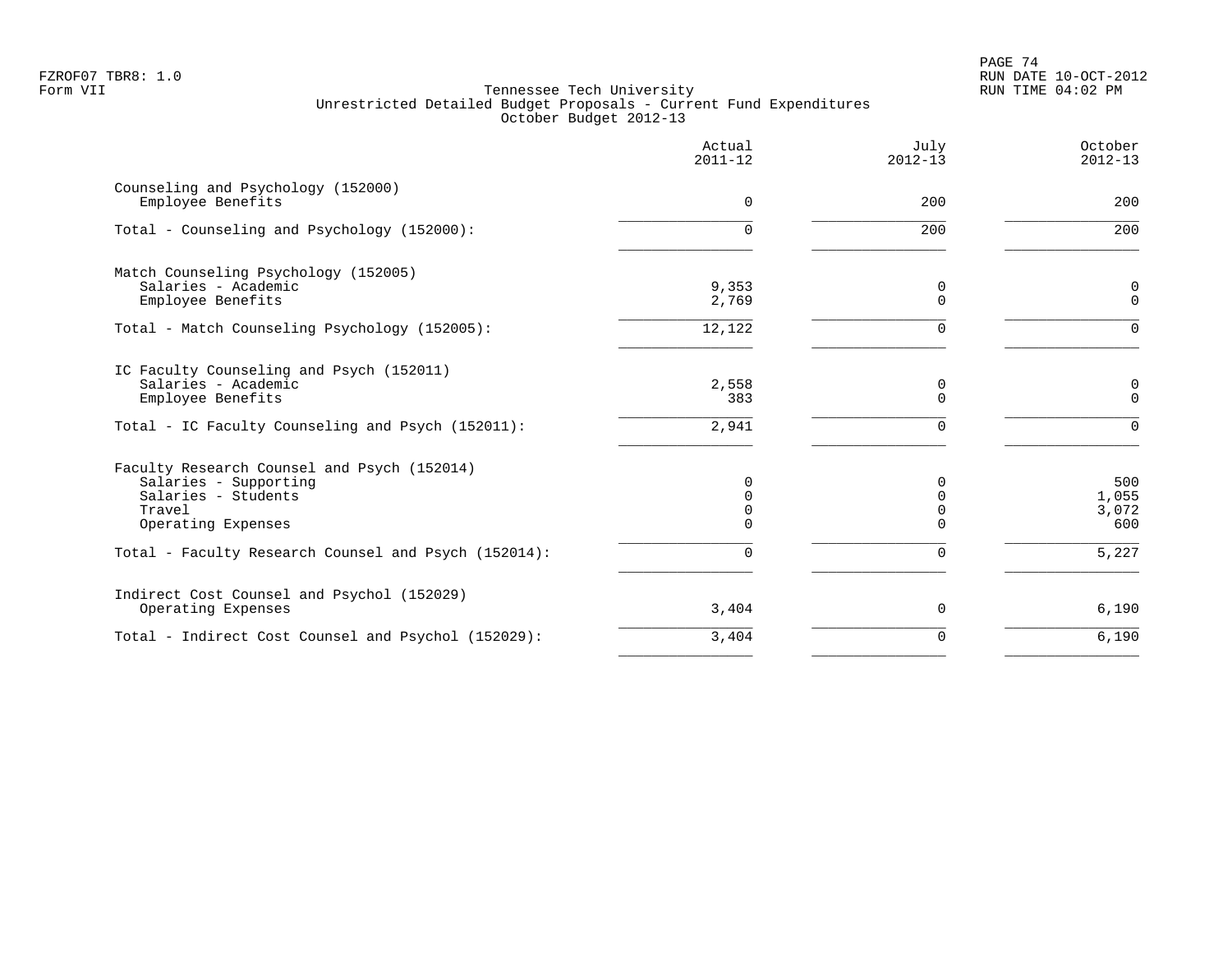FZROF07 TBR8: 1.0
Form VII

Tennessee Tech University
Unrestricted Detailed Budget Proposals - Current Fund Expenditures
October Budget 2012-13

RUN DATE 10-OCT-2012
RUN TIME 04:02 PM

| | Actual 2011-12 | July 2012-13 | October 2012-13 |
|---|---|---|---|
| **Counseling and Psychology (152000)** | | | |
| Employee Benefits | 0 | 200 | 200 |
| Total - Counseling and Psychology (152000): | 0 | 200 | 200 |
| **Match Counseling Psychology (152005)** | | | |
| Salaries - Academic | 9,353 | 0 | 0 |
| Employee Benefits | 2,769 | 0 | 0 |
| Total - Match Counseling Psychology (152005): | 12,122 | 0 | 0 |
| **IC Faculty Counseling and Psych (152011)** | | | |
| Salaries - Academic | 2,558 | 0 | 0 |
| Employee Benefits | 383 | 0 | 0 |
| Total - IC Faculty Counseling and Psych (152011): | 2,941 | 0 | 0 |
| **Faculty Research Counsel and Psych (152014)** | | | |
| Salaries - Supporting | 0 | 0 | 500 |
| Salaries - Students | 0 | 0 | 1,055 |
| Travel | 0 | 0 | 3,072 |
| Operating Expenses | 0 | 0 | 600 |
| Total - Faculty Research Counsel and Psych (152014): | 0 | 0 | 5,227 |
| **Indirect Cost Counsel and Psychol (152029)** | | | |
| Operating Expenses | 3,404 | 0 | 6,190 |
| Total - Indirect Cost Counsel and Psychol (152029): | 3,404 | 0 | 6,190 |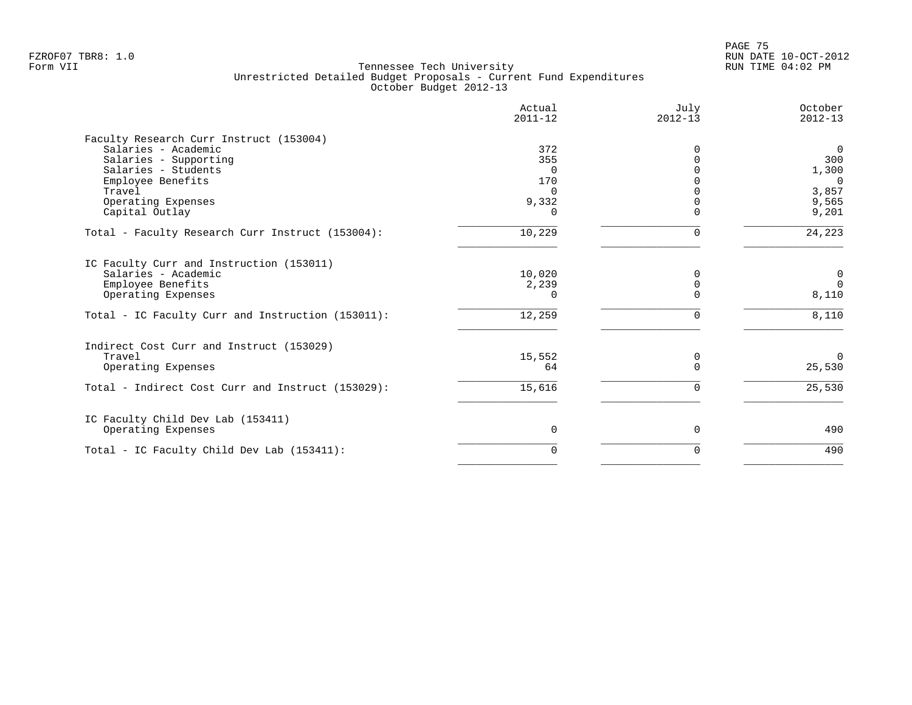FZROF07 TBR8: 1.0
Form VII

Tennessee Tech University
Unrestricted Detailed Budget Proposals - Current Fund Expenditures
October Budget 2012-13

RUN DATE 10-OCT-2012
RUN TIME 04:02 PM

| | Actual 2011-12 | July 2012-13 | October 2012-13 |
|---|---|---|---|
| **Faculty Research Curr Instruct (153004)** | | | |
| Salaries - Academic | 372 | 0 | 0 |
| Salaries - Supporting | 355 | 0 | 300 |
| Salaries - Students | 0 | 0 | 1,300 |
| Employee Benefits | 170 | 0 | 0 |
| Travel | 0 | 0 | 3,857 |
| Operating Expenses | 9,332 | 0 | 9,565 |
| Capital Outlay | 0 | 0 | 9,201 |
| Total - Faculty Research Curr Instruct (153004): | 10,229 | 0 | 24,223 |
| **IC Faculty Curr and Instruction (153011)** | | | |
| Salaries - Academic | 10,020 | 0 | 0 |
| Employee Benefits | 2,239 | 0 | 0 |
| Operating Expenses | 0 | 0 | 8,110 |
| Total - IC Faculty Curr and Instruction (153011): | 12,259 | 0 | 8,110 |
| **Indirect Cost Curr and Instruct (153029)** | | | |
| Travel | 15,552 | 0 | 0 |
| Operating Expenses | 64 | 0 | 25,530 |
| Total - Indirect Cost Curr and Instruct (153029): | 15,616 | 0 | 25,530 |
| **IC Faculty Child Dev Lab (153411)** | | | |
| Operating Expenses | 0 | 0 | 490 |
| Total - IC Faculty Child Dev Lab (153411): | 0 | 0 | 490 |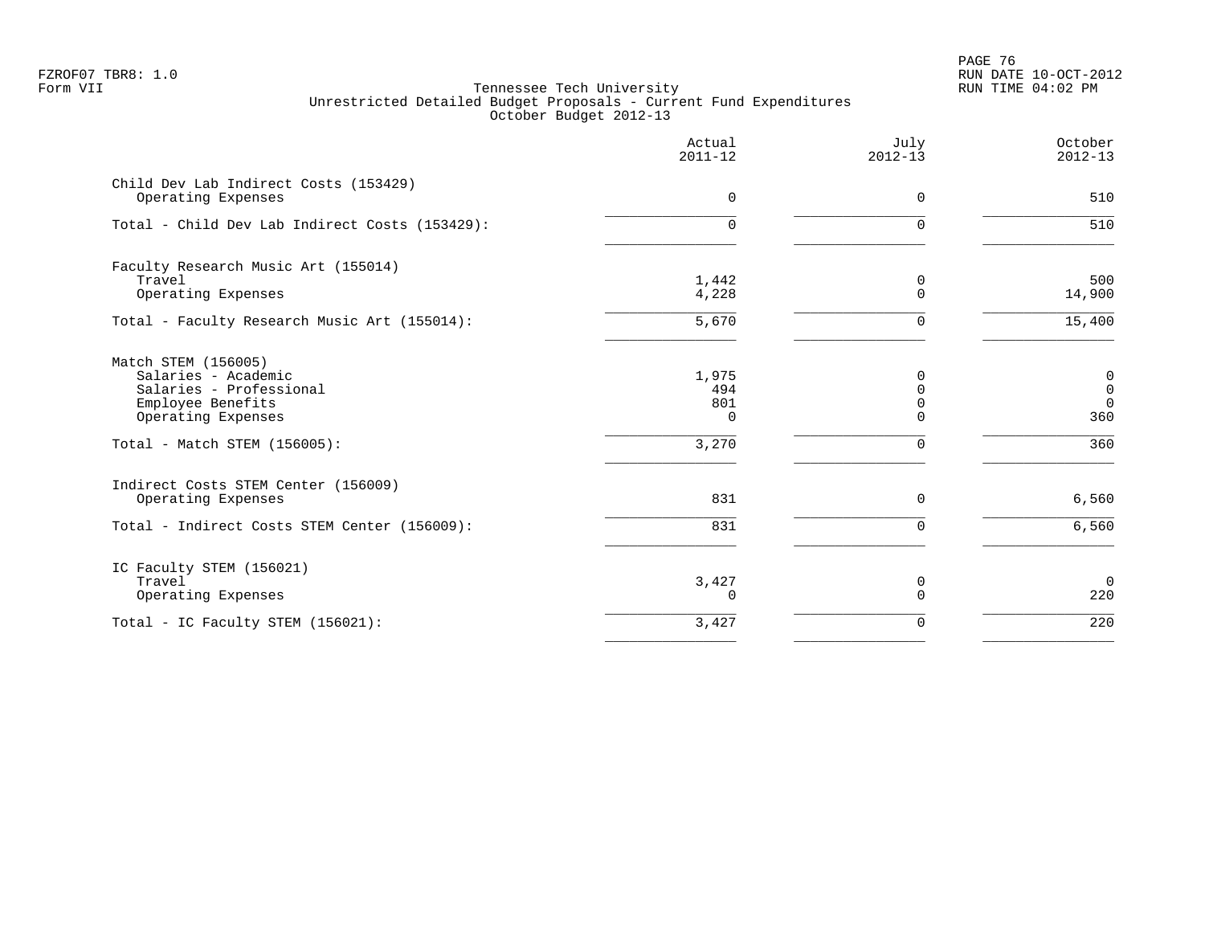Tennessee Tech University
Unrestricted Detailed Budget Proposals - Current Fund Expenditures
October Budget 2012-13

| | Actual 2011-12 | July 2012-13 | October 2012-13 |
|---|---|---|---|
| Child Dev Lab Indirect Costs (153429) | | | |
| Operating Expenses | 0 | 0 | 510 |
| Total - Child Dev Lab Indirect Costs (153429): | 0 | 0 | 510 |
| Faculty Research Music Art (155014) | | | |
| Travel | 1,442 | 0 | 500 |
| Operating Expenses | 4,228 | 0 | 14,900 |
| Total - Faculty Research Music Art (155014): | 5,670 | 0 | 15,400 |
| Match STEM (156005) | | | |
| Salaries - Academic | 1,975 | 0 | 0 |
| Salaries - Professional | 494 | 0 | 0 |
| Employee Benefits | 801 | 0 | 0 |
| Operating Expenses | 0 | 0 | 360 |
| Total - Match STEM (156005): | 3,270 | 0 | 360 |
| Indirect Costs STEM Center (156009) | | | |
| Operating Expenses | 831 | 0 | 6,560 |
| Total - Indirect Costs STEM Center (156009): | 831 | 0 | 6,560 |
| IC Faculty STEM (156021) | | | |
| Travel | 3,427 | 0 | 0 |
| Operating Expenses | 0 | 0 | 220 |
| Total - IC Faculty STEM (156021): | 3,427 | 0 | 220 |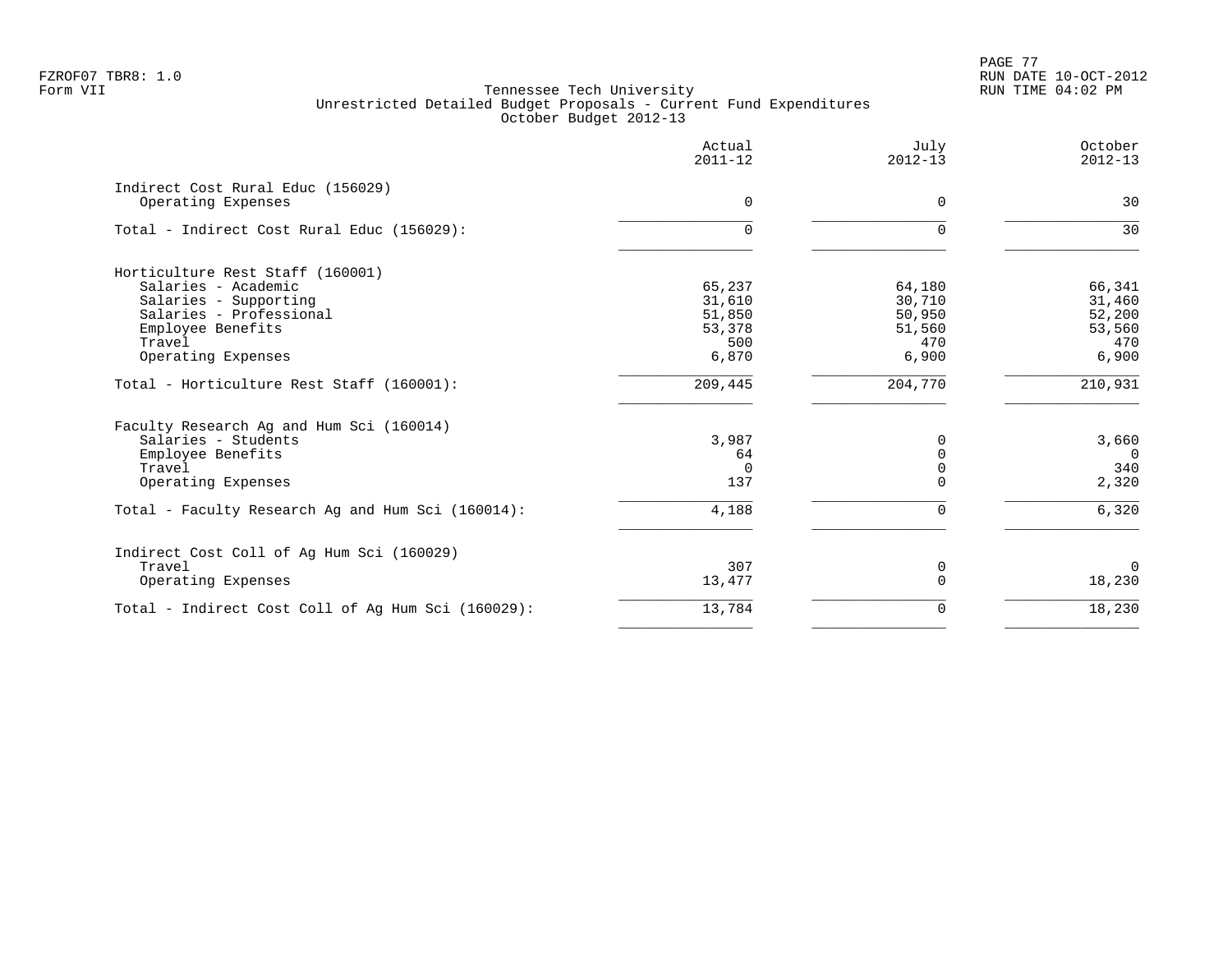FZROF07 TBR8: 1.0
Form VII

Tennessee Tech University
Unrestricted Detailed Budget Proposals - Current Fund Expenditures
October Budget 2012-13

RUN DATE 10-OCT-2012
RUN TIME 04:02 PM

| | Actual 2011-12 | July 2012-13 | October 2012-13 |
|---|---|---|---|
| **Indirect Cost Rural Educ (156029)** | | | |
| Operating Expenses | 0 | 0 | 30 |
| Total - Indirect Cost Rural Educ (156029): | 0 | 0 | 30 |
| **Horticulture Rest Staff (160001)** | | | |
| Salaries - Academic | 65,237 | 64,180 | 66,341 |
| Salaries - Supporting | 31,610 | 30,710 | 31,460 |
| Salaries - Professional | 51,850 | 50,950 | 52,200 |
| Employee Benefits | 53,378 | 51,560 | 53,560 |
| Travel | 500 | 470 | 470 |
| Operating Expenses | 6,870 | 6,900 | 6,900 |
| Total - Horticulture Rest Staff (160001): | 209,445 | 204,770 | 210,931 |
| **Faculty Research Ag and Hum Sci (160014)** | | | |
| Salaries - Students | 3,987 | 0 | 3,660 |
| Employee Benefits | 64 | 0 | 0 |
| Travel | 0 | 0 | 340 |
| Operating Expenses | 137 | 0 | 2,320 |
| Total - Faculty Research Ag and Hum Sci (160014): | 4,188 | 0 | 6,320 |
| **Indirect Cost Coll of Ag Hum Sci (160029)** | | | |
| Travel | 307 | 0 | 0 |
| Operating Expenses | 13,477 | 0 | 18,230 |
| Total - Indirect Cost Coll of Ag Hum Sci (160029): | 13,784 | 0 | 18,230 |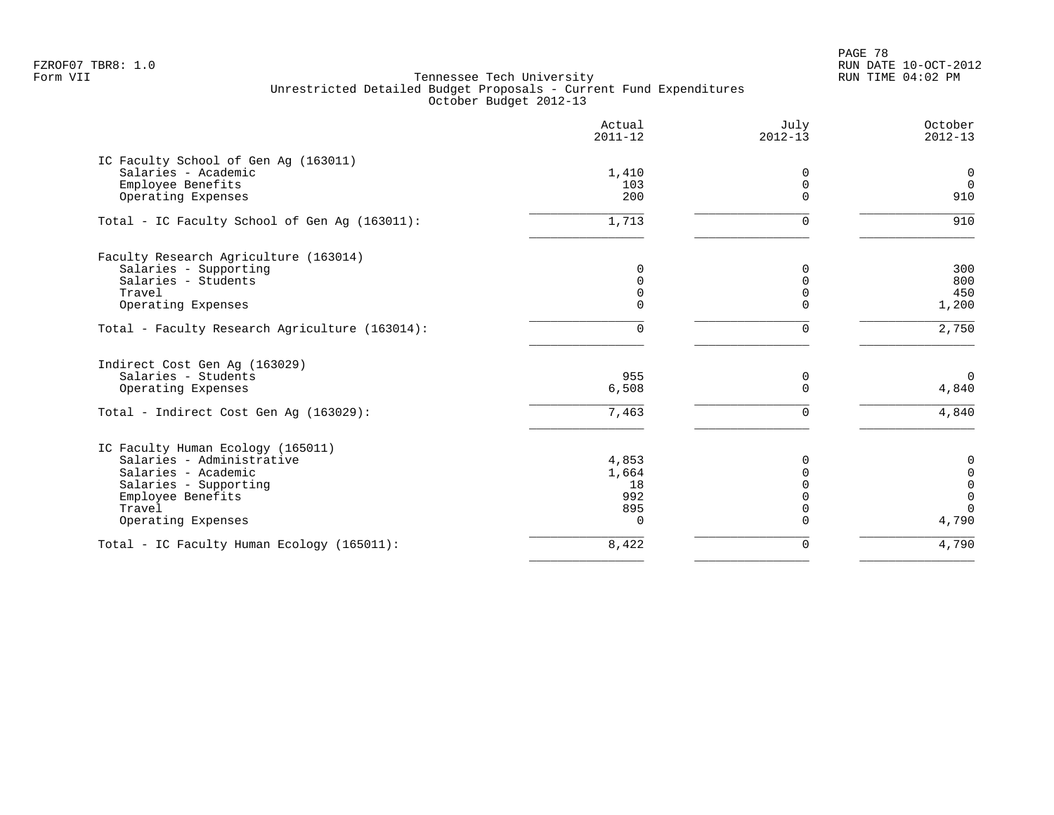FZROF07 TBR8: 1.0
Form VII

Tennessee Tech University
Unrestricted Detailed Budget Proposals - Current Fund Expenditures
October Budget 2012-13

RUN DATE 10-OCT-2012
RUN TIME 04:02 PM

| | Actual 2011-12 | July 2012-13 | October 2012-13 |
|---|---|---|---|
| **IC Faculty School of Gen Ag (163011)** | | | |
| Salaries - Academic | 1,410 | 0 | 0 |
| Employee Benefits | 103 | 0 | 0 |
| Operating Expenses | 200 | 0 | 910 |
| Total - IC Faculty School of Gen Ag (163011): | 1,713 | 0 | 910 |
| **Faculty Research Agriculture (163014)** | | | |
| Salaries - Supporting | 0 | 0 | 300 |
| Salaries - Students | 0 | 0 | 800 |
| Travel | 0 | 0 | 450 |
| Operating Expenses | 0 | 0 | 1,200 |
| Total - Faculty Research Agriculture (163014): | 0 | 0 | 2,750 |
| **Indirect Cost Gen Ag (163029)** | | | |
| Salaries - Students | 955 | 0 | 0 |
| Operating Expenses | 6,508 | 0 | 4,840 |
| Total - Indirect Cost Gen Ag (163029): | 7,463 | 0 | 4,840 |
| **IC Faculty Human Ecology (165011)** | | | |
| Salaries - Administrative | 4,853 | 0 | 0 |
| Salaries - Academic | 1,664 | 0 | 0 |
| Salaries - Supporting | 18 | 0 | 0 |
| Employee Benefits | 992 | 0 | 0 |
| Travel | 895 | 0 | 0 |
| Operating Expenses | 0 | 0 | 4,790 |
| Total - IC Faculty Human Ecology (165011): | 8,422 | 0 | 4,790 |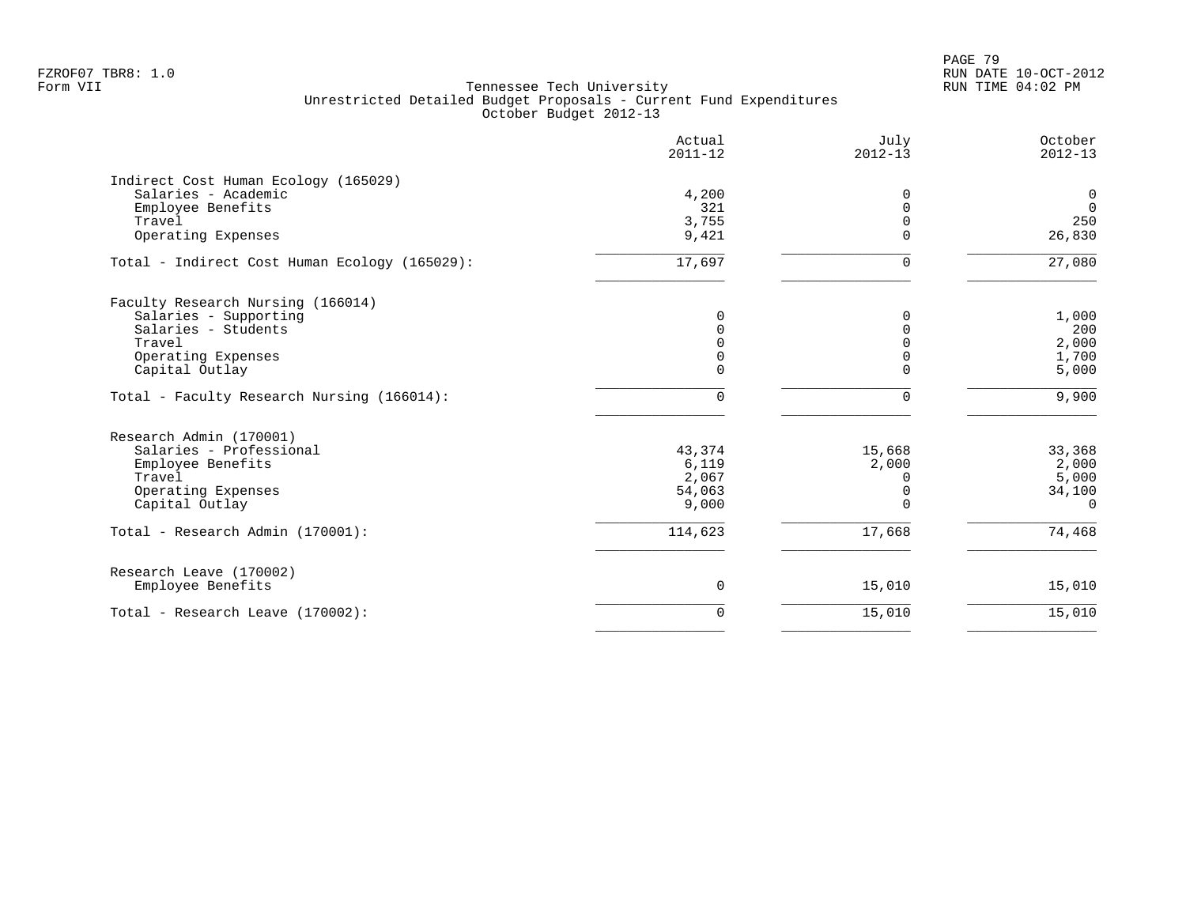Tennessee Tech University
Unrestricted Detailed Budget Proposals - Current Fund Expenditures
October Budget 2012-13

| | Actual 2011-12 | July 2012-13 | October 2012-13 |
|---|---|---|---|
| **Indirect Cost Human Ecology (165029)** | | | |
| Salaries - Academic | 4,200 | 0 | 0 |
| Employee Benefits | 321 | 0 | 0 |
| Travel | 3,755 | 0 | 250 |
| Operating Expenses | 9,421 | 0 | 26,830 |
| Total - Indirect Cost Human Ecology (165029): | 17,697 | 0 | 27,080 |
| **Faculty Research Nursing (166014)** | | | |
| Salaries - Supporting | 0 | 0 | 1,000 |
| Salaries - Students | 0 | 0 | 200 |
| Travel | 0 | 0 | 2,000 |
| Operating Expenses | 0 | 0 | 1,700 |
| Capital Outlay | 0 | 0 | 5,000 |
| Total - Faculty Research Nursing (166014): | 0 | 0 | 9,900 |
| **Research Admin (170001)** | | | |
| Salaries - Professional | 43,374 | 15,668 | 33,368 |
| Employee Benefits | 6,119 | 2,000 | 2,000 |
| Travel | 2,067 | 0 | 5,000 |
| Operating Expenses | 54,063 | 0 | 34,100 |
| Capital Outlay | 9,000 | 0 | 0 |
| Total - Research Admin (170001): | 114,623 | 17,668 | 74,468 |
| **Research Leave (170002)** | | | |
| Employee Benefits | 0 | 15,010 | 15,010 |
| Total - Research Leave (170002): | 0 | 15,010 | 15,010 |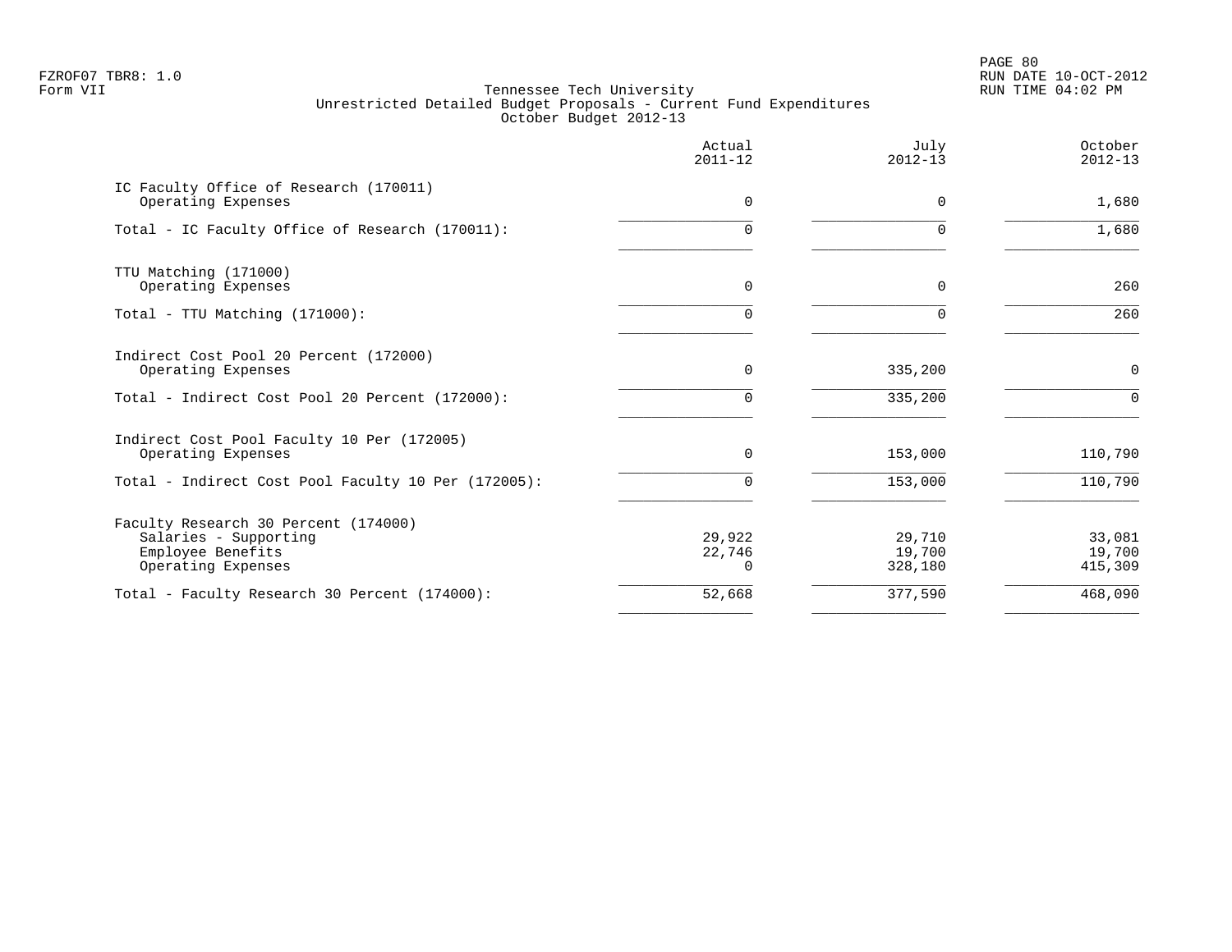Tennessee Tech University
Unrestricted Detailed Budget Proposals - Current Fund Expenditures
October Budget 2012-13

| | Actual 2011-12 | July 2012-13 | October 2012-13 |
|---|---|---|---|
| IC Faculty Office of Research (170011) | | | |
| Operating Expenses | 0 | 0 | 1,680 |
| Total - IC Faculty Office of Research (170011): | 0 | 0 | 1,680 |
| TTU Matching (171000) | | | |
| Operating Expenses | 0 | 0 | 260 |
| Total - TTU Matching (171000): | 0 | 0 | 260 |
| Indirect Cost Pool 20 Percent (172000) | | | |
| Operating Expenses | 0 | 335,200 | 0 |
| Total - Indirect Cost Pool 20 Percent (172000): | 0 | 335,200 | 0 |
| Indirect Cost Pool Faculty 10 Per (172005) | | | |
| Operating Expenses | 0 | 153,000 | 110,790 |
| Total - Indirect Cost Pool Faculty 10 Per (172005): | 0 | 153,000 | 110,790 |
| Faculty Research 30 Percent (174000) | | | |
| Salaries - Supporting | 29,922 | 29,710 | 33,081 |
| Employee Benefits | 22,746 | 19,700 | 19,700 |
| Operating Expenses | 0 | 328,180 | 415,309 |
| Total - Faculty Research 30 Percent (174000): | 52,668 | 377,590 | 468,090 |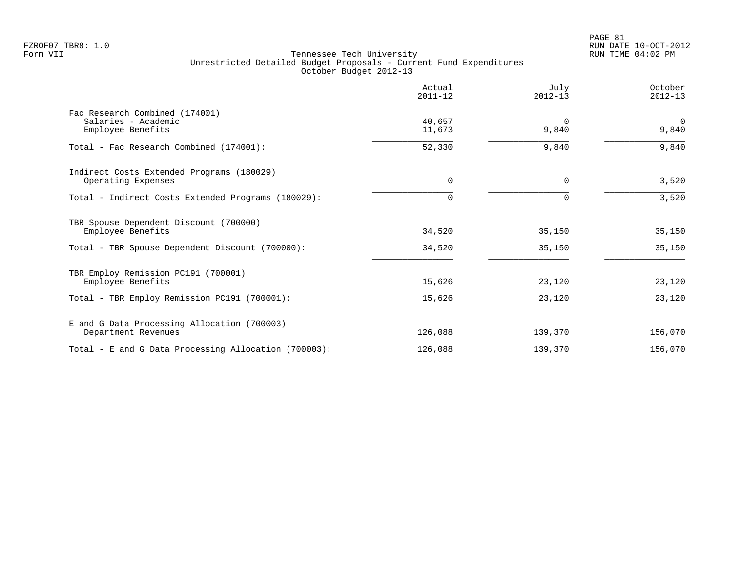FZROF07 TBR8: 1.0
Form VII

Tennessee Tech University
Unrestricted Detailed Budget Proposals - Current Fund Expenditures
October Budget 2012-13

RUN DATE 10-OCT-2012
RUN TIME 04:02 PM

| | Actual 2011-12 | July 2012-13 | October 2012-13 |
|---|---|---|---|
| **Fac Research Combined (174001)** | | | |
| Salaries - Academic | 40,657 | 0 | 0 |
| Employee Benefits | 11,673 | 9,840 | 9,840 |
| Total - Fac Research Combined (174001): | 52,330 | 9,840 | 9,840 |
| **Indirect Costs Extended Programs (180029)** | | | |
| Operating Expenses | 0 | 0 | 3,520 |
| Total - Indirect Costs Extended Programs (180029): | 0 | 0 | 3,520 |
| **TBR Spouse Dependent Discount (700000)** | | | |
| Employee Benefits | 34,520 | 35,150 | 35,150 |
| Total - TBR Spouse Dependent Discount (700000): | 34,520 | 35,150 | 35,150 |
| **TBR Employ Remission PC191 (700001)** | | | |
| Employee Benefits | 15,626 | 23,120 | 23,120 |
| Total - TBR Employ Remission PC191 (700001): | 15,626 | 23,120 | 23,120 |
| **E and G Data Processing Allocation (700003)** | | | |
| Department Revenues | 126,088 | 139,370 | 156,070 |
| Total - E and G Data Processing Allocation (700003): | 126,088 | 139,370 | 156,070 |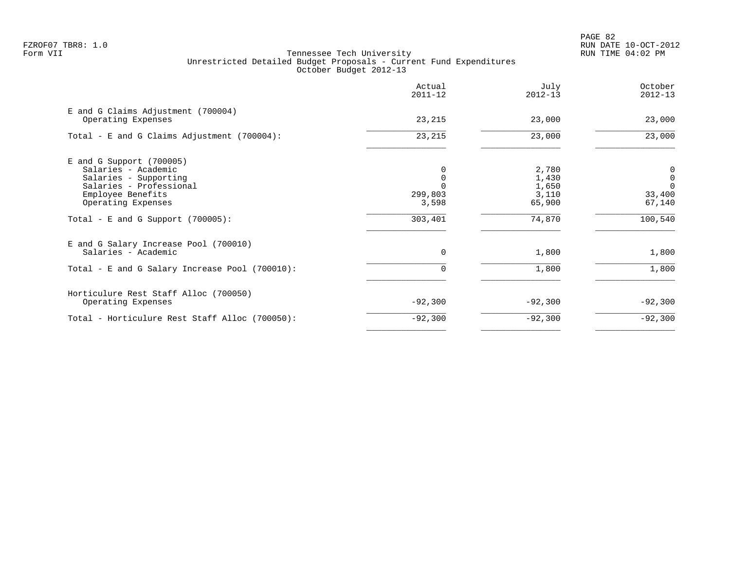FZROF07 TBR8: 1.0
Form VII

# Tennessee Tech University
## Unrestricted Detailed Budget Proposals - Current Fund Expenditures
### October Budget 2012-13

| | Actual 2011-12 | July 2012-13 | October 2012-13 |
|---|---|---|---|
| E and G Claims Adjustment (700004) | | | |
| Operating Expenses | 23,215 | 23,000 | 23,000 |
| Total - E and G Claims Adjustment (700004): | 23,215 | 23,000 | 23,000 |
| E and G Support (700005) | | | |
| Salaries - Academic | 0 | 2,780 | 0 |
| Salaries - Supporting | 0 | 1,430 | 0 |
| Salaries - Professional | 0 | 1,650 | 0 |
| Employee Benefits | 299,803 | 3,110 | 33,400 |
| Operating Expenses | 3,598 | 65,900 | 67,140 |
| Total - E and G Support (700005): | 303,401 | 74,870 | 100,540 |
| E and G Salary Increase Pool (700010) | | | |
| Salaries - Academic | 0 | 1,800 | 1,800 |
| Total - E and G Salary Increase Pool (700010): | 0 | 1,800 | 1,800 |
| Horticulure Rest Staff Alloc (700050) | | | |
| Operating Expenses | -92,300 | -92,300 | -92,300 |
| Total - Horticulure Rest Staff Alloc (700050): | -92,300 | -92,300 | -92,300 |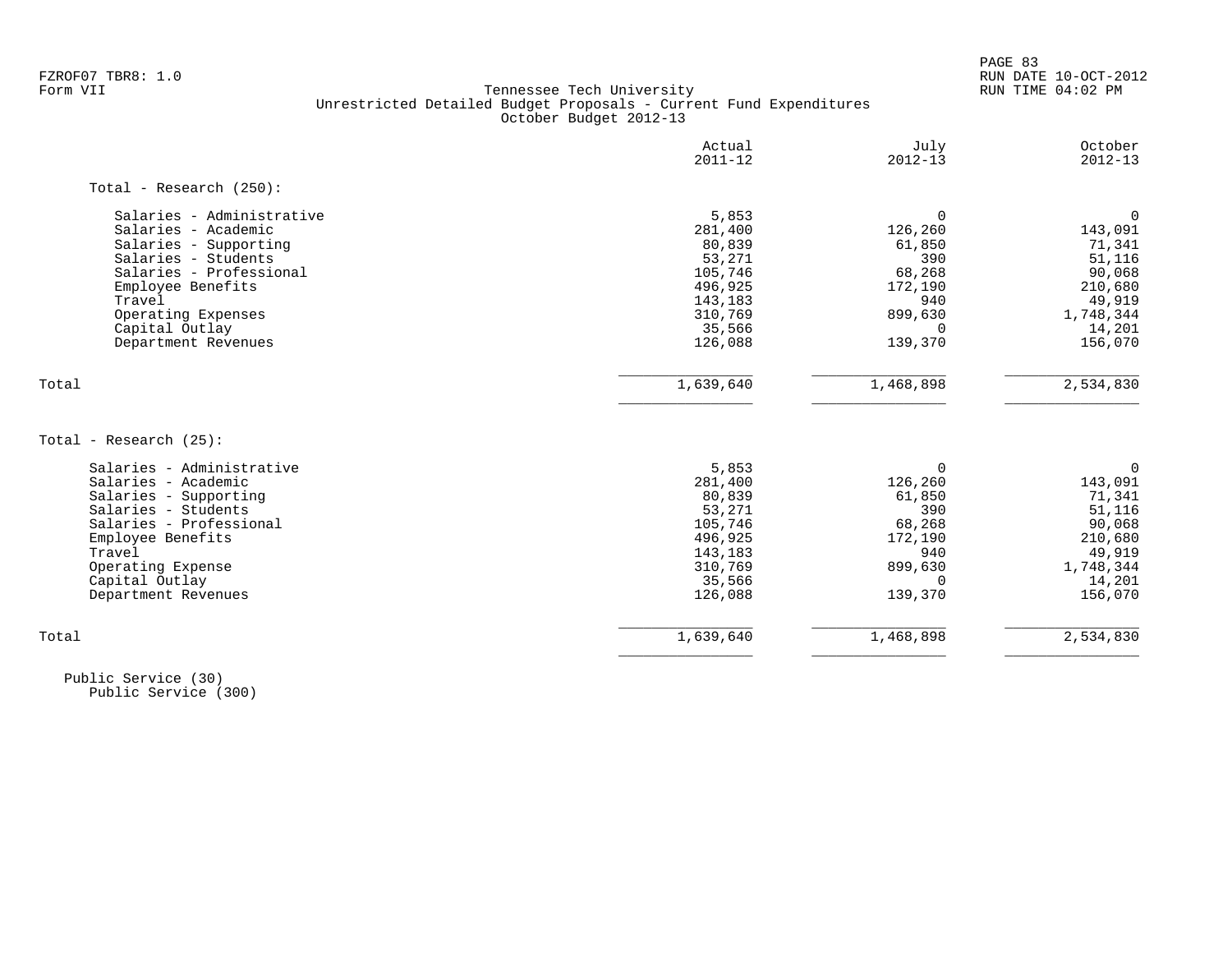Tennessee Tech University
Unrestricted Detailed Budget Proposals - Current Fund Expenditures
October Budget 2012-13

| | Actual 2011-12 | July 2012-13 | October 2012-13 |
|---|---|---|---|
| **Total - Research (250):** | | | |
| Salaries - Administrative | 5,853 | 0 | 0 |
| Salaries - Academic | 281,400 | 126,260 | 143,091 |
| Salaries - Supporting | 80,839 | 61,850 | 71,341 |
| Salaries - Students | 53,271 | 390 | 51,116 |
| Salaries - Professional | 105,746 | 68,268 | 90,068 |
| Employee Benefits | 496,925 | 172,190 | 210,680 |
| Travel | 143,183 | 940 | 49,919 |
| Operating Expenses | 310,769 | 899,630 | 1,748,344 |
| Capital Outlay | 35,566 | 0 | 14,201 |
| Department Revenues | 126,088 | 139,370 | 156,070 |
| Total | 1,639,640 | 1,468,898 | 2,534,830 |
| **Total - Research (25):** | | | |
| Salaries - Administrative | 5,853 | 0 | 0 |
| Salaries - Academic | 281,400 | 126,260 | 143,091 |
| Salaries - Supporting | 80,839 | 61,850 | 71,341 |
| Salaries - Students | 53,271 | 390 | 51,116 |
| Salaries - Professional | 105,746 | 68,268 | 90,068 |
| Employee Benefits | 496,925 | 172,190 | 210,680 |
| Travel | 143,183 | 940 | 49,919 |
| Operating Expense | 310,769 | 899,630 | 1,748,344 |
| Capital Outlay | 35,566 | 0 | 14,201 |
| Department Revenues | 126,088 | 139,370 | 156,070 |
| Total | 1,639,640 | 1,468,898 | 2,534,830 |

Public Service (30)
Public Service (300)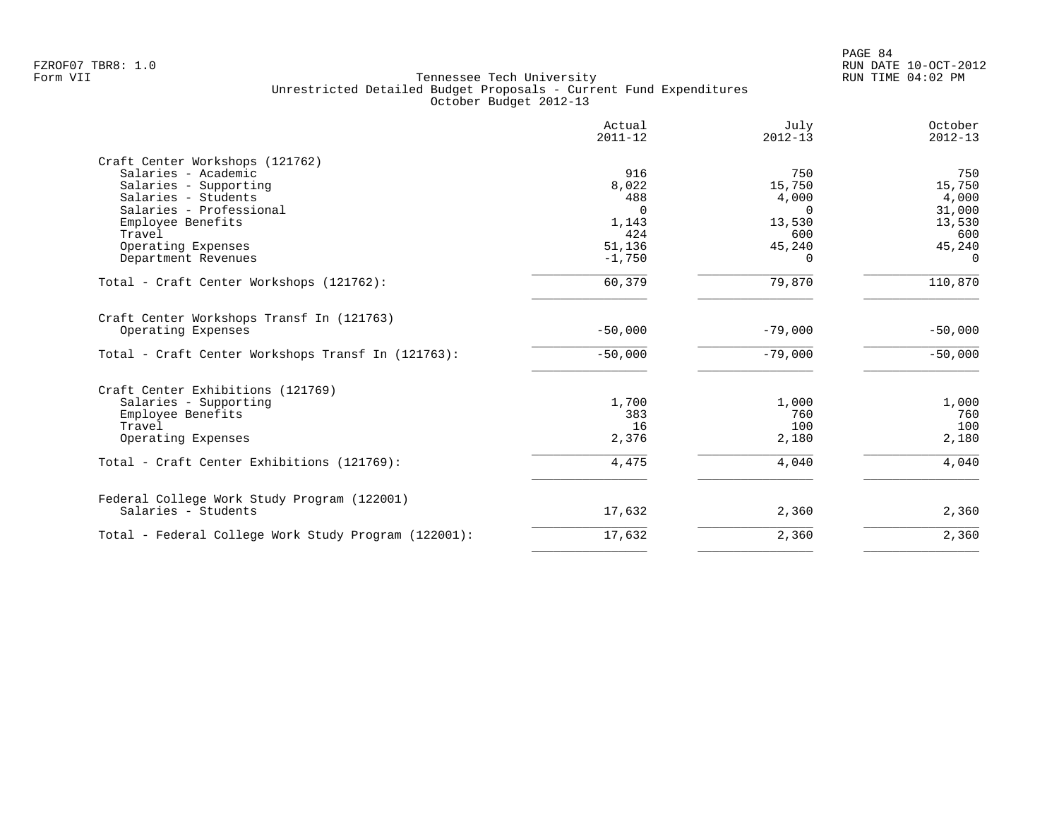Tennessee Tech University
Unrestricted Detailed Budget Proposals - Current Fund Expenditures
October Budget 2012-13

| | Actual 2011-12 | July 2012-13 | October 2012-13 |
|---|---|---|---|
| **Craft Center Workshops (121762)** | | | |
| Salaries - Academic | 916 | 750 | 750 |
| Salaries - Supporting | 8,022 | 15,750 | 15,750 |
| Salaries - Students | 488 | 4,000 | 4,000 |
| Salaries - Professional | 0 | 0 | 31,000 |
| Employee Benefits | 1,143 | 13,530 | 13,530 |
| Travel | 424 | 600 | 600 |
| Operating Expenses | 51,136 | 45,240 | 45,240 |
| Department Revenues | -1,750 | 0 | 0 |
| Total - Craft Center Workshops (121762): | 60,379 | 79,870 | 110,870 |
| **Craft Center Workshops Transf In (121763)** | | | |
| Operating Expenses | -50,000 | -79,000 | -50,000 |
| Total - Craft Center Workshops Transf In (121763): | -50,000 | -79,000 | -50,000 |
| **Craft Center Exhibitions (121769)** | | | |
| Salaries - Supporting | 1,700 | 1,000 | 1,000 |
| Employee Benefits | 383 | 760 | 760 |
| Travel | 16 | 100 | 100 |
| Operating Expenses | 2,376 | 2,180 | 2,180 |
| Total - Craft Center Exhibitions (121769): | 4,475 | 4,040 | 4,040 |
| **Federal College Work Study Program (122001)** | | | |
| Salaries - Students | 17,632 | 2,360 | 2,360 |
| Total - Federal College Work Study Program (122001): | 17,632 | 2,360 | 2,360 |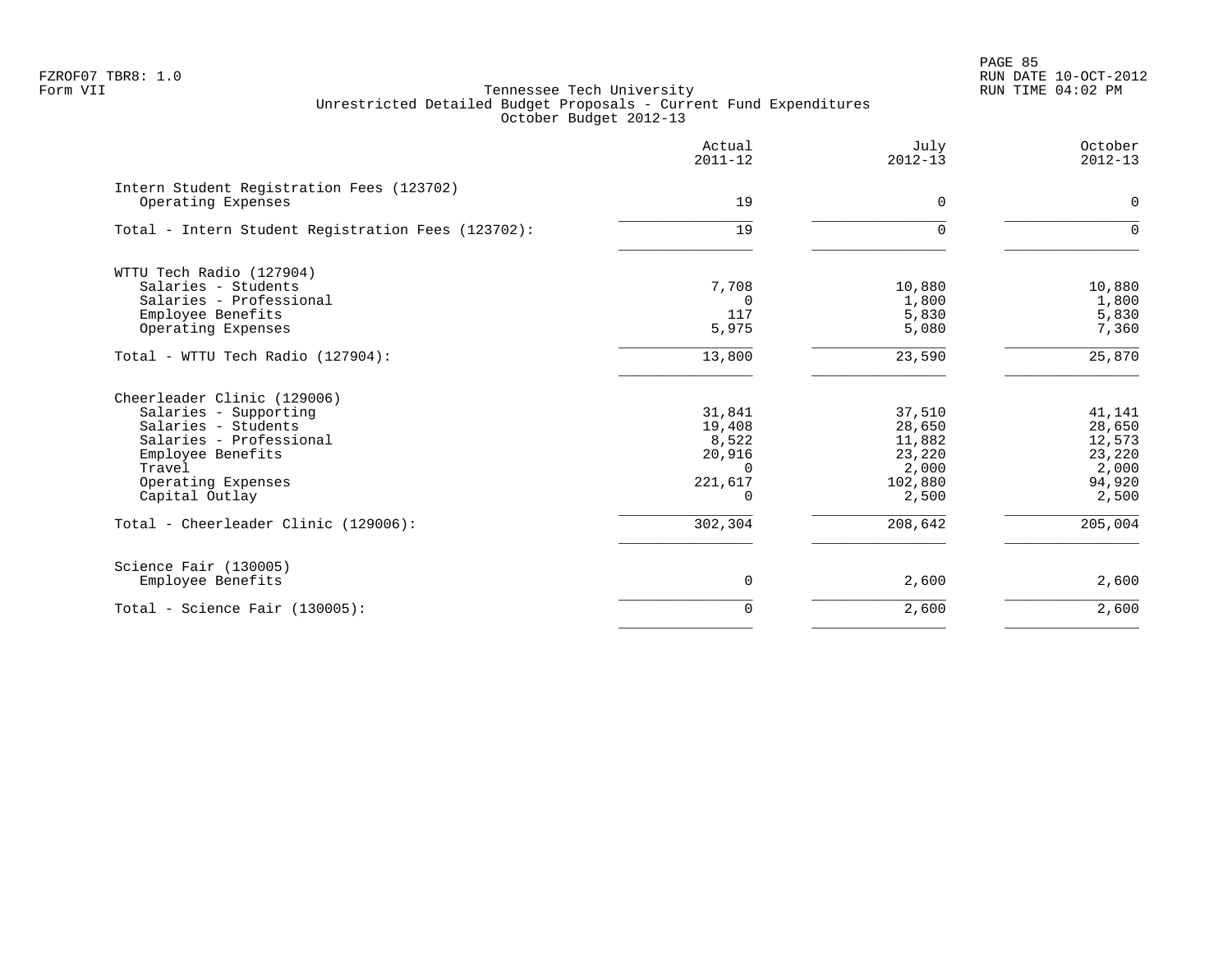Tennessee Tech University
Unrestricted Detailed Budget Proposals - Current Fund Expenditures
October Budget 2012-13

| | Actual 2011-12 | July 2012-13 | October 2012-13 |
|---|---|---|---|
| **Intern Student Registration Fees (123702)** | | | |
| Operating Expenses | 19 | 0 | 0 |
| Total - Intern Student Registration Fees (123702): | 19 | 0 | 0 |
| **WTTU Tech Radio (127904)** | | | |
| Salaries - Students | 7,708 | 10,880 | 10,880 |
| Salaries - Professional | 0 | 1,800 | 1,800 |
| Employee Benefits | 117 | 5,830 | 5,830 |
| Operating Expenses | 5,975 | 5,080 | 7,360 |
| Total - WTTU Tech Radio (127904): | 13,800 | 23,590 | 25,870 |
| **Cheerleader Clinic (129006)** | | | |
| Salaries - Supporting | 31,841 | 37,510 | 41,141 |
| Salaries - Students | 19,408 | 28,650 | 28,650 |
| Salaries - Professional | 8,522 | 11,882 | 12,573 |
| Employee Benefits | 20,916 | 23,220 | 23,220 |
| Travel | 0 | 2,000 | 2,000 |
| Operating Expenses | 221,617 | 102,880 | 94,920 |
| Capital Outlay | 0 | 2,500 | 2,500 |
| Total - Cheerleader Clinic (129006): | 302,304 | 208,642 | 205,004 |
| **Science Fair (130005)** | | | |
| Employee Benefits | 0 | 2,600 | 2,600 |
| Total - Science Fair (130005): | 0 | 2,600 | 2,600 |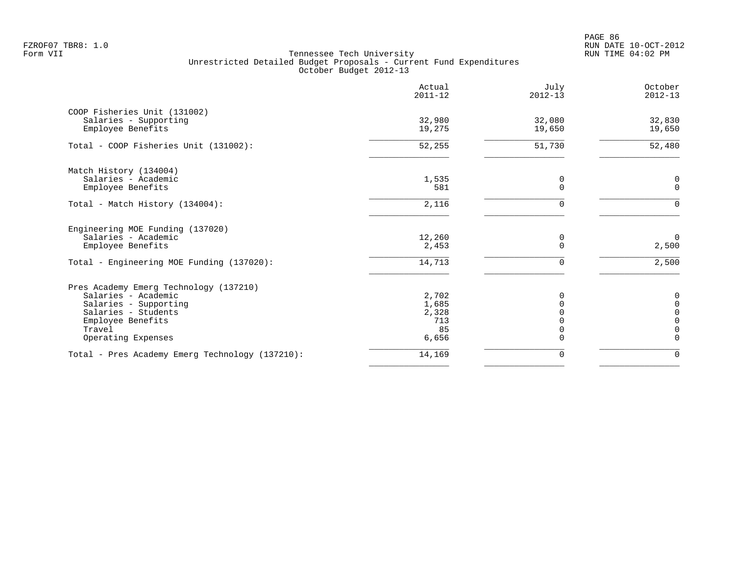Tennessee Tech University
Unrestricted Detailed Budget Proposals - Current Fund Expenditures
October Budget 2012-13

| | Actual 2011-12 | July 2012-13 | October 2012-13 |
|---|---|---|---|
| COOP Fisheries Unit (131002) | | | |
| Salaries - Supporting | 32,980 | 32,080 | 32,830 |
| Employee Benefits | 19,275 | 19,650 | 19,650 |
| Total - COOP Fisheries Unit (131002): | 52,255 | 51,730 | 52,480 |
| Match History (134004) | | | |
| Salaries - Academic | 1,535 | 0 | 0 |
| Employee Benefits | 581 | 0 | 0 |
| Total - Match History (134004): | 2,116 | 0 | 0 |
| Engineering MOE Funding (137020) | | | |
| Salaries - Academic | 12,260 | 0 | 0 |
| Employee Benefits | 2,453 | 0 | 2,500 |
| Total - Engineering MOE Funding (137020): | 14,713 | 0 | 2,500 |
| Pres Academy Emerg Technology (137210) | | | |
| Salaries - Academic | 2,702 | 0 | 0 |
| Salaries - Supporting | 1,685 | 0 | 0 |
| Salaries - Students | 2,328 | 0 | 0 |
| Employee Benefits | 713 | 0 | 0 |
| Travel | 85 | 0 | 0 |
| Operating Expenses | 6,656 | 0 | 0 |
| Total - Pres Academy Emerg Technology (137210): | 14,169 | 0 | 0 |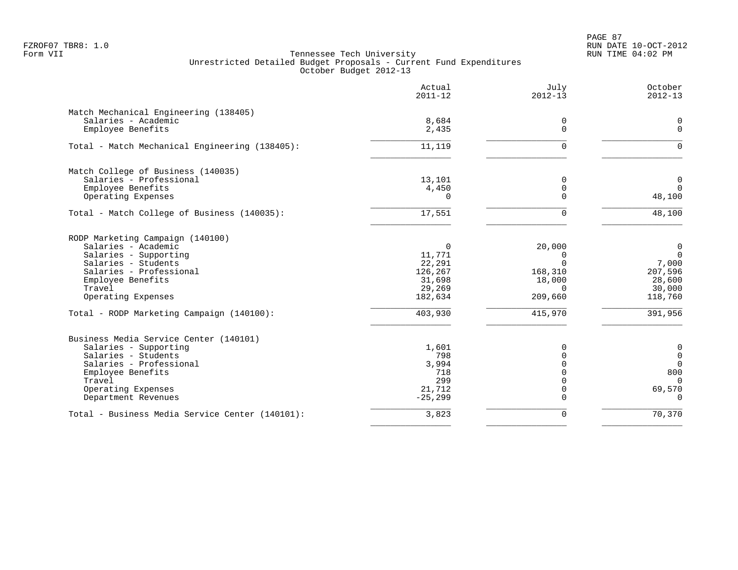FZROF07 TBR8: 1.0
Form VII

Tennessee Tech University
Unrestricted Detailed Budget Proposals - Current Fund Expenditures
October Budget 2012-13

|  | Actual 2011-12 | July 2012-13 | October 2012-13 |
|---|---:|---:|---:|
| **Match Mechanical Engineering (138405)** | | | |
| Salaries - Academic | 8,684 | 0 | 0 |
| Employee Benefits | 2,435 | 0 | 0 |
| Total - Match Mechanical Engineering (138405): | 11,119 | 0 | 0 |
| **Match College of Business (140035)** | | | |
| Salaries - Professional | 13,101 | 0 | 0 |
| Employee Benefits | 4,450 | 0 | 0 |
| Operating Expenses | 0 | 0 | 48,100 |
| Total - Match College of Business (140035): | 17,551 | 0 | 48,100 |
| **RODP Marketing Campaign (140100)** | | | |
| Salaries - Academic | 0 | 20,000 | 0 |
| Salaries - Supporting | 11,771 | 0 | 0 |
| Salaries - Students | 22,291 | 0 | 7,000 |
| Salaries - Professional | 126,267 | 168,310 | 207,596 |
| Employee Benefits | 31,698 | 18,000 | 28,600 |
| Travel | 29,269 | 0 | 30,000 |
| Operating Expenses | 182,634 | 209,660 | 118,760 |
| Total - RODP Marketing Campaign (140100): | 403,930 | 415,970 | 391,956 |
| **Business Media Service Center (140101)** | | | |
| Salaries - Supporting | 1,601 | 0 | 0 |
| Salaries - Students | 798 | 0 | 0 |
| Salaries - Professional | 3,994 | 0 | 0 |
| Employee Benefits | 718 | 0 | 800 |
| Travel | 299 | 0 | 0 |
| Operating Expenses | 21,712 | 0 | 69,570 |
| Department Revenues | -25,299 | 0 | 0 |
| Total - Business Media Service Center (140101): | 3,823 | 0 | 70,370 |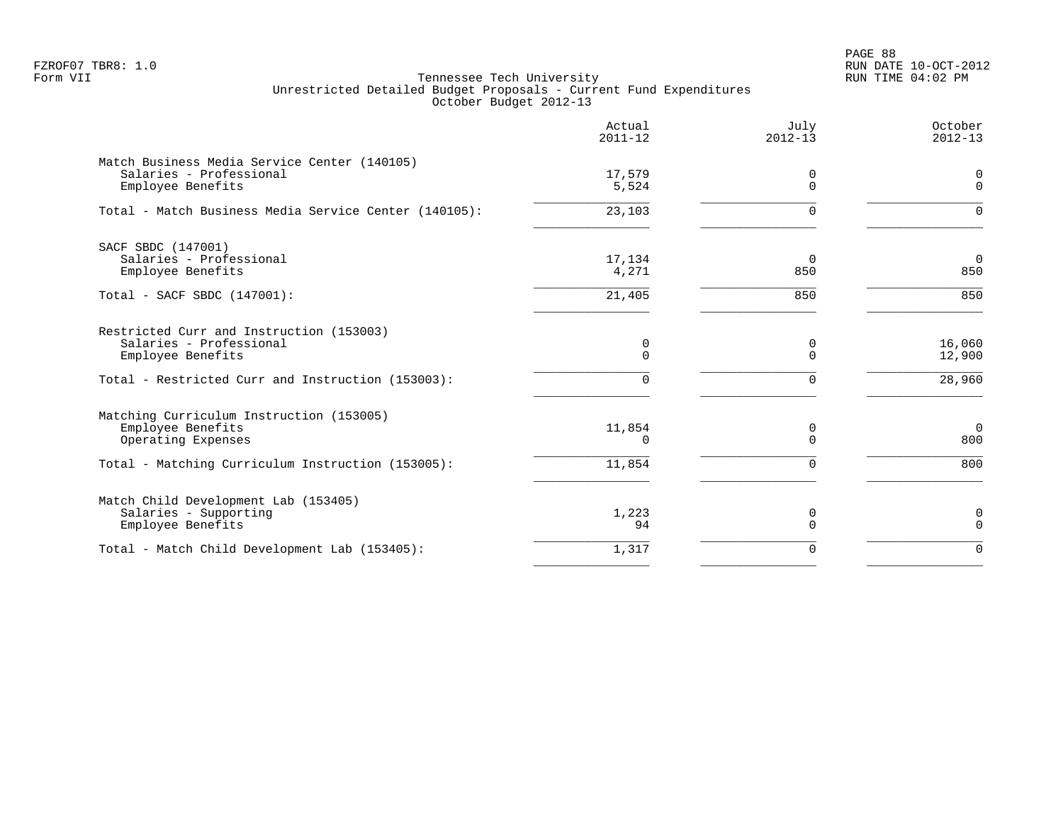Tennessee Tech University
Unrestricted Detailed Budget Proposals - Current Fund Expenditures
October Budget 2012-13

Form VII

| | Actual 2011-12 | July 2012-13 | October 2012-13 |
|---|---|---|---|
| **Match Business Media Service Center (140105)** | | | |
| Salaries - Professional | 17,579 | 0 | 0 |
| Employee Benefits | 5,524 | 0 | 0 |
| Total - Match Business Media Service Center (140105): | 23,103 | 0 | 0 |
| **SACF SBDC (147001)** | | | |
| Salaries - Professional | 17,134 | 0 | 0 |
| Employee Benefits | 4,271 | 850 | 850 |
| Total - SACF SBDC (147001): | 21,405 | 850 | 850 |
| **Restricted Curr and Instruction (153003)** | | | |
| Salaries - Professional | 0 | 0 | 16,060 |
| Employee Benefits | 0 | 0 | 12,900 |
| Total - Restricted Curr and Instruction (153003): | 0 | 0 | 28,960 |
| **Matching Curriculum Instruction (153005)** | | | |
| Employee Benefits | 11,854 | 0 | 0 |
| Operating Expenses | 0 | 0 | 800 |
| Total - Matching Curriculum Instruction (153005): | 11,854 | 0 | 800 |
| **Match Child Development Lab (153405)** | | | |
| Salaries - Supporting | 1,223 | 0 | 0 |
| Employee Benefits | 94 | 0 | 0 |
| Total - Match Child Development Lab (153405): | 1,317 | 0 | 0 |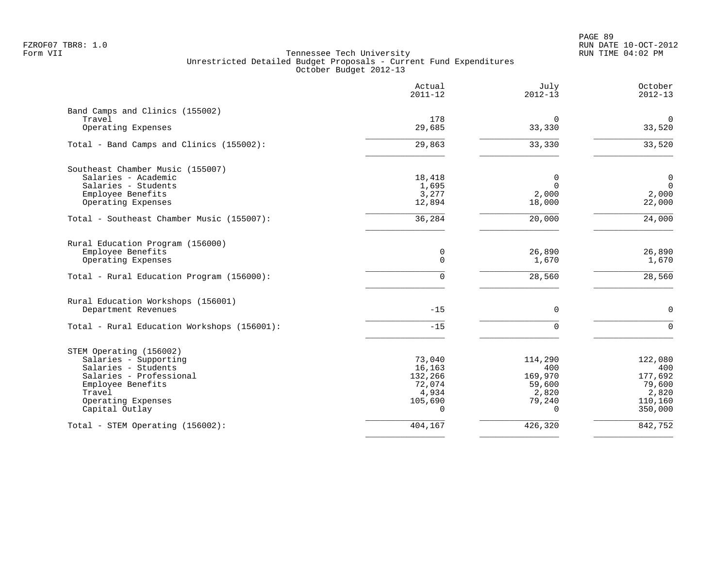FZROF07 TBR8: 1.0
Form VII

Tennessee Tech University
Unrestricted Detailed Budget Proposals - Current Fund Expenditures
October Budget 2012-13

RUN DATE 10-OCT-2012
RUN TIME 04:02 PM

| | Actual 2011-12 | July 2012-13 | October 2012-13 |
|---|---|---|---|
| **Band Camps and Clinics (155002)** | | | |
| Travel | 178 | 0 | 0 |
| Operating Expenses | 29,685 | 33,330 | 33,520 |
| Total - Band Camps and Clinics (155002): | 29,863 | 33,330 | 33,520 |
| **Southeast Chamber Music (155007)** | | | |
| Salaries - Academic | 18,418 | 0 | 0 |
| Salaries - Students | 1,695 | 0 | 0 |
| Employee Benefits | 3,277 | 2,000 | 2,000 |
| Operating Expenses | 12,894 | 18,000 | 22,000 |
| Total - Southeast Chamber Music (155007): | 36,284 | 20,000 | 24,000 |
| **Rural Education Program (156000)** | | | |
| Employee Benefits | 0 | 26,890 | 26,890 |
| Operating Expenses | 0 | 1,670 | 1,670 |
| Total - Rural Education Program (156000): | 0 | 28,560 | 28,560 |
| **Rural Education Workshops (156001)** | | | |
| Department Revenues | -15 | 0 | 0 |
| Total - Rural Education Workshops (156001): | -15 | 0 | 0 |
| **STEM Operating (156002)** | | | |
| Salaries - Supporting | 73,040 | 114,290 | 122,080 |
| Salaries - Students | 16,163 | 400 | 400 |
| Salaries - Professional | 132,266 | 169,970 | 177,692 |
| Employee Benefits | 72,074 | 59,600 | 79,600 |
| Travel | 4,934 | 2,820 | 2,820 |
| Operating Expenses | 105,690 | 79,240 | 110,160 |
| Capital Outlay | 0 | 0 | 350,000 |
| Total - STEM Operating (156002): | 404,167 | 426,320 | 842,752 |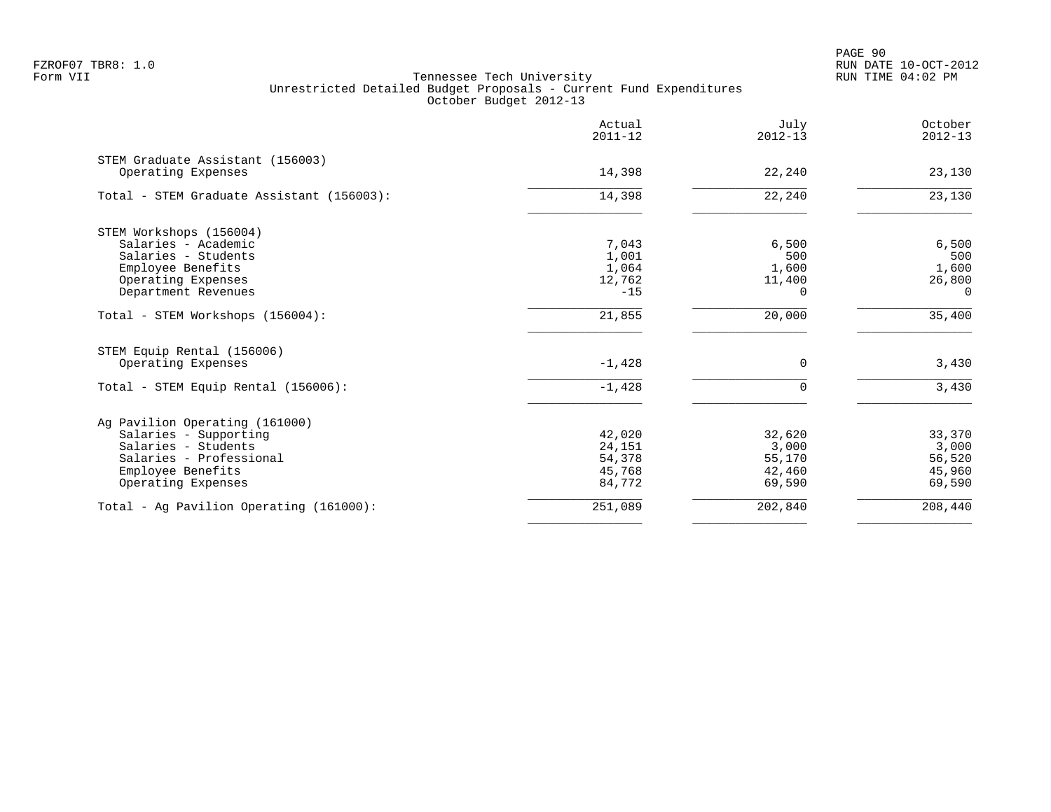Tennessee Tech University
Unrestricted Detailed Budget Proposals - Current Fund Expenditures
October Budget 2012-13

| | Actual 2011-12 | July 2012-13 | October 2012-13 |
|---|---|---|---|
| STEM Graduate Assistant (156003) | | | |
| Operating Expenses | 14,398 | 22,240 | 23,130 |
| Total - STEM Graduate Assistant (156003): | 14,398 | 22,240 | 23,130 |
| STEM Workshops (156004) | | | |
| Salaries - Academic | 7,043 | 6,500 | 6,500 |
| Salaries - Students | 1,001 | 500 | 500 |
| Employee Benefits | 1,064 | 1,600 | 1,600 |
| Operating Expenses | 12,762 | 11,400 | 26,800 |
| Department Revenues | -15 | 0 | 0 |
| Total - STEM Workshops (156004): | 21,855 | 20,000 | 35,400 |
| STEM Equip Rental (156006) | | | |
| Operating Expenses | -1,428 | 0 | 3,430 |
| Total - STEM Equip Rental (156006): | -1,428 | 0 | 3,430 |
| Ag Pavilion Operating (161000) | | | |
| Salaries - Supporting | 42,020 | 32,620 | 33,370 |
| Salaries - Students | 24,151 | 3,000 | 3,000 |
| Salaries - Professional | 54,378 | 55,170 | 56,520 |
| Employee Benefits | 45,768 | 42,460 | 45,960 |
| Operating Expenses | 84,772 | 69,590 | 69,590 |
| Total - Ag Pavilion Operating (161000): | 251,089 | 202,840 | 208,440 |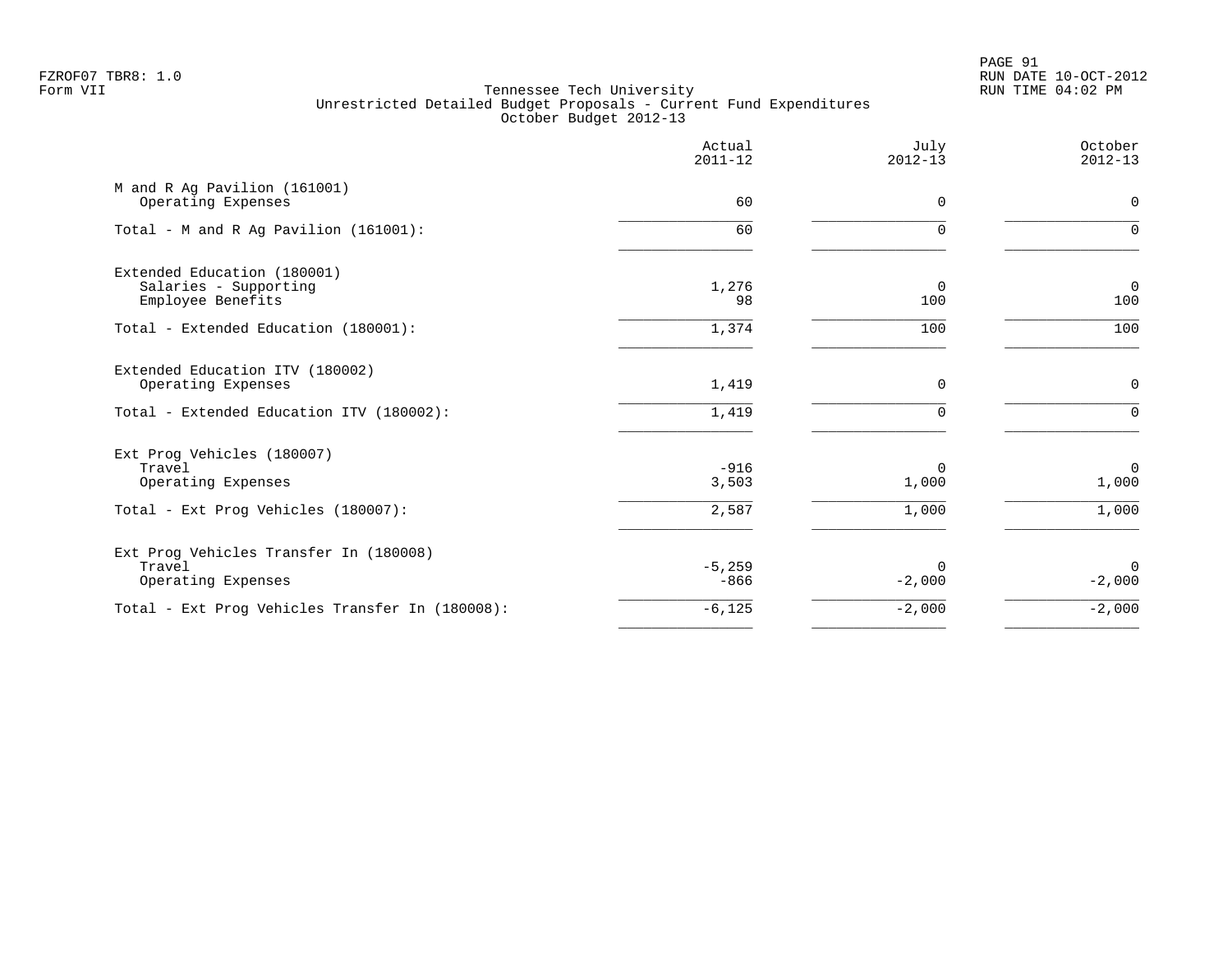# Tennessee Tech University
## Unrestricted Detailed Budget Proposals - Current Fund Expenditures
### October Budget 2012-13

| | Actual 2011-12 | July 2012-13 | October 2012-13 |
|---|---|---|---|
| **M and R Ag Pavilion (161001)** | | | |
| Operating Expenses | 60 | 0 | 0 |
| Total - M and R Ag Pavilion (161001): | 60 | 0 | 0 |
| **Extended Education (180001)** | | | |
| Salaries - Supporting | 1,276 | 0 | 0 |
| Employee Benefits | 98 | 100 | 100 |
| Total - Extended Education (180001): | 1,374 | 100 | 100 |
| **Extended Education ITV (180002)** | | | |
| Operating Expenses | 1,419 | 0 | 0 |
| Total - Extended Education ITV (180002): | 1,419 | 0 | 0 |
| **Ext Prog Vehicles (180007)** | | | |
| Travel | -916 | 0 | 0 |
| Operating Expenses | 3,503 | 1,000 | 1,000 |
| Total - Ext Prog Vehicles (180007): | 2,587 | 1,000 | 1,000 |
| **Ext Prog Vehicles Transfer In (180008)** | | | |
| Travel | -5,259 | 0 | 0 |
| Operating Expenses | -866 | -2,000 | -2,000 |
| Total - Ext Prog Vehicles Transfer In (180008): | -6,125 | -2,000 | -2,000 |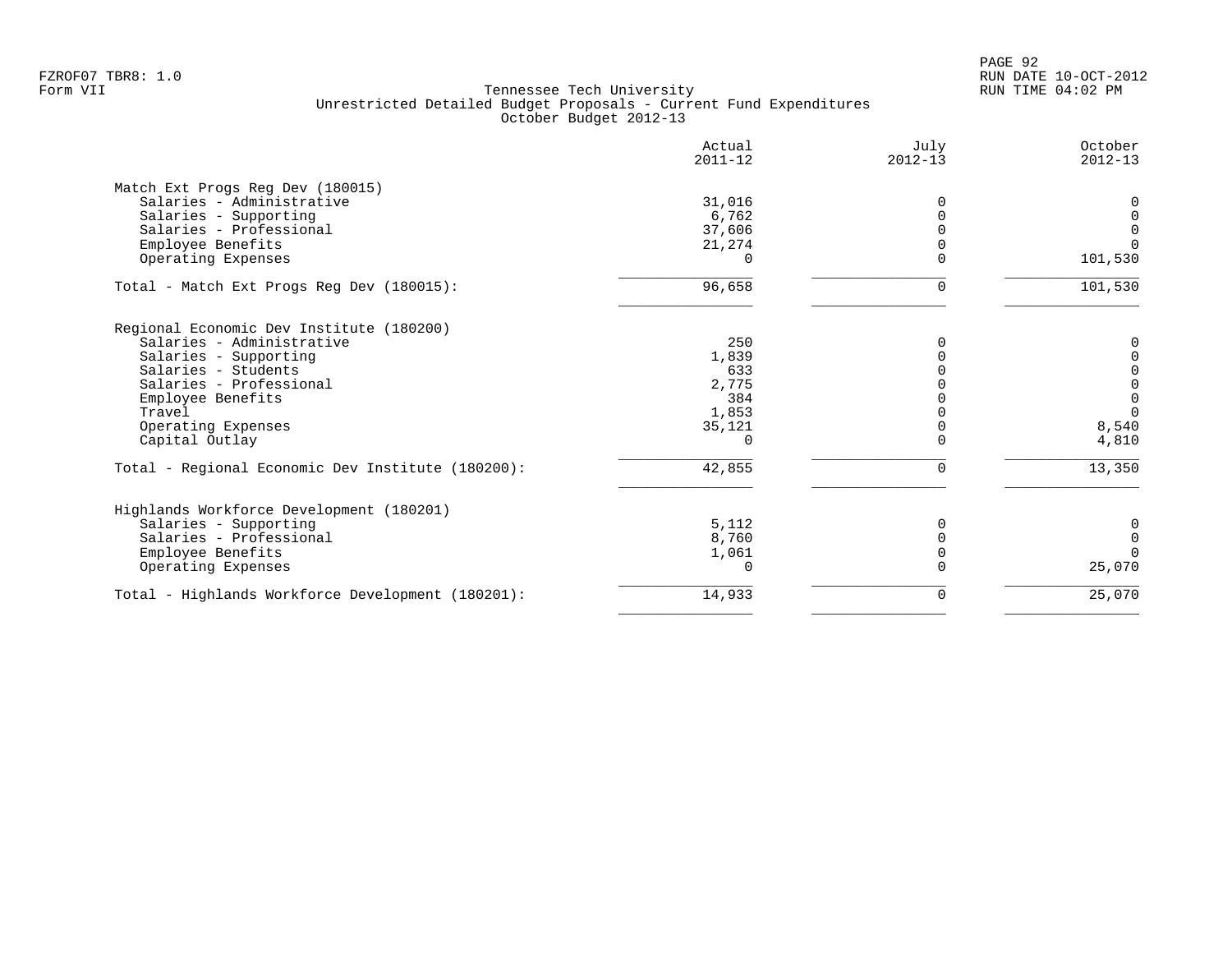Tennessee Tech University
Unrestricted Detailed Budget Proposals - Current Fund Expenditures
October Budget 2012-13

| | Actual 2011-12 | July 2012-13 | October 2012-13 |
|---|---|---|---|
| **Match Ext Progs Reg Dev (180015)** | | | |
| Salaries - Administrative | 31,016 | 0 | 0 |
| Salaries - Supporting | 6,762 | 0 | 0 |
| Salaries - Professional | 37,606 | 0 | 0 |
| Employee Benefits | 21,274 | 0 | 0 |
| Operating Expenses | 0 | 0 | 101,530 |
| Total - Match Ext Progs Reg Dev (180015): | 96,658 | 0 | 101,530 |
| **Regional Economic Dev Institute (180200)** | | | |
| Salaries - Administrative | 250 | 0 | 0 |
| Salaries - Supporting | 1,839 | 0 | 0 |
| Salaries - Students | 633 | 0 | 0 |
| Salaries - Professional | 2,775 | 0 | 0 |
| Employee Benefits | 384 | 0 | 0 |
| Travel | 1,853 | 0 | 0 |
| Operating Expenses | 35,121 | 0 | 8,540 |
| Capital Outlay | 0 | 0 | 4,810 |
| Total - Regional Economic Dev Institute (180200): | 42,855 | 0 | 13,350 |
| **Highlands Workforce Development (180201)** | | | |
| Salaries - Supporting | 5,112 | 0 | 0 |
| Salaries - Professional | 8,760 | 0 | 0 |
| Employee Benefits | 1,061 | 0 | 0 |
| Operating Expenses | 0 | 0 | 25,070 |
| Total - Highlands Workforce Development (180201): | 14,933 | 0 | 25,070 |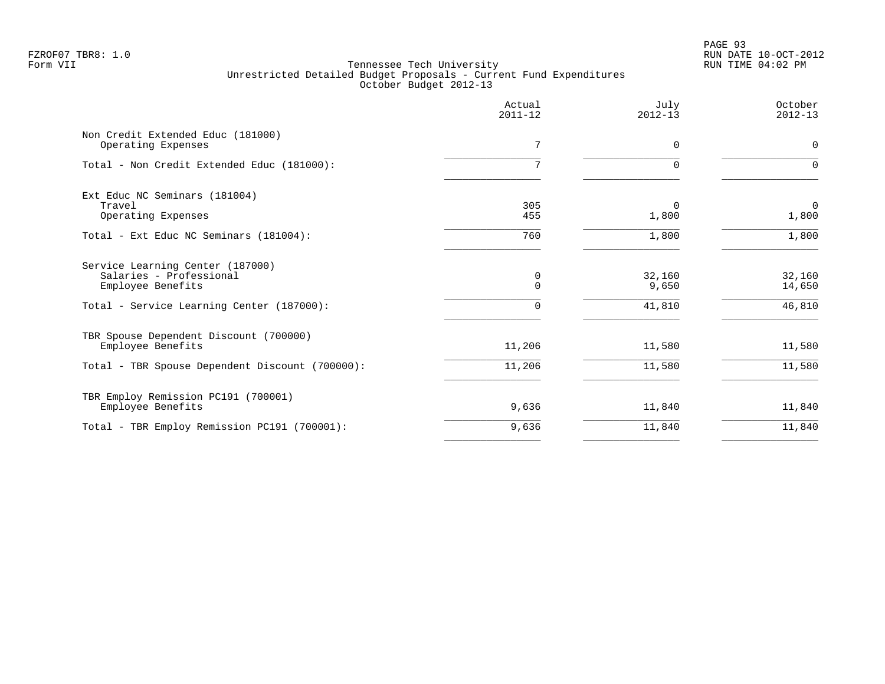Tennessee Tech University
Unrestricted Detailed Budget Proposals - Current Fund Expenditures
October Budget 2012-13

| | Actual 2011-12 | July 2012-13 | October 2012-13 |
|---|---|---|---|
| **Non Credit Extended Educ (181000)** | | | |
| Operating Expenses | 7 | 0 | 0 |
| Total - Non Credit Extended Educ (181000): | 7 | 0 | 0 |
| **Ext Educ NC Seminars (181004)** | | | |
| Travel | 305 | 0 | 0 |
| Operating Expenses | 455 | 1,800 | 1,800 |
| Total - Ext Educ NC Seminars (181004): | 760 | 1,800 | 1,800 |
| **Service Learning Center (187000)** | | | |
| Salaries - Professional | 0 | 32,160 | 32,160 |
| Employee Benefits | 0 | 9,650 | 14,650 |
| Total - Service Learning Center (187000): | 0 | 41,810 | 46,810 |
| **TBR Spouse Dependent Discount (700000)** | | | |
| Employee Benefits | 11,206 | 11,580 | 11,580 |
| Total - TBR Spouse Dependent Discount (700000): | 11,206 | 11,580 | 11,580 |
| **TBR Employ Remission PC191 (700001)** | | | |
| Employee Benefits | 9,636 | 11,840 | 11,840 |
| Total - TBR Employ Remission PC191 (700001): | 9,636 | 11,840 | 11,840 |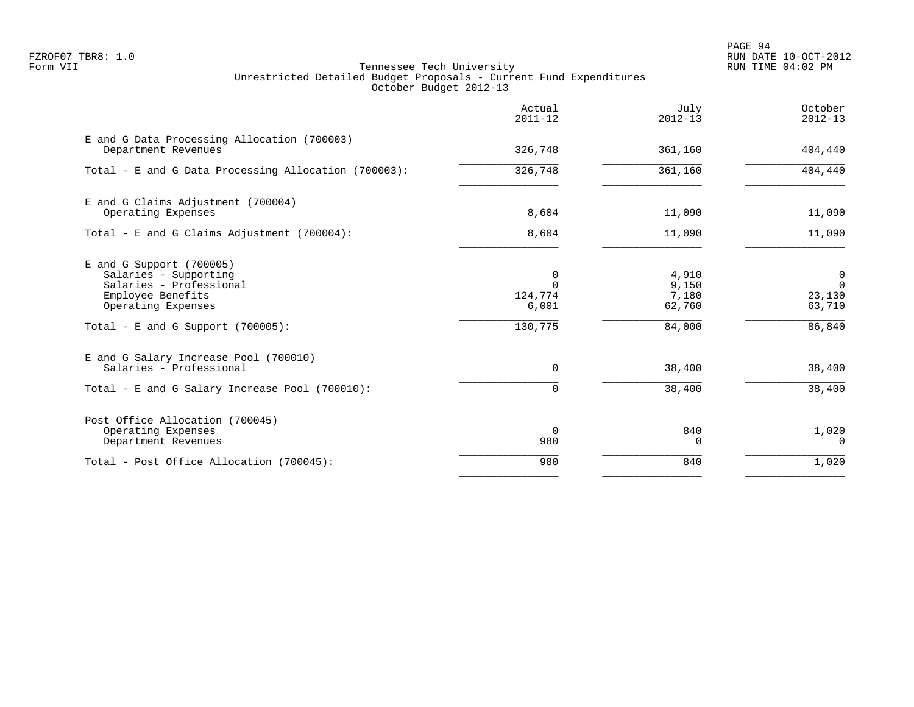FZROF07 TBR8: 1.0
Form VII

Tennessee Tech University
Unrestricted Detailed Budget Proposals - Current Fund Expenditures
October Budget 2012-13

RUN DATE 10-OCT-2012
RUN TIME 04:02 PM

| | Actual 2011-12 | July 2012-13 | October 2012-13 |
|---|---|---|---|
| **E and G Data Processing Allocation (700003)** | | | |
| Department Revenues | 326,748 | 361,160 | 404,440 |
| Total - E and G Data Processing Allocation (700003): | 326,748 | 361,160 | 404,440 |
| **E and G Claims Adjustment (700004)** | | | |
| Operating Expenses | 8,604 | 11,090 | 11,090 |
| Total - E and G Claims Adjustment (700004): | 8,604 | 11,090 | 11,090 |
| **E and G Support (700005)** | | | |
| Salaries - Supporting | 0 | 4,910 | 0 |
| Salaries - Professional | 0 | 9,150 | 0 |
| Employee Benefits | 124,774 | 7,180 | 23,130 |
| Operating Expenses | 6,001 | 62,760 | 63,710 |
| Total - E and G Support (700005): | 130,775 | 84,000 | 86,840 |
| **E and G Salary Increase Pool (700010)** | | | |
| Salaries - Professional | 0 | 38,400 | 38,400 |
| Total - E and G Salary Increase Pool (700010): | 0 | 38,400 | 38,400 |
| **Post Office Allocation (700045)** | | | |
| Operating Expenses | 0 | 840 | 1,020 |
| Department Revenues | 980 | 0 | 0 |
| Total - Post Office Allocation (700045): | 980 | 840 | 1,020 |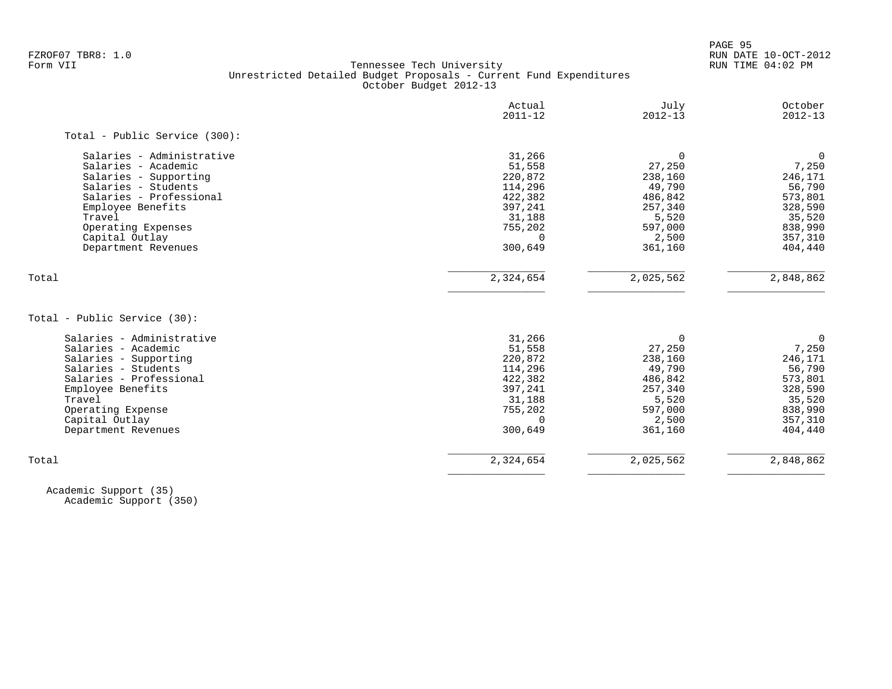Tennessee Tech University
Unrestricted Detailed Budget Proposals - Current Fund Expenditures
October Budget 2012-13

Form VII

| | Actual 2011-12 | July 2012-13 | October 2012-13 |
|---|---|---|---|
| **Total - Public Service (300):** | | | |
| Salaries - Administrative | 31,266 | 0 | 0 |
| Salaries - Academic | 51,558 | 27,250 | 7,250 |
| Salaries - Supporting | 220,872 | 238,160 | 246,171 |
| Salaries - Students | 114,296 | 49,790 | 56,790 |
| Salaries - Professional | 422,382 | 486,842 | 573,801 |
| Employee Benefits | 397,241 | 257,340 | 328,590 |
| Travel | 31,188 | 5,520 | 35,520 |
| Operating Expenses | 755,202 | 597,000 | 838,990 |
| Capital Outlay | 0 | 2,500 | 357,310 |
| Department Revenues | 300,649 | 361,160 | 404,440 |
| Total | 2,324,654 | 2,025,562 | 2,848,862 |

| | Actual 2011-12 | July 2012-13 | October 2012-13 |
|---|---|---|---|
| **Total - Public Service (30):** | | | |
| Salaries - Administrative | 31,266 | 0 | 0 |
| Salaries - Academic | 51,558 | 27,250 | 7,250 |
| Salaries - Supporting | 220,872 | 238,160 | 246,171 |
| Salaries - Students | 114,296 | 49,790 | 56,790 |
| Salaries - Professional | 422,382 | 486,842 | 573,801 |
| Employee Benefits | 397,241 | 257,340 | 328,590 |
| Travel | 31,188 | 5,520 | 35,520 |
| Operating Expense | 755,202 | 597,000 | 838,990 |
| Capital Outlay | 0 | 2,500 | 357,310 |
| Department Revenues | 300,649 | 361,160 | 404,440 |
| Total | 2,324,654 | 2,025,562 | 2,848,862 |

Academic Support (35)
Academic Support (350)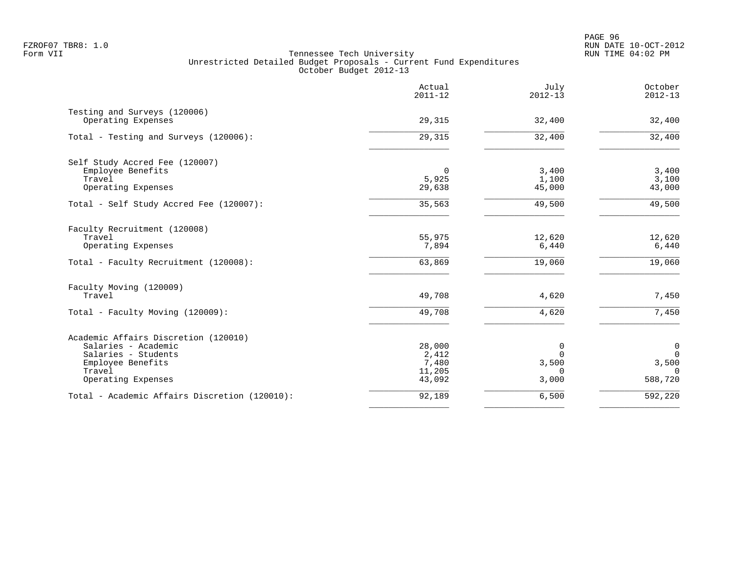Tennessee Tech University
Unrestricted Detailed Budget Proposals - Current Fund Expenditures
October Budget 2012-13

| | Actual 2011-12 | July 2012-13 | October 2012-13 |
|---|---|---|---|
| **Testing and Surveys (120006)** | | | |
| Operating Expenses | 29,315 | 32,400 | 32,400 |
| Total - Testing and Surveys (120006): | 29,315 | 32,400 | 32,400 |
| **Self Study Accred Fee (120007)** | | | |
| Employee Benefits | 0 | 3,400 | 3,400 |
| Travel | 5,925 | 1,100 | 3,100 |
| Operating Expenses | 29,638 | 45,000 | 43,000 |
| Total - Self Study Accred Fee (120007): | 35,563 | 49,500 | 49,500 |
| **Faculty Recruitment (120008)** | | | |
| Travel | 55,975 | 12,620 | 12,620 |
| Operating Expenses | 7,894 | 6,440 | 6,440 |
| Total - Faculty Recruitment (120008): | 63,869 | 19,060 | 19,060 |
| **Faculty Moving (120009)** | | | |
| Travel | 49,708 | 4,620 | 7,450 |
| Total - Faculty Moving (120009): | 49,708 | 4,620 | 7,450 |
| **Academic Affairs Discretion (120010)** | | | |
| Salaries - Academic | 28,000 | 0 | 0 |
| Salaries - Students | 2,412 | 0 | 0 |
| Employee Benefits | 7,480 | 3,500 | 3,500 |
| Travel | 11,205 | 0 | 0 |
| Operating Expenses | 43,092 | 3,000 | 588,720 |
| Total - Academic Affairs Discretion (120010): | 92,189 | 6,500 | 592,220 |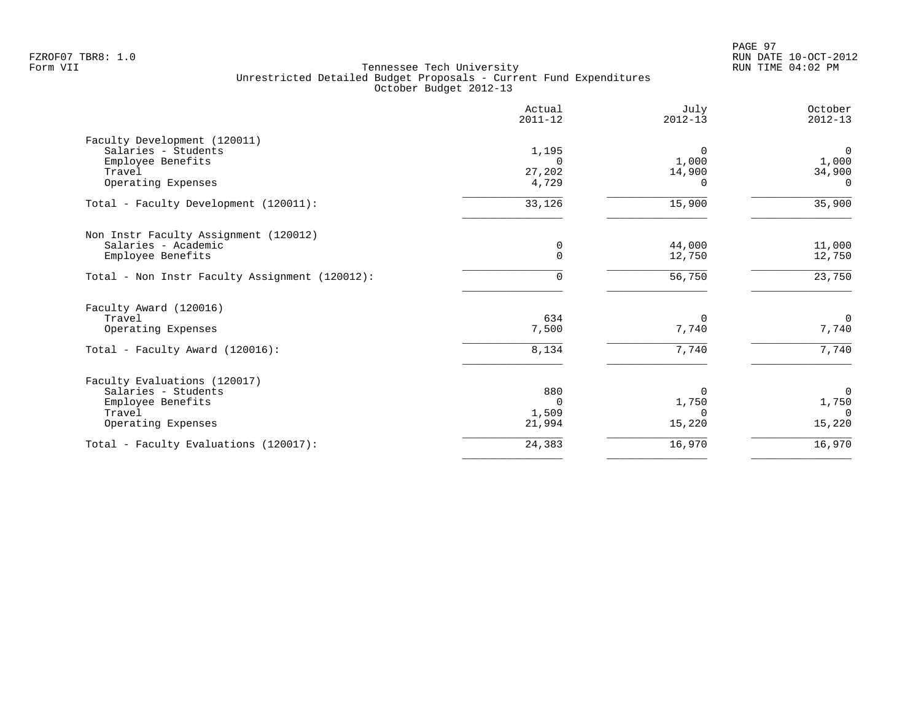Tennessee Tech University
Unrestricted Detailed Budget Proposals - Current Fund Expenditures
October Budget 2012-13

| | Actual 2011-12 | July 2012-13 | October 2012-13 |
|---|---|---|---|
| **Faculty Development (120011)** | | | |
| Salaries - Students | 1,195 | 0 | 0 |
| Employee Benefits | 0 | 1,000 | 1,000 |
| Travel | 27,202 | 14,900 | 34,900 |
| Operating Expenses | 4,729 | 0 | 0 |
| Total - Faculty Development (120011): | 33,126 | 15,900 | 35,900 |
| **Non Instr Faculty Assignment (120012)** | | | |
| Salaries - Academic | 0 | 44,000 | 11,000 |
| Employee Benefits | 0 | 12,750 | 12,750 |
| Total - Non Instr Faculty Assignment (120012): | 0 | 56,750 | 23,750 |
| **Faculty Award (120016)** | | | |
| Travel | 634 | 0 | 0 |
| Operating Expenses | 7,500 | 7,740 | 7,740 |
| Total - Faculty Award (120016): | 8,134 | 7,740 | 7,740 |
| **Faculty Evaluations (120017)** | | | |
| Salaries - Students | 880 | 0 | 0 |
| Employee Benefits | 0 | 1,750 | 1,750 |
| Travel | 1,509 | 0 | 0 |
| Operating Expenses | 21,994 | 15,220 | 15,220 |
| Total - Faculty Evaluations (120017): | 24,383 | 16,970 | 16,970 |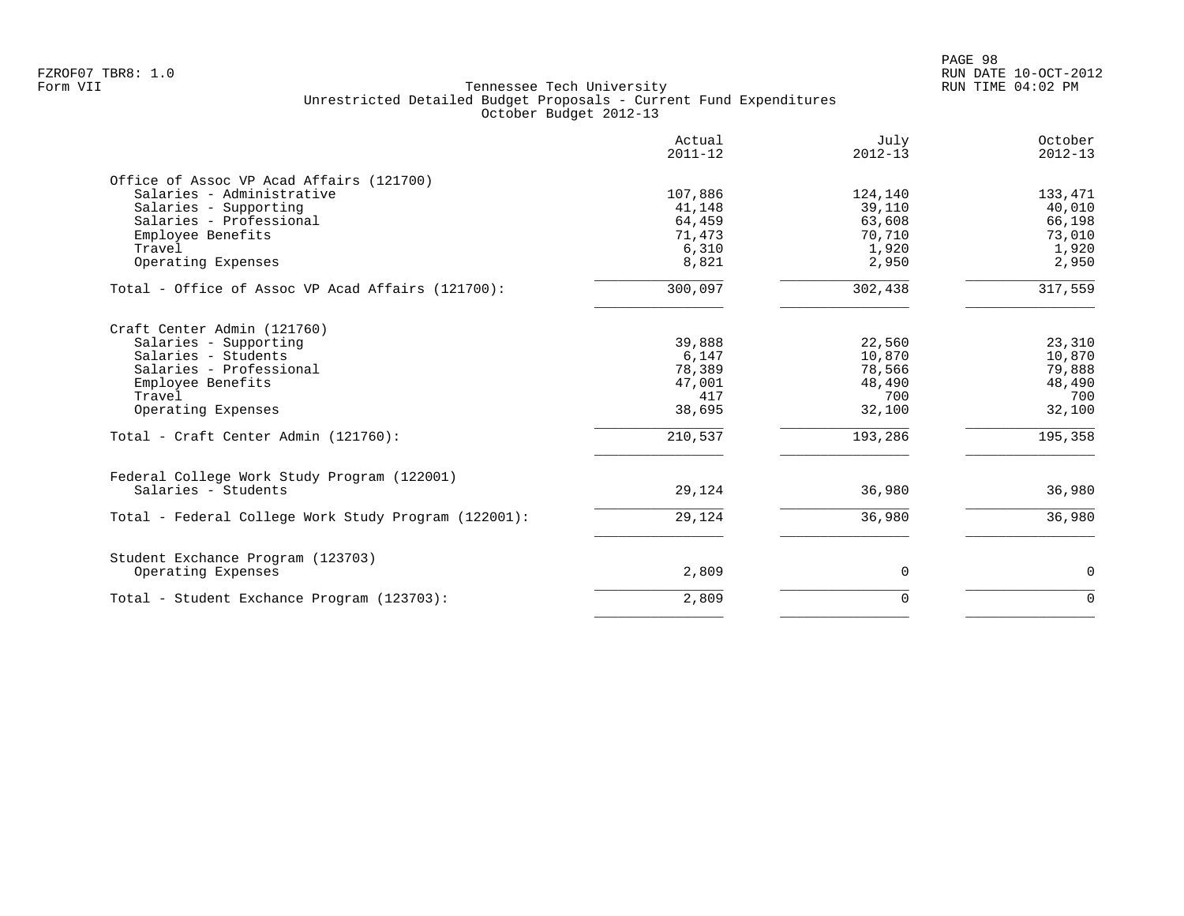Tennessee Tech University
Unrestricted Detailed Budget Proposals - Current Fund Expenditures
October Budget 2012-13

| | Actual 2011-12 | July 2012-13 | October 2012-13 |
|---|---|---|---|
| **Office of Assoc VP Acad Affairs (121700)** | | | |
| Salaries - Administrative | 107,886 | 124,140 | 133,471 |
| Salaries - Supporting | 41,148 | 39,110 | 40,010 |
| Salaries - Professional | 64,459 | 63,608 | 66,198 |
| Employee Benefits | 71,473 | 70,710 | 73,010 |
| Travel | 6,310 | 1,920 | 1,920 |
| Operating Expenses | 8,821 | 2,950 | 2,950 |
| Total - Office of Assoc VP Acad Affairs (121700): | 300,097 | 302,438 | 317,559 |
| **Craft Center Admin (121760)** | | | |
| Salaries - Supporting | 39,888 | 22,560 | 23,310 |
| Salaries - Students | 6,147 | 10,870 | 10,870 |
| Salaries - Professional | 78,389 | 78,566 | 79,888 |
| Employee Benefits | 47,001 | 48,490 | 48,490 |
| Travel | 417 | 700 | 700 |
| Operating Expenses | 38,695 | 32,100 | 32,100 |
| Total - Craft Center Admin (121760): | 210,537 | 193,286 | 195,358 |
| **Federal College Work Study Program (122001)** | | | |
| Salaries - Students | 29,124 | 36,980 | 36,980 |
| Total - Federal College Work Study Program (122001): | 29,124 | 36,980 | 36,980 |
| **Student Exchance Program (123703)** | | | |
| Operating Expenses | 2,809 | 0 | 0 |
| Total - Student Exchance Program (123703): | 2,809 | 0 | 0 |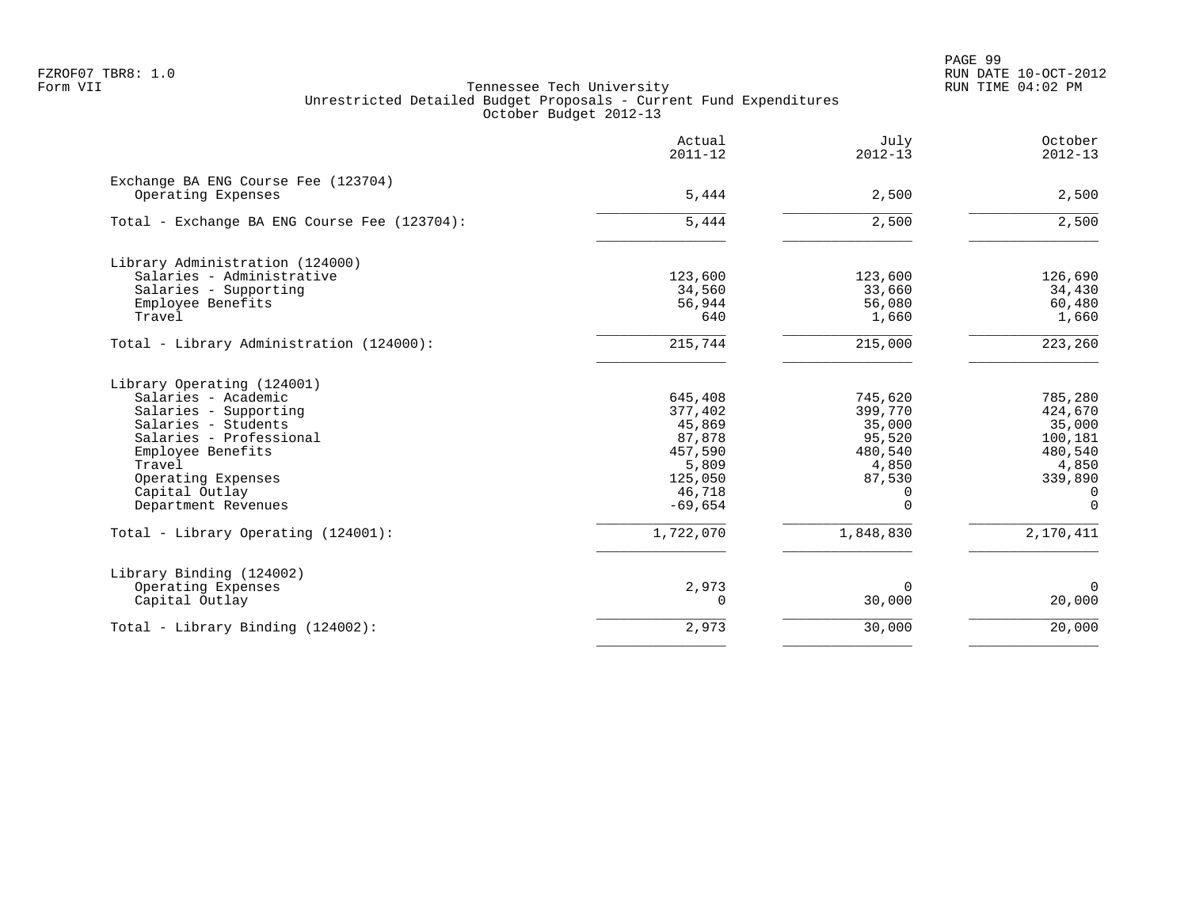FZROF07 TBR8: 1.0
Form VII

# Tennessee Tech University
## Unrestricted Detailed Budget Proposals - Current Fund Expenditures
### October Budget 2012-13

| | Actual 2011-12 | July 2012-13 | October 2012-13 |
|---|---:|---:|---:|
| **Exchange BA ENG Course Fee (123704)** | | | |
| Operating Expenses | 5,444 | 2,500 | 2,500 |
| Total - Exchange BA ENG Course Fee (123704): | 5,444 | 2,500 | 2,500 |
| **Library Administration (124000)** | | | |
| Salaries - Administrative | 123,600 | 123,600 | 126,690 |
| Salaries - Supporting | 34,560 | 33,660 | 34,430 |
| Employee Benefits | 56,944 | 56,080 | 60,480 |
| Travel | 640 | 1,660 | 1,660 |
| Total - Library Administration (124000): | 215,744 | 215,000 | 223,260 |
| **Library Operating (124001)** | | | |
| Salaries - Academic | 645,408 | 745,620 | 785,280 |
| Salaries - Supporting | 377,402 | 399,770 | 424,670 |
| Salaries - Students | 45,869 | 35,000 | 35,000 |
| Salaries - Professional | 87,878 | 95,520 | 100,181 |
| Employee Benefits | 457,590 | 480,540 | 480,540 |
| Travel | 5,809 | 4,850 | 4,850 |
| Operating Expenses | 125,050 | 87,530 | 339,890 |
| Capital Outlay | 46,718 | 0 | 0 |
| Department Revenues | -69,654 | 0 | 0 |
| Total - Library Operating (124001): | 1,722,070 | 1,848,830 | 2,170,411 |
| **Library Binding (124002)** | | | |
| Operating Expenses | 2,973 | 0 | 0 |
| Capital Outlay | 0 | 30,000 | 20,000 |
| Total - Library Binding (124002): | 2,973 | 30,000 | 20,000 |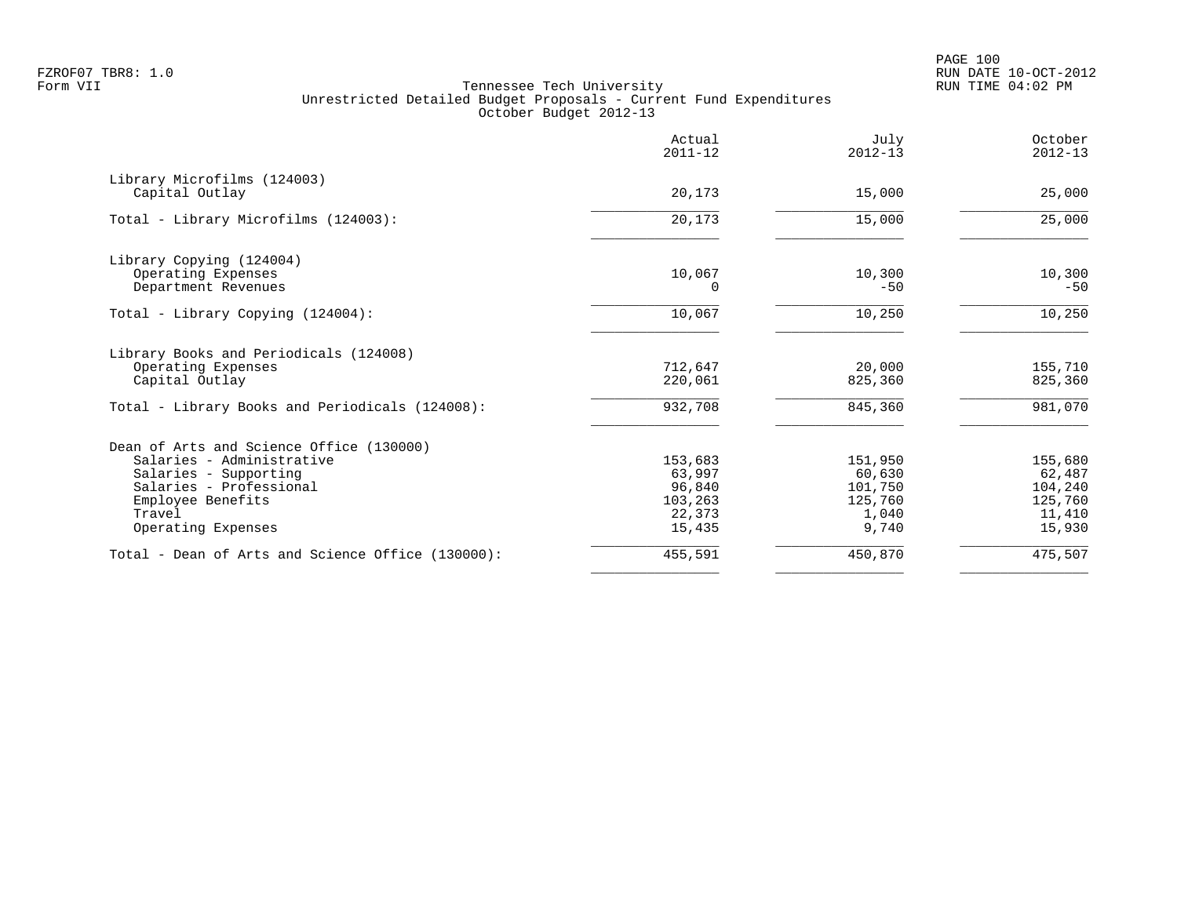FZROF07 TBR8: 1.0
Form VII

# Tennessee Tech University
## Unrestricted Detailed Budget Proposals - Current Fund Expenditures
### October Budget 2012-13

| | Actual 2011-12 | July 2012-13 | October 2012-13 |
|---|---:|---:|---:|
| **Library Microfilms (124003)** | | | |
| Capital Outlay | 20,173 | 15,000 | 25,000 |
| Total - Library Microfilms (124003): | 20,173 | 15,000 | 25,000 |
| **Library Copying (124004)** | | | |
| Operating Expenses | 10,067 | 10,300 | 10,300 |
| Department Revenues | 0 | -50 | -50 |
| Total - Library Copying (124004): | 10,067 | 10,250 | 10,250 |
| **Library Books and Periodicals (124008)** | | | |
| Operating Expenses | 712,647 | 20,000 | 155,710 |
| Capital Outlay | 220,061 | 825,360 | 825,360 |
| Total - Library Books and Periodicals (124008): | 932,708 | 845,360 | 981,070 |
| **Dean of Arts and Science Office (130000)** | | | |
| Salaries - Administrative | 153,683 | 151,950 | 155,680 |
| Salaries - Supporting | 63,997 | 60,630 | 62,487 |
| Salaries - Professional | 96,840 | 101,750 | 104,240 |
| Employee Benefits | 103,263 | 125,760 | 125,760 |
| Travel | 22,373 | 1,040 | 11,410 |
| Operating Expenses | 15,435 | 9,740 | 15,930 |
| Total - Dean of Arts and Science Office (130000): | 455,591 | 450,870 | 475,507 |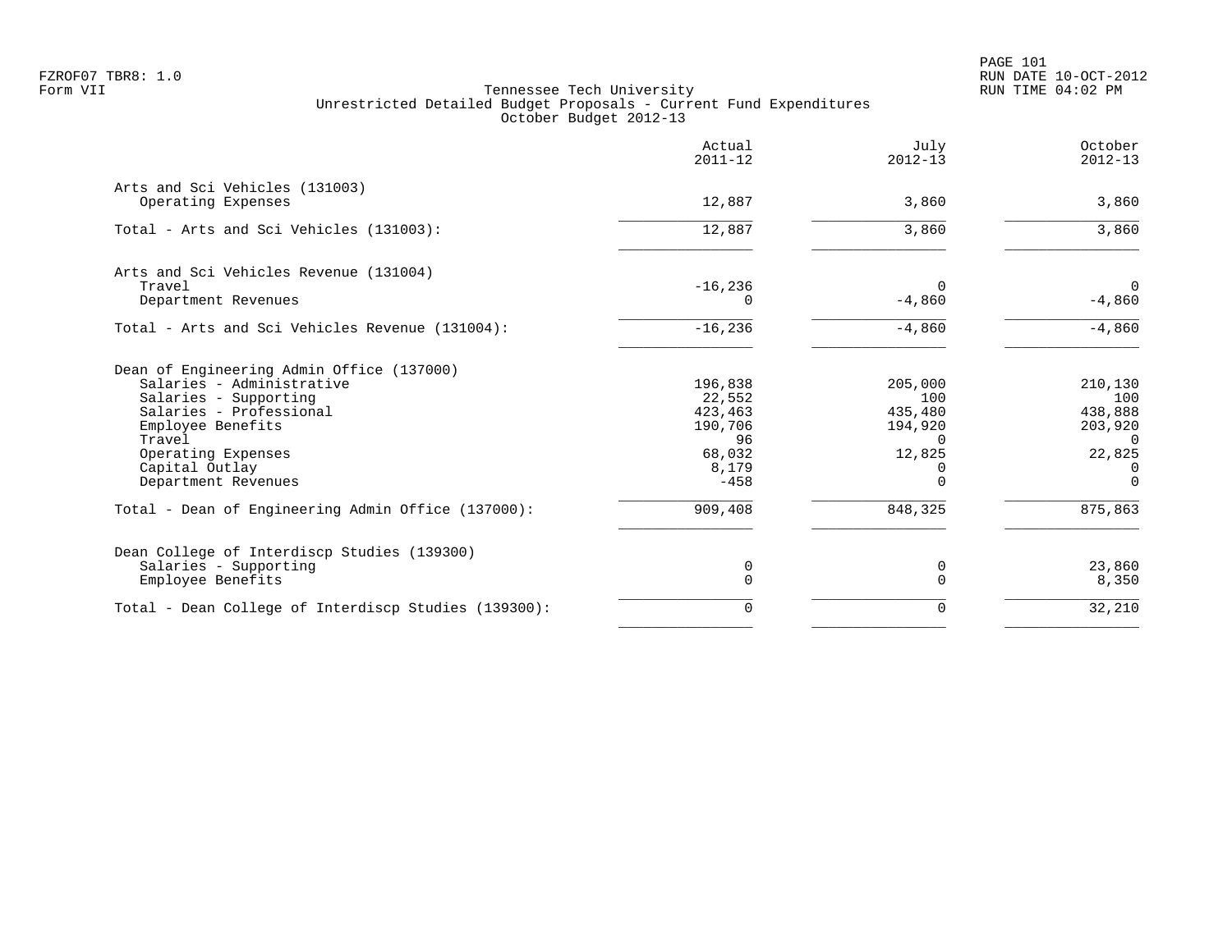Tennessee Tech University
Unrestricted Detailed Budget Proposals - Current Fund Expenditures
October Budget 2012-13

| | Actual 2011-12 | July 2012-13 | October 2012-13 |
|---|---|---|---|
| **Arts and Sci Vehicles (131003)** | | | |
| Operating Expenses | 12,887 | 3,860 | 3,860 |
| Total - Arts and Sci Vehicles (131003): | 12,887 | 3,860 | 3,860 |
| **Arts and Sci Vehicles Revenue (131004)** | | | |
| Travel | -16,236 | 0 | 0 |
| Department Revenues | 0 | -4,860 | -4,860 |
| Total - Arts and Sci Vehicles Revenue (131004): | -16,236 | -4,860 | -4,860 |
| **Dean of Engineering Admin Office (137000)** | | | |
| Salaries - Administrative | 196,838 | 205,000 | 210,130 |
| Salaries - Supporting | 22,552 | 100 | 100 |
| Salaries - Professional | 423,463 | 435,480 | 438,888 |
| Employee Benefits | 190,706 | 194,920 | 203,920 |
| Travel | 96 | 0 | 0 |
| Operating Expenses | 68,032 | 12,825 | 22,825 |
| Capital Outlay | 8,179 | 0 | 0 |
| Department Revenues | -458 | 0 | 0 |
| Total - Dean of Engineering Admin Office (137000): | 909,408 | 848,325 | 875,863 |
| **Dean College of Interdiscp Studies (139300)** | | | |
| Salaries - Supporting | 0 | 0 | 23,860 |
| Employee Benefits | 0 | 0 | 8,350 |
| Total - Dean College of Interdiscp Studies (139300): | 0 | 0 | 32,210 |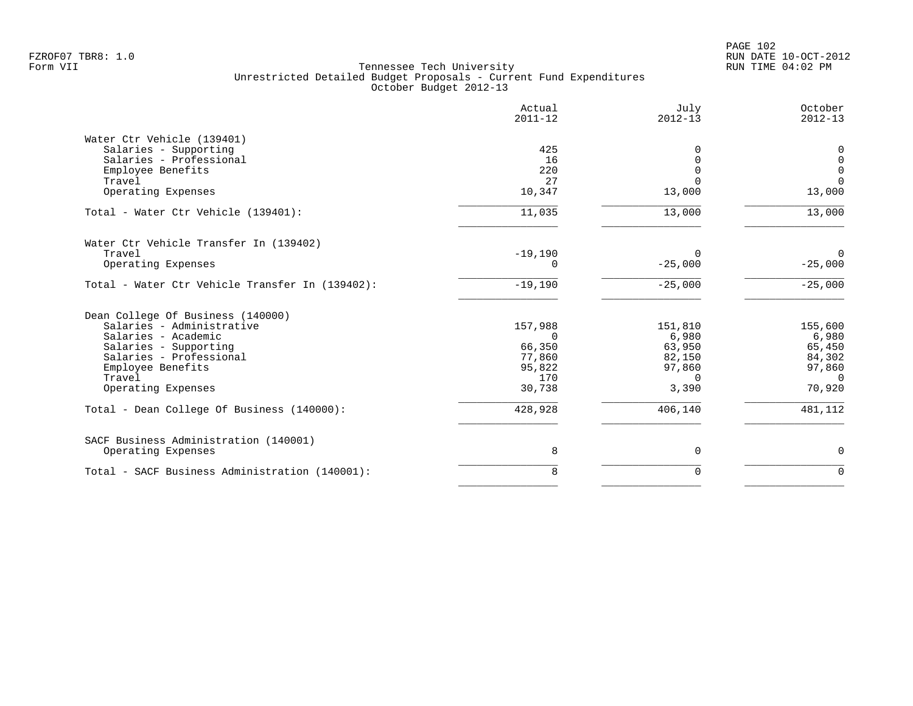Tennessee Tech University
Unrestricted Detailed Budget Proposals - Current Fund Expenditures
October Budget 2012-13

FZROF07 TBR8: 1.0
Form VII

| | Actual 2011-12 | July 2012-13 | October 2012-13 |
|---|---|---|---|
| **Water Ctr Vehicle (139401)** | | | |
| Salaries - Supporting | 425 | 0 | 0 |
| Salaries - Professional | 16 | 0 | 0 |
| Employee Benefits | 220 | 0 | 0 |
| Travel | 27 | 0 | 0 |
| Operating Expenses | 10,347 | 13,000 | 13,000 |
| Total - Water Ctr Vehicle (139401): | 11,035 | 13,000 | 13,000 |
| **Water Ctr Vehicle Transfer In (139402)** | | | |
| Travel | -19,190 | 0 | 0 |
| Operating Expenses | 0 | -25,000 | -25,000 |
| Total - Water Ctr Vehicle Transfer In (139402): | -19,190 | -25,000 | -25,000 |
| **Dean College Of Business (140000)** | | | |
| Salaries - Administrative | 157,988 | 151,810 | 155,600 |
| Salaries - Academic | 0 | 6,980 | 6,980 |
| Salaries - Supporting | 66,350 | 63,950 | 65,450 |
| Salaries - Professional | 77,860 | 82,150 | 84,302 |
| Employee Benefits | 95,822 | 97,860 | 97,860 |
| Travel | 170 | 0 | 0 |
| Operating Expenses | 30,738 | 3,390 | 70,920 |
| Total - Dean College Of Business (140000): | 428,928 | 406,140 | 481,112 |
| **SACF Business Administration (140001)** | | | |
| Operating Expenses | 8 | 0 | 0 |
| Total - SACF Business Administration (140001): | 8 | 0 | 0 |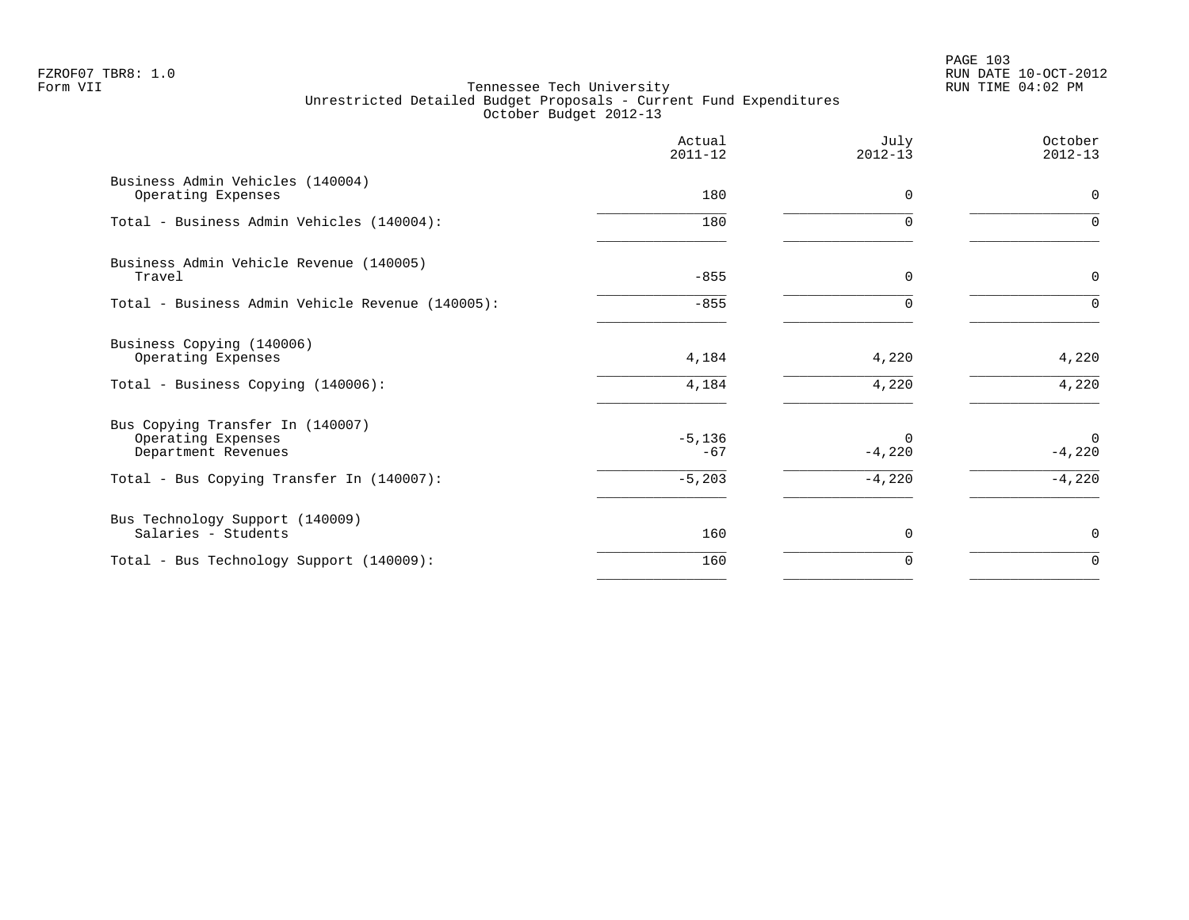Tennessee Tech University
Unrestricted Detailed Budget Proposals - Current Fund Expenditures
October Budget 2012-13

| | Actual 2011-12 | July 2012-13 | October 2012-13 |
|---|---|---|---|
| **Business Admin Vehicles (140004)** | | | |
| Operating Expenses | 180 | 0 | 0 |
| Total - Business Admin Vehicles (140004): | 180 | 0 | 0 |
| **Business Admin Vehicle Revenue (140005)** | | | |
| Travel | -855 | 0 | 0 |
| Total - Business Admin Vehicle Revenue (140005): | -855 | 0 | 0 |
| **Business Copying (140006)** | | | |
| Operating Expenses | 4,184 | 4,220 | 4,220 |
| Total - Business Copying (140006): | 4,184 | 4,220 | 4,220 |
| **Bus Copying Transfer In (140007)** | | | |
| Operating Expenses | -5,136 | 0 | 0 |
| Department Revenues | -67 | -4,220 | -4,220 |
| Total - Bus Copying Transfer In (140007): | -5,203 | -4,220 | -4,220 |
| **Bus Technology Support (140009)** | | | |
| Salaries - Students | 160 | 0 | 0 |
| Total - Bus Technology Support (140009): | 160 | 0 | 0 |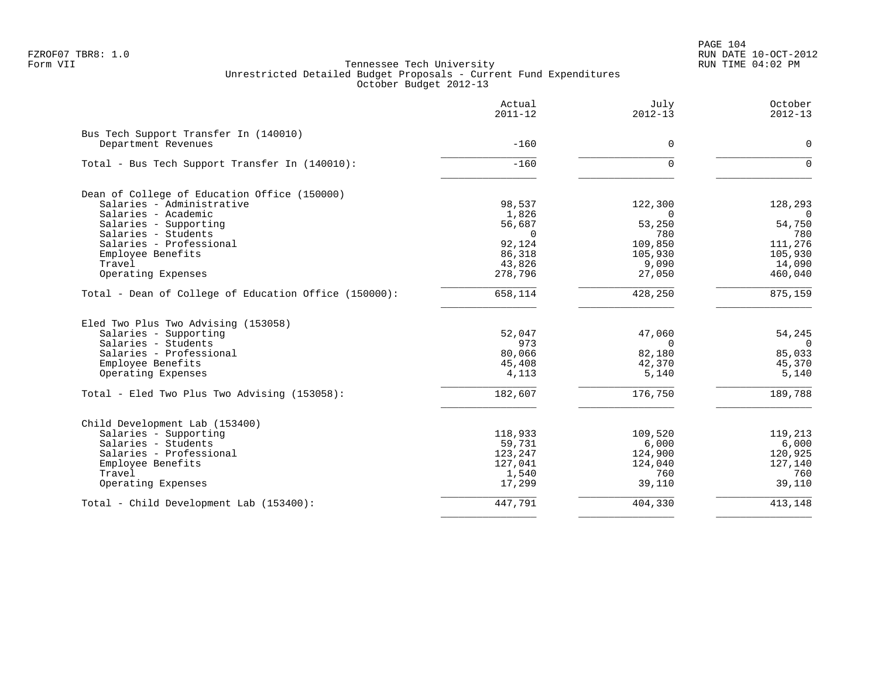Tennessee Tech University
Unrestricted Detailed Budget Proposals - Current Fund Expenditures
October Budget 2012-13

| | Actual 2011-12 | July 2012-13 | October 2012-13 |
|---|---|---|---|
| **Bus Tech Support Transfer In (140010)** | | | |
| Department Revenues | -160 | 0 | 0 |
| Total - Bus Tech Support Transfer In (140010): | -160 | 0 | 0 |
| **Dean of College of Education Office (150000)** | | | |
| Salaries - Administrative | 98,537 | 122,300 | 128,293 |
| Salaries - Academic | 1,826 | 0 | 0 |
| Salaries - Supporting | 56,687 | 53,250 | 54,750 |
| Salaries - Students | 0 | 780 | 780 |
| Salaries - Professional | 92,124 | 109,850 | 111,276 |
| Employee Benefits | 86,318 | 105,930 | 105,930 |
| Travel | 43,826 | 9,090 | 14,090 |
| Operating Expenses | 278,796 | 27,050 | 460,040 |
| Total - Dean of College of Education Office (150000): | 658,114 | 428,250 | 875,159 |
| **Eled Two Plus Two Advising (153058)** | | | |
| Salaries - Supporting | 52,047 | 47,060 | 54,245 |
| Salaries - Students | 973 | 0 | 0 |
| Salaries - Professional | 80,066 | 82,180 | 85,033 |
| Employee Benefits | 45,408 | 42,370 | 45,370 |
| Operating Expenses | 4,113 | 5,140 | 5,140 |
| Total - Eled Two Plus Two Advising (153058): | 182,607 | 176,750 | 189,788 |
| **Child Development Lab (153400)** | | | |
| Salaries - Supporting | 118,933 | 109,520 | 119,213 |
| Salaries - Students | 59,731 | 6,000 | 6,000 |
| Salaries - Professional | 123,247 | 124,900 | 120,925 |
| Employee Benefits | 127,041 | 124,040 | 127,140 |
| Travel | 1,540 | 760 | 760 |
| Operating Expenses | 17,299 | 39,110 | 39,110 |
| Total - Child Development Lab (153400): | 447,791 | 404,330 | 413,148 |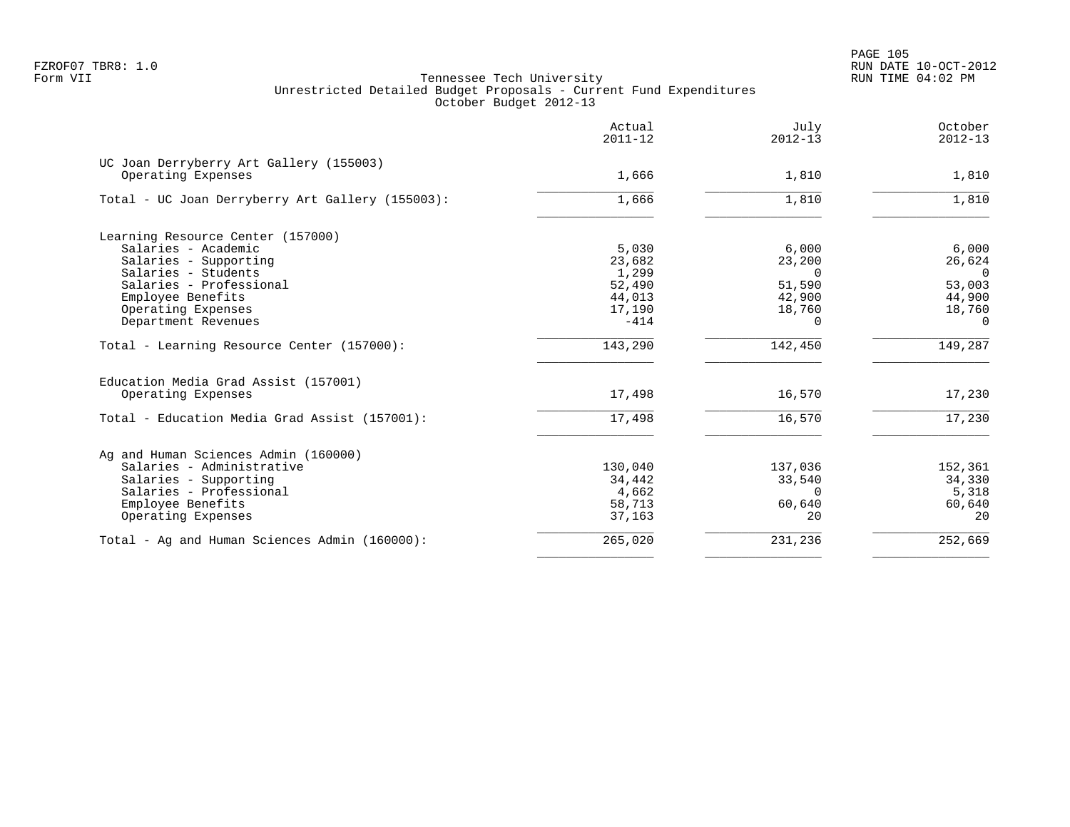Tennessee Tech University
Unrestricted Detailed Budget Proposals - Current Fund Expenditures
October Budget 2012-13

| | Actual 2011-12 | July 2012-13 | October 2012-13 |
|---|---|---|---|
| UC Joan Derryberry Art Gallery (155003) | | | |
| Operating Expenses | 1,666 | 1,810 | 1,810 |
| Total - UC Joan Derryberry Art Gallery (155003): | 1,666 | 1,810 | 1,810 |
| Learning Resource Center (157000) | | | |
| Salaries - Academic | 5,030 | 6,000 | 6,000 |
| Salaries - Supporting | 23,682 | 23,200 | 26,624 |
| Salaries - Students | 1,299 | 0 | 0 |
| Salaries - Professional | 52,490 | 51,590 | 53,003 |
| Employee Benefits | 44,013 | 42,900 | 44,900 |
| Operating Expenses | 17,190 | 18,760 | 18,760 |
| Department Revenues | -414 | 0 | 0 |
| Total - Learning Resource Center (157000): | 143,290 | 142,450 | 149,287 |
| Education Media Grad Assist (157001) | | | |
| Operating Expenses | 17,498 | 16,570 | 17,230 |
| Total - Education Media Grad Assist (157001): | 17,498 | 16,570 | 17,230 |
| Ag and Human Sciences Admin (160000) | | | |
| Salaries - Administrative | 130,040 | 137,036 | 152,361 |
| Salaries - Supporting | 34,442 | 33,540 | 34,330 |
| Salaries - Professional | 4,662 | 0 | 5,318 |
| Employee Benefits | 58,713 | 60,640 | 60,640 |
| Operating Expenses | 37,163 | 20 | 20 |
| Total - Ag and Human Sciences Admin (160000): | 265,020 | 231,236 | 252,669 |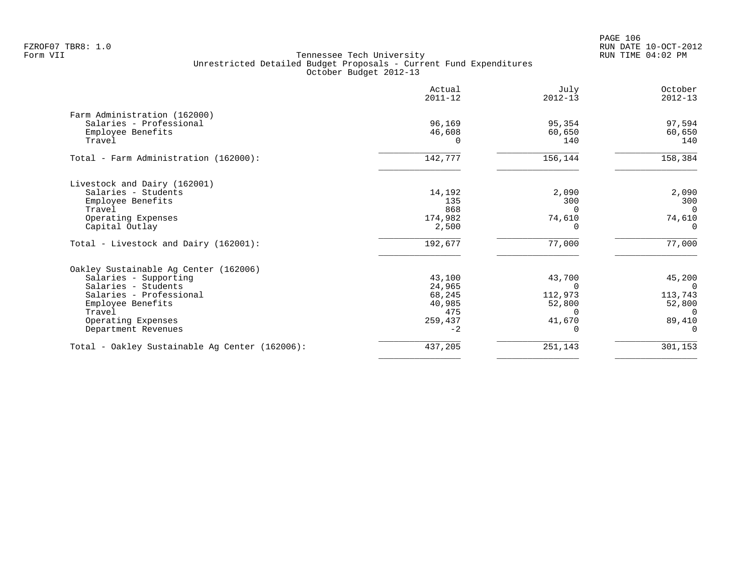Tennessee Tech University
Unrestricted Detailed Budget Proposals - Current Fund Expenditures
October Budget 2012-13

Form VII

| | Actual 2011-12 | July 2012-13 | October 2012-13 |
|---|---|---|---|
| **Farm Administration (162000)** | | | |
| Salaries - Professional | 96,169 | 95,354 | 97,594 |
| Employee Benefits | 46,608 | 60,650 | 60,650 |
| Travel | 0 | 140 | 140 |
| Total - Farm Administration (162000): | 142,777 | 156,144 | 158,384 |
| **Livestock and Dairy (162001)** | | | |
| Salaries - Students | 14,192 | 2,090 | 2,090 |
| Employee Benefits | 135 | 300 | 300 |
| Travel | 868 | 0 | 0 |
| Operating Expenses | 174,982 | 74,610 | 74,610 |
| Capital Outlay | 2,500 | 0 | 0 |
| Total - Livestock and Dairy (162001): | 192,677 | 77,000 | 77,000 |
| **Oakley Sustainable Ag Center (162006)** | | | |
| Salaries - Supporting | 43,100 | 43,700 | 45,200 |
| Salaries - Students | 24,965 | 0 | 0 |
| Salaries - Professional | 68,245 | 112,973 | 113,743 |
| Employee Benefits | 40,985 | 52,800 | 52,800 |
| Travel | 475 | 0 | 0 |
| Operating Expenses | 259,437 | 41,670 | 89,410 |
| Department Revenues | -2 | 0 | 0 |
| Total - Oakley Sustainable Ag Center (162006): | 437,205 | 251,143 | 301,153 |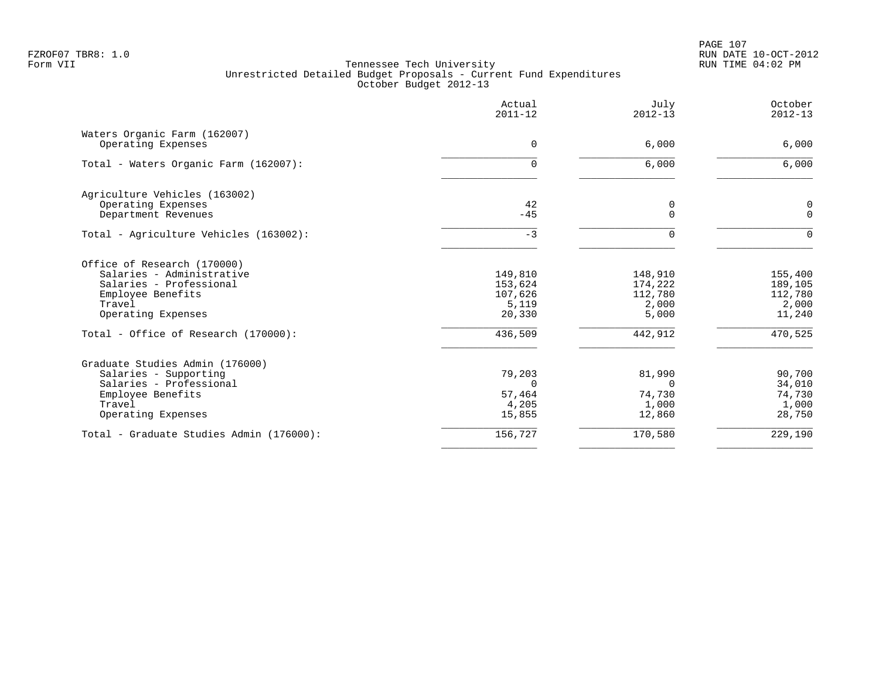FZROF07 TBR8: 1.0
Form VII

Tennessee Tech University
Unrestricted Detailed Budget Proposals - Current Fund Expenditures
October Budget 2012-13

RUN DATE 10-OCT-2012
RUN TIME 04:02 PM

| | Actual 2011-12 | July 2012-13 | October 2012-13 |
|---|---|---|---|
| Waters Organic Farm (162007) | | | |
| Operating Expenses | 0 | 6,000 | 6,000 |
| Total - Waters Organic Farm (162007): | 0 | 6,000 | 6,000 |
| Agriculture Vehicles (163002) | | | |
| Operating Expenses | 42 | 0 | 0 |
| Department Revenues | -45 | 0 | 0 |
| Total - Agriculture Vehicles (163002): | -3 | 0 | 0 |
| Office of Research (170000) | | | |
| Salaries - Administrative | 149,810 | 148,910 | 155,400 |
| Salaries - Professional | 153,624 | 174,222 | 189,105 |
| Employee Benefits | 107,626 | 112,780 | 112,780 |
| Travel | 5,119 | 2,000 | 2,000 |
| Operating Expenses | 20,330 | 5,000 | 11,240 |
| Total - Office of Research (170000): | 436,509 | 442,912 | 470,525 |
| Graduate Studies Admin (176000) | | | |
| Salaries - Supporting | 79,203 | 81,990 | 90,700 |
| Salaries - Professional | 0 | 0 | 34,010 |
| Employee Benefits | 57,464 | 74,730 | 74,730 |
| Travel | 4,205 | 1,000 | 1,000 |
| Operating Expenses | 15,855 | 12,860 | 28,750 |
| Total - Graduate Studies Admin (176000): | 156,727 | 170,580 | 229,190 |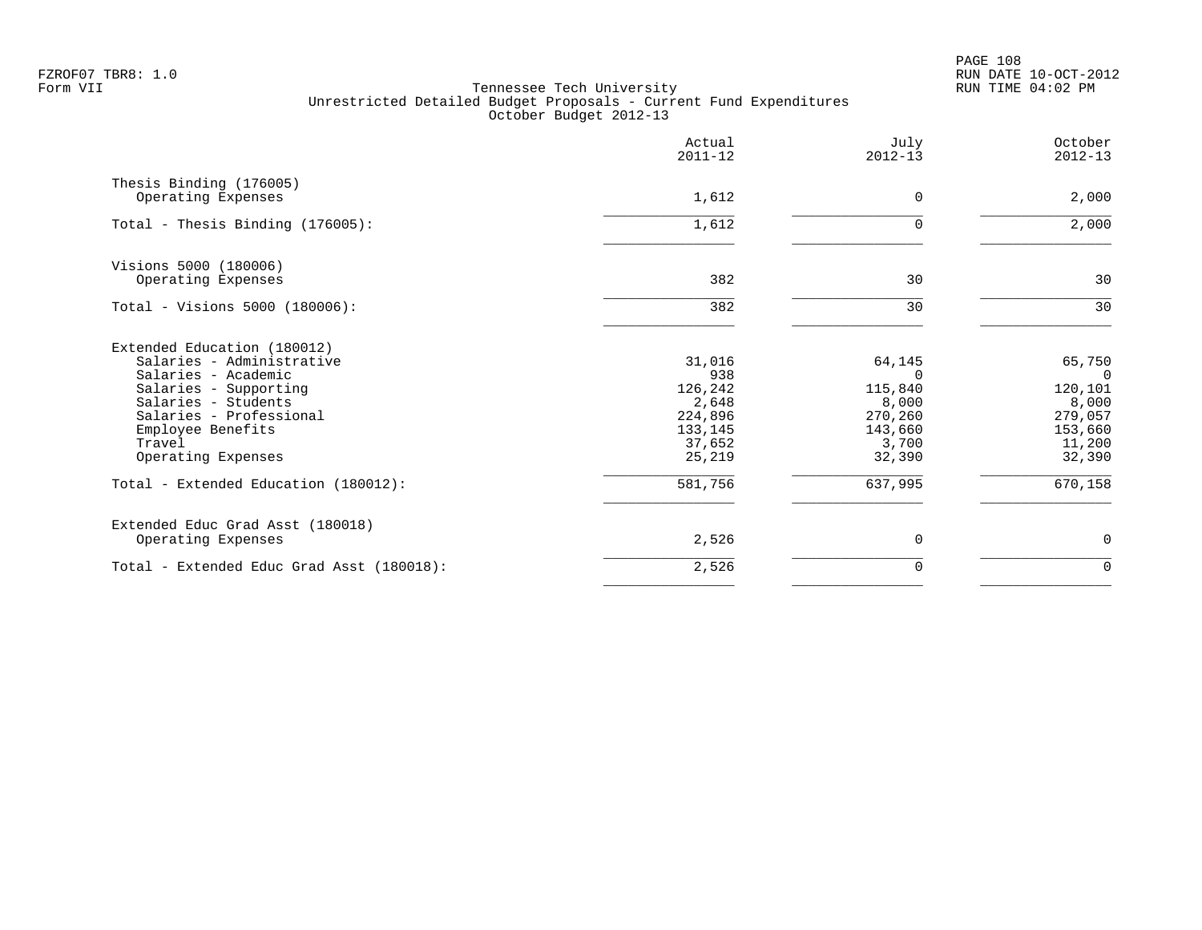Tennessee Tech University
Unrestricted Detailed Budget Proposals - Current Fund Expenditures
October Budget 2012-13

| | Actual 2011-12 | July 2012-13 | October 2012-13 |
|---|---|---|---|
| **Thesis Binding (176005)** | | | |
| Operating Expenses | 1,612 | 0 | 2,000 |
| Total - Thesis Binding (176005): | 1,612 | 0 | 2,000 |
| **Visions 5000 (180006)** | | | |
| Operating Expenses | 382 | 30 | 30 |
| Total - Visions 5000 (180006): | 382 | 30 | 30 |
| **Extended Education (180012)** | | | |
| Salaries - Administrative | 31,016 | 64,145 | 65,750 |
| Salaries - Academic | 938 | 0 | 0 |
| Salaries - Supporting | 126,242 | 115,840 | 120,101 |
| Salaries - Students | 2,648 | 8,000 | 8,000 |
| Salaries - Professional | 224,896 | 270,260 | 279,057 |
| Employee Benefits | 133,145 | 143,660 | 153,660 |
| Travel | 37,652 | 3,700 | 11,200 |
| Operating Expenses | 25,219 | 32,390 | 32,390 |
| Total - Extended Education (180012): | 581,756 | 637,995 | 670,158 |
| **Extended Educ Grad Asst (180018)** | | | |
| Operating Expenses | 2,526 | 0 | 0 |
| Total - Extended Educ Grad Asst (180018): | 2,526 | 0 | 0 |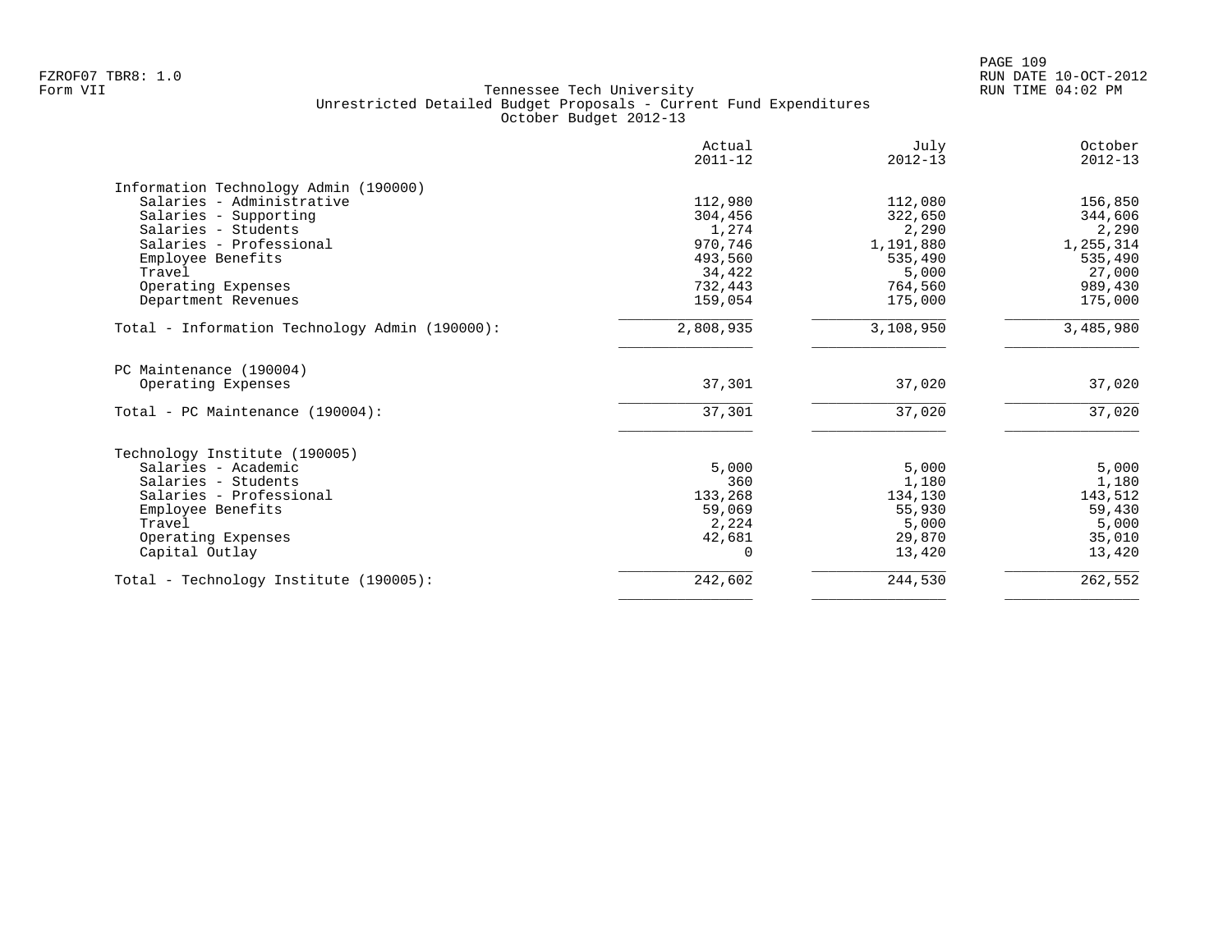FZROF07 TBR8: 1.0
Form VII

Tennessee Tech University
Unrestricted Detailed Budget Proposals - Current Fund Expenditures
October Budget 2012-13

RUN DATE 10-OCT-2012
RUN TIME 04:02 PM

| | Actual 2011-12 | July 2012-13 | October 2012-13 |
|---|---|---|---|
| **Information Technology Admin (190000)** | | | |
| Salaries - Administrative | 112,980 | 112,080 | 156,850 |
| Salaries - Supporting | 304,456 | 322,650 | 344,606 |
| Salaries - Students | 1,274 | 2,290 | 2,290 |
| Salaries - Professional | 970,746 | 1,191,880 | 1,255,314 |
| Employee Benefits | 493,560 | 535,490 | 535,490 |
| Travel | 34,422 | 5,000 | 27,000 |
| Operating Expenses | 732,443 | 764,560 | 989,430 |
| Department Revenues | 159,054 | 175,000 | 175,000 |
| Total - Information Technology Admin (190000): | 2,808,935 | 3,108,950 | 3,485,980 |
| **PC Maintenance (190004)** | | | |
| Operating Expenses | 37,301 | 37,020 | 37,020 |
| Total - PC Maintenance (190004): | 37,301 | 37,020 | 37,020 |
| **Technology Institute (190005)** | | | |
| Salaries - Academic | 5,000 | 5,000 | 5,000 |
| Salaries - Students | 360 | 1,180 | 1,180 |
| Salaries - Professional | 133,268 | 134,130 | 143,512 |
| Employee Benefits | 59,069 | 55,930 | 59,430 |
| Travel | 2,224 | 5,000 | 5,000 |
| Operating Expenses | 42,681 | 29,870 | 35,010 |
| Capital Outlay | 0 | 13,420 | 13,420 |
| Total - Technology Institute (190005): | 242,602 | 244,530 | 262,552 |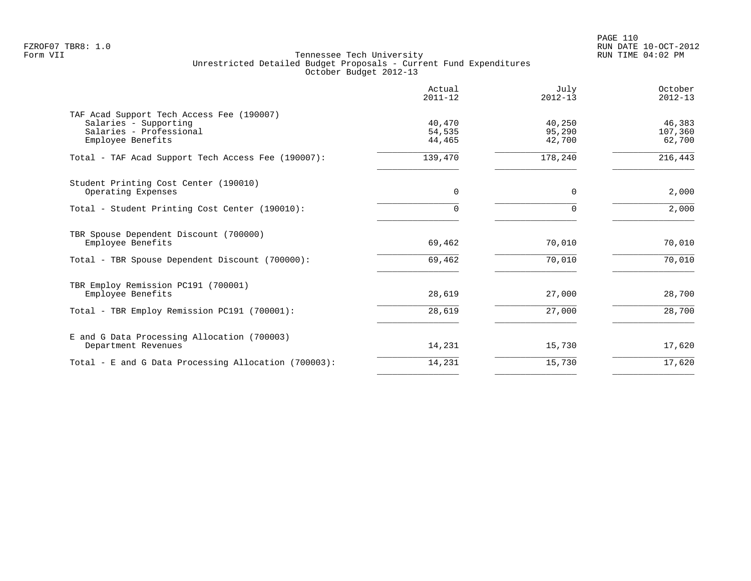Tennessee Tech University
Unrestricted Detailed Budget Proposals - Current Fund Expenditures
October Budget 2012-13

| | Actual 2011-12 | July 2012-13 | October 2012-13 |
|---|---|---|---|
| TAF Acad Support Tech Access Fee (190007) | | | |
| Salaries - Supporting | 40,470 | 40,250 | 46,383 |
| Salaries - Professional | 54,535 | 95,290 | 107,360 |
| Employee Benefits | 44,465 | 42,700 | 62,700 |
| Total - TAF Acad Support Tech Access Fee (190007): | 139,470 | 178,240 | 216,443 |
| Student Printing Cost Center (190010) | | | |
| Operating Expenses | 0 | 0 | 2,000 |
| Total - Student Printing Cost Center (190010): | 0 | 0 | 2,000 |
| TBR Spouse Dependent Discount (700000) | | | |
| Employee Benefits | 69,462 | 70,010 | 70,010 |
| Total - TBR Spouse Dependent Discount (700000): | 69,462 | 70,010 | 70,010 |
| TBR Employ Remission PC191 (700001) | | | |
| Employee Benefits | 28,619 | 27,000 | 28,700 |
| Total - TBR Employ Remission PC191 (700001): | 28,619 | 27,000 | 28,700 |
| E and G Data Processing Allocation (700003) | | | |
| Department Revenues | 14,231 | 15,730 | 17,620 |
| Total - E and G Data Processing Allocation (700003): | 14,231 | 15,730 | 17,620 |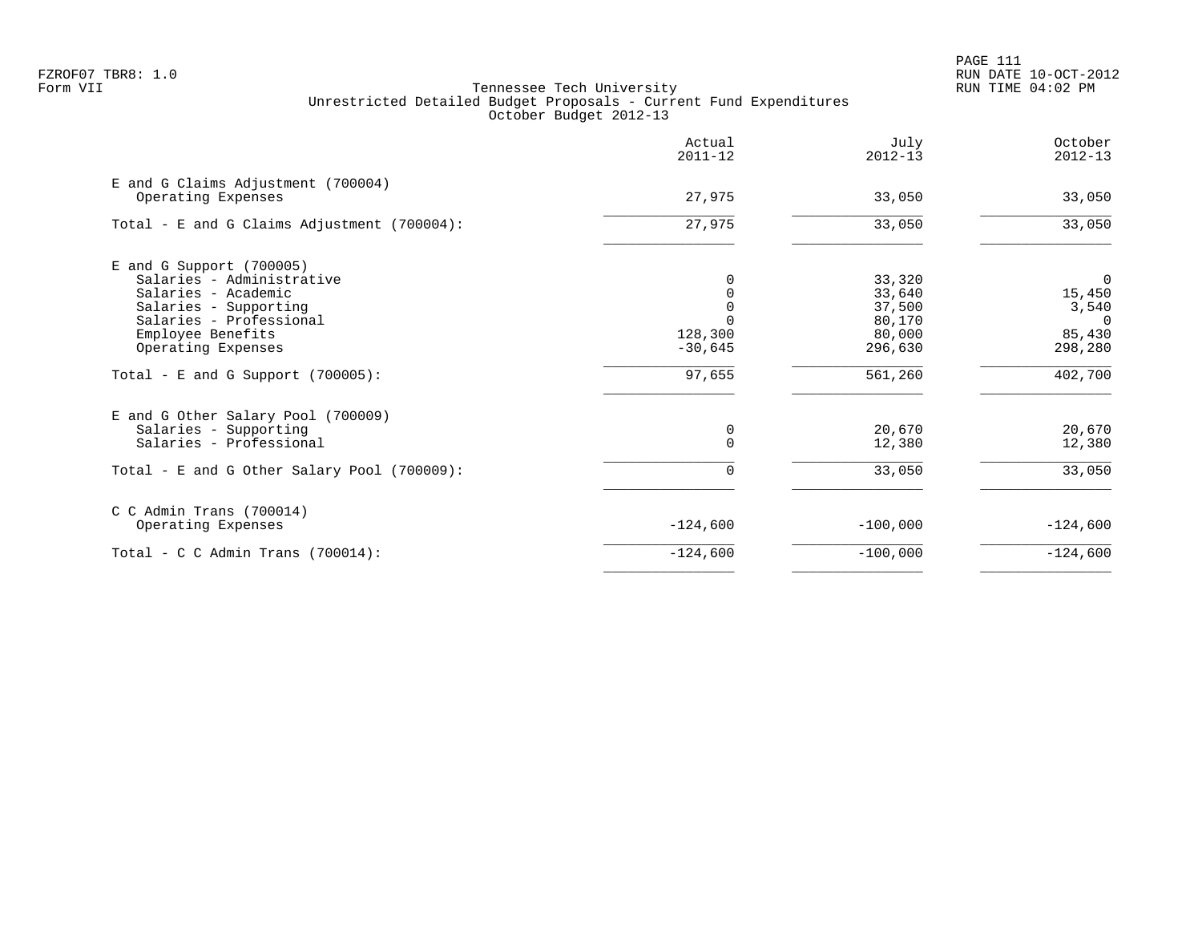Tennessee Tech University
Unrestricted Detailed Budget Proposals - Current Fund Expenditures
October Budget 2012-13

Form VII

| | Actual 2011-12 | July 2012-13 | October 2012-13 |
|---|---|---|---|
| E and G Claims Adjustment (700004) | | | |
| Operating Expenses | 27,975 | 33,050 | 33,050 |
| Total - E and G Claims Adjustment (700004): | 27,975 | 33,050 | 33,050 |
| E and G Support (700005) | | | |
| Salaries - Administrative | 0 | 33,320 | 0 |
| Salaries - Academic | 0 | 33,640 | 15,450 |
| Salaries - Supporting | 0 | 37,500 | 3,540 |
| Salaries - Professional | 0 | 80,170 | 0 |
| Employee Benefits | 128,300 | 80,000 | 85,430 |
| Operating Expenses | -30,645 | 296,630 | 298,280 |
| Total - E and G Support (700005): | 97,655 | 561,260 | 402,700 |
| E and G Other Salary Pool (700009) | | | |
| Salaries - Supporting | 0 | 20,670 | 20,670 |
| Salaries - Professional | 0 | 12,380 | 12,380 |
| Total - E and G Other Salary Pool (700009): | 0 | 33,050 | 33,050 |
| C C Admin Trans (700014) | | | |
| Operating Expenses | -124,600 | -100,000 | -124,600 |
| Total - C C Admin Trans (700014): | -124,600 | -100,000 | -124,600 |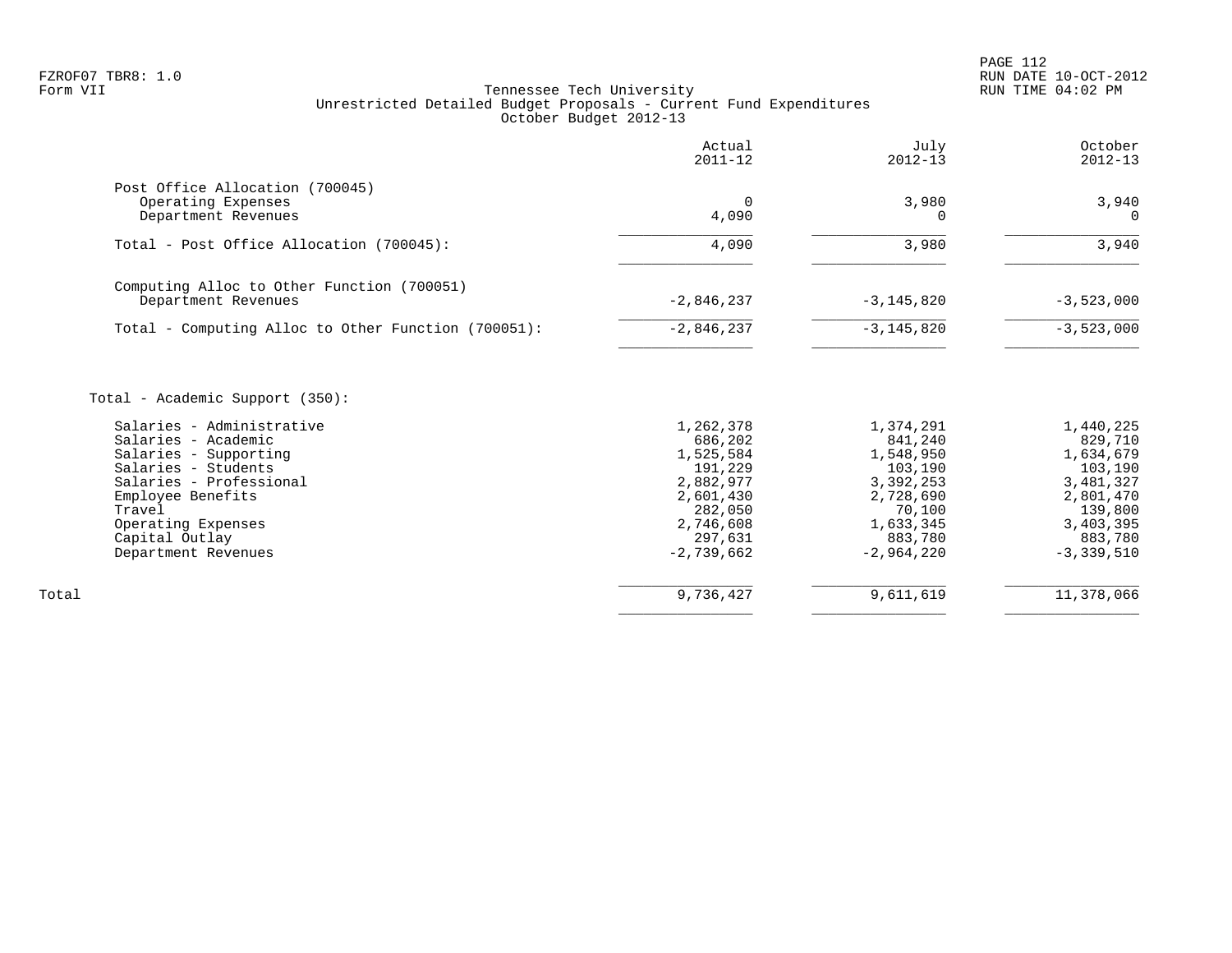Tennessee Tech University
Unrestricted Detailed Budget Proposals - Current Fund Expenditures
October Budget 2012-13

| | Actual 2011-12 | July 2012-13 | October 2012-13 |
|---|---|---|---|
| **Post Office Allocation (700045)** | | | |
| Operating Expenses | 0 | 3,980 | 3,940 |
| Department Revenues | 4,090 | 0 | 0 |
| Total - Post Office Allocation (700045): | 4,090 | 3,980 | 3,940 |
| **Computing Alloc to Other Function (700051)** | | | |
| Department Revenues | -2,846,237 | -3,145,820 | -3,523,000 |
| Total - Computing Alloc to Other Function (700051): | -2,846,237 | -3,145,820 | -3,523,000 |
| **Total - Academic Support (350):** | | | |
| Salaries - Administrative | 1,262,378 | 1,374,291 | 1,440,225 |
| Salaries - Academic | 686,202 | 841,240 | 829,710 |
| Salaries - Supporting | 1,525,584 | 1,548,950 | 1,634,679 |
| Salaries - Students | 191,229 | 103,190 | 103,190 |
| Salaries - Professional | 2,882,977 | 3,392,253 | 3,481,327 |
| Employee Benefits | 2,601,430 | 2,728,690 | 2,801,470 |
| Travel | 282,050 | 70,100 | 139,800 |
| Operating Expenses | 2,746,608 | 1,633,345 | 3,403,395 |
| Capital Outlay | 297,631 | 883,780 | 883,780 |
| Department Revenues | -2,739,662 | -2,964,220 | -3,339,510 |
| **Total** | 9,736,427 | 9,611,619 | 11,378,066 |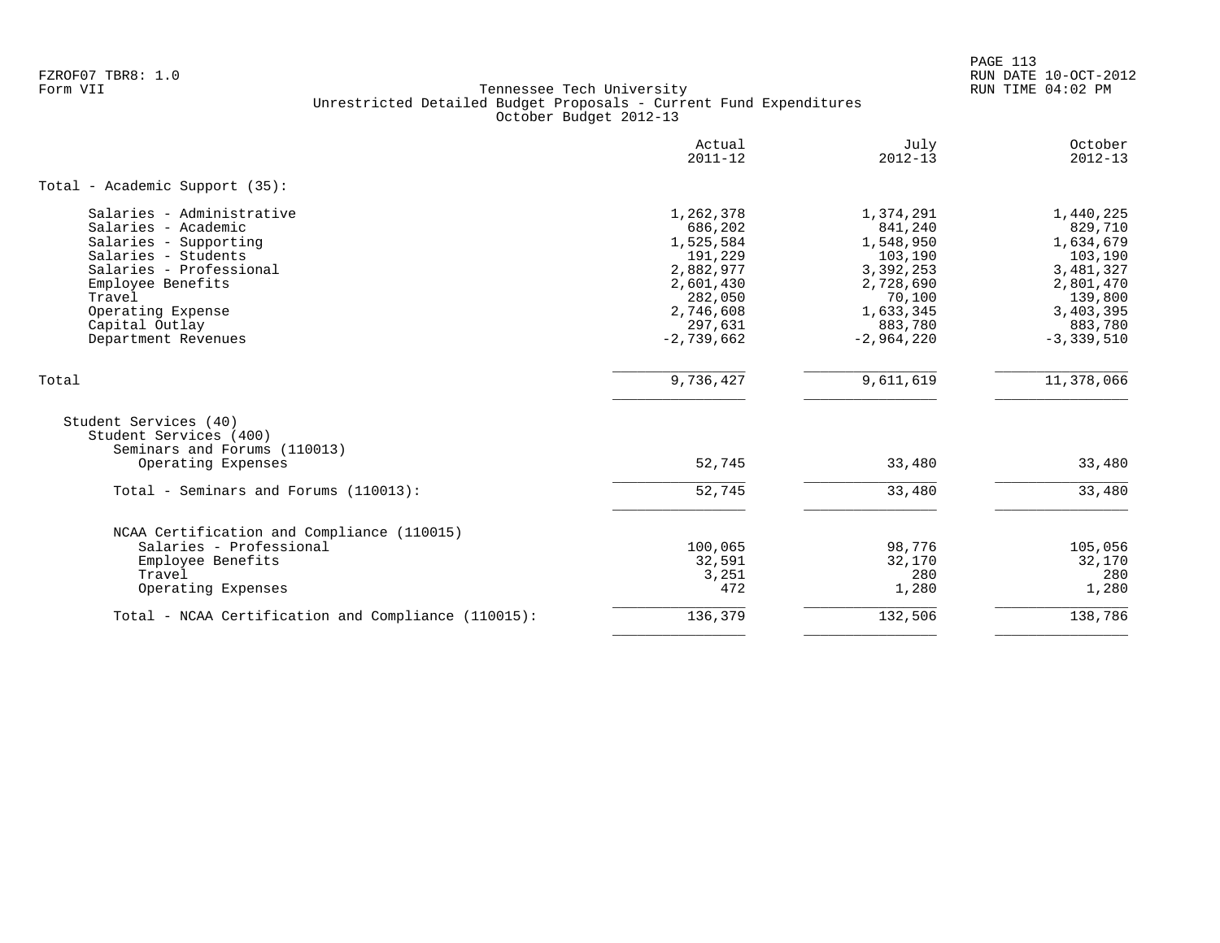Tennessee Tech University
Unrestricted Detailed Budget Proposals - Current Fund Expenditures
October Budget 2012-13

| | Actual 2011-12 | July 2012-13 | October 2012-13 |
|---|---|---|---|
| **Total - Academic Support (35):** | | | |
| Salaries - Administrative | 1,262,378 | 1,374,291 | 1,440,225 |
| Salaries - Academic | 686,202 | 841,240 | 829,710 |
| Salaries - Supporting | 1,525,584 | 1,548,950 | 1,634,679 |
| Salaries - Students | 191,229 | 103,190 | 103,190 |
| Salaries - Professional | 2,882,977 | 3,392,253 | 3,481,327 |
| Employee Benefits | 2,601,430 | 2,728,690 | 2,801,470 |
| Travel | 282,050 | 70,100 | 139,800 |
| Operating Expense | 2,746,608 | 1,633,345 | 3,403,395 |
| Capital Outlay | 297,631 | 883,780 | 883,780 |
| Department Revenues | -2,739,662 | -2,964,220 | -3,339,510 |
| Total | 9,736,427 | 9,611,619 | 11,378,066 |
| Student Services (40) | | | |
| Student Services (400) | | | |
| Seminars and Forums (110013) | | | |
| Operating Expenses | 52,745 | 33,480 | 33,480 |
| Total - Seminars and Forums (110013): | 52,745 | 33,480 | 33,480 |
| NCAA Certification and Compliance (110015) | | | |
| Salaries - Professional | 100,065 | 98,776 | 105,056 |
| Employee Benefits | 32,591 | 32,170 | 32,170 |
| Travel | 3,251 | 280 | 280 |
| Operating Expenses | 472 | 1,280 | 1,280 |
| Total - NCAA Certification and Compliance (110015): | 136,379 | 132,506 | 138,786 |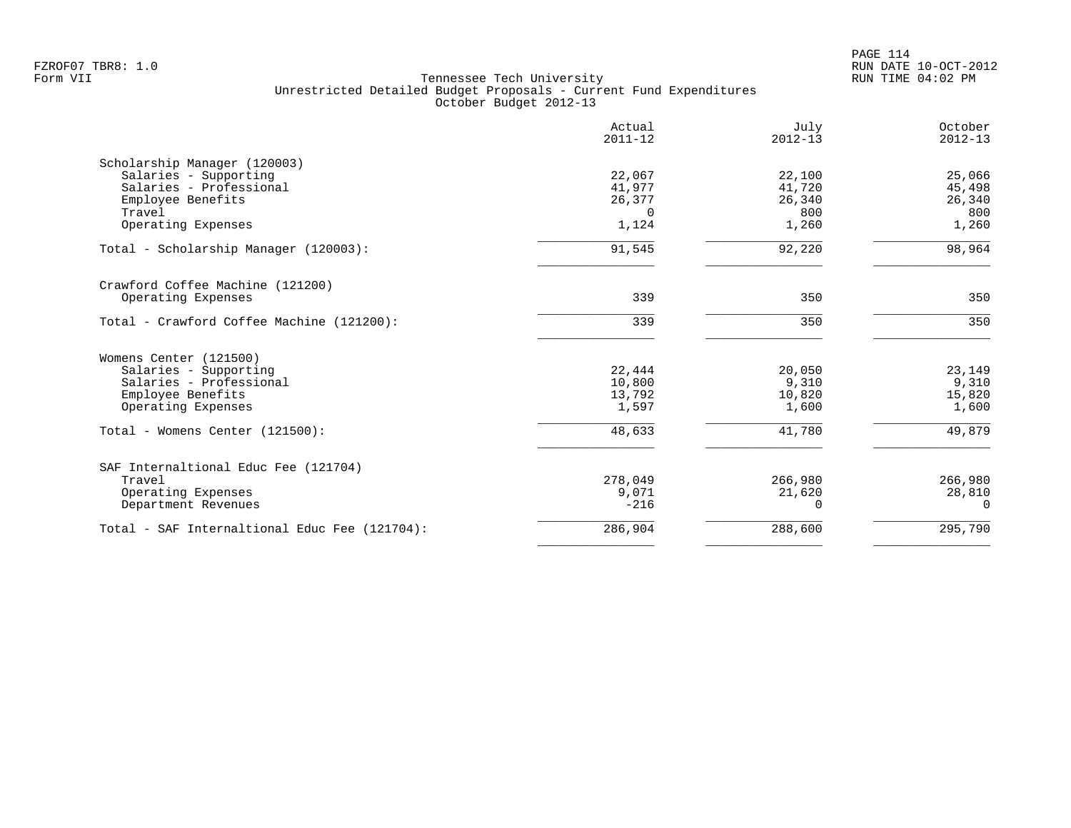FZROF07 TBR8: 1.0
Form VII

Tennessee Tech University
Unrestricted Detailed Budget Proposals - Current Fund Expenditures
October Budget 2012-13

RUN DATE 10-OCT-2012
RUN TIME 04:02 PM

| | Actual 2011-12 | July 2012-13 | October 2012-13 |
|---|---|---|---|
| **Scholarship Manager (120003)** | | | |
| Salaries - Supporting | 22,067 | 22,100 | 25,066 |
| Salaries - Professional | 41,977 | 41,720 | 45,498 |
| Employee Benefits | 26,377 | 26,340 | 26,340 |
| Travel | 0 | 800 | 800 |
| Operating Expenses | 1,124 | 1,260 | 1,260 |
| Total - Scholarship Manager (120003): | 91,545 | 92,220 | 98,964 |
| **Crawford Coffee Machine (121200)** | | | |
| Operating Expenses | 339 | 350 | 350 |
| Total - Crawford Coffee Machine (121200): | 339 | 350 | 350 |
| **Womens Center (121500)** | | | |
| Salaries - Supporting | 22,444 | 20,050 | 23,149 |
| Salaries - Professional | 10,800 | 9,310 | 9,310 |
| Employee Benefits | 13,792 | 10,820 | 15,820 |
| Operating Expenses | 1,597 | 1,600 | 1,600 |
| Total - Womens Center (121500): | 48,633 | 41,780 | 49,879 |
| **SAF Internaltional Educ Fee (121704)** | | | |
| Travel | 278,049 | 266,980 | 266,980 |
| Operating Expenses | 9,071 | 21,620 | 28,810 |
| Department Revenues | -216 | 0 | 0 |
| Total - SAF Internaltional Educ Fee (121704): | 286,904 | 288,600 | 295,790 |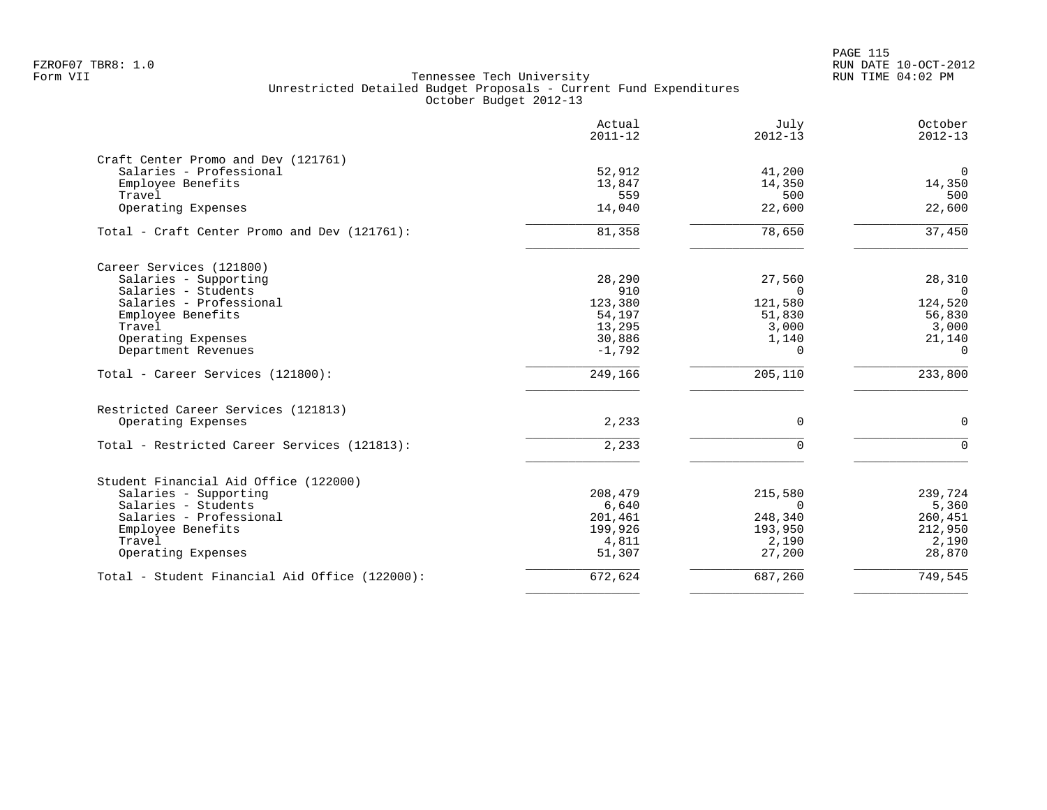FZROF07 TBR8: 1.0
Form VII

Tennessee Tech University
Unrestricted Detailed Budget Proposals - Current Fund Expenditures
October Budget 2012-13

RUN DATE 10-OCT-2012
RUN TIME 04:02 PM

| | Actual 2011-12 | July 2012-13 | October 2012-13 |
|---|---|---|---|
| **Craft Center Promo and Dev (121761)** | | | |
| Salaries - Professional | 52,912 | 41,200 | 0 |
| Employee Benefits | 13,847 | 14,350 | 14,350 |
| Travel | 559 | 500 | 500 |
| Operating Expenses | 14,040 | 22,600 | 22,600 |
| Total - Craft Center Promo and Dev (121761): | 81,358 | 78,650 | 37,450 |
| **Career Services (121800)** | | | |
| Salaries - Supporting | 28,290 | 27,560 | 28,310 |
| Salaries - Students | 910 | 0 | 0 |
| Salaries - Professional | 123,380 | 121,580 | 124,520 |
| Employee Benefits | 54,197 | 51,830 | 56,830 |
| Travel | 13,295 | 3,000 | 3,000 |
| Operating Expenses | 30,886 | 1,140 | 21,140 |
| Department Revenues | -1,792 | 0 | 0 |
| Total - Career Services (121800): | 249,166 | 205,110 | 233,800 |
| **Restricted Career Services (121813)** | | | |
| Operating Expenses | 2,233 | 0 | 0 |
| Total - Restricted Career Services (121813): | 2,233 | 0 | 0 |
| **Student Financial Aid Office (122000)** | | | |
| Salaries - Supporting | 208,479 | 215,580 | 239,724 |
| Salaries - Students | 6,640 | 0 | 5,360 |
| Salaries - Professional | 201,461 | 248,340 | 260,451 |
| Employee Benefits | 199,926 | 193,950 | 212,950 |
| Travel | 4,811 | 2,190 | 2,190 |
| Operating Expenses | 51,307 | 27,200 | 28,870 |
| Total - Student Financial Aid Office (122000): | 672,624 | 687,260 | 749,545 |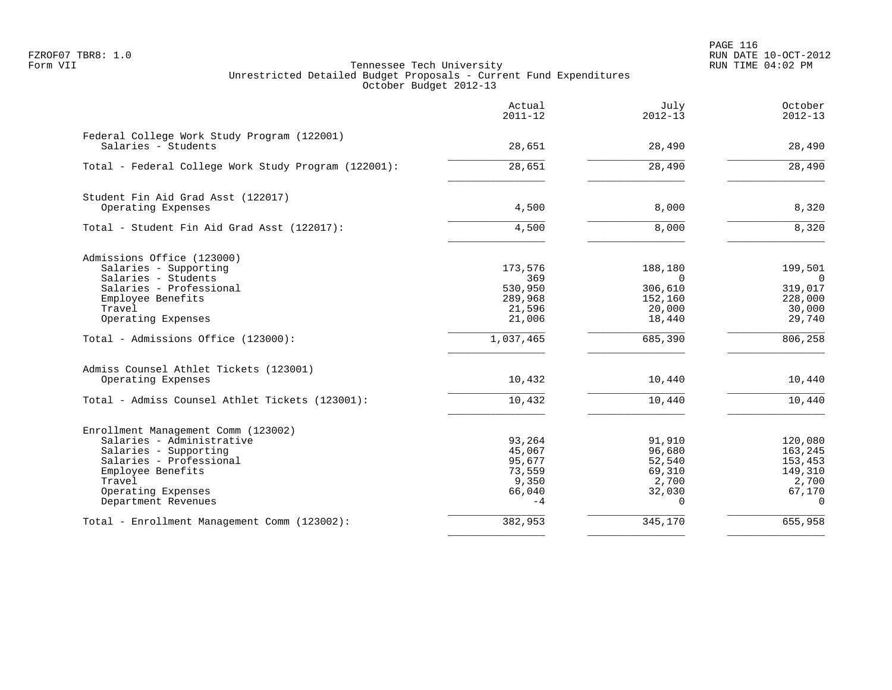FZROF07 TBR8: 1.0
Form VII

# Tennessee Tech University
## Unrestricted Detailed Budget Proposals - Current Fund Expenditures
### October Budget 2012-13

RUN DATE 10-OCT-2012
RUN TIME 04:02 PM

| | Actual 2011-12 | July 2012-13 | October 2012-13 |
|---|---:|---:|---:|
| **Federal College Work Study Program (122001)** | | | |
| Salaries - Students | 28,651 | 28,490 | 28,490 |
| Total - Federal College Work Study Program (122001): | 28,651 | 28,490 | 28,490 |
| **Student Fin Aid Grad Asst (122017)** | | | |
| Operating Expenses | 4,500 | 8,000 | 8,320 |
| Total - Student Fin Aid Grad Asst (122017): | 4,500 | 8,000 | 8,320 |
| **Admissions Office (123000)** | | | |
| Salaries - Supporting | 173,576 | 188,180 | 199,501 |
| Salaries - Students | 369 | 0 | 0 |
| Salaries - Professional | 530,950 | 306,610 | 319,017 |
| Employee Benefits | 289,968 | 152,160 | 228,000 |
| Travel | 21,596 | 20,000 | 30,000 |
| Operating Expenses | 21,006 | 18,440 | 29,740 |
| Total - Admissions Office (123000): | 1,037,465 | 685,390 | 806,258 |
| **Admiss Counsel Athlet Tickets (123001)** | | | |
| Operating Expenses | 10,432 | 10,440 | 10,440 |
| Total - Admiss Counsel Athlet Tickets (123001): | 10,432 | 10,440 | 10,440 |
| **Enrollment Management Comm (123002)** | | | |
| Salaries - Administrative | 93,264 | 91,910 | 120,080 |
| Salaries - Supporting | 45,067 | 96,680 | 163,245 |
| Salaries - Professional | 95,677 | 52,540 | 153,453 |
| Employee Benefits | 73,559 | 69,310 | 149,310 |
| Travel | 9,350 | 2,700 | 2,700 |
| Operating Expenses | 66,040 | 32,030 | 67,170 |
| Department Revenues | -4 | 0 | 0 |
| Total - Enrollment Management Comm (123002): | 382,953 | 345,170 | 655,958 |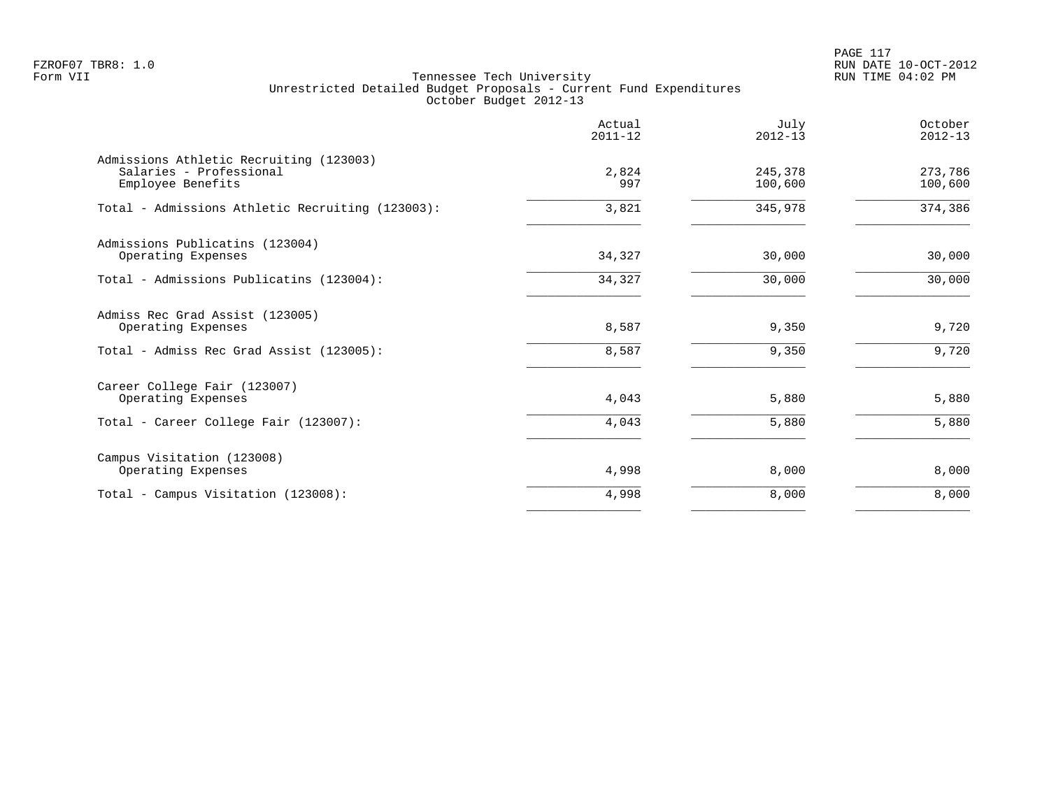FZROF07 TBR8: 1.0
Form VII

Tennessee Tech University
Unrestricted Detailed Budget Proposals - Current Fund Expenditures
October Budget 2012-13

RUN DATE 10-OCT-2012
RUN TIME 04:02 PM

| | Actual 2011-12 | July 2012-13 | October 2012-13 |
|---|---|---|---|
| **Admissions Athletic Recruiting (123003)** | | | |
| Salaries - Professional | 2,824 | 245,378 | 273,786 |
| Employee Benefits | 997 | 100,600 | 100,600 |
| Total - Admissions Athletic Recruiting (123003): | 3,821 | 345,978 | 374,386 |
| **Admissions Publicatins (123004)** | | | |
| Operating Expenses | 34,327 | 30,000 | 30,000 |
| Total - Admissions Publicatins (123004): | 34,327 | 30,000 | 30,000 |
| **Admiss Rec Grad Assist (123005)** | | | |
| Operating Expenses | 8,587 | 9,350 | 9,720 |
| Total - Admiss Rec Grad Assist (123005): | 8,587 | 9,350 | 9,720 |
| **Career College Fair (123007)** | | | |
| Operating Expenses | 4,043 | 5,880 | 5,880 |
| Total - Career College Fair (123007): | 4,043 | 5,880 | 5,880 |
| **Campus Visitation (123008)** | | | |
| Operating Expenses | 4,998 | 8,000 | 8,000 |
| Total - Campus Visitation (123008): | 4,998 | 8,000 | 8,000 |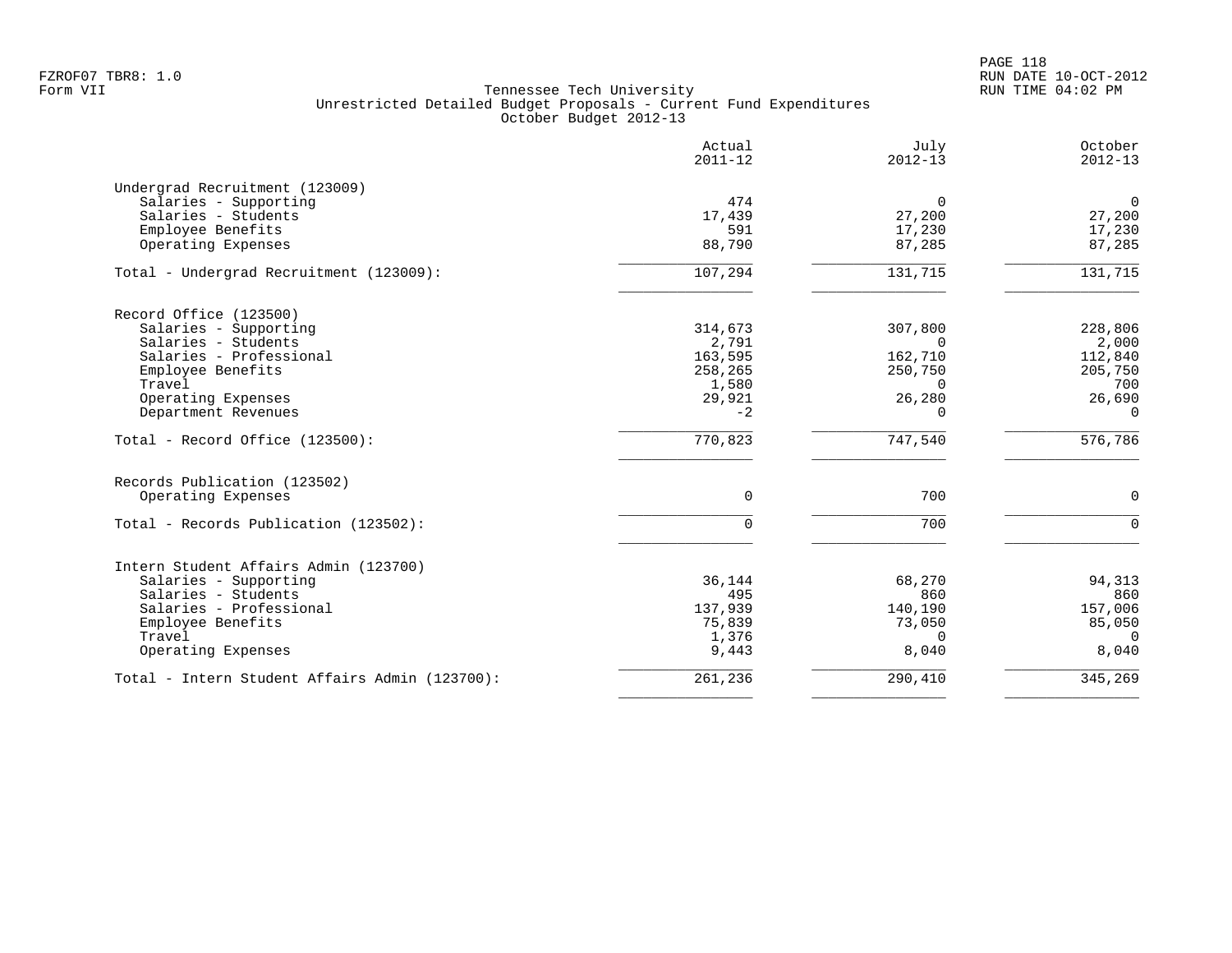Tennessee Tech University
Unrestricted Detailed Budget Proposals - Current Fund Expenditures
October Budget 2012-13

| | Actual 2011-12 | July 2012-13 | October 2012-13 |
|---|---|---|---|
| **Undergrad Recruitment (123009)** | | | |
| Salaries - Supporting | 474 | 0 | 0 |
| Salaries - Students | 17,439 | 27,200 | 27,200 |
| Employee Benefits | 591 | 17,230 | 17,230 |
| Operating Expenses | 88,790 | 87,285 | 87,285 |
| Total - Undergrad Recruitment (123009): | 107,294 | 131,715 | 131,715 |
| **Record Office (123500)** | | | |
| Salaries - Supporting | 314,673 | 307,800 | 228,806 |
| Salaries - Students | 2,791 | 0 | 2,000 |
| Salaries - Professional | 163,595 | 162,710 | 112,840 |
| Employee Benefits | 258,265 | 250,750 | 205,750 |
| Travel | 1,580 | 0 | 700 |
| Operating Expenses | 29,921 | 26,280 | 26,690 |
| Department Revenues | -2 | 0 | 0 |
| Total - Record Office (123500): | 770,823 | 747,540 | 576,786 |
| **Records Publication (123502)** | | | |
| Operating Expenses | 0 | 700 | 0 |
| Total - Records Publication (123502): | 0 | 700 | 0 |
| **Intern Student Affairs Admin (123700)** | | | |
| Salaries - Supporting | 36,144 | 68,270 | 94,313 |
| Salaries - Students | 495 | 860 | 860 |
| Salaries - Professional | 137,939 | 140,190 | 157,006 |
| Employee Benefits | 75,839 | 73,050 | 85,050 |
| Travel | 1,376 | 0 | 0 |
| Operating Expenses | 9,443 | 8,040 | 8,040 |
| Total - Intern Student Affairs Admin (123700): | 261,236 | 290,410 | 345,269 |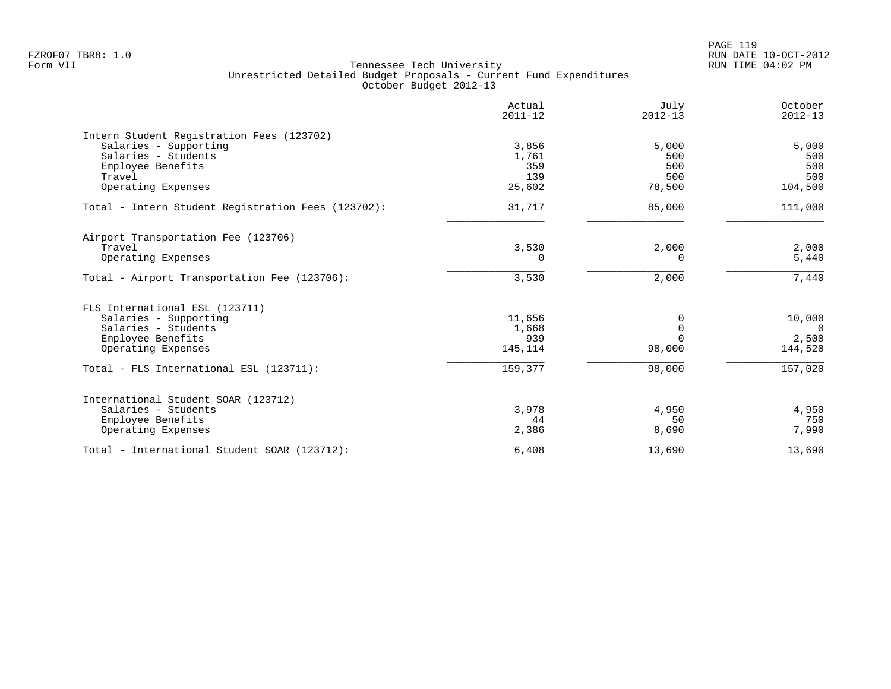FZROF07 TBR8: 1.0
Form VII

Tennessee Tech University
Unrestricted Detailed Budget Proposals - Current Fund Expenditures
October Budget 2012-13

RUN DATE 10-OCT-2012
RUN TIME 04:02 PM

| | Actual 2011-12 | July 2012-13 | October 2012-13 |
|---|---:|---:|---:|
| **Intern Student Registration Fees (123702)** | | | |
| Salaries - Supporting | 3,856 | 5,000 | 5,000 |
| Salaries - Students | 1,761 | 500 | 500 |
| Employee Benefits | 359 | 500 | 500 |
| Travel | 139 | 500 | 500 |
| Operating Expenses | 25,602 | 78,500 | 104,500 |
| Total - Intern Student Registration Fees (123702): | 31,717 | 85,000 | 111,000 |
| **Airport Transportation Fee (123706)** | | | |
| Travel | 3,530 | 2,000 | 2,000 |
| Operating Expenses | 0 | 0 | 5,440 |
| Total - Airport Transportation Fee (123706): | 3,530 | 2,000 | 7,440 |
| **FLS International ESL (123711)** | | | |
| Salaries - Supporting | 11,656 | 0 | 10,000 |
| Salaries - Students | 1,668 | 0 | 0 |
| Employee Benefits | 939 | 0 | 2,500 |
| Operating Expenses | 145,114 | 98,000 | 144,520 |
| Total - FLS International ESL (123711): | 159,377 | 98,000 | 157,020 |
| **International Student SOAR (123712)** | | | |
| Salaries - Students | 3,978 | 4,950 | 4,950 |
| Employee Benefits | 44 | 50 | 750 |
| Operating Expenses | 2,386 | 8,690 | 7,990 |
| Total - International Student SOAR (123712): | 6,408 | 13,690 | 13,690 |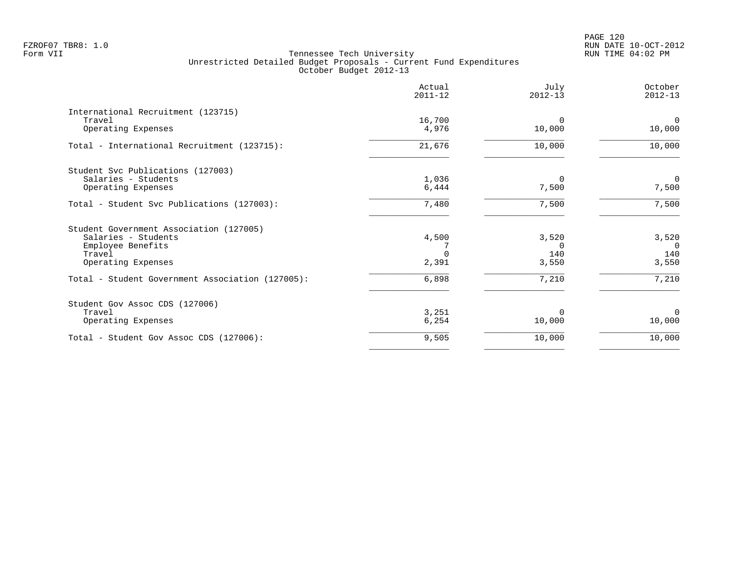Tennessee Tech University
Unrestricted Detailed Budget Proposals - Current Fund Expenditures
October Budget 2012-13

| | Actual 2011-12 | July 2012-13 | October 2012-13 |
|---|---|---|---|
| **International Recruitment (123715)** | | | |
| Travel | 16,700 | 0 | 0 |
| Operating Expenses | 4,976 | 10,000 | 10,000 |
| Total - International Recruitment (123715): | 21,676 | 10,000 | 10,000 |
| **Student Svc Publications (127003)** | | | |
| Salaries - Students | 1,036 | 0 | 0 |
| Operating Expenses | 6,444 | 7,500 | 7,500 |
| Total - Student Svc Publications (127003): | 7,480 | 7,500 | 7,500 |
| **Student Government Association (127005)** | | | |
| Salaries - Students | 4,500 | 3,520 | 3,520 |
| Employee Benefits | 7 | 0 | 0 |
| Travel | 0 | 140 | 140 |
| Operating Expenses | 2,391 | 3,550 | 3,550 |
| Total - Student Government Association (127005): | 6,898 | 7,210 | 7,210 |
| **Student Gov Assoc CDS (127006)** | | | |
| Travel | 3,251 | 0 | 0 |
| Operating Expenses | 6,254 | 10,000 | 10,000 |
| Total - Student Gov Assoc CDS (127006): | 9,505 | 10,000 | 10,000 |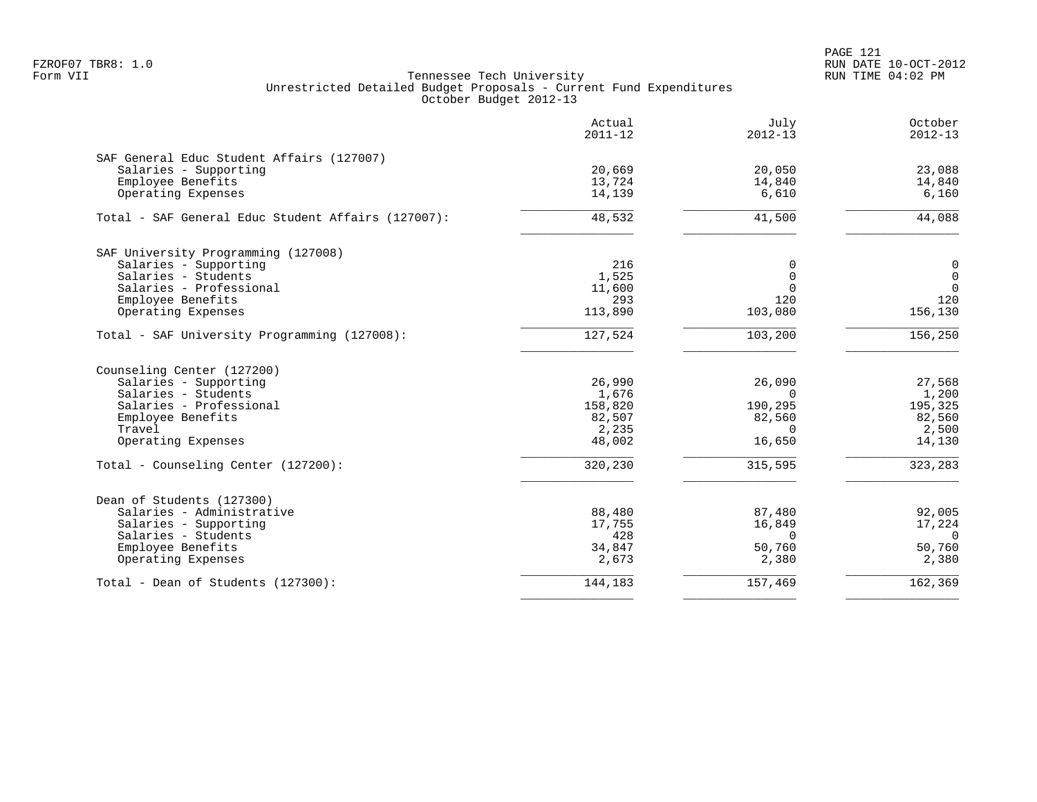FZROF07 TBR8: 1.0
Form VII

Tennessee Tech University
Unrestricted Detailed Budget Proposals - Current Fund Expenditures
October Budget 2012-13

RUN DATE 10-OCT-2012
RUN TIME 04:02 PM

| | Actual 2011-12 | July 2012-13 | October 2012-13 |
|---|---|---|---|
| **SAF General Educ Student Affairs (127007)** | | | |
| Salaries - Supporting | 20,669 | 20,050 | 23,088 |
| Employee Benefits | 13,724 | 14,840 | 14,840 |
| Operating Expenses | 14,139 | 6,610 | 6,160 |
| Total - SAF General Educ Student Affairs (127007): | 48,532 | 41,500 | 44,088 |
| **SAF University Programming (127008)** | | | |
| Salaries - Supporting | 216 | 0 | 0 |
| Salaries - Students | 1,525 | 0 | 0 |
| Salaries - Professional | 11,600 | 0 | 0 |
| Employee Benefits | 293 | 120 | 120 |
| Operating Expenses | 113,890 | 103,080 | 156,130 |
| Total - SAF University Programming (127008): | 127,524 | 103,200 | 156,250 |
| **Counseling Center (127200)** | | | |
| Salaries - Supporting | 26,990 | 26,090 | 27,568 |
| Salaries - Students | 1,676 | 0 | 1,200 |
| Salaries - Professional | 158,820 | 190,295 | 195,325 |
| Employee Benefits | 82,507 | 82,560 | 82,560 |
| Travel | 2,235 | 0 | 2,500 |
| Operating Expenses | 48,002 | 16,650 | 14,130 |
| Total - Counseling Center (127200): | 320,230 | 315,595 | 323,283 |
| **Dean of Students (127300)** | | | |
| Salaries - Administrative | 88,480 | 87,480 | 92,005 |
| Salaries - Supporting | 17,755 | 16,849 | 17,224 |
| Salaries - Students | 428 | 0 | 0 |
| Employee Benefits | 34,847 | 50,760 | 50,760 |
| Operating Expenses | 2,673 | 2,380 | 2,380 |
| Total - Dean of Students (127300): | 144,183 | 157,469 | 162,369 |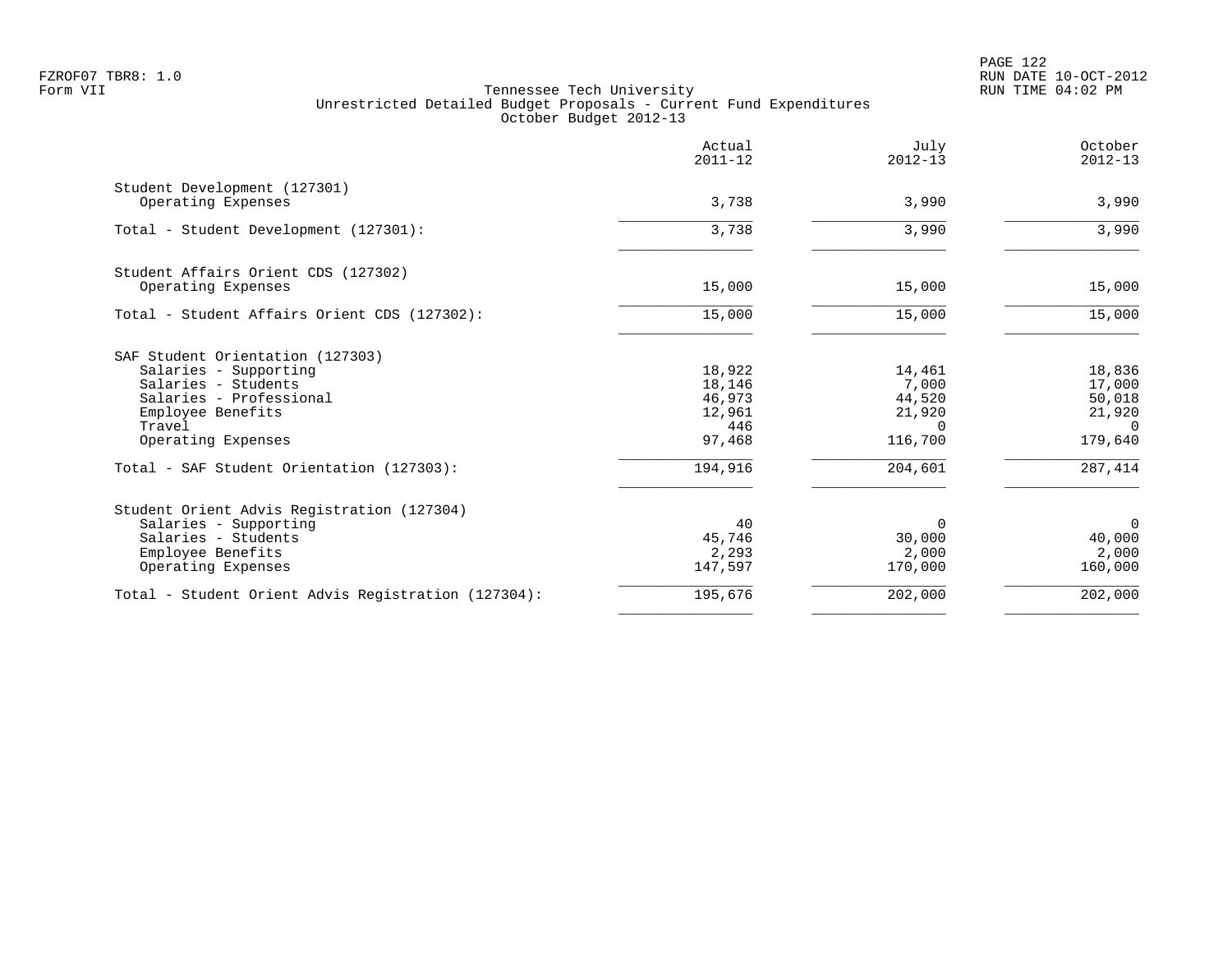Tennessee Tech University
Unrestricted Detailed Budget Proposals - Current Fund Expenditures
October Budget 2012-13

| | Actual 2011-12 | July 2012-13 | October 2012-13 |
|---|---|---|---|
| Student Development (127301) | | | |
| Operating Expenses | 3,738 | 3,990 | 3,990 |
| Total - Student Development (127301): | 3,738 | 3,990 | 3,990 |
| Student Affairs Orient CDS (127302) | | | |
| Operating Expenses | 15,000 | 15,000 | 15,000 |
| Total - Student Affairs Orient CDS (127302): | 15,000 | 15,000 | 15,000 |
| SAF Student Orientation (127303) | | | |
| Salaries - Supporting | 18,922 | 14,461 | 18,836 |
| Salaries - Students | 18,146 | 7,000 | 17,000 |
| Salaries - Professional | 46,973 | 44,520 | 50,018 |
| Employee Benefits | 12,961 | 21,920 | 21,920 |
| Travel | 446 | 0 | 0 |
| Operating Expenses | 97,468 | 116,700 | 179,640 |
| Total - SAF Student Orientation (127303): | 194,916 | 204,601 | 287,414 |
| Student Orient Advis Registration (127304) | | | |
| Salaries - Supporting | 40 | 0 | 0 |
| Salaries - Students | 45,746 | 30,000 | 40,000 |
| Employee Benefits | 2,293 | 2,000 | 2,000 |
| Operating Expenses | 147,597 | 170,000 | 160,000 |
| Total - Student Orient Advis Registration (127304): | 195,676 | 202,000 | 202,000 |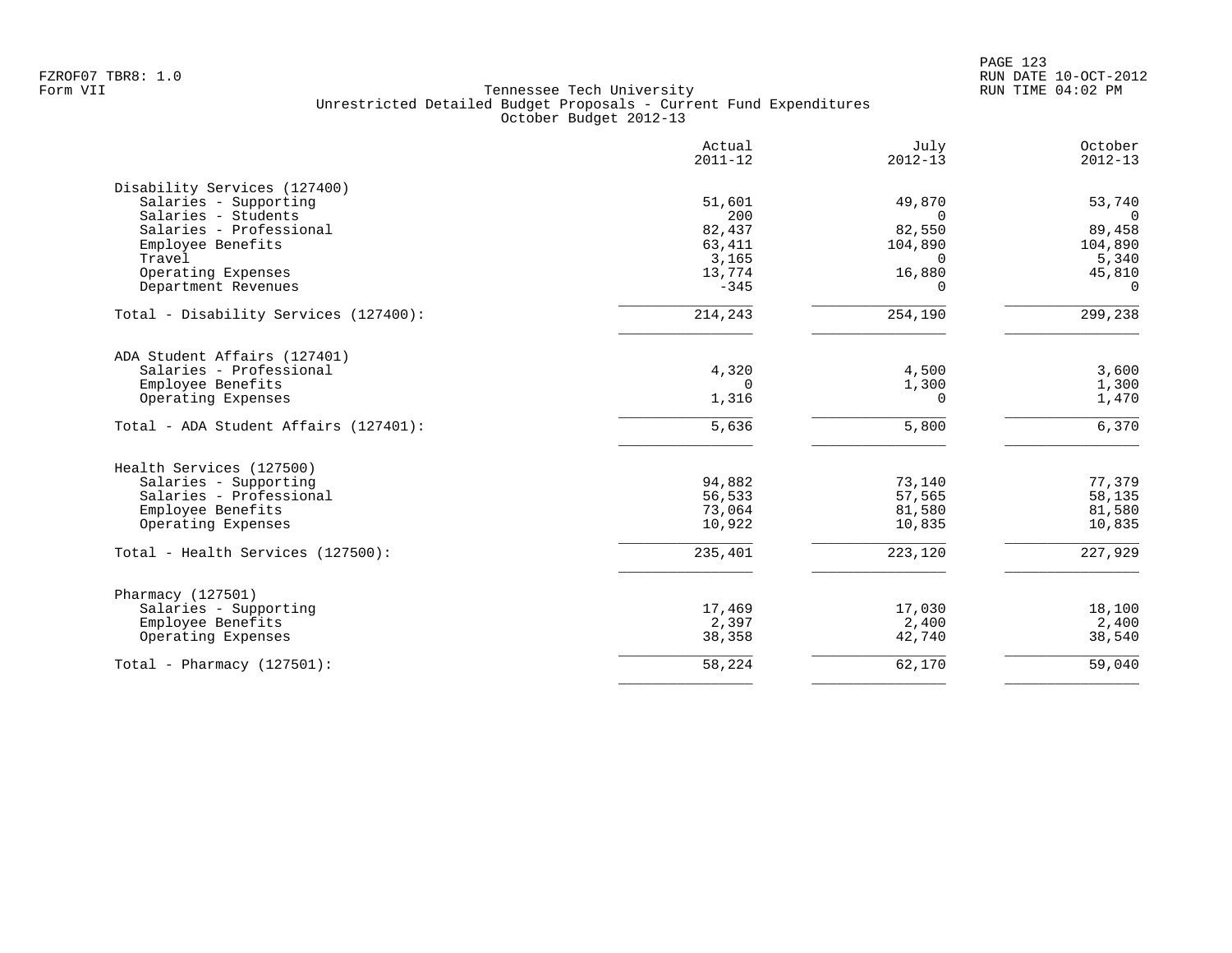Tennessee Tech University
Unrestricted Detailed Budget Proposals - Current Fund Expenditures
October Budget 2012-13

| | Actual 2011-12 | July 2012-13 | October 2012-13 |
|---|---|---|---|
| **Disability Services (127400)** | | | |
| Salaries - Supporting | 51,601 | 49,870 | 53,740 |
| Salaries - Students | 200 | 0 | 0 |
| Salaries - Professional | 82,437 | 82,550 | 89,458 |
| Employee Benefits | 63,411 | 104,890 | 104,890 |
| Travel | 3,165 | 0 | 5,340 |
| Operating Expenses | 13,774 | 16,880 | 45,810 |
| Department Revenues | -345 | 0 | 0 |
| Total - Disability Services (127400): | 214,243 | 254,190 | 299,238 |
| **ADA Student Affairs (127401)** | | | |
| Salaries - Professional | 4,320 | 4,500 | 3,600 |
| Employee Benefits | 0 | 1,300 | 1,300 |
| Operating Expenses | 1,316 | 0 | 1,470 |
| Total - ADA Student Affairs (127401): | 5,636 | 5,800 | 6,370 |
| **Health Services (127500)** | | | |
| Salaries - Supporting | 94,882 | 73,140 | 77,379 |
| Salaries - Professional | 56,533 | 57,565 | 58,135 |
| Employee Benefits | 73,064 | 81,580 | 81,580 |
| Operating Expenses | 10,922 | 10,835 | 10,835 |
| Total - Health Services (127500): | 235,401 | 223,120 | 227,929 |
| **Pharmacy (127501)** | | | |
| Salaries - Supporting | 17,469 | 17,030 | 18,100 |
| Employee Benefits | 2,397 | 2,400 | 2,400 |
| Operating Expenses | 38,358 | 42,740 | 38,540 |
| Total - Pharmacy (127501): | 58,224 | 62,170 | 59,040 |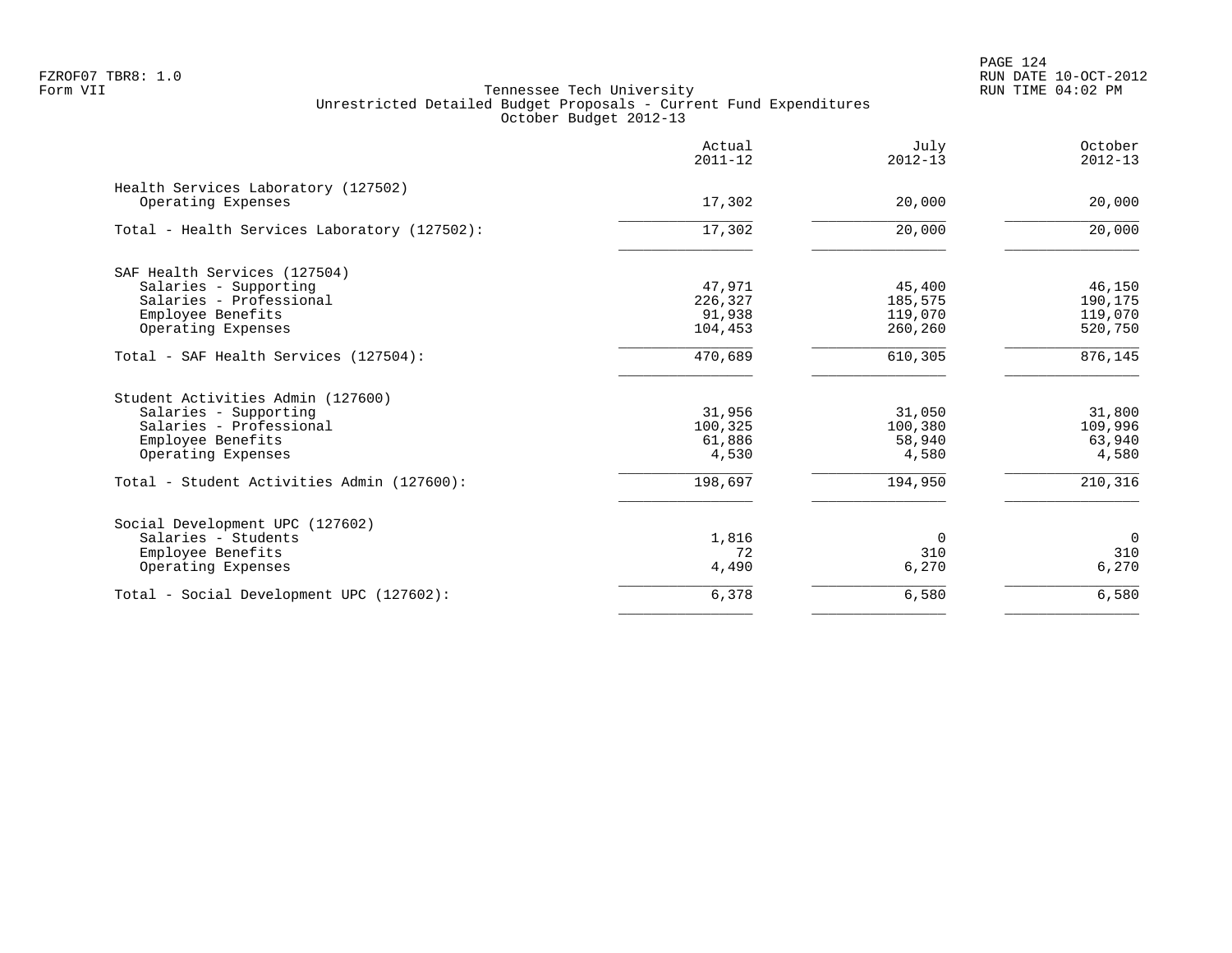Tennessee Tech University
Unrestricted Detailed Budget Proposals - Current Fund Expenditures
October Budget 2012-13

| | Actual 2011-12 | July 2012-13 | October 2012-13 |
|---|---|---|---|
| **Health Services Laboratory (127502)** | | | |
| Operating Expenses | 17,302 | 20,000 | 20,000 |
| Total - Health Services Laboratory (127502): | 17,302 | 20,000 | 20,000 |
| **SAF Health Services (127504)** | | | |
| Salaries - Supporting | 47,971 | 45,400 | 46,150 |
| Salaries - Professional | 226,327 | 185,575 | 190,175 |
| Employee Benefits | 91,938 | 119,070 | 119,070 |
| Operating Expenses | 104,453 | 260,260 | 520,750 |
| Total - SAF Health Services (127504): | 470,689 | 610,305 | 876,145 |
| **Student Activities Admin (127600)** | | | |
| Salaries - Supporting | 31,956 | 31,050 | 31,800 |
| Salaries - Professional | 100,325 | 100,380 | 109,996 |
| Employee Benefits | 61,886 | 58,940 | 63,940 |
| Operating Expenses | 4,530 | 4,580 | 4,580 |
| Total - Student Activities Admin (127600): | 198,697 | 194,950 | 210,316 |
| **Social Development UPC (127602)** | | | |
| Salaries - Students | 1,816 | 0 | 0 |
| Employee Benefits | 72 | 310 | 310 |
| Operating Expenses | 4,490 | 6,270 | 6,270 |
| Total - Social Development UPC (127602): | 6,378 | 6,580 | 6,580 |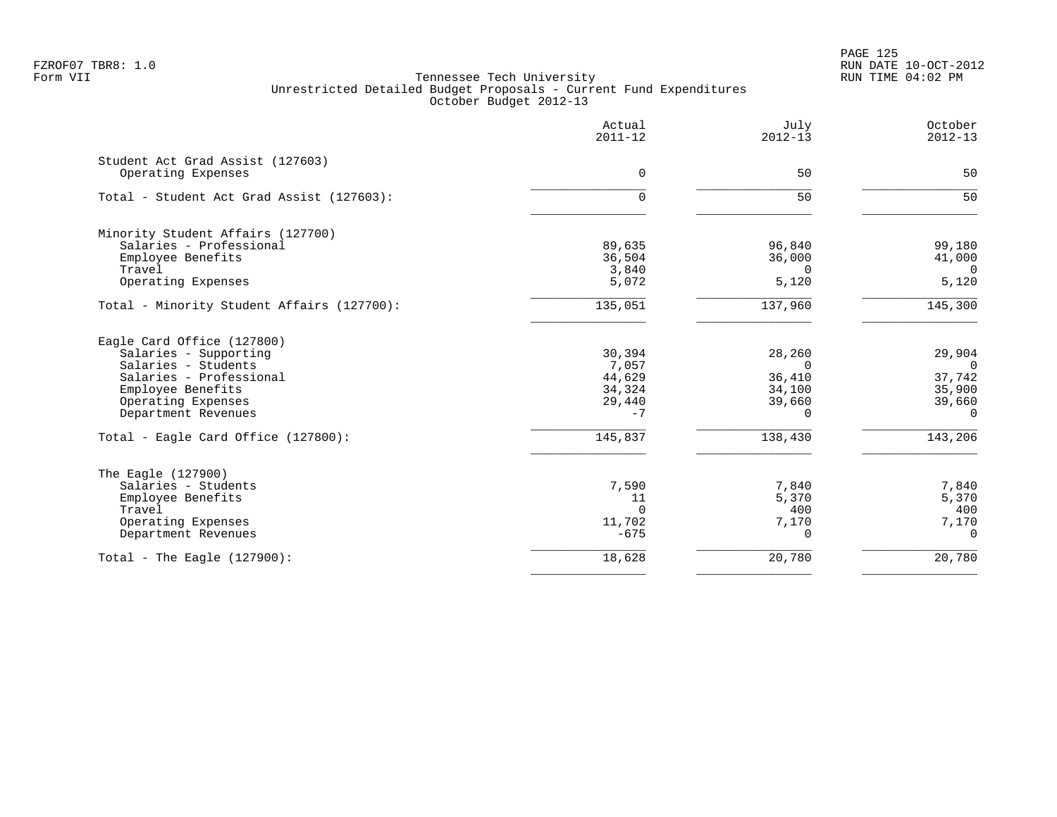Tennessee Tech University
Unrestricted Detailed Budget Proposals - Current Fund Expenditures
October Budget 2012-13

| | Actual 2011-12 | July 2012-13 | October 2012-13 |
|---|---|---|---|
| **Student Act Grad Assist (127603)** | | | |
| Operating Expenses | 0 | 50 | 50 |
| Total - Student Act Grad Assist (127603): | 0 | 50 | 50 |
| **Minority Student Affairs (127700)** | | | |
| Salaries - Professional | 89,635 | 96,840 | 99,180 |
| Employee Benefits | 36,504 | 36,000 | 41,000 |
| Travel | 3,840 | 0 | 0 |
| Operating Expenses | 5,072 | 5,120 | 5,120 |
| Total - Minority Student Affairs (127700): | 135,051 | 137,960 | 145,300 |
| **Eagle Card Office (127800)** | | | |
| Salaries - Supporting | 30,394 | 28,260 | 29,904 |
| Salaries - Students | 7,057 | 0 | 0 |
| Salaries - Professional | 44,629 | 36,410 | 37,742 |
| Employee Benefits | 34,324 | 34,100 | 35,900 |
| Operating Expenses | 29,440 | 39,660 | 39,660 |
| Department Revenues | -7 | 0 | 0 |
| Total - Eagle Card Office (127800): | 145,837 | 138,430 | 143,206 |
| **The Eagle (127900)** | | | |
| Salaries - Students | 7,590 | 7,840 | 7,840 |
| Employee Benefits | 11 | 5,370 | 5,370 |
| Travel | 0 | 400 | 400 |
| Operating Expenses | 11,702 | 7,170 | 7,170 |
| Department Revenues | -675 | 0 | 0 |
| Total - The Eagle (127900): | 18,628 | 20,780 | 20,780 |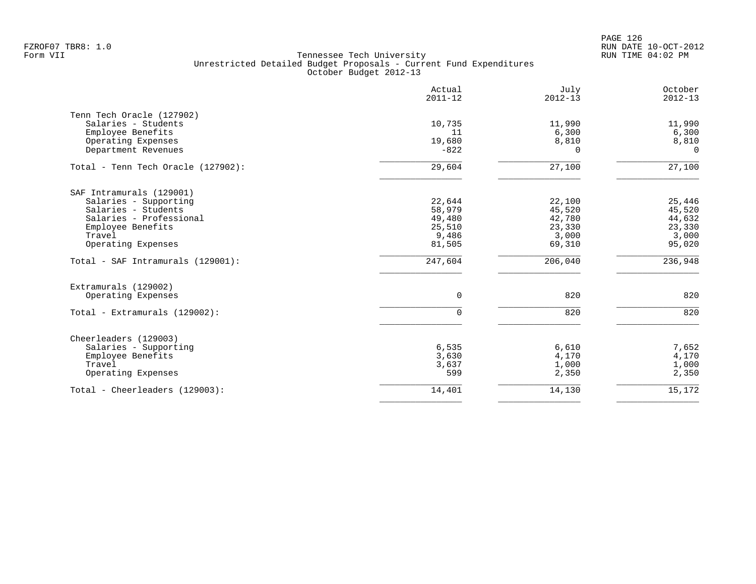Tennessee Tech University
Unrestricted Detailed Budget Proposals - Current Fund Expenditures
October Budget 2012-13

| | Actual 2011-12 | July 2012-13 | October 2012-13 |
|---|---|---|---|
| **Tenn Tech Oracle (127902)** | | | |
| Salaries - Students | 10,735 | 11,990 | 11,990 |
| Employee Benefits | 11 | 6,300 | 6,300 |
| Operating Expenses | 19,680 | 8,810 | 8,810 |
| Department Revenues | -822 | 0 | 0 |
| Total - Tenn Tech Oracle (127902): | 29,604 | 27,100 | 27,100 |
| **SAF Intramurals (129001)** | | | |
| Salaries - Supporting | 22,644 | 22,100 | 25,446 |
| Salaries - Students | 58,979 | 45,520 | 45,520 |
| Salaries - Professional | 49,480 | 42,780 | 44,632 |
| Employee Benefits | 25,510 | 23,330 | 23,330 |
| Travel | 9,486 | 3,000 | 3,000 |
| Operating Expenses | 81,505 | 69,310 | 95,020 |
| Total - SAF Intramurals (129001): | 247,604 | 206,040 | 236,948 |
| **Extramurals (129002)** | | | |
| Operating Expenses | 0 | 820 | 820 |
| Total - Extramurals (129002): | 0 | 820 | 820 |
| **Cheerleaders (129003)** | | | |
| Salaries - Supporting | 6,535 | 6,610 | 7,652 |
| Employee Benefits | 3,630 | 4,170 | 4,170 |
| Travel | 3,637 | 1,000 | 1,000 |
| Operating Expenses | 599 | 2,350 | 2,350 |
| Total - Cheerleaders (129003): | 14,401 | 14,130 | 15,172 |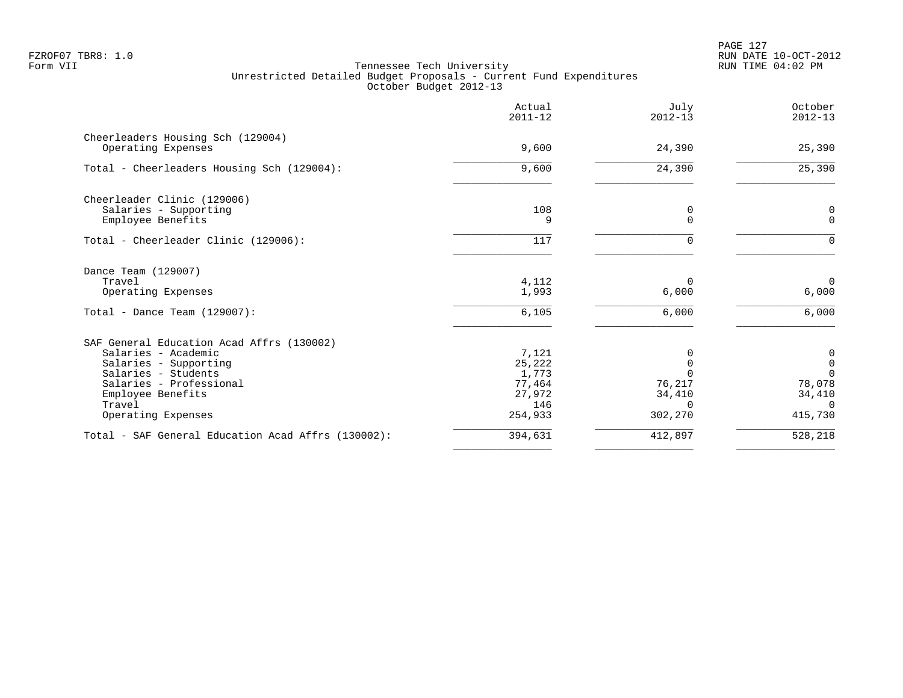FZROF07 TBR8: 1.0
Form VII

Tennessee Tech University
Unrestricted Detailed Budget Proposals - Current Fund Expenditures
October Budget 2012-13

RUN DATE 10-OCT-2012
RUN TIME 04:02 PM

| | Actual 2011-12 | July 2012-13 | October 2012-13 |
|---|---|---|---|
| **Cheerleaders Housing Sch (129004)** | | | |
| Operating Expenses | 9,600 | 24,390 | 25,390 |
| Total - Cheerleaders Housing Sch (129004): | 9,600 | 24,390 | 25,390 |
| **Cheerleader Clinic (129006)** | | | |
| Salaries - Supporting | 108 | 0 | 0 |
| Employee Benefits | 9 | 0 | 0 |
| Total - Cheerleader Clinic (129006): | 117 | 0 | 0 |
| **Dance Team (129007)** | | | |
| Travel | 4,112 | 0 | 0 |
| Operating Expenses | 1,993 | 6,000 | 6,000 |
| Total - Dance Team (129007): | 6,105 | 6,000 | 6,000 |
| **SAF General Education Acad Affrs (130002)** | | | |
| Salaries - Academic | 7,121 | 0 | 0 |
| Salaries - Supporting | 25,222 | 0 | 0 |
| Salaries - Students | 1,773 | 0 | 0 |
| Salaries - Professional | 77,464 | 76,217 | 78,078 |
| Employee Benefits | 27,972 | 34,410 | 34,410 |
| Travel | 146 | 0 | 0 |
| Operating Expenses | 254,933 | 302,270 | 415,730 |
| Total - SAF General Education Acad Affrs (130002): | 394,631 | 412,897 | 528,218 |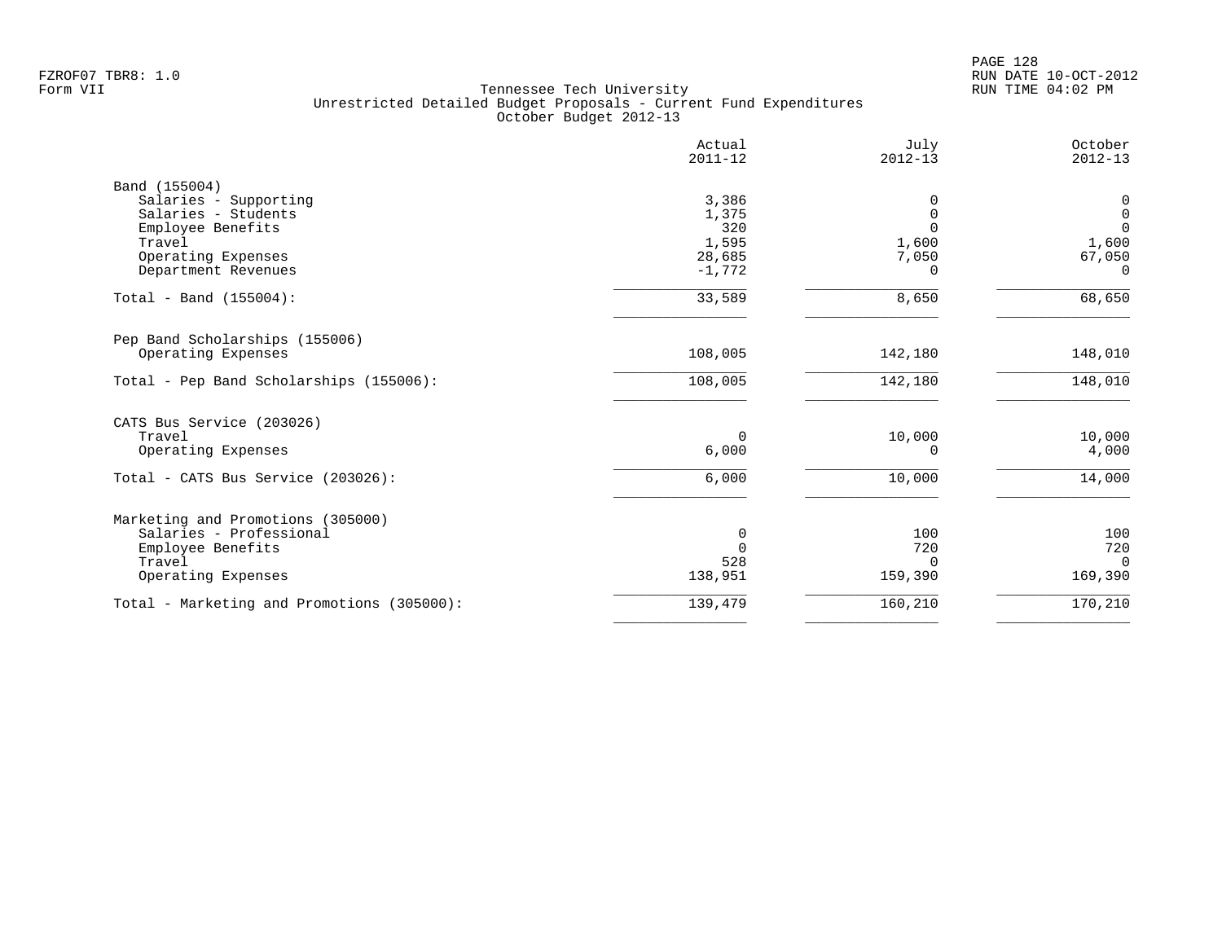Tennessee Tech University
Unrestricted Detailed Budget Proposals - Current Fund Expenditures
October Budget 2012-13

| | Actual 2011-12 | July 2012-13 | October 2012-13 |
|---|---|---|---|
| **Band (155004)** | | | |
| Salaries - Supporting | 3,386 | 0 | 0 |
| Salaries - Students | 1,375 | 0 | 0 |
| Employee Benefits | 320 | 0 | 0 |
| Travel | 1,595 | 1,600 | 1,600 |
| Operating Expenses | 28,685 | 7,050 | 67,050 |
| Department Revenues | -1,772 | 0 | 0 |
| Total - Band (155004): | 33,589 | 8,650 | 68,650 |
| **Pep Band Scholarships (155006)** | | | |
| Operating Expenses | 108,005 | 142,180 | 148,010 |
| Total - Pep Band Scholarships (155006): | 108,005 | 142,180 | 148,010 |
| **CATS Bus Service (203026)** | | | |
| Travel | 0 | 10,000 | 10,000 |
| Operating Expenses | 6,000 | 0 | 4,000 |
| Total - CATS Bus Service (203026): | 6,000 | 10,000 | 14,000 |
| **Marketing and Promotions (305000)** | | | |
| Salaries - Professional | 0 | 100 | 100 |
| Employee Benefits | 0 | 720 | 720 |
| Travel | 528 | 0 | 0 |
| Operating Expenses | 138,951 | 159,390 | 169,390 |
| Total - Marketing and Promotions (305000): | 139,479 | 160,210 | 170,210 |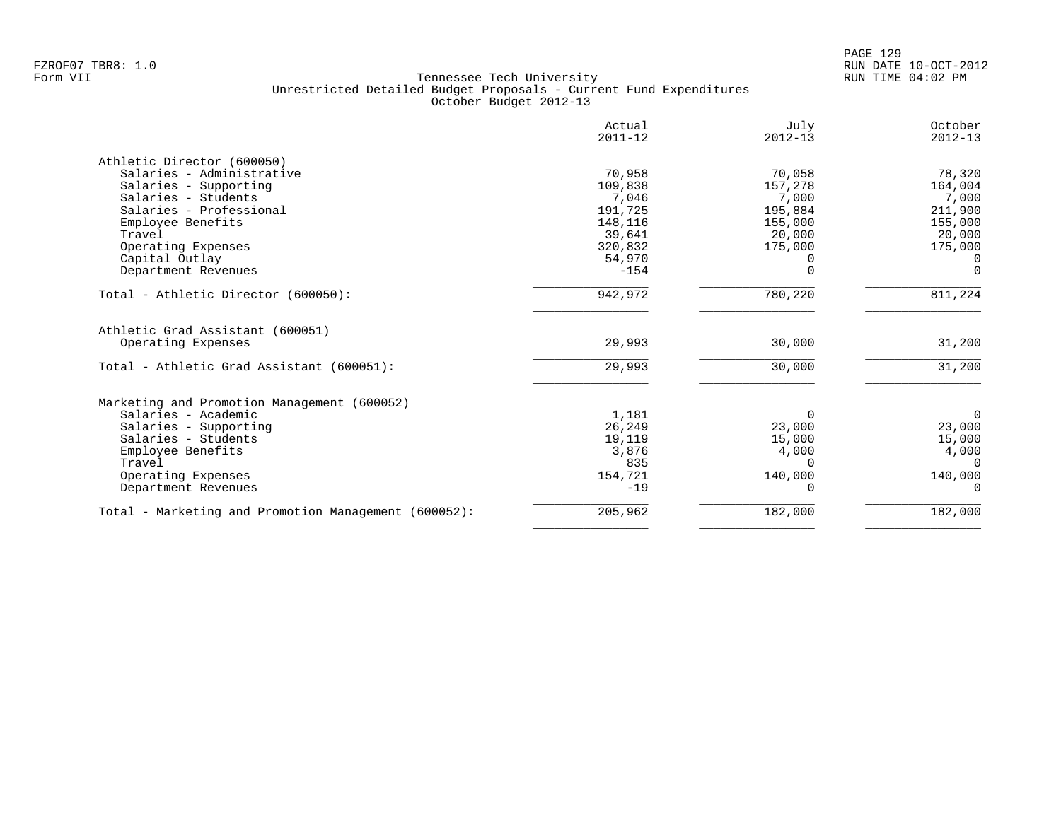Tennessee Tech University
Unrestricted Detailed Budget Proposals - Current Fund Expenditures
October Budget 2012-13

| | Actual 2011-12 | July 2012-13 | October 2012-13 |
|---|---|---|---|
| **Athletic Director (600050)** | | | |
| Salaries - Administrative | 70,958 | 70,058 | 78,320 |
| Salaries - Supporting | 109,838 | 157,278 | 164,004 |
| Salaries - Students | 7,046 | 7,000 | 7,000 |
| Salaries - Professional | 191,725 | 195,884 | 211,900 |
| Employee Benefits | 148,116 | 155,000 | 155,000 |
| Travel | 39,641 | 20,000 | 20,000 |
| Operating Expenses | 320,832 | 175,000 | 175,000 |
| Capital Outlay | 54,970 | 0 | 0 |
| Department Revenues | -154 | 0 | 0 |
| Total - Athletic Director (600050): | 942,972 | 780,220 | 811,224 |
| **Athletic Grad Assistant (600051)** | | | |
| Operating Expenses | 29,993 | 30,000 | 31,200 |
| Total - Athletic Grad Assistant (600051): | 29,993 | 30,000 | 31,200 |
| **Marketing and Promotion Management (600052)** | | | |
| Salaries - Academic | 1,181 | 0 | 0 |
| Salaries - Supporting | 26,249 | 23,000 | 23,000 |
| Salaries - Students | 19,119 | 15,000 | 15,000 |
| Employee Benefits | 3,876 | 4,000 | 4,000 |
| Travel | 835 | 0 | 0 |
| Operating Expenses | 154,721 | 140,000 | 140,000 |
| Department Revenues | -19 | 0 | 0 |
| Total - Marketing and Promotion Management (600052): | 205,962 | 182,000 | 182,000 |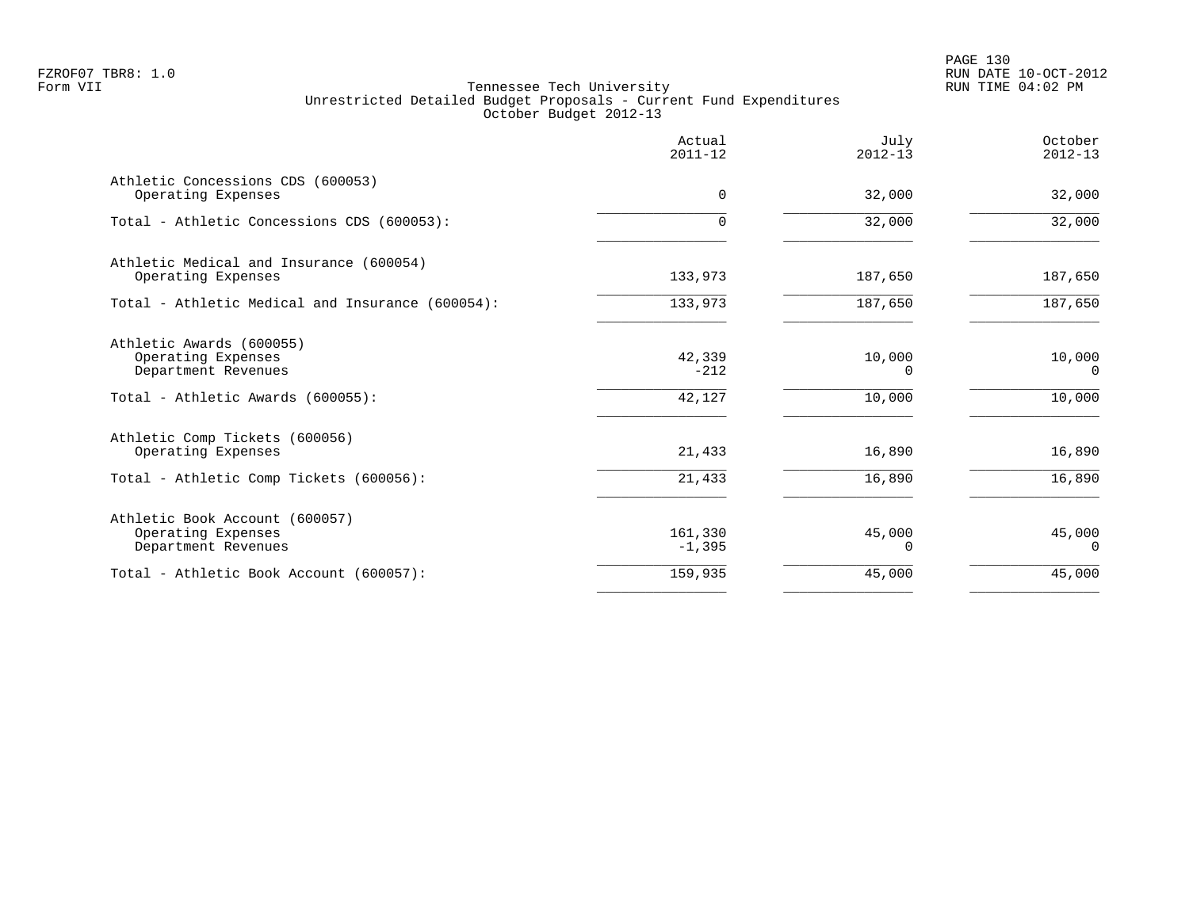FZROF07 TBR8: 1.0
Form VII

Tennessee Tech University
Unrestricted Detailed Budget Proposals - Current Fund Expenditures
October Budget 2012-13

RUN DATE 10-OCT-2012
RUN TIME 04:02 PM

| | Actual 2011-12 | July 2012-13 | October 2012-13 |
|---|---|---|---|
| Athletic Concessions CDS (600053) | | | |
| Operating Expenses | 0 | 32,000 | 32,000 |
| Total - Athletic Concessions CDS (600053): | 0 | 32,000 | 32,000 |
| Athletic Medical and Insurance (600054) | | | |
| Operating Expenses | 133,973 | 187,650 | 187,650 |
| Total - Athletic Medical and Insurance (600054): | 133,973 | 187,650 | 187,650 |
| Athletic Awards (600055) | | | |
| Operating Expenses | 42,339 | 10,000 | 10,000 |
| Department Revenues | -212 | 0 | 0 |
| Total - Athletic Awards (600055): | 42,127 | 10,000 | 10,000 |
| Athletic Comp Tickets (600056) | | | |
| Operating Expenses | 21,433 | 16,890 | 16,890 |
| Total - Athletic Comp Tickets (600056): | 21,433 | 16,890 | 16,890 |
| Athletic Book Account (600057) | | | |
| Operating Expenses | 161,330 | 45,000 | 45,000 |
| Department Revenues | -1,395 | 0 | 0 |
| Total - Athletic Book Account (600057): | 159,935 | 45,000 | 45,000 |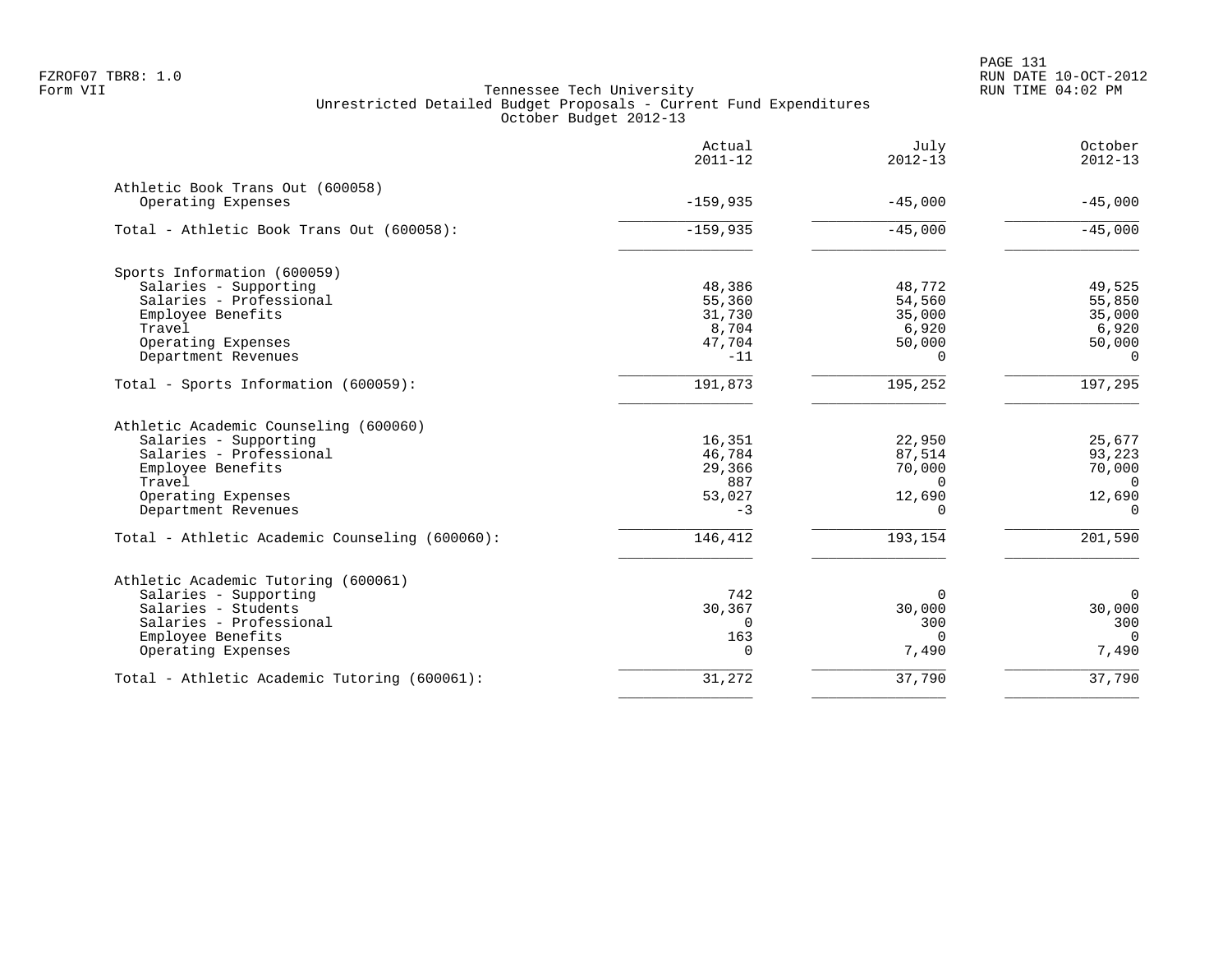Tennessee Tech University
Unrestricted Detailed Budget Proposals - Current Fund Expenditures
October Budget 2012-13

| | Actual 2011-12 | July 2012-13 | October 2012-13 |
|---|---|---|---|
| **Athletic Book Trans Out (600058)** | | | |
| Operating Expenses | -159,935 | -45,000 | -45,000 |
| Total - Athletic Book Trans Out (600058): | -159,935 | -45,000 | -45,000 |
| **Sports Information (600059)** | | | |
| Salaries - Supporting | 48,386 | 48,772 | 49,525 |
| Salaries - Professional | 55,360 | 54,560 | 55,850 |
| Employee Benefits | 31,730 | 35,000 | 35,000 |
| Travel | 8,704 | 6,920 | 6,920 |
| Operating Expenses | 47,704 | 50,000 | 50,000 |
| Department Revenues | -11 | 0 | 0 |
| Total - Sports Information (600059): | 191,873 | 195,252 | 197,295 |
| **Athletic Academic Counseling (600060)** | | | |
| Salaries - Supporting | 16,351 | 22,950 | 25,677 |
| Salaries - Professional | 46,784 | 87,514 | 93,223 |
| Employee Benefits | 29,366 | 70,000 | 70,000 |
| Travel | 887 | 0 | 0 |
| Operating Expenses | 53,027 | 12,690 | 12,690 |
| Department Revenues | -3 | 0 | 0 |
| Total - Athletic Academic Counseling (600060): | 146,412 | 193,154 | 201,590 |
| **Athletic Academic Tutoring (600061)** | | | |
| Salaries - Supporting | 742 | 0 | 0 |
| Salaries - Students | 30,367 | 30,000 | 30,000 |
| Salaries - Professional | 0 | 300 | 300 |
| Employee Benefits | 163 | 0 | 0 |
| Operating Expenses | 0 | 7,490 | 7,490 |
| Total - Athletic Academic Tutoring (600061): | 31,272 | 37,790 | 37,790 |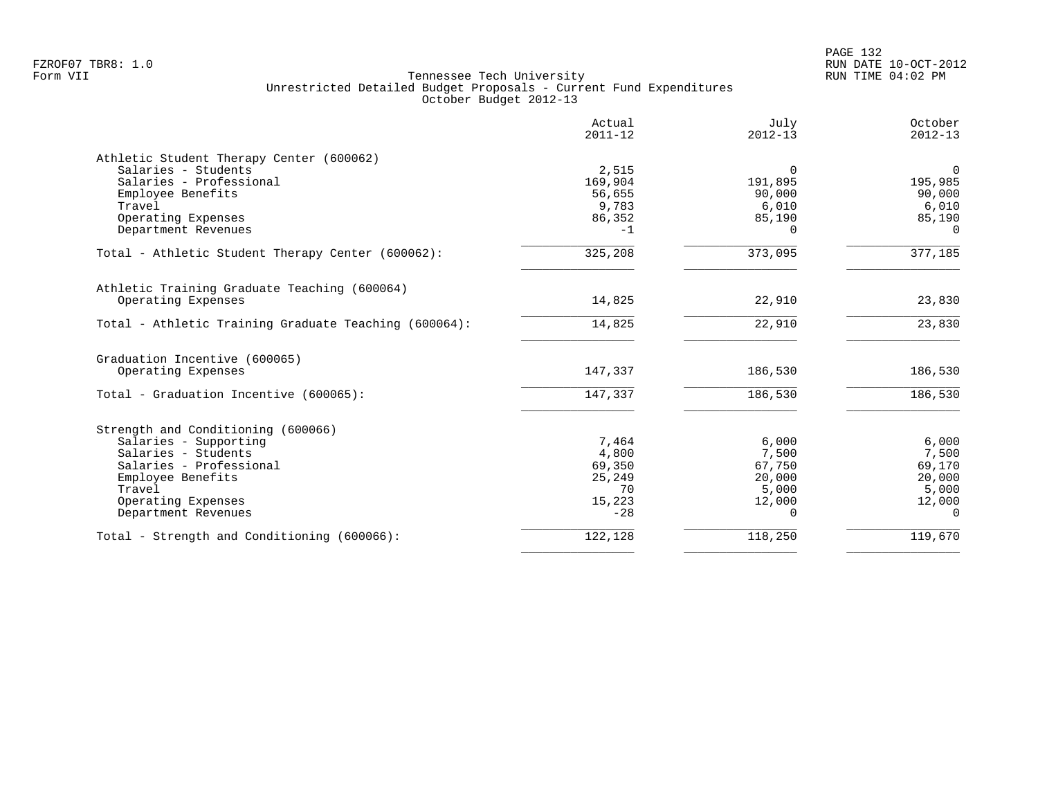FZROF07 TBR8: 1.0
Form VII

Tennessee Tech University
Unrestricted Detailed Budget Proposals - Current Fund Expenditures
October Budget 2012-13

RUN DATE 10-OCT-2012
RUN TIME 04:02 PM

| | Actual 2011-12 | July 2012-13 | October 2012-13 |
|---|---|---|---|
| **Athletic Student Therapy Center (600062)** | | | |
| Salaries - Students | 2,515 | 0 | 0 |
| Salaries - Professional | 169,904 | 191,895 | 195,985 |
| Employee Benefits | 56,655 | 90,000 | 90,000 |
| Travel | 9,783 | 6,010 | 6,010 |
| Operating Expenses | 86,352 | 85,190 | 85,190 |
| Department Revenues | -1 | 0 | 0 |
| Total - Athletic Student Therapy Center (600062): | 325,208 | 373,095 | 377,185 |
| **Athletic Training Graduate Teaching (600064)** | | | |
| Operating Expenses | 14,825 | 22,910 | 23,830 |
| Total - Athletic Training Graduate Teaching (600064): | 14,825 | 22,910 | 23,830 |
| **Graduation Incentive (600065)** | | | |
| Operating Expenses | 147,337 | 186,530 | 186,530 |
| Total - Graduation Incentive (600065): | 147,337 | 186,530 | 186,530 |
| **Strength and Conditioning (600066)** | | | |
| Salaries - Supporting | 7,464 | 6,000 | 6,000 |
| Salaries - Students | 4,800 | 7,500 | 7,500 |
| Salaries - Professional | 69,350 | 67,750 | 69,170 |
| Employee Benefits | 25,249 | 20,000 | 20,000 |
| Travel | 70 | 5,000 | 5,000 |
| Operating Expenses | 15,223 | 12,000 | 12,000 |
| Department Revenues | -28 | 0 | 0 |
| Total - Strength and Conditioning (600066): | 122,128 | 118,250 | 119,670 |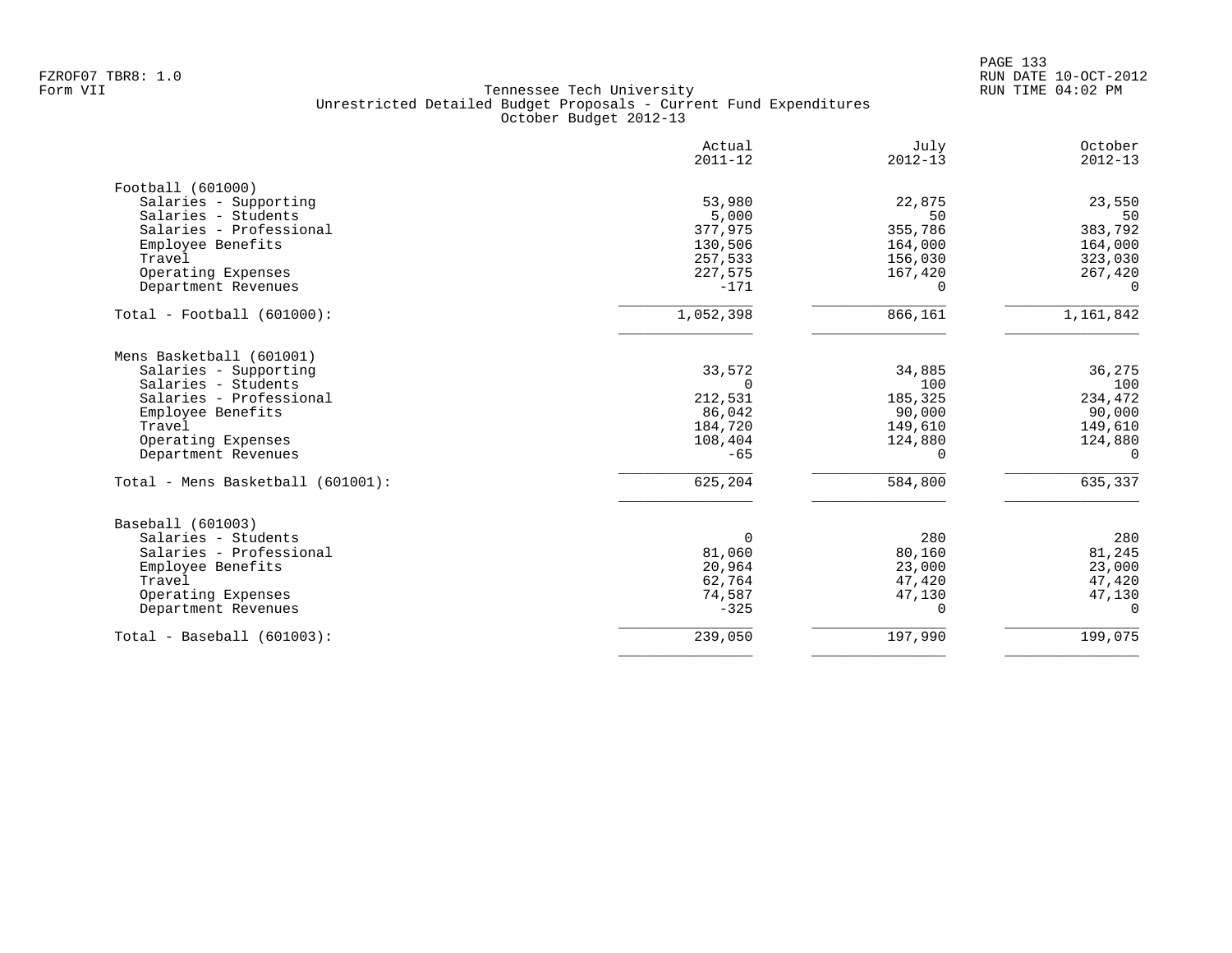# Tennessee Tech University

## Unrestricted Detailed Budget Proposals - Current Fund Expenditures

### October Budget 2012-13

Form VII

| | Actual 2011-12 | July 2012-13 | October 2012-13 |
|---|---|---|---|
| **Football (601000)** | | | |
| Salaries - Supporting | 53,980 | 22,875 | 23,550 |
| Salaries - Students | 5,000 | 50 | 50 |
| Salaries - Professional | 377,975 | 355,786 | 383,792 |
| Employee Benefits | 130,506 | 164,000 | 164,000 |
| Travel | 257,533 | 156,030 | 323,030 |
| Operating Expenses | 227,575 | 167,420 | 267,420 |
| Department Revenues | -171 | 0 | 0 |
| Total - Football (601000): | 1,052,398 | 866,161 | 1,161,842 |
| **Mens Basketball (601001)** | | | |
| Salaries - Supporting | 33,572 | 34,885 | 36,275 |
| Salaries - Students | 0 | 100 | 100 |
| Salaries - Professional | 212,531 | 185,325 | 234,472 |
| Employee Benefits | 86,042 | 90,000 | 90,000 |
| Travel | 184,720 | 149,610 | 149,610 |
| Operating Expenses | 108,404 | 124,880 | 124,880 |
| Department Revenues | -65 | 0 | 0 |
| Total - Mens Basketball (601001): | 625,204 | 584,800 | 635,337 |
| **Baseball (601003)** | | | |
| Salaries - Students | 0 | 280 | 280 |
| Salaries - Professional | 81,060 | 80,160 | 81,245 |
| Employee Benefits | 20,964 | 23,000 | 23,000 |
| Travel | 62,764 | 47,420 | 47,420 |
| Operating Expenses | 74,587 | 47,130 | 47,130 |
| Department Revenues | -325 | 0 | 0 |
| Total - Baseball (601003): | 239,050 | 197,990 | 199,075 |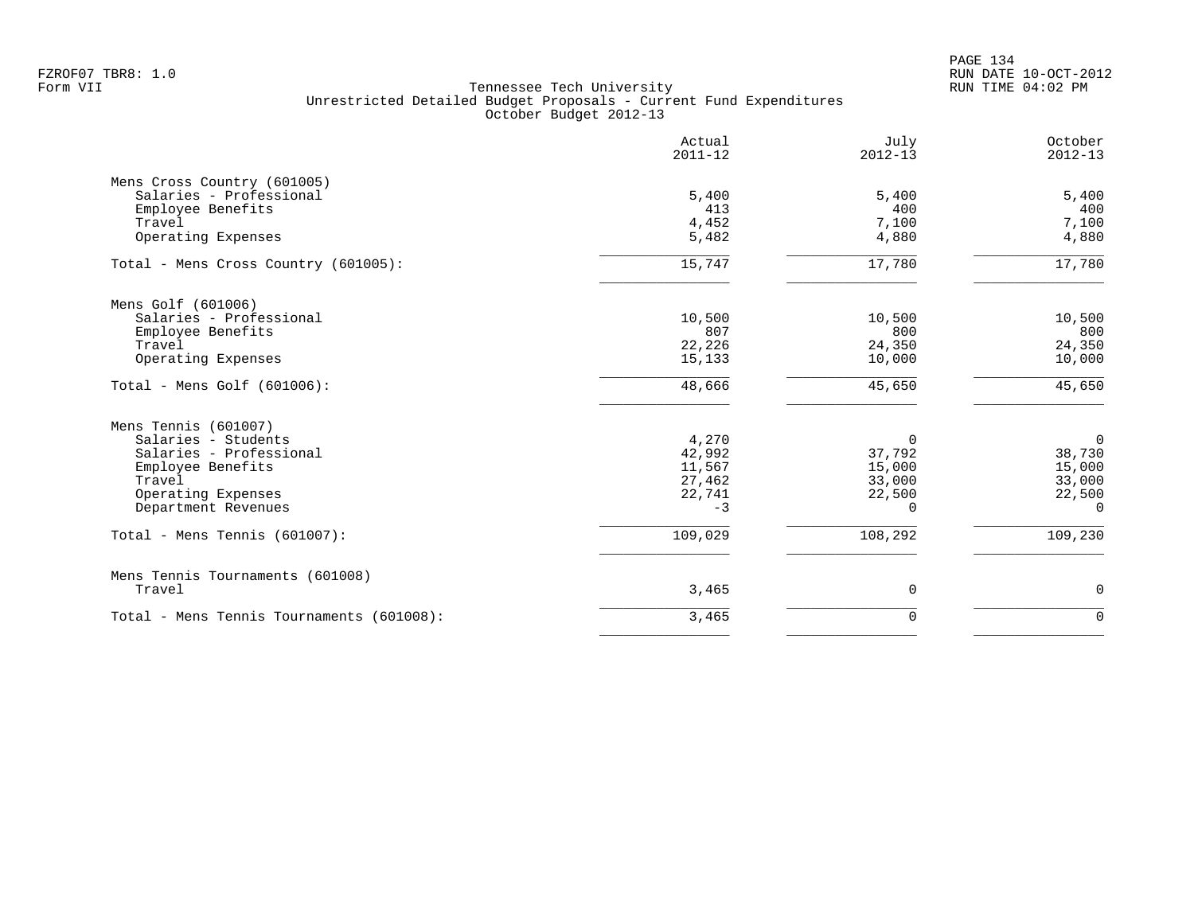FZROF07 TBR8: 1.0
Form VII

Tennessee Tech University
Unrestricted Detailed Budget Proposals - Current Fund Expenditures
October Budget 2012-13

|  | Actual 2011-12 | July 2012-13 | October 2012-13 |
|---|---|---|---|
| **Mens Cross Country (601005)** | | | |
| Salaries - Professional | 5,400 | 5,400 | 5,400 |
| Employee Benefits | 413 | 400 | 400 |
| Travel | 4,452 | 7,100 | 7,100 |
| Operating Expenses | 5,482 | 4,880 | 4,880 |
| Total - Mens Cross Country (601005): | 15,747 | 17,780 | 17,780 |
| **Mens Golf (601006)** | | | |
| Salaries - Professional | 10,500 | 10,500 | 10,500 |
| Employee Benefits | 807 | 800 | 800 |
| Travel | 22,226 | 24,350 | 24,350 |
| Operating Expenses | 15,133 | 10,000 | 10,000 |
| Total - Mens Golf (601006): | 48,666 | 45,650 | 45,650 |
| **Mens Tennis (601007)** | | | |
| Salaries - Students | 4,270 | 0 | 0 |
| Salaries - Professional | 42,992 | 37,792 | 38,730 |
| Employee Benefits | 11,567 | 15,000 | 15,000 |
| Travel | 27,462 | 33,000 | 33,000 |
| Operating Expenses | 22,741 | 22,500 | 22,500 |
| Department Revenues | -3 | 0 | 0 |
| Total - Mens Tennis (601007): | 109,029 | 108,292 | 109,230 |
| **Mens Tennis Tournaments (601008)** | | | |
| Travel | 3,465 | 0 | 0 |
| Total - Mens Tennis Tournaments (601008): | 3,465 | 0 | 0 |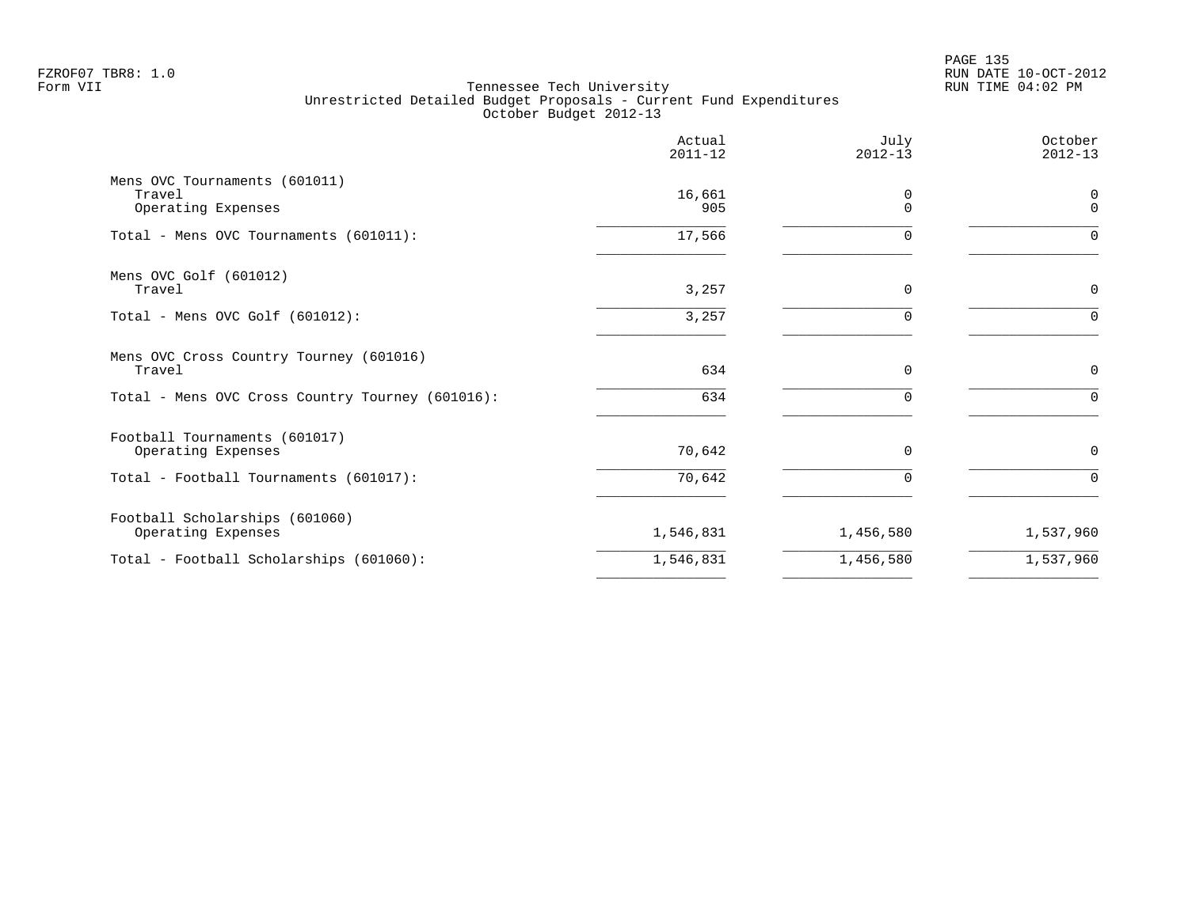Tennessee Tech University
Unrestricted Detailed Budget Proposals - Current Fund Expenditures
October Budget 2012-13

| | Actual 2011-12 | July 2012-13 | October 2012-13 |
|---|---|---|---|
| Mens OVC Tournaments (601011) | | | |
| Travel | 16,661 | 0 | 0 |
| Operating Expenses | 905 | 0 | 0 |
| Total - Mens OVC Tournaments (601011): | 17,566 | 0 | 0 |
| Mens OVC Golf (601012) | | | |
| Travel | 3,257 | 0 | 0 |
| Total - Mens OVC Golf (601012): | 3,257 | 0 | 0 |
| Mens OVC Cross Country Tourney (601016) | | | |
| Travel | 634 | 0 | 0 |
| Total - Mens OVC Cross Country Tourney (601016): | 634 | 0 | 0 |
| Football Tournaments (601017) | | | |
| Operating Expenses | 70,642 | 0 | 0 |
| Total - Football Tournaments (601017): | 70,642 | 0 | 0 |
| Football Scholarships (601060) | | | |
| Operating Expenses | 1,546,831 | 1,456,580 | 1,537,960 |
| Total - Football Scholarships (601060): | 1,546,831 | 1,456,580 | 1,537,960 |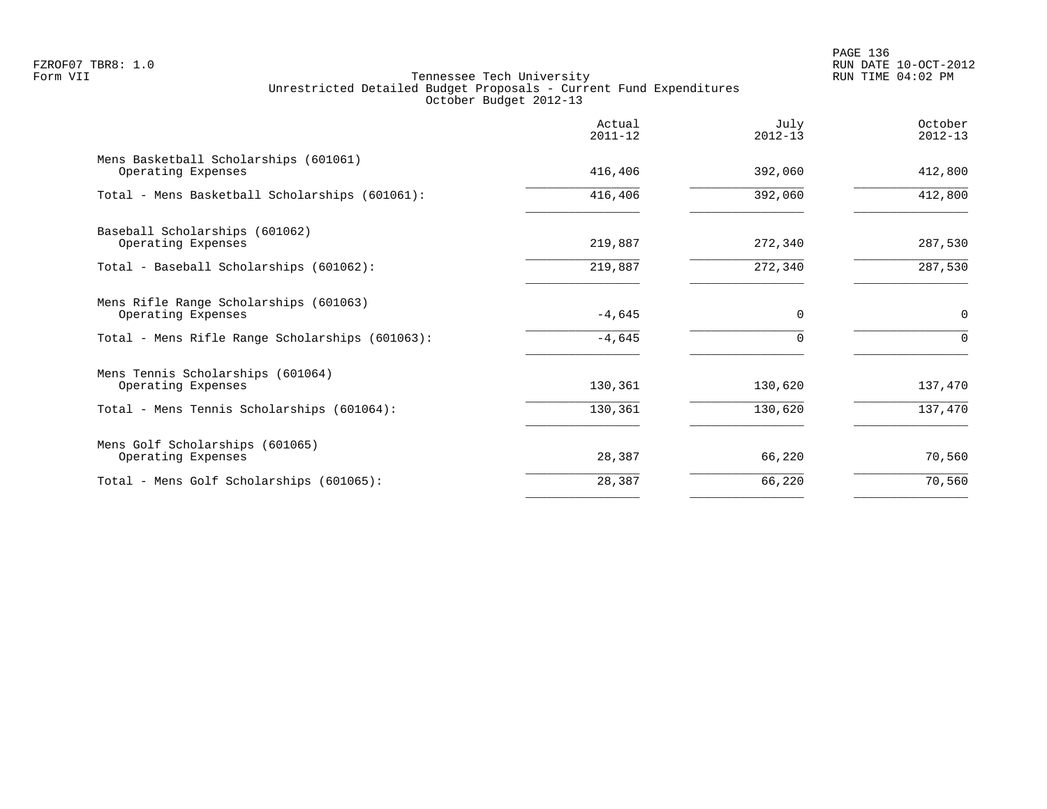Tennessee Tech University
Unrestricted Detailed Budget Proposals - Current Fund Expenditures
October Budget 2012-13

| | Actual 2011-12 | July 2012-13 | October 2012-13 |
|---|---|---|---|
| Mens Basketball Scholarships (601061) | | | |
| Operating Expenses | 416,406 | 392,060 | 412,800 |
| Total - Mens Basketball Scholarships (601061): | 416,406 | 392,060 | 412,800 |
| Baseball Scholarships (601062) | | | |
| Operating Expenses | 219,887 | 272,340 | 287,530 |
| Total - Baseball Scholarships (601062): | 219,887 | 272,340 | 287,530 |
| Mens Rifle Range Scholarships (601063) | | | |
| Operating Expenses | -4,645 | 0 | 0 |
| Total - Mens Rifle Range Scholarships (601063): | -4,645 | 0 | 0 |
| Mens Tennis Scholarships (601064) | | | |
| Operating Expenses | 130,361 | 130,620 | 137,470 |
| Total - Mens Tennis Scholarships (601064): | 130,361 | 130,620 | 137,470 |
| Mens Golf Scholarships (601065) | | | |
| Operating Expenses | 28,387 | 66,220 | 70,560 |
| Total - Mens Golf Scholarships (601065): | 28,387 | 66,220 | 70,560 |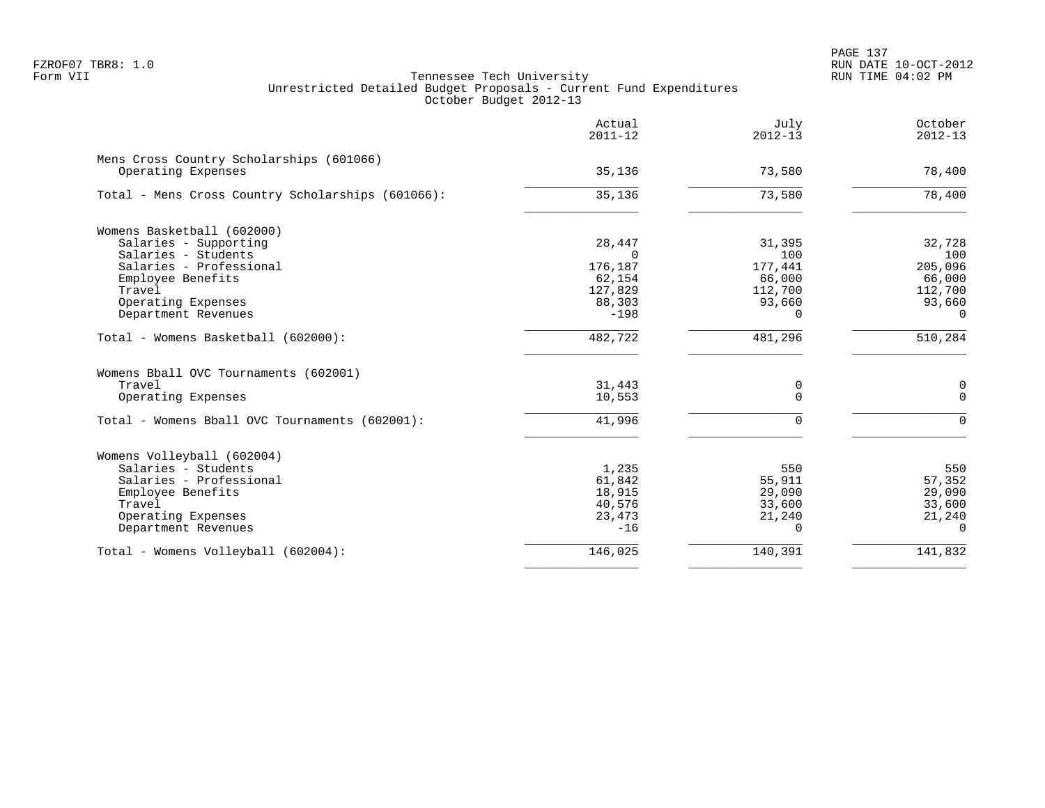FZROF07 TBR8: 1.0
Form VII

Tennessee Tech University
Unrestricted Detailed Budget Proposals - Current Fund Expenditures
October Budget 2012-13

RUN DATE 10-OCT-2012
RUN TIME 04:02 PM

| | Actual 2011-12 | July 2012-13 | October 2012-13 |
|---|---|---|---|
| **Mens Cross Country Scholarships (601066)** | | | |
| Operating Expenses | 35,136 | 73,580 | 78,400 |
| Total - Mens Cross Country Scholarships (601066): | 35,136 | 73,580 | 78,400 |
| **Womens Basketball (602000)** | | | |
| Salaries - Supporting | 28,447 | 31,395 | 32,728 |
| Salaries - Students | 0 | 100 | 100 |
| Salaries - Professional | 176,187 | 177,441 | 205,096 |
| Employee Benefits | 62,154 | 66,000 | 66,000 |
| Travel | 127,829 | 112,700 | 112,700 |
| Operating Expenses | 88,303 | 93,660 | 93,660 |
| Department Revenues | -198 | 0 | 0 |
| Total - Womens Basketball (602000): | 482,722 | 481,296 | 510,284 |
| **Womens Bball OVC Tournaments (602001)** | | | |
| Travel | 31,443 | 0 | 0 |
| Operating Expenses | 10,553 | 0 | 0 |
| Total - Womens Bball OVC Tournaments (602001): | 41,996 | 0 | 0 |
| **Womens Volleyball (602004)** | | | |
| Salaries - Students | 1,235 | 550 | 550 |
| Salaries - Professional | 61,842 | 55,911 | 57,352 |
| Employee Benefits | 18,915 | 29,090 | 29,090 |
| Travel | 40,576 | 33,600 | 33,600 |
| Operating Expenses | 23,473 | 21,240 | 21,240 |
| Department Revenues | -16 | 0 | 0 |
| Total - Womens Volleyball (602004): | 146,025 | 140,391 | 141,832 |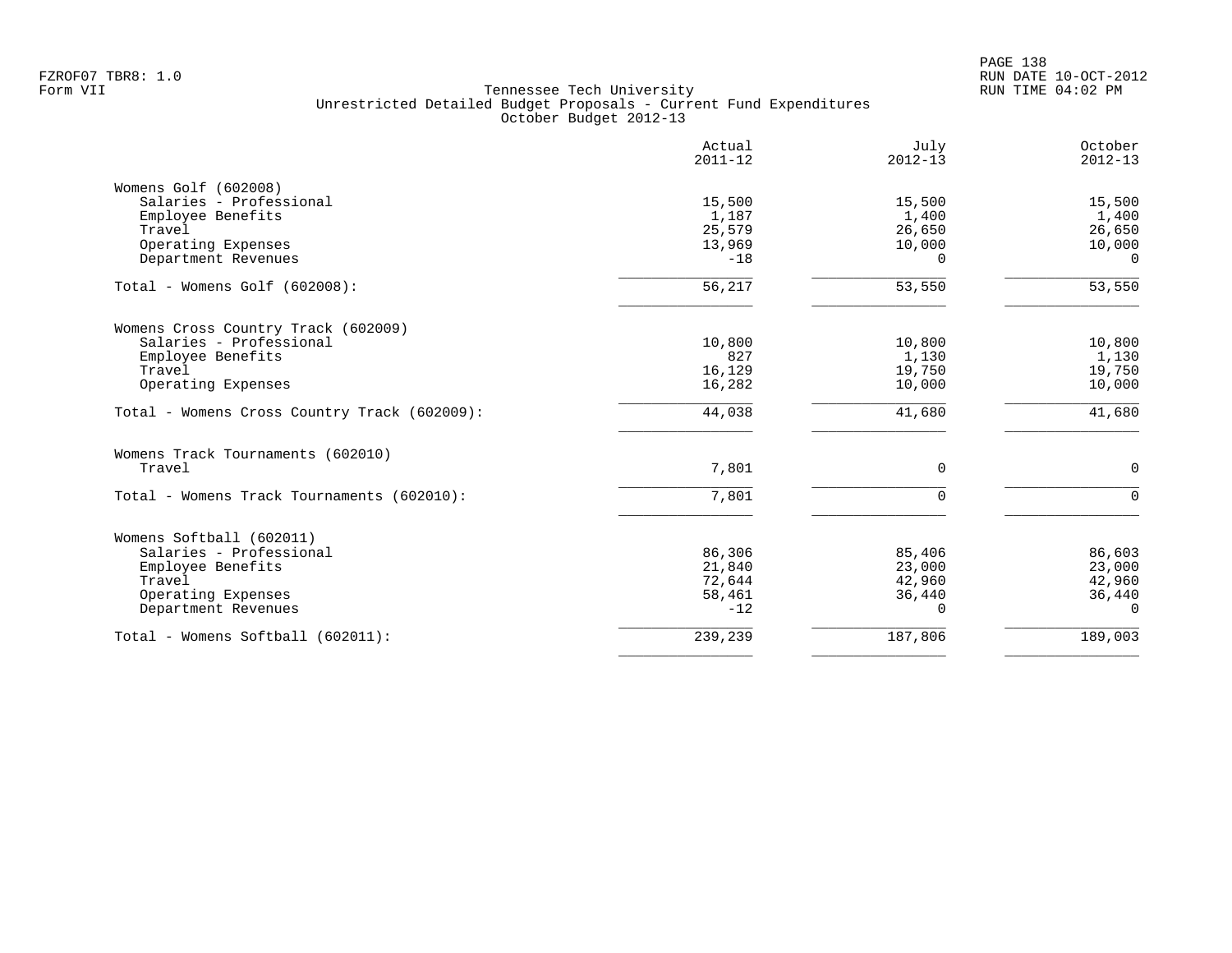FZROF07 TBR8: 1.0
Form VII

Tennessee Tech University
Unrestricted Detailed Budget Proposals - Current Fund Expenditures
October Budget 2012-13

RUN DATE 10-OCT-2012
RUN TIME 04:02 PM

| | Actual 2011-12 | July 2012-13 | October 2012-13 |
|---|---|---|---|
| **Womens Golf (602008)** | | | |
| Salaries - Professional | 15,500 | 15,500 | 15,500 |
| Employee Benefits | 1,187 | 1,400 | 1,400 |
| Travel | 25,579 | 26,650 | 26,650 |
| Operating Expenses | 13,969 | 10,000 | 10,000 |
| Department Revenues | -18 | 0 | 0 |
| Total - Womens Golf (602008): | 56,217 | 53,550 | 53,550 |
| **Womens Cross Country Track (602009)** | | | |
| Salaries - Professional | 10,800 | 10,800 | 10,800 |
| Employee Benefits | 827 | 1,130 | 1,130 |
| Travel | 16,129 | 19,750 | 19,750 |
| Operating Expenses | 16,282 | 10,000 | 10,000 |
| Total - Womens Cross Country Track (602009): | 44,038 | 41,680 | 41,680 |
| **Womens Track Tournaments (602010)** | | | |
| Travel | 7,801 | 0 | 0 |
| Total - Womens Track Tournaments (602010): | 7,801 | 0 | 0 |
| **Womens Softball (602011)** | | | |
| Salaries - Professional | 86,306 | 85,406 | 86,603 |
| Employee Benefits | 21,840 | 23,000 | 23,000 |
| Travel | 72,644 | 42,960 | 42,960 |
| Operating Expenses | 58,461 | 36,440 | 36,440 |
| Department Revenues | -12 | 0 | 0 |
| Total - Womens Softball (602011): | 239,239 | 187,806 | 189,003 |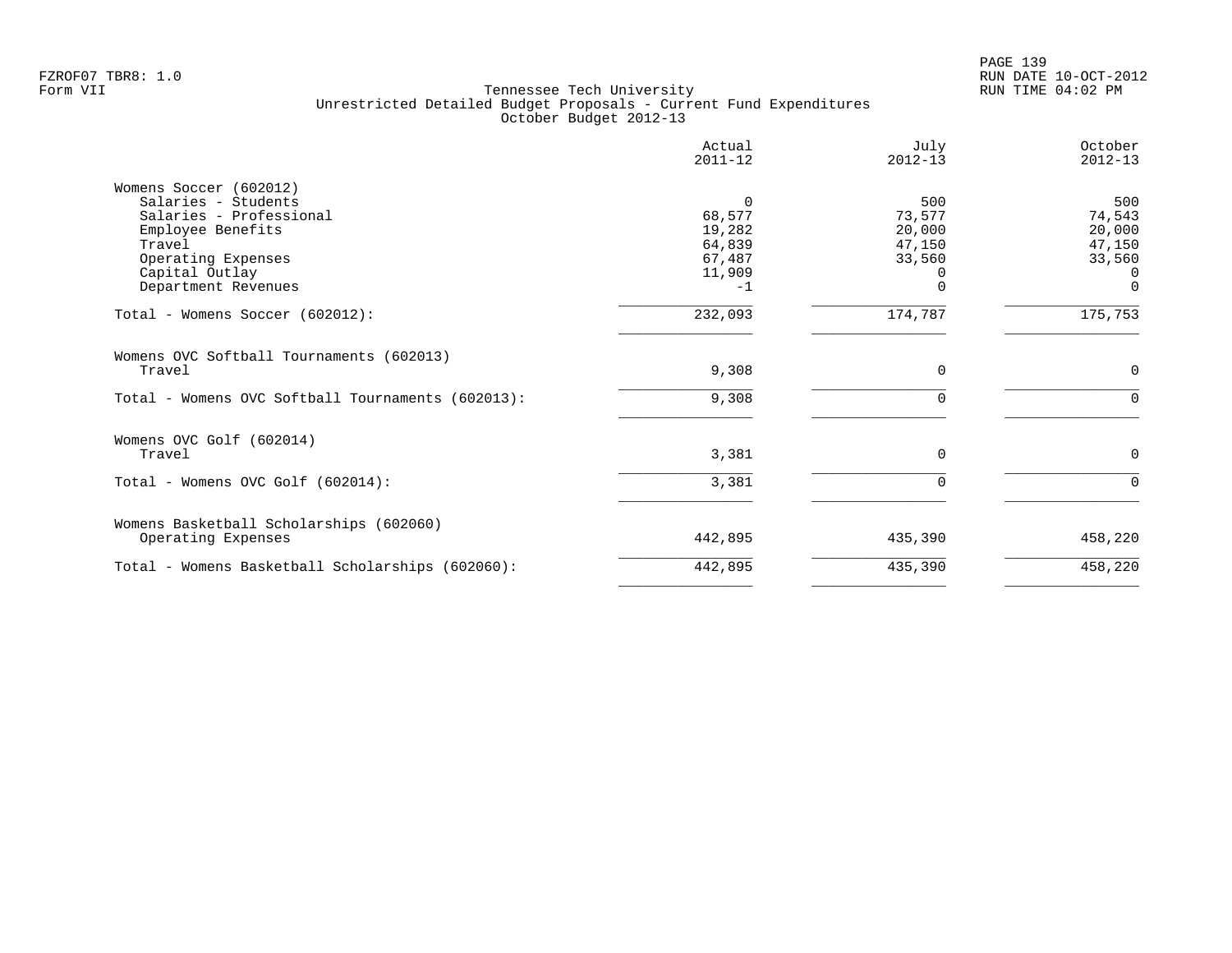Tennessee Tech University
Unrestricted Detailed Budget Proposals - Current Fund Expenditures
October Budget 2012-13

| | Actual 2011-12 | July 2012-13 | October 2012-13 |
|---|---|---|---|
| **Womens Soccer (602012)** | | | |
| Salaries - Students | 0 | 500 | 500 |
| Salaries - Professional | 68,577 | 73,577 | 74,543 |
| Employee Benefits | 19,282 | 20,000 | 20,000 |
| Travel | 64,839 | 47,150 | 47,150 |
| Operating Expenses | 67,487 | 33,560 | 33,560 |
| Capital Outlay | 11,909 | 0 | 0 |
| Department Revenues | -1 | 0 | 0 |
| Total - Womens Soccer (602012): | 232,093 | 174,787 | 175,753 |
| **Womens OVC Softball Tournaments (602013)** | | | |
| Travel | 9,308 | 0 | 0 |
| Total - Womens OVC Softball Tournaments (602013): | 9,308 | 0 | 0 |
| **Womens OVC Golf (602014)** | | | |
| Travel | 3,381 | 0 | 0 |
| Total - Womens OVC Golf (602014): | 3,381 | 0 | 0 |
| **Womens Basketball Scholarships (602060)** | | | |
| Operating Expenses | 442,895 | 435,390 | 458,220 |
| Total - Womens Basketball Scholarships (602060): | 442,895 | 435,390 | 458,220 |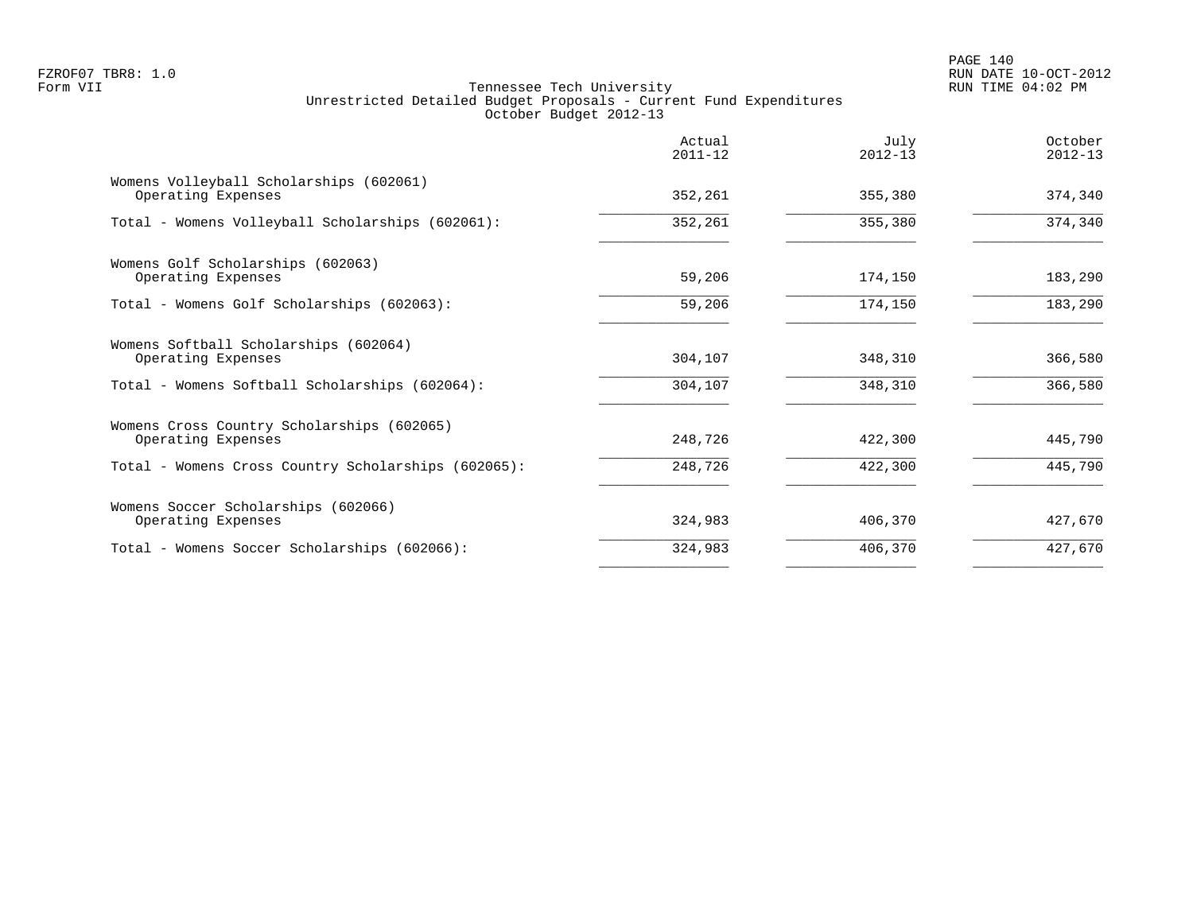Tennessee Tech University
Unrestricted Detailed Budget Proposals - Current Fund Expenditures
October Budget 2012-13

Form VII

| | Actual 2011-12 | July 2012-13 | October 2012-13 |
|---|---|---|---|
| Womens Volleyball Scholarships (602061) | | | |
| Operating Expenses | 352,261 | 355,380 | 374,340 |
| Total - Womens Volleyball Scholarships (602061): | 352,261 | 355,380 | 374,340 |
| Womens Golf Scholarships (602063) | | | |
| Operating Expenses | 59,206 | 174,150 | 183,290 |
| Total - Womens Golf Scholarships (602063): | 59,206 | 174,150 | 183,290 |
| Womens Softball Scholarships (602064) | | | |
| Operating Expenses | 304,107 | 348,310 | 366,580 |
| Total - Womens Softball Scholarships (602064): | 304,107 | 348,310 | 366,580 |
| Womens Cross Country Scholarships (602065) | | | |
| Operating Expenses | 248,726 | 422,300 | 445,790 |
| Total - Womens Cross Country Scholarships (602065): | 248,726 | 422,300 | 445,790 |
| Womens Soccer Scholarships (602066) | | | |
| Operating Expenses | 324,983 | 406,370 | 427,670 |
| Total - Womens Soccer Scholarships (602066): | 324,983 | 406,370 | 427,670 |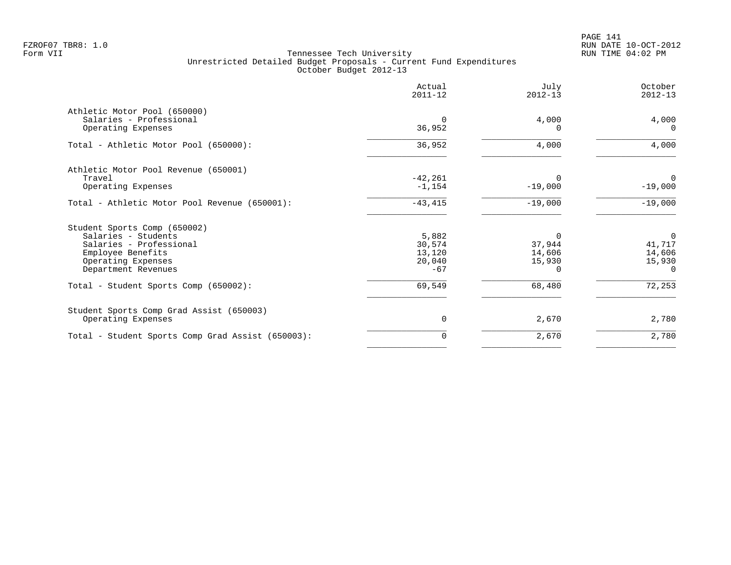Tennessee Tech University
Unrestricted Detailed Budget Proposals - Current Fund Expenditures
October Budget 2012-13

| | Actual 2011-12 | July 2012-13 | October 2012-13 |
|---|---|---|---|
| **Athletic Motor Pool (650000)** | | | |
| Salaries - Professional | 0 | 4,000 | 4,000 |
| Operating Expenses | 36,952 | 0 | 0 |
| Total - Athletic Motor Pool (650000): | 36,952 | 4,000 | 4,000 |
| **Athletic Motor Pool Revenue (650001)** | | | |
| Travel | -42,261 | 0 | 0 |
| Operating Expenses | -1,154 | -19,000 | -19,000 |
| Total - Athletic Motor Pool Revenue (650001): | -43,415 | -19,000 | -19,000 |
| **Student Sports Comp (650002)** | | | |
| Salaries - Students | 5,882 | 0 | 0 |
| Salaries - Professional | 30,574 | 37,944 | 41,717 |
| Employee Benefits | 13,120 | 14,606 | 14,606 |
| Operating Expenses | 20,040 | 15,930 | 15,930 |
| Department Revenues | -67 | 0 | 0 |
| Total - Student Sports Comp (650002): | 69,549 | 68,480 | 72,253 |
| **Student Sports Comp Grad Assist (650003)** | | | |
| Operating Expenses | 0 | 2,670 | 2,780 |
| Total - Student Sports Comp Grad Assist (650003): | 0 | 2,670 | 2,780 |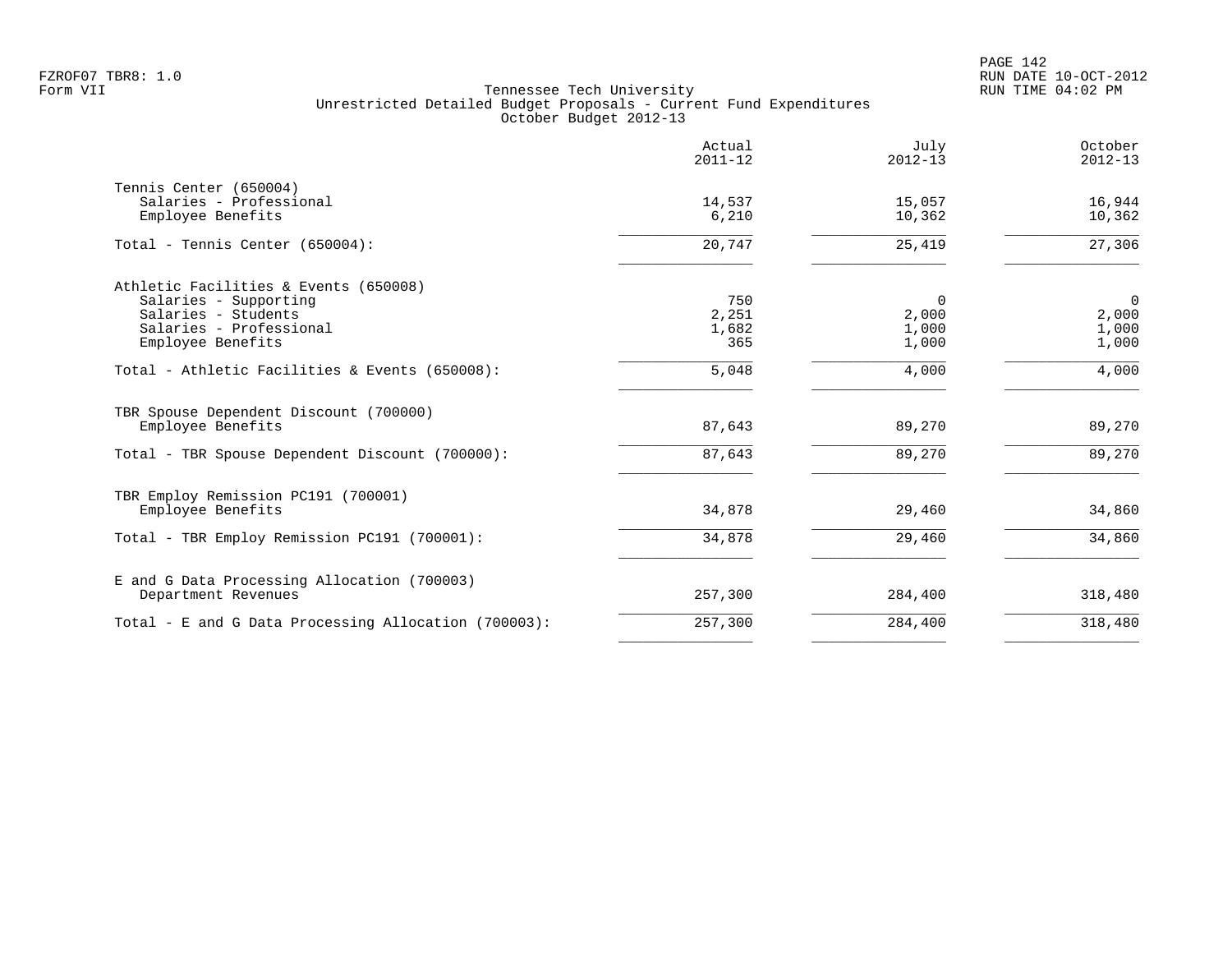FZROF07 TBR8: 1.0
Form VII

Tennessee Tech University
Unrestricted Detailed Budget Proposals - Current Fund Expenditures
October Budget 2012-13

RUN DATE 10-OCT-2012
RUN TIME 04:02 PM

| | Actual 2011-12 | July 2012-13 | October 2012-13 |
|---|---|---|---|
| Tennis Center (650004) | | | |
| Salaries - Professional | 14,537 | 15,057 | 16,944 |
| Employee Benefits | 6,210 | 10,362 | 10,362 |
| Total - Tennis Center (650004): | 20,747 | 25,419 | 27,306 |
| Athletic Facilities & Events (650008) | | | |
| Salaries - Supporting | 750 | 0 | 0 |
| Salaries - Students | 2,251 | 2,000 | 2,000 |
| Salaries - Professional | 1,682 | 1,000 | 1,000 |
| Employee Benefits | 365 | 1,000 | 1,000 |
| Total - Athletic Facilities & Events (650008): | 5,048 | 4,000 | 4,000 |
| TBR Spouse Dependent Discount (700000) | | | |
| Employee Benefits | 87,643 | 89,270 | 89,270 |
| Total - TBR Spouse Dependent Discount (700000): | 87,643 | 89,270 | 89,270 |
| TBR Employ Remission PC191 (700001) | | | |
| Employee Benefits | 34,878 | 29,460 | 34,860 |
| Total - TBR Employ Remission PC191 (700001): | 34,878 | 29,460 | 34,860 |
| E and G Data Processing Allocation (700003) | | | |
| Department Revenues | 257,300 | 284,400 | 318,480 |
| Total - E and G Data Processing Allocation (700003): | 257,300 | 284,400 | 318,480 |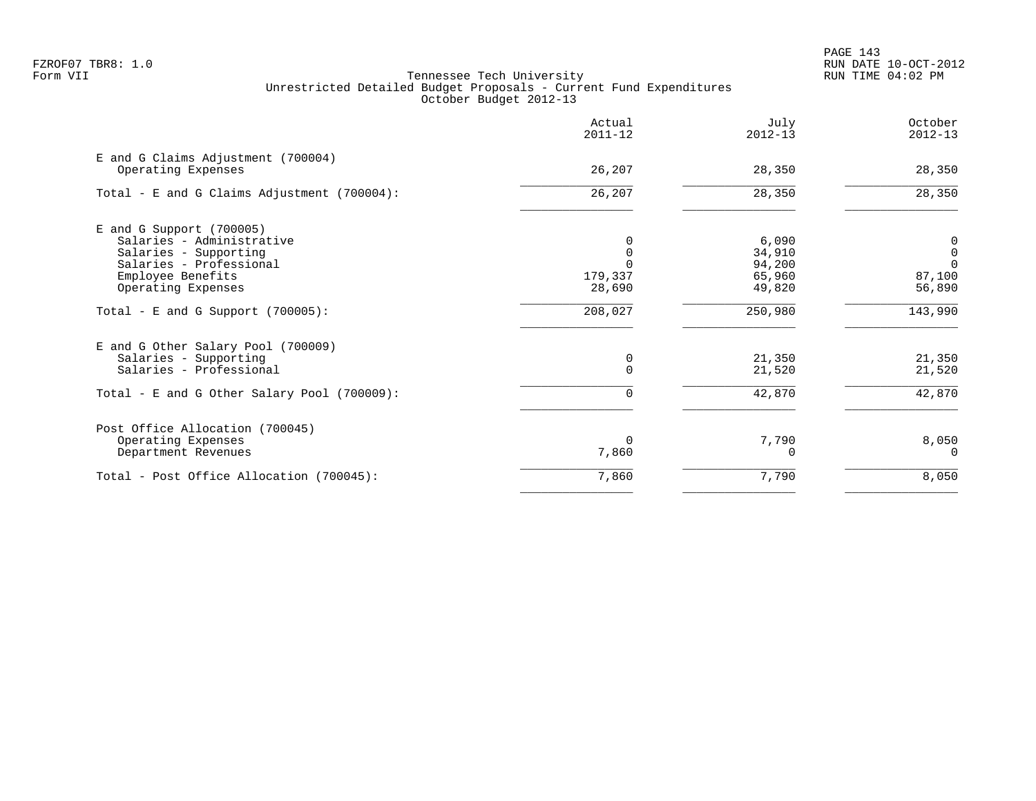Tennessee Tech University
Unrestricted Detailed Budget Proposals - Current Fund Expenditures
October Budget 2012-13

| | Actual 2011-12 | July 2012-13 | October 2012-13 |
|---|---|---|---|
| E and G Claims Adjustment (700004) | | | |
| Operating Expenses | 26,207 | 28,350 | 28,350 |
| Total - E and G Claims Adjustment (700004): | 26,207 | 28,350 | 28,350 |
| E and G Support (700005) | | | |
| Salaries - Administrative | 0 | 6,090 | 0 |
| Salaries - Supporting | 0 | 34,910 | 0 |
| Salaries - Professional | 0 | 94,200 | 0 |
| Employee Benefits | 179,337 | 65,960 | 87,100 |
| Operating Expenses | 28,690 | 49,820 | 56,890 |
| Total - E and G Support (700005): | 208,027 | 250,980 | 143,990 |
| E and G Other Salary Pool (700009) | | | |
| Salaries - Supporting | 0 | 21,350 | 21,350 |
| Salaries - Professional | 0 | 21,520 | 21,520 |
| Total - E and G Other Salary Pool (700009): | 0 | 42,870 | 42,870 |
| Post Office Allocation (700045) | | | |
| Operating Expenses | 0 | 7,790 | 8,050 |
| Department Revenues | 7,860 | 0 | 0 |
| Total - Post Office Allocation (700045): | 7,860 | 7,790 | 8,050 |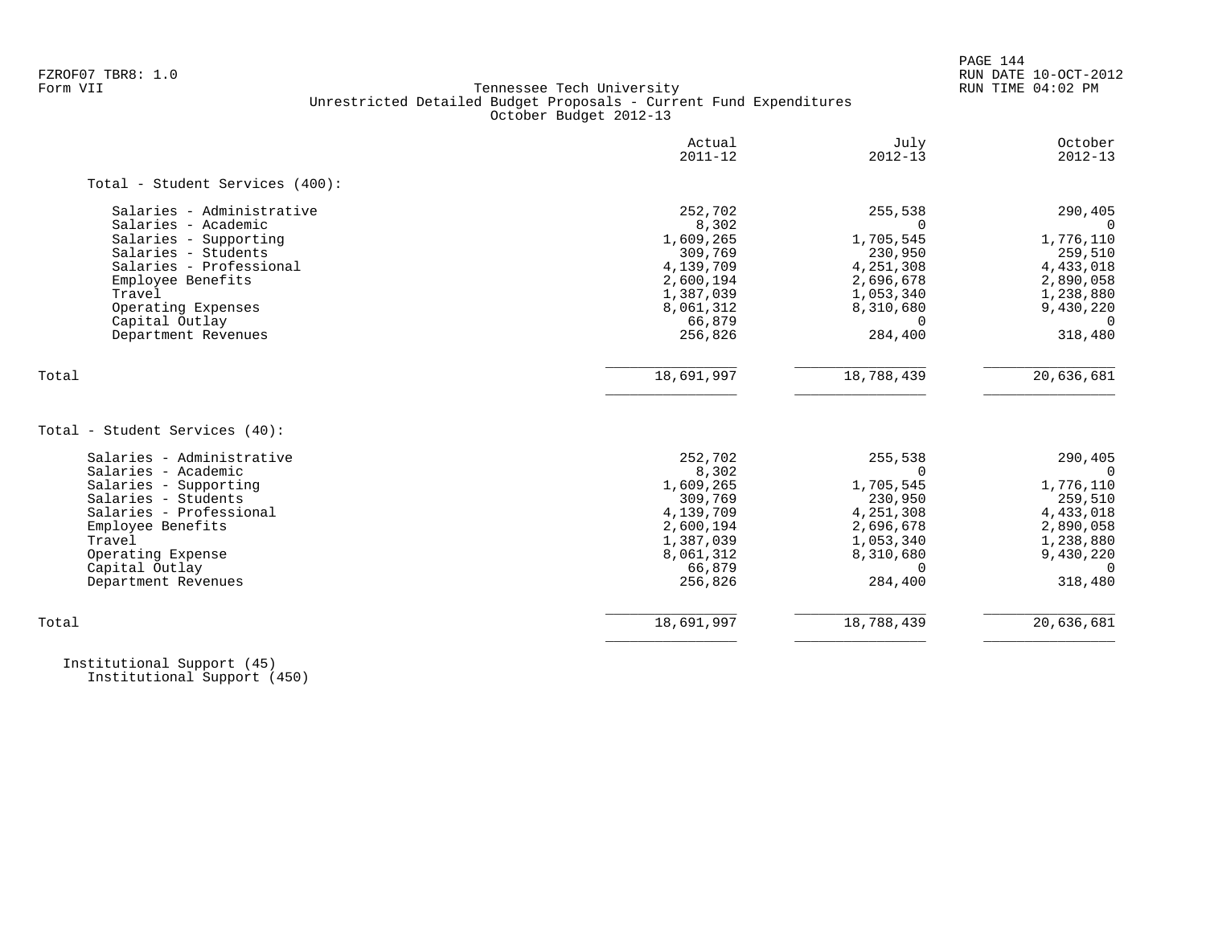Tennessee Tech University
Unrestricted Detailed Budget Proposals - Current Fund Expenditures
October Budget 2012-13

| | Actual 2011-12 | July 2012-13 | October 2012-13 |
|---|---|---|---|
| **Total - Student Services (400):** | | | |
| Salaries - Administrative | 252,702 | 255,538 | 290,405 |
| Salaries - Academic | 8,302 | 0 | 0 |
| Salaries - Supporting | 1,609,265 | 1,705,545 | 1,776,110 |
| Salaries - Students | 309,769 | 230,950 | 259,510 |
| Salaries - Professional | 4,139,709 | 4,251,308 | 4,433,018 |
| Employee Benefits | 2,600,194 | 2,696,678 | 2,890,058 |
| Travel | 1,387,039 | 1,053,340 | 1,238,880 |
| Operating Expenses | 8,061,312 | 8,310,680 | 9,430,220 |
| Capital Outlay | 66,879 | 0 | 0 |
| Department Revenues | 256,826 | 284,400 | 318,480 |
| Total | 18,691,997 | 18,788,439 | 20,636,681 |

| | Actual 2011-12 | July 2012-13 | October 2012-13 |
|---|---|---|---|
| **Total - Student Services (40):** | | | |
| Salaries - Administrative | 252,702 | 255,538 | 290,405 |
| Salaries - Academic | 8,302 | 0 | 0 |
| Salaries - Supporting | 1,609,265 | 1,705,545 | 1,776,110 |
| Salaries - Students | 309,769 | 230,950 | 259,510 |
| Salaries - Professional | 4,139,709 | 4,251,308 | 4,433,018 |
| Employee Benefits | 2,600,194 | 2,696,678 | 2,890,058 |
| Travel | 1,387,039 | 1,053,340 | 1,238,880 |
| Operating Expense | 8,061,312 | 8,310,680 | 9,430,220 |
| Capital Outlay | 66,879 | 0 | 0 |
| Department Revenues | 256,826 | 284,400 | 318,480 |
| Total | 18,691,997 | 18,788,439 | 20,636,681 |

Institutional Support (45)
Institutional Support (450)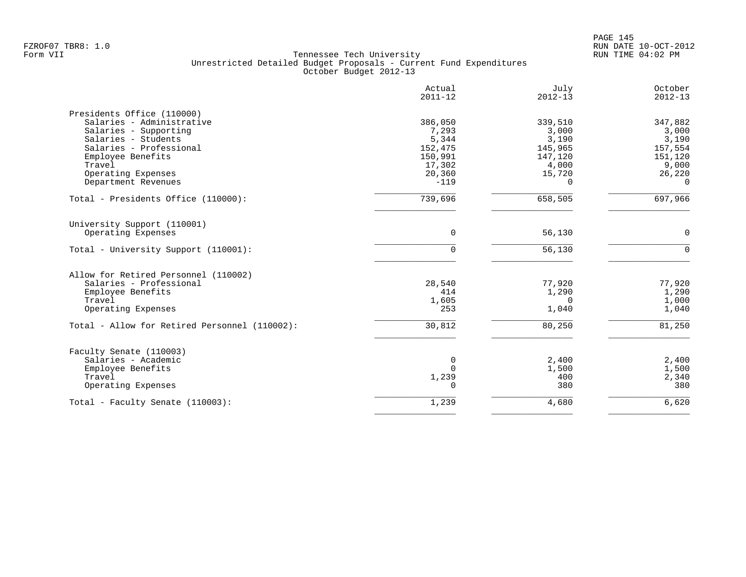FZROF07 TBR8: 1.0
Form VII

# Tennessee Tech University
## Unrestricted Detailed Budget Proposals - Current Fund Expenditures
### October Budget 2012-13

RUN DATE 10-OCT-2012
RUN TIME 04:02 PM

| | Actual 2011-12 | July 2012-13 | October 2012-13 |
|---|---|---|---|
| **Presidents Office (110000)** | | | |
| Salaries - Administrative | 386,050 | 339,510 | 347,882 |
| Salaries - Supporting | 7,293 | 3,000 | 3,000 |
| Salaries - Students | 5,344 | 3,190 | 3,190 |
| Salaries - Professional | 152,475 | 145,965 | 157,554 |
| Employee Benefits | 150,991 | 147,120 | 151,120 |
| Travel | 17,302 | 4,000 | 9,000 |
| Operating Expenses | 20,360 | 15,720 | 26,220 |
| Department Revenues | -119 | 0 | 0 |
| Total - Presidents Office (110000): | 739,696 | 658,505 | 697,966 |
| **University Support (110001)** | | | |
| Operating Expenses | 0 | 56,130 | 0 |
| Total - University Support (110001): | 0 | 56,130 | 0 |
| **Allow for Retired Personnel (110002)** | | | |
| Salaries - Professional | 28,540 | 77,920 | 77,920 |
| Employee Benefits | 414 | 1,290 | 1,290 |
| Travel | 1,605 | 0 | 1,000 |
| Operating Expenses | 253 | 1,040 | 1,040 |
| Total - Allow for Retired Personnel (110002): | 30,812 | 80,250 | 81,250 |
| **Faculty Senate (110003)** | | | |
| Salaries - Academic | 0 | 2,400 | 2,400 |
| Employee Benefits | 0 | 1,500 | 1,500 |
| Travel | 1,239 | 400 | 2,340 |
| Operating Expenses | 0 | 380 | 380 |
| Total - Faculty Senate (110003): | 1,239 | 4,680 | 6,620 |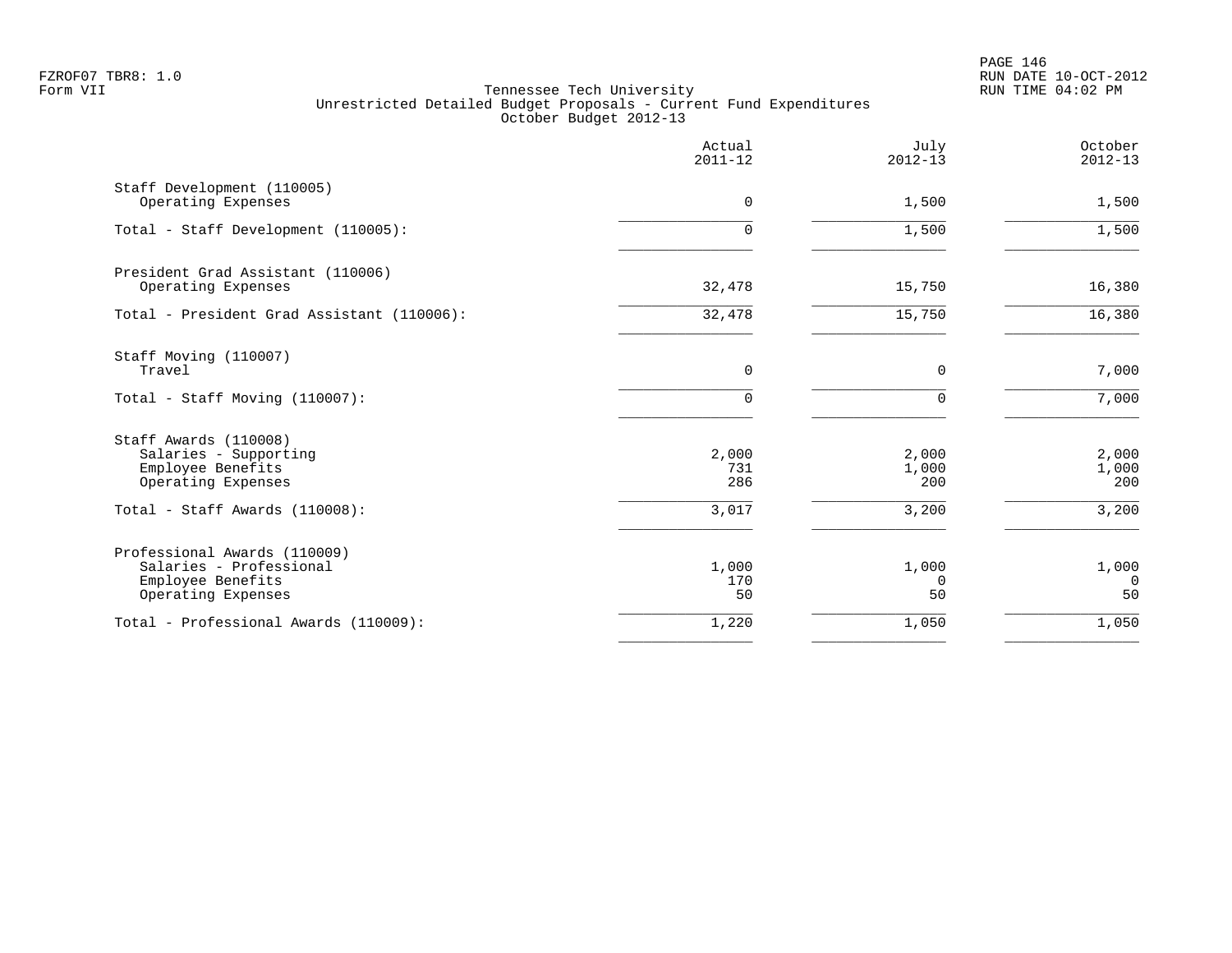Tennessee Tech University
Unrestricted Detailed Budget Proposals - Current Fund Expenditures
October Budget 2012-13

| | Actual 2011-12 | July 2012-13 | October 2012-13 |
|---|---|---|---|
| Staff Development (110005) | | | |
| Operating Expenses | 0 | 1,500 | 1,500 |
| Total - Staff Development (110005): | 0 | 1,500 | 1,500 |
| President Grad Assistant (110006) | | | |
| Operating Expenses | 32,478 | 15,750 | 16,380 |
| Total - President Grad Assistant (110006): | 32,478 | 15,750 | 16,380 |
| Staff Moving (110007) | | | |
| Travel | 0 | 0 | 7,000 |
| Total - Staff Moving (110007): | 0 | 0 | 7,000 |
| Staff Awards (110008) | | | |
| Salaries - Supporting | 2,000 | 2,000 | 2,000 |
| Employee Benefits | 731 | 1,000 | 1,000 |
| Operating Expenses | 286 | 200 | 200 |
| Total - Staff Awards (110008): | 3,017 | 3,200 | 3,200 |
| Professional Awards (110009) | | | |
| Salaries - Professional | 1,000 | 1,000 | 1,000 |
| Employee Benefits | 170 | 0 | 0 |
| Operating Expenses | 50 | 50 | 50 |
| Total - Professional Awards (110009): | 1,220 | 1,050 | 1,050 |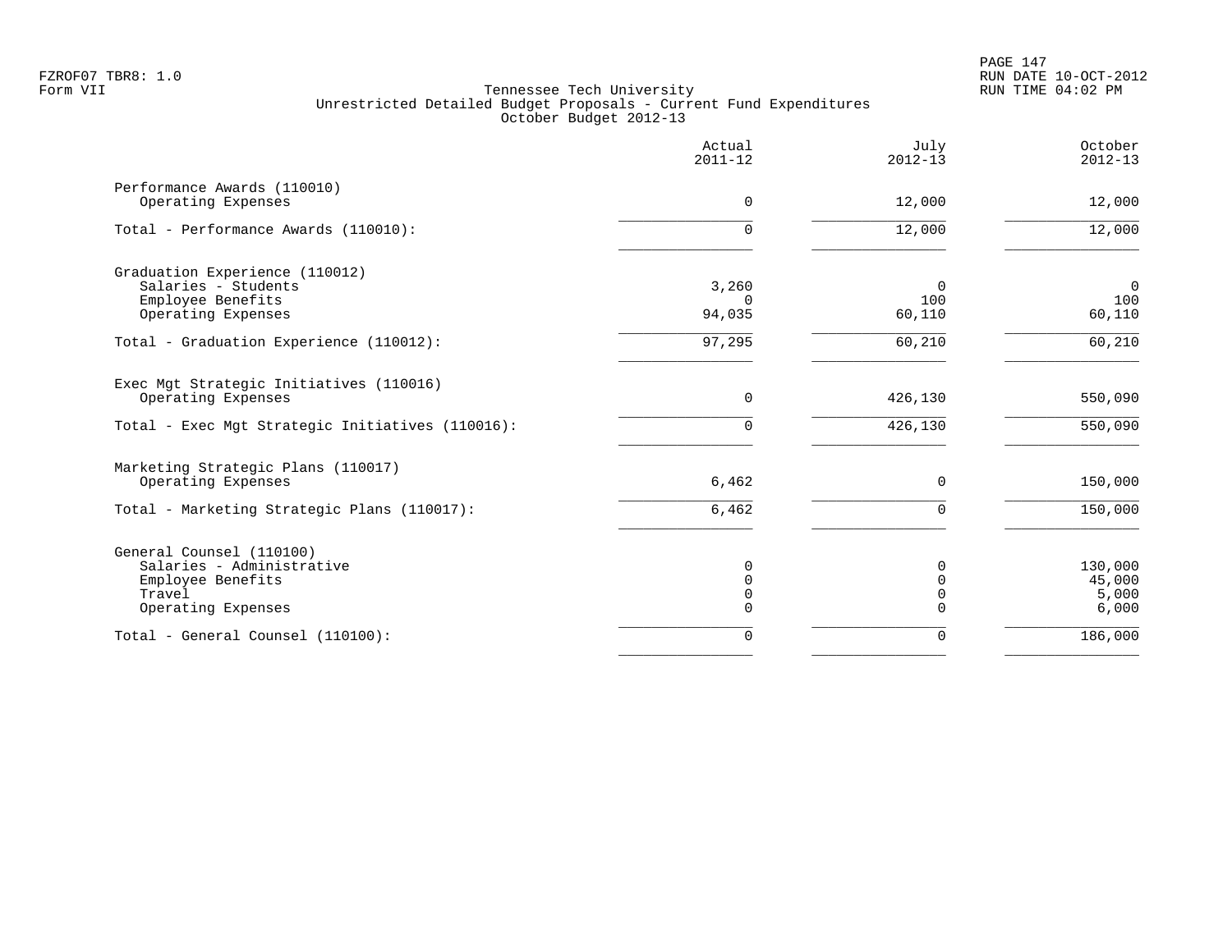FZROF07 TBR8: 1.0
Form VII

Tennessee Tech University
Unrestricted Detailed Budget Proposals - Current Fund Expenditures
October Budget 2012-13

RUN DATE 10-OCT-2012
RUN TIME 04:02 PM

| | Actual 2011-12 | July 2012-13 | October 2012-13 |
|---|---|---|---|
| **Performance Awards (110010)** | | | |
| Operating Expenses | 0 | 12,000 | 12,000 |
| Total - Performance Awards (110010): | 0 | 12,000 | 12,000 |
| **Graduation Experience (110012)** | | | |
| Salaries - Students | 3,260 | 0 | 0 |
| Employee Benefits | 0 | 100 | 100 |
| Operating Expenses | 94,035 | 60,110 | 60,110 |
| Total - Graduation Experience (110012): | 97,295 | 60,210 | 60,210 |
| **Exec Mgt Strategic Initiatives (110016)** | | | |
| Operating Expenses | 0 | 426,130 | 550,090 |
| Total - Exec Mgt Strategic Initiatives (110016): | 0 | 426,130 | 550,090 |
| **Marketing Strategic Plans (110017)** | | | |
| Operating Expenses | 6,462 | 0 | 150,000 |
| Total - Marketing Strategic Plans (110017): | 6,462 | 0 | 150,000 |
| **General Counsel (110100)** | | | |
| Salaries - Administrative | 0 | 0 | 130,000 |
| Employee Benefits | 0 | 0 | 45,000 |
| Travel | 0 | 0 | 5,000 |
| Operating Expenses | 0 | 0 | 6,000 |
| Total - General Counsel (110100): | 0 | 0 | 186,000 |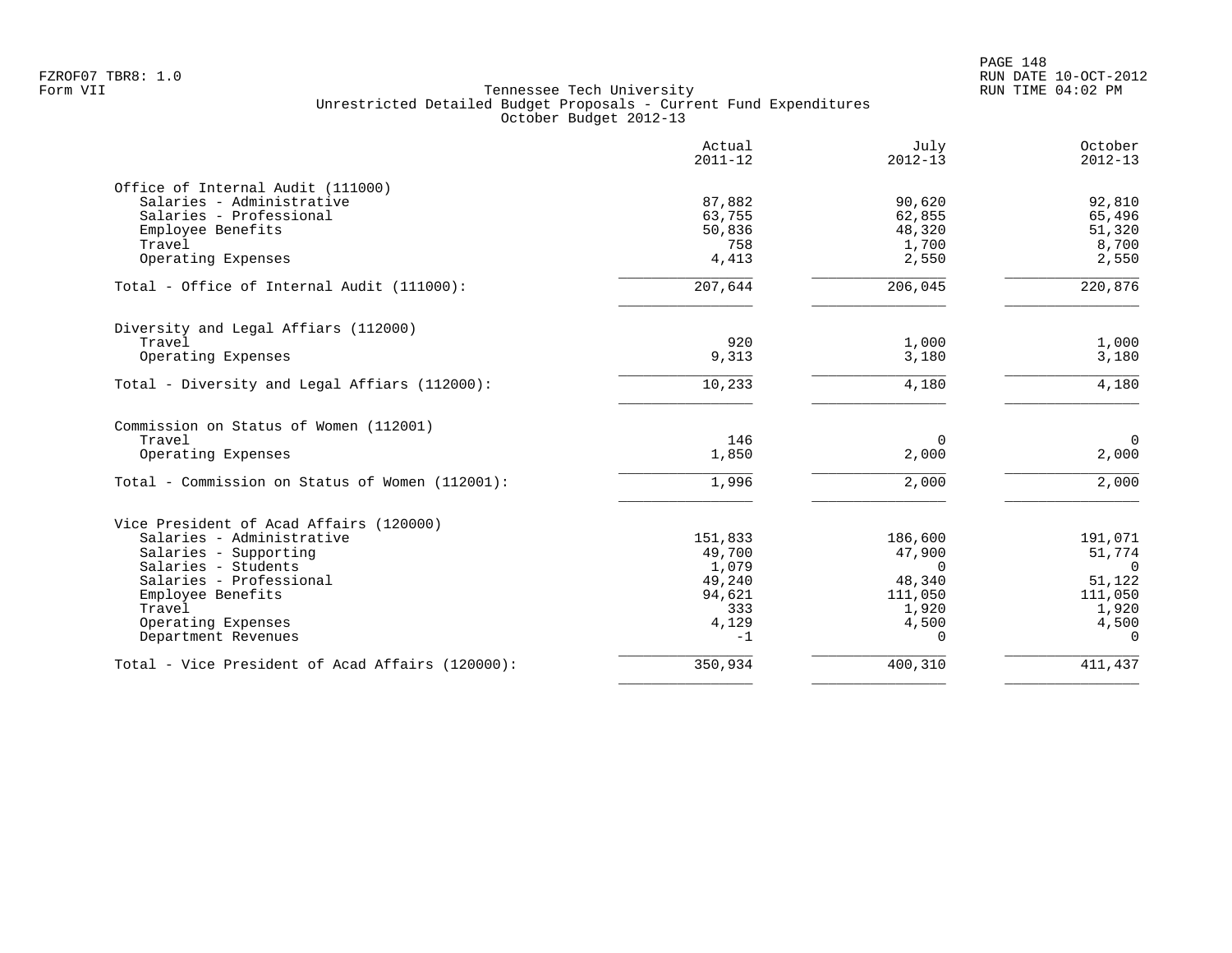FZROF07 TBR8: 1.0
Form VII

Tennessee Tech University
Unrestricted Detailed Budget Proposals - Current Fund Expenditures
October Budget 2012-13

RUN DATE 10-OCT-2012
RUN TIME 04:02 PM

| | Actual 2011-12 | July 2012-13 | October 2012-13 |
|---|---|---|---|
| **Office of Internal Audit (111000)** | | | |
| Salaries - Administrative | 87,882 | 90,620 | 92,810 |
| Salaries - Professional | 63,755 | 62,855 | 65,496 |
| Employee Benefits | 50,836 | 48,320 | 51,320 |
| Travel | 758 | 1,700 | 8,700 |
| Operating Expenses | 4,413 | 2,550 | 2,550 |
| Total - Office of Internal Audit (111000): | 207,644 | 206,045 | 220,876 |
| **Diversity and Legal Affiars (112000)** | | | |
| Travel | 920 | 1,000 | 1,000 |
| Operating Expenses | 9,313 | 3,180 | 3,180 |
| Total - Diversity and Legal Affiars (112000): | 10,233 | 4,180 | 4,180 |
| **Commission on Status of Women (112001)** | | | |
| Travel | 146 | 0 | 0 |
| Operating Expenses | 1,850 | 2,000 | 2,000 |
| Total - Commission on Status of Women (112001): | 1,996 | 2,000 | 2,000 |
| **Vice President of Acad Affairs (120000)** | | | |
| Salaries - Administrative | 151,833 | 186,600 | 191,071 |
| Salaries - Supporting | 49,700 | 47,900 | 51,774 |
| Salaries - Students | 1,079 | 0 | 0 |
| Salaries - Professional | 49,240 | 48,340 | 51,122 |
| Employee Benefits | 94,621 | 111,050 | 111,050 |
| Travel | 333 | 1,920 | 1,920 |
| Operating Expenses | 4,129 | 4,500 | 4,500 |
| Department Revenues | -1 | 0 | 0 |
| Total - Vice President of Acad Affairs (120000): | 350,934 | 400,310 | 411,437 |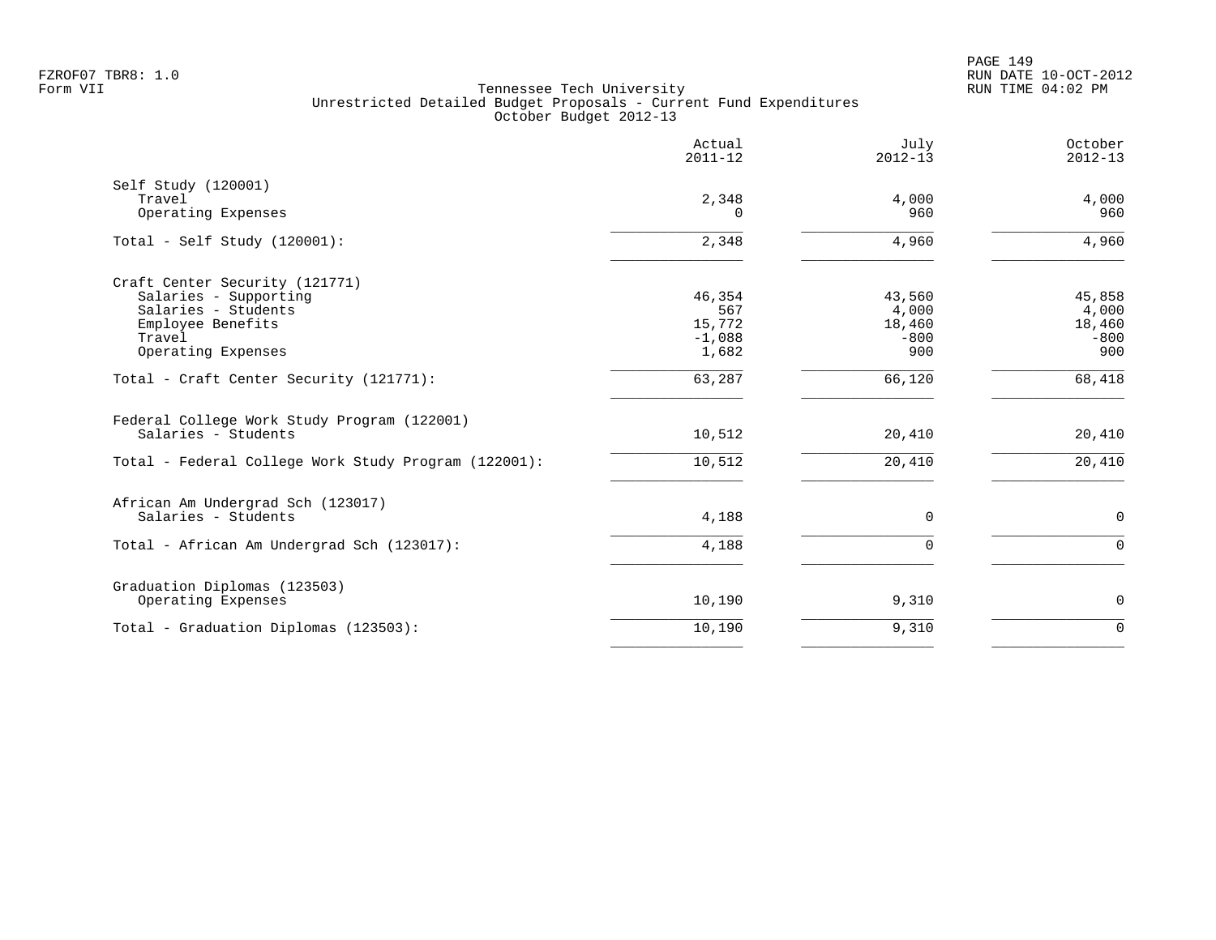FZROF07 TBR8: 1.0
Form VII

Tennessee Tech University
Unrestricted Detailed Budget Proposals - Current Fund Expenditures
October Budget 2012-13

RUN DATE 10-OCT-2012
RUN TIME 04:02 PM

| | Actual 2011-12 | July 2012-13 | October 2012-13 |
|---|---|---|---|
| **Self Study (120001)** | | | |
| Travel | 2,348 | 4,000 | 4,000 |
| Operating Expenses | 0 | 960 | 960 |
| Total - Self Study (120001): | 2,348 | 4,960 | 4,960 |
| **Craft Center Security (121771)** | | | |
| Salaries - Supporting | 46,354 | 43,560 | 45,858 |
| Salaries - Students | 567 | 4,000 | 4,000 |
| Employee Benefits | 15,772 | 18,460 | 18,460 |
| Travel | -1,088 | -800 | -800 |
| Operating Expenses | 1,682 | 900 | 900 |
| Total - Craft Center Security (121771): | 63,287 | 66,120 | 68,418 |
| **Federal College Work Study Program (122001)** | | | |
| Salaries - Students | 10,512 | 20,410 | 20,410 |
| Total - Federal College Work Study Program (122001): | 10,512 | 20,410 | 20,410 |
| **African Am Undergrad Sch (123017)** | | | |
| Salaries - Students | 4,188 | 0 | 0 |
| Total - African Am Undergrad Sch (123017): | 4,188 | 0 | 0 |
| **Graduation Diplomas (123503)** | | | |
| Operating Expenses | 10,190 | 9,310 | 0 |
| Total - Graduation Diplomas (123503): | 10,190 | 9,310 | 0 |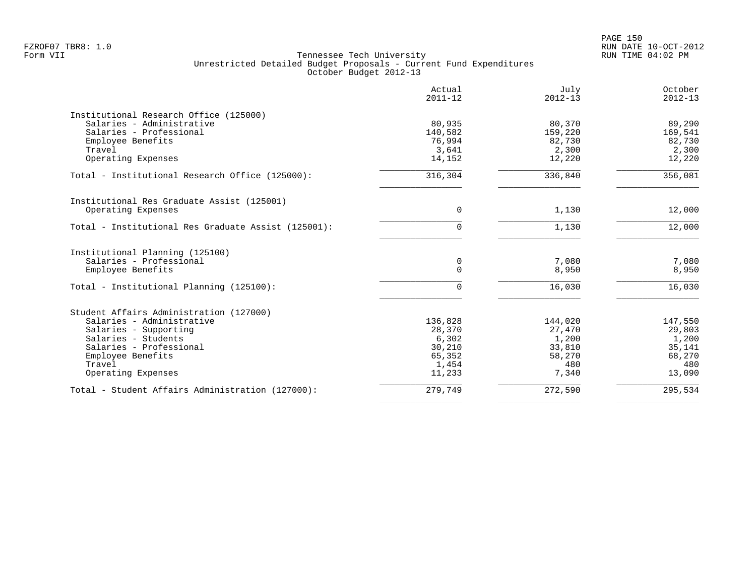Tennessee Tech University
Unrestricted Detailed Budget Proposals - Current Fund Expenditures
October Budget 2012-13

| | Actual 2011-12 | July 2012-13 | October 2012-13 |
|---|---|---|---|
| **Institutional Research Office (125000)** | | | |
| Salaries - Administrative | 80,935 | 80,370 | 89,290 |
| Salaries - Professional | 140,582 | 159,220 | 169,541 |
| Employee Benefits | 76,994 | 82,730 | 82,730 |
| Travel | 3,641 | 2,300 | 2,300 |
| Operating Expenses | 14,152 | 12,220 | 12,220 |
| Total - Institutional Research Office (125000): | 316,304 | 336,840 | 356,081 |
| **Institutional Res Graduate Assist (125001)** | | | |
| Operating Expenses | 0 | 1,130 | 12,000 |
| Total - Institutional Res Graduate Assist (125001): | 0 | 1,130 | 12,000 |
| **Institutional Planning (125100)** | | | |
| Salaries - Professional | 0 | 7,080 | 7,080 |
| Employee Benefits | 0 | 8,950 | 8,950 |
| Total - Institutional Planning (125100): | 0 | 16,030 | 16,030 |
| **Student Affairs Administration (127000)** | | | |
| Salaries - Administrative | 136,828 | 144,020 | 147,550 |
| Salaries - Supporting | 28,370 | 27,470 | 29,803 |
| Salaries - Students | 6,302 | 1,200 | 1,200 |
| Salaries - Professional | 30,210 | 33,810 | 35,141 |
| Employee Benefits | 65,352 | 58,270 | 68,270 |
| Travel | 1,454 | 480 | 480 |
| Operating Expenses | 11,233 | 7,340 | 13,090 |
| Total - Student Affairs Administration (127000): | 279,749 | 272,590 | 295,534 |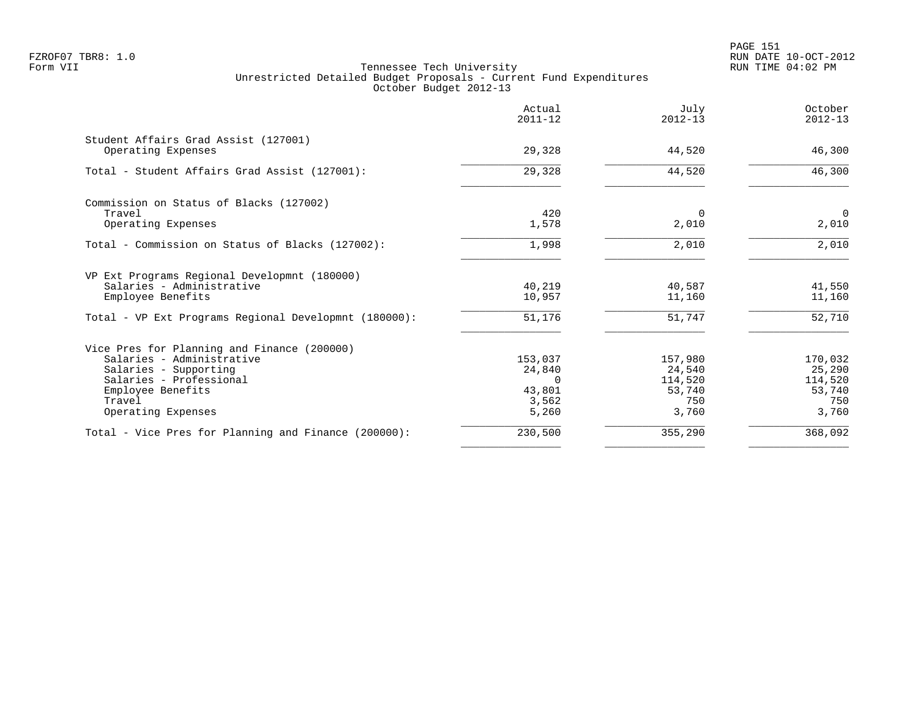FZROF07 TBR8: 1.0
Form VII

# Tennessee Tech University
## Unrestricted Detailed Budget Proposals - Current Fund Expenditures
### October Budget 2012-13

| | Actual 2011-12 | July 2012-13 | October 2012-13 |
|---|---|---|---|
| **Student Affairs Grad Assist (127001)** | | | |
| Operating Expenses | 29,328 | 44,520 | 46,300 |
| Total - Student Affairs Grad Assist (127001): | 29,328 | 44,520 | 46,300 |
| **Commission on Status of Blacks (127002)** | | | |
| Travel | 420 | 0 | 0 |
| Operating Expenses | 1,578 | 2,010 | 2,010 |
| Total - Commission on Status of Blacks (127002): | 1,998 | 2,010 | 2,010 |
| **VP Ext Programs Regional Developmnt (180000)** | | | |
| Salaries - Administrative | 40,219 | 40,587 | 41,550 |
| Employee Benefits | 10,957 | 11,160 | 11,160 |
| Total - VP Ext Programs Regional Developmnt (180000): | 51,176 | 51,747 | 52,710 |
| **Vice Pres for Planning and Finance (200000)** | | | |
| Salaries - Administrative | 153,037 | 157,980 | 170,032 |
| Salaries - Supporting | 24,840 | 24,540 | 25,290 |
| Salaries - Professional | 0 | 114,520 | 114,520 |
| Employee Benefits | 43,801 | 53,740 | 53,740 |
| Travel | 3,562 | 750 | 750 |
| Operating Expenses | 5,260 | 3,760 | 3,760 |
| Total - Vice Pres for Planning and Finance (200000): | 230,500 | 355,290 | 368,092 |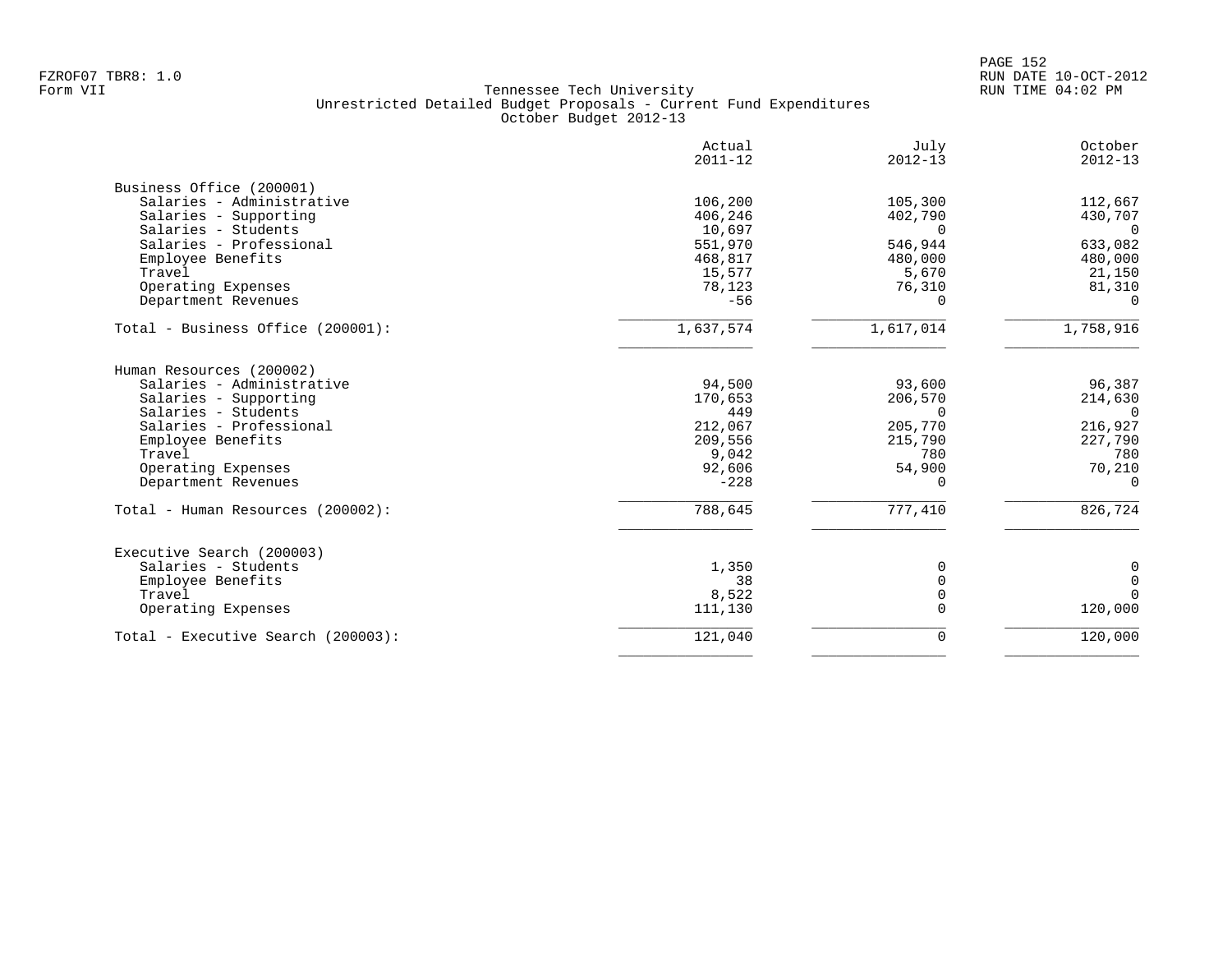FZROF07 TBR8: 1.0
Form VII

Tennessee Tech University
Unrestricted Detailed Budget Proposals - Current Fund Expenditures
October Budget 2012-13

RUN DATE 10-OCT-2012
RUN TIME 04:02 PM

| | Actual 2011-12 | July 2012-13 | October 2012-13 |
|---|---|---|---|
| **Business Office (200001)** | | | |
| Salaries - Administrative | 106,200 | 105,300 | 112,667 |
| Salaries - Supporting | 406,246 | 402,790 | 430,707 |
| Salaries - Students | 10,697 | 0 | 0 |
| Salaries - Professional | 551,970 | 546,944 | 633,082 |
| Employee Benefits | 468,817 | 480,000 | 480,000 |
| Travel | 15,577 | 5,670 | 21,150 |
| Operating Expenses | 78,123 | 76,310 | 81,310 |
| Department Revenues | -56 | 0 | 0 |
| Total - Business Office (200001): | 1,637,574 | 1,617,014 | 1,758,916 |
| **Human Resources (200002)** | | | |
| Salaries - Administrative | 94,500 | 93,600 | 96,387 |
| Salaries - Supporting | 170,653 | 206,570 | 214,630 |
| Salaries - Students | 449 | 0 | 0 |
| Salaries - Professional | 212,067 | 205,770 | 216,927 |
| Employee Benefits | 209,556 | 215,790 | 227,790 |
| Travel | 9,042 | 780 | 780 |
| Operating Expenses | 92,606 | 54,900 | 70,210 |
| Department Revenues | -228 | 0 | 0 |
| Total - Human Resources (200002): | 788,645 | 777,410 | 826,724 |
| **Executive Search (200003)** | | | |
| Salaries - Students | 1,350 | 0 | 0 |
| Employee Benefits | 38 | 0 | 0 |
| Travel | 8,522 | 0 | 0 |
| Operating Expenses | 111,130 | 0 | 120,000 |
| Total - Executive Search (200003): | 121,040 | 0 | 120,000 |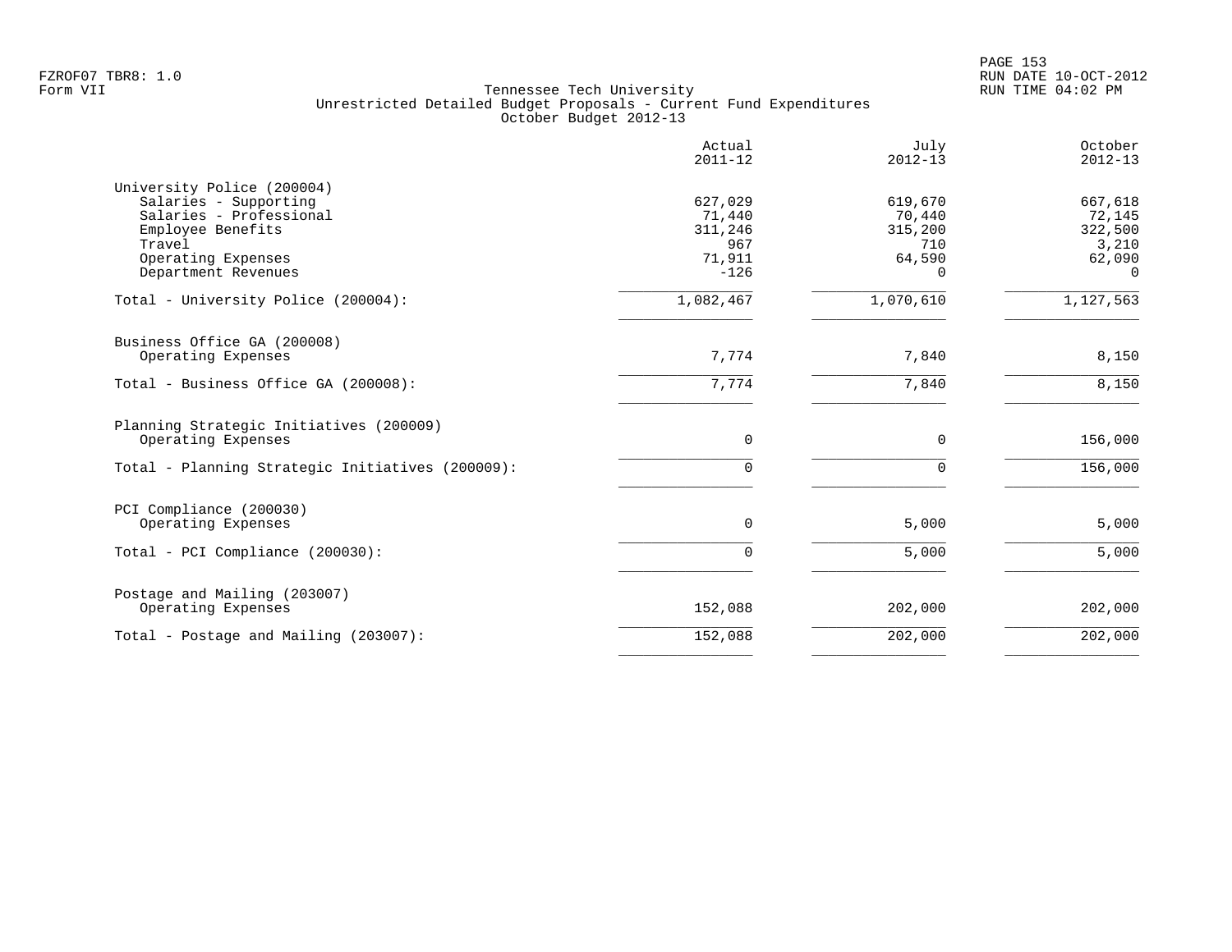FZROF07 TBR8: 1.0
Form VII

Tennessee Tech University
Unrestricted Detailed Budget Proposals - Current Fund Expenditures
October Budget 2012-13

RUN DATE 10-OCT-2012
RUN TIME 04:02 PM

| | Actual 2011-12 | July 2012-13 | October 2012-13 |
|---|---:|---:|---:|
| **University Police (200004)** | | | |
| Salaries - Supporting | 627,029 | 619,670 | 667,618 |
| Salaries - Professional | 71,440 | 70,440 | 72,145 |
| Employee Benefits | 311,246 | 315,200 | 322,500 |
| Travel | 967 | 710 | 3,210 |
| Operating Expenses | 71,911 | 64,590 | 62,090 |
| Department Revenues | -126 | 0 | 0 |
| Total - University Police (200004): | 1,082,467 | 1,070,610 | 1,127,563 |
| **Business Office GA (200008)** | | | |
| Operating Expenses | 7,774 | 7,840 | 8,150 |
| Total - Business Office GA (200008): | 7,774 | 7,840 | 8,150 |
| **Planning Strategic Initiatives (200009)** | | | |
| Operating Expenses | 0 | 0 | 156,000 |
| Total - Planning Strategic Initiatives (200009): | 0 | 0 | 156,000 |
| **PCI Compliance (200030)** | | | |
| Operating Expenses | 0 | 5,000 | 5,000 |
| Total - PCI Compliance (200030): | 0 | 5,000 | 5,000 |
| **Postage and Mailing (203007)** | | | |
| Operating Expenses | 152,088 | 202,000 | 202,000 |
| Total - Postage and Mailing (203007): | 152,088 | 202,000 | 202,000 |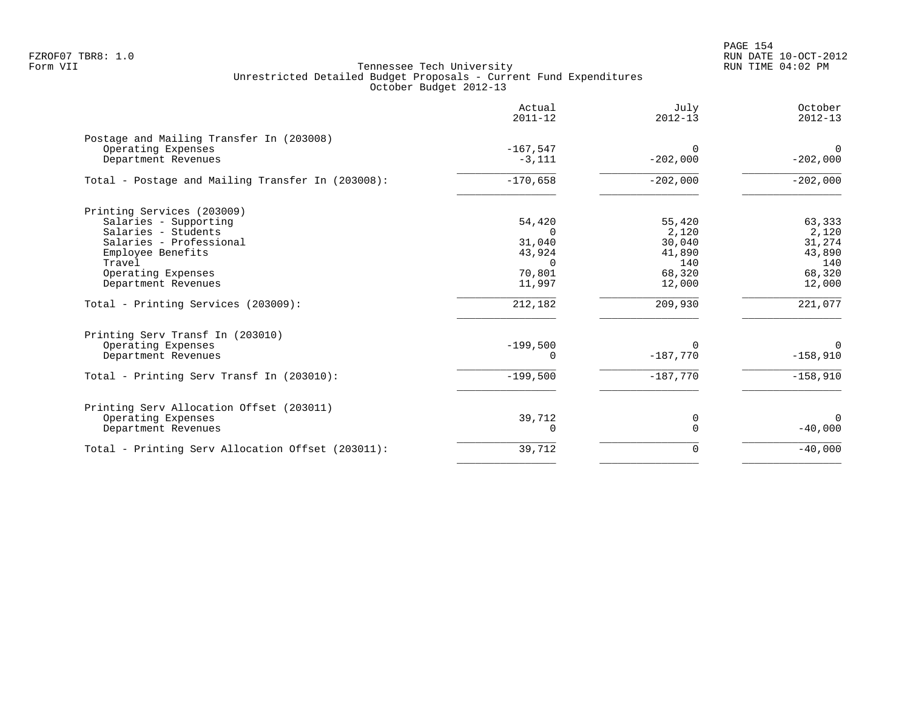FZROF07 TBR8: 1.0
Form VII

Tennessee Tech University
Unrestricted Detailed Budget Proposals - Current Fund Expenditures
October Budget 2012-13

RUN DATE 10-OCT-2012
RUN TIME 04:02 PM

| | Actual 2011-12 | July 2012-13 | October 2012-13 |
|---|---|---|---|
| **Postage and Mailing Transfer In (203008)** | | | |
| Operating Expenses | -167,547 | 0 | 0 |
| Department Revenues | -3,111 | -202,000 | -202,000 |
| Total - Postage and Mailing Transfer In (203008): | -170,658 | -202,000 | -202,000 |
| **Printing Services (203009)** | | | |
| Salaries - Supporting | 54,420 | 55,420 | 63,333 |
| Salaries - Students | 0 | 2,120 | 2,120 |
| Salaries - Professional | 31,040 | 30,040 | 31,274 |
| Employee Benefits | 43,924 | 41,890 | 43,890 |
| Travel | 0 | 140 | 140 |
| Operating Expenses | 70,801 | 68,320 | 68,320 |
| Department Revenues | 11,997 | 12,000 | 12,000 |
| Total - Printing Services (203009): | 212,182 | 209,930 | 221,077 |
| **Printing Serv Transf In (203010)** | | | |
| Operating Expenses | -199,500 | 0 | 0 |
| Department Revenues | 0 | -187,770 | -158,910 |
| Total - Printing Serv Transf In (203010): | -199,500 | -187,770 | -158,910 |
| **Printing Serv Allocation Offset (203011)** | | | |
| Operating Expenses | 39,712 | 0 | 0 |
| Department Revenues | 0 | 0 | -40,000 |
| Total - Printing Serv Allocation Offset (203011): | 39,712 | 0 | -40,000 |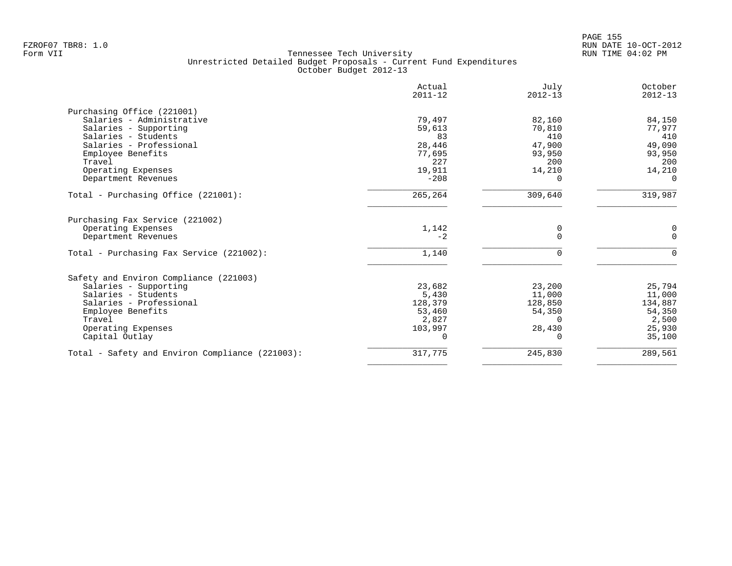Tennessee Tech University
Unrestricted Detailed Budget Proposals - Current Fund Expenditures
October Budget 2012-13

| | Actual 2011-12 | July 2012-13 | October 2012-13 |
|---|---|---|---|
| **Purchasing Office (221001)** | | | |
| Salaries - Administrative | 79,497 | 82,160 | 84,150 |
| Salaries - Supporting | 59,613 | 70,810 | 77,977 |
| Salaries - Students | 83 | 410 | 410 |
| Salaries - Professional | 28,446 | 47,900 | 49,090 |
| Employee Benefits | 77,695 | 93,950 | 93,950 |
| Travel | 227 | 200 | 200 |
| Operating Expenses | 19,911 | 14,210 | 14,210 |
| Department Revenues | -208 | 0 | 0 |
| Total - Purchasing Office (221001): | 265,264 | 309,640 | 319,987 |
| **Purchasing Fax Service (221002)** | | | |
| Operating Expenses | 1,142 | 0 | 0 |
| Department Revenues | -2 | 0 | 0 |
| Total - Purchasing Fax Service (221002): | 1,140 | 0 | 0 |
| **Safety and Environ Compliance (221003)** | | | |
| Salaries - Supporting | 23,682 | 23,200 | 25,794 |
| Salaries - Students | 5,430 | 11,000 | 11,000 |
| Salaries - Professional | 128,379 | 128,850 | 134,887 |
| Employee Benefits | 53,460 | 54,350 | 54,350 |
| Travel | 2,827 | 0 | 2,500 |
| Operating Expenses | 103,997 | 28,430 | 25,930 |
| Capital Outlay | 0 | 0 | 35,100 |
| Total - Safety and Environ Compliance (221003): | 317,775 | 245,830 | 289,561 |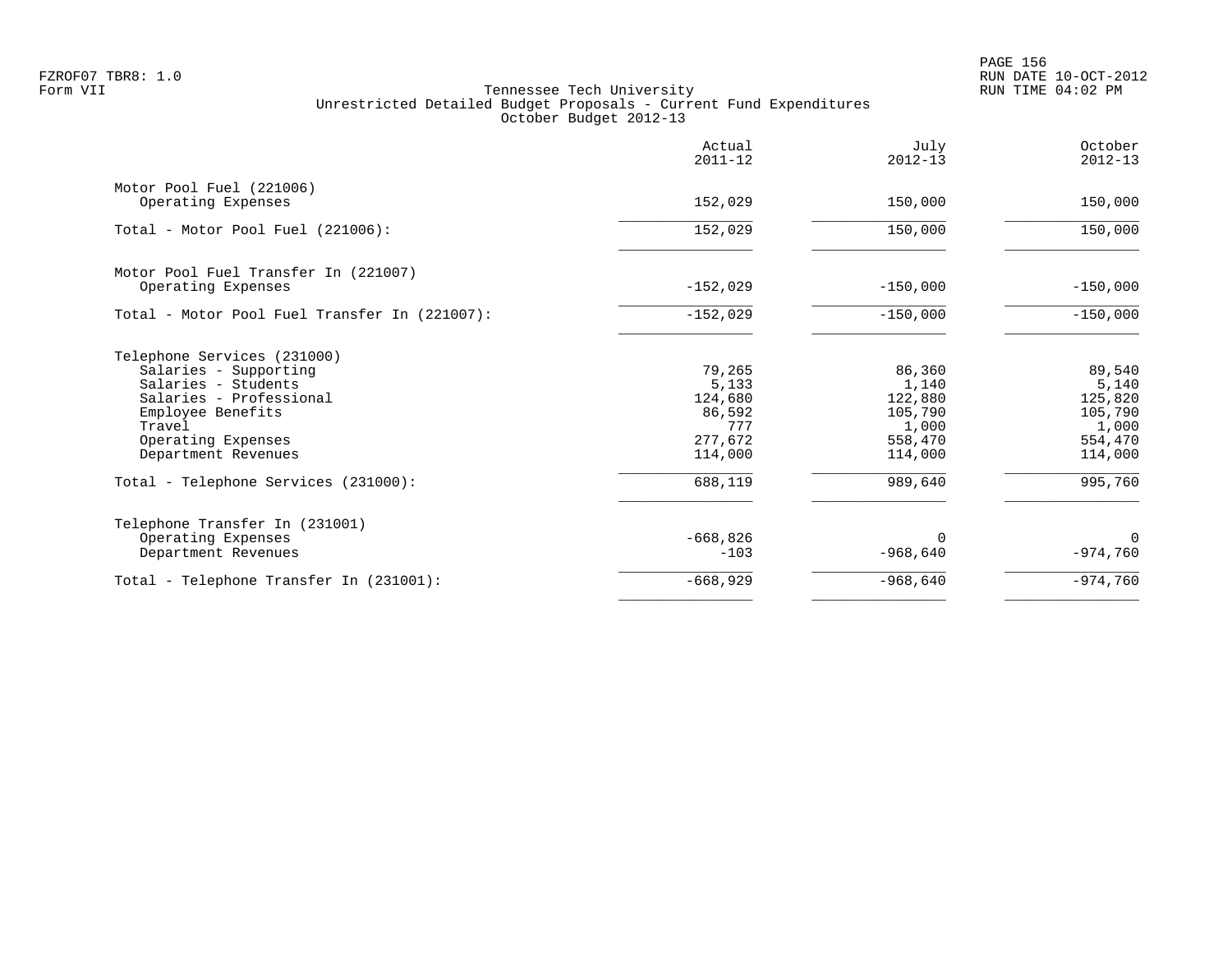Tennessee Tech University
Unrestricted Detailed Budget Proposals - Current Fund Expenditures
October Budget 2012-13

| | Actual 2011-12 | July 2012-13 | October 2012-13 |
|---|---|---|---|
| **Motor Pool Fuel (221006)** | | | |
| Operating Expenses | 152,029 | 150,000 | 150,000 |
| Total - Motor Pool Fuel (221006): | 152,029 | 150,000 | 150,000 |
| **Motor Pool Fuel Transfer In (221007)** | | | |
| Operating Expenses | -152,029 | -150,000 | -150,000 |
| Total - Motor Pool Fuel Transfer In (221007): | -152,029 | -150,000 | -150,000 |
| **Telephone Services (231000)** | | | |
| Salaries - Supporting | 79,265 | 86,360 | 89,540 |
| Salaries - Students | 5,133 | 1,140 | 5,140 |
| Salaries - Professional | 124,680 | 122,880 | 125,820 |
| Employee Benefits | 86,592 | 105,790 | 105,790 |
| Travel | 777 | 1,000 | 1,000 |
| Operating Expenses | 277,672 | 558,470 | 554,470 |
| Department Revenues | 114,000 | 114,000 | 114,000 |
| Total - Telephone Services (231000): | 688,119 | 989,640 | 995,760 |
| **Telephone Transfer In (231001)** | | | |
| Operating Expenses | -668,826 | 0 | 0 |
| Department Revenues | -103 | -968,640 | -974,760 |
| Total - Telephone Transfer In (231001): | -668,929 | -968,640 | -974,760 |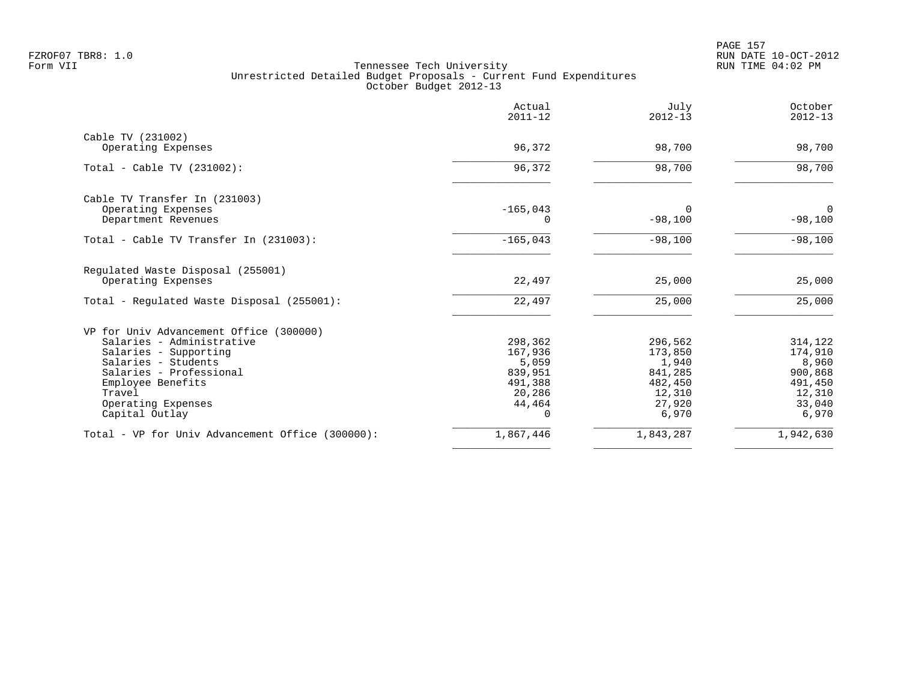Tennessee Tech University
Unrestricted Detailed Budget Proposals - Current Fund Expenditures
October Budget 2012-13

| | Actual 2011-12 | July 2012-13 | October 2012-13 |
|---|---:|---:|---:|
| **Cable TV (231002)** | | | |
| Operating Expenses | 96,372 | 98,700 | 98,700 |
| Total - Cable TV (231002): | 96,372 | 98,700 | 98,700 |
| **Cable TV Transfer In (231003)** | | | |
| Operating Expenses | -165,043 | 0 | 0 |
| Department Revenues | 0 | -98,100 | -98,100 |
| Total - Cable TV Transfer In (231003): | -165,043 | -98,100 | -98,100 |
| **Regulated Waste Disposal (255001)** | | | |
| Operating Expenses | 22,497 | 25,000 | 25,000 |
| Total - Regulated Waste Disposal (255001): | 22,497 | 25,000 | 25,000 |
| **VP for Univ Advancement Office (300000)** | | | |
| Salaries - Administrative | 298,362 | 296,562 | 314,122 |
| Salaries - Supporting | 167,936 | 173,850 | 174,910 |
| Salaries - Students | 5,059 | 1,940 | 8,960 |
| Salaries - Professional | 839,951 | 841,285 | 900,868 |
| Employee Benefits | 491,388 | 482,450 | 491,450 |
| Travel | 20,286 | 12,310 | 12,310 |
| Operating Expenses | 44,464 | 27,920 | 33,040 |
| Capital Outlay | 0 | 6,970 | 6,970 |
| Total - VP for Univ Advancement Office (300000): | 1,867,446 | 1,843,287 | 1,942,630 |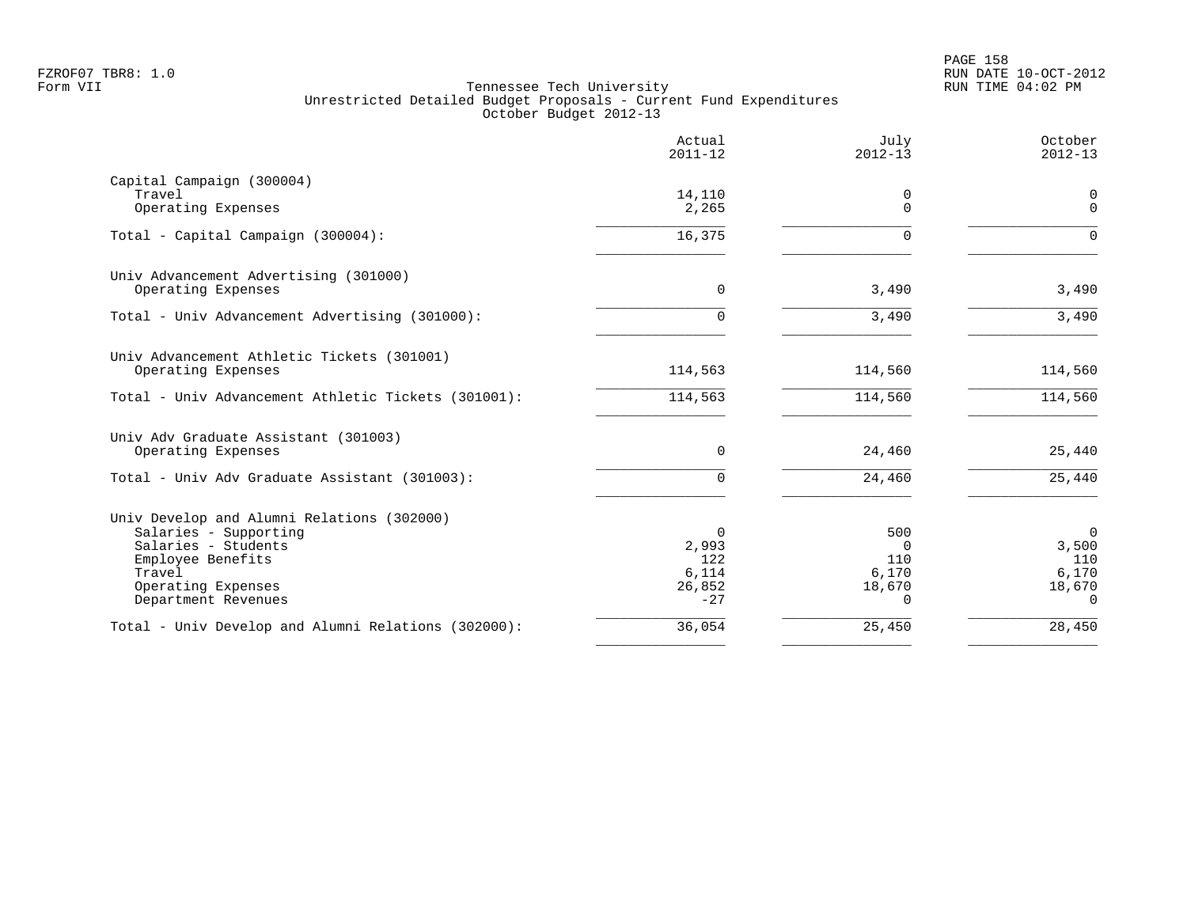# Tennessee Tech University

## Unrestricted Detailed Budget Proposals - Current Fund Expenditures

### October Budget 2012-13

| | Actual 2011-12 | July 2012-13 | October 2012-13 |
|---|---|---|---|
| **Capital Campaign (300004)** | | | |
| Travel | 14,110 | 0 | 0 |
| Operating Expenses | 2,265 | 0 | 0 |
| Total - Capital Campaign (300004): | 16,375 | 0 | 0 |
| **Univ Advancement Advertising (301000)** | | | |
| Operating Expenses | 0 | 3,490 | 3,490 |
| Total - Univ Advancement Advertising (301000): | 0 | 3,490 | 3,490 |
| **Univ Advancement Athletic Tickets (301001)** | | | |
| Operating Expenses | 114,563 | 114,560 | 114,560 |
| Total - Univ Advancement Athletic Tickets (301001): | 114,563 | 114,560 | 114,560 |
| **Univ Adv Graduate Assistant (301003)** | | | |
| Operating Expenses | 0 | 24,460 | 25,440 |
| Total - Univ Adv Graduate Assistant (301003): | 0 | 24,460 | 25,440 |
| **Univ Develop and Alumni Relations (302000)** | | | |
| Salaries - Supporting | 0 | 500 | 0 |
| Salaries - Students | 2,993 | 0 | 3,500 |
| Employee Benefits | 122 | 110 | 110 |
| Travel | 6,114 | 6,170 | 6,170 |
| Operating Expenses | 26,852 | 18,670 | 18,670 |
| Department Revenues | -27 | 0 | 0 |
| Total - Univ Develop and Alumni Relations (302000): | 36,054 | 25,450 | 28,450 |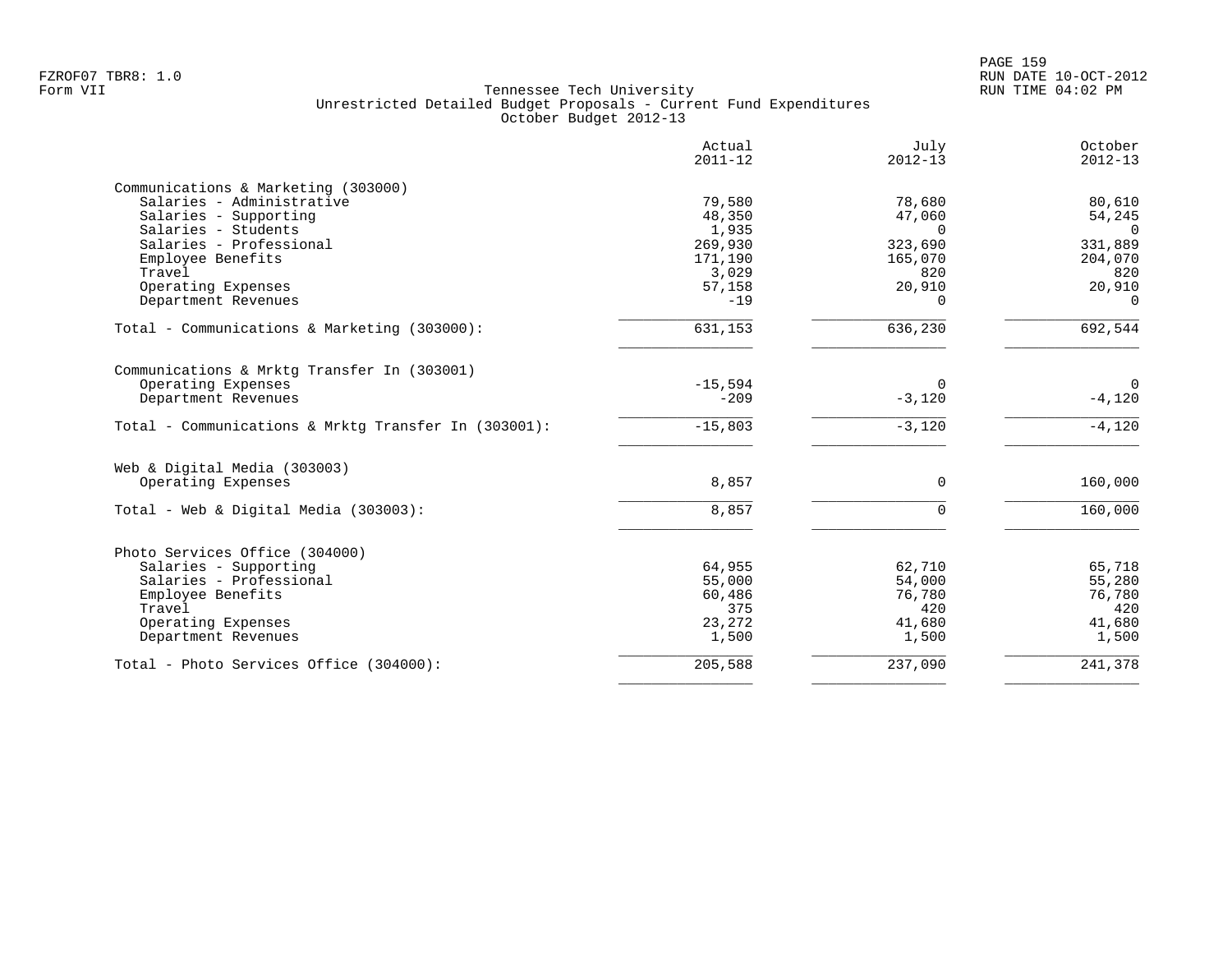Tennessee Tech University
Unrestricted Detailed Budget Proposals - Current Fund Expenditures
October Budget 2012-13

| | Actual 2011-12 | July 2012-13 | October 2012-13 |
|---|---|---|---|
| **Communications & Marketing (303000)** | | | |
| Salaries - Administrative | 79,580 | 78,680 | 80,610 |
| Salaries - Supporting | 48,350 | 47,060 | 54,245 |
| Salaries - Students | 1,935 | 0 | 0 |
| Salaries - Professional | 269,930 | 323,690 | 331,889 |
| Employee Benefits | 171,190 | 165,070 | 204,070 |
| Travel | 3,029 | 820 | 820 |
| Operating Expenses | 57,158 | 20,910 | 20,910 |
| Department Revenues | -19 | 0 | 0 |
| Total - Communications & Marketing (303000): | 631,153 | 636,230 | 692,544 |
| **Communications & Mrktg Transfer In (303001)** | | | |
| Operating Expenses | -15,594 | 0 | 0 |
| Department Revenues | -209 | -3,120 | -4,120 |
| Total - Communications & Mrktg Transfer In (303001): | -15,803 | -3,120 | -4,120 |
| **Web & Digital Media (303003)** | | | |
| Operating Expenses | 8,857 | 0 | 160,000 |
| Total - Web & Digital Media (303003): | 8,857 | 0 | 160,000 |
| **Photo Services Office (304000)** | | | |
| Salaries - Supporting | 64,955 | 62,710 | 65,718 |
| Salaries - Professional | 55,000 | 54,000 | 55,280 |
| Employee Benefits | 60,486 | 76,780 | 76,780 |
| Travel | 375 | 420 | 420 |
| Operating Expenses | 23,272 | 41,680 | 41,680 |
| Department Revenues | 1,500 | 1,500 | 1,500 |
| Total - Photo Services Office (304000): | 205,588 | 237,090 | 241,378 |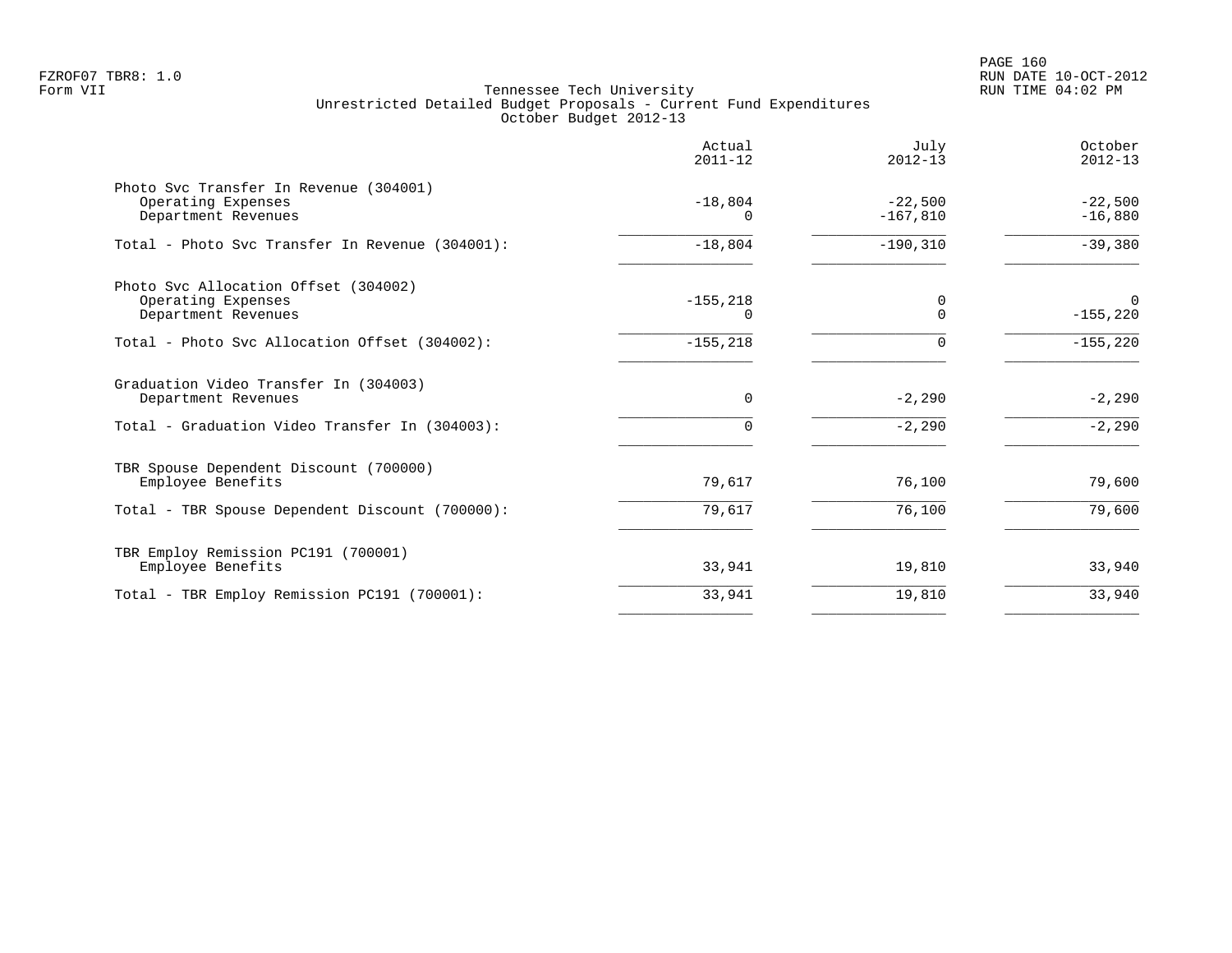Tennessee Tech University
Unrestricted Detailed Budget Proposals - Current Fund Expenditures
October Budget 2012-13

| | Actual 2011-12 | July 2012-13 | October 2012-13 |
|---|---|---|---|
| **Photo Svc Transfer In Revenue (304001)** | | | |
| Operating Expenses | -18,804 | -22,500 | -22,500 |
| Department Revenues | 0 | -167,810 | -16,880 |
| Total - Photo Svc Transfer In Revenue (304001): | -18,804 | -190,310 | -39,380 |
| **Photo Svc Allocation Offset (304002)** | | | |
| Operating Expenses | -155,218 | 0 | 0 |
| Department Revenues | 0 | 0 | -155,220 |
| Total - Photo Svc Allocation Offset (304002): | -155,218 | 0 | -155,220 |
| **Graduation Video Transfer In (304003)** | | | |
| Department Revenues | 0 | -2,290 | -2,290 |
| Total - Graduation Video Transfer In (304003): | 0 | -2,290 | -2,290 |
| **TBR Spouse Dependent Discount (700000)** | | | |
| Employee Benefits | 79,617 | 76,100 | 79,600 |
| Total - TBR Spouse Dependent Discount (700000): | 79,617 | 76,100 | 79,600 |
| **TBR Employ Remission PC191 (700001)** | | | |
| Employee Benefits | 33,941 | 19,810 | 33,940 |
| Total - TBR Employ Remission PC191 (700001): | 33,941 | 19,810 | 33,940 |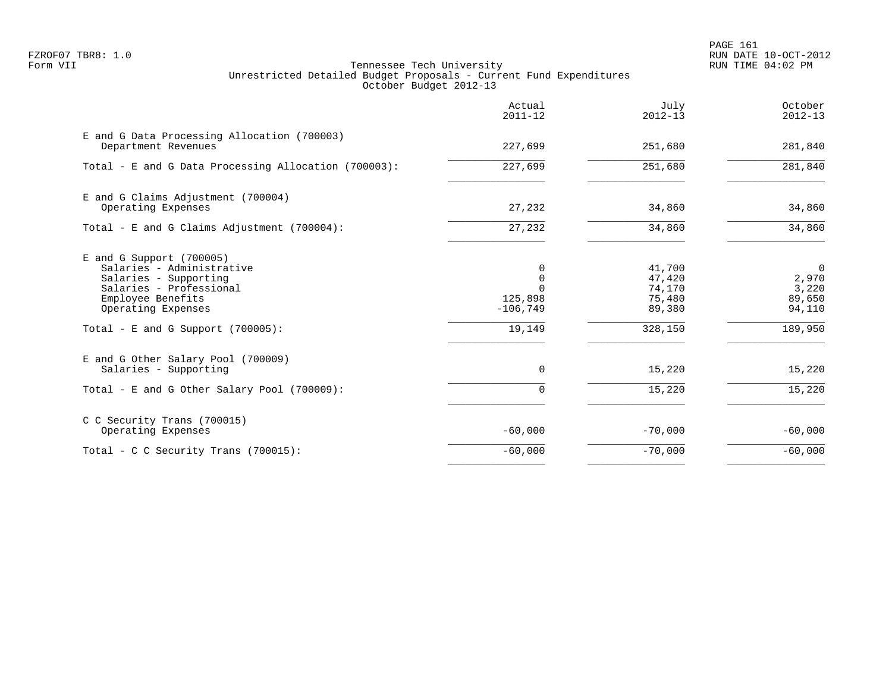Tennessee Tech University
Unrestricted Detailed Budget Proposals - Current Fund Expenditures
October Budget 2012-13

| | Actual 2011-12 | July 2012-13 | October 2012-13 |
|---|---:|---:|---:|
| E and G Data Processing Allocation (700003) | | | |
| Department Revenues | 227,699 | 251,680 | 281,840 |
| Total - E and G Data Processing Allocation (700003): | 227,699 | 251,680 | 281,840 |
| E and G Claims Adjustment (700004) | | | |
| Operating Expenses | 27,232 | 34,860 | 34,860 |
| Total - E and G Claims Adjustment (700004): | 27,232 | 34,860 | 34,860 |
| E and G Support (700005) | | | |
| Salaries - Administrative | 0 | 41,700 | 0 |
| Salaries - Supporting | 0 | 47,420 | 2,970 |
| Salaries - Professional | 0 | 74,170 | 3,220 |
| Employee Benefits | 125,898 | 75,480 | 89,650 |
| Operating Expenses | -106,749 | 89,380 | 94,110 |
| Total - E and G Support (700005): | 19,149 | 328,150 | 189,950 |
| E and G Other Salary Pool (700009) | | | |
| Salaries - Supporting | 0 | 15,220 | 15,220 |
| Total - E and G Other Salary Pool (700009): | 0 | 15,220 | 15,220 |
| C C Security Trans (700015) | | | |
| Operating Expenses | -60,000 | -70,000 | -60,000 |
| Total - C C Security Trans (700015): | -60,000 | -70,000 | -60,000 |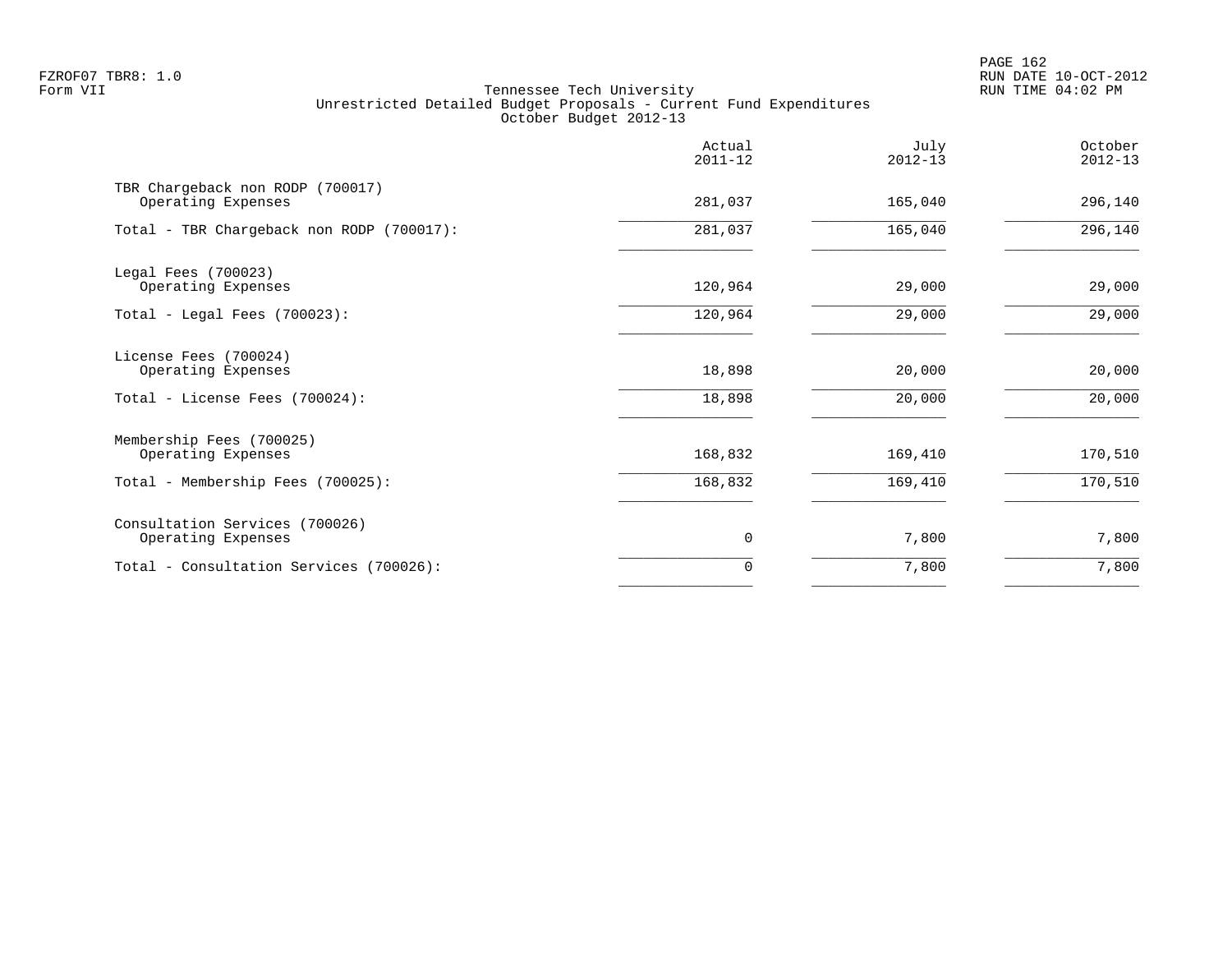Tennessee Tech University
Unrestricted Detailed Budget Proposals - Current Fund Expenditures
October Budget 2012-13

| | Actual 2011-12 | July 2012-13 | October 2012-13 |
|---|---|---|---|
| TBR Chargeback non RODP (700017) | | | |
| Operating Expenses | 281,037 | 165,040 | 296,140 |
| Total - TBR Chargeback non RODP (700017): | 281,037 | 165,040 | 296,140 |
| Legal Fees (700023) | | | |
| Operating Expenses | 120,964 | 29,000 | 29,000 |
| Total - Legal Fees (700023): | 120,964 | 29,000 | 29,000 |
| License Fees (700024) | | | |
| Operating Expenses | 18,898 | 20,000 | 20,000 |
| Total - License Fees (700024): | 18,898 | 20,000 | 20,000 |
| Membership Fees (700025) | | | |
| Operating Expenses | 168,832 | 169,410 | 170,510 |
| Total - Membership Fees (700025): | 168,832 | 169,410 | 170,510 |
| Consultation Services (700026) | | | |
| Operating Expenses | 0 | 7,800 | 7,800 |
| Total - Consultation Services (700026): | 0 | 7,800 | 7,800 |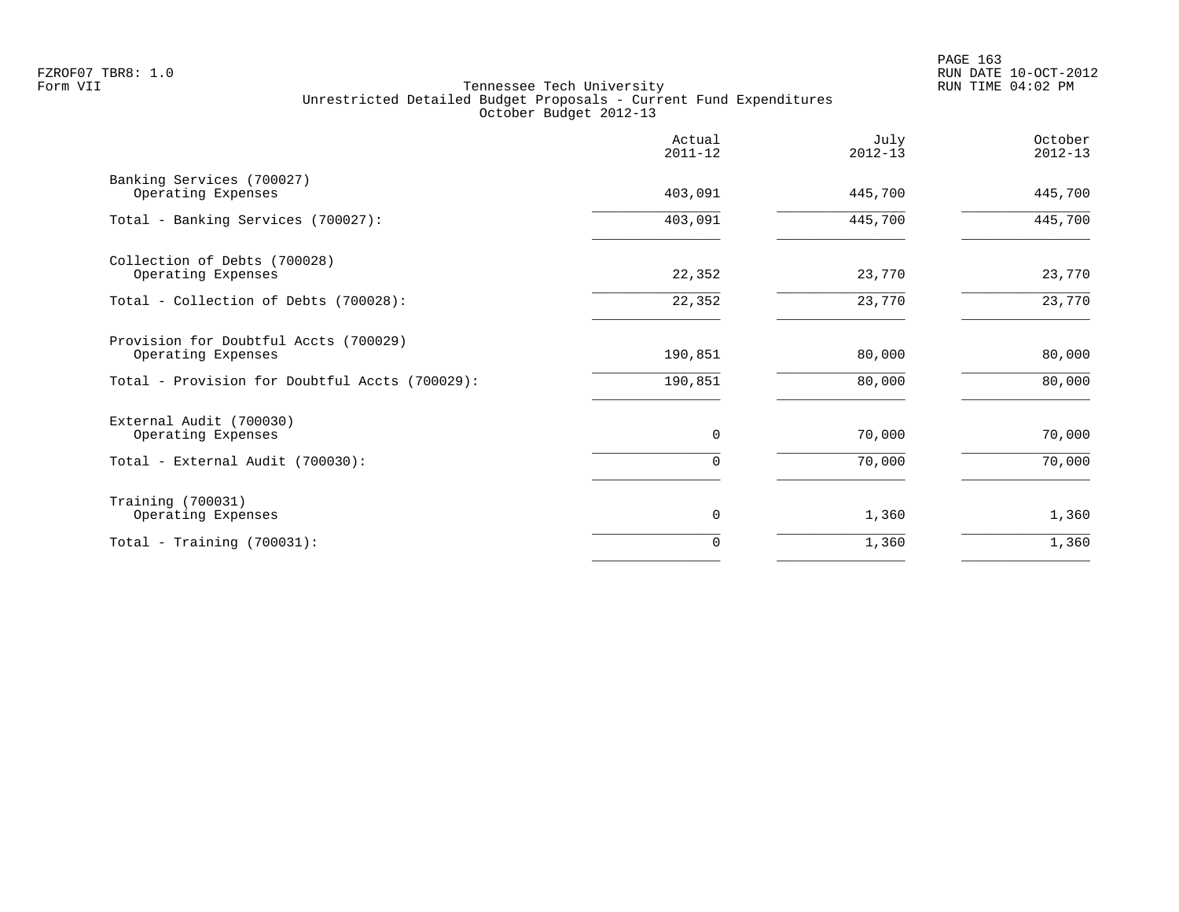Tennessee Tech University
Unrestricted Detailed Budget Proposals - Current Fund Expenditures
October Budget 2012-13

| | Actual 2011-12 | July 2012-13 | October 2012-13 |
|---|---|---|---|
| Banking Services (700027) | | | |
| Operating Expenses | 403,091 | 445,700 | 445,700 |
| Total - Banking Services (700027): | 403,091 | 445,700 | 445,700 |
| Collection of Debts (700028) | | | |
| Operating Expenses | 22,352 | 23,770 | 23,770 |
| Total - Collection of Debts (700028): | 22,352 | 23,770 | 23,770 |
| Provision for Doubtful Accts (700029) | | | |
| Operating Expenses | 190,851 | 80,000 | 80,000 |
| Total - Provision for Doubtful Accts (700029): | 190,851 | 80,000 | 80,000 |
| External Audit (700030) | | | |
| Operating Expenses | 0 | 70,000 | 70,000 |
| Total - External Audit (700030): | 0 | 70,000 | 70,000 |
| Training (700031) | | | |
| Operating Expenses | 0 | 1,360 | 1,360 |
| Total - Training (700031): | 0 | 1,360 | 1,360 |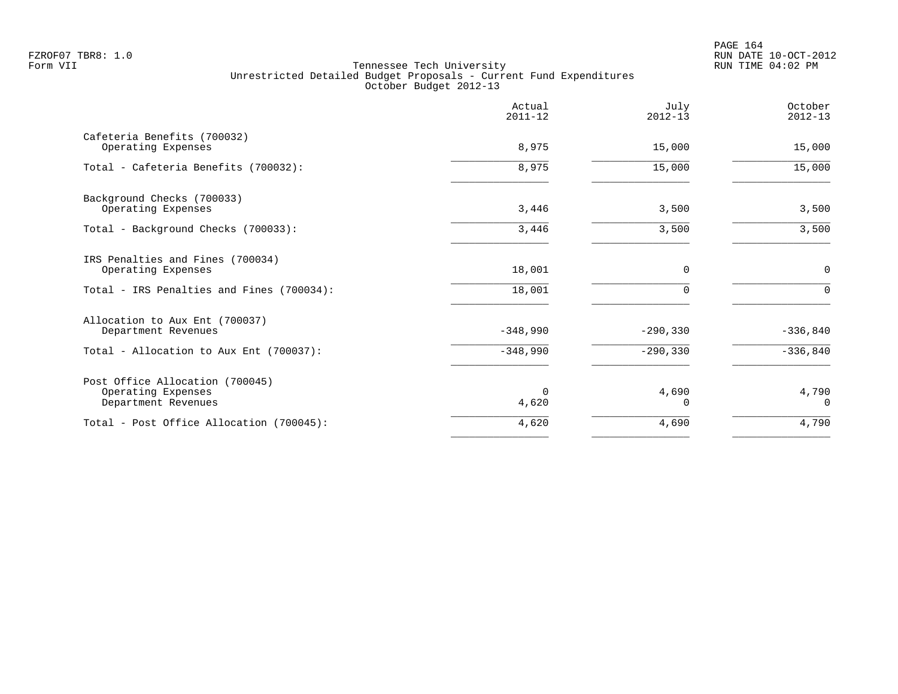Tennessee Tech University
Unrestricted Detailed Budget Proposals - Current Fund Expenditures
October Budget 2012-13

| | Actual 2011-12 | July 2012-13 | October 2012-13 |
|---|---|---|---|
| Cafeteria Benefits (700032) | | | |
| Operating Expenses | 8,975 | 15,000 | 15,000 |
| Total - Cafeteria Benefits (700032): | 8,975 | 15,000 | 15,000 |
| Background Checks (700033) | | | |
| Operating Expenses | 3,446 | 3,500 | 3,500 |
| Total - Background Checks (700033): | 3,446 | 3,500 | 3,500 |
| IRS Penalties and Fines (700034) | | | |
| Operating Expenses | 18,001 | 0 | 0 |
| Total - IRS Penalties and Fines (700034): | 18,001 | 0 | 0 |
| Allocation to Aux Ent (700037) | | | |
| Department Revenues | -348,990 | -290,330 | -336,840 |
| Total - Allocation to Aux Ent (700037): | -348,990 | -290,330 | -336,840 |
| Post Office Allocation (700045) | | | |
| Operating Expenses | 0 | 4,690 | 4,790 |
| Department Revenues | 4,620 | 0 | 0 |
| Total - Post Office Allocation (700045): | 4,620 | 4,690 | 4,790 |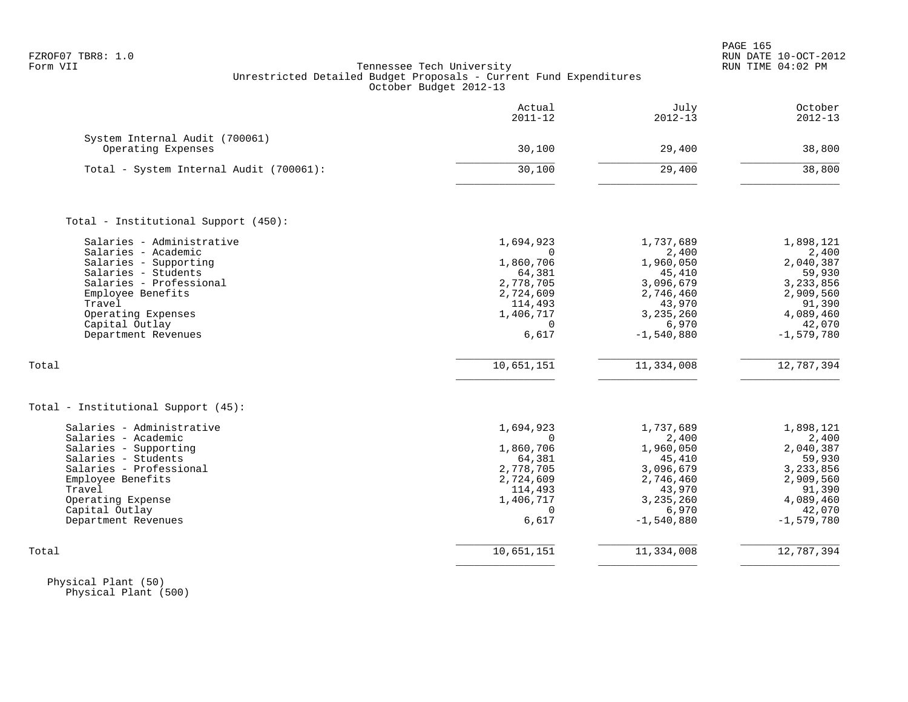Tennessee Tech University
Unrestricted Detailed Budget Proposals - Current Fund Expenditures
October Budget 2012-13

| | Actual 2011-12 | July 2012-13 | October 2012-13 |
|---|---|---|---|
| System Internal Audit (700061) | | | |
| Operating Expenses | 30,100 | 29,400 | 38,800 |
| Total - System Internal Audit (700061): | 30,100 | 29,400 | 38,800 |
| | | | |
| **Total - Institutional Support (450):** | | | |
| Salaries - Administrative | 1,694,923 | 1,737,689 | 1,898,121 |
| Salaries - Academic | 0 | 2,400 | 2,400 |
| Salaries - Supporting | 1,860,706 | 1,960,050 | 2,040,387 |
| Salaries - Students | 64,381 | 45,410 | 59,930 |
| Salaries - Professional | 2,778,705 | 3,096,679 | 3,233,856 |
| Employee Benefits | 2,724,609 | 2,746,460 | 2,909,560 |
| Travel | 114,493 | 43,970 | 91,390 |
| Operating Expenses | 1,406,717 | 3,235,260 | 4,089,460 |
| Capital Outlay | 0 | 6,970 | 42,070 |
| Department Revenues | 6,617 | -1,540,880 | -1,579,780 |
| Total | 10,651,151 | 11,334,008 | 12,787,394 |
| | | | |
| **Total - Institutional Support (45):** | | | |
| Salaries - Administrative | 1,694,923 | 1,737,689 | 1,898,121 |
| Salaries - Academic | 0 | 2,400 | 2,400 |
| Salaries - Supporting | 1,860,706 | 1,960,050 | 2,040,387 |
| Salaries - Students | 64,381 | 45,410 | 59,930 |
| Salaries - Professional | 2,778,705 | 3,096,679 | 3,233,856 |
| Employee Benefits | 2,724,609 | 2,746,460 | 2,909,560 |
| Travel | 114,493 | 43,970 | 91,390 |
| Operating Expense | 1,406,717 | 3,235,260 | 4,089,460 |
| Capital Outlay | 0 | 6,970 | 42,070 |
| Department Revenues | 6,617 | -1,540,880 | -1,579,780 |
| Total | 10,651,151 | 11,334,008 | 12,787,394 |

Physical Plant (50)
Physical Plant (500)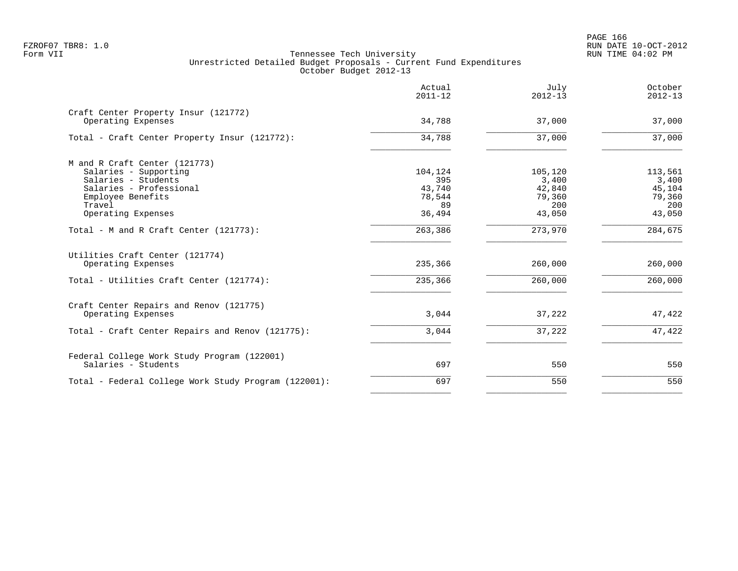Tennessee Tech University
Unrestricted Detailed Budget Proposals - Current Fund Expenditures
October Budget 2012-13

| | Actual 2011-12 | July 2012-13 | October 2012-13 |
|---|---|---|---|
| Craft Center Property Insur (121772) | | | |
| Operating Expenses | 34,788 | 37,000 | 37,000 |
| Total - Craft Center Property Insur (121772): | 34,788 | 37,000 | 37,000 |
| M and R Craft Center (121773) | | | |
| Salaries - Supporting | 104,124 | 105,120 | 113,561 |
| Salaries - Students | 395 | 3,400 | 3,400 |
| Salaries - Professional | 43,740 | 42,840 | 45,104 |
| Employee Benefits | 78,544 | 79,360 | 79,360 |
| Travel | 89 | 200 | 200 |
| Operating Expenses | 36,494 | 43,050 | 43,050 |
| Total - M and R Craft Center (121773): | 263,386 | 273,970 | 284,675 |
| Utilities Craft Center (121774) | | | |
| Operating Expenses | 235,366 | 260,000 | 260,000 |
| Total - Utilities Craft Center (121774): | 235,366 | 260,000 | 260,000 |
| Craft Center Repairs and Renov (121775) | | | |
| Operating Expenses | 3,044 | 37,222 | 47,422 |
| Total - Craft Center Repairs and Renov (121775): | 3,044 | 37,222 | 47,422 |
| Federal College Work Study Program (122001) | | | |
| Salaries - Students | 697 | 550 | 550 |
| Total - Federal College Work Study Program (122001): | 697 | 550 | 550 |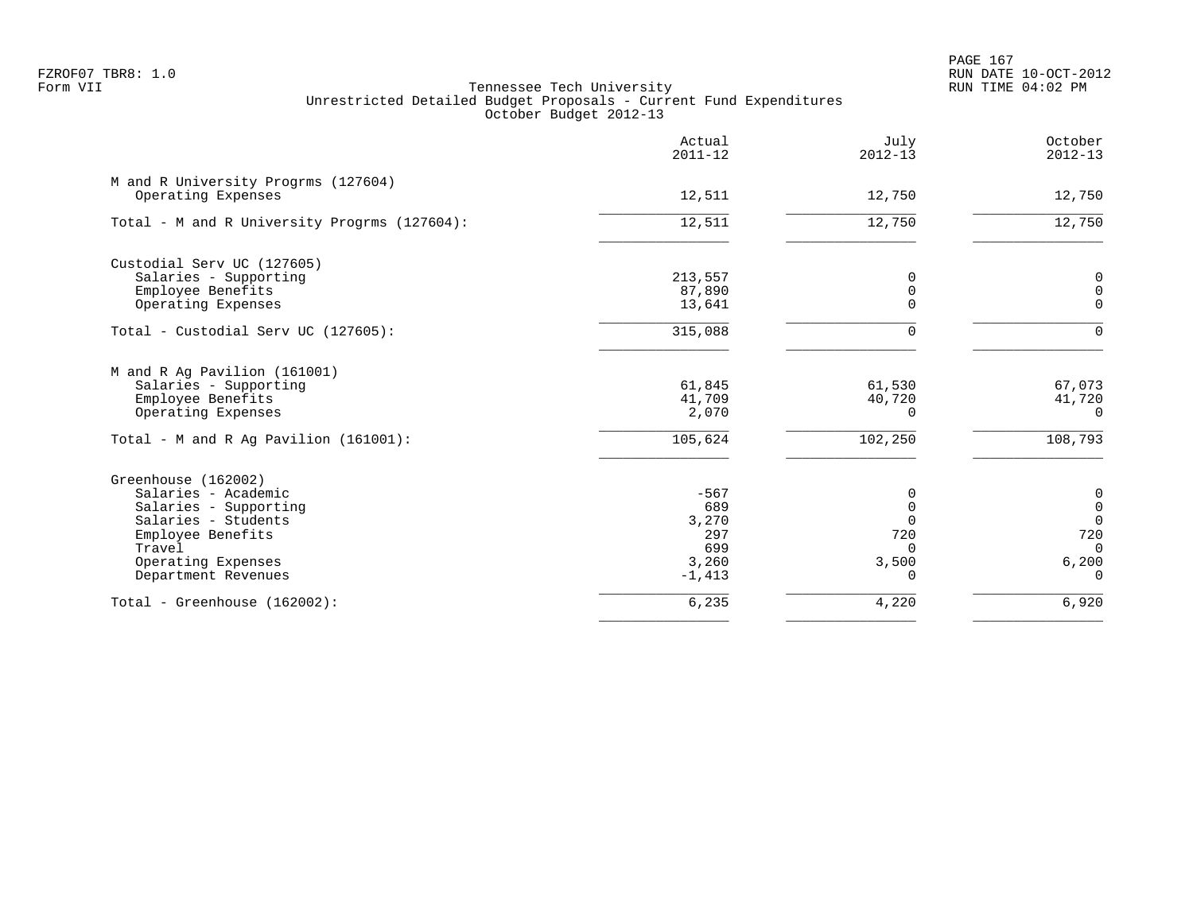FZROF07 TBR8: 1.0
Form VII

Tennessee Tech University
Unrestricted Detailed Budget Proposals - Current Fund Expenditures
October Budget 2012-13

RUN DATE 10-OCT-2012
RUN TIME 04:02 PM

| | Actual 2011-12 | July 2012-13 | October 2012-13 |
|---|---|---|---|
| **M and R University Progrms (127604)** | | | |
| Operating Expenses | 12,511 | 12,750 | 12,750 |
| Total - M and R University Progrms (127604): | 12,511 | 12,750 | 12,750 |
| **Custodial Serv UC (127605)** | | | |
| Salaries - Supporting | 213,557 | 0 | 0 |
| Employee Benefits | 87,890 | 0 | 0 |
| Operating Expenses | 13,641 | 0 | 0 |
| Total - Custodial Serv UC (127605): | 315,088 | 0 | 0 |
| **M and R Ag Pavilion (161001)** | | | |
| Salaries - Supporting | 61,845 | 61,530 | 67,073 |
| Employee Benefits | 41,709 | 40,720 | 41,720 |
| Operating Expenses | 2,070 | 0 | 0 |
| Total - M and R Ag Pavilion (161001): | 105,624 | 102,250 | 108,793 |
| **Greenhouse (162002)** | | | |
| Salaries - Academic | -567 | 0 | 0 |
| Salaries - Supporting | 689 | 0 | 0 |
| Salaries - Students | 3,270 | 0 | 0 |
| Employee Benefits | 297 | 720 | 720 |
| Travel | 699 | 0 | 0 |
| Operating Expenses | 3,260 | 3,500 | 6,200 |
| Department Revenues | -1,413 | 0 | 0 |
| Total - Greenhouse (162002): | 6,235 | 4,220 | 6,920 |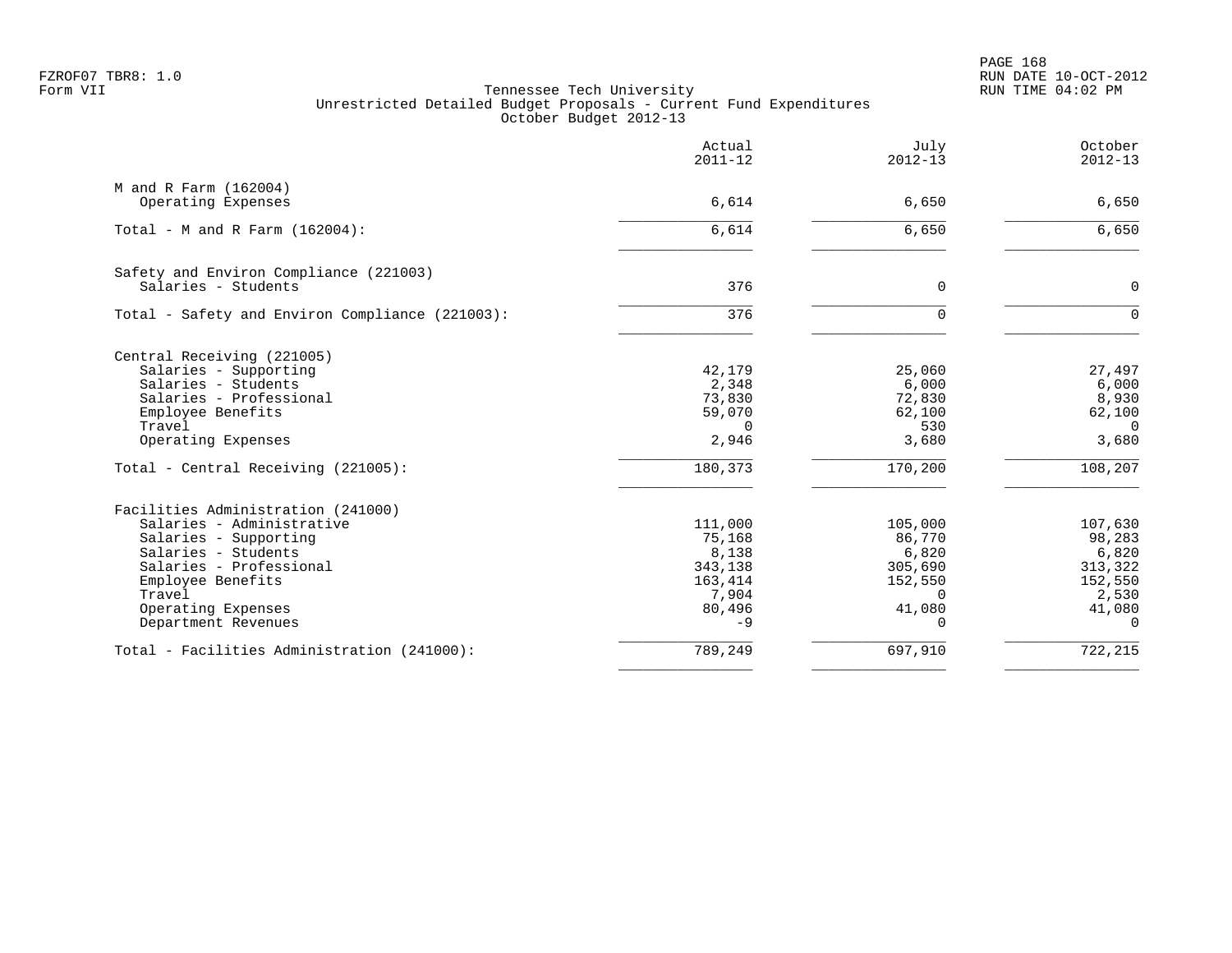FZROF07 TBR8: 1.0
Form VII

Tennessee Tech University
Unrestricted Detailed Budget Proposals - Current Fund Expenditures
October Budget 2012-13

RUN DATE 10-OCT-2012
RUN TIME 04:02 PM

| | Actual 2011-12 | July 2012-13 | October 2012-13 |
|---|---|---|---|
| **M and R Farm (162004)** | | | |
| Operating Expenses | 6,614 | 6,650 | 6,650 |
| Total - M and R Farm (162004): | 6,614 | 6,650 | 6,650 |
| **Safety and Environ Compliance (221003)** | | | |
| Salaries - Students | 376 | 0 | 0 |
| Total - Safety and Environ Compliance (221003): | 376 | 0 | 0 |
| **Central Receiving (221005)** | | | |
| Salaries - Supporting | 42,179 | 25,060 | 27,497 |
| Salaries - Students | 2,348 | 6,000 | 6,000 |
| Salaries - Professional | 73,830 | 72,830 | 8,930 |
| Employee Benefits | 59,070 | 62,100 | 62,100 |
| Travel | 0 | 530 | 0 |
| Operating Expenses | 2,946 | 3,680 | 3,680 |
| Total - Central Receiving (221005): | 180,373 | 170,200 | 108,207 |
| **Facilities Administration (241000)** | | | |
| Salaries - Administrative | 111,000 | 105,000 | 107,630 |
| Salaries - Supporting | 75,168 | 86,770 | 98,283 |
| Salaries - Students | 8,138 | 6,820 | 6,820 |
| Salaries - Professional | 343,138 | 305,690 | 313,322 |
| Employee Benefits | 163,414 | 152,550 | 152,550 |
| Travel | 7,904 | 0 | 2,530 |
| Operating Expenses | 80,496 | 41,080 | 41,080 |
| Department Revenues | -9 | 0 | 0 |
| Total - Facilities Administration (241000): | 789,249 | 697,910 | 722,215 |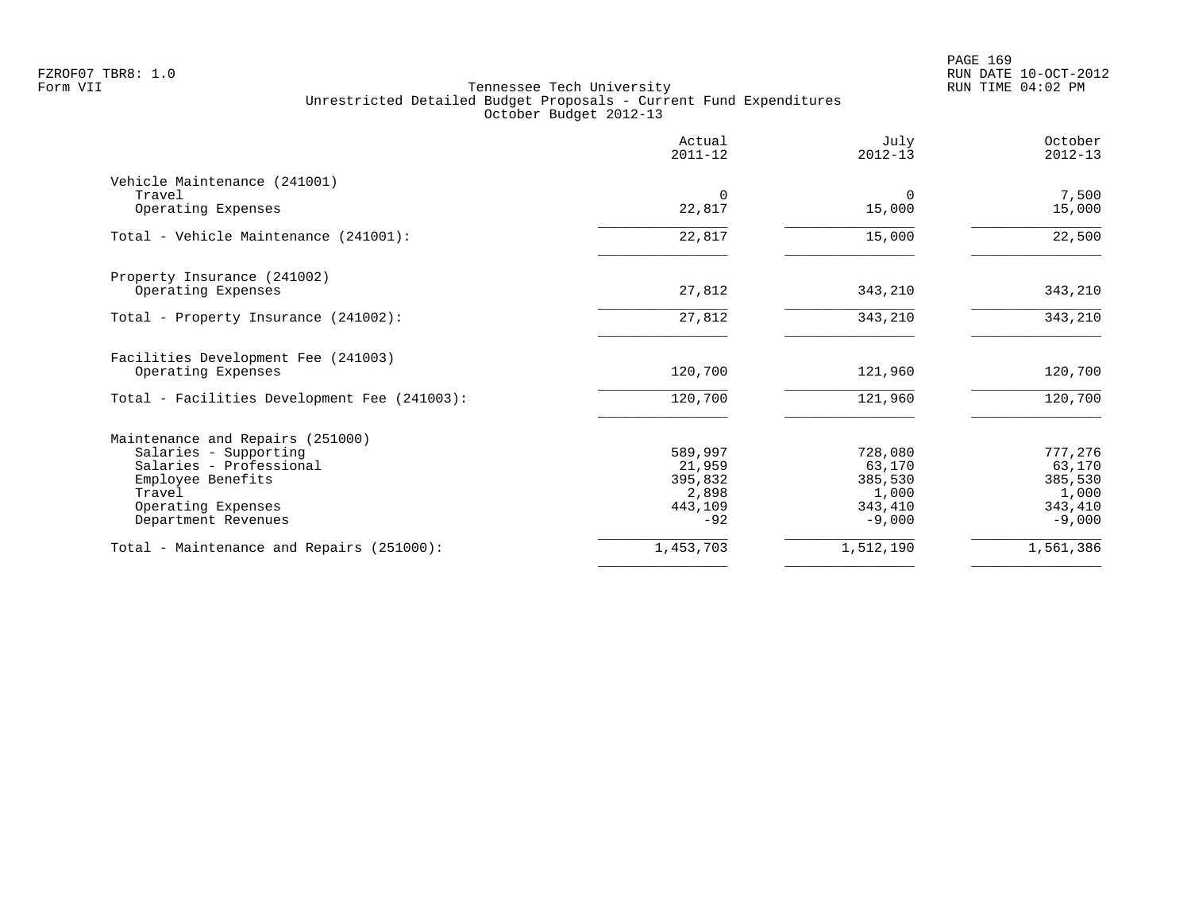Tennessee Tech University
Unrestricted Detailed Budget Proposals - Current Fund Expenditures
October Budget 2012-13

| | Actual 2011-12 | July 2012-13 | October 2012-13 |
|---|---|---|---|
| **Vehicle Maintenance (241001)** | | | |
| Travel | 0 | 0 | 7,500 |
| Operating Expenses | 22,817 | 15,000 | 15,000 |
| Total - Vehicle Maintenance (241001): | 22,817 | 15,000 | 22,500 |
| **Property Insurance (241002)** | | | |
| Operating Expenses | 27,812 | 343,210 | 343,210 |
| Total - Property Insurance (241002): | 27,812 | 343,210 | 343,210 |
| **Facilities Development Fee (241003)** | | | |
| Operating Expenses | 120,700 | 121,960 | 120,700 |
| Total - Facilities Development Fee (241003): | 120,700 | 121,960 | 120,700 |
| **Maintenance and Repairs (251000)** | | | |
| Salaries - Supporting | 589,997 | 728,080 | 777,276 |
| Salaries - Professional | 21,959 | 63,170 | 63,170 |
| Employee Benefits | 395,832 | 385,530 | 385,530 |
| Travel | 2,898 | 1,000 | 1,000 |
| Operating Expenses | 443,109 | 343,410 | 343,410 |
| Department Revenues | -92 | -9,000 | -9,000 |
| Total - Maintenance and Repairs (251000): | 1,453,703 | 1,512,190 | 1,561,386 |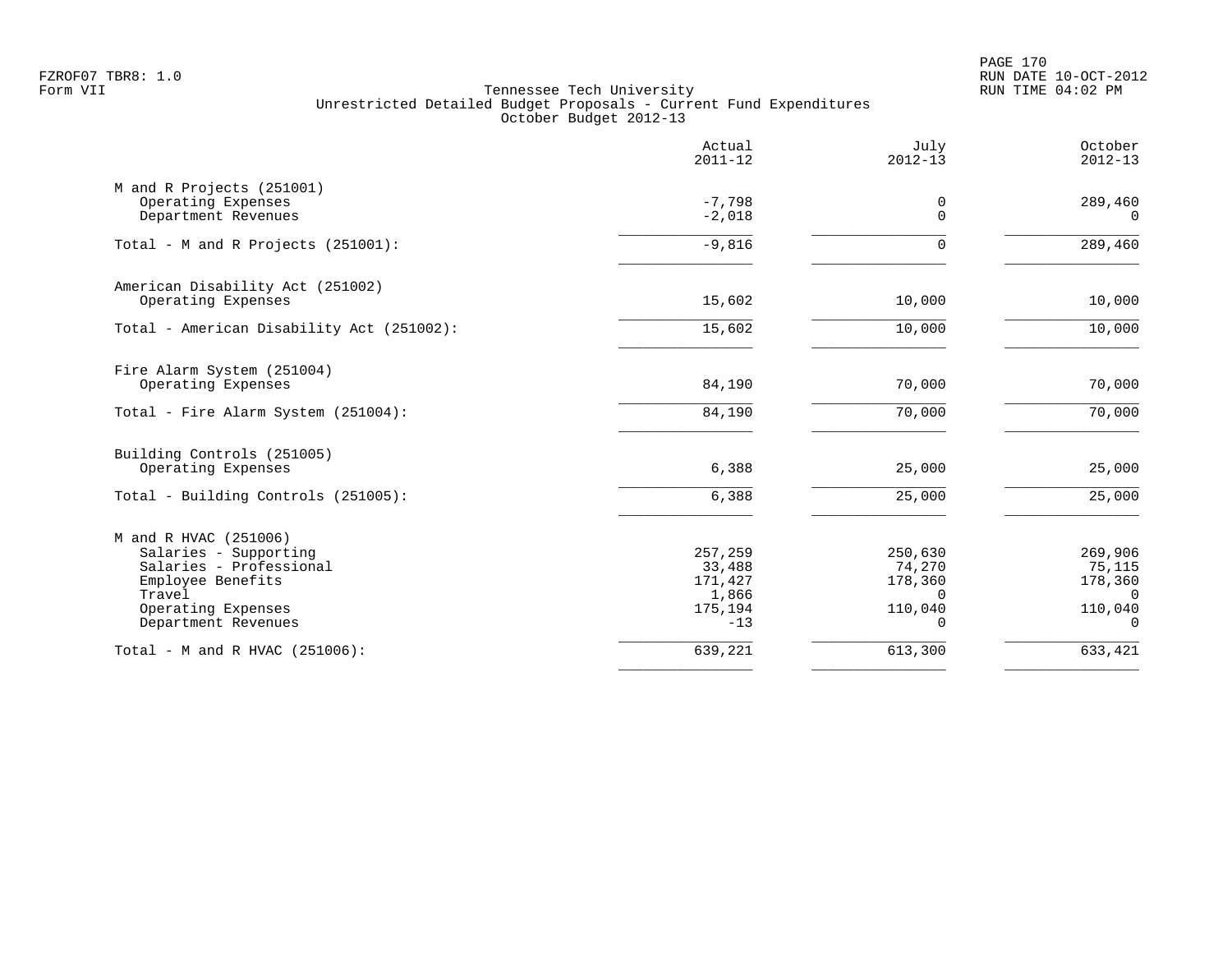FZROF07 TBR8: 1.0
Form VII

Tennessee Tech University
Unrestricted Detailed Budget Proposals - Current Fund Expenditures
October Budget 2012-13

RUN DATE 10-OCT-2012
RUN TIME 04:02 PM

| | Actual 2011-12 | July 2012-13 | October 2012-13 |
|---|---|---|---|
| **M and R Projects (251001)** | | | |
| Operating Expenses | -7,798 | 0 | 289,460 |
| Department Revenues | -2,018 | 0 | 0 |
| Total - M and R Projects (251001): | -9,816 | 0 | 289,460 |
| **American Disability Act (251002)** | | | |
| Operating Expenses | 15,602 | 10,000 | 10,000 |
| Total - American Disability Act (251002): | 15,602 | 10,000 | 10,000 |
| **Fire Alarm System (251004)** | | | |
| Operating Expenses | 84,190 | 70,000 | 70,000 |
| Total - Fire Alarm System (251004): | 84,190 | 70,000 | 70,000 |
| **Building Controls (251005)** | | | |
| Operating Expenses | 6,388 | 25,000 | 25,000 |
| Total - Building Controls (251005): | 6,388 | 25,000 | 25,000 |
| **M and R HVAC (251006)** | | | |
| Salaries - Supporting | 257,259 | 250,630 | 269,906 |
| Salaries - Professional | 33,488 | 74,270 | 75,115 |
| Employee Benefits | 171,427 | 178,360 | 178,360 |
| Travel | 1,866 | 0 | 0 |
| Operating Expenses | 175,194 | 110,040 | 110,040 |
| Department Revenues | -13 | 0 | 0 |
| Total - M and R HVAC (251006): | 639,221 | 613,300 | 633,421 |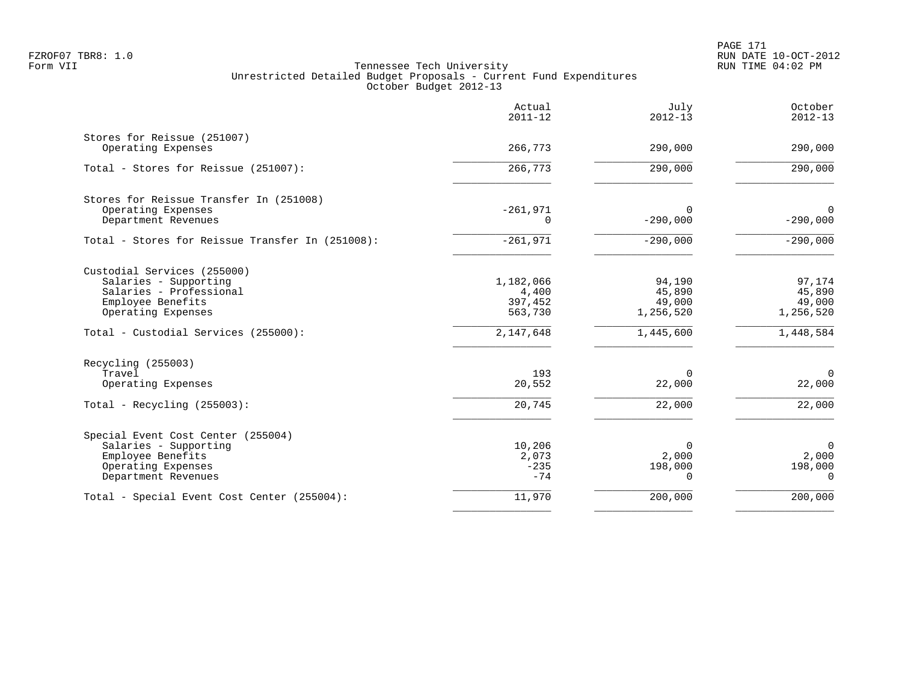FZROF07 TBR8: 1.0
Form VII

# Tennessee Tech University
## Unrestricted Detailed Budget Proposals - Current Fund Expenditures
### October Budget 2012-13

RUN DATE 10-OCT-2012
RUN TIME 04:02 PM

| | Actual 2011-12 | July 2012-13 | October 2012-13 |
|---|---:|---:|---:|
| **Stores for Reissue (251007)** | | | |
| Operating Expenses | 266,773 | 290,000 | 290,000 |
| Total - Stores for Reissue (251007): | 266,773 | 290,000 | 290,000 |
| **Stores for Reissue Transfer In (251008)** | | | |
| Operating Expenses | -261,971 | 0 | 0 |
| Department Revenues | 0 | -290,000 | -290,000 |
| Total - Stores for Reissue Transfer In (251008): | -261,971 | -290,000 | -290,000 |
| **Custodial Services (255000)** | | | |
| Salaries - Supporting | 1,182,066 | 94,190 | 97,174 |
| Salaries - Professional | 4,400 | 45,890 | 45,890 |
| Employee Benefits | 397,452 | 49,000 | 49,000 |
| Operating Expenses | 563,730 | 1,256,520 | 1,256,520 |
| Total - Custodial Services (255000): | 2,147,648 | 1,445,600 | 1,448,584 |
| **Recycling (255003)** | | | |
| Travel | 193 | 0 | 0 |
| Operating Expenses | 20,552 | 22,000 | 22,000 |
| Total - Recycling (255003): | 20,745 | 22,000 | 22,000 |
| **Special Event Cost Center (255004)** | | | |
| Salaries - Supporting | 10,206 | 0 | 0 |
| Employee Benefits | 2,073 | 2,000 | 2,000 |
| Operating Expenses | -235 | 198,000 | 198,000 |
| Department Revenues | -74 | 0 | 0 |
| Total - Special Event Cost Center (255004): | 11,970 | 200,000 | 200,000 |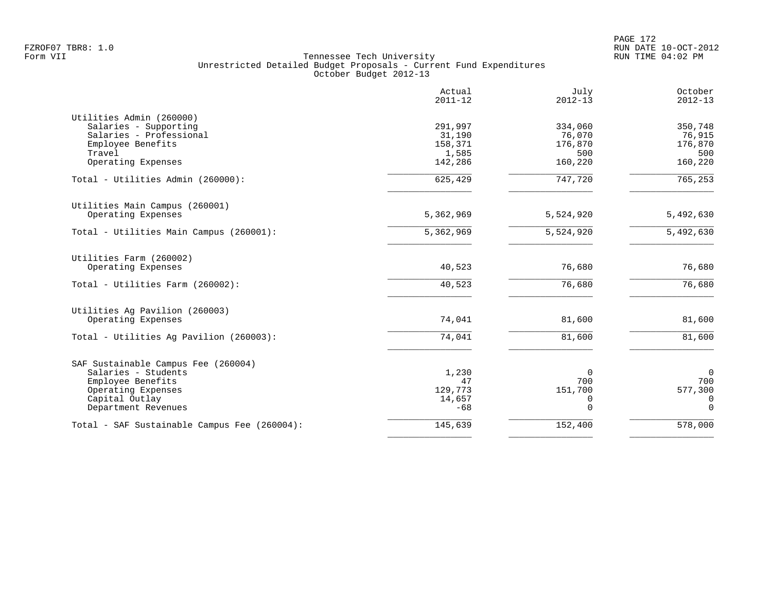Tennessee Tech University
Unrestricted Detailed Budget Proposals - Current Fund Expenditures
October Budget 2012-13

| | Actual 2011-12 | July 2012-13 | October 2012-13 |
|---|---|---|---|
| **Utilities Admin (260000)** | | | |
| Salaries - Supporting | 291,997 | 334,060 | 350,748 |
| Salaries - Professional | 31,190 | 76,070 | 76,915 |
| Employee Benefits | 158,371 | 176,870 | 176,870 |
| Travel | 1,585 | 500 | 500 |
| Operating Expenses | 142,286 | 160,220 | 160,220 |
| Total - Utilities Admin (260000): | 625,429 | 747,720 | 765,253 |
| **Utilities Main Campus (260001)** | | | |
| Operating Expenses | 5,362,969 | 5,524,920 | 5,492,630 |
| Total - Utilities Main Campus (260001): | 5,362,969 | 5,524,920 | 5,492,630 |
| **Utilities Farm (260002)** | | | |
| Operating Expenses | 40,523 | 76,680 | 76,680 |
| Total - Utilities Farm (260002): | 40,523 | 76,680 | 76,680 |
| **Utilities Ag Pavilion (260003)** | | | |
| Operating Expenses | 74,041 | 81,600 | 81,600 |
| Total - Utilities Ag Pavilion (260003): | 74,041 | 81,600 | 81,600 |
| **SAF Sustainable Campus Fee (260004)** | | | |
| Salaries - Students | 1,230 | 0 | 0 |
| Employee Benefits | 47 | 700 | 700 |
| Operating Expenses | 129,773 | 151,700 | 577,300 |
| Capital Outlay | 14,657 | 0 | 0 |
| Department Revenues | -68 | 0 | 0 |
| Total - SAF Sustainable Campus Fee (260004): | 145,639 | 152,400 | 578,000 |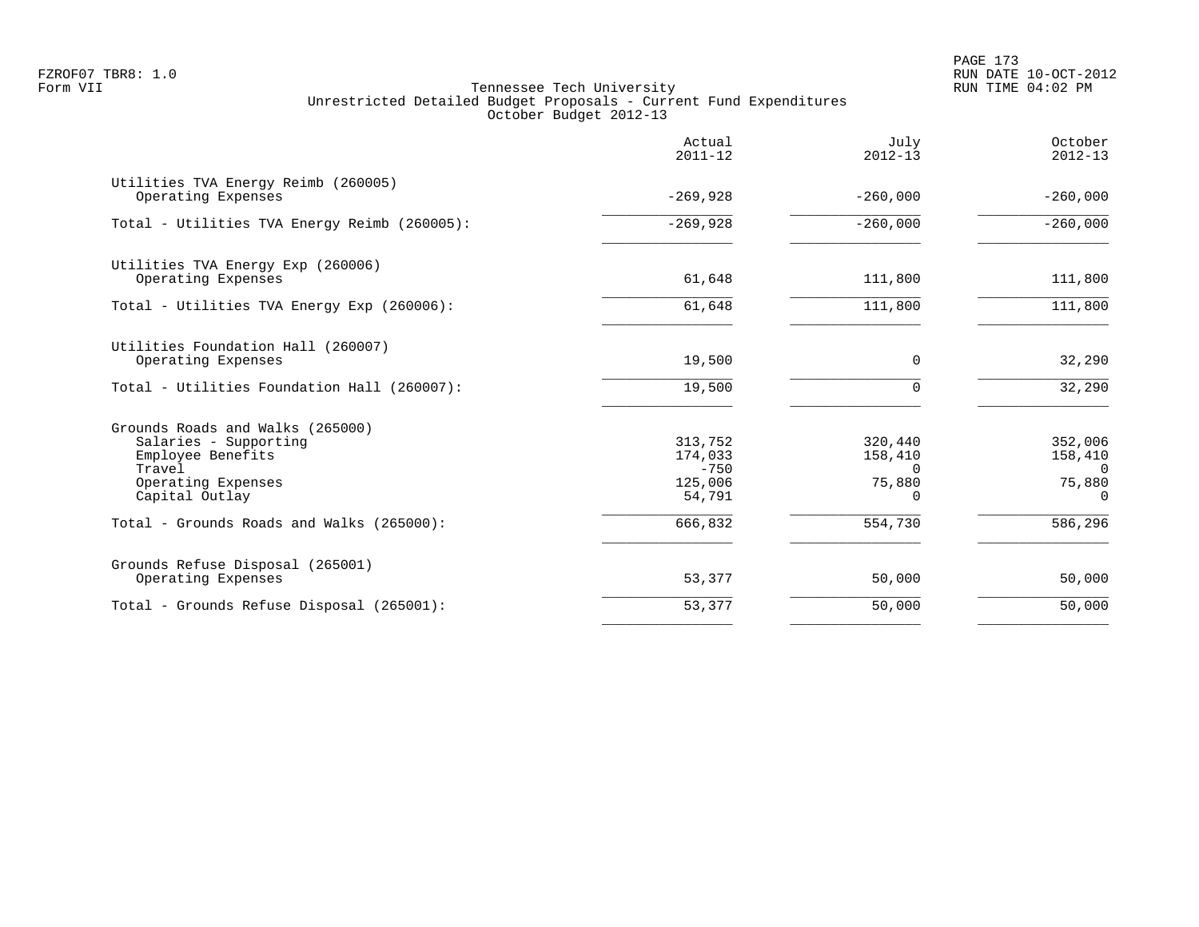FZROF07 TBR8: 1.0
Form VII

Tennessee Tech University
Unrestricted Detailed Budget Proposals - Current Fund Expenditures
October Budget 2012-13

RUN DATE 10-OCT-2012
RUN TIME 04:02 PM

| | Actual 2011-12 | July 2012-13 | October 2012-13 |
|---|---|---|---|
| **Utilities TVA Energy Reimb (260005)** | | | |
| Operating Expenses | -269,928 | -260,000 | -260,000 |
| Total - Utilities TVA Energy Reimb (260005): | -269,928 | -260,000 | -260,000 |
| **Utilities TVA Energy Exp (260006)** | | | |
| Operating Expenses | 61,648 | 111,800 | 111,800 |
| Total - Utilities TVA Energy Exp (260006): | 61,648 | 111,800 | 111,800 |
| **Utilities Foundation Hall (260007)** | | | |
| Operating Expenses | 19,500 | 0 | 32,290 |
| Total - Utilities Foundation Hall (260007): | 19,500 | 0 | 32,290 |
| **Grounds Roads and Walks (265000)** | | | |
| Salaries - Supporting | 313,752 | 320,440 | 352,006 |
| Employee Benefits | 174,033 | 158,410 | 158,410 |
| Travel | -750 | 0 | 0 |
| Operating Expenses | 125,006 | 75,880 | 75,880 |
| Capital Outlay | 54,791 | 0 | 0 |
| Total - Grounds Roads and Walks (265000): | 666,832 | 554,730 | 586,296 |
| **Grounds Refuse Disposal (265001)** | | | |
| Operating Expenses | 53,377 | 50,000 | 50,000 |
| Total - Grounds Refuse Disposal (265001): | 53,377 | 50,000 | 50,000 |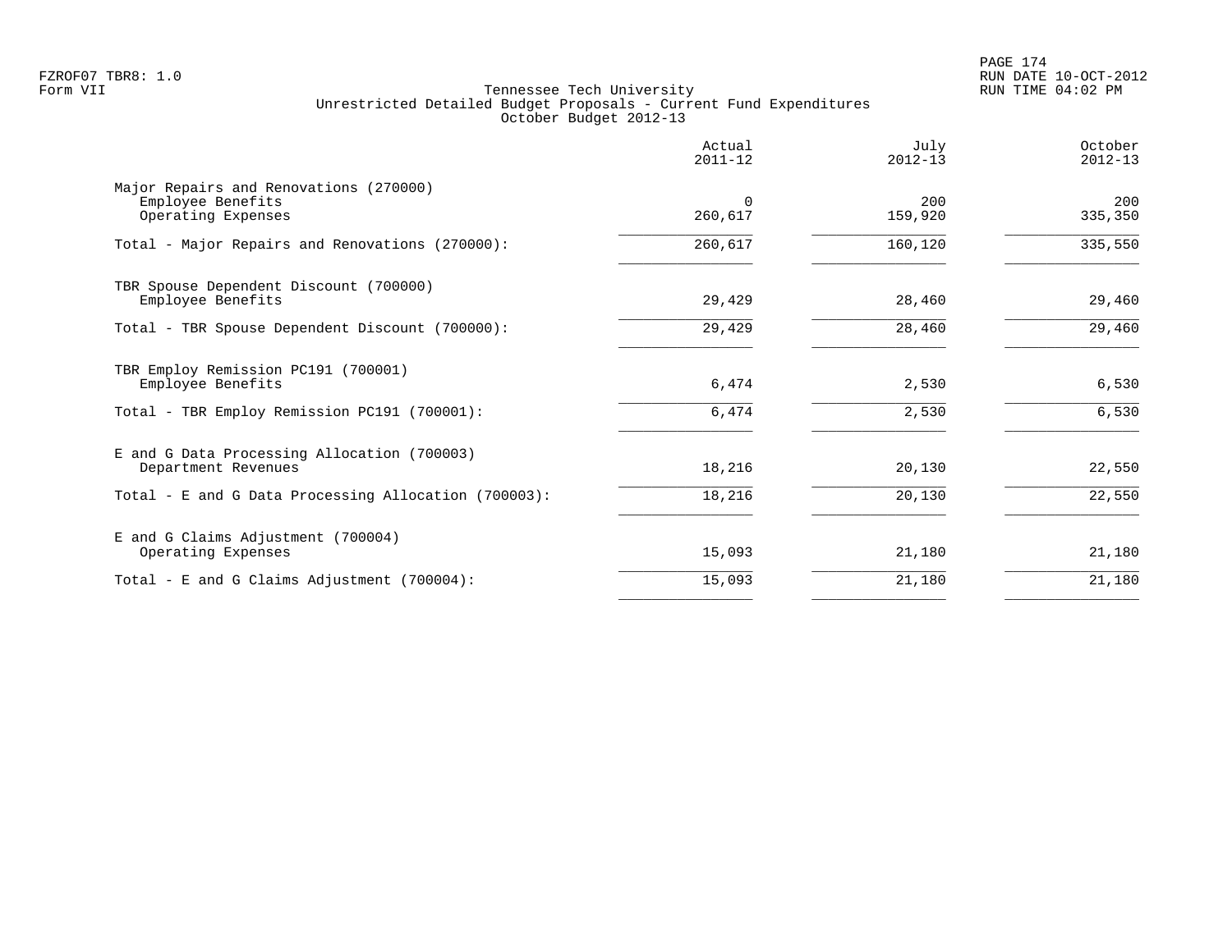Tennessee Tech University
Unrestricted Detailed Budget Proposals - Current Fund Expenditures
October Budget 2012-13

| | Actual 2011-12 | July 2012-13 | October 2012-13 |
|---|---|---|---|
| Major Repairs and Renovations (270000) | | | |
| Employee Benefits | 0 | 200 | 200 |
| Operating Expenses | 260,617 | 159,920 | 335,350 |
| Total - Major Repairs and Renovations (270000): | 260,617 | 160,120 | 335,550 |
| TBR Spouse Dependent Discount (700000) | | | |
| Employee Benefits | 29,429 | 28,460 | 29,460 |
| Total - TBR Spouse Dependent Discount (700000): | 29,429 | 28,460 | 29,460 |
| TBR Employ Remission PC191 (700001) | | | |
| Employee Benefits | 6,474 | 2,530 | 6,530 |
| Total - TBR Employ Remission PC191 (700001): | 6,474 | 2,530 | 6,530 |
| E and G Data Processing Allocation (700003) | | | |
| Department Revenues | 18,216 | 20,130 | 22,550 |
| Total - E and G Data Processing Allocation (700003): | 18,216 | 20,130 | 22,550 |
| E and G Claims Adjustment (700004) | | | |
| Operating Expenses | 15,093 | 21,180 | 21,180 |
| Total - E and G Claims Adjustment (700004): | 15,093 | 21,180 | 21,180 |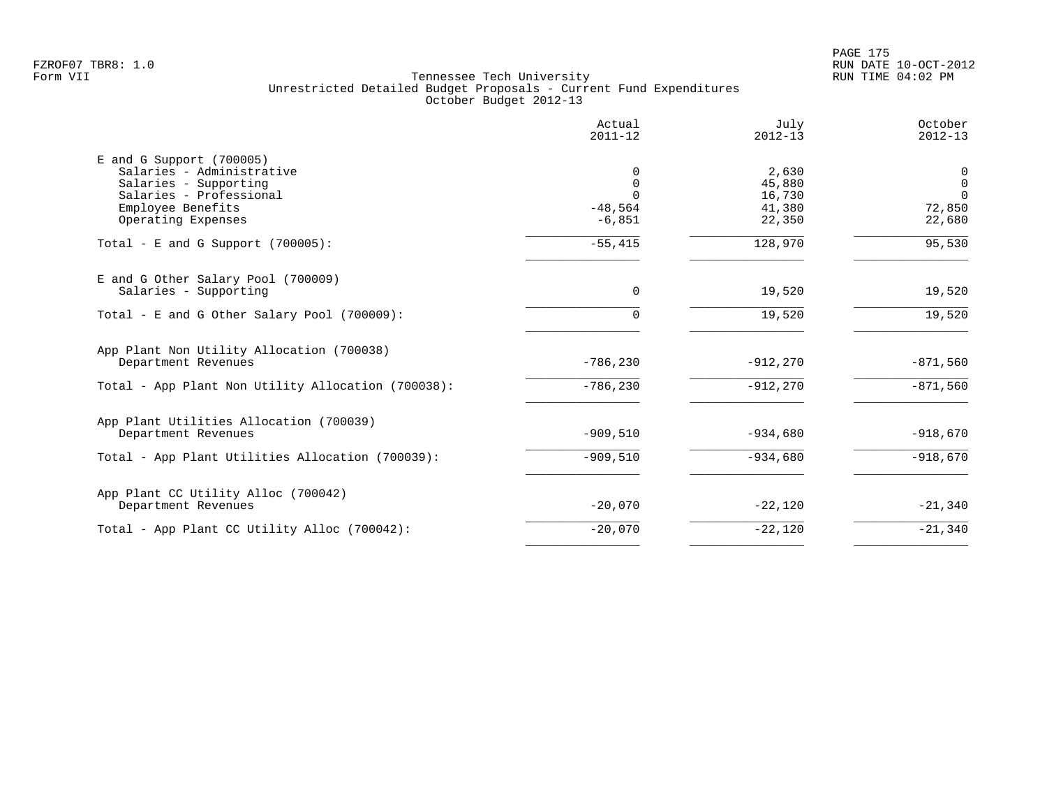Tennessee Tech University
Unrestricted Detailed Budget Proposals - Current Fund Expenditures
October Budget 2012-13

| | Actual 2011-12 | July 2012-13 | October 2012-13 |
|---|---|---|---|
| **E and G Support (700005)** | | | |
| Salaries - Administrative | 0 | 2,630 | 0 |
| Salaries - Supporting | 0 | 45,880 | 0 |
| Salaries - Professional | 0 | 16,730 | 0 |
| Employee Benefits | -48,564 | 41,380 | 72,850 |
| Operating Expenses | -6,851 | 22,350 | 22,680 |
| Total - E and G Support (700005): | -55,415 | 128,970 | 95,530 |
| **E and G Other Salary Pool (700009)** | | | |
| Salaries - Supporting | 0 | 19,520 | 19,520 |
| Total - E and G Other Salary Pool (700009): | 0 | 19,520 | 19,520 |
| **App Plant Non Utility Allocation (700038)** | | | |
| Department Revenues | -786,230 | -912,270 | -871,560 |
| Total - App Plant Non Utility Allocation (700038): | -786,230 | -912,270 | -871,560 |
| **App Plant Utilities Allocation (700039)** | | | |
| Department Revenues | -909,510 | -934,680 | -918,670 |
| Total - App Plant Utilities Allocation (700039): | -909,510 | -934,680 | -918,670 |
| **App Plant CC Utility Alloc (700042)** | | | |
| Department Revenues | -20,070 | -22,120 | -21,340 |
| Total - App Plant CC Utility Alloc (700042): | -20,070 | -22,120 | -21,340 |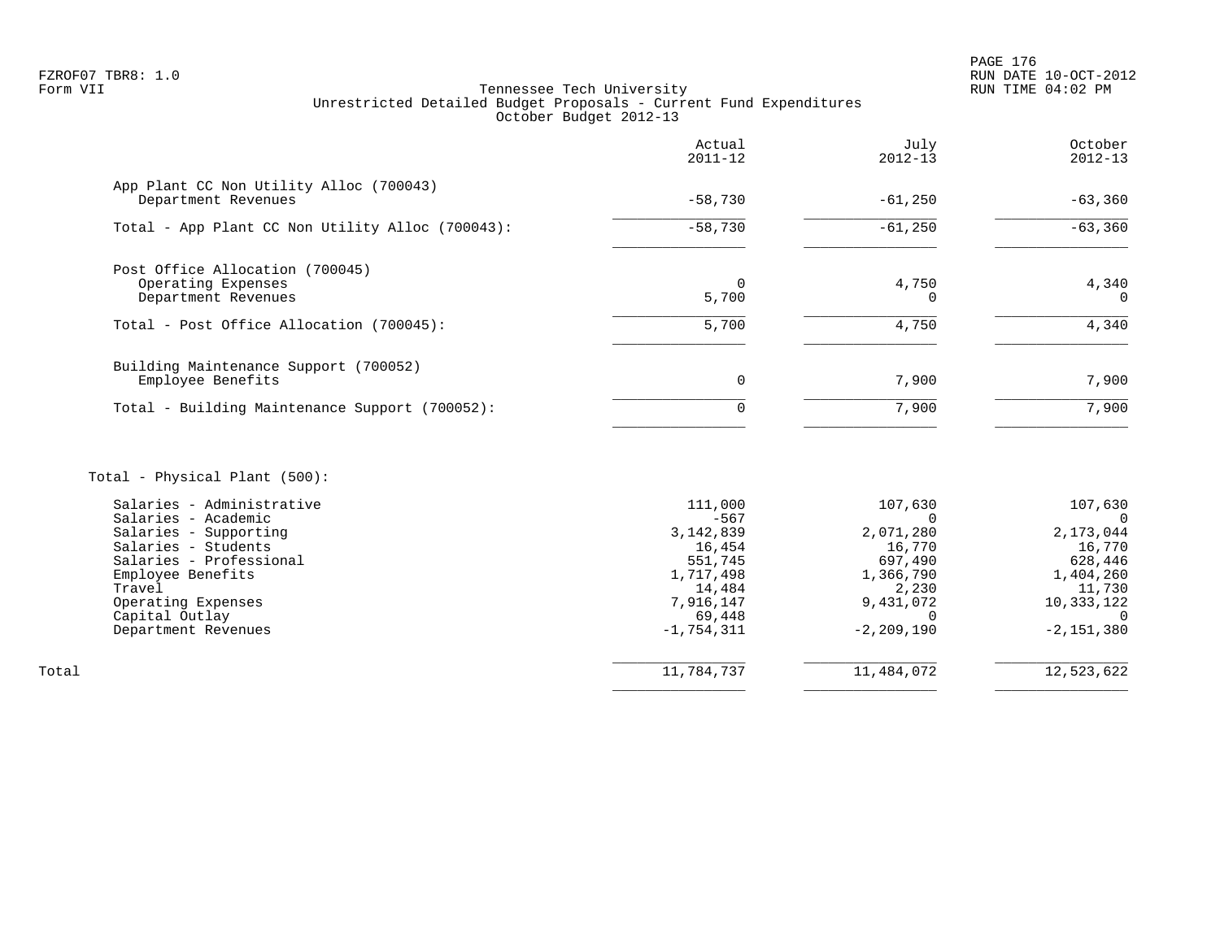Tennessee Tech University
Unrestricted Detailed Budget Proposals - Current Fund Expenditures
October Budget 2012-13

| | Actual 2011-12 | July 2012-13 | October 2012-13 |
|---|---:|---:|---:|
| **App Plant CC Non Utility Alloc (700043)** | | | |
| Department Revenues | -58,730 | -61,250 | -63,360 |
| Total - App Plant CC Non Utility Alloc (700043): | -58,730 | -61,250 | -63,360 |
| **Post Office Allocation (700045)** | | | |
| Operating Expenses | 0 | 4,750 | 4,340 |
| Department Revenues | 5,700 | 0 | 0 |
| Total - Post Office Allocation (700045): | 5,700 | 4,750 | 4,340 |
| **Building Maintenance Support (700052)** | | | |
| Employee Benefits | 0 | 7,900 | 7,900 |
| Total - Building Maintenance Support (700052): | 0 | 7,900 | 7,900 |
| **Total - Physical Plant (500):** | | | |
| Salaries - Administrative | 111,000 | 107,630 | 107,630 |
| Salaries - Academic | -567 | 0 | 0 |
| Salaries - Supporting | 3,142,839 | 2,071,280 | 2,173,044 |
| Salaries - Students | 16,454 | 16,770 | 16,770 |
| Salaries - Professional | 551,745 | 697,490 | 628,446 |
| Employee Benefits | 1,717,498 | 1,366,790 | 1,404,260 |
| Travel | 14,484 | 2,230 | 11,730 |
| Operating Expenses | 7,916,147 | 9,431,072 | 10,333,122 |
| Capital Outlay | 69,448 | 0 | 0 |
| Department Revenues | -1,754,311 | -2,209,190 | -2,151,380 |
| Total | 11,784,737 | 11,484,072 | 12,523,622 |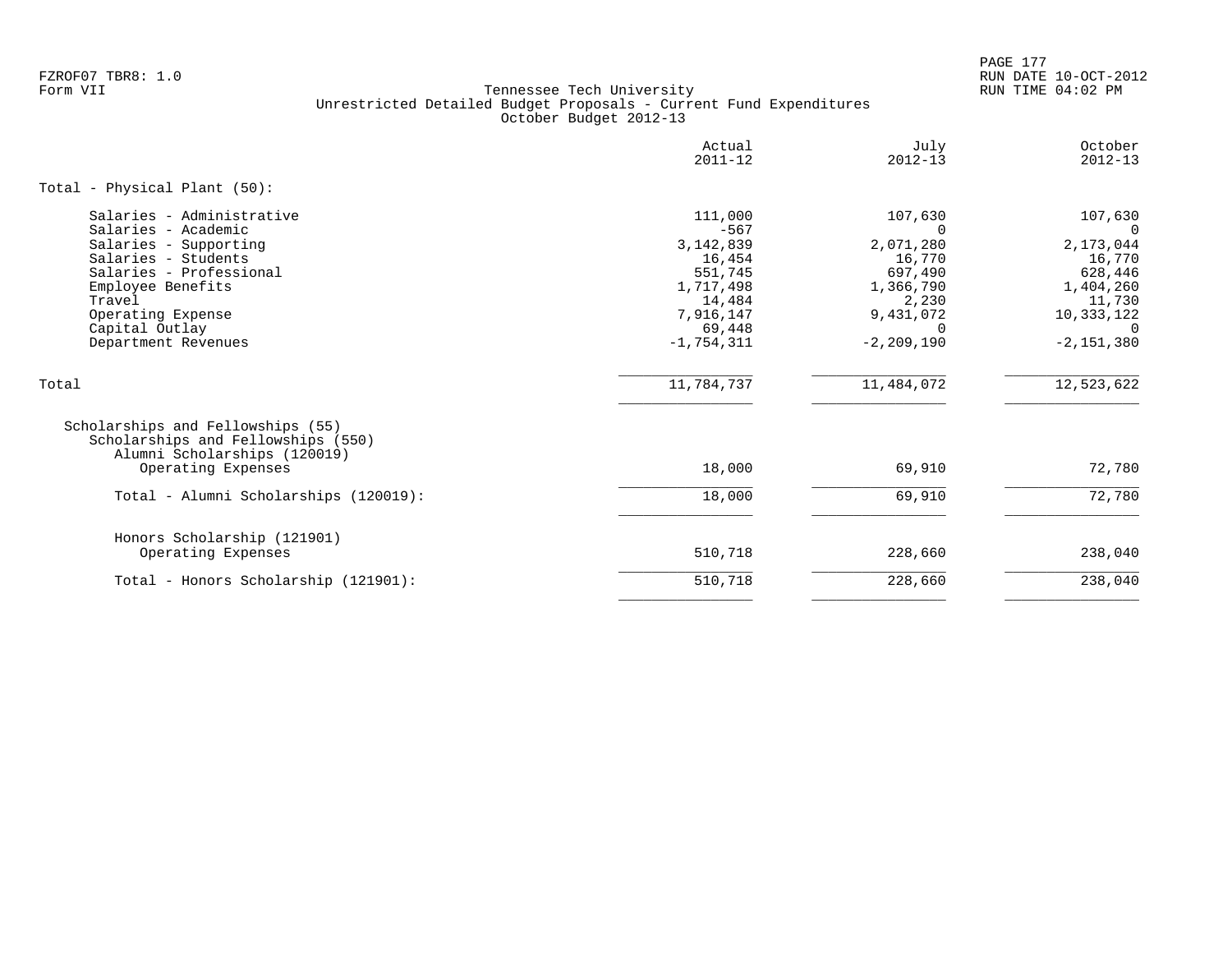FZROF07 TBR8: 1.0
Form VII

Tennessee Tech University
Unrestricted Detailed Budget Proposals - Current Fund Expenditures
October Budget 2012-13

| | Actual 2011-12 | July 2012-13 | October 2012-13 |
|---|---|---|---|
| **Total - Physical Plant (50):** | | | |
| Salaries - Administrative | 111,000 | 107,630 | 107,630 |
| Salaries - Academic | -567 | 0 | 0 |
| Salaries - Supporting | 3,142,839 | 2,071,280 | 2,173,044 |
| Salaries - Students | 16,454 | 16,770 | 16,770 |
| Salaries - Professional | 551,745 | 697,490 | 628,446 |
| Employee Benefits | 1,717,498 | 1,366,790 | 1,404,260 |
| Travel | 14,484 | 2,230 | 11,730 |
| Operating Expense | 7,916,147 | 9,431,072 | 10,333,122 |
| Capital Outlay | 69,448 | 0 | 0 |
| Department Revenues | -1,754,311 | -2,209,190 | -2,151,380 |
| Total | 11,784,737 | 11,484,072 | 12,523,622 |
| Scholarships and Fellowships (55) | | | |
| Scholarships and Fellowships (550) | | | |
| Alumni Scholarships (120019) | | | |
| Operating Expenses | 18,000 | 69,910 | 72,780 |
| Total - Alumni Scholarships (120019): | 18,000 | 69,910 | 72,780 |
| Honors Scholarship (121901) | | | |
| Operating Expenses | 510,718 | 228,660 | 238,040 |
| Total - Honors Scholarship (121901): | 510,718 | 228,660 | 238,040 |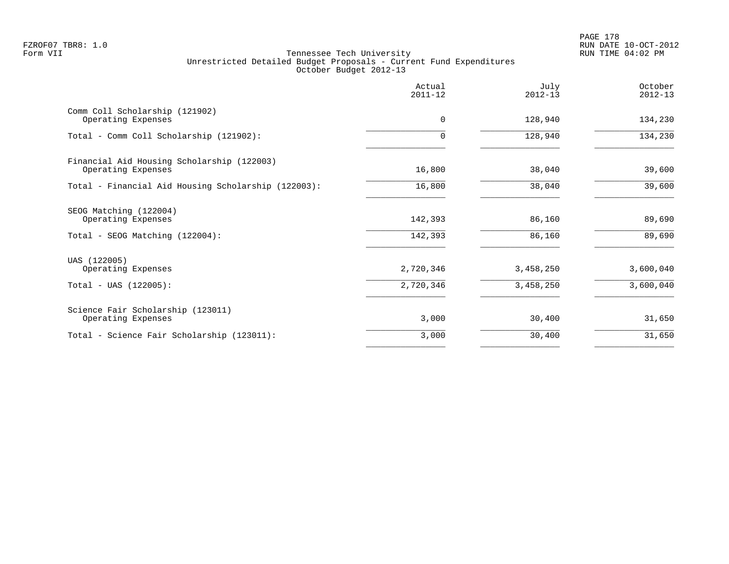FZROF07 TBR8: 1.0
Form VII

Tennessee Tech University
Unrestricted Detailed Budget Proposals - Current Fund Expenditures
October Budget 2012-13

RUN DATE 10-OCT-2012
RUN TIME 04:02 PM

| | Actual 2011-12 | July 2012-13 | October 2012-13 |
|---|---|---|---|
| **Comm Coll Scholarship (121902)** | | | |
| Operating Expenses | 0 | 128,940 | 134,230 |
| Total - Comm Coll Scholarship (121902): | 0 | 128,940 | 134,230 |
| **Financial Aid Housing Scholarship (122003)** | | | |
| Operating Expenses | 16,800 | 38,040 | 39,600 |
| Total - Financial Aid Housing Scholarship (122003): | 16,800 | 38,040 | 39,600 |
| **SEOG Matching (122004)** | | | |
| Operating Expenses | 142,393 | 86,160 | 89,690 |
| Total - SEOG Matching (122004): | 142,393 | 86,160 | 89,690 |
| **UAS (122005)** | | | |
| Operating Expenses | 2,720,346 | 3,458,250 | 3,600,040 |
| Total - UAS (122005): | 2,720,346 | 3,458,250 | 3,600,040 |
| **Science Fair Scholarship (123011)** | | | |
| Operating Expenses | 3,000 | 30,400 | 31,650 |
| Total - Science Fair Scholarship (123011): | 3,000 | 30,400 | 31,650 |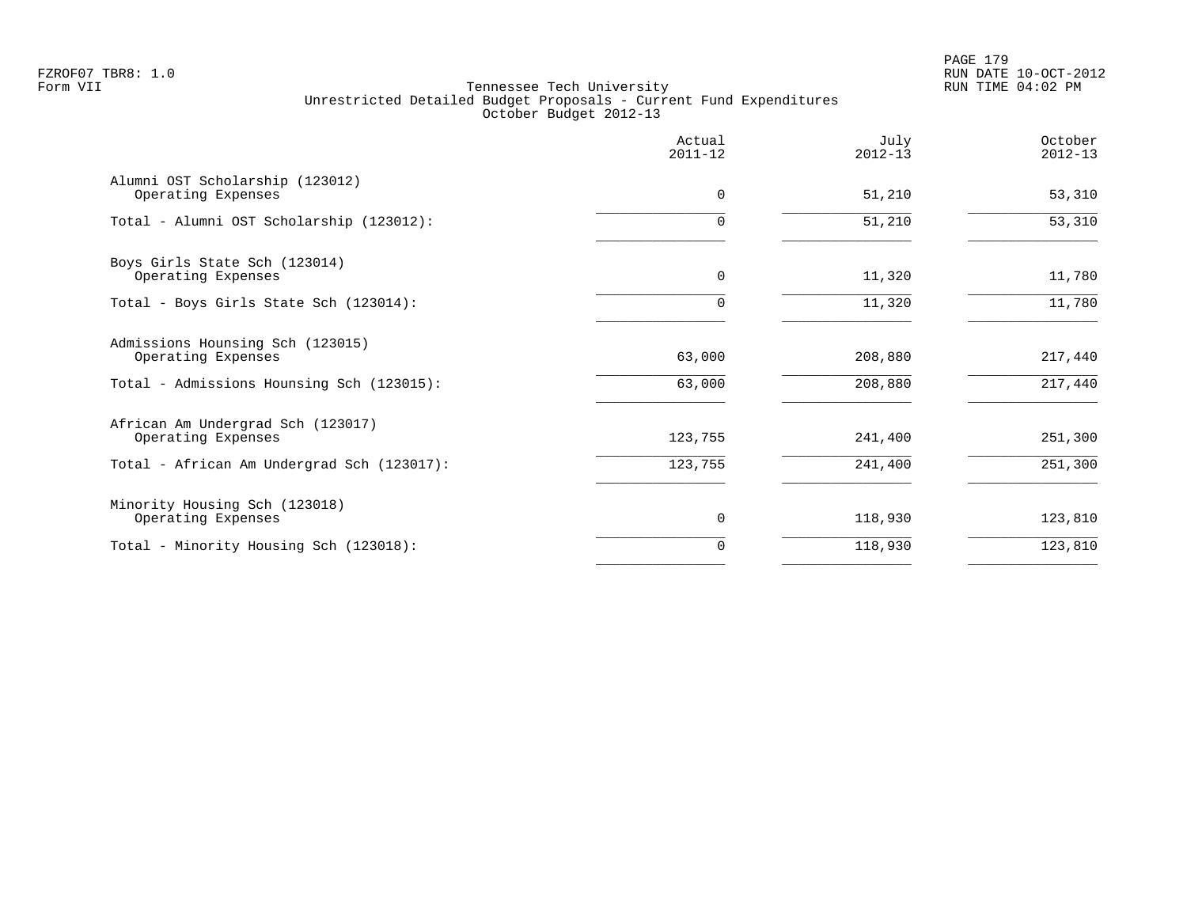Tennessee Tech University
Unrestricted Detailed Budget Proposals - Current Fund Expenditures
October Budget 2012-13

| | Actual 2011-12 | July 2012-13 | October 2012-13 |
|---|---|---|---|
| Alumni OST Scholarship (123012) | | | |
| Operating Expenses | 0 | 51,210 | 53,310 |
| Total - Alumni OST Scholarship (123012): | 0 | 51,210 | 53,310 |
| Boys Girls State Sch (123014) | | | |
| Operating Expenses | 0 | 11,320 | 11,780 |
| Total - Boys Girls State Sch (123014): | 0 | 11,320 | 11,780 |
| Admissions Hounsing Sch (123015) | | | |
| Operating Expenses | 63,000 | 208,880 | 217,440 |
| Total - Admissions Hounsing Sch (123015): | 63,000 | 208,880 | 217,440 |
| African Am Undergrad Sch (123017) | | | |
| Operating Expenses | 123,755 | 241,400 | 251,300 |
| Total - African Am Undergrad Sch (123017): | 123,755 | 241,400 | 251,300 |
| Minority Housing Sch (123018) | | | |
| Operating Expenses | 0 | 118,930 | 123,810 |
| Total - Minority Housing Sch (123018): | 0 | 118,930 | 123,810 |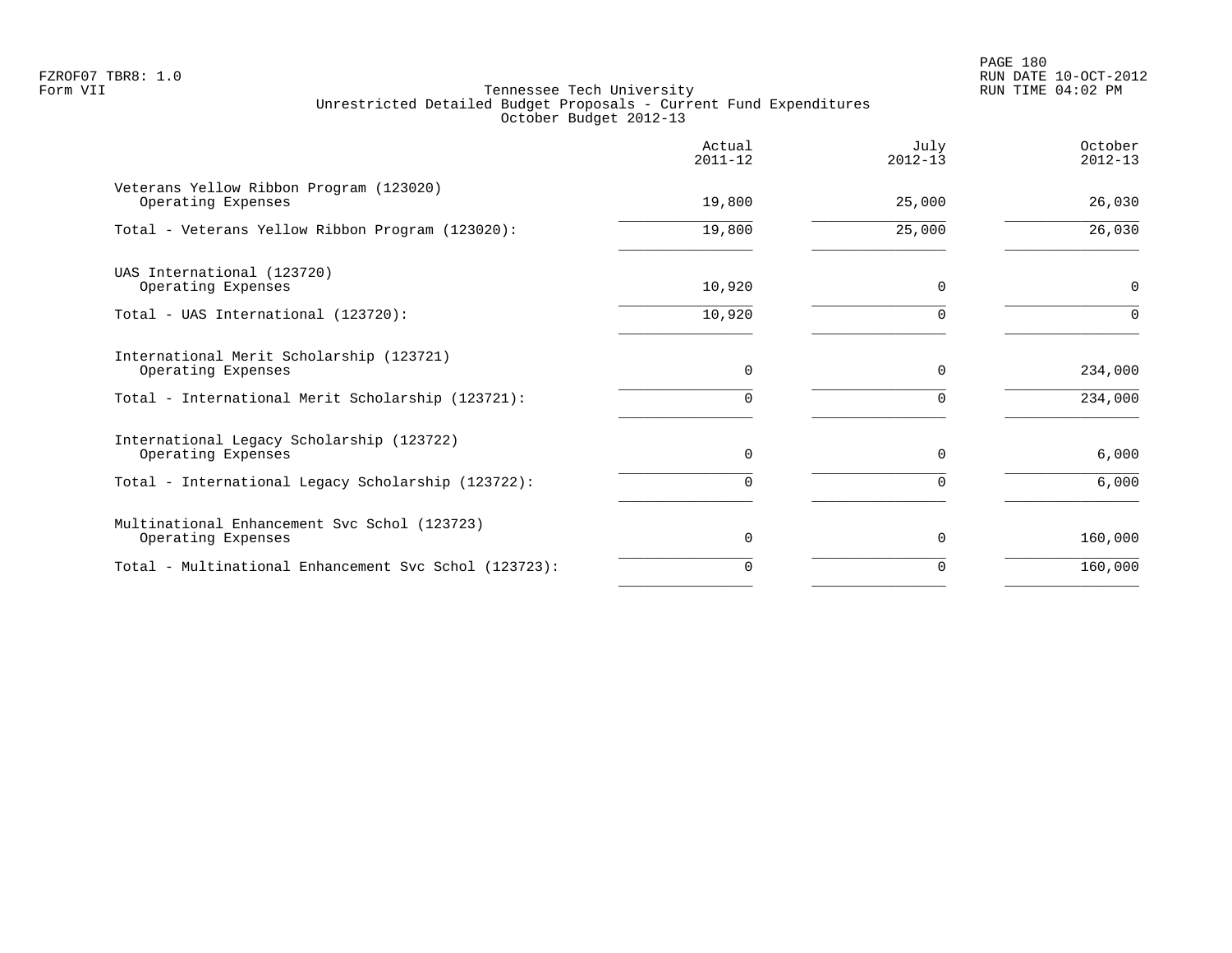FZROF07 TBR8: 1.0
Form VII

RUN DATE 10-OCT-2012
RUN TIME 04:02 PM

Tennessee Tech University
Unrestricted Detailed Budget Proposals - Current Fund Expenditures
October Budget 2012-13

| | Actual 2011-12 | July 2012-13 | October 2012-13 |
|---|---|---|---|
| Veterans Yellow Ribbon Program (123020) | | | |
| Operating Expenses | 19,800 | 25,000 | 26,030 |
| Total - Veterans Yellow Ribbon Program (123020): | 19,800 | 25,000 | 26,030 |
| UAS International (123720) | | | |
| Operating Expenses | 10,920 | 0 | 0 |
| Total - UAS International (123720): | 10,920 | 0 | 0 |
| International Merit Scholarship (123721) | | | |
| Operating Expenses | 0 | 0 | 234,000 |
| Total - International Merit Scholarship (123721): | 0 | 0 | 234,000 |
| International Legacy Scholarship (123722) | | | |
| Operating Expenses | 0 | 0 | 6,000 |
| Total - International Legacy Scholarship (123722): | 0 | 0 | 6,000 |
| Multinational Enhancement Svc Schol (123723) | | | |
| Operating Expenses | 0 | 0 | 160,000 |
| Total - Multinational Enhancement Svc Schol (123723): | 0 | 0 | 160,000 |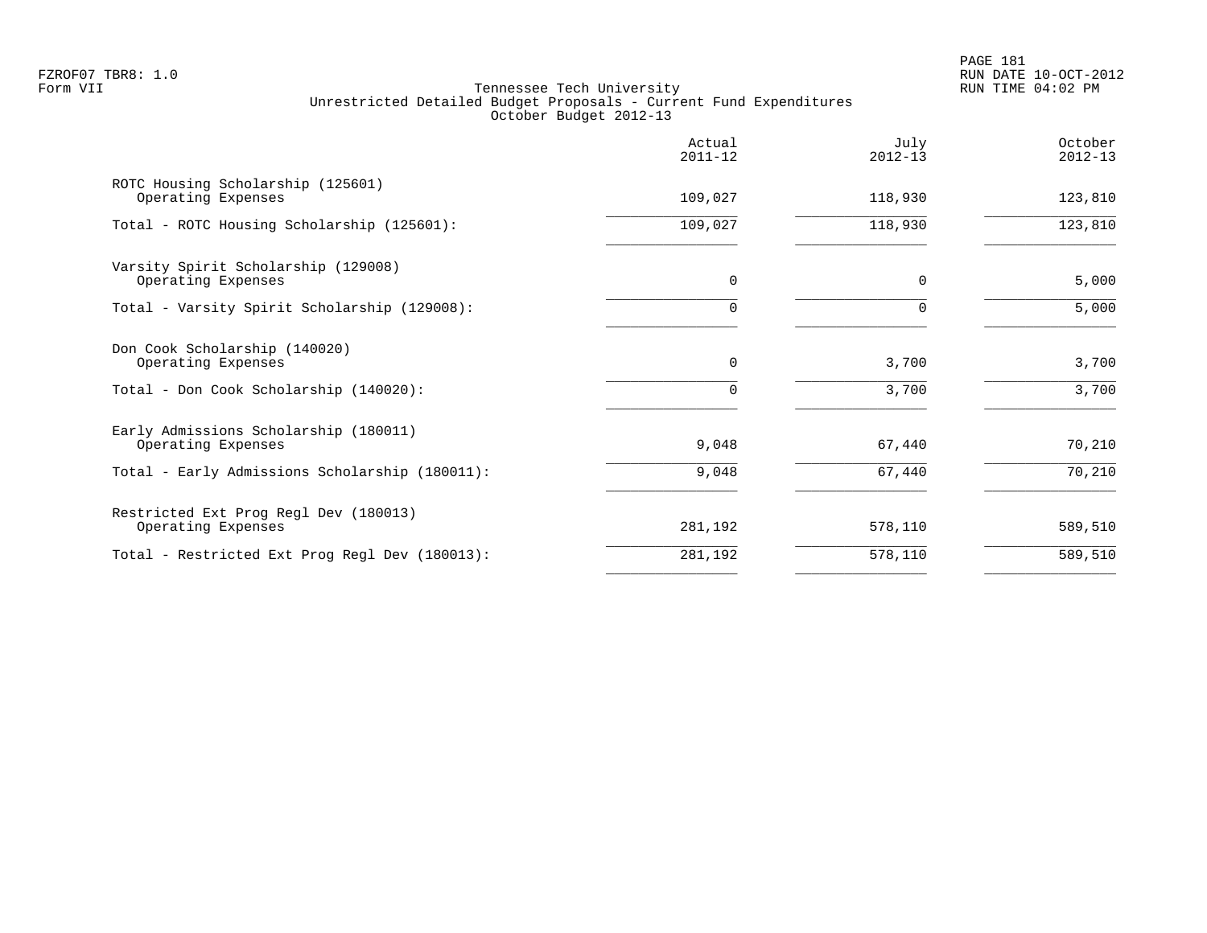Tennessee Tech University
Unrestricted Detailed Budget Proposals - Current Fund Expenditures
October Budget 2012-13

| | Actual 2011-12 | July 2012-13 | October 2012-13 |
|---|---|---|---|
| ROTC Housing Scholarship (125601) | | | |
| Operating Expenses | 109,027 | 118,930 | 123,810 |
| Total - ROTC Housing Scholarship (125601): | 109,027 | 118,930 | 123,810 |
| Varsity Spirit Scholarship (129008) | | | |
| Operating Expenses | 0 | 0 | 5,000 |
| Total - Varsity Spirit Scholarship (129008): | 0 | 0 | 5,000 |
| Don Cook Scholarship (140020) | | | |
| Operating Expenses | 0 | 3,700 | 3,700 |
| Total - Don Cook Scholarship (140020): | 0 | 3,700 | 3,700 |
| Early Admissions Scholarship (180011) | | | |
| Operating Expenses | 9,048 | 67,440 | 70,210 |
| Total - Early Admissions Scholarship (180011): | 9,048 | 67,440 | 70,210 |
| Restricted Ext Prog Regl Dev (180013) | | | |
| Operating Expenses | 281,192 | 578,110 | 589,510 |
| Total - Restricted Ext Prog Regl Dev (180013): | 281,192 | 578,110 | 589,510 |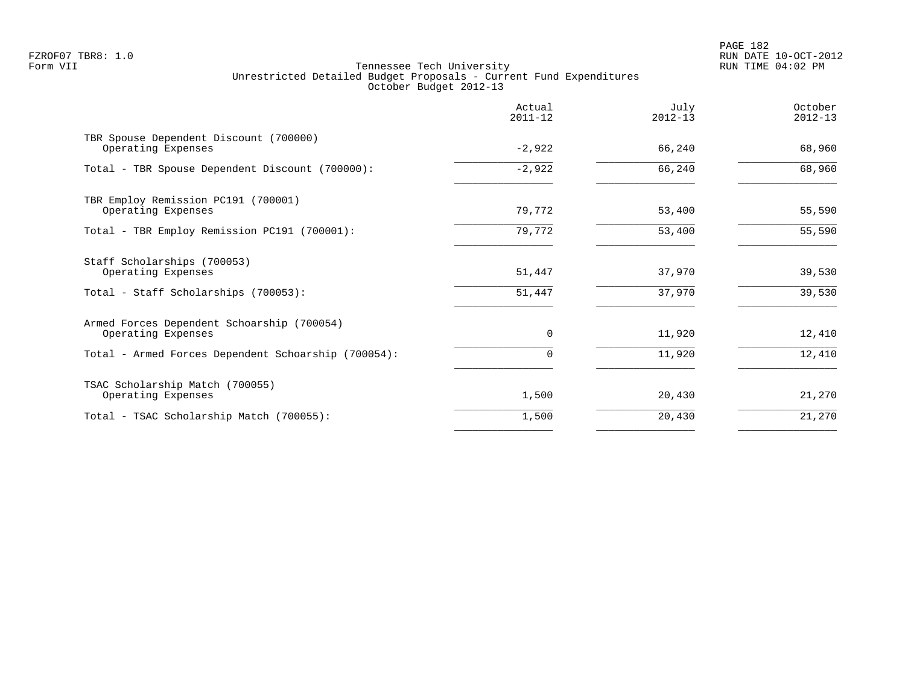FZROF07 TBR8: 1.0
Form VII

# Tennessee Tech University
## Unrestricted Detailed Budget Proposals - Current Fund Expenditures
### October Budget 2012-13

| | Actual 2011-12 | July 2012-13 | October 2012-13 |
|---|---|---|---|
| TBR Spouse Dependent Discount (700000) | | | |
| Operating Expenses | -2,922 | 66,240 | 68,960 |
| Total - TBR Spouse Dependent Discount (700000): | -2,922 | 66,240 | 68,960 |
| TBR Employ Remission PC191 (700001) | | | |
| Operating Expenses | 79,772 | 53,400 | 55,590 |
| Total - TBR Employ Remission PC191 (700001): | 79,772 | 53,400 | 55,590 |
| Staff Scholarships (700053) | | | |
| Operating Expenses | 51,447 | 37,970 | 39,530 |
| Total - Staff Scholarships (700053): | 51,447 | 37,970 | 39,530 |
| Armed Forces Dependent Schoarship (700054) | | | |
| Operating Expenses | 0 | 11,920 | 12,410 |
| Total - Armed Forces Dependent Schoarship (700054): | 0 | 11,920 | 12,410 |
| TSAC Scholarship Match (700055) | | | |
| Operating Expenses | 1,500 | 20,430 | 21,270 |
| Total - TSAC Scholarship Match (700055): | 1,500 | 20,430 | 21,270 |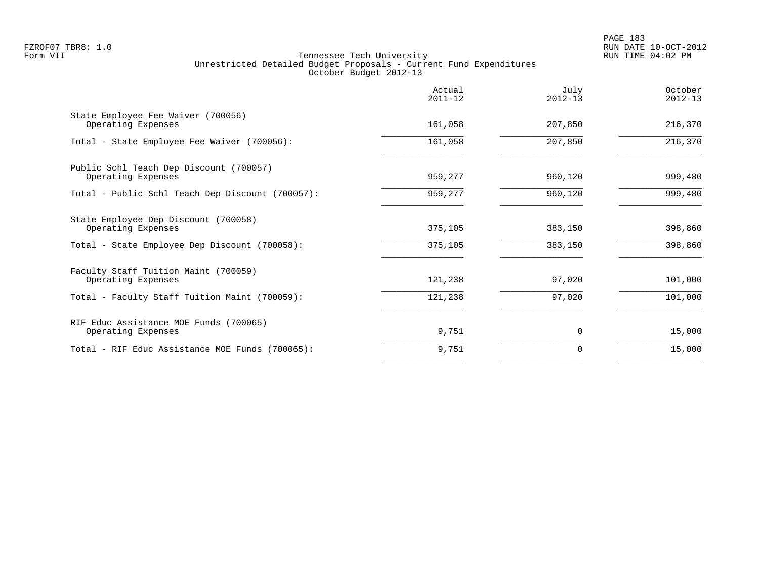# Tennessee Tech University
## Unrestricted Detailed Budget Proposals - Current Fund Expenditures
### October Budget 2012-13

| | Actual 2011-12 | July 2012-13 | October 2012-13 |
|---|---|---|---|
| State Employee Fee Waiver (700056) | | | |
| Operating Expenses | 161,058 | 207,850 | 216,370 |
| Total - State Employee Fee Waiver (700056): | 161,058 | 207,850 | 216,370 |
| Public Schl Teach Dep Discount (700057) | | | |
| Operating Expenses | 959,277 | 960,120 | 999,480 |
| Total - Public Schl Teach Dep Discount (700057): | 959,277 | 960,120 | 999,480 |
| State Employee Dep Discount (700058) | | | |
| Operating Expenses | 375,105 | 383,150 | 398,860 |
| Total - State Employee Dep Discount (700058): | 375,105 | 383,150 | 398,860 |
| Faculty Staff Tuition Maint (700059) | | | |
| Operating Expenses | 121,238 | 97,020 | 101,000 |
| Total - Faculty Staff Tuition Maint (700059): | 121,238 | 97,020 | 101,000 |
| RIF Educ Assistance MOE Funds (700065) | | | |
| Operating Expenses | 9,751 | 0 | 15,000 |
| Total - RIF Educ Assistance MOE Funds (700065): | 9,751 | 0 | 15,000 |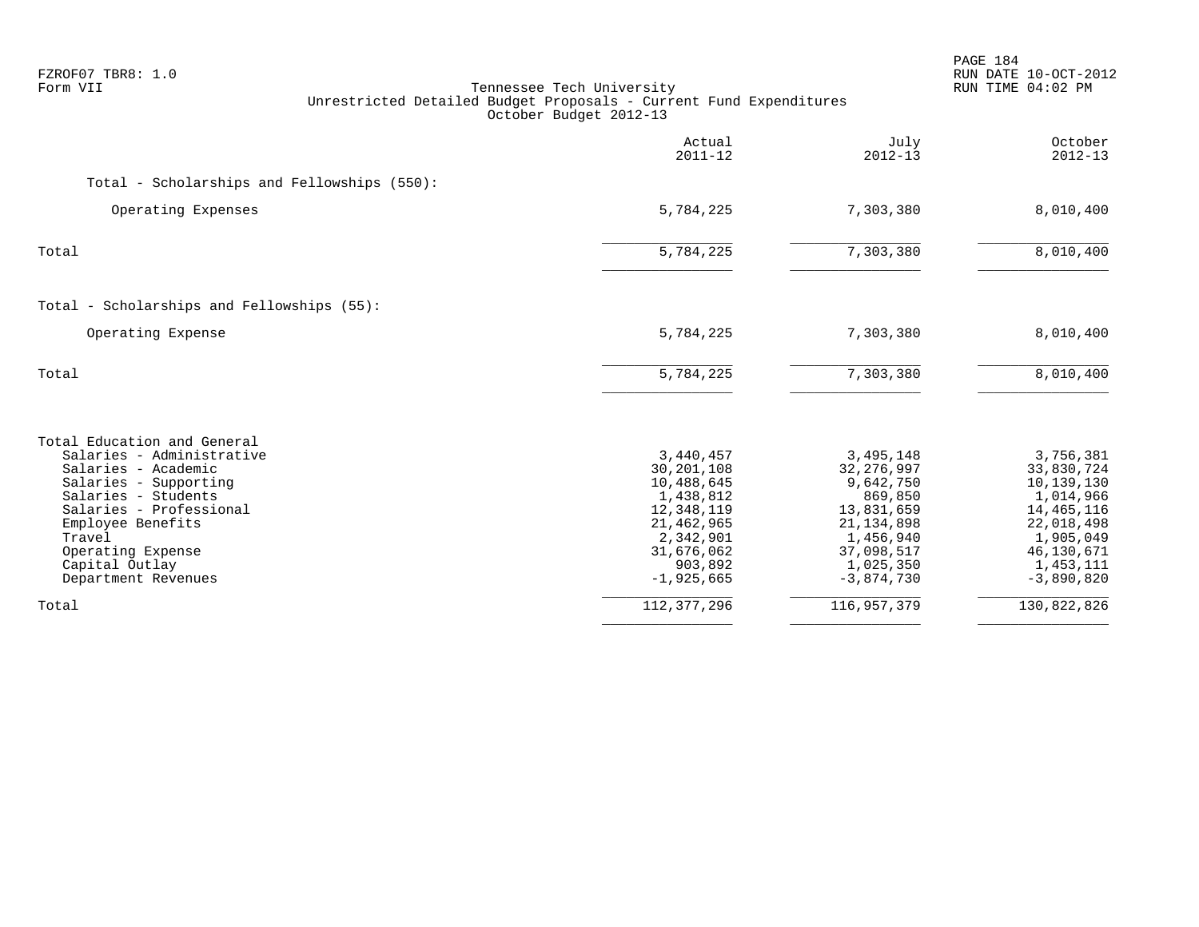FZROF07 TBR8: 1.0
Form VII

Tennessee Tech University
Unrestricted Detailed Budget Proposals - Current Fund Expenditures
October Budget 2012-13

| | Actual 2011-12 | July 2012-13 | October 2012-13 |
|---|---:|---:|---:|
| Total - Scholarships and Fellowships (550): | | | |
| Operating Expenses | 5,784,225 | 7,303,380 | 8,010,400 |
| Total | 5,784,225 | 7,303,380 | 8,010,400 |
| Total - Scholarships and Fellowships (55): | | | |
| Operating Expense | 5,784,225 | 7,303,380 | 8,010,400 |
| Total | 5,784,225 | 7,303,380 | 8,010,400 |
| Total Education and General | | | |
| Salaries - Administrative | 3,440,457 | 3,495,148 | 3,756,381 |
| Salaries - Academic | 30,201,108 | 32,276,997 | 33,830,724 |
| Salaries - Supporting | 10,488,645 | 9,642,750 | 10,139,130 |
| Salaries - Students | 1,438,812 | 869,850 | 1,014,966 |
| Salaries - Professional | 12,348,119 | 13,831,659 | 14,465,116 |
| Employee Benefits | 21,462,965 | 21,134,898 | 22,018,498 |
| Travel | 2,342,901 | 1,456,940 | 1,905,049 |
| Operating Expense | 31,676,062 | 37,098,517 | 46,130,671 |
| Capital Outlay | 903,892 | 1,025,350 | 1,453,111 |
| Department Revenues | -1,925,665 | -3,874,730 | -3,890,820 |
| Total | 112,377,296 | 116,957,379 | 130,822,826 |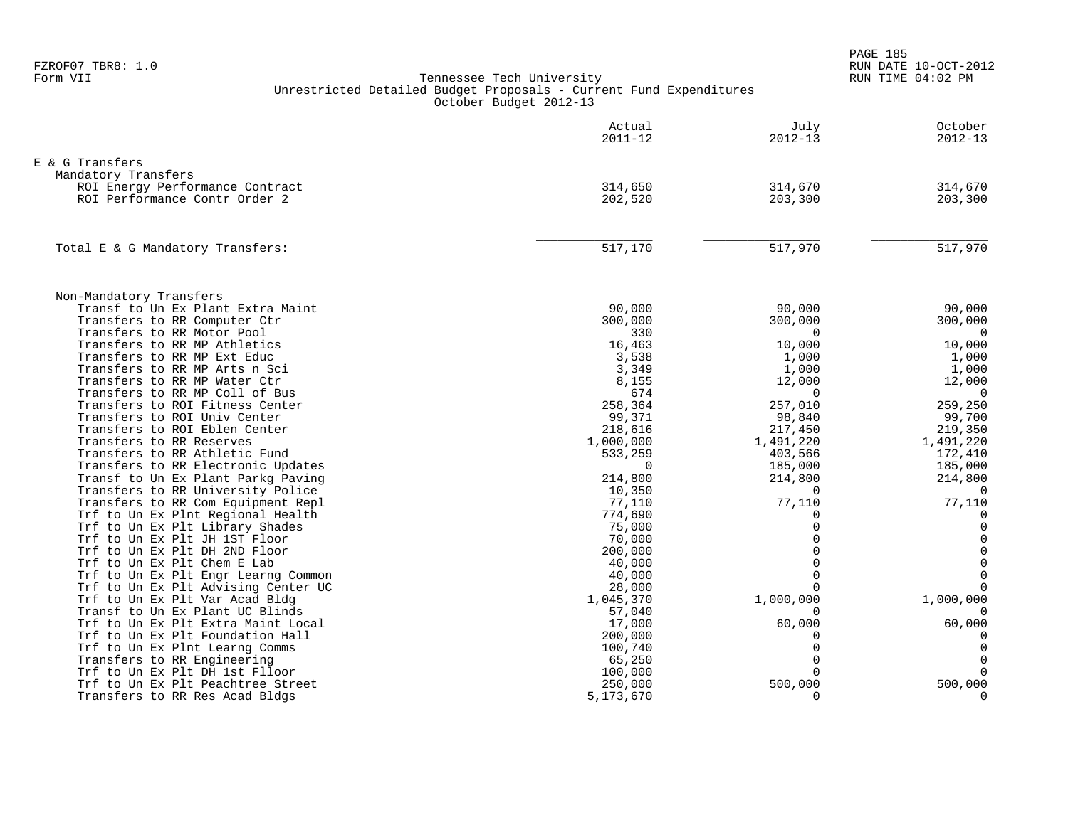Tennessee Tech University
Unrestricted Detailed Budget Proposals - Current Fund Expenditures
October Budget 2012-13

| | Actual 2011-12 | July 2012-13 | October 2012-13 |
|---|---|---|---|
| **E & G Transfers** | | | |
| Mandatory Transfers | | | |
| ROI Energy Performance Contract | 314,650 | 314,670 | 314,670 |
| ROI Performance Contr Order 2 | 202,520 | 203,300 | 203,300 |
| Total E & G Mandatory Transfers: | 517,170 | 517,970 | 517,970 |
| Non-Mandatory Transfers | | | |
| Transf to Un Ex Plant Extra Maint | 90,000 | 90,000 | 90,000 |
| Transfers to RR Computer Ctr | 300,000 | 300,000 | 300,000 |
| Transfers to RR Motor Pool | 330 | 0 | 0 |
| Transfers to RR MP Athletics | 16,463 | 10,000 | 10,000 |
| Transfers to RR MP Ext Educ | 3,538 | 1,000 | 1,000 |
| Transfers to RR MP Arts n Sci | 3,349 | 1,000 | 1,000 |
| Transfers to RR MP Water Ctr | 8,155 | 12,000 | 12,000 |
| Transfers to RR MP Coll of Bus | 674 | 0 | 0 |
| Transfers to ROI Fitness Center | 258,364 | 257,010 | 259,250 |
| Transfers to ROI Univ Center | 99,371 | 98,840 | 99,700 |
| Transfers to ROI Eblen Center | 218,616 | 217,450 | 219,350 |
| Transfers to RR Reserves | 1,000,000 | 1,491,220 | 1,491,220 |
| Transfers to RR Athletic Fund | 533,259 | 403,566 | 172,410 |
| Transfers to RR Electronic Updates | 0 | 185,000 | 185,000 |
| Transf to Un Ex Plant Parkg Paving | 214,800 | 214,800 | 214,800 |
| Transfers to RR University Police | 10,350 | 0 | 0 |
| Transfers to RR Com Equipment Repl | 77,110 | 77,110 | 77,110 |
| Trf to Un Ex Plnt Regional Health | 774,690 | 0 | 0 |
| Trf to Un Ex Plt Library Shades | 75,000 | 0 | 0 |
| Trf to Un Ex Plt JH 1ST Floor | 70,000 | 0 | 0 |
| Trf to Un Ex Plt DH 2ND Floor | 200,000 | 0 | 0 |
| Trf to Un Ex Plt Chem E Lab | 40,000 | 0 | 0 |
| Trf to Un Ex Plt Engr Learng Common | 40,000 | 0 | 0 |
| Trf to Un Ex Plt Advising Center UC | 28,000 | 0 | 0 |
| Trf to Un Ex Plt Var Acad Bldg | 1,045,370 | 1,000,000 | 1,000,000 |
| Transf to Un Ex Plant UC Blinds | 57,040 | 0 | 0 |
| Trf to Un Ex Plt Extra Maint Local | 17,000 | 60,000 | 60,000 |
| Trf to Un Ex Plt Foundation Hall | 200,000 | 0 | 0 |
| Trf to Un Ex Plnt Learng Comms | 100,740 | 0 | 0 |
| Transfers to RR Engineering | 65,250 | 0 | 0 |
| Trf to Un Ex Plt DH 1st Flloor | 100,000 | 0 | 0 |
| Trf to Un Ex Plt Peachtree Street | 250,000 | 500,000 | 500,000 |
| Transfers to RR Res Acad Bldgs | 5,173,670 | 0 | 0 |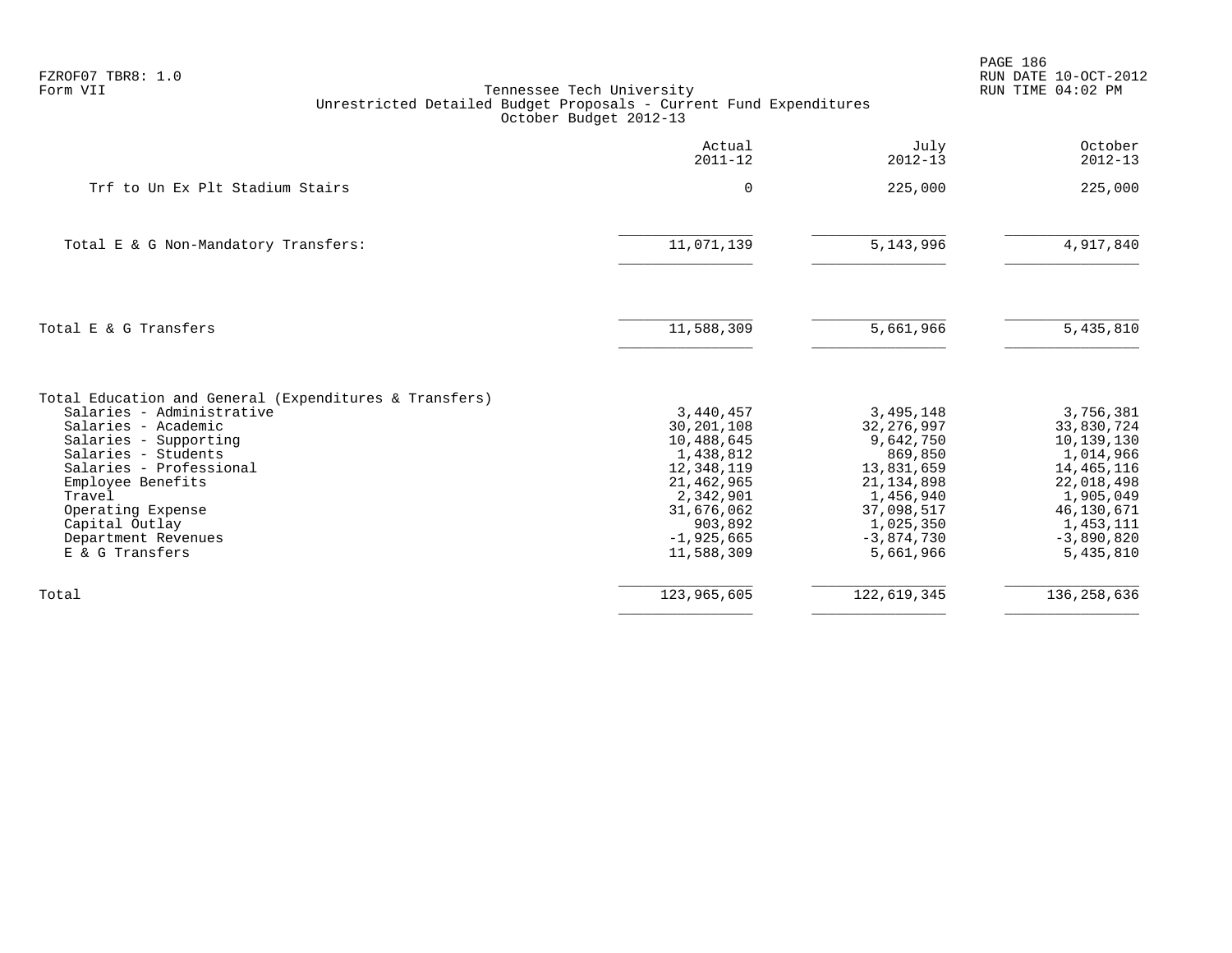FZROF07 TBR8: 1.0
Form VII

Tennessee Tech University
Unrestricted Detailed Budget Proposals - Current Fund Expenditures
October Budget 2012-13

| | Actual 2011-12 | July 2012-13 | October 2012-13 |
|---|---|---|---|
| Trf to Un Ex Plt Stadium Stairs | 0 | 225,000 | 225,000 |
| Total E & G Non-Mandatory Transfers: | 11,071,139 | 5,143,996 | 4,917,840 |
| Total E & G Transfers | 11,588,309 | 5,661,966 | 5,435,810 |
| Total Education and General (Expenditures & Transfers) | | | |
| Salaries - Administrative | 3,440,457 | 3,495,148 | 3,756,381 |
| Salaries - Academic | 30,201,108 | 32,276,997 | 33,830,724 |
| Salaries - Supporting | 10,488,645 | 9,642,750 | 10,139,130 |
| Salaries - Students | 1,438,812 | 869,850 | 1,014,966 |
| Salaries - Professional | 12,348,119 | 13,831,659 | 14,465,116 |
| Employee Benefits | 21,462,965 | 21,134,898 | 22,018,498 |
| Travel | 2,342,901 | 1,456,940 | 1,905,049 |
| Operating Expense | 31,676,062 | 37,098,517 | 46,130,671 |
| Capital Outlay | 903,892 | 1,025,350 | 1,453,111 |
| Department Revenues | -1,925,665 | -3,874,730 | -3,890,820 |
| E & G Transfers | 11,588,309 | 5,661,966 | 5,435,810 |
| Total | 123,965,605 | 122,619,345 | 136,258,636 |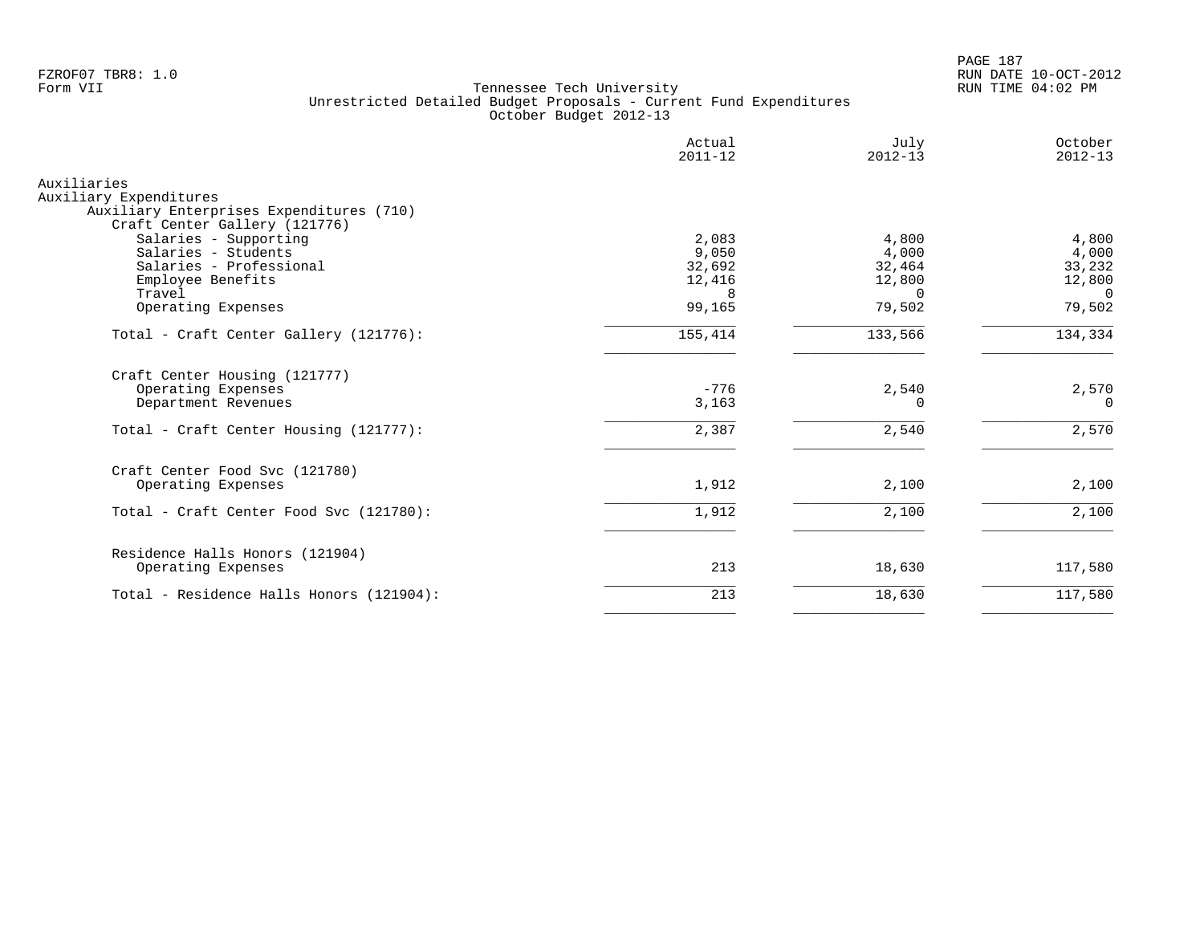FZROF07 TBR8: 1.0
Form VII

Tennessee Tech University
Unrestricted Detailed Budget Proposals - Current Fund Expenditures
October Budget 2012-13

RUN DATE 10-OCT-2012
RUN TIME 04:02 PM

| | Actual 2011-12 | July 2012-13 | October 2012-13 |
|---|---|---|---|
| Auxiliaries | | | |
| Auxiliary Expenditures | | | |
| Auxiliary Enterprises Expenditures (710) | | | |
| Craft Center Gallery (121776) | | | |
| Salaries - Supporting | 2,083 | 4,800 | 4,800 |
| Salaries - Students | 9,050 | 4,000 | 4,000 |
| Salaries - Professional | 32,692 | 32,464 | 33,232 |
| Employee Benefits | 12,416 | 12,800 | 12,800 |
| Travel | 8 | 0 | 0 |
| Operating Expenses | 99,165 | 79,502 | 79,502 |
| Total - Craft Center Gallery (121776): | 155,414 | 133,566 | 134,334 |
| Craft Center Housing (121777) | | | |
| Operating Expenses | -776 | 2,540 | 2,570 |
| Department Revenues | 3,163 | 0 | 0 |
| Total - Craft Center Housing (121777): | 2,387 | 2,540 | 2,570 |
| Craft Center Food Svc (121780) | | | |
| Operating Expenses | 1,912 | 2,100 | 2,100 |
| Total - Craft Center Food Svc (121780): | 1,912 | 2,100 | 2,100 |
| Residence Halls Honors (121904) | | | |
| Operating Expenses | 213 | 18,630 | 117,580 |
| Total - Residence Halls Honors (121904): | 213 | 18,630 | 117,580 |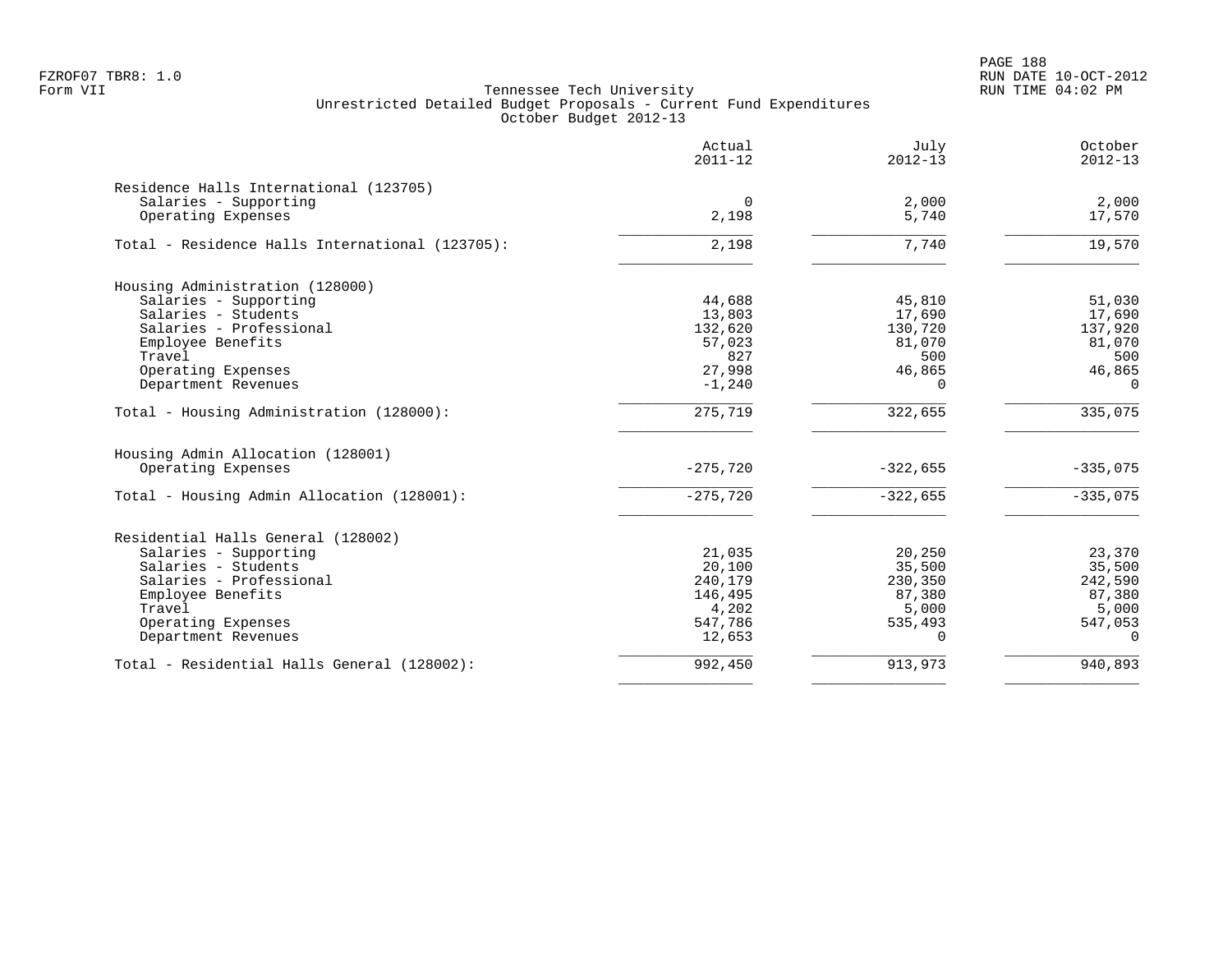Form VII

# Tennessee Tech University

## Unrestricted Detailed Budget Proposals - Current Fund Expenditures

### October Budget 2012-13

| | Actual 2011-12 | July 2012-13 | October 2012-13 |
|---|---|---|---|
| **Residence Halls International (123705)** | | | |
| Salaries - Supporting | 0 | 2,000 | 2,000 |
| Operating Expenses | 2,198 | 5,740 | 17,570 |
| Total - Residence Halls International (123705): | 2,198 | 7,740 | 19,570 |
| **Housing Administration (128000)** | | | |
| Salaries - Supporting | 44,688 | 45,810 | 51,030 |
| Salaries - Students | 13,803 | 17,690 | 17,690 |
| Salaries - Professional | 132,620 | 130,720 | 137,920 |
| Employee Benefits | 57,023 | 81,070 | 81,070 |
| Travel | 827 | 500 | 500 |
| Operating Expenses | 27,998 | 46,865 | 46,865 |
| Department Revenues | -1,240 | 0 | 0 |
| Total - Housing Administration (128000): | 275,719 | 322,655 | 335,075 |
| **Housing Admin Allocation (128001)** | | | |
| Operating Expenses | -275,720 | -322,655 | -335,075 |
| Total - Housing Admin Allocation (128001): | -275,720 | -322,655 | -335,075 |
| **Residential Halls General (128002)** | | | |
| Salaries - Supporting | 21,035 | 20,250 | 23,370 |
| Salaries - Students | 20,100 | 35,500 | 35,500 |
| Salaries - Professional | 240,179 | 230,350 | 242,590 |
| Employee Benefits | 146,495 | 87,380 | 87,380 |
| Travel | 4,202 | 5,000 | 5,000 |
| Operating Expenses | 547,786 | 535,493 | 547,053 |
| Department Revenues | 12,653 | 0 | 0 |
| Total - Residential Halls General (128002): | 992,450 | 913,973 | 940,893 |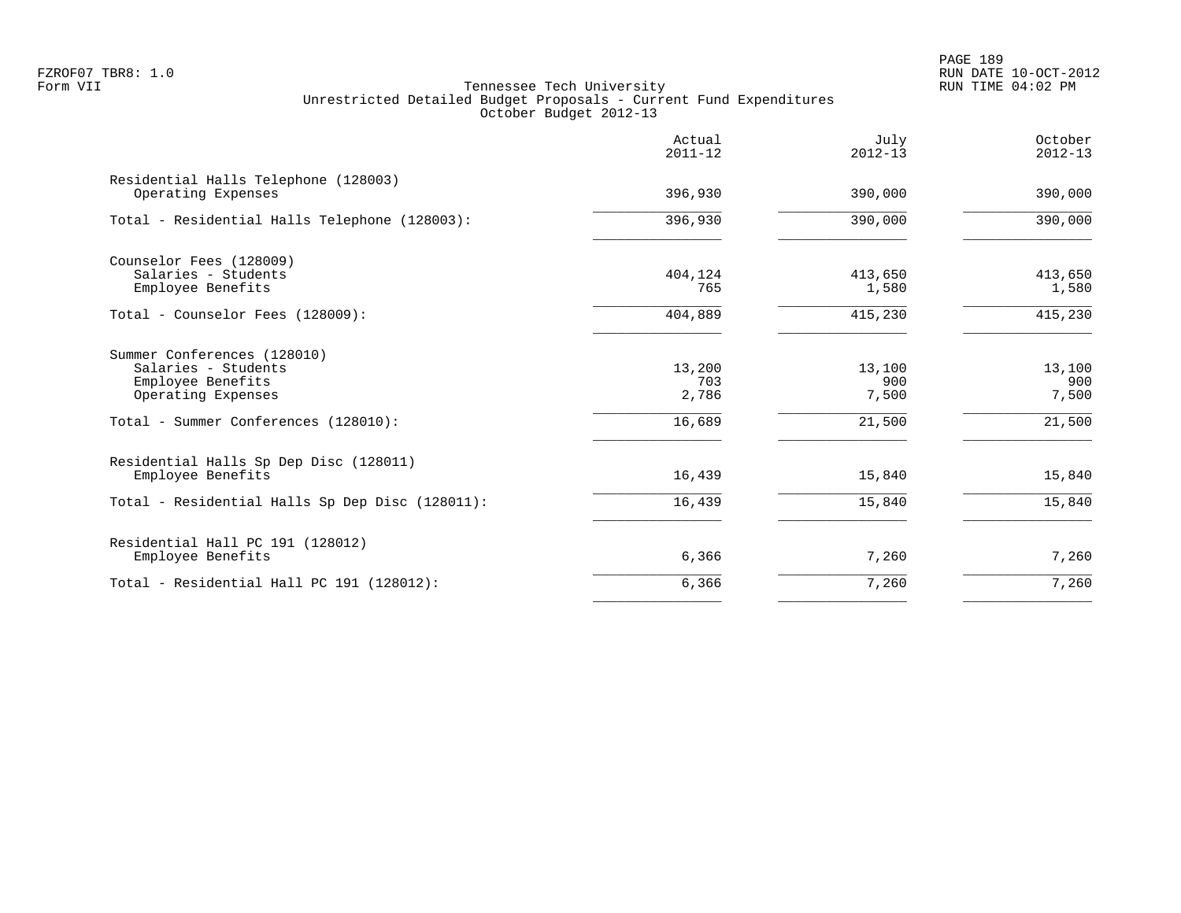FZROF07 TBR8: 1.0
Form VII

Tennessee Tech University
Unrestricted Detailed Budget Proposals - Current Fund Expenditures
October Budget 2012-13

RUN DATE 10-OCT-2012
RUN TIME 04:02 PM

| | Actual 2011-12 | July 2012-13 | October 2012-13 |
|---|---|---|---|
| Residential Halls Telephone (128003) | | | |
| Operating Expenses | 396,930 | 390,000 | 390,000 |
| Total - Residential Halls Telephone (128003): | 396,930 | 390,000 | 390,000 |
| Counselor Fees (128009) | | | |
| Salaries - Students | 404,124 | 413,650 | 413,650 |
| Employee Benefits | 765 | 1,580 | 1,580 |
| Total - Counselor Fees (128009): | 404,889 | 415,230 | 415,230 |
| Summer Conferences (128010) | | | |
| Salaries - Students | 13,200 | 13,100 | 13,100 |
| Employee Benefits | 703 | 900 | 900 |
| Operating Expenses | 2,786 | 7,500 | 7,500 |
| Total - Summer Conferences (128010): | 16,689 | 21,500 | 21,500 |
| Residential Halls Sp Dep Disc (128011) | | | |
| Employee Benefits | 16,439 | 15,840 | 15,840 |
| Total - Residential Halls Sp Dep Disc (128011): | 16,439 | 15,840 | 15,840 |
| Residential Hall PC 191 (128012) | | | |
| Employee Benefits | 6,366 | 7,260 | 7,260 |
| Total - Residential Hall PC 191 (128012): | 6,366 | 7,260 | 7,260 |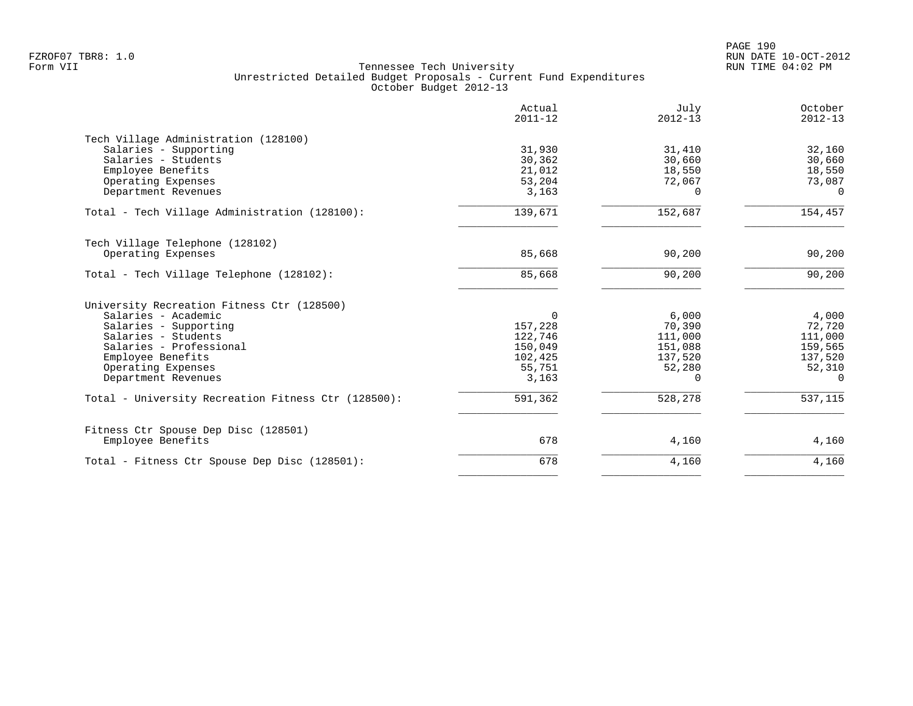# Tennessee Tech University

## Unrestricted Detailed Budget Proposals - Current Fund Expenditures

### October Budget 2012-13

Form VII

| | Actual 2011-12 | July 2012-13 | October 2012-13 |
|---|---|---|---|
| **Tech Village Administration (128100)** | | | |
| Salaries - Supporting | 31,930 | 31,410 | 32,160 |
| Salaries - Students | 30,362 | 30,660 | 30,660 |
| Employee Benefits | 21,012 | 18,550 | 18,550 |
| Operating Expenses | 53,204 | 72,067 | 73,087 |
| Department Revenues | 3,163 | 0 | 0 |
| Total - Tech Village Administration (128100): | 139,671 | 152,687 | 154,457 |
| **Tech Village Telephone (128102)** | | | |
| Operating Expenses | 85,668 | 90,200 | 90,200 |
| Total - Tech Village Telephone (128102): | 85,668 | 90,200 | 90,200 |
| **University Recreation Fitness Ctr (128500)** | | | |
| Salaries - Academic | 0 | 6,000 | 4,000 |
| Salaries - Supporting | 157,228 | 70,390 | 72,720 |
| Salaries - Students | 122,746 | 111,000 | 111,000 |
| Salaries - Professional | 150,049 | 151,088 | 159,565 |
| Employee Benefits | 102,425 | 137,520 | 137,520 |
| Operating Expenses | 55,751 | 52,280 | 52,310 |
| Department Revenues | 3,163 | 0 | 0 |
| Total - University Recreation Fitness Ctr (128500): | 591,362 | 528,278 | 537,115 |
| **Fitness Ctr Spouse Dep Disc (128501)** | | | |
| Employee Benefits | 678 | 4,160 | 4,160 |
| Total - Fitness Ctr Spouse Dep Disc (128501): | 678 | 4,160 | 4,160 |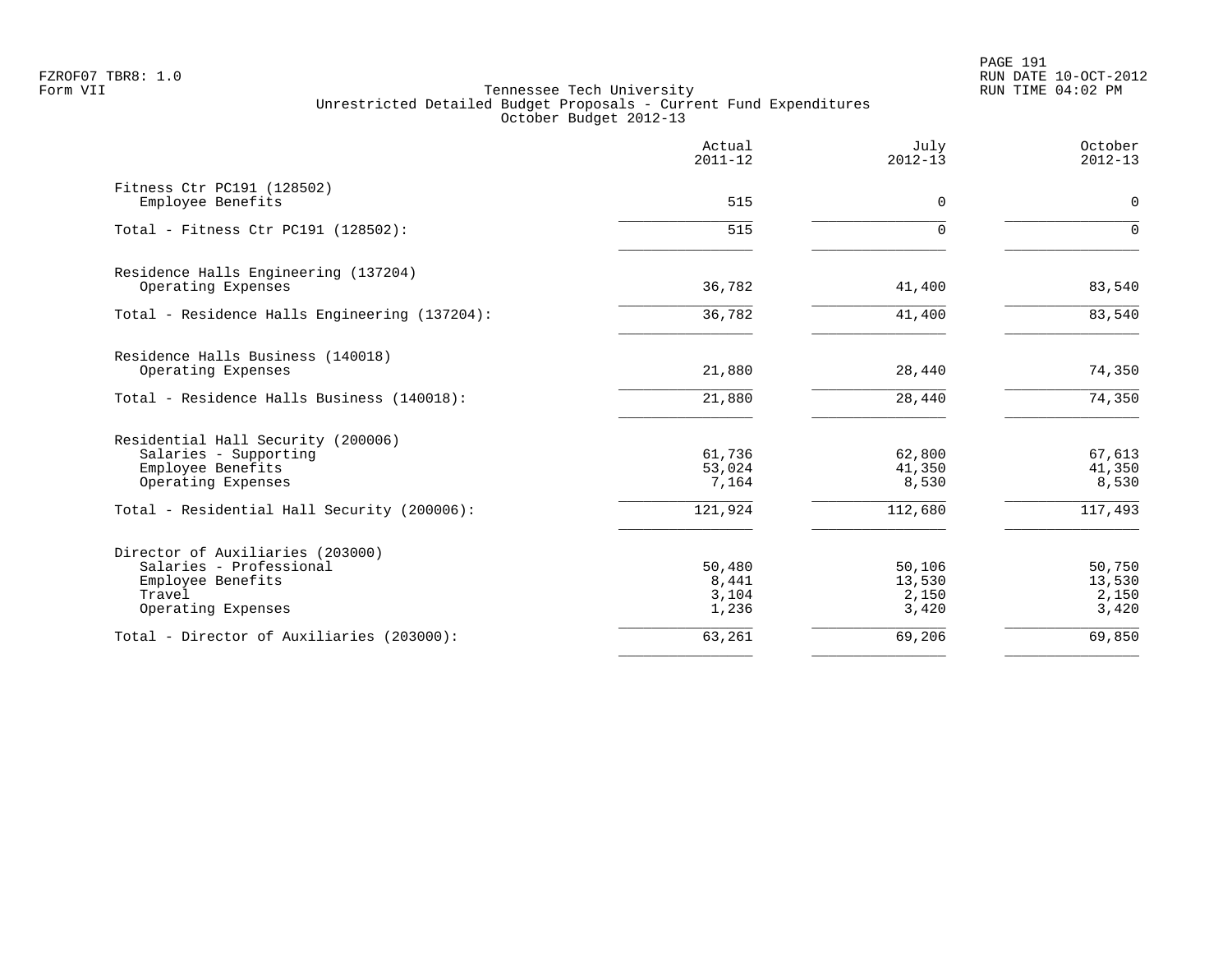Tennessee Tech University
Unrestricted Detailed Budget Proposals - Current Fund Expenditures
October Budget 2012-13

| | Actual 2011-12 | July 2012-13 | October 2012-13 |
|---|---|---|---|
| **Fitness Ctr PC191 (128502)** | | | |
| Employee Benefits | 515 | 0 | 0 |
| Total - Fitness Ctr PC191 (128502): | 515 | 0 | 0 |
| **Residence Halls Engineering (137204)** | | | |
| Operating Expenses | 36,782 | 41,400 | 83,540 |
| Total - Residence Halls Engineering (137204): | 36,782 | 41,400 | 83,540 |
| **Residence Halls Business (140018)** | | | |
| Operating Expenses | 21,880 | 28,440 | 74,350 |
| Total - Residence Halls Business (140018): | 21,880 | 28,440 | 74,350 |
| **Residential Hall Security (200006)** | | | |
| Salaries - Supporting | 61,736 | 62,800 | 67,613 |
| Employee Benefits | 53,024 | 41,350 | 41,350 |
| Operating Expenses | 7,164 | 8,530 | 8,530 |
| Total - Residential Hall Security (200006): | 121,924 | 112,680 | 117,493 |
| **Director of Auxiliaries (203000)** | | | |
| Salaries - Professional | 50,480 | 50,106 | 50,750 |
| Employee Benefits | 8,441 | 13,530 | 13,530 |
| Travel | 3,104 | 2,150 | 2,150 |
| Operating Expenses | 1,236 | 3,420 | 3,420 |
| Total - Director of Auxiliaries (203000): | 63,261 | 69,206 | 69,850 |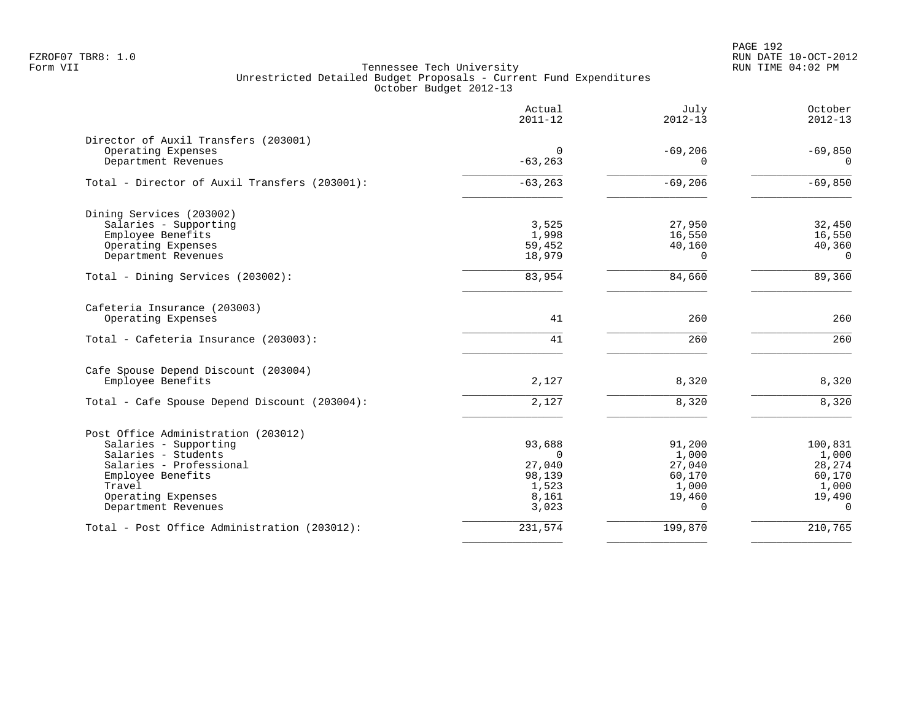Tennessee Tech University
Unrestricted Detailed Budget Proposals - Current Fund Expenditures
October Budget 2012-13

| | Actual 2011-12 | July 2012-13 | October 2012-13 |
|---|---:|---:|---:|
| **Director of Auxil Transfers (203001)** | | | |
| Operating Expenses | 0 | -69,206 | -69,850 |
| Department Revenues | -63,263 | 0 | 0 |
| Total - Director of Auxil Transfers (203001): | -63,263 | -69,206 | -69,850 |
| **Dining Services (203002)** | | | |
| Salaries - Supporting | 3,525 | 27,950 | 32,450 |
| Employee Benefits | 1,998 | 16,550 | 16,550 |
| Operating Expenses | 59,452 | 40,160 | 40,360 |
| Department Revenues | 18,979 | 0 | 0 |
| Total - Dining Services (203002): | 83,954 | 84,660 | 89,360 |
| **Cafeteria Insurance (203003)** | | | |
| Operating Expenses | 41 | 260 | 260 |
| Total - Cafeteria Insurance (203003): | 41 | 260 | 260 |
| **Cafe Spouse Depend Discount (203004)** | | | |
| Employee Benefits | 2,127 | 8,320 | 8,320 |
| Total - Cafe Spouse Depend Discount (203004): | 2,127 | 8,320 | 8,320 |
| **Post Office Administration (203012)** | | | |
| Salaries - Supporting | 93,688 | 91,200 | 100,831 |
| Salaries - Students | 0 | 1,000 | 1,000 |
| Salaries - Professional | 27,040 | 27,040 | 28,274 |
| Employee Benefits | 98,139 | 60,170 | 60,170 |
| Travel | 1,523 | 1,000 | 1,000 |
| Operating Expenses | 8,161 | 19,460 | 19,490 |
| Department Revenues | 3,023 | 0 | 0 |
| Total - Post Office Administration (203012): | 231,574 | 199,870 | 210,765 |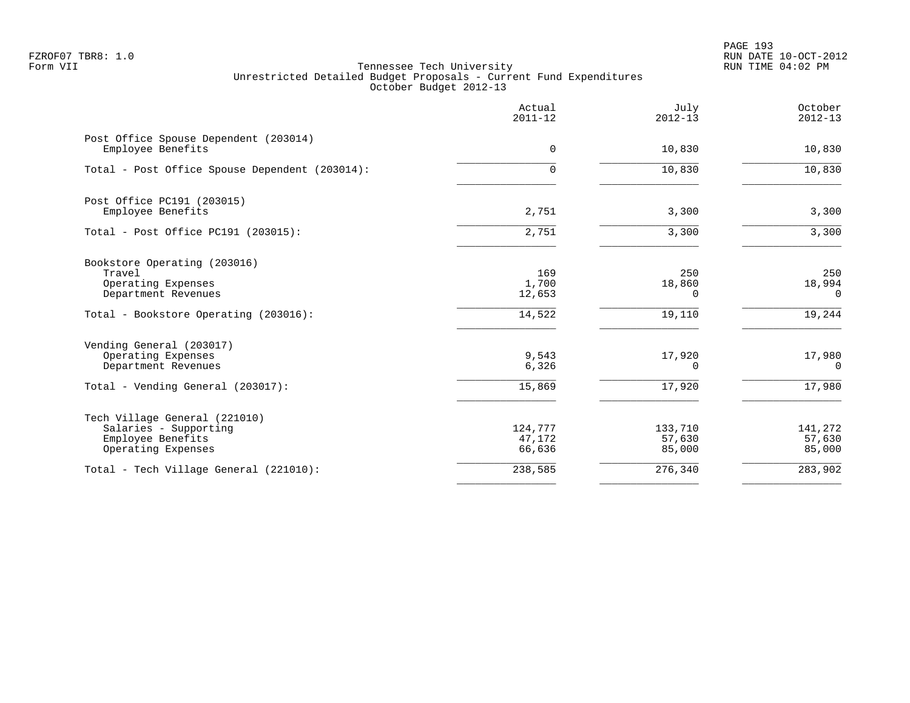FZROF07 TBR8: 1.0
Form VII

Tennessee Tech University
Unrestricted Detailed Budget Proposals - Current Fund Expenditures
October Budget 2012-13

RUN DATE 10-OCT-2012
RUN TIME 04:02 PM

| | Actual 2011-12 | July 2012-13 | October 2012-13 |
|---|---|---|---|
| **Post Office Spouse Dependent (203014)** | | | |
| Employee Benefits | 0 | 10,830 | 10,830 |
| Total - Post Office Spouse Dependent (203014): | 0 | 10,830 | 10,830 |
| **Post Office PC191 (203015)** | | | |
| Employee Benefits | 2,751 | 3,300 | 3,300 |
| Total - Post Office PC191 (203015): | 2,751 | 3,300 | 3,300 |
| **Bookstore Operating (203016)** | | | |
| Travel | 169 | 250 | 250 |
| Operating Expenses | 1,700 | 18,860 | 18,994 |
| Department Revenues | 12,653 | 0 | 0 |
| Total - Bookstore Operating (203016): | 14,522 | 19,110 | 19,244 |
| **Vending General (203017)** | | | |
| Operating Expenses | 9,543 | 17,920 | 17,980 |
| Department Revenues | 6,326 | 0 | 0 |
| Total - Vending General (203017): | 15,869 | 17,920 | 17,980 |
| **Tech Village General (221010)** | | | |
| Salaries - Supporting | 124,777 | 133,710 | 141,272 |
| Employee Benefits | 47,172 | 57,630 | 57,630 |
| Operating Expenses | 66,636 | 85,000 | 85,000 |
| Total - Tech Village General (221010): | 238,585 | 276,340 | 283,902 |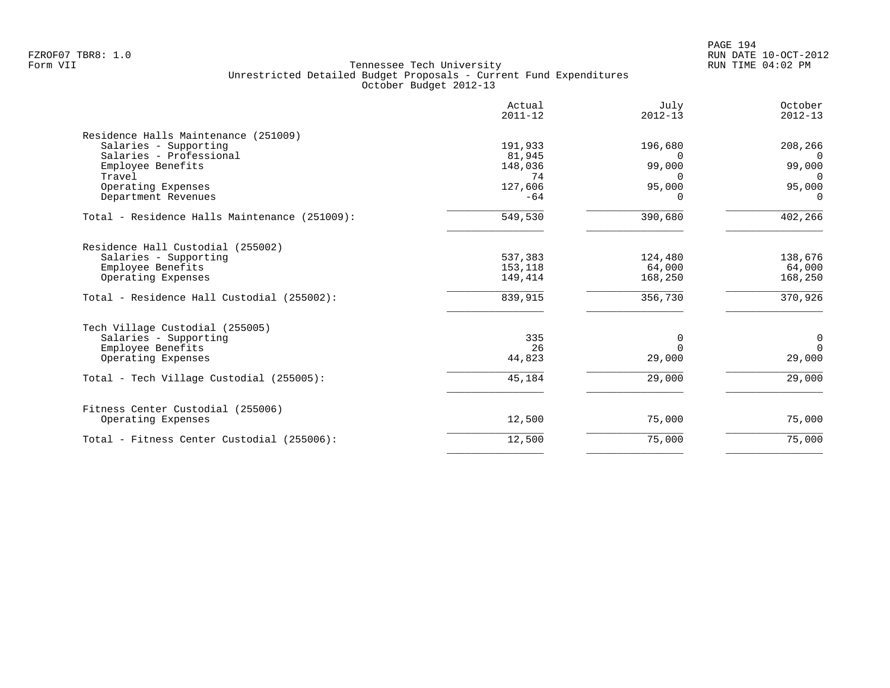FZROF07 TBR8: 1.0
Form VII

Tennessee Tech University
Unrestricted Detailed Budget Proposals - Current Fund Expenditures
October Budget 2012-13

RUN DATE 10-OCT-2012
RUN TIME 04:02 PM

| | Actual 2011-12 | July 2012-13 | October 2012-13 |
|---|---|---|---|
| **Residence Halls Maintenance (251009)** | | | |
| Salaries - Supporting | 191,933 | 196,680 | 208,266 |
| Salaries - Professional | 81,945 | 0 | 0 |
| Employee Benefits | 148,036 | 99,000 | 99,000 |
| Travel | 74 | 0 | 0 |
| Operating Expenses | 127,606 | 95,000 | 95,000 |
| Department Revenues | -64 | 0 | 0 |
| Total - Residence Halls Maintenance (251009): | 549,530 | 390,680 | 402,266 |
| **Residence Hall Custodial (255002)** | | | |
| Salaries - Supporting | 537,383 | 124,480 | 138,676 |
| Employee Benefits | 153,118 | 64,000 | 64,000 |
| Operating Expenses | 149,414 | 168,250 | 168,250 |
| Total - Residence Hall Custodial (255002): | 839,915 | 356,730 | 370,926 |
| **Tech Village Custodial (255005)** | | | |
| Salaries - Supporting | 335 | 0 | 0 |
| Employee Benefits | 26 | 0 | 0 |
| Operating Expenses | 44,823 | 29,000 | 29,000 |
| Total - Tech Village Custodial (255005): | 45,184 | 29,000 | 29,000 |
| **Fitness Center Custodial (255006)** | | | |
| Operating Expenses | 12,500 | 75,000 | 75,000 |
| Total - Fitness Center Custodial (255006): | 12,500 | 75,000 | 75,000 |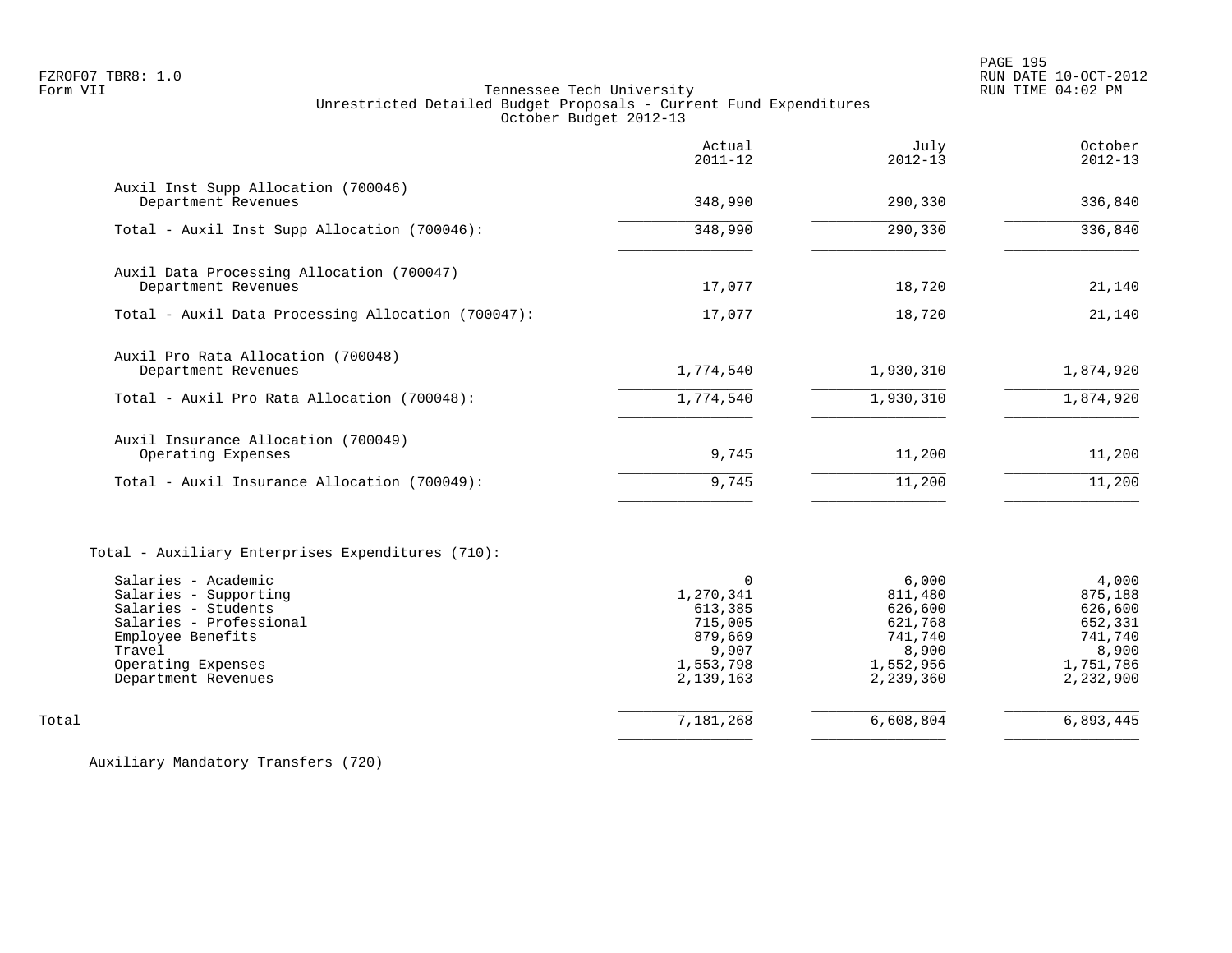Tennessee Tech University
Unrestricted Detailed Budget Proposals - Current Fund Expenditures
October Budget 2012-13

| | Actual 2011-12 | July 2012-13 | October 2012-13 |
|---|---|---|---|
| **Auxil Inst Supp Allocation (700046)** | | | |
| Department Revenues | 348,990 | 290,330 | 336,840 |
| Total - Auxil Inst Supp Allocation (700046): | 348,990 | 290,330 | 336,840 |
| **Auxil Data Processing Allocation (700047)** | | | |
| Department Revenues | 17,077 | 18,720 | 21,140 |
| Total - Auxil Data Processing Allocation (700047): | 17,077 | 18,720 | 21,140 |
| **Auxil Pro Rata Allocation (700048)** | | | |
| Department Revenues | 1,774,540 | 1,930,310 | 1,874,920 |
| Total - Auxil Pro Rata Allocation (700048): | 1,774,540 | 1,930,310 | 1,874,920 |
| **Auxil Insurance Allocation (700049)** | | | |
| Operating Expenses | 9,745 | 11,200 | 11,200 |
| Total - Auxil Insurance Allocation (700049): | 9,745 | 11,200 | 11,200 |
| **Total - Auxiliary Enterprises Expenditures (710):** | | | |
| Salaries - Academic | 0 | 6,000 | 4,000 |
| Salaries - Supporting | 1,270,341 | 811,480 | 875,188 |
| Salaries - Students | 613,385 | 626,600 | 626,600 |
| Salaries - Professional | 715,005 | 621,768 | 652,331 |
| Employee Benefits | 879,669 | 741,740 | 741,740 |
| Travel | 9,907 | 8,900 | 8,900 |
| Operating Expenses | 1,553,798 | 1,552,956 | 1,751,786 |
| Department Revenues | 2,139,163 | 2,239,360 | 2,232,900 |
| Total | 7,181,268 | 6,608,804 | 6,893,445 |

Auxiliary Mandatory Transfers (720)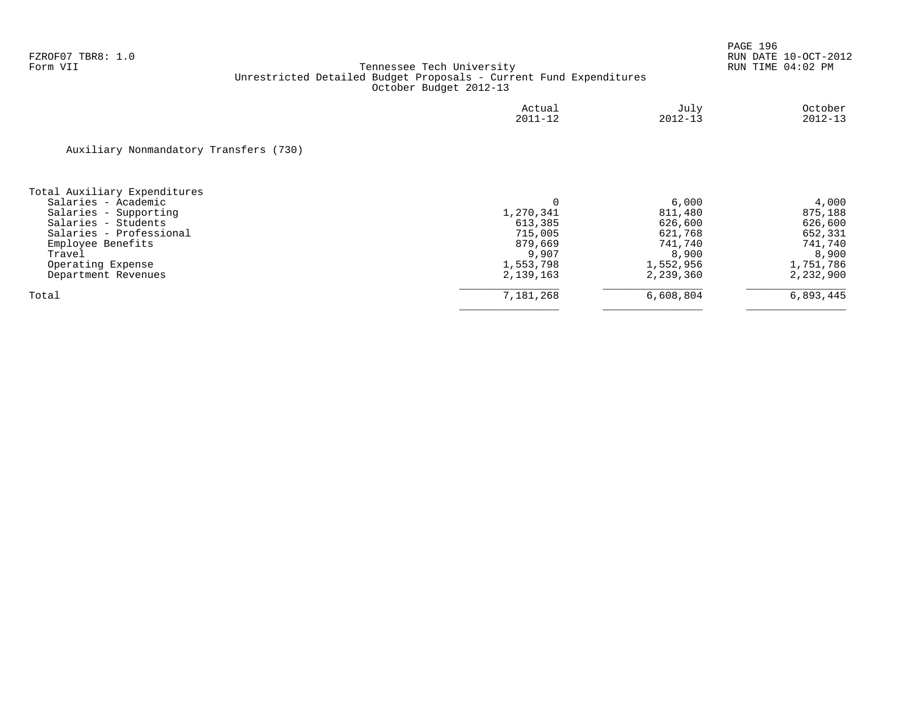FZROF07 TBR8: 1.0
Form VII

Tennessee Tech University
Unrestricted Detailed Budget Proposals - Current Fund Expenditures
October Budget 2012-13

RUN DATE 10-OCT-2012
RUN TIME 04:02 PM

Auxiliary Nonmandatory Transfers (730)

| | Actual 2011-12 | July 2012-13 | October 2012-13 |
|---|---|---|---|
| **Total Auxiliary Expenditures** | | | |
| Salaries - Academic | 0 | 6,000 | 4,000 |
| Salaries - Supporting | 1,270,341 | 811,480 | 875,188 |
| Salaries - Students | 613,385 | 626,600 | 626,600 |
| Salaries - Professional | 715,005 | 621,768 | 652,331 |
| Employee Benefits | 879,669 | 741,740 | 741,740 |
| Travel | 9,907 | 8,900 | 8,900 |
| Operating Expense | 1,553,798 | 1,552,956 | 1,751,786 |
| Department Revenues | 2,139,163 | 2,239,360 | 2,232,900 |
| Total | 7,181,268 | 6,608,804 | 6,893,445 |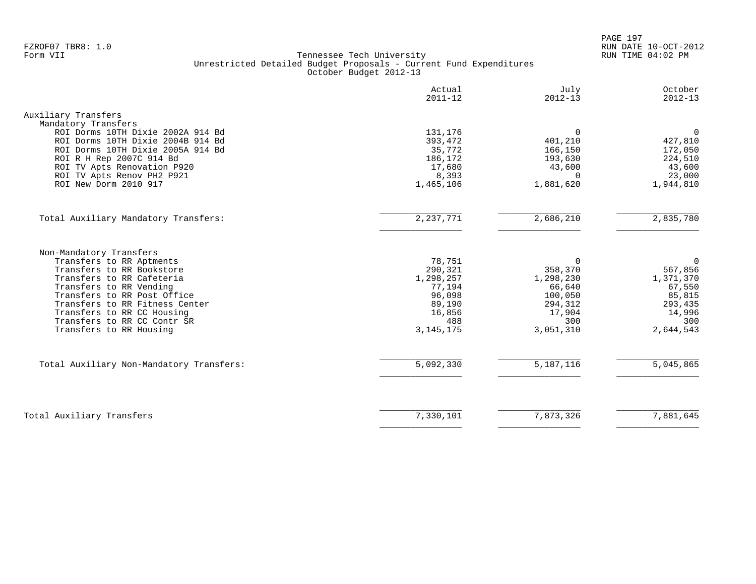FZROF07 TBR8: 1.0
Form VII

Tennessee Tech University
Unrestricted Detailed Budget Proposals - Current Fund Expenditures
October Budget 2012-13

RUN DATE 10-OCT-2012
RUN TIME 04:02 PM

| | Actual 2011-12 | July 2012-13 | October 2012-13 |
|---|---|---|---|
| **Auxiliary Transfers** | | | |
| Mandatory Transfers | | | |
| ROI Dorms 10TH Dixie 2002A 914 Bd | 131,176 | 0 | 0 |
| ROI Dorms 10TH Dixie 2004B 914 Bd | 393,472 | 401,210 | 427,810 |
| ROI Dorms 10TH Dixie 2005A 914 Bd | 35,772 | 166,150 | 172,050 |
| ROI R H Rep 2007C 914 Bd | 186,172 | 193,630 | 224,510 |
| ROI TV Apts Renovation P920 | 17,680 | 43,600 | 43,600 |
| ROI TV Apts Renov PH2 P921 | 8,393 | 0 | 23,000 |
| ROI New Dorm 2010 917 | 1,465,106 | 1,881,620 | 1,944,810 |
| Total Auxiliary Mandatory Transfers: | 2,237,771 | 2,686,210 | 2,835,780 |
| Non-Mandatory Transfers | | | |
| Transfers to RR Aptments | 78,751 | 0 | 0 |
| Transfers to RR Bookstore | 290,321 | 358,370 | 567,856 |
| Transfers to RR Cafeteria | 1,298,257 | 1,298,230 | 1,371,370 |
| Transfers to RR Vending | 77,194 | 66,640 | 67,550 |
| Transfers to RR Post Office | 96,098 | 100,050 | 85,815 |
| Transfers to RR Fitness Center | 89,190 | 294,312 | 293,435 |
| Transfers to RR CC Housing | 16,856 | 17,904 | 14,996 |
| Transfers to RR CC Contr SR | 488 | 300 | 300 |
| Transfers to RR Housing | 3,145,175 | 3,051,310 | 2,644,543 |
| Total Auxiliary Non-Mandatory Transfers: | 5,092,330 | 5,187,116 | 5,045,865 |
| Total Auxiliary Transfers | 7,330,101 | 7,873,326 | 7,881,645 |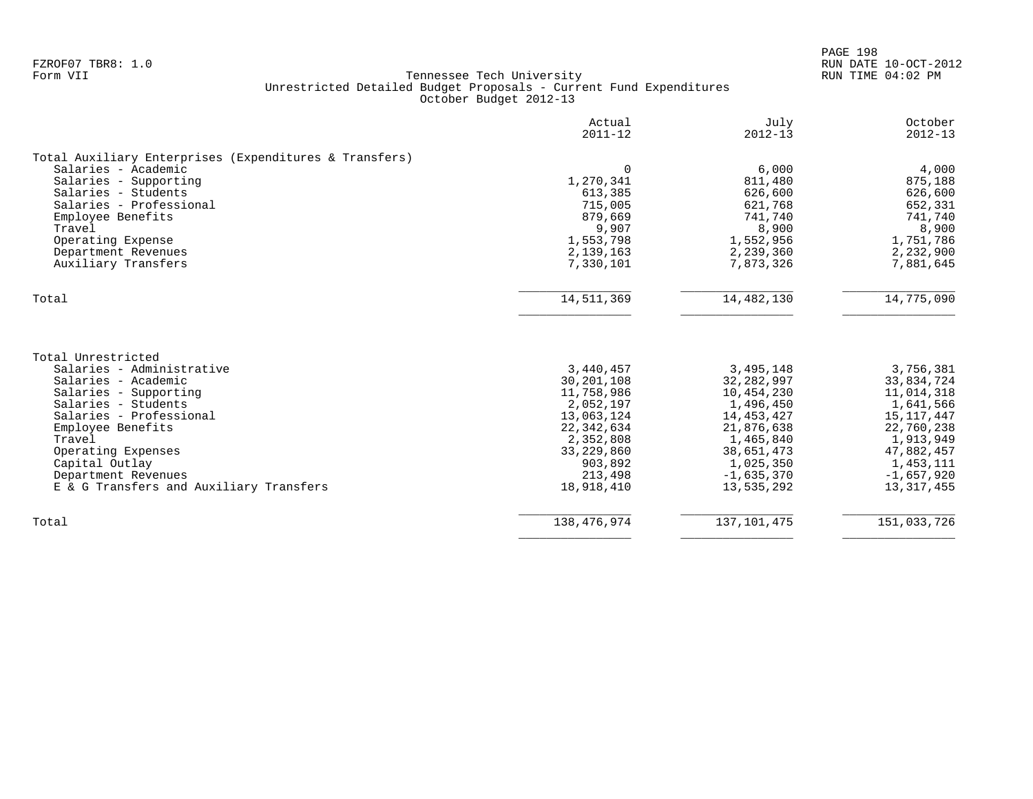FZROF07 TBR8: 1.0
Form VII

Tennessee Tech University
Unrestricted Detailed Budget Proposals - Current Fund Expenditures
October Budget 2012-13

RUN DATE 10-OCT-2012
RUN TIME 04:02 PM

| | Actual 2011-12 | July 2012-13 | October 2012-13 |
|---|---|---|---|
| **Total Auxiliary Enterprises (Expenditures & Transfers)** | | | |
| Salaries - Academic | 0 | 6,000 | 4,000 |
| Salaries - Supporting | 1,270,341 | 811,480 | 875,188 |
| Salaries - Students | 613,385 | 626,600 | 626,600 |
| Salaries - Professional | 715,005 | 621,768 | 652,331 |
| Employee Benefits | 879,669 | 741,740 | 741,740 |
| Travel | 9,907 | 8,900 | 8,900 |
| Operating Expense | 1,553,798 | 1,552,956 | 1,751,786 |
| Department Revenues | 2,139,163 | 2,239,360 | 2,232,900 |
| Auxiliary Transfers | 7,330,101 | 7,873,326 | 7,881,645 |
| Total | 14,511,369 | 14,482,130 | 14,775,090 |
| **Total Unrestricted** | | | |
| Salaries - Administrative | 3,440,457 | 3,495,148 | 3,756,381 |
| Salaries - Academic | 30,201,108 | 32,282,997 | 33,834,724 |
| Salaries - Supporting | 11,758,986 | 10,454,230 | 11,014,318 |
| Salaries - Students | 2,052,197 | 1,496,450 | 1,641,566 |
| Salaries - Professional | 13,063,124 | 14,453,427 | 15,117,447 |
| Employee Benefits | 22,342,634 | 21,876,638 | 22,760,238 |
| Travel | 2,352,808 | 1,465,840 | 1,913,949 |
| Operating Expenses | 33,229,860 | 38,651,473 | 47,882,457 |
| Capital Outlay | 903,892 | 1,025,350 | 1,453,111 |
| Department Revenues | 213,498 | -1,635,370 | -1,657,920 |
| E & G Transfers and Auxiliary Transfers | 18,918,410 | 13,535,292 | 13,317,455 |
| Total | 138,476,974 | 137,101,475 | 151,033,726 |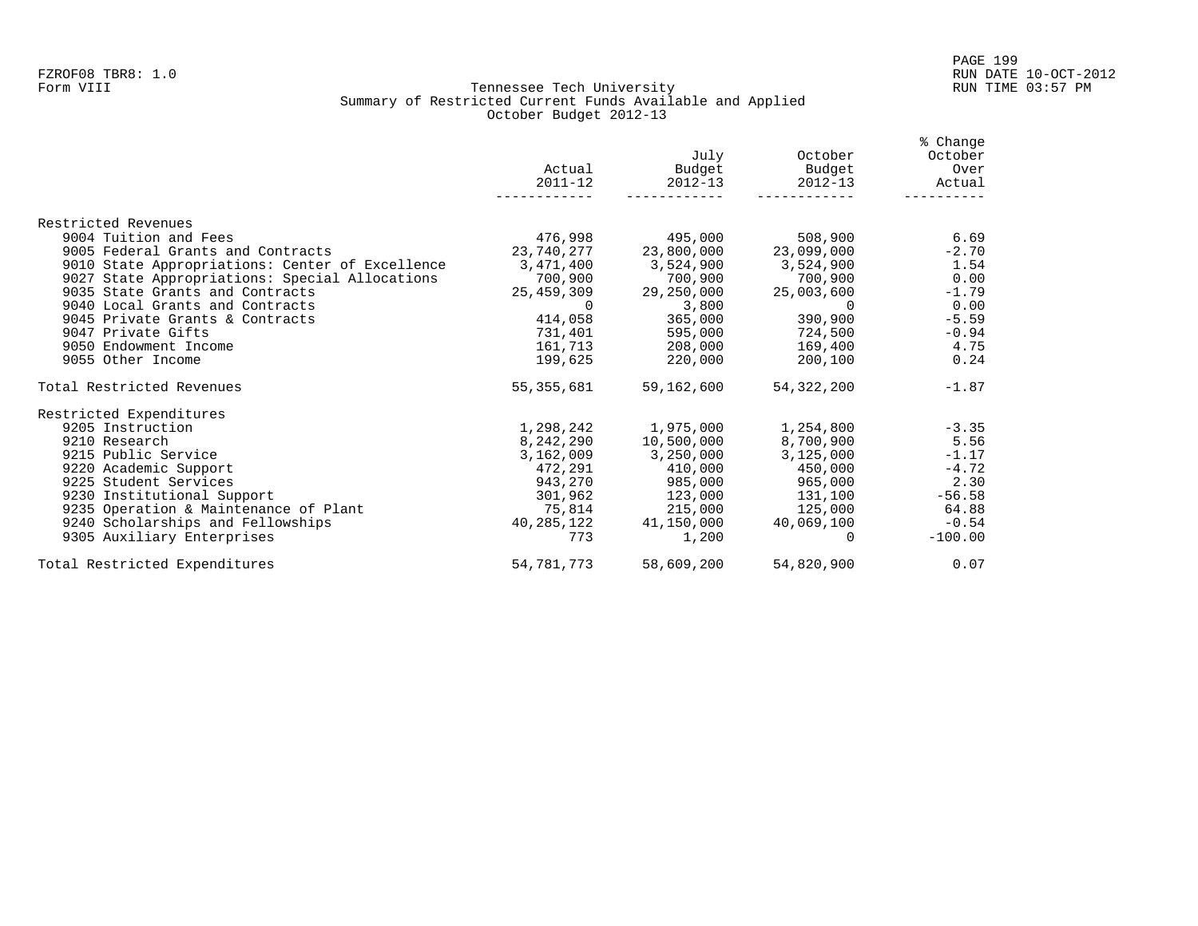FZROF08 TBR8: 1.0
Form VIII

RUN DATE 10-OCT-2012
RUN TIME 03:57 PM

# Tennessee Tech University
## Summary of Restricted Current Funds Available and Applied
### October Budget 2012-13

| | Actual 2011-12 | July Budget 2012-13 | October Budget 2012-13 | % Change October Over Actual |
|---|---|---|---|---|
| **Restricted Revenues** | | | | |
| 9004 Tuition and Fees | 476,998 | 495,000 | 508,900 | 6.69 |
| 9005 Federal Grants and Contracts | 23,740,277 | 23,800,000 | 23,099,000 | -2.70 |
| 9010 State Appropriations: Center of Excellence | 3,471,400 | 3,524,900 | 3,524,900 | 1.54 |
| 9027 State Appropriations: Special Allocations | 700,900 | 700,900 | 700,900 | 0.00 |
| 9035 State Grants and Contracts | 25,459,309 | 29,250,000 | 25,003,600 | -1.79 |
| 9040 Local Grants and Contracts | 0 | 3,800 | 0 | 0.00 |
| 9045 Private Grants & Contracts | 414,058 | 365,000 | 390,900 | -5.59 |
| 9047 Private Gifts | 731,401 | 595,000 | 724,500 | -0.94 |
| 9050 Endowment Income | 161,713 | 208,000 | 169,400 | 4.75 |
| 9055 Other Income | 199,625 | 220,000 | 200,100 | 0.24 |
| Total Restricted Revenues | 55,355,681 | 59,162,600 | 54,322,200 | -1.87 |
| **Restricted Expenditures** | | | | |
| 9205 Instruction | 1,298,242 | 1,975,000 | 1,254,800 | -3.35 |
| 9210 Research | 8,242,290 | 10,500,000 | 8,700,900 | 5.56 |
| 9215 Public Service | 3,162,009 | 3,250,000 | 3,125,000 | -1.17 |
| 9220 Academic Support | 472,291 | 410,000 | 450,000 | -4.72 |
| 9225 Student Services | 943,270 | 985,000 | 965,000 | 2.30 |
| 9230 Institutional Support | 301,962 | 123,000 | 131,100 | -56.58 |
| 9235 Operation & Maintenance of Plant | 75,814 | 215,000 | 125,000 | 64.88 |
| 9240 Scholarships and Fellowships | 40,285,122 | 41,150,000 | 40,069,100 | -0.54 |
| 9305 Auxiliary Enterprises | 773 | 1,200 | 0 | -100.00 |
| Total Restricted Expenditures | 54,781,773 | 58,609,200 | 54,820,900 | 0.07 |